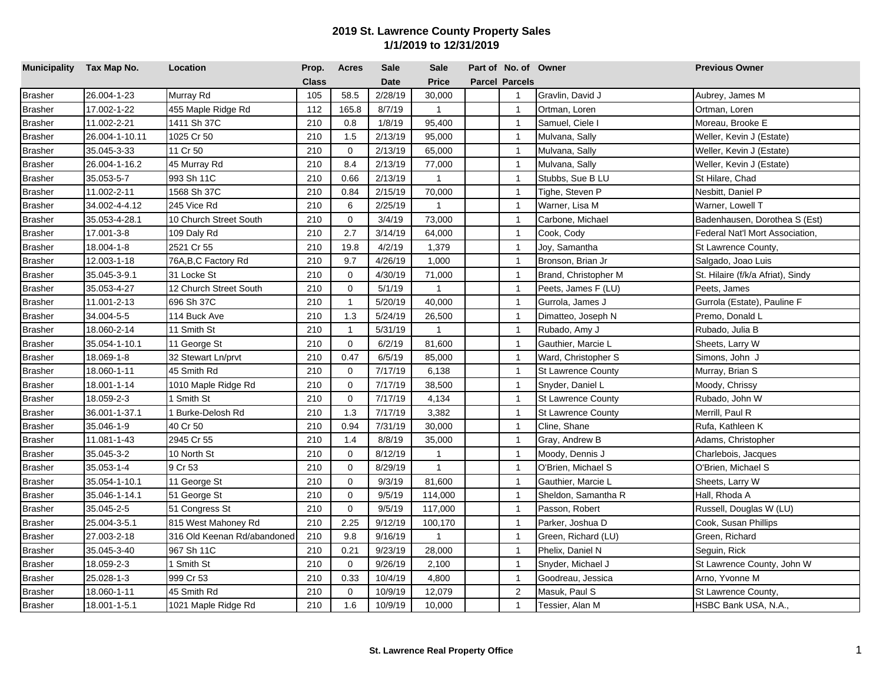# 2019 St. Lawrence County Property Sales
## 1/1/2019 to 12/31/2019

| Municipality | Tax Map No. | Location | Prop. Class | Acres | Sale Date | Sale Price | Part of Parcel | No. of Parcels | Owner | Previous Owner |
|---|---|---|---|---|---|---|---|---|---|---|
| Brasher | 26.004-1-23 | Murray Rd | 105 | 58.5 | 2/28/19 | 30,000 | | 1 | Gravlin, David J | Aubrey, James M |
| Brasher | 17.002-1-22 | 455 Maple Ridge Rd | 112 | 165.8 | 8/7/19 | 1 | | 1 | Ortman, Loren | Ortman, Loren |
| Brasher | 11.002-2-21 | 1411 Sh 37C | 210 | 0.8 | 1/8/19 | 95,400 | | 1 | Samuel, Ciele I | Moreau, Brooke E |
| Brasher | 26.004-1-10.11 | 1025 Cr 50 | 210 | 1.5 | 2/13/19 | 95,000 | | 1 | Mulvana, Sally | Weller, Kevin J (Estate) |
| Brasher | 35.045-3-33 | 11 Cr 50 | 210 | 0 | 2/13/19 | 65,000 | | 1 | Mulvana, Sally | Weller, Kevin J (Estate) |
| Brasher | 26.004-1-16.2 | 45 Murray Rd | 210 | 8.4 | 2/13/19 | 77,000 | | 1 | Mulvana, Sally | Weller, Kevin J (Estate) |
| Brasher | 35.053-5-7 | 993 Sh 11C | 210 | 0.66 | 2/13/19 | 1 | | 1 | Stubbs, Sue B LU | St Hilare, Chad |
| Brasher | 11.002-2-11 | 1568 Sh 37C | 210 | 0.84 | 2/15/19 | 70,000 | | 1 | Tighe, Steven P | Nesbitt, Daniel P |
| Brasher | 34.002-4-4.12 | 245 Vice Rd | 210 | 6 | 2/25/19 | 1 | | 1 | Warner, Lisa M | Warner, Lowell T |
| Brasher | 35.053-4-28.1 | 10 Church Street South | 210 | 0 | 3/4/19 | 73,000 | | 1 | Carbone, Michael | Badenhausen, Dorothea S (Est) |
| Brasher | 17.001-3-8 | 109 Daly Rd | 210 | 2.7 | 3/14/19 | 64,000 | | 1 | Cook, Cody | Federal Nat'l Mort Association, |
| Brasher | 18.004-1-8 | 2521 Cr 55 | 210 | 19.8 | 4/2/19 | 1,379 | | 1 | Joy, Samantha | St Lawrence County, |
| Brasher | 12.003-1-18 | 76A,B,C Factory Rd | 210 | 9.7 | 4/26/19 | 1,000 | | 1 | Bronson, Brian Jr | Salgado, Joao Luis |
| Brasher | 35.045-3-9.1 | 31 Locke St | 210 | 0 | 4/30/19 | 71,000 | | 1 | Brand, Christopher M | St. Hilaire (f/k/a Afriat), Sindy |
| Brasher | 35.053-4-27 | 12 Church Street South | 210 | 0 | 5/1/19 | 1 | | 1 | Peets, James F (LU) | Peets, James |
| Brasher | 11.001-2-13 | 696 Sh 37C | 210 | 1 | 5/20/19 | 40,000 | | 1 | Gurrola, James J | Gurrola (Estate), Pauline F |
| Brasher | 34.004-5-5 | 114 Buck Ave | 210 | 1.3 | 5/24/19 | 26,500 | | 1 | Dimatteo, Joseph N | Premo, Donald L |
| Brasher | 18.060-2-14 | 11 Smith St | 210 | 1 | 5/31/19 | 1 | | 1 | Rubado, Amy J | Rubado, Julia B |
| Brasher | 35.054-1-10.1 | 11 George St | 210 | 0 | 6/2/19 | 81,600 | | 1 | Gauthier, Marcie L | Sheets, Larry W |
| Brasher | 18.069-1-8 | 32 Stewart Ln/prvt | 210 | 0.47 | 6/5/19 | 85,000 | | 1 | Ward, Christopher S | Simons, John J |
| Brasher | 18.060-1-11 | 45 Smith Rd | 210 | 0 | 7/17/19 | 6,138 | | 1 | St Lawrence County | Murray, Brian S |
| Brasher | 18.001-1-14 | 1010 Maple Ridge Rd | 210 | 0 | 7/17/19 | 38,500 | | 1 | Snyder, Daniel L | Moody, Chrissy |
| Brasher | 18.059-2-3 | 1 Smith St | 210 | 0 | 7/17/19 | 4,134 | | 1 | St Lawrence County | Rubado, John W |
| Brasher | 36.001-1-37.1 | 1 Burke-Delosh Rd | 210 | 1.3 | 7/17/19 | 3,382 | | 1 | St Lawrence County | Merrill, Paul R |
| Brasher | 35.046-1-9 | 40 Cr 50 | 210 | 0.94 | 7/31/19 | 30,000 | | 1 | Cline, Shane | Rufa, Kathleen K |
| Brasher | 11.081-1-43 | 2945 Cr 55 | 210 | 1.4 | 8/8/19 | 35,000 | | 1 | Gray, Andrew B | Adams, Christopher |
| Brasher | 35.045-3-2 | 10 North St | 210 | 0 | 8/12/19 | 1 | | 1 | Moody, Dennis J | Charlebois, Jacques |
| Brasher | 35.053-1-4 | 9 Cr 53 | 210 | 0 | 8/29/19 | 1 | | 1 | O'Brien, Michael S | O'Brien, Michael S |
| Brasher | 35.054-1-10.1 | 11 George St | 210 | 0 | 9/3/19 | 81,600 | | 1 | Gauthier, Marcie L | Sheets, Larry W |
| Brasher | 35.046-1-14.1 | 51 George St | 210 | 0 | 9/5/19 | 114,000 | | 1 | Sheldon, Samantha R | Hall, Rhoda A |
| Brasher | 35.045-2-5 | 51 Congress St | 210 | 0 | 9/5/19 | 117,000 | | 1 | Passon, Robert | Russell, Douglas W (LU) |
| Brasher | 25.004-3-5.1 | 815 West Mahoney Rd | 210 | 2.25 | 9/12/19 | 100,170 | | 1 | Parker, Joshua D | Cook, Susan Phillips |
| Brasher | 27.003-2-18 | 316 Old Keenan Rd/abandoned | 210 | 9.8 | 9/16/19 | 1 | | 1 | Green, Richard (LU) | Green, Richard |
| Brasher | 35.045-3-40 | 967 Sh 11C | 210 | 0.21 | 9/23/19 | 28,000 | | 1 | Phelix, Daniel N | Seguin, Rick |
| Brasher | 18.059-2-3 | 1 Smith St | 210 | 0 | 9/26/19 | 2,100 | | 1 | Snyder, Michael J | St Lawrence County, John W |
| Brasher | 25.028-1-3 | 999 Cr 53 | 210 | 0.33 | 10/4/19 | 4,800 | | 1 | Goodreau, Jessica | Arno, Yvonne M |
| Brasher | 18.060-1-11 | 45 Smith Rd | 210 | 0 | 10/9/19 | 12,079 | | 2 | Masuk, Paul S | St Lawrence County, |
| Brasher | 18.001-1-5.1 | 1021 Maple Ridge Rd | 210 | 1.6 | 10/9/19 | 10,000 | | 1 | Tessier, Alan M | HSBC Bank USA, N.A., |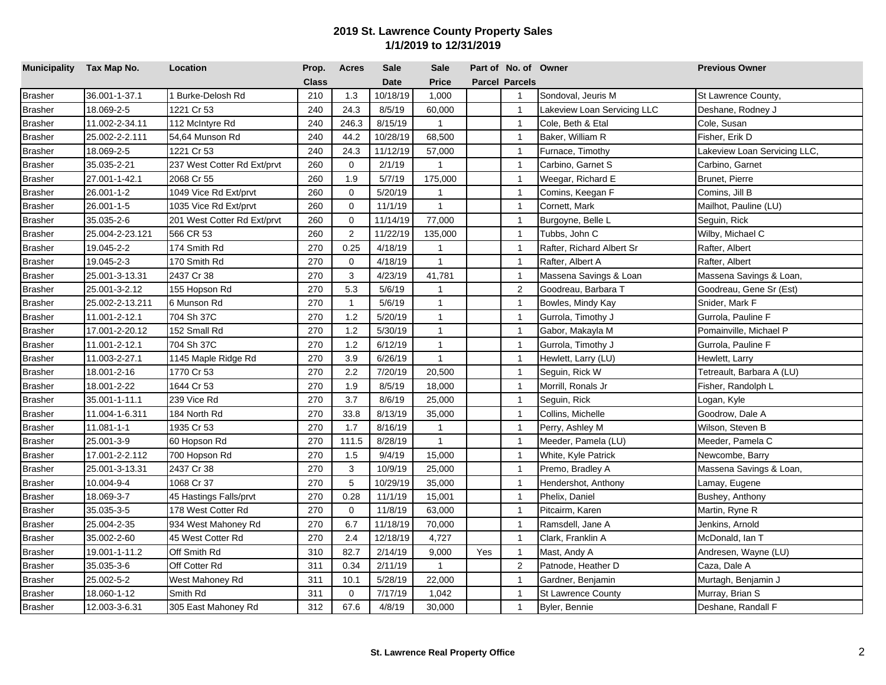# 2019 St. Lawrence County Property Sales
## 1/1/2019 to 12/31/2019

| Municipality | Tax Map No. | Location | Prop. Class | Acres | Sale Date | Sale Price | Part of Parcel | No. of Parcels | Owner | Previous Owner |
|---|---|---|---|---|---|---|---|---|---|---|
| Brasher | 36.001-1-37.1 | 1 Burke-Delosh Rd | 210 | 1.3 | 10/18/19 | 1,000 | | 1 | Sondoval, Jeuris M | St Lawrence County, |
| Brasher | 18.069-2-5 | 1221 Cr 53 | 240 | 24.3 | 8/5/19 | 60,000 | | 1 | Lakeview Loan Servicing LLC | Deshane, Rodney J |
| Brasher | 11.002-2-34.11 | 112 McIntyre Rd | 240 | 246.3 | 8/15/19 | 1 | | 1 | Cole, Beth & Etal | Cole, Susan |
| Brasher | 25.002-2-2.111 | 54,64 Munson Rd | 240 | 44.2 | 10/28/19 | 68,500 | | 1 | Baker, William R | Fisher, Erik D |
| Brasher | 18.069-2-5 | 1221 Cr 53 | 240 | 24.3 | 11/12/19 | 57,000 | | 1 | Furnace, Timothy | Lakeview Loan Servicing LLC, |
| Brasher | 35.035-2-21 | 237 West Cotter Rd Ext/prvt | 260 | 0 | 2/1/19 | 1 | | 1 | Carbino, Garnet S | Carbino, Garnet |
| Brasher | 27.001-1-42.1 | 2068 Cr 55 | 260 | 1.9 | 5/7/19 | 175,000 | | 1 | Weegar, Richard E | Brunet, Pierre |
| Brasher | 26.001-1-2 | 1049 Vice Rd Ext/prvt | 260 | 0 | 5/20/19 | 1 | | 1 | Comins, Keegan F | Comins, Jill B |
| Brasher | 26.001-1-5 | 1035 Vice Rd Ext/prvt | 260 | 0 | 11/1/19 | 1 | | 1 | Cornett, Mark | Mailhot, Pauline (LU) |
| Brasher | 35.035-2-6 | 201 West Cotter Rd Ext/prvt | 260 | 0 | 11/14/19 | 77,000 | | 1 | Burgoyne, Belle L | Seguin, Rick |
| Brasher | 25.004-2-23.121 | 566 CR 53 | 260 | 2 | 11/22/19 | 135,000 | | 1 | Tubbs, John C | Wilby, Michael C |
| Brasher | 19.045-2-2 | 174 Smith Rd | 270 | 0.25 | 4/18/19 | 1 | | 1 | Rafter, Richard Albert Sr | Rafter, Albert |
| Brasher | 19.045-2-3 | 170 Smith Rd | 270 | 0 | 4/18/19 | 1 | | 1 | Rafter, Albert A | Rafter, Albert |
| Brasher | 25.001-3-13.31 | 2437 Cr 38 | 270 | 3 | 4/23/19 | 41,781 | | 1 | Massena Savings & Loan | Massena Savings & Loan, |
| Brasher | 25.001-3-2.12 | 155 Hopson Rd | 270 | 5.3 | 5/6/19 | 1 | | 2 | Goodreau, Barbara T | Goodreau, Gene Sr (Est) |
| Brasher | 25.002-2-13.211 | 6 Munson Rd | 270 | 1 | 5/6/19 | 1 | | 1 | Bowles, Mindy Kay | Snider, Mark F |
| Brasher | 11.001-2-12.1 | 704 Sh 37C | 270 | 1.2 | 5/20/19 | 1 | | 1 | Gurrola, Timothy J | Gurrola, Pauline F |
| Brasher | 17.001-2-20.12 | 152 Small Rd | 270 | 1.2 | 5/30/19 | 1 | | 1 | Gabor, Makayla M | Pomainville, Michael P |
| Brasher | 11.001-2-12.1 | 704 Sh 37C | 270 | 1.2 | 6/12/19 | 1 | | 1 | Gurrola, Timothy J | Gurrola, Pauline F |
| Brasher | 11.003-2-27.1 | 1145 Maple Ridge Rd | 270 | 3.9 | 6/26/19 | 1 | | 1 | Hewlett, Larry (LU) | Hewlett, Larry |
| Brasher | 18.001-2-16 | 1770 Cr 53 | 270 | 2.2 | 7/20/19 | 20,500 | | 1 | Seguin, Rick W | Tetreault, Barbara A (LU) |
| Brasher | 18.001-2-22 | 1644 Cr 53 | 270 | 1.9 | 8/5/19 | 18,000 | | 1 | Morrill, Ronals Jr | Fisher, Randolph L |
| Brasher | 35.001-1-11.1 | 239 Vice Rd | 270 | 3.7 | 8/6/19 | 25,000 | | 1 | Seguin, Rick | Logan, Kyle |
| Brasher | 11.004-1-6.311 | 184 North Rd | 270 | 33.8 | 8/13/19 | 35,000 | | 1 | Collins, Michelle | Goodrow, Dale A |
| Brasher | 11.081-1-1 | 1935 Cr 53 | 270 | 1.7 | 8/16/19 | 1 | | 1 | Perry, Ashley M | Wilson, Steven B |
| Brasher | 25.001-3-9 | 60 Hopson Rd | 270 | 111.5 | 8/28/19 | 1 | | 1 | Meeder, Pamela (LU) | Meeder, Pamela C |
| Brasher | 17.001-2-2.112 | 700 Hopson Rd | 270 | 1.5 | 9/4/19 | 15,000 | | 1 | White, Kyle Patrick | Newcombe, Barry |
| Brasher | 25.001-3-13.31 | 2437 Cr 38 | 270 | 3 | 10/9/19 | 25,000 | | 1 | Premo, Bradley A | Massena Savings & Loan, |
| Brasher | 10.004-9-4 | 1068 Cr 37 | 270 | 5 | 10/29/19 | 35,000 | | 1 | Hendershot, Anthony | Lamay, Eugene |
| Brasher | 18.069-3-7 | 45 Hastings Falls/prvt | 270 | 0.28 | 11/1/19 | 15,001 | | 1 | Phelix, Daniel | Bushey, Anthony |
| Brasher | 35.035-3-5 | 178 West Cotter Rd | 270 | 0 | 11/8/19 | 63,000 | | 1 | Pitcairm, Karen | Martin, Ryne R |
| Brasher | 25.004-2-35 | 934 West Mahoney Rd | 270 | 6.7 | 11/18/19 | 70,000 | | 1 | Ramsdell, Jane A | Jenkins, Arnold |
| Brasher | 35.002-2-60 | 45 West Cotter Rd | 270 | 2.4 | 12/18/19 | 4,727 | | 1 | Clark, Franklin A | McDonald, Ian T |
| Brasher | 19.001-1-11.2 | Off Smith Rd | 310 | 82.7 | 2/14/19 | 9,000 | Yes | 1 | Mast, Andy A | Andresen, Wayne (LU) |
| Brasher | 35.035-3-6 | Off Cotter Rd | 311 | 0.34 | 2/11/19 | 1 | | 2 | Patnode, Heather D | Caza, Dale A |
| Brasher | 25.002-5-2 | West Mahoney Rd | 311 | 10.1 | 5/28/19 | 22,000 | | 1 | Gardner, Benjamin | Murtagh, Benjamin J |
| Brasher | 18.060-1-12 | Smith Rd | 311 | 0 | 7/17/19 | 1,042 | | 1 | St Lawrence County | Murray, Brian S |
| Brasher | 12.003-3-6.31 | 305 East Mahoney Rd | 312 | 67.6 | 4/8/19 | 30,000 | | 1 | Byler, Bennie | Deshane, Randall F |

**St. Lawrence Real Property Office**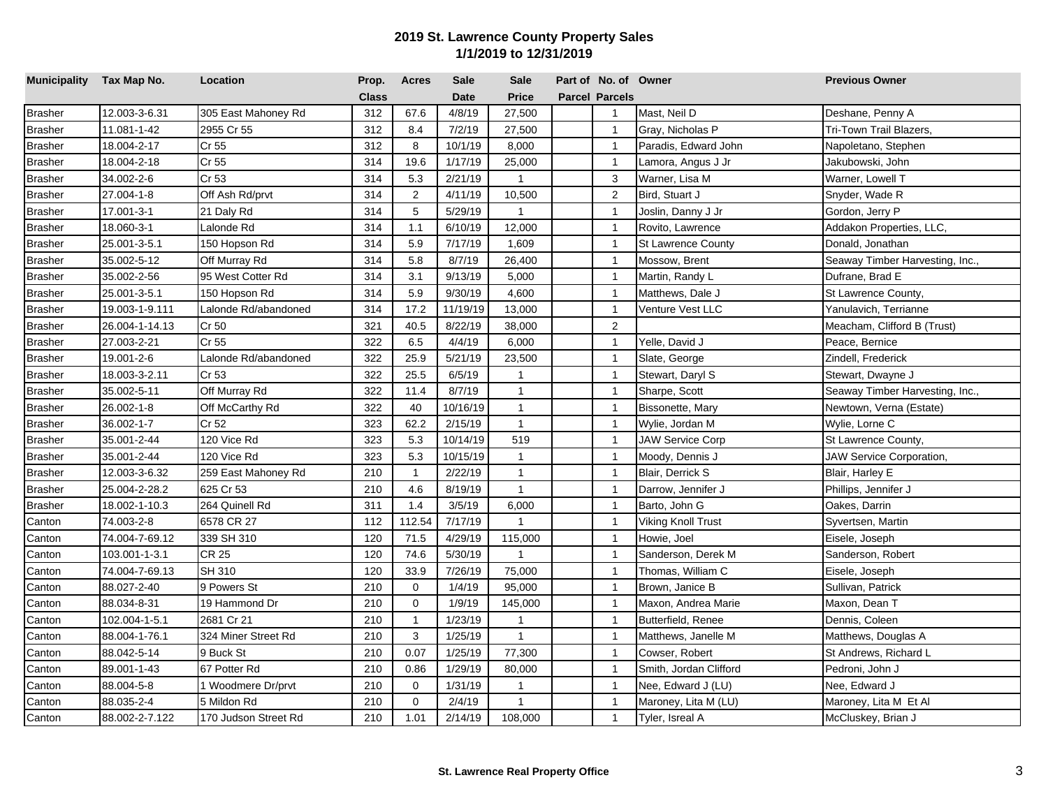## 2019 St. Lawrence County Property Sales
## 1/1/2019 to 12/31/2019

| Municipality | Tax Map No. | Location | Prop. Class | Acres | Sale Date | Sale Price | Part of Parcel | No. of Parcels | Owner | Previous Owner |
|---|---|---|---|---|---|---|---|---|---|---|
| Brasher | 12.003-3-6.31 | 305 East Mahoney Rd | 312 | 67.6 | 4/8/19 | 27,500 | | 1 | Mast, Neil D | Deshane, Penny A |
| Brasher | 11.081-1-42 | 2955 Cr 55 | 312 | 8.4 | 7/2/19 | 27,500 | | 1 | Gray, Nicholas P | Tri-Town Trail Blazers, |
| Brasher | 18.004-2-17 | Cr 55 | 312 | 8 | 10/1/19 | 8,000 | | 1 | Paradis, Edward John | Napoletano, Stephen |
| Brasher | 18.004-2-18 | Cr 55 | 314 | 19.6 | 1/17/19 | 25,000 | | 1 | Lamora, Angus J Jr | Jakubowski, John |
| Brasher | 34.002-2-6 | Cr 53 | 314 | 5.3 | 2/21/19 | 1 | | 3 | Warner, Lisa M | Warner, Lowell T |
| Brasher | 27.004-1-8 | Off Ash Rd/prvt | 314 | 2 | 4/11/19 | 10,500 | | 2 | Bird, Stuart J | Snyder, Wade R |
| Brasher | 17.001-3-1 | 21 Daly Rd | 314 | 5 | 5/29/19 | 1 | | 1 | Joslin, Danny J Jr | Gordon, Jerry P |
| Brasher | 18.060-3-1 | Lalonde Rd | 314 | 1.1 | 6/10/19 | 12,000 | | 1 | Rovito, Lawrence | Addakon Properties, LLC, |
| Brasher | 25.001-3-5.1 | 150 Hopson Rd | 314 | 5.9 | 7/17/19 | 1,609 | | 1 | St Lawrence County | Donald, Jonathan |
| Brasher | 35.002-5-12 | Off Murray Rd | 314 | 5.8 | 8/7/19 | 26,400 | | 1 | Mossow, Brent | Seaway Timber Harvesting, Inc., |
| Brasher | 35.002-2-56 | 95 West Cotter Rd | 314 | 3.1 | 9/13/19 | 5,000 | | 1 | Martin, Randy L | Dufrane, Brad E |
| Brasher | 25.001-3-5.1 | 150 Hopson Rd | 314 | 5.9 | 9/30/19 | 4,600 | | 1 | Matthews, Dale J | St Lawrence County, |
| Brasher | 19.003-1-9.111 | Lalonde Rd/abandoned | 314 | 17.2 | 11/19/19 | 13,000 | | 1 | Venture Vest LLC | Yanulavich, Terrianne |
| Brasher | 26.004-1-14.13 | Cr 50 | 321 | 40.5 | 8/22/19 | 38,000 | | 2 | | Meacham, Clifford B (Trust) |
| Brasher | 27.003-2-21 | Cr 55 | 322 | 6.5 | 4/4/19 | 6,000 | | 1 | Yelle, David J | Peace, Bernice |
| Brasher | 19.001-2-6 | Lalonde Rd/abandoned | 322 | 25.9 | 5/21/19 | 23,500 | | 1 | Slate, George | Zindell, Frederick |
| Brasher | 18.003-3-2.11 | Cr 53 | 322 | 25.5 | 6/5/19 | 1 | | 1 | Stewart, Daryl S | Stewart, Dwayne J |
| Brasher | 35.002-5-11 | Off Murray Rd | 322 | 11.4 | 8/7/19 | 1 | | 1 | Sharpe, Scott | Seaway Timber Harvesting, Inc., |
| Brasher | 26.002-1-8 | Off McCarthy Rd | 322 | 40 | 10/16/19 | 1 | | 1 | Bissonette, Mary | Newtown, Verna (Estate) |
| Brasher | 36.002-1-7 | Cr 52 | 323 | 62.2 | 2/15/19 | 1 | | 1 | Wylie, Jordan M | Wylie, Lorne C |
| Brasher | 35.001-2-44 | 120 Vice Rd | 323 | 5.3 | 10/14/19 | 519 | | 1 | JAW Service Corp | St Lawrence County, |
| Brasher | 35.001-2-44 | 120 Vice Rd | 323 | 5.3 | 10/15/19 | 1 | | 1 | Moody, Dennis J | JAW Service Corporation, |
| Brasher | 12.003-3-6.32 | 259 East Mahoney Rd | 210 | 1 | 2/22/19 | 1 | | 1 | Blair, Derrick S | Blair, Harley E |
| Brasher | 25.004-2-28.2 | 625 Cr 53 | 210 | 4.6 | 8/19/19 | 1 | | 1 | Darrow, Jennifer J | Phillips, Jennifer J |
| Brasher | 18.002-1-10.3 | 264 Quinell Rd | 311 | 1.4 | 3/5/19 | 6,000 | | 1 | Barto, John G | Oakes, Darrin |
| Canton | 74.003-2-8 | 6578 CR 27 | 112 | 112.54 | 7/17/19 | 1 | | 1 | Viking Knoll Trust | Syvertsen, Martin |
| Canton | 74.004-7-69.12 | 339 SH 310 | 120 | 71.5 | 4/29/19 | 115,000 | | 1 | Howie, Joel | Eisele, Joseph |
| Canton | 103.001-1-3.1 | CR 25 | 120 | 74.6 | 5/30/19 | 1 | | 1 | Sanderson, Derek M | Sanderson, Robert |
| Canton | 74.004-7-69.13 | SH 310 | 120 | 33.9 | 7/26/19 | 75,000 | | 1 | Thomas, William C | Eisele, Joseph |
| Canton | 88.027-2-40 | 9 Powers St | 210 | 0 | 1/4/19 | 95,000 | | 1 | Brown, Janice B | Sullivan, Patrick |
| Canton | 88.034-8-31 | 19 Hammond Dr | 210 | 0 | 1/9/19 | 145,000 | | 1 | Maxon, Andrea Marie | Maxon, Dean T |
| Canton | 102.004-1-5.1 | 2681 Cr 21 | 210 | 1 | 1/23/19 | 1 | | 1 | Butterfield, Renee | Dennis, Coleen |
| Canton | 88.004-1-76.1 | 324 Miner Street Rd | 210 | 3 | 1/25/19 | 1 | | 1 | Matthews, Janelle M | Matthews, Douglas A |
| Canton | 88.042-5-14 | 9 Buck St | 210 | 0.07 | 1/25/19 | 77,300 | | 1 | Cowser, Robert | St Andrews, Richard L |
| Canton | 89.001-1-43 | 67 Potter Rd | 210 | 0.86 | 1/29/19 | 80,000 | | 1 | Smith, Jordan Clifford | Pedroni, John J |
| Canton | 88.004-5-8 | 1 Woodmere Dr/prvt | 210 | 0 | 1/31/19 | 1 | | 1 | Nee, Edward J (LU) | Nee, Edward J |
| Canton | 88.035-2-4 | 5 Mildon Rd | 210 | 0 | 2/4/19 | 1 | | 1 | Maroney, Lita M (LU) | Maroney, Lita M Et Al |
| Canton | 88.002-2-7.122 | 170 Judson Street Rd | 210 | 1.01 | 2/14/19 | 108,000 | | 1 | Tyler, Isreal A | McCluskey, Brian J |

**St. Lawrence Real Property Office**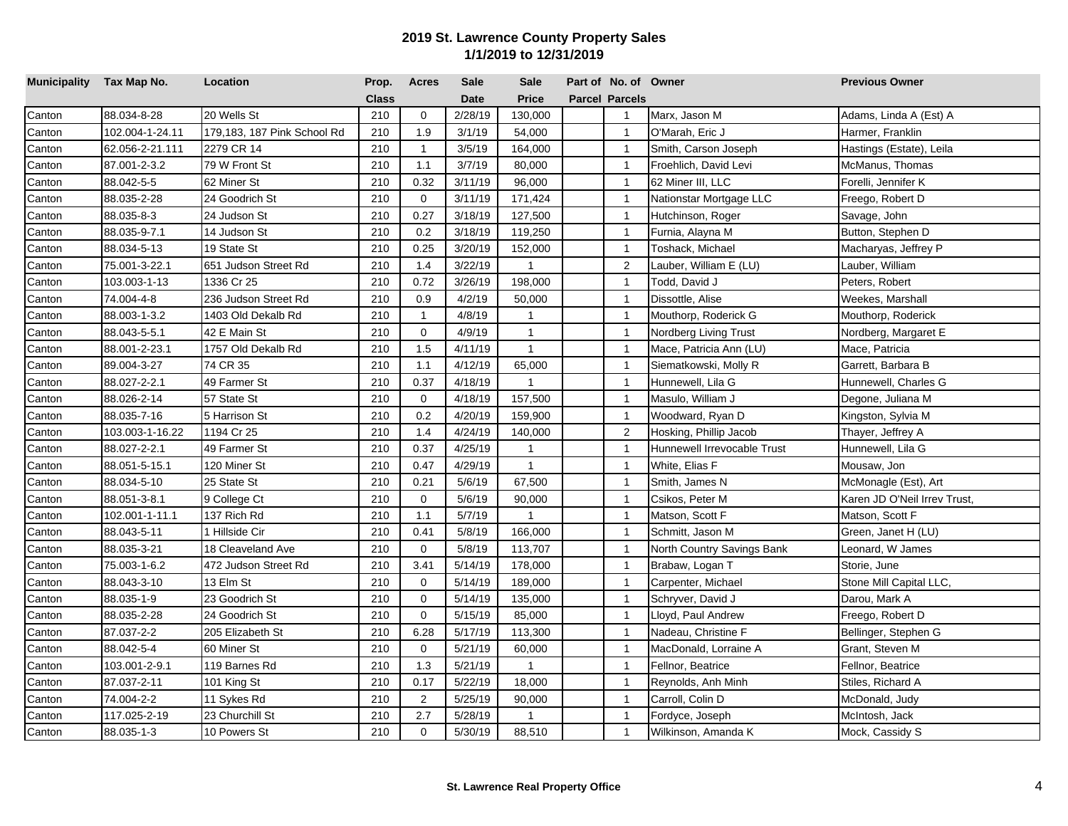# 2019 St. Lawrence County Property Sales
## 1/1/2019 to 12/31/2019

| Municipality | Tax Map No. | Location | Prop. Class | Acres | Sale Date | Sale Price | Part of Parcel | No. of Parcels | Owner | Previous Owner |
|---|---|---|---|---|---|---|---|---|---|---|
| Canton | 88.034-8-28 | 20 Wells St | 210 | 0 | 2/28/19 | 130,000 | | 1 | Marx, Jason M | Adams, Linda A (Est) A |
| Canton | 102.004-1-24.11 | 179,183, 187 Pink School Rd | 210 | 1.9 | 3/1/19 | 54,000 | | 1 | O'Marah, Eric J | Harmer, Franklin |
| Canton | 62.056-2-21.111 | 2279 CR 14 | 210 | 1 | 3/5/19 | 164,000 | | 1 | Smith, Carson Joseph | Hastings (Estate), Leila |
| Canton | 87.001-2-3.2 | 79 W Front St | 210 | 1.1 | 3/7/19 | 80,000 | | 1 | Froehlich, David Levi | McManus, Thomas |
| Canton | 88.042-5-5 | 62 Miner St | 210 | 0.32 | 3/11/19 | 96,000 | | 1 | 62 Miner III, LLC | Forelli, Jennifer K |
| Canton | 88.035-2-28 | 24 Goodrich St | 210 | 0 | 3/11/19 | 171,424 | | 1 | Nationstar Mortgage LLC | Freego, Robert D |
| Canton | 88.035-8-3 | 24 Judson St | 210 | 0.27 | 3/18/19 | 127,500 | | 1 | Hutchinson, Roger | Savage, John |
| Canton | 88.035-9-7.1 | 14 Judson St | 210 | 0.2 | 3/18/19 | 119,250 | | 1 | Furnia, Alayna M | Button, Stephen D |
| Canton | 88.034-5-13 | 19 State St | 210 | 0.25 | 3/20/19 | 152,000 | | 1 | Toshack, Michael | Macharyas, Jeffrey P |
| Canton | 75.001-3-22.1 | 651 Judson Street Rd | 210 | 1.4 | 3/22/19 | 1 | | 2 | Lauber, William E (LU) | Lauber, William |
| Canton | 103.003-1-13 | 1336 Cr 25 | 210 | 0.72 | 3/26/19 | 198,000 | | 1 | Todd, David J | Peters, Robert |
| Canton | 74.004-4-8 | 236 Judson Street Rd | 210 | 0.9 | 4/2/19 | 50,000 | | 1 | Dissottle, Alise | Weekes, Marshall |
| Canton | 88.003-1-3.2 | 1403 Old Dekalb Rd | 210 | 1 | 4/8/19 | 1 | | 1 | Mouthorp, Roderick G | Mouthorp, Roderick |
| Canton | 88.043-5-5.1 | 42 E Main St | 210 | 0 | 4/9/19 | 1 | | 1 | Nordberg Living Trust | Nordberg, Margaret E |
| Canton | 88.001-2-23.1 | 1757 Old Dekalb Rd | 210 | 1.5 | 4/11/19 | 1 | | 1 | Mace, Patricia Ann (LU) | Mace, Patricia |
| Canton | 89.004-3-27 | 74 CR 35 | 210 | 1.1 | 4/12/19 | 65,000 | | 1 | Siematkowski, Molly R | Garrett, Barbara B |
| Canton | 88.027-2-2.1 | 49 Farmer St | 210 | 0.37 | 4/18/19 | 1 | | 1 | Hunnewell, Lila G | Hunnewell, Charles G |
| Canton | 88.026-2-14 | 57 State St | 210 | 0 | 4/18/19 | 157,500 | | 1 | Masulo, William J | Degone, Juliana M |
| Canton | 88.035-7-16 | 5 Harrison St | 210 | 0.2 | 4/20/19 | 159,900 | | 1 | Woodward, Ryan D | Kingston, Sylvia M |
| Canton | 103.003-1-16.22 | 1194 Cr 25 | 210 | 1.4 | 4/24/19 | 140,000 | | 2 | Hosking, Phillip Jacob | Thayer, Jeffrey A |
| Canton | 88.027-2-2.1 | 49 Farmer St | 210 | 0.37 | 4/25/19 | 1 | | 1 | Hunnewell Irrevocable Trust | Hunnewell, Lila G |
| Canton | 88.051-5-15.1 | 120 Miner St | 210 | 0.47 | 4/29/19 | 1 | | 1 | White, Elias F | Mousaw, Jon |
| Canton | 88.034-5-10 | 25 State St | 210 | 0.21 | 5/6/19 | 67,500 | | 1 | Smith, James N | McMonagle (Est), Art |
| Canton | 88.051-3-8.1 | 9 College Ct | 210 | 0 | 5/6/19 | 90,000 | | 1 | Csikos, Peter M | Karen JD O'Neil Irrev Trust, |
| Canton | 102.001-1-11.1 | 137 Rich Rd | 210 | 1.1 | 5/7/19 | 1 | | 1 | Matson, Scott F | Matson, Scott F |
| Canton | 88.043-5-11 | 1 Hillside Cir | 210 | 0.41 | 5/8/19 | 166,000 | | 1 | Schmitt, Jason M | Green, Janet H (LU) |
| Canton | 88.035-3-21 | 18 Cleaveland Ave | 210 | 0 | 5/8/19 | 113,707 | | 1 | North Country Savings Bank | Leonard, W James |
| Canton | 75.003-1-6.2 | 472 Judson Street Rd | 210 | 3.41 | 5/14/19 | 178,000 | | 1 | Brabaw, Logan T | Storie, June |
| Canton | 88.043-3-10 | 13 Elm St | 210 | 0 | 5/14/19 | 189,000 | | 1 | Carpenter, Michael | Stone Mill Capital LLC, |
| Canton | 88.035-1-9 | 23 Goodrich St | 210 | 0 | 5/14/19 | 135,000 | | 1 | Schryver, David J | Darou, Mark A |
| Canton | 88.035-2-28 | 24 Goodrich St | 210 | 0 | 5/15/19 | 85,000 | | 1 | Lloyd, Paul Andrew | Freego, Robert D |
| Canton | 87.037-2-2 | 205 Elizabeth St | 210 | 6.28 | 5/17/19 | 113,300 | | 1 | Nadeau, Christine F | Bellinger, Stephen G |
| Canton | 88.042-5-4 | 60 Miner St | 210 | 0 | 5/21/19 | 60,000 | | 1 | MacDonald, Lorraine A | Grant, Steven M |
| Canton | 103.001-2-9.1 | 119 Barnes Rd | 210 | 1.3 | 5/21/19 | 1 | | 1 | Fellnor, Beatrice | Fellnor, Beatrice |
| Canton | 87.037-2-11 | 101 King St | 210 | 0.17 | 5/22/19 | 18,000 | | 1 | Reynolds, Anh Minh | Stiles, Richard A |
| Canton | 74.004-2-2 | 11 Sykes Rd | 210 | 2 | 5/25/19 | 90,000 | | 1 | Carroll, Colin D | McDonald, Judy |
| Canton | 117.025-2-19 | 23 Churchill St | 210 | 2.7 | 5/28/19 | 1 | | 1 | Fordyce, Joseph | McIntosh, Jack |
| Canton | 88.035-1-3 | 10 Powers St | 210 | 0 | 5/30/19 | 88,510 | | 1 | Wilkinson, Amanda K | Mock, Cassidy S |

**St. Lawrence Real Property Office**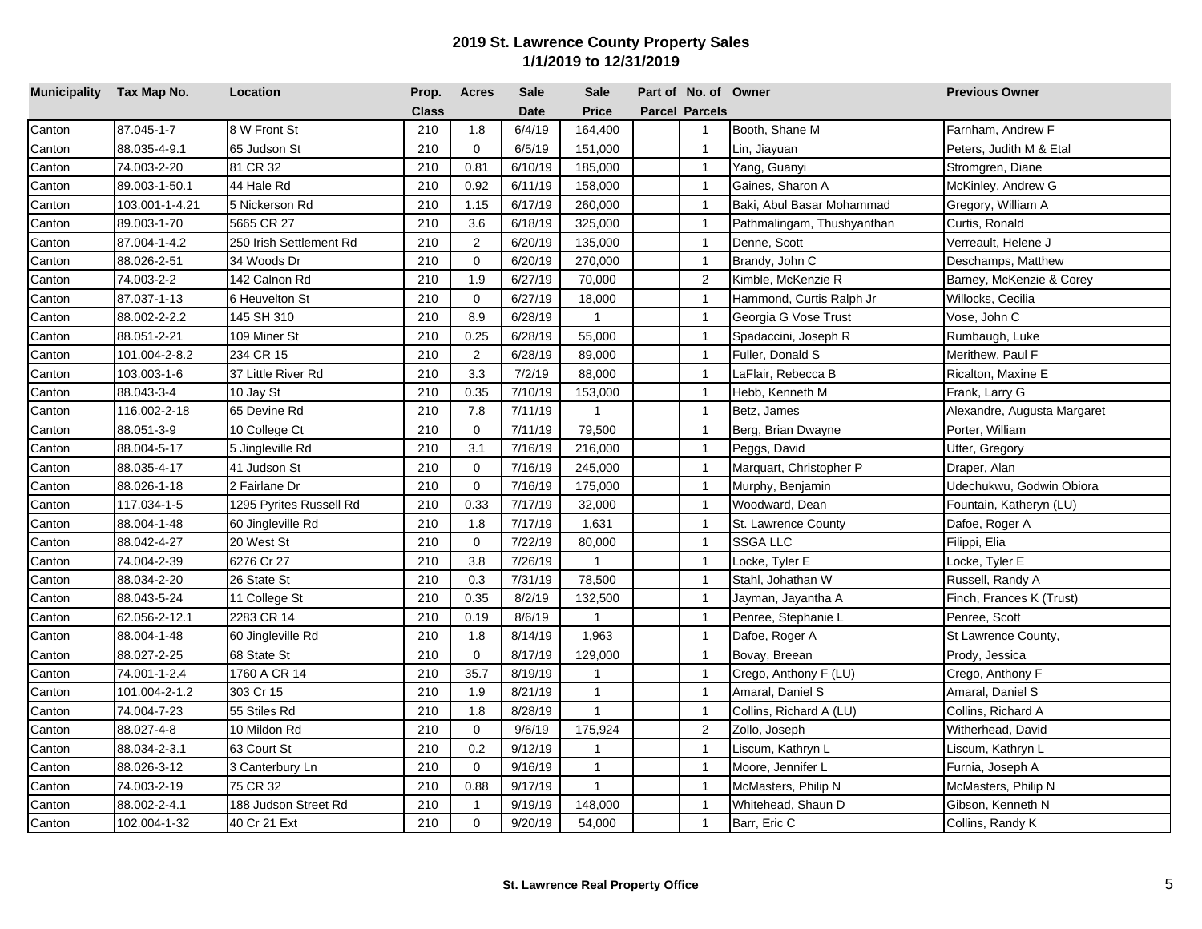## 2019 St. Lawrence County Property Sales
## 1/1/2019 to 12/31/2019

| Municipality | Tax Map No. | Location | Prop. Class | Acres | Sale Date | Sale Price | Part of Parcel | No. of Parcels | Owner | Previous Owner |
|---|---|---|---|---|---|---|---|---|---|---|
| Canton | 87.045-1-7 | 8 W Front St | 210 | 1.8 | 6/4/19 | 164,400 | | 1 | Booth, Shane M | Farnham, Andrew F |
| Canton | 88.035-4-9.1 | 65 Judson St | 210 | 0 | 6/5/19 | 151,000 | | 1 | Lin, Jiayuan | Peters, Judith M & Etal |
| Canton | 74.003-2-20 | 81 CR 32 | 210 | 0.81 | 6/10/19 | 185,000 | | 1 | Yang, Guanyi | Stromgren, Diane |
| Canton | 89.003-1-50.1 | 44 Hale Rd | 210 | 0.92 | 6/11/19 | 158,000 | | 1 | Gaines, Sharon A | McKinley, Andrew G |
| Canton | 103.001-1-4.21 | 5 Nickerson Rd | 210 | 1.15 | 6/17/19 | 260,000 | | 1 | Baki, Abul Basar Mohammad | Gregory, William A |
| Canton | 89.003-1-70 | 5665 CR 27 | 210 | 3.6 | 6/18/19 | 325,000 | | 1 | Pathmalingam, Thushyanthan | Curtis, Ronald |
| Canton | 87.004-1-4.2 | 250 Irish Settlement Rd | 210 | 2 | 6/20/19 | 135,000 | | 1 | Denne, Scott | Verreault, Helene J |
| Canton | 88.026-2-51 | 34 Woods Dr | 210 | 0 | 6/20/19 | 270,000 | | 1 | Brandy, John C | Deschamps, Matthew |
| Canton | 74.003-2-2 | 142 Calnon Rd | 210 | 1.9 | 6/27/19 | 70,000 | | 2 | Kimble, McKenzie R | Barney, McKenzie & Corey |
| Canton | 87.037-1-13 | 6 Heuvelton St | 210 | 0 | 6/27/19 | 18,000 | | 1 | Hammond, Curtis Ralph Jr | Willocks, Cecilia |
| Canton | 88.002-2-2.2 | 145 SH 310 | 210 | 8.9 | 6/28/19 | 1 | | 1 | Georgia G Vose Trust | Vose, John C |
| Canton | 88.051-2-21 | 109 Miner St | 210 | 0.25 | 6/28/19 | 55,000 | | 1 | Spadaccini, Joseph R | Rumbaugh, Luke |
| Canton | 101.004-2-8.2 | 234 CR 15 | 210 | 2 | 6/28/19 | 89,000 | | 1 | Fuller, Donald S | Merithew, Paul F |
| Canton | 103.003-1-6 | 37 Little River Rd | 210 | 3.3 | 7/2/19 | 88,000 | | 1 | LaFlair, Rebecca B | Ricalton, Maxine E |
| Canton | 88.043-3-4 | 10 Jay St | 210 | 0.35 | 7/10/19 | 153,000 | | 1 | Hebb, Kenneth M | Frank, Larry G |
| Canton | 116.002-2-18 | 65 Devine Rd | 210 | 7.8 | 7/11/19 | 1 | | 1 | Betz, James | Alexandre, Augusta Margaret |
| Canton | 88.051-3-9 | 10 College Ct | 210 | 0 | 7/11/19 | 79,500 | | 1 | Berg, Brian Dwayne | Porter, William |
| Canton | 88.004-5-17 | 5 Jingleville Rd | 210 | 3.1 | 7/16/19 | 216,000 | | 1 | Peggs, David | Utter, Gregory |
| Canton | 88.035-4-17 | 41 Judson St | 210 | 0 | 7/16/19 | 245,000 | | 1 | Marquart, Christopher P | Draper, Alan |
| Canton | 88.026-1-18 | 2 Fairlane Dr | 210 | 0 | 7/16/19 | 175,000 | | 1 | Murphy, Benjamin | Udechukwu, Godwin Obiora |
| Canton | 117.034-1-5 | 1295 Pyrites Russell Rd | 210 | 0.33 | 7/17/19 | 32,000 | | 1 | Woodward, Dean | Fountain, Katheryn (LU) |
| Canton | 88.004-1-48 | 60 Jingleville Rd | 210 | 1.8 | 7/17/19 | 1,631 | | 1 | St. Lawrence County | Dafoe, Roger A |
| Canton | 88.042-4-27 | 20 West St | 210 | 0 | 7/22/19 | 80,000 | | 1 | SSGA LLC | Filippi, Elia |
| Canton | 74.004-2-39 | 6276 Cr 27 | 210 | 3.8 | 7/26/19 | 1 | | 1 | Locke, Tyler E | Locke, Tyler E |
| Canton | 88.034-2-20 | 26 State St | 210 | 0.3 | 7/31/19 | 78,500 | | 1 | Stahl, Johathan W | Russell, Randy A |
| Canton | 88.043-5-24 | 11 College St | 210 | 0.35 | 8/2/19 | 132,500 | | 1 | Jayman, Jayantha A | Finch, Frances K (Trust) |
| Canton | 62.056-2-12.1 | 2283 CR 14 | 210 | 0.19 | 8/6/19 | 1 | | 1 | Penree, Stephanie L | Penree, Scott |
| Canton | 88.004-1-48 | 60 Jingleville Rd | 210 | 1.8 | 8/14/19 | 1,963 | | 1 | Dafoe, Roger A | St Lawrence County, |
| Canton | 88.027-2-25 | 68 State St | 210 | 0 | 8/17/19 | 129,000 | | 1 | Bovay, Breean | Prody, Jessica |
| Canton | 74.001-1-2.4 | 1760 A CR 14 | 210 | 35.7 | 8/19/19 | 1 | | 1 | Crego, Anthony F (LU) | Crego, Anthony F |
| Canton | 101.004-2-1.2 | 303 Cr 15 | 210 | 1.9 | 8/21/19 | 1 | | 1 | Amaral, Daniel S | Amaral, Daniel S |
| Canton | 74.004-7-23 | 55 Stiles Rd | 210 | 1.8 | 8/28/19 | 1 | | 1 | Collins, Richard A (LU) | Collins, Richard A |
| Canton | 88.027-4-8 | 10 Mildon Rd | 210 | 0 | 9/6/19 | 175,924 | | 2 | Zollo, Joseph | Witherhead, David |
| Canton | 88.034-2-3.1 | 63 Court St | 210 | 0.2 | 9/12/19 | 1 | | 1 | Liscum, Kathryn L | Liscum, Kathryn L |
| Canton | 88.026-3-12 | 3 Canterbury Ln | 210 | 0 | 9/16/19 | 1 | | 1 | Moore, Jennifer L | Furnia, Joseph A |
| Canton | 74.003-2-19 | 75 CR 32 | 210 | 0.88 | 9/17/19 | 1 | | 1 | McMasters, Philip N | McMasters, Philip N |
| Canton | 88.002-2-4.1 | 188 Judson Street Rd | 210 | 1 | 9/19/19 | 148,000 | | 1 | Whitehead, Shaun D | Gibson, Kenneth N |
| Canton | 102.004-1-32 | 40 Cr 21 Ext | 210 | 0 | 9/20/19 | 54,000 | | 1 | Barr, Eric C | Collins, Randy K |

**St. Lawrence Real Property Office**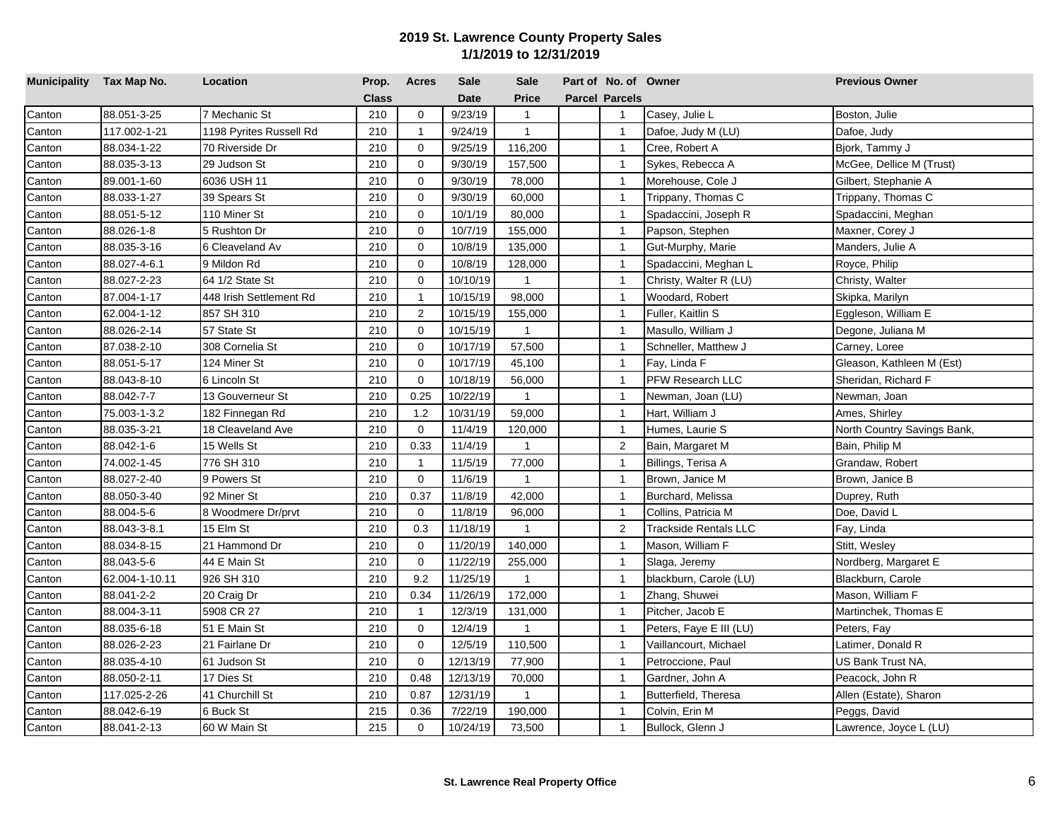## 2019 St. Lawrence County Property Sales
## 1/1/2019 to 12/31/2019

| Municipality | Tax Map No. | Location | Prop. Class | Acres | Sale Date | Sale Price | Part of Parcel | No. of Parcels | Owner | Previous Owner |
|---|---|---|---|---|---|---|---|---|---|---|
| Canton | 88.051-3-25 | 7 Mechanic St | 210 | 0 | 9/23/19 | 1 | | 1 | Casey, Julie L | Boston, Julie |
| Canton | 117.002-1-21 | 1198 Pyrites Russell Rd | 210 | 1 | 9/24/19 | 1 | | 1 | Dafoe, Judy M (LU) | Dafoe, Judy |
| Canton | 88.034-1-22 | 70 Riverside Dr | 210 | 0 | 9/25/19 | 116,200 | | 1 | Cree, Robert A | Bjork, Tammy J |
| Canton | 88.035-3-13 | 29 Judson St | 210 | 0 | 9/30/19 | 157,500 | | 1 | Sykes, Rebecca A | McGee, Dellice M (Trust) |
| Canton | 89.001-1-60 | 6036 USH 11 | 210 | 0 | 9/30/19 | 78,000 | | 1 | Morehouse, Cole J | Gilbert, Stephanie A |
| Canton | 88.033-1-27 | 39 Spears St | 210 | 0 | 9/30/19 | 60,000 | | 1 | Trippany, Thomas C | Trippany, Thomas C |
| Canton | 88.051-5-12 | 110 Miner St | 210 | 0 | 10/1/19 | 80,000 | | 1 | Spadaccini, Joseph R | Spadaccini, Meghan |
| Canton | 88.026-1-8 | 5 Rushton Dr | 210 | 0 | 10/7/19 | 155,000 | | 1 | Papson, Stephen | Maxner, Corey J |
| Canton | 88.035-3-16 | 6 Cleaveland Av | 210 | 0 | 10/8/19 | 135,000 | | 1 | Gut-Murphy, Marie | Manders, Julie A |
| Canton | 88.027-4-6.1 | 9 Mildon Rd | 210 | 0 | 10/8/19 | 128,000 | | 1 | Spadaccini, Meghan L | Royce, Philip |
| Canton | 88.027-2-23 | 64 1/2 State St | 210 | 0 | 10/10/19 | 1 | | 1 | Christy, Walter R (LU) | Christy, Walter |
| Canton | 87.004-1-17 | 448 Irish Settlement Rd | 210 | 1 | 10/15/19 | 98,000 | | 1 | Woodard, Robert | Skipka, Marilyn |
| Canton | 62.004-1-12 | 857 SH 310 | 210 | 2 | 10/15/19 | 155,000 | | 1 | Fuller, Kaitlin S | Eggleson, William E |
| Canton | 88.026-2-14 | 57 State St | 210 | 0 | 10/15/19 | 1 | | 1 | Masullo, William J | Degone, Juliana M |
| Canton | 87.038-2-10 | 308 Cornelia St | 210 | 0 | 10/17/19 | 57,500 | | 1 | Schneller, Matthew J | Carney, Loree |
| Canton | 88.051-5-17 | 124 Miner St | 210 | 0 | 10/17/19 | 45,100 | | 1 | Fay, Linda F | Gleason, Kathleen M (Est) |
| Canton | 88.043-8-10 | 6 Lincoln St | 210 | 0 | 10/18/19 | 56,000 | | 1 | PFW Research LLC | Sheridan, Richard F |
| Canton | 88.042-7-7 | 13 Gouverneur St | 210 | 0.25 | 10/22/19 | 1 | | 1 | Newman, Joan (LU) | Newman, Joan |
| Canton | 75.003-1-3.2 | 182 Finnegan Rd | 210 | 1.2 | 10/31/19 | 59,000 | | 1 | Hart, William J | Ames, Shirley |
| Canton | 88.035-3-21 | 18 Cleaveland Ave | 210 | 0 | 11/4/19 | 120,000 | | 1 | Humes, Laurie S | North Country Savings Bank, |
| Canton | 88.042-1-6 | 15 Wells St | 210 | 0.33 | 11/4/19 | 1 | | 2 | Bain, Margaret M | Bain, Philip M |
| Canton | 74.002-1-45 | 776 SH 310 | 210 | 1 | 11/5/19 | 77,000 | | 1 | Billings, Terisa A | Grandaw, Robert |
| Canton | 88.027-2-40 | 9 Powers St | 210 | 0 | 11/6/19 | 1 | | 1 | Brown, Janice M | Brown, Janice B |
| Canton | 88.050-3-40 | 92 Miner St | 210 | 0.37 | 11/8/19 | 42,000 | | 1 | Burchard, Melissa | Duprey, Ruth |
| Canton | 88.004-5-6 | 8 Woodmere Dr/prvt | 210 | 0 | 11/8/19 | 96,000 | | 1 | Collins, Patricia M | Doe, David L |
| Canton | 88.043-3-8.1 | 15 Elm St | 210 | 0.3 | 11/18/19 | 1 | | 2 | Trackside Rentals LLC | Fay, Linda |
| Canton | 88.034-8-15 | 21 Hammond Dr | 210 | 0 | 11/20/19 | 140,000 | | 1 | Mason, William F | Stitt, Wesley |
| Canton | 88.043-5-6 | 44 E Main St | 210 | 0 | 11/22/19 | 255,000 | | 1 | Slaga, Jeremy | Nordberg, Margaret E |
| Canton | 62.004-1-10.11 | 926 SH 310 | 210 | 9.2 | 11/25/19 | 1 | | 1 | blackburn, Carole (LU) | Blackburn, Carole |
| Canton | 88.041-2-2 | 20 Craig Dr | 210 | 0.34 | 11/26/19 | 172,000 | | 1 | Zhang, Shuwei | Mason, William F |
| Canton | 88.004-3-11 | 5908 CR 27 | 210 | 1 | 12/3/19 | 131,000 | | 1 | Pitcher, Jacob E | Martinchek, Thomas E |
| Canton | 88.035-6-18 | 51 E Main St | 210 | 0 | 12/4/19 | 1 | | 1 | Peters, Faye E III (LU) | Peters, Fay |
| Canton | 88.026-2-23 | 21 Fairlane Dr | 210 | 0 | 12/5/19 | 110,500 | | 1 | Vaillancourt, Michael | Latimer, Donald R |
| Canton | 88.035-4-10 | 61 Judson St | 210 | 0 | 12/13/19 | 77,900 | | 1 | Petroccione, Paul | US Bank Trust NA, |
| Canton | 88.050-2-11 | 17 Dies St | 210 | 0.48 | 12/13/19 | 70,000 | | 1 | Gardner, John A | Peacock, John R |
| Canton | 117.025-2-26 | 41 Churchill St | 210 | 0.87 | 12/31/19 | 1 | | 1 | Butterfield, Theresa | Allen (Estate), Sharon |
| Canton | 88.042-6-19 | 6 Buck St | 215 | 0.36 | 7/22/19 | 190,000 | | 1 | Colvin, Erin M | Peggs, David |
| Canton | 88.041-2-13 | 60 W Main St | 215 | 0 | 10/24/19 | 73,500 | | 1 | Bullock, Glenn J | Lawrence, Joyce L (LU) |

**St. Lawrence Real Property Office**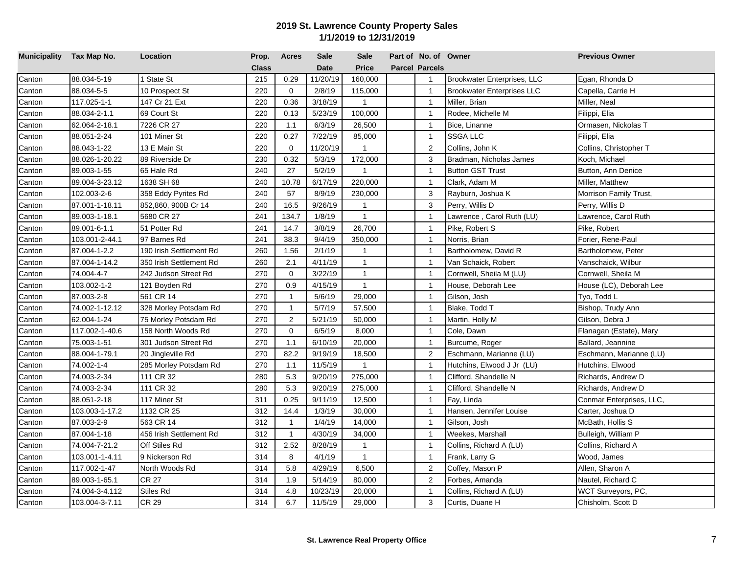# 2019 St. Lawrence County Property Sales
## 1/1/2019 to 12/31/2019

| Municipality | Tax Map No. | Location | Prop. Class | Acres | Sale Date | Sale Price | Part of Parcel | No. of Parcels | Owner | Previous Owner |
|---|---|---|---|---|---|---|---|---|---|---|
| Canton | 88.034-5-19 | 1 State St | 215 | 0.29 | 11/20/19 | 160,000 | | 1 | Brookwater Enterprises, LLC | Egan, Rhonda D |
| Canton | 88.034-5-5 | 10 Prospect St | 220 | 0 | 2/8/19 | 115,000 | | 1 | Brookwater Enterprises LLC | Capella, Carrie H |
| Canton | 117.025-1-1 | 147 Cr 21 Ext | 220 | 0.36 | 3/18/19 | 1 | | 1 | Miller, Brian | Miller, Neal |
| Canton | 88.034-2-1.1 | 69 Court St | 220 | 0.13 | 5/23/19 | 100,000 | | 1 | Rodee, Michelle M | Filippi, Elia |
| Canton | 62.064-2-18.1 | 7226 CR 27 | 220 | 1.1 | 6/3/19 | 26,500 | | 1 | Bice, Linanne | Ormasen, Nickolas T |
| Canton | 88.051-2-24 | 101 Miner St | 220 | 0.27 | 7/22/19 | 85,000 | | 1 | SSGA LLC | Filippi, Elia |
| Canton | 88.043-1-22 | 13 E Main St | 220 | 0 | 11/20/19 | 1 | | 2 | Collins, John K | Collins, Christopher T |
| Canton | 88.026-1-20.22 | 89 Riverside Dr | 230 | 0.32 | 5/3/19 | 172,000 | | 3 | Bradman, Nicholas James | Koch, Michael |
| Canton | 89.003-1-55 | 65 Hale Rd | 240 | 27 | 5/2/19 | 1 | | 1 | Button GST Trust | Button, Ann Denice |
| Canton | 89.004-3-23.12 | 1638 SH 68 | 240 | 10.78 | 6/17/19 | 220,000 | | 1 | Clark, Adam M | Miller, Matthew |
| Canton | 102.003-2-6 | 358 Eddy Pyrites Rd | 240 | 57 | 8/9/19 | 230,000 | | 3 | Rayburn, Joshua K | Morrison Family Trust, |
| Canton | 87.001-1-18.11 | 852,860, 900B Cr 14 | 240 | 16.5 | 9/26/19 | 1 | | 3 | Perry, Willis D | Perry, Willis D |
| Canton | 89.003-1-18.1 | 5680 CR 27 | 241 | 134.7 | 1/8/19 | 1 | | 1 | Lawrence , Carol Ruth (LU) | Lawrence, Carol Ruth |
| Canton | 89.001-6-1.1 | 51 Potter Rd | 241 | 14.7 | 3/8/19 | 26,700 | | 1 | Pike, Robert S | Pike, Robert |
| Canton | 103.001-2-44.1 | 97 Barnes Rd | 241 | 38.3 | 9/4/19 | 350,000 | | 1 | Norris, Brian | Forier, Rene-Paul |
| Canton | 87.004-1-2.2 | 190 Irish Settlement Rd | 260 | 1.56 | 2/1/19 | 1 | | 1 | Bartholomew, David R | Bartholomew, Peter |
| Canton | 87.004-1-14.2 | 350 Irish Settlement Rd | 260 | 2.1 | 4/11/19 | 1 | | 1 | Van Schaick, Robert | Vanschaick, Wilbur |
| Canton | 74.004-4-7 | 242 Judson Street Rd | 270 | 0 | 3/22/19 | 1 | | 1 | Cornwell, Sheila M (LU) | Cornwell, Sheila M |
| Canton | 103.002-1-2 | 121 Boyden Rd | 270 | 0.9 | 4/15/19 | 1 | | 1 | House, Deborah Lee | House (LC), Deborah Lee |
| Canton | 87.003-2-8 | 561 CR 14 | 270 | 1 | 5/6/19 | 29,000 | | 1 | Gilson, Josh | Tyo, Todd L |
| Canton | 74.002-1-12.12 | 328 Morley Potsdam Rd | 270 | 1 | 5/7/19 | 57,500 | | 1 | Blake, Todd T | Bishop, Trudy Ann |
| Canton | 62.004-1-24 | 75 Morley Potsdam Rd | 270 | 2 | 5/21/19 | 50,000 | | 1 | Martin, Holly M | Gilson, Debra J |
| Canton | 117.002-1-40.6 | 158 North Woods Rd | 270 | 0 | 6/5/19 | 8,000 | | 1 | Cole, Dawn | Flanagan (Estate), Mary |
| Canton | 75.003-1-51 | 301 Judson Street Rd | 270 | 1.1 | 6/10/19 | 20,000 | | 1 | Burcume, Roger | Ballard, Jeannine |
| Canton | 88.004-1-79.1 | 20 Jingleville Rd | 270 | 82.2 | 9/19/19 | 18,500 | | 2 | Eschmann, Marianne (LU) | Eschmann, Marianne (LU) |
| Canton | 74.002-1-4 | 285 Morley Potsdam Rd | 270 | 1.1 | 11/5/19 | 1 | | 1 | Hutchins, Elwood J Jr (LU) | Hutchins, Elwood |
| Canton | 74.003-2-34 | 111 CR 32 | 280 | 5.3 | 9/20/19 | 275,000 | | 1 | Clifford, Shandelle N | Richards, Andrew D |
| Canton | 74.003-2-34 | 111 CR 32 | 280 | 5.3 | 9/20/19 | 275,000 | | 1 | Clifford, Shandelle N | Richards, Andrew D |
| Canton | 88.051-2-18 | 117 Miner St | 311 | 0.25 | 9/11/19 | 12,500 | | 1 | Fay, Linda | Conmar Enterprises, LLC, |
| Canton | 103.003-1-17.2 | 1132 CR 25 | 312 | 14.4 | 1/3/19 | 30,000 | | 1 | Hansen, Jennifer Louise | Carter, Joshua D |
| Canton | 87.003-2-9 | 563 CR 14 | 312 | 1 | 1/4/19 | 14,000 | | 1 | Gilson, Josh | McBath, Hollis S |
| Canton | 87.004-1-18 | 456 Irish Settlement Rd | 312 | 1 | 4/30/19 | 34,000 | | 1 | Weekes, Marshall | Bulleigh, William P |
| Canton | 74.004-7-21.2 | Off Stiles Rd | 312 | 2.52 | 8/28/19 | 1 | | 1 | Collins, Richard A (LU) | Collins, Richard A |
| Canton | 103.001-1-4.11 | 9 Nickerson Rd | 314 | 8 | 4/1/19 | 1 | | 1 | Frank, Larry G | Wood, James |
| Canton | 117.002-1-47 | North Woods Rd | 314 | 5.8 | 4/29/19 | 6,500 | | 2 | Coffey, Mason P | Allen, Sharon A |
| Canton | 89.003-1-65.1 | CR 27 | 314 | 1.9 | 5/14/19 | 80,000 | | 2 | Forbes, Amanda | Nautel, Richard C |
| Canton | 74.004-3-4.112 | Stiles Rd | 314 | 4.8 | 10/23/19 | 20,000 | | 1 | Collins, Richard A (LU) | WCT Surveyors, PC, |
| Canton | 103.004-3-7.11 | CR 29 | 314 | 6.7 | 11/5/19 | 29,000 | | 3 | Curtis, Duane H | Chisholm, Scott D |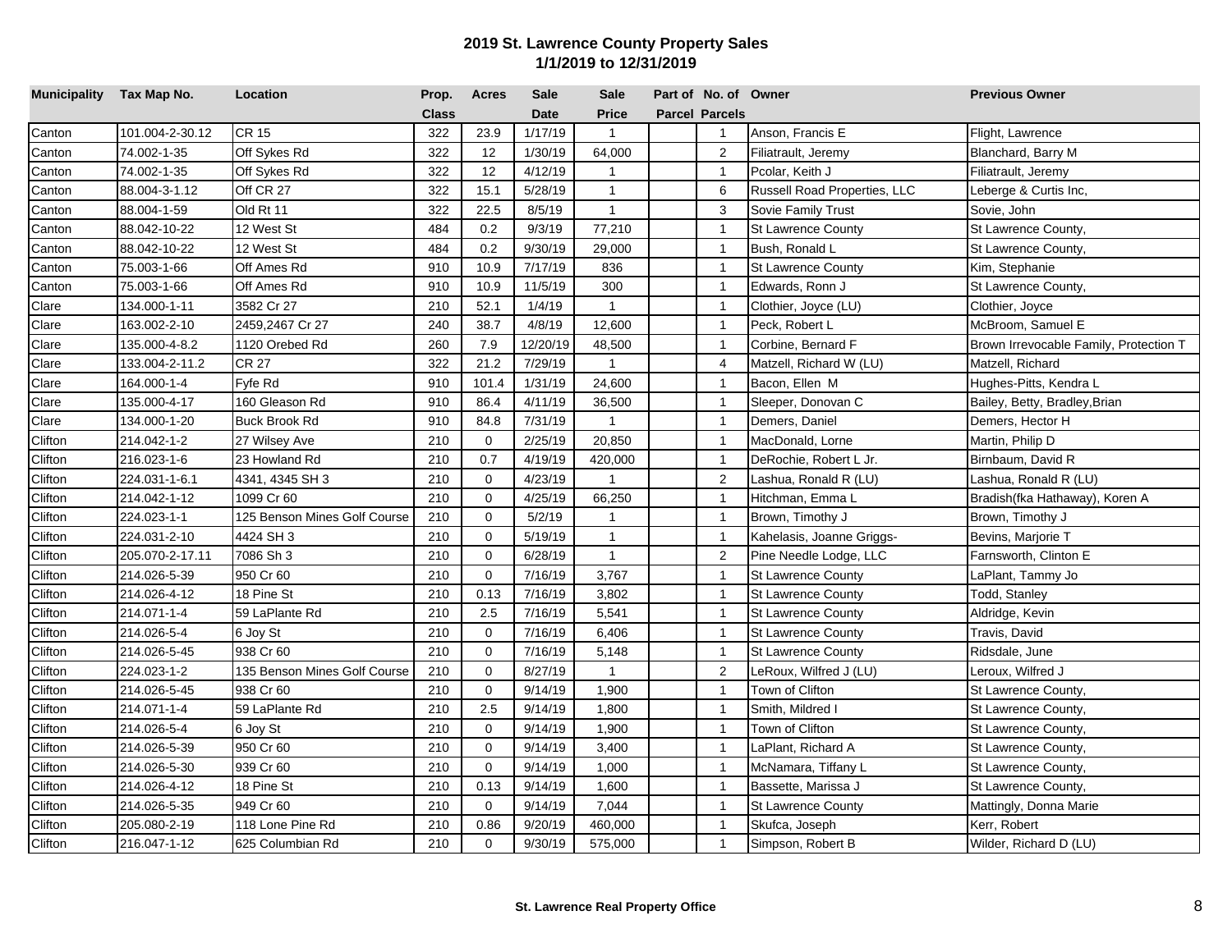## 2019 St. Lawrence County Property Sales
## 1/1/2019 to 12/31/2019

| Municipality | Tax Map No. | Location | Prop. Class | Acres | Sale Date | Sale Price | Part of Parcel | No. of Parcels | Owner | Previous Owner |
|---|---|---|---|---|---|---|---|---|---|---|
| Canton | 101.004-2-30.12 | CR 15 | 322 | 23.9 | 1/17/19 | 1 | | 1 | Anson, Francis E | Flight, Lawrence |
| Canton | 74.002-1-35 | Off Sykes Rd | 322 | 12 | 1/30/19 | 64,000 | | 2 | Filiatrault, Jeremy | Blanchard, Barry M |
| Canton | 74.002-1-35 | Off Sykes Rd | 322 | 12 | 4/12/19 | 1 | | 1 | Pcolar, Keith J | Filiatrault, Jeremy |
| Canton | 88.004-3-1.12 | Off CR 27 | 322 | 15.1 | 5/28/19 | 1 | | 6 | Russell Road Properties, LLC | Leberge & Curtis Inc, |
| Canton | 88.004-1-59 | Old Rt 11 | 322 | 22.5 | 8/5/19 | 1 | | 3 | Sovie Family Trust | Sovie, John |
| Canton | 88.042-10-22 | 12 West St | 484 | 0.2 | 9/3/19 | 77,210 | | 1 | St Lawrence County | St Lawrence County, |
| Canton | 88.042-10-22 | 12 West St | 484 | 0.2 | 9/30/19 | 29,000 | | 1 | Bush, Ronald L | St Lawrence County, |
| Canton | 75.003-1-66 | Off Ames Rd | 910 | 10.9 | 7/17/19 | 836 | | 1 | St Lawrence County | Kim, Stephanie |
| Canton | 75.003-1-66 | Off Ames Rd | 910 | 10.9 | 11/5/19 | 300 | | 1 | Edwards, Ronn J | St Lawrence County, |
| Clare | 134.000-1-11 | 3582 Cr 27 | 210 | 52.1 | 1/4/19 | 1 | | 1 | Clothier, Joyce (LU) | Clothier, Joyce |
| Clare | 163.002-2-10 | 2459,2467 Cr 27 | 240 | 38.7 | 4/8/19 | 12,600 | | 1 | Peck, Robert L | McBroom, Samuel E |
| Clare | 135.000-4-8.2 | 1120 Orebed Rd | 260 | 7.9 | 12/20/19 | 48,500 | | 1 | Corbine, Bernard F | Brown Irrevocable Family, Protection T |
| Clare | 133.004-2-11.2 | CR 27 | 322 | 21.2 | 7/29/19 | 1 | | 4 | Matzell, Richard W (LU) | Matzell, Richard |
| Clare | 164.000-1-4 | Fyfe Rd | 910 | 101.4 | 1/31/19 | 24,600 | | 1 | Bacon, Ellen M | Hughes-Pitts, Kendra L |
| Clare | 135.000-4-17 | 160 Gleason Rd | 910 | 86.4 | 4/11/19 | 36,500 | | 1 | Sleeper, Donovan C | Bailey, Betty, Bradley,Brian |
| Clare | 134.000-1-20 | Buck Brook Rd | 910 | 84.8 | 7/31/19 | 1 | | 1 | Demers, Daniel | Demers, Hector H |
| Clifton | 214.042-1-2 | 27 Wilsey Ave | 210 | 0 | 2/25/19 | 20,850 | | 1 | MacDonald, Lorne | Martin, Philip D |
| Clifton | 216.023-1-6 | 23 Howland Rd | 210 | 0.7 | 4/19/19 | 420,000 | | 1 | DeRochie, Robert L Jr. | Birnbaum, David R |
| Clifton | 224.031-1-6.1 | 4341, 4345 SH 3 | 210 | 0 | 4/23/19 | 1 | | 2 | Lashua, Ronald R (LU) | Lashua, Ronald R (LU) |
| Clifton | 214.042-1-12 | 1099 Cr 60 | 210 | 0 | 4/25/19 | 66,250 | | 1 | Hitchman, Emma L | Bradish(fka Hathaway), Koren A |
| Clifton | 224.023-1-1 | 125 Benson Mines Golf Course | 210 | 0 | 5/2/19 | 1 | | 1 | Brown, Timothy J | Brown, Timothy J |
| Clifton | 224.031-2-10 | 4424 SH 3 | 210 | 0 | 5/19/19 | 1 | | 1 | Kahelasis, Joanne Griggs- | Bevins, Marjorie T |
| Clifton | 205.070-2-17.11 | 7086 Sh 3 | 210 | 0 | 6/28/19 | 1 | | 2 | Pine Needle Lodge, LLC | Farnsworth, Clinton E |
| Clifton | 214.026-5-39 | 950 Cr 60 | 210 | 0 | 7/16/19 | 3,767 | | 1 | St Lawrence County | LaPlant, Tammy Jo |
| Clifton | 214.026-4-12 | 18 Pine St | 210 | 0.13 | 7/16/19 | 3,802 | | 1 | St Lawrence County | Todd, Stanley |
| Clifton | 214.071-1-4 | 59 LaPlante Rd | 210 | 2.5 | 7/16/19 | 5,541 | | 1 | St Lawrence County | Aldridge, Kevin |
| Clifton | 214.026-5-4 | 6 Joy St | 210 | 0 | 7/16/19 | 6,406 | | 1 | St Lawrence County | Travis, David |
| Clifton | 214.026-5-45 | 938 Cr 60 | 210 | 0 | 7/16/19 | 5,148 | | 1 | St Lawrence County | Ridsdale, June |
| Clifton | 224.023-1-2 | 135 Benson Mines Golf Course | 210 | 0 | 8/27/19 | 1 | | 2 | LeRoux, Wilfred J (LU) | Leroux, Wilfred J |
| Clifton | 214.026-5-45 | 938 Cr 60 | 210 | 0 | 9/14/19 | 1,900 | | 1 | Town of Clifton | St Lawrence County, |
| Clifton | 214.071-1-4 | 59 LaPlante Rd | 210 | 2.5 | 9/14/19 | 1,800 | | 1 | Smith, Mildred I | St Lawrence County, |
| Clifton | 214.026-5-4 | 6 Joy St | 210 | 0 | 9/14/19 | 1,900 | | 1 | Town of Clifton | St Lawrence County, |
| Clifton | 214.026-5-39 | 950 Cr 60 | 210 | 0 | 9/14/19 | 3,400 | | 1 | LaPlant, Richard A | St Lawrence County, |
| Clifton | 214.026-5-30 | 939 Cr 60 | 210 | 0 | 9/14/19 | 1,000 | | 1 | McNamara, Tiffany L | St Lawrence County, |
| Clifton | 214.026-4-12 | 18 Pine St | 210 | 0.13 | 9/14/19 | 1,600 | | 1 | Bassette, Marissa J | St Lawrence County, |
| Clifton | 214.026-5-35 | 949 Cr 60 | 210 | 0 | 9/14/19 | 7,044 | | 1 | St Lawrence County | Mattingly, Donna Marie |
| Clifton | 205.080-2-19 | 118 Lone Pine Rd | 210 | 0.86 | 9/20/19 | 460,000 | | 1 | Skufca, Joseph | Kerr, Robert |
| Clifton | 216.047-1-12 | 625 Columbian Rd | 210 | 0 | 9/30/19 | 575,000 | | 1 | Simpson, Robert B | Wilder, Richard D (LU) |

**St. Lawrence Real Property Office**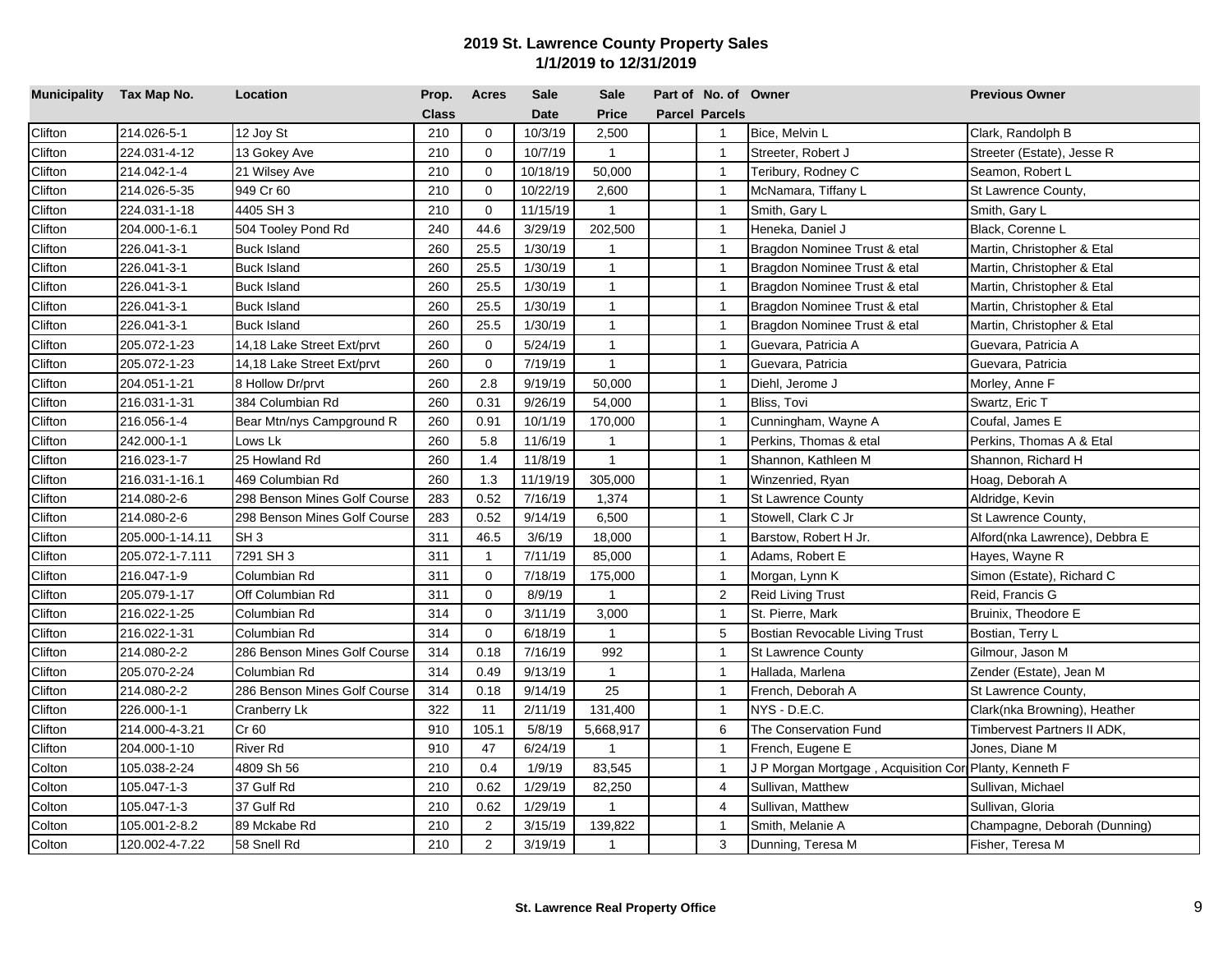## 2019 St. Lawrence County Property Sales
## 1/1/2019 to 12/31/2019

| Municipality | Tax Map No. | Location | Prop. Class | Acres | Sale Date | Sale Price | Part of Parcel | No. of Parcels | Owner | Previous Owner |
|---|---|---|---|---|---|---|---|---|---|---|
| Clifton | 214.026-5-1 | 12 Joy St | 210 | 0 | 10/3/19 | 2,500 | | 1 | Bice, Melvin L | Clark, Randolph B |
| Clifton | 224.031-4-12 | 13 Gokey Ave | 210 | 0 | 10/7/19 | 1 | | 1 | Streeter, Robert J | Streeter (Estate), Jesse R |
| Clifton | 214.042-1-4 | 21 Wilsey Ave | 210 | 0 | 10/18/19 | 50,000 | | 1 | Teribury, Rodney C | Seamon, Robert L |
| Clifton | 214.026-5-35 | 949 Cr 60 | 210 | 0 | 10/22/19 | 2,600 | | 1 | McNamara, Tiffany L | St Lawrence County, |
| Clifton | 224.031-1-18 | 4405 SH 3 | 210 | 0 | 11/15/19 | 1 | | 1 | Smith, Gary L | Smith, Gary L |
| Clifton | 204.000-1-6.1 | 504 Tooley Pond Rd | 240 | 44.6 | 3/29/19 | 202,500 | | 1 | Heneka, Daniel J | Black, Corenne L |
| Clifton | 226.041-3-1 | Buck Island | 260 | 25.5 | 1/30/19 | 1 | | 1 | Bragdon Nominee Trust & etal | Martin, Christopher & Etal |
| Clifton | 226.041-3-1 | Buck Island | 260 | 25.5 | 1/30/19 | 1 | | 1 | Bragdon Nominee Trust & etal | Martin, Christopher & Etal |
| Clifton | 226.041-3-1 | Buck Island | 260 | 25.5 | 1/30/19 | 1 | | 1 | Bragdon Nominee Trust & etal | Martin, Christopher & Etal |
| Clifton | 226.041-3-1 | Buck Island | 260 | 25.5 | 1/30/19 | 1 | | 1 | Bragdon Nominee Trust & etal | Martin, Christopher & Etal |
| Clifton | 226.041-3-1 | Buck Island | 260 | 25.5 | 1/30/19 | 1 | | 1 | Bragdon Nominee Trust & etal | Martin, Christopher & Etal |
| Clifton | 205.072-1-23 | 14,18 Lake Street Ext/prvt | 260 | 0 | 5/24/19 | 1 | | 1 | Guevara, Patricia A | Guevara, Patricia A |
| Clifton | 205.072-1-23 | 14,18 Lake Street Ext/prvt | 260 | 0 | 7/19/19 | 1 | | 1 | Guevara, Patricia | Guevara, Patricia |
| Clifton | 204.051-1-21 | 8 Hollow Dr/prvt | 260 | 2.8 | 9/19/19 | 50,000 | | 1 | Diehl, Jerome J | Morley, Anne F |
| Clifton | 216.031-1-31 | 384 Columbian Rd | 260 | 0.31 | 9/26/19 | 54,000 | | 1 | Bliss, Tovi | Swartz, Eric T |
| Clifton | 216.056-1-4 | Bear Mtn/nys Campground R | 260 | 0.91 | 10/1/19 | 170,000 | | 1 | Cunningham, Wayne A | Coufal, James E |
| Clifton | 242.000-1-1 | Lows Lk | 260 | 5.8 | 11/6/19 | 1 | | 1 | Perkins, Thomas & etal | Perkins, Thomas A & Etal |
| Clifton | 216.023-1-7 | 25 Howland Rd | 260 | 1.4 | 11/8/19 | 1 | | 1 | Shannon, Kathleen M | Shannon, Richard H |
| Clifton | 216.031-1-16.1 | 469 Columbian Rd | 260 | 1.3 | 11/19/19 | 305,000 | | 1 | Winzenried, Ryan | Hoag, Deborah A |
| Clifton | 214.080-2-6 | 298 Benson Mines Golf Course | 283 | 0.52 | 7/16/19 | 1,374 | | 1 | St Lawrence County | Aldridge, Kevin |
| Clifton | 214.080-2-6 | 298 Benson Mines Golf Course | 283 | 0.52 | 9/14/19 | 6,500 | | 1 | Stowell, Clark C Jr | St Lawrence County, |
| Clifton | 205.000-1-14.11 | SH 3 | 311 | 46.5 | 3/6/19 | 18,000 | | 1 | Barstow, Robert H Jr. | Alford(nka Lawrence), Debbra E |
| Clifton | 205.072-1-7.111 | 7291 SH 3 | 311 | 1 | 7/11/19 | 85,000 | | 1 | Adams, Robert E | Hayes, Wayne R |
| Clifton | 216.047-1-9 | Columbian Rd | 311 | 0 | 7/18/19 | 175,000 | | 1 | Morgan, Lynn K | Simon (Estate), Richard C |
| Clifton | 205.079-1-17 | Off Columbian Rd | 311 | 0 | 8/9/19 | 1 | | 2 | Reid Living Trust | Reid, Francis G |
| Clifton | 216.022-1-25 | Columbian Rd | 314 | 0 | 3/11/19 | 3,000 | | 1 | St. Pierre, Mark | Bruinix, Theodore E |
| Clifton | 216.022-1-31 | Columbian Rd | 314 | 0 | 6/18/19 | 1 | | 5 | Bostian Revocable Living Trust | Bostian, Terry L |
| Clifton | 214.080-2-2 | 286 Benson Mines Golf Course | 314 | 0.18 | 7/16/19 | 992 | | 1 | St Lawrence County | Gilmour, Jason M |
| Clifton | 205.070-2-24 | Columbian Rd | 314 | 0.49 | 9/13/19 | 1 | | 1 | Hallada, Marlena | Zender (Estate), Jean M |
| Clifton | 214.080-2-2 | 286 Benson Mines Golf Course | 314 | 0.18 | 9/14/19 | 25 | | 1 | French, Deborah A | St Lawrence County, |
| Clifton | 226.000-1-1 | Cranberry Lk | 322 | 11 | 2/11/19 | 131,400 | | 1 | NYS - D.E.C. | Clark(nka Browning), Heather |
| Clifton | 214.000-4-3.21 | Cr 60 | 910 | 105.1 | 5/8/19 | 5,668,917 | | 6 | The Conservation Fund | Timbervest Partners II ADK, |
| Clifton | 204.000-1-10 | River Rd | 910 | 47 | 6/24/19 | 1 | | 1 | French, Eugene E | Jones, Diane M |
| Colton | 105.038-2-24 | 4809 Sh 56 | 210 | 0.4 | 1/9/19 | 83,545 | | 1 | J P Morgan Mortgage , Acquisition Cor | Planty, Kenneth F |
| Colton | 105.047-1-3 | 37 Gulf Rd | 210 | 0.62 | 1/29/19 | 82,250 | | 4 | Sullivan, Matthew | Sullivan, Michael |
| Colton | 105.047-1-3 | 37 Gulf Rd | 210 | 0.62 | 1/29/19 | 1 | | 4 | Sullivan, Matthew | Sullivan, Gloria |
| Colton | 105.001-2-8.2 | 89 Mckabe Rd | 210 | 2 | 3/15/19 | 139,822 | | 1 | Smith, Melanie A | Champagne, Deborah (Dunning) |
| Colton | 120.002-4-7.22 | 58 Snell Rd | 210 | 2 | 3/19/19 | 1 | | 3 | Dunning, Teresa M | Fisher, Teresa M |

**St. Lawrence Real Property Office**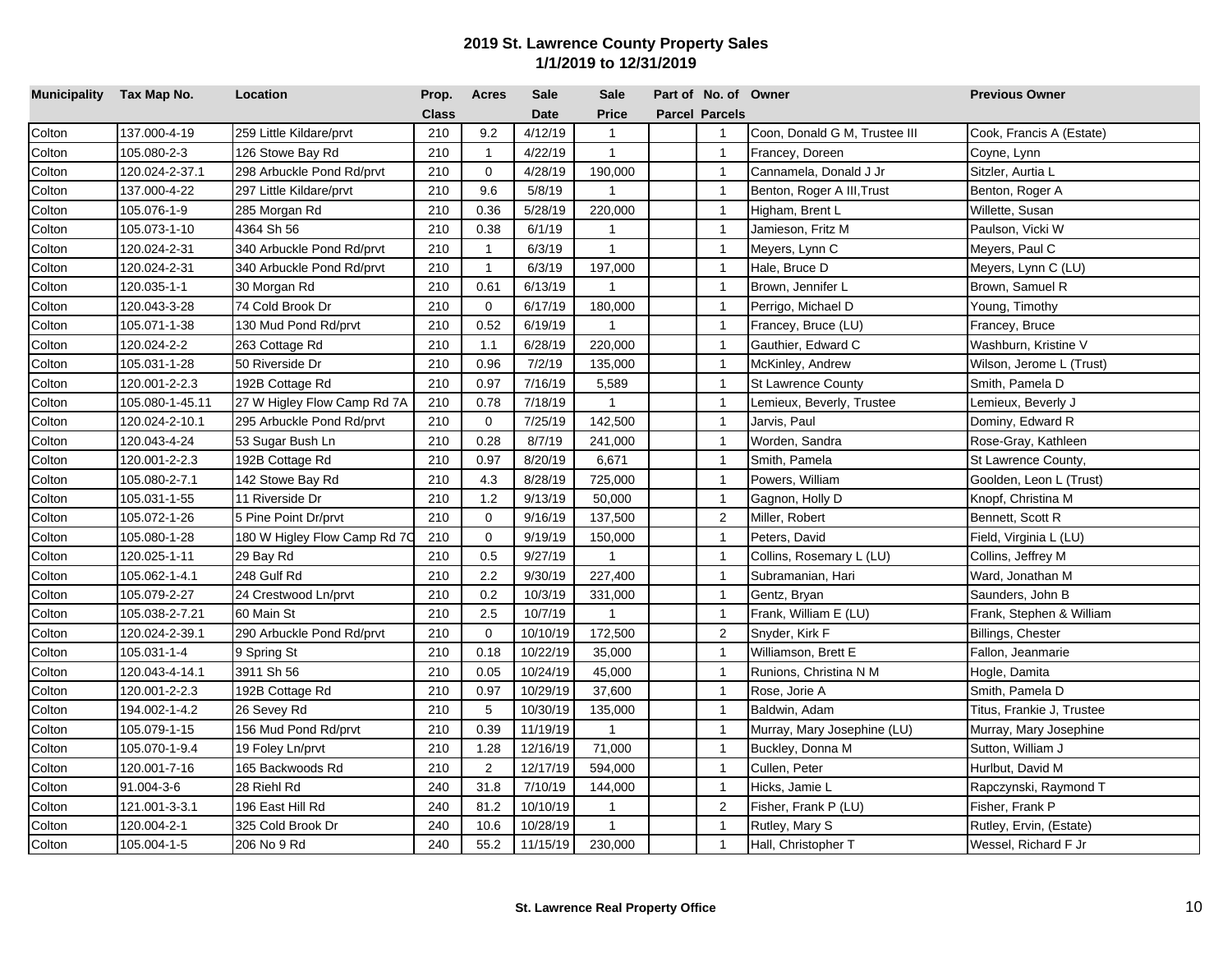## 2019 St. Lawrence County Property Sales
### 1/1/2019 to 12/31/2019

| Municipality | Tax Map No. | Location | Prop. Class | Acres | Sale Date | Sale Price | Part of Parcel | No. of Parcels | Owner | Previous Owner |
|---|---|---|---|---|---|---|---|---|---|---|
| Colton | 137.000-4-19 | 259 Little Kildare/prvt | 210 | 9.2 | 4/12/19 | 1 | | 1 | Coon, Donald G M, Trustee III | Cook, Francis A (Estate) |
| Colton | 105.080-2-3 | 126 Stowe Bay Rd | 210 | 1 | 4/22/19 | 1 | | 1 | Francey, Doreen | Coyne, Lynn |
| Colton | 120.024-2-37.1 | 298 Arbuckle Pond Rd/prvt | 210 | 0 | 4/28/19 | 190,000 | | 1 | Cannamela, Donald J Jr | Sitzler, Aurtia L |
| Colton | 137.000-4-22 | 297 Little Kildare/prvt | 210 | 9.6 | 5/8/19 | 1 | | 1 | Benton, Roger A III,Trust | Benton, Roger A |
| Colton | 105.076-1-9 | 285 Morgan Rd | 210 | 0.36 | 5/28/19 | 220,000 | | 1 | Higham, Brent L | Willette, Susan |
| Colton | 105.073-1-10 | 4364 Sh 56 | 210 | 0.38 | 6/1/19 | 1 | | 1 | Jamieson, Fritz M | Paulson, Vicki W |
| Colton | 120.024-2-31 | 340 Arbuckle Pond Rd/prvt | 210 | 1 | 6/3/19 | 1 | | 1 | Meyers, Lynn C | Meyers, Paul C |
| Colton | 120.024-2-31 | 340 Arbuckle Pond Rd/prvt | 210 | 1 | 6/3/19 | 197,000 | | 1 | Hale, Bruce D | Meyers, Lynn C (LU) |
| Colton | 120.035-1-1 | 30 Morgan Rd | 210 | 0.61 | 6/13/19 | 1 | | 1 | Brown, Jennifer L | Brown, Samuel R |
| Colton | 120.043-3-28 | 74 Cold Brook Dr | 210 | 0 | 6/17/19 | 180,000 | | 1 | Perrigo, Michael D | Young, Timothy |
| Colton | 105.071-1-38 | 130 Mud Pond Rd/prvt | 210 | 0.52 | 6/19/19 | 1 | | 1 | Francey, Bruce (LU) | Francey, Bruce |
| Colton | 120.024-2-2 | 263 Cottage Rd | 210 | 1.1 | 6/28/19 | 220,000 | | 1 | Gauthier, Edward C | Washburn, Kristine V |
| Colton | 105.031-1-28 | 50 Riverside Dr | 210 | 0.96 | 7/2/19 | 135,000 | | 1 | McKinley, Andrew | Wilson, Jerome L (Trust) |
| Colton | 120.001-2-2.3 | 192B Cottage Rd | 210 | 0.97 | 7/16/19 | 5,589 | | 1 | St Lawrence County | Smith, Pamela D |
| Colton | 105.080-1-45.11 | 27 W Higley Flow Camp Rd 7A | 210 | 0.78 | 7/18/19 | 1 | | 1 | Lemieux, Beverly, Trustee | Lemieux, Beverly J |
| Colton | 120.024-2-10.1 | 295 Arbuckle Pond Rd/prvt | 210 | 0 | 7/25/19 | 142,500 | | 1 | Jarvis, Paul | Dominy, Edward R |
| Colton | 120.043-4-24 | 53 Sugar Bush Ln | 210 | 0.28 | 8/7/19 | 241,000 | | 1 | Worden, Sandra | Rose-Gray, Kathleen |
| Colton | 120.001-2-2.3 | 192B Cottage Rd | 210 | 0.97 | 8/20/19 | 6,671 | | 1 | Smith, Pamela | St Lawrence County, |
| Colton | 105.080-2-7.1 | 142 Stowe Bay Rd | 210 | 4.3 | 8/28/19 | 725,000 | | 1 | Powers, William | Goolden, Leon L (Trust) |
| Colton | 105.031-1-55 | 11 Riverside Dr | 210 | 1.2 | 9/13/19 | 50,000 | | 1 | Gagnon, Holly D | Knopf, Christina M |
| Colton | 105.072-1-26 | 5 Pine Point Dr/prvt | 210 | 0 | 9/16/19 | 137,500 | | 2 | Miller, Robert | Bennett, Scott R |
| Colton | 105.080-1-28 | 180 W Higley Flow Camp Rd 7C | 210 | 0 | 9/19/19 | 150,000 | | 1 | Peters, David | Field, Virginia L (LU) |
| Colton | 120.025-1-11 | 29 Bay Rd | 210 | 0.5 | 9/27/19 | 1 | | 1 | Collins, Rosemary L (LU) | Collins, Jeffrey M |
| Colton | 105.062-1-4.1 | 248 Gulf Rd | 210 | 2.2 | 9/30/19 | 227,400 | | 1 | Subramanian, Hari | Ward, Jonathan M |
| Colton | 105.079-2-27 | 24 Crestwood Ln/prvt | 210 | 0.2 | 10/3/19 | 331,000 | | 1 | Gentz, Bryan | Saunders, John B |
| Colton | 105.038-2-7.21 | 60 Main St | 210 | 2.5 | 10/7/19 | 1 | | 1 | Frank, William E (LU) | Frank, Stephen & William |
| Colton | 120.024-2-39.1 | 290 Arbuckle Pond Rd/prvt | 210 | 0 | 10/10/19 | 172,500 | | 2 | Snyder, Kirk F | Billings, Chester |
| Colton | 105.031-1-4 | 9 Spring St | 210 | 0.18 | 10/22/19 | 35,000 | | 1 | Williamson, Brett E | Fallon, Jeanmarie |
| Colton | 120.043-4-14.1 | 3911 Sh 56 | 210 | 0.05 | 10/24/19 | 45,000 | | 1 | Runions, Christina N M | Hogle, Damita |
| Colton | 120.001-2-2.3 | 192B Cottage Rd | 210 | 0.97 | 10/29/19 | 37,600 | | 1 | Rose, Jorie A | Smith, Pamela D |
| Colton | 194.002-1-4.2 | 26 Sevey Rd | 210 | 5 | 10/30/19 | 135,000 | | 1 | Baldwin, Adam | Titus, Frankie J, Trustee |
| Colton | 105.079-1-15 | 156 Mud Pond Rd/prvt | 210 | 0.39 | 11/19/19 | 1 | | 1 | Murray, Mary Josephine (LU) | Murray, Mary Josephine |
| Colton | 105.070-1-9.4 | 19 Foley Ln/prvt | 210 | 1.28 | 12/16/19 | 71,000 | | 1 | Buckley, Donna M | Sutton, William J |
| Colton | 120.001-7-16 | 165 Backwoods Rd | 210 | 2 | 12/17/19 | 594,000 | | 1 | Cullen, Peter | Hurlbut, David M |
| Colton | 91.004-3-6 | 28 Riehl Rd | 240 | 31.8 | 7/10/19 | 144,000 | | 1 | Hicks, Jamie L | Rapczynski, Raymond T |
| Colton | 121.001-3-3.1 | 196 East Hill Rd | 240 | 81.2 | 10/10/19 | 1 | | 2 | Fisher, Frank P (LU) | Fisher, Frank P |
| Colton | 120.004-2-1 | 325 Cold Brook Dr | 240 | 10.6 | 10/28/19 | 1 | | 1 | Rutley, Mary S | Rutley, Ervin, (Estate) |
| Colton | 105.004-1-5 | 206 No 9 Rd | 240 | 55.2 | 11/15/19 | 230,000 | | 1 | Hall, Christopher T | Wessel, Richard F Jr |

**St. Lawrence Real Property Office**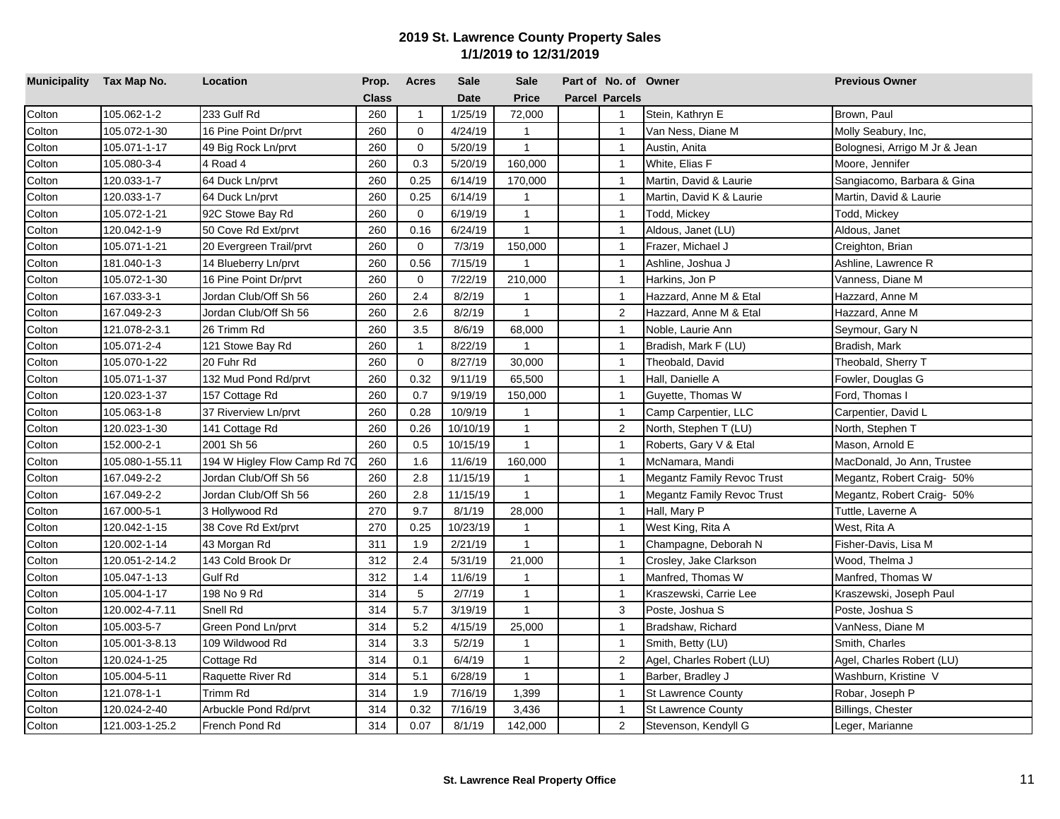# 2019 St. Lawrence County Property Sales

## 1/1/2019 to 12/31/2019

| Municipality | Tax Map No. | Location | Prop. Class | Acres | Sale Date | Sale Price | Part of Parcel | No. of Parcels | Owner | Previous Owner |
|---|---|---|---|---|---|---|---|---|---|---|
| Colton | 105.062-1-2 | 233 Gulf Rd | 260 | 1 | 1/25/19 | 72,000 | | 1 | Stein, Kathryn E | Brown, Paul |
| Colton | 105.072-1-30 | 16 Pine Point Dr/prvt | 260 | 0 | 4/24/19 | 1 | | 1 | Van Ness, Diane M | Molly Seabury, Inc, |
| Colton | 105.071-1-17 | 49 Big Rock Ln/prvt | 260 | 0 | 5/20/19 | 1 | | 1 | Austin, Anita | Bolognesi, Arrigo M Jr & Jean |
| Colton | 105.080-3-4 | 4 Road 4 | 260 | 0.3 | 5/20/19 | 160,000 | | 1 | White, Elias F | Moore, Jennifer |
| Colton | 120.033-1-7 | 64 Duck Ln/prvt | 260 | 0.25 | 6/14/19 | 170,000 | | 1 | Martin, David & Laurie | Sangiacomo, Barbara & Gina |
| Colton | 120.033-1-7 | 64 Duck Ln/prvt | 260 | 0.25 | 6/14/19 | 1 | | 1 | Martin, David K & Laurie | Martin, David & Laurie |
| Colton | 105.072-1-21 | 92C Stowe Bay Rd | 260 | 0 | 6/19/19 | 1 | | 1 | Todd, Mickey | Todd, Mickey |
| Colton | 120.042-1-9 | 50 Cove Rd Ext/prvt | 260 | 0.16 | 6/24/19 | 1 | | 1 | Aldous, Janet (LU) | Aldous, Janet |
| Colton | 105.071-1-21 | 20 Evergreen Trail/prvt | 260 | 0 | 7/3/19 | 150,000 | | 1 | Frazer, Michael J | Creighton, Brian |
| Colton | 181.040-1-3 | 14 Blueberry Ln/prvt | 260 | 0.56 | 7/15/19 | 1 | | 1 | Ashline, Joshua J | Ashline, Lawrence R |
| Colton | 105.072-1-30 | 16 Pine Point Dr/prvt | 260 | 0 | 7/22/19 | 210,000 | | 1 | Harkins, Jon P | Vanness, Diane M |
| Colton | 167.033-3-1 | Jordan Club/Off Sh 56 | 260 | 2.4 | 8/2/19 | 1 | | 1 | Hazzard, Anne M & Etal | Hazzard, Anne M |
| Colton | 167.049-2-3 | Jordan Club/Off Sh 56 | 260 | 2.6 | 8/2/19 | 1 | | 2 | Hazzard, Anne M & Etal | Hazzard, Anne M |
| Colton | 121.078-2-3.1 | 26 Trimm Rd | 260 | 3.5 | 8/6/19 | 68,000 | | 1 | Noble, Laurie Ann | Seymour, Gary N |
| Colton | 105.071-2-4 | 121 Stowe Bay Rd | 260 | 1 | 8/22/19 | 1 | | 1 | Bradish, Mark F (LU) | Bradish, Mark |
| Colton | 105.070-1-22 | 20 Fuhr Rd | 260 | 0 | 8/27/19 | 30,000 | | 1 | Theobald, David | Theobald, Sherry T |
| Colton | 105.071-1-37 | 132 Mud Pond Rd/prvt | 260 | 0.32 | 9/11/19 | 65,500 | | 1 | Hall, Danielle A | Fowler, Douglas G |
| Colton | 120.023-1-37 | 157 Cottage Rd | 260 | 0.7 | 9/19/19 | 150,000 | | 1 | Guyette, Thomas W | Ford, Thomas I |
| Colton | 105.063-1-8 | 37 Riverview Ln/prvt | 260 | 0.28 | 10/9/19 | 1 | | 1 | Camp Carpentier, LLC | Carpentier, David L |
| Colton | 120.023-1-30 | 141 Cottage Rd | 260 | 0.26 | 10/10/19 | 1 | | 2 | North, Stephen T (LU) | North, Stephen T |
| Colton | 152.000-2-1 | 2001 Sh 56 | 260 | 0.5 | 10/15/19 | 1 | | 1 | Roberts, Gary V & Etal | Mason, Arnold E |
| Colton | 105.080-1-55.11 | 194 W Higley Flow Camp Rd 7C | 260 | 1.6 | 11/6/19 | 160,000 | | 1 | McNamara, Mandi | MacDonald, Jo Ann, Trustee |
| Colton | 167.049-2-2 | Jordan Club/Off Sh 56 | 260 | 2.8 | 11/15/19 | 1 | | 1 | Megantz Family Revoc Trust | Megantz, Robert Craig- 50% |
| Colton | 167.049-2-2 | Jordan Club/Off Sh 56 | 260 | 2.8 | 11/15/19 | 1 | | 1 | Megantz Family Revoc Trust | Megantz, Robert Craig- 50% |
| Colton | 167.000-5-1 | 3 Hollywood Rd | 270 | 9.7 | 8/1/19 | 28,000 | | 1 | Hall, Mary P | Tuttle, Laverne A |
| Colton | 120.042-1-15 | 38 Cove Rd Ext/prvt | 270 | 0.25 | 10/23/19 | 1 | | 1 | West King, Rita A | West, Rita A |
| Colton | 120.002-1-14 | 43 Morgan Rd | 311 | 1.9 | 2/21/19 | 1 | | 1 | Champagne, Deborah N | Fisher-Davis, Lisa M |
| Colton | 120.051-2-14.2 | 143 Cold Brook Dr | 312 | 2.4 | 5/31/19 | 21,000 | | 1 | Crosley, Jake Clarkson | Wood, Thelma J |
| Colton | 105.047-1-13 | Gulf Rd | 312 | 1.4 | 11/6/19 | 1 | | 1 | Manfred, Thomas W | Manfred, Thomas W |
| Colton | 105.004-1-17 | 198 No 9 Rd | 314 | 5 | 2/7/19 | 1 | | 1 | Kraszewski, Carrie Lee | Kraszewski, Joseph Paul |
| Colton | 120.002-4-7.11 | Snell Rd | 314 | 5.7 | 3/19/19 | 1 | | 3 | Poste, Joshua S | Poste, Joshua S |
| Colton | 105.003-5-7 | Green Pond Ln/prvt | 314 | 5.2 | 4/15/19 | 25,000 | | 1 | Bradshaw, Richard | VanNess, Diane M |
| Colton | 105.001-3-8.13 | 109 Wildwood Rd | 314 | 3.3 | 5/2/19 | 1 | | 1 | Smith, Betty (LU) | Smith, Charles |
| Colton | 120.024-1-25 | Cottage Rd | 314 | 0.1 | 6/4/19 | 1 | | 2 | Agel, Charles Robert (LU) | Agel, Charles Robert (LU) |
| Colton | 105.004-5-11 | Raquette River Rd | 314 | 5.1 | 6/28/19 | 1 | | 1 | Barber, Bradley J | Washburn, Kristine V |
| Colton | 121.078-1-1 | Trimm Rd | 314 | 1.9 | 7/16/19 | 1,399 | | 1 | St Lawrence County | Robar, Joseph P |
| Colton | 120.024-2-40 | Arbuckle Pond Rd/prvt | 314 | 0.32 | 7/16/19 | 3,436 | | 1 | St Lawrence County | Billings, Chester |
| Colton | 121.003-1-25.2 | French Pond Rd | 314 | 0.07 | 8/1/19 | 142,000 | | 2 | Stevenson, Kendyll G | Leger, Marianne |

**St. Lawrence Real Property Office**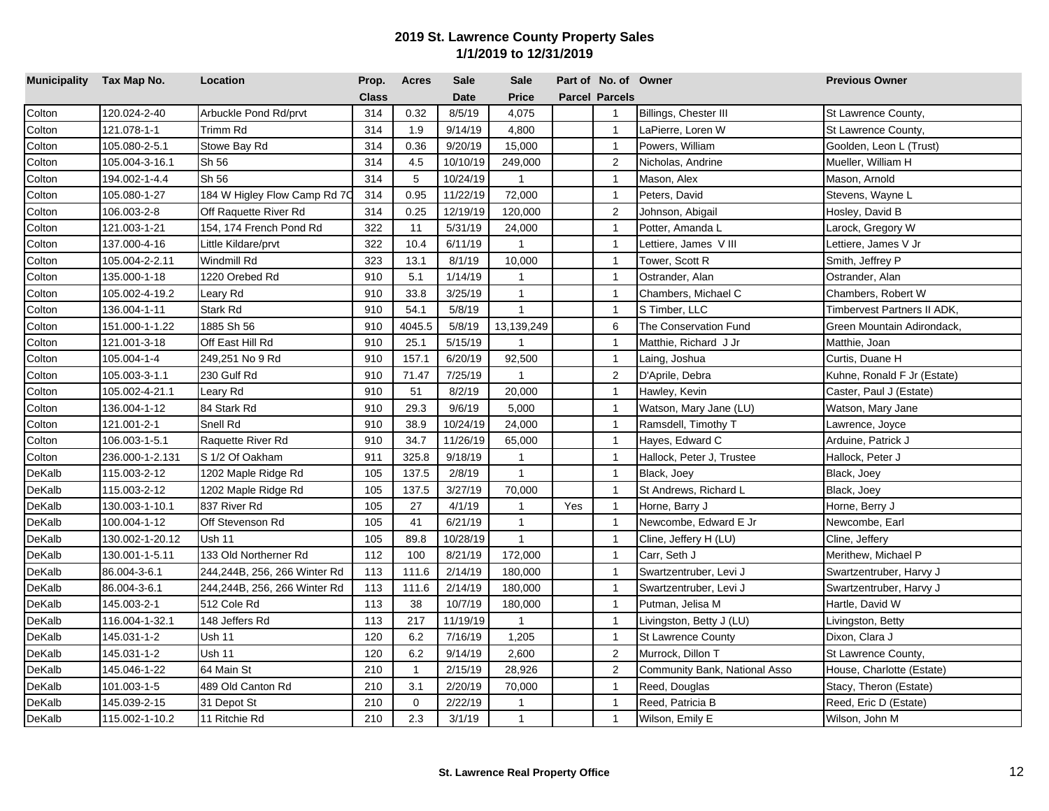## 2019 St. Lawrence County Property Sales
## 1/1/2019 to 12/31/2019

| Municipality | Tax Map No. | Location | Prop. Class | Acres | Sale Date | Sale Price | Part of Parcel | No. of Parcels | Owner | Previous Owner |
|---|---|---|---|---|---|---|---|---|---|---|
| Colton | 120.024-2-40 | Arbuckle Pond Rd/prvt | 314 | 0.32 | 8/5/19 | 4,075 | | 1 | Billings, Chester III | St Lawrence County, |
| Colton | 121.078-1-1 | Trimm Rd | 314 | 1.9 | 9/14/19 | 4,800 | | 1 | LaPierre, Loren W | St Lawrence County, |
| Colton | 105.080-2-5.1 | Stowe Bay Rd | 314 | 0.36 | 9/20/19 | 15,000 | | 1 | Powers, William | Goolden, Leon L (Trust) |
| Colton | 105.004-3-16.1 | Sh 56 | 314 | 4.5 | 10/10/19 | 249,000 | | 2 | Nicholas, Andrine | Mueller, William H |
| Colton | 194.002-1-4.4 | Sh 56 | 314 | 5 | 10/24/19 | 1 | | 1 | Mason, Alex | Mason, Arnold |
| Colton | 105.080-1-27 | 184 W Higley Flow Camp Rd 7C | 314 | 0.95 | 11/22/19 | 72,000 | | 1 | Peters, David | Stevens, Wayne L |
| Colton | 106.003-2-8 | Off Raquette River Rd | 314 | 0.25 | 12/19/19 | 120,000 | | 2 | Johnson, Abigail | Hosley, David B |
| Colton | 121.003-1-21 | 154, 174 French Pond Rd | 322 | 11 | 5/31/19 | 24,000 | | 1 | Potter, Amanda L | Larock, Gregory W |
| Colton | 137.000-4-16 | Little Kildare/prvt | 322 | 10.4 | 6/11/19 | 1 | | 1 | Lettiere, James V III | Lettiere, James V Jr |
| Colton | 105.004-2-2.11 | Windmill Rd | 323 | 13.1 | 8/1/19 | 10,000 | | 1 | Tower, Scott R | Smith, Jeffrey P |
| Colton | 135.000-1-18 | 1220 Orebed Rd | 910 | 5.1 | 1/14/19 | 1 | | 1 | Ostrander, Alan | Ostrander, Alan |
| Colton | 105.002-4-19.2 | Leary Rd | 910 | 33.8 | 3/25/19 | 1 | | 1 | Chambers, Michael C | Chambers, Robert W |
| Colton | 136.004-1-11 | Stark Rd | 910 | 54.1 | 5/8/19 | 1 | | 1 | S Timber, LLC | Timbervest Partners II ADK, |
| Colton | 151.000-1-1.22 | 1885 Sh 56 | 910 | 4045.5 | 5/8/19 | 13,139,249 | | 6 | The Conservation Fund | Green Mountain Adirondack, |
| Colton | 121.001-3-18 | Off East Hill Rd | 910 | 25.1 | 5/15/19 | 1 | | 1 | Matthie, Richard J Jr | Matthie, Joan |
| Colton | 105.004-1-4 | 249,251 No 9 Rd | 910 | 157.1 | 6/20/19 | 92,500 | | 1 | Laing, Joshua | Curtis, Duane H |
| Colton | 105.003-3-1.1 | 230 Gulf Rd | 910 | 71.47 | 7/25/19 | 1 | | 2 | D'Aprile, Debra | Kuhne, Ronald F Jr (Estate) |
| Colton | 105.002-4-21.1 | Leary Rd | 910 | 51 | 8/2/19 | 20,000 | | 1 | Hawley, Kevin | Caster, Paul J (Estate) |
| Colton | 136.004-1-12 | 84 Stark Rd | 910 | 29.3 | 9/6/19 | 5,000 | | 1 | Watson, Mary Jane (LU) | Watson, Mary Jane |
| Colton | 121.001-2-1 | Snell Rd | 910 | 38.9 | 10/24/19 | 24,000 | | 1 | Ramsdell, Timothy T | Lawrence, Joyce |
| Colton | 106.003-1-5.1 | Raquette River Rd | 910 | 34.7 | 11/26/19 | 65,000 | | 1 | Hayes, Edward C | Arduine, Patrick J |
| Colton | 236.000-1-2.131 | S 1/2 Of Oakham | 911 | 325.8 | 9/18/19 | 1 | | 1 | Hallock, Peter J, Trustee | Hallock, Peter J |
| DeKalb | 115.003-2-12 | 1202 Maple Ridge Rd | 105 | 137.5 | 2/8/19 | 1 | | 1 | Black, Joey | Black, Joey |
| DeKalb | 115.003-2-12 | 1202 Maple Ridge Rd | 105 | 137.5 | 3/27/19 | 70,000 | | 1 | St Andrews, Richard L | Black, Joey |
| DeKalb | 130.003-1-10.1 | 837 River Rd | 105 | 27 | 4/1/19 | 1 | Yes | 1 | Horne, Barry J | Horne, Berry J |
| DeKalb | 100.004-1-12 | Off Stevenson Rd | 105 | 41 | 6/21/19 | 1 | | 1 | Newcombe, Edward E Jr | Newcombe, Earl |
| DeKalb | 130.002-1-20.12 | Ush 11 | 105 | 89.8 | 10/28/19 | 1 | | 1 | Cline, Jeffery H (LU) | Cline, Jeffery |
| DeKalb | 130.001-1-5.11 | 133 Old Northerner Rd | 112 | 100 | 8/21/19 | 172,000 | | 1 | Carr, Seth J | Merithew, Michael P |
| DeKalb | 86.004-3-6.1 | 244,244B, 256, 266 Winter Rd | 113 | 111.6 | 2/14/19 | 180,000 | | 1 | Swartzentruber, Levi J | Swartzentruber, Harvy J |
| DeKalb | 86.004-3-6.1 | 244,244B, 256, 266 Winter Rd | 113 | 111.6 | 2/14/19 | 180,000 | | 1 | Swartzentruber, Levi J | Swartzentruber, Harvy J |
| DeKalb | 145.003-2-1 | 512 Cole Rd | 113 | 38 | 10/7/19 | 180,000 | | 1 | Putman, Jelisa M | Hartle, David W |
| DeKalb | 116.004-1-32.1 | 148 Jeffers Rd | 113 | 217 | 11/19/19 | 1 | | 1 | Livingston, Betty J (LU) | Livingston, Betty |
| DeKalb | 145.031-1-2 | Ush 11 | 120 | 6.2 | 7/16/19 | 1,205 | | 1 | St Lawrence County | Dixon, Clara J |
| DeKalb | 145.031-1-2 | Ush 11 | 120 | 6.2 | 9/14/19 | 2,600 | | 2 | Murrock, Dillon T | St Lawrence County, |
| DeKalb | 145.046-1-22 | 64 Main St | 210 | 1 | 2/15/19 | 28,926 | | 2 | Community Bank, National Asso | House, Charlotte (Estate) |
| DeKalb | 101.003-1-5 | 489 Old Canton Rd | 210 | 3.1 | 2/20/19 | 70,000 | | 1 | Reed, Douglas | Stacy, Theron (Estate) |
| DeKalb | 145.039-2-15 | 31 Depot St | 210 | 0 | 2/22/19 | 1 | | 1 | Reed, Patricia B | Reed, Eric D (Estate) |
| DeKalb | 115.002-1-10.2 | 11 Ritchie Rd | 210 | 2.3 | 3/1/19 | 1 | | 1 | Wilson, Emily E | Wilson, John M |

**St. Lawrence Real Property Office**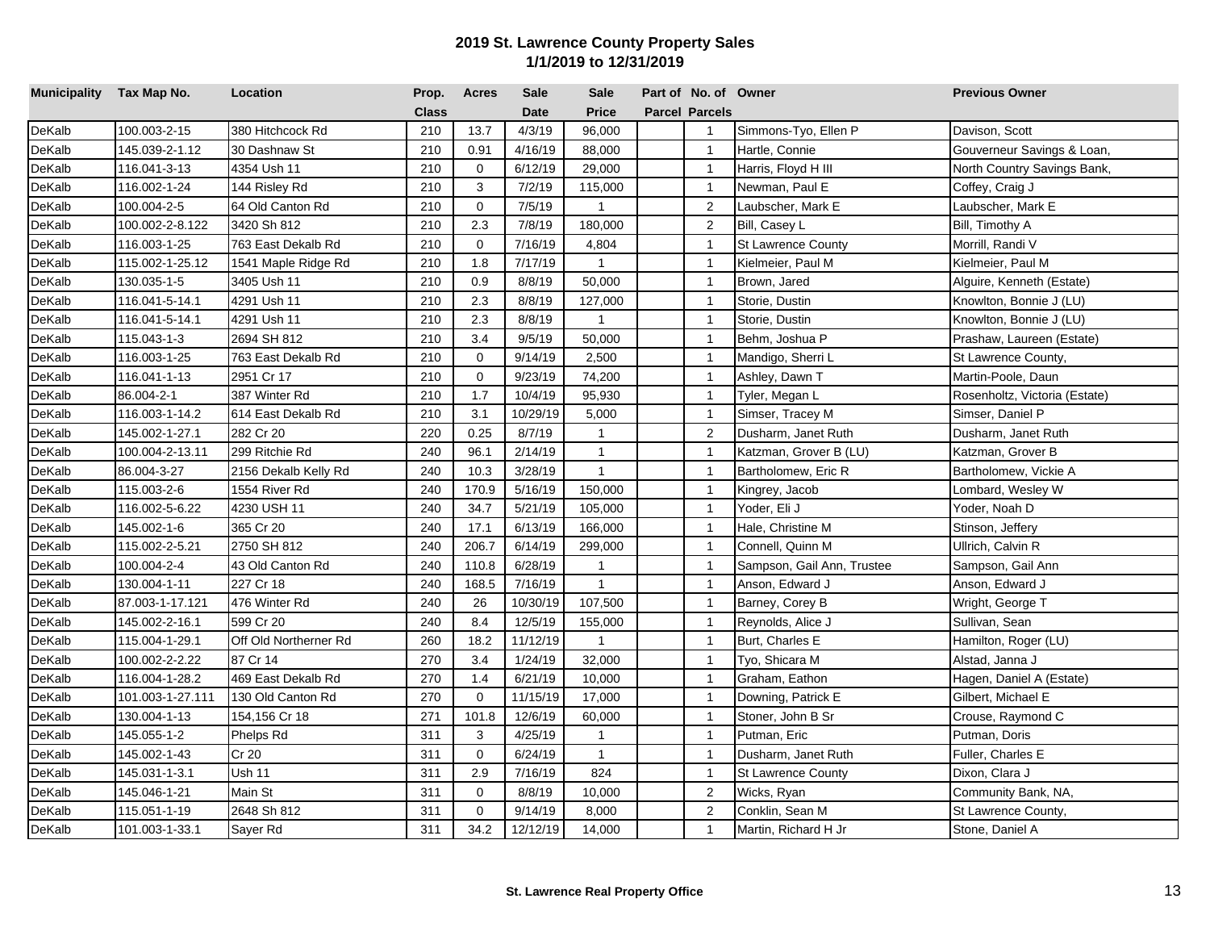# 2019 St. Lawrence County Property Sales
## 1/1/2019 to 12/31/2019

| Municipality | Tax Map No. | Location | Prop. Class | Acres | Sale Date | Sale Price | Part of Parcel | No. of Parcels | Owner | Previous Owner |
|---|---|---|---|---|---|---|---|---|---|---|
| DeKalb | 100.003-2-15 | 380 Hitchcock Rd | 210 | 13.7 | 4/3/19 | 96,000 | | 1 | Simmons-Tyo, Ellen P | Davison, Scott |
| DeKalb | 145.039-2-1.12 | 30 Dashnaw St | 210 | 0.91 | 4/16/19 | 88,000 | | 1 | Hartle, Connie | Gouverneur Savings & Loan, |
| DeKalb | 116.041-3-13 | 4354 Ush 11 | 210 | 0 | 6/12/19 | 29,000 | | 1 | Harris, Floyd H III | North Country Savings Bank, |
| DeKalb | 116.002-1-24 | 144 Risley Rd | 210 | 3 | 7/2/19 | 115,000 | | 1 | Newman, Paul E | Coffey, Craig J |
| DeKalb | 100.004-2-5 | 64 Old Canton Rd | 210 | 0 | 7/5/19 | 1 | | 2 | Laubscher, Mark E | Laubscher, Mark E |
| DeKalb | 100.002-2-8.122 | 3420 Sh 812 | 210 | 2.3 | 7/8/19 | 180,000 | | 2 | Bill, Casey L | Bill, Timothy A |
| DeKalb | 116.003-1-25 | 763 East Dekalb Rd | 210 | 0 | 7/16/19 | 4,804 | | 1 | St Lawrence County | Morrill, Randi V |
| DeKalb | 115.002-1-25.12 | 1541 Maple Ridge Rd | 210 | 1.8 | 7/17/19 | 1 | | 1 | Kielmeier, Paul M | Kielmeier, Paul M |
| DeKalb | 130.035-1-5 | 3405 Ush 11 | 210 | 0.9 | 8/8/19 | 50,000 | | 1 | Brown, Jared | Alguire, Kenneth (Estate) |
| DeKalb | 116.041-5-14.1 | 4291 Ush 11 | 210 | 2.3 | 8/8/19 | 127,000 | | 1 | Storie, Dustin | Knowlton, Bonnie J (LU) |
| DeKalb | 116.041-5-14.1 | 4291 Ush 11 | 210 | 2.3 | 8/8/19 | 1 | | 1 | Storie, Dustin | Knowlton, Bonnie J (LU) |
| DeKalb | 115.043-1-3 | 2694 SH 812 | 210 | 3.4 | 9/5/19 | 50,000 | | 1 | Behm, Joshua P | Prashaw, Laureen (Estate) |
| DeKalb | 116.003-1-25 | 763 East Dekalb Rd | 210 | 0 | 9/14/19 | 2,500 | | 1 | Mandigo, Sherri L | St Lawrence County, |
| DeKalb | 116.041-1-13 | 2951 Cr 17 | 210 | 0 | 9/23/19 | 74,200 | | 1 | Ashley, Dawn T | Martin-Poole, Daun |
| DeKalb | 86.004-2-1 | 387 Winter Rd | 210 | 1.7 | 10/4/19 | 95,930 | | 1 | Tyler, Megan L | Rosenholtz, Victoria (Estate) |
| DeKalb | 116.003-1-14.2 | 614 East Dekalb Rd | 210 | 3.1 | 10/29/19 | 5,000 | | 1 | Simser, Tracey M | Simser, Daniel P |
| DeKalb | 145.002-1-27.1 | 282 Cr 20 | 220 | 0.25 | 8/7/19 | 1 | | 2 | Dusharm, Janet Ruth | Dusharm, Janet Ruth |
| DeKalb | 100.004-2-13.11 | 299 Ritchie Rd | 240 | 96.1 | 2/14/19 | 1 | | 1 | Katzman, Grover B (LU) | Katzman, Grover B |
| DeKalb | 86.004-3-27 | 2156 Dekalb Kelly Rd | 240 | 10.3 | 3/28/19 | 1 | | 1 | Bartholomew, Eric R | Bartholomew, Vickie A |
| DeKalb | 115.003-2-6 | 1554 River Rd | 240 | 170.9 | 5/16/19 | 150,000 | | 1 | Kingrey, Jacob | Lombard, Wesley W |
| DeKalb | 116.002-5-6.22 | 4230 USH 11 | 240 | 34.7 | 5/21/19 | 105,000 | | 1 | Yoder, Eli J | Yoder, Noah D |
| DeKalb | 145.002-1-6 | 365 Cr 20 | 240 | 17.1 | 6/13/19 | 166,000 | | 1 | Hale, Christine M | Stinson, Jeffery |
| DeKalb | 115.002-2-5.21 | 2750 SH 812 | 240 | 206.7 | 6/14/19 | 299,000 | | 1 | Connell, Quinn M | Ullrich, Calvin R |
| DeKalb | 100.004-2-4 | 43 Old Canton Rd | 240 | 110.8 | 6/28/19 | 1 | | 1 | Sampson, Gail Ann, Trustee | Sampson, Gail Ann |
| DeKalb | 130.004-1-11 | 227 Cr 18 | 240 | 168.5 | 7/16/19 | 1 | | 1 | Anson, Edward J | Anson, Edward J |
| DeKalb | 87.003-1-17.121 | 476 Winter Rd | 240 | 26 | 10/30/19 | 107,500 | | 1 | Barney, Corey B | Wright, George T |
| DeKalb | 145.002-2-16.1 | 599 Cr 20 | 240 | 8.4 | 12/5/19 | 155,000 | | 1 | Reynolds, Alice J | Sullivan, Sean |
| DeKalb | 115.004-1-29.1 | Off Old Northerner Rd | 260 | 18.2 | 11/12/19 | 1 | | 1 | Burt, Charles E | Hamilton, Roger (LU) |
| DeKalb | 100.002-2-2.22 | 87 Cr 14 | 270 | 3.4 | 1/24/19 | 32,000 | | 1 | Tyo, Shicara M | Alstad, Janna J |
| DeKalb | 116.004-1-28.2 | 469 East Dekalb Rd | 270 | 1.4 | 6/21/19 | 10,000 | | 1 | Graham, Eathon | Hagen, Daniel A (Estate) |
| DeKalb | 101.003-1-27.111 | 130 Old Canton Rd | 270 | 0 | 11/15/19 | 17,000 | | 1 | Downing, Patrick E | Gilbert, Michael E |
| DeKalb | 130.004-1-13 | 154,156 Cr 18 | 271 | 101.8 | 12/6/19 | 60,000 | | 1 | Stoner, John B Sr | Crouse, Raymond C |
| DeKalb | 145.055-1-2 | Phelps Rd | 311 | 3 | 4/25/19 | 1 | | 1 | Putman, Eric | Putman, Doris |
| DeKalb | 145.002-1-43 | Cr 20 | 311 | 0 | 6/24/19 | 1 | | 1 | Dusharm, Janet Ruth | Fuller, Charles E |
| DeKalb | 145.031-1-3.1 | Ush 11 | 311 | 2.9 | 7/16/19 | 824 | | 1 | St Lawrence County | Dixon, Clara J |
| DeKalb | 145.046-1-21 | Main St | 311 | 0 | 8/8/19 | 10,000 | | 2 | Wicks, Ryan | Community Bank, NA, |
| DeKalb | 115.051-1-19 | 2648 Sh 812 | 311 | 0 | 9/14/19 | 8,000 | | 2 | Conklin, Sean M | St Lawrence County, |
| DeKalb | 101.003-1-33.1 | Sayer Rd | 311 | 34.2 | 12/12/19 | 14,000 | | 1 | Martin, Richard H Jr | Stone, Daniel A |

**St. Lawrence Real Property Office**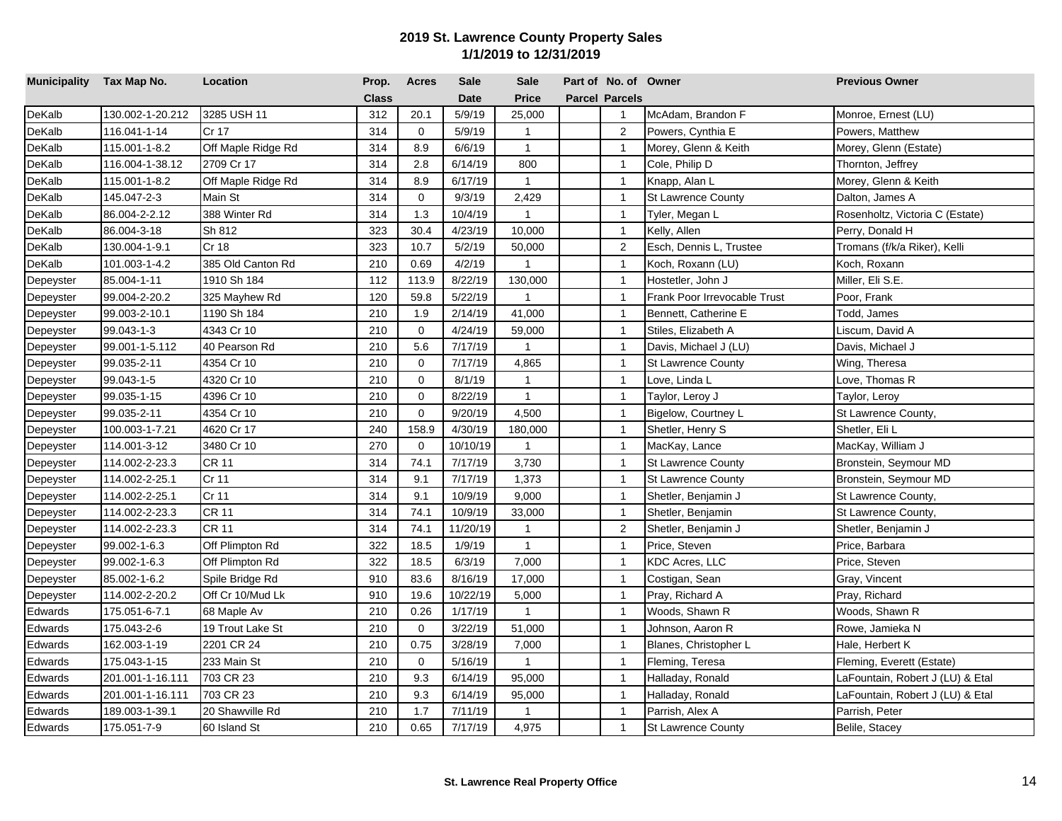# 2019 St. Lawrence County Property Sales
## 1/1/2019 to 12/31/2019

| Municipality | Tax Map No. | Location | Prop. Class | Acres | Sale Date | Sale Price | Part of Parcel | No. of Parcels | Owner | Previous Owner |
|---|---|---|---|---|---|---|---|---|---|---|
| DeKalb | 130.002-1-20.212 | 3285 USH 11 | 312 | 20.1 | 5/9/19 | 25,000 | | 1 | McAdam, Brandon F | Monroe, Ernest (LU) |
| DeKalb | 116.041-1-14 | Cr 17 | 314 | 0 | 5/9/19 | 1 | | 2 | Powers, Cynthia E | Powers, Matthew |
| DeKalb | 115.001-1-8.2 | Off Maple Ridge Rd | 314 | 8.9 | 6/6/19 | 1 | | 1 | Morey, Glenn & Keith | Morey, Glenn (Estate) |
| DeKalb | 116.004-1-38.12 | 2709 Cr 17 | 314 | 2.8 | 6/14/19 | 800 | | 1 | Cole, Philip D | Thornton, Jeffrey |
| DeKalb | 115.001-1-8.2 | Off Maple Ridge Rd | 314 | 8.9 | 6/17/19 | 1 | | 1 | Knapp, Alan L | Morey, Glenn & Keith |
| DeKalb | 145.047-2-3 | Main St | 314 | 0 | 9/3/19 | 2,429 | | 1 | St Lawrence County | Dalton, James A |
| DeKalb | 86.004-2-2.12 | 388 Winter Rd | 314 | 1.3 | 10/4/19 | 1 | | 1 | Tyler, Megan L | Rosenholtz, Victoria C (Estate) |
| DeKalb | 86.004-3-18 | Sh 812 | 323 | 30.4 | 4/23/19 | 10,000 | | 1 | Kelly, Allen | Perry, Donald H |
| DeKalb | 130.004-1-9.1 | Cr 18 | 323 | 10.7 | 5/2/19 | 50,000 | | 2 | Esch, Dennis L, Trustee | Tromans (f/k/a Riker), Kelli |
| DeKalb | 101.003-1-4.2 | 385 Old Canton Rd | 210 | 0.69 | 4/2/19 | 1 | | 1 | Koch, Roxann (LU) | Koch, Roxann |
| Depeyster | 85.004-1-11 | 1910 Sh 184 | 112 | 113.9 | 8/22/19 | 130,000 | | 1 | Hostetler, John J | Miller, Eli S.E. |
| Depeyster | 99.004-2-20.2 | 325 Mayhew Rd | 120 | 59.8 | 5/22/19 | 1 | | 1 | Frank Poor Irrevocable Trust | Poor, Frank |
| Depeyster | 99.003-2-10.1 | 1190 Sh 184 | 210 | 1.9 | 2/14/19 | 41,000 | | 1 | Bennett, Catherine E | Todd, James |
| Depeyster | 99.043-1-3 | 4343 Cr 10 | 210 | 0 | 4/24/19 | 59,000 | | 1 | Stiles, Elizabeth A | Liscum, David A |
| Depeyster | 99.001-1-5.112 | 40 Pearson Rd | 210 | 5.6 | 7/17/19 | 1 | | 1 | Davis, Michael J (LU) | Davis, Michael J |
| Depeyster | 99.035-2-11 | 4354 Cr 10 | 210 | 0 | 7/17/19 | 4,865 | | 1 | St Lawrence County | Wing, Theresa |
| Depeyster | 99.043-1-5 | 4320 Cr 10 | 210 | 0 | 8/1/19 | 1 | | 1 | Love, Linda L | Love, Thomas R |
| Depeyster | 99.035-1-15 | 4396 Cr 10 | 210 | 0 | 8/22/19 | 1 | | 1 | Taylor, Leroy J | Taylor, Leroy |
| Depeyster | 99.035-2-11 | 4354 Cr 10 | 210 | 0 | 9/20/19 | 4,500 | | 1 | Bigelow, Courtney L | St Lawrence County, |
| Depeyster | 100.003-1-7.21 | 4620 Cr 17 | 240 | 158.9 | 4/30/19 | 180,000 | | 1 | Shetler, Henry S | Shetler, Eli L |
| Depeyster | 114.001-3-12 | 3480 Cr 10 | 270 | 0 | 10/10/19 | 1 | | 1 | MacKay, Lance | MacKay, William J |
| Depeyster | 114.002-2-23.3 | CR 11 | 314 | 74.1 | 7/17/19 | 3,730 | | 1 | St Lawrence County | Bronstein, Seymour MD |
| Depeyster | 114.002-2-25.1 | Cr 11 | 314 | 9.1 | 7/17/19 | 1,373 | | 1 | St Lawrence County | Bronstein, Seymour MD |
| Depeyster | 114.002-2-25.1 | Cr 11 | 314 | 9.1 | 10/9/19 | 9,000 | | 1 | Shetler, Benjamin J | St Lawrence County, |
| Depeyster | 114.002-2-23.3 | CR 11 | 314 | 74.1 | 10/9/19 | 33,000 | | 1 | Shetler, Benjamin | St Lawrence County, |
| Depeyster | 114.002-2-23.3 | CR 11 | 314 | 74.1 | 11/20/19 | 1 | | 2 | Shetler, Benjamin J | Shetler, Benjamin J |
| Depeyster | 99.002-1-6.3 | Off Plimpton Rd | 322 | 18.5 | 1/9/19 | 1 | | 1 | Price, Steven | Price, Barbara |
| Depeyster | 99.002-1-6.3 | Off Plimpton Rd | 322 | 18.5 | 6/3/19 | 7,000 | | 1 | KDC Acres, LLC | Price, Steven |
| Depeyster | 85.002-1-6.2 | Spile Bridge Rd | 910 | 83.6 | 8/16/19 | 17,000 | | 1 | Costigan, Sean | Gray, Vincent |
| Depeyster | 114.002-2-20.2 | Off Cr 10/Mud Lk | 910 | 19.6 | 10/22/19 | 5,000 | | 1 | Pray, Richard A | Pray, Richard |
| Edwards | 175.051-6-7.1 | 68 Maple Av | 210 | 0.26 | 1/17/19 | 1 | | 1 | Woods, Shawn R | Woods, Shawn R |
| Edwards | 175.043-2-6 | 19 Trout Lake St | 210 | 0 | 3/22/19 | 51,000 | | 1 | Johnson, Aaron R | Rowe, Jamieka N |
| Edwards | 162.003-1-19 | 2201 CR 24 | 210 | 0.75 | 3/28/19 | 7,000 | | 1 | Blanes, Christopher L | Hale, Herbert K |
| Edwards | 175.043-1-15 | 233 Main St | 210 | 0 | 5/16/19 | 1 | | 1 | Fleming, Teresa | Fleming, Everett (Estate) |
| Edwards | 201.001-1-16.111 | 703 CR 23 | 210 | 9.3 | 6/14/19 | 95,000 | | 1 | Halladay, Ronald | LaFountain, Robert J (LU) & Etal |
| Edwards | 201.001-1-16.111 | 703 CR 23 | 210 | 9.3 | 6/14/19 | 95,000 | | 1 | Halladay, Ronald | LaFountain, Robert J (LU) & Etal |
| Edwards | 189.003-1-39.1 | 20 Shawville Rd | 210 | 1.7 | 7/11/19 | 1 | | 1 | Parrish, Alex A | Parrish, Peter |
| Edwards | 175.051-7-9 | 60 Island St | 210 | 0.65 | 7/17/19 | 4,975 | | 1 | St Lawrence County | Belile, Stacey |

St. Lawrence Real Property Office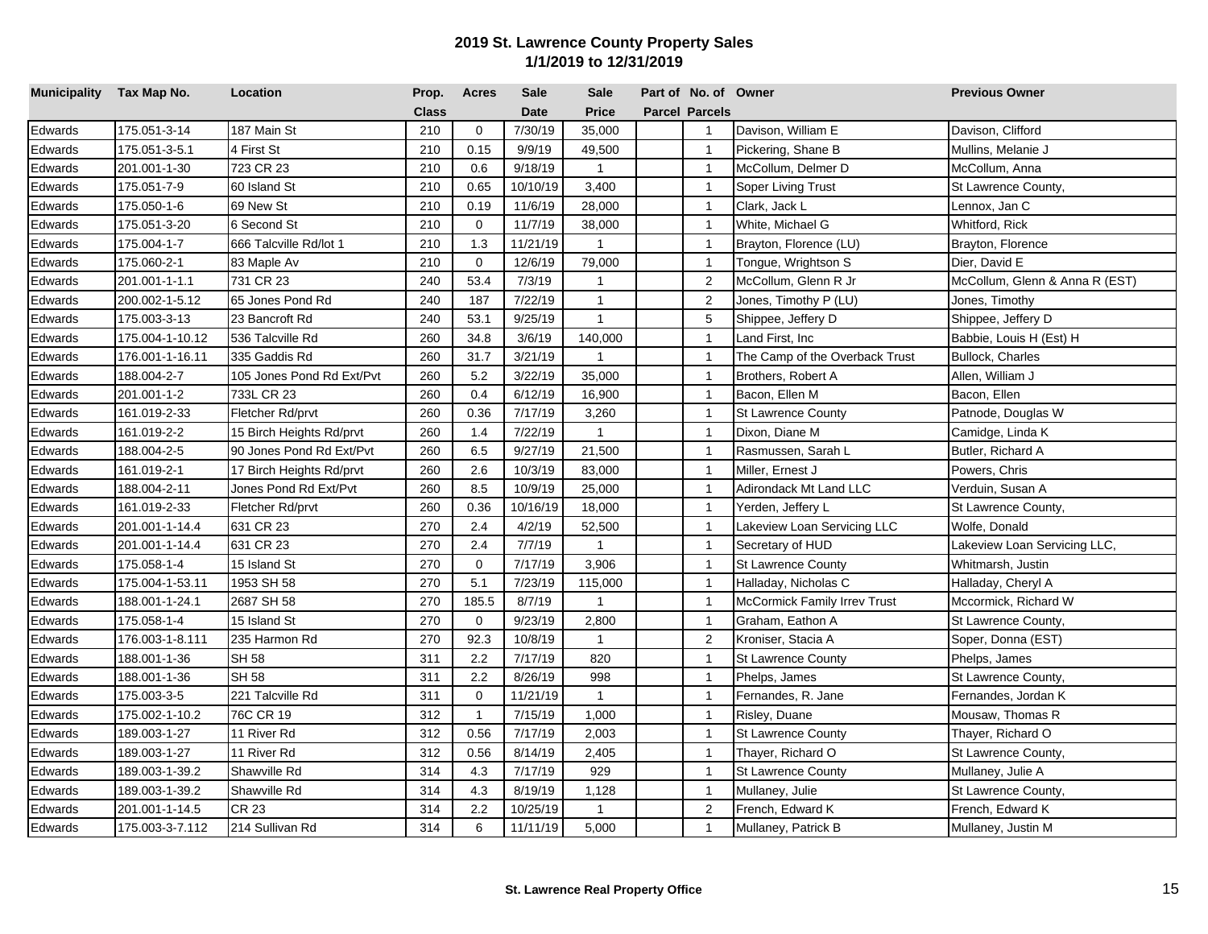## 2019 St. Lawrence County Property Sales
### 1/1/2019 to 12/31/2019

| Municipality | Tax Map No. | Location | Prop. Class | Acres | Sale Date | Sale Price | Part of Parcel | No. of Parcels | Owner | Previous Owner |
|---|---|---|---|---|---|---|---|---|---|---|
| Edwards | 175.051-3-14 | 187 Main St | 210 | 0 | 7/30/19 | 35,000 | | 1 | Davison, William E | Davison, Clifford |
| Edwards | 175.051-3-5.1 | 4 First St | 210 | 0.15 | 9/9/19 | 49,500 | | 1 | Pickering, Shane B | Mullins, Melanie J |
| Edwards | 201.001-1-30 | 723 CR 23 | 210 | 0.6 | 9/18/19 | 1 | | 1 | McCollum, Delmer D | McCollum, Anna |
| Edwards | 175.051-7-9 | 60 Island St | 210 | 0.65 | 10/10/19 | 3,400 | | 1 | Soper Living Trust | St Lawrence County, |
| Edwards | 175.050-1-6 | 69 New St | 210 | 0.19 | 11/6/19 | 28,000 | | 1 | Clark, Jack L | Lennox, Jan C |
| Edwards | 175.051-3-20 | 6 Second St | 210 | 0 | 11/7/19 | 38,000 | | 1 | White, Michael G | Whitford, Rick |
| Edwards | 175.004-1-7 | 666 Talcville Rd/lot 1 | 210 | 1.3 | 11/21/19 | 1 | | 1 | Brayton, Florence (LU) | Brayton, Florence |
| Edwards | 175.060-2-1 | 83 Maple Av | 210 | 0 | 12/6/19 | 79,000 | | 1 | Tongue, Wrightson S | Dier, David E |
| Edwards | 201.001-1-1.1 | 731 CR 23 | 240 | 53.4 | 7/3/19 | 1 | | 2 | McCollum, Glenn R Jr | McCollum, Glenn & Anna R (EST) |
| Edwards | 200.002-1-5.12 | 65 Jones Pond Rd | 240 | 187 | 7/22/19 | 1 | | 2 | Jones, Timothy P (LU) | Jones, Timothy |
| Edwards | 175.003-3-13 | 23 Bancroft Rd | 240 | 53.1 | 9/25/19 | 1 | | 5 | Shippee, Jeffery D | Shippee, Jeffery D |
| Edwards | 175.004-1-10.12 | 536 Talcville Rd | 260 | 34.8 | 3/6/19 | 140,000 | | 1 | Land First, Inc | Babbie, Louis H (Est) H |
| Edwards | 176.001-1-16.11 | 335 Gaddis Rd | 260 | 31.7 | 3/21/19 | 1 | | 1 | The Camp of the Overback Trust | Bullock, Charles |
| Edwards | 188.004-2-7 | 105 Jones Pond Rd Ext/Pvt | 260 | 5.2 | 3/22/19 | 35,000 | | 1 | Brothers, Robert A | Allen, William J |
| Edwards | 201.001-1-2 | 733L CR 23 | 260 | 0.4 | 6/12/19 | 16,900 | | 1 | Bacon, Ellen M | Bacon, Ellen |
| Edwards | 161.019-2-33 | Fletcher Rd/prvt | 260 | 0.36 | 7/17/19 | 3,260 | | 1 | St Lawrence County | Patnode, Douglas W |
| Edwards | 161.019-2-2 | 15 Birch Heights Rd/prvt | 260 | 1.4 | 7/22/19 | 1 | | 1 | Dixon, Diane M | Camidge, Linda K |
| Edwards | 188.004-2-5 | 90 Jones Pond Rd Ext/Pvt | 260 | 6.5 | 9/27/19 | 21,500 | | 1 | Rasmussen, Sarah L | Butler, Richard A |
| Edwards | 161.019-2-1 | 17 Birch Heights Rd/prvt | 260 | 2.6 | 10/3/19 | 83,000 | | 1 | Miller, Ernest J | Powers, Chris |
| Edwards | 188.004-2-11 | Jones Pond Rd Ext/Pvt | 260 | 8.5 | 10/9/19 | 25,000 | | 1 | Adirondack Mt Land LLC | Verduin, Susan A |
| Edwards | 161.019-2-33 | Fletcher Rd/prvt | 260 | 0.36 | 10/16/19 | 18,000 | | 1 | Yerden, Jeffery L | St Lawrence County, |
| Edwards | 201.001-1-14.4 | 631 CR 23 | 270 | 2.4 | 4/2/19 | 52,500 | | 1 | Lakeview Loan Servicing LLC | Wolfe, Donald |
| Edwards | 201.001-1-14.4 | 631 CR 23 | 270 | 2.4 | 7/7/19 | 1 | | 1 | Secretary of HUD | Lakeview Loan Servicing LLC, |
| Edwards | 175.058-1-4 | 15 Island St | 270 | 0 | 7/17/19 | 3,906 | | 1 | St Lawrence County | Whitmarsh, Justin |
| Edwards | 175.004-1-53.11 | 1953 SH 58 | 270 | 5.1 | 7/23/19 | 115,000 | | 1 | Halladay, Nicholas C | Halladay, Cheryl A |
| Edwards | 188.001-1-24.1 | 2687 SH 58 | 270 | 185.5 | 8/7/19 | 1 | | 1 | McCormick Family Irrev Trust | Mccormick, Richard W |
| Edwards | 175.058-1-4 | 15 Island St | 270 | 0 | 9/23/19 | 2,800 | | 1 | Graham, Eathon A | St Lawrence County, |
| Edwards | 176.003-1-8.111 | 235 Harmon Rd | 270 | 92.3 | 10/8/19 | 1 | | 2 | Kroniser, Stacia A | Soper, Donna (EST) |
| Edwards | 188.001-1-36 | SH 58 | 311 | 2.2 | 7/17/19 | 820 | | 1 | St Lawrence County | Phelps, James |
| Edwards | 188.001-1-36 | SH 58 | 311 | 2.2 | 8/26/19 | 998 | | 1 | Phelps, James | St Lawrence County, |
| Edwards | 175.003-3-5 | 221 Talcville Rd | 311 | 0 | 11/21/19 | 1 | | 1 | Fernandes, R. Jane | Fernandes, Jordan K |
| Edwards | 175.002-1-10.2 | 76C CR 19 | 312 | 1 | 7/15/19 | 1,000 | | 1 | Risley, Duane | Mousaw, Thomas R |
| Edwards | 189.003-1-27 | 11 River Rd | 312 | 0.56 | 7/17/19 | 2,003 | | 1 | St Lawrence County | Thayer, Richard O |
| Edwards | 189.003-1-27 | 11 River Rd | 312 | 0.56 | 8/14/19 | 2,405 | | 1 | Thayer, Richard O | St Lawrence County, |
| Edwards | 189.003-1-39.2 | Shawville Rd | 314 | 4.3 | 7/17/19 | 929 | | 1 | St Lawrence County | Mullaney, Julie A |
| Edwards | 189.003-1-39.2 | Shawville Rd | 314 | 4.3 | 8/19/19 | 1,128 | | 1 | Mullaney, Julie | St Lawrence County, |
| Edwards | 201.001-1-14.5 | CR 23 | 314 | 2.2 | 10/25/19 | 1 | | 2 | French, Edward K | French, Edward K |
| Edwards | 175.003-3-7.112 | 214 Sullivan Rd | 314 | 6 | 11/11/19 | 5,000 | | 1 | Mullaney, Patrick B | Mullaney, Justin M |

**St. Lawrence Real Property Office**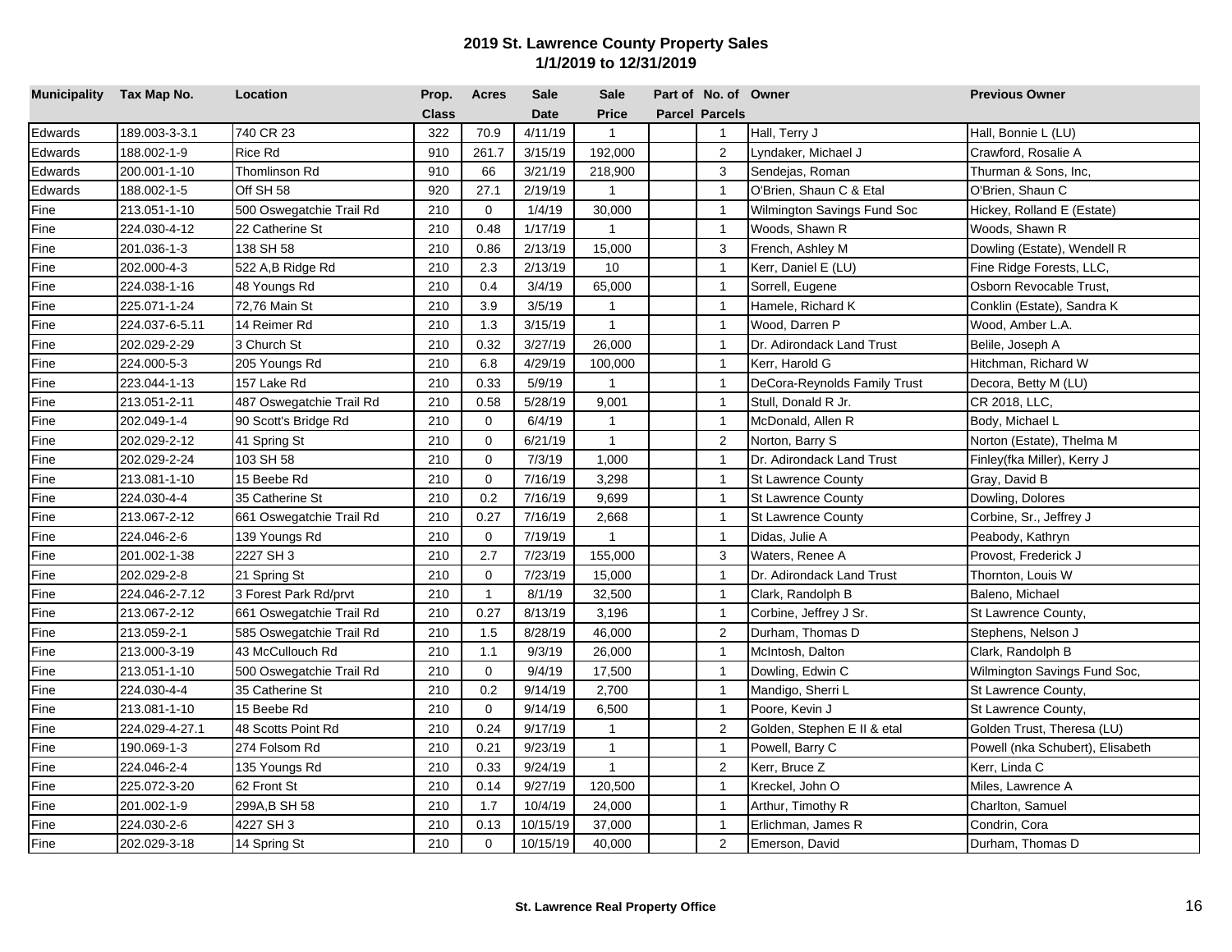# 2019 St. Lawrence County Property Sales
## 1/1/2019 to 12/31/2019

| Municipality | Tax Map No. | Location | Prop. Class | Acres | Sale Date | Sale Price | Part of Parcel | No. of Parcels | Owner | Previous Owner |
|---|---|---|---|---|---|---|---|---|---|---|
| Edwards | 189.003-3-3.1 | 740 CR 23 | 322 | 70.9 | 4/11/19 | 1 | | 1 | Hall, Terry J | Hall, Bonnie L (LU) |
| Edwards | 188.002-1-9 | Rice Rd | 910 | 261.7 | 3/15/19 | 192,000 | | 2 | Lyndaker, Michael J | Crawford, Rosalie A |
| Edwards | 200.001-1-10 | Thomlinson Rd | 910 | 66 | 3/21/19 | 218,900 | | 3 | Sendejas, Roman | Thurman & Sons, Inc, |
| Edwards | 188.002-1-5 | Off SH 58 | 920 | 27.1 | 2/19/19 | 1 | | 1 | O'Brien, Shaun C & Etal | O'Brien, Shaun C |
| Fine | 213.051-1-10 | 500 Oswegatchie Trail Rd | 210 | 0 | 1/4/19 | 30,000 | | 1 | Wilmington Savings Fund Soc | Hickey, Rolland E (Estate) |
| Fine | 224.030-4-12 | 22 Catherine St | 210 | 0.48 | 1/17/19 | 1 | | 1 | Woods, Shawn R | Woods, Shawn R |
| Fine | 201.036-1-3 | 138 SH 58 | 210 | 0.86 | 2/13/19 | 15,000 | | 3 | French, Ashley M | Dowling (Estate), Wendell R |
| Fine | 202.000-4-3 | 522 A,B Ridge Rd | 210 | 2.3 | 2/13/19 | 10 | | 1 | Kerr, Daniel E (LU) | Fine Ridge Forests, LLC, |
| Fine | 224.038-1-16 | 48 Youngs Rd | 210 | 0.4 | 3/4/19 | 65,000 | | 1 | Sorrell, Eugene | Osborn Revocable Trust, |
| Fine | 225.071-1-24 | 72,76 Main St | 210 | 3.9 | 3/5/19 | 1 | | 1 | Hamele, Richard K | Conklin (Estate), Sandra K |
| Fine | 224.037-6-5.11 | 14 Reimer Rd | 210 | 1.3 | 3/15/19 | 1 | | 1 | Wood, Darren P | Wood, Amber L.A. |
| Fine | 202.029-2-29 | 3 Church St | 210 | 0.32 | 3/27/19 | 26,000 | | 1 | Dr. Adirondack Land Trust | Belile, Joseph A |
| Fine | 224.000-5-3 | 205 Youngs Rd | 210 | 6.8 | 4/29/19 | 100,000 | | 1 | Kerr, Harold G | Hitchman, Richard W |
| Fine | 223.044-1-13 | 157 Lake Rd | 210 | 0.33 | 5/9/19 | 1 | | 1 | DeCora-Reynolds Family Trust | Decora, Betty M (LU) |
| Fine | 213.051-2-11 | 487 Oswegatchie Trail Rd | 210 | 0.58 | 5/28/19 | 9,001 | | 1 | Stull, Donald R Jr. | CR 2018, LLC, |
| Fine | 202.049-1-4 | 90 Scott's Bridge Rd | 210 | 0 | 6/4/19 | 1 | | 1 | McDonald, Allen R | Body, Michael L |
| Fine | 202.029-2-12 | 41 Spring St | 210 | 0 | 6/21/19 | 1 | | 2 | Norton, Barry S | Norton (Estate), Thelma M |
| Fine | 202.029-2-24 | 103 SH 58 | 210 | 0 | 7/3/19 | 1,000 | | 1 | Dr. Adirondack Land Trust | Finley(fka Miller), Kerry J |
| Fine | 213.081-1-10 | 15 Beebe Rd | 210 | 0 | 7/16/19 | 3,298 | | 1 | St Lawrence County | Gray, David B |
| Fine | 224.030-4-4 | 35 Catherine St | 210 | 0.2 | 7/16/19 | 9,699 | | 1 | St Lawrence County | Dowling, Dolores |
| Fine | 213.067-2-12 | 661 Oswegatchie Trail Rd | 210 | 0.27 | 7/16/19 | 2,668 | | 1 | St Lawrence County | Corbine, Sr., Jeffrey J |
| Fine | 224.046-2-6 | 139 Youngs Rd | 210 | 0 | 7/19/19 | 1 | | 1 | Didas, Julie A | Peabody, Kathryn |
| Fine | 201.002-1-38 | 2227 SH 3 | 210 | 2.7 | 7/23/19 | 155,000 | | 3 | Waters, Renee A | Provost, Frederick J |
| Fine | 202.029-2-8 | 21 Spring St | 210 | 0 | 7/23/19 | 15,000 | | 1 | Dr. Adirondack Land Trust | Thornton, Louis W |
| Fine | 224.046-2-7.12 | 3 Forest Park Rd/prvt | 210 | 1 | 8/1/19 | 32,500 | | 1 | Clark, Randolph B | Baleno, Michael |
| Fine | 213.067-2-12 | 661 Oswegatchie Trail Rd | 210 | 0.27 | 8/13/19 | 3,196 | | 1 | Corbine, Jeffrey J Sr. | St Lawrence County, |
| Fine | 213.059-2-1 | 585 Oswegatchie Trail Rd | 210 | 1.5 | 8/28/19 | 46,000 | | 2 | Durham, Thomas D | Stephens, Nelson J |
| Fine | 213.000-3-19 | 43 McCullouch Rd | 210 | 1.1 | 9/3/19 | 26,000 | | 1 | McIntosh, Dalton | Clark, Randolph B |
| Fine | 213.051-1-10 | 500 Oswegatchie Trail Rd | 210 | 0 | 9/4/19 | 17,500 | | 1 | Dowling, Edwin C | Wilmington Savings Fund Soc, |
| Fine | 224.030-4-4 | 35 Catherine St | 210 | 0.2 | 9/14/19 | 2,700 | | 1 | Mandigo, Sherri L | St Lawrence County, |
| Fine | 213.081-1-10 | 15 Beebe Rd | 210 | 0 | 9/14/19 | 6,500 | | 1 | Poore, Kevin J | St Lawrence County, |
| Fine | 224.029-4-27.1 | 48 Scotts Point Rd | 210 | 0.24 | 9/17/19 | 1 | | 2 | Golden, Stephen E II & etal | Golden Trust, Theresa (LU) |
| Fine | 190.069-1-3 | 274 Folsom Rd | 210 | 0.21 | 9/23/19 | 1 | | 1 | Powell, Barry C | Powell (nka Schubert), Elisabeth |
| Fine | 224.046-2-4 | 135 Youngs Rd | 210 | 0.33 | 9/24/19 | 1 | | 2 | Kerr, Bruce Z | Kerr, Linda C |
| Fine | 225.072-3-20 | 62 Front St | 210 | 0.14 | 9/27/19 | 120,500 | | 1 | Kreckel, John O | Miles, Lawrence A |
| Fine | 201.002-1-9 | 299A,B SH 58 | 210 | 1.7 | 10/4/19 | 24,000 | | 1 | Arthur, Timothy R | Charlton, Samuel |
| Fine | 224.030-2-6 | 4227 SH 3 | 210 | 0.13 | 10/15/19 | 37,000 | | 1 | Erlichman, James R | Condrin, Cora |
| Fine | 202.029-3-18 | 14 Spring St | 210 | 0 | 10/15/19 | 40,000 | | 2 | Emerson, David | Durham, Thomas D |

**St. Lawrence Real Property Office**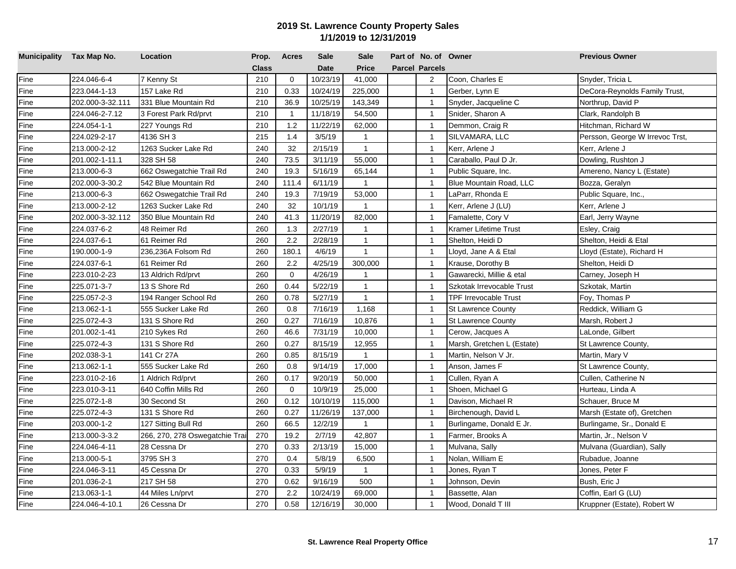# 2019 St. Lawrence County Property Sales

## 1/1/2019 to 12/31/2019

| Municipality | Tax Map No. | Location | Prop. Class | Acres | Sale Date | Sale Price | Part of Parcel | No. of Parcels | Owner | Previous Owner |
|---|---|---|---|---|---|---|---|---|---|---|
| Fine | 224.046-6-4 | 7 Kenny St | 210 | 0 | 10/23/19 | 41,000 | | 2 | Coon, Charles E | Snyder, Tricia L |
| Fine | 223.044-1-13 | 157 Lake Rd | 210 | 0.33 | 10/24/19 | 225,000 | | 1 | Gerber, Lynn E | DeCora-Reynolds Family Trust, |
| Fine | 202.000-3-32.111 | 331 Blue Mountain Rd | 210 | 36.9 | 10/25/19 | 143,349 | | 1 | Snyder, Jacqueline C | Northrup, David P |
| Fine | 224.046-2-7.12 | 3 Forest Park Rd/prvt | 210 | 1 | 11/18/19 | 54,500 | | 1 | Snider, Sharon A | Clark, Randolph B |
| Fine | 224.054-1-1 | 227 Youngs Rd | 210 | 1.2 | 11/22/19 | 62,000 | | 1 | Demmon, Craig R | Hitchman, Richard W |
| Fine | 224.029-2-17 | 4136 SH 3 | 215 | 1.4 | 3/5/19 | 1 | | 1 | SILVAMARA, LLC | Persson, George W Irrevoc Trst, |
| Fine | 213.000-2-12 | 1263 Sucker Lake Rd | 240 | 32 | 2/15/19 | 1 | | 1 | Kerr, Arlene J | Kerr, Arlene J |
| Fine | 201.002-1-11.1 | 328 SH 58 | 240 | 73.5 | 3/11/19 | 55,000 | | 1 | Caraballo, Paul D Jr. | Dowling, Rushton J |
| Fine | 213.000-6-3 | 662 Oswegatchie Trail Rd | 240 | 19.3 | 5/16/19 | 65,144 | | 1 | Public Square, Inc. | Amereno, Nancy L (Estate) |
| Fine | 202.000-3-30.2 | 542 Blue Mountain Rd | 240 | 111.4 | 6/11/19 | 1 | | 1 | Blue Mountain Road, LLC | Bozza, Geralyn |
| Fine | 213.000-6-3 | 662 Oswegatchie Trail Rd | 240 | 19.3 | 7/19/19 | 53,000 | | 1 | LaParr, Rhonda E | Public Square, Inc., |
| Fine | 213.000-2-12 | 1263 Sucker Lake Rd | 240 | 32 | 10/1/19 | 1 | | 1 | Kerr, Arlene J (LU) | Kerr, Arlene J |
| Fine | 202.000-3-32.112 | 350 Blue Mountain Rd | 240 | 41.3 | 11/20/19 | 82,000 | | 1 | Famalette, Cory V | Earl, Jerry Wayne |
| Fine | 224.037-6-2 | 48 Reimer Rd | 260 | 1.3 | 2/27/19 | 1 | | 1 | Kramer Lifetime Trust | Esley, Craig |
| Fine | 224.037-6-1 | 61 Reimer Rd | 260 | 2.2 | 2/28/19 | 1 | | 1 | Shelton, Heidi D | Shelton, Heidi & Etal |
| Fine | 190.000-1-9 | 236,236A Folsom Rd | 260 | 180.1 | 4/6/19 | 1 | | 1 | Lloyd, Jane A & Etal | Lloyd (Estate), Richard H |
| Fine | 224.037-6-1 | 61 Reimer Rd | 260 | 2.2 | 4/25/19 | 300,000 | | 1 | Krause, Dorothy B | Shelton, Heidi D |
| Fine | 223.010-2-23 | 13 Aldrich Rd/prvt | 260 | 0 | 4/26/19 | 1 | | 1 | Gawarecki, Millie & etal | Carney, Joseph H |
| Fine | 225.071-3-7 | 13 S Shore Rd | 260 | 0.44 | 5/22/19 | 1 | | 1 | Szkotak Irrevocable Trust | Szkotak, Martin |
| Fine | 225.057-2-3 | 194 Ranger School Rd | 260 | 0.78 | 5/27/19 | 1 | | 1 | TPF Irrevocable Trust | Foy, Thomas P |
| Fine | 213.062-1-1 | 555 Sucker Lake Rd | 260 | 0.8 | 7/16/19 | 1,168 | | 1 | St Lawrence County | Reddick, William G |
| Fine | 225.072-4-3 | 131 S Shore Rd | 260 | 0.27 | 7/16/19 | 10,876 | | 1 | St Lawrence County | Marsh, Robert J |
| Fine | 201.002-1-41 | 210 Sykes Rd | 260 | 46.6 | 7/31/19 | 10,000 | | 1 | Cerow, Jacques A | LaLonde, Gilbert |
| Fine | 225.072-4-3 | 131 S Shore Rd | 260 | 0.27 | 8/15/19 | 12,955 | | 1 | Marsh, Gretchen L (Estate) | St Lawrence County, |
| Fine | 202.038-3-1 | 141 Cr 27A | 260 | 0.85 | 8/15/19 | 1 | | 1 | Martin, Nelson V Jr. | Martin, Mary V |
| Fine | 213.062-1-1 | 555 Sucker Lake Rd | 260 | 0.8 | 9/14/19 | 17,000 | | 1 | Anson, James F | St Lawrence County, |
| Fine | 223.010-2-16 | 1 Aldrich Rd/prvt | 260 | 0.17 | 9/20/19 | 50,000 | | 1 | Cullen, Ryan A | Cullen, Catherine N |
| Fine | 223.010-3-11 | 640 Coffin Mills Rd | 260 | 0 | 10/9/19 | 25,000 | | 1 | Shoen, Michael G | Hurteau, Linda A |
| Fine | 225.072-1-8 | 30 Second St | 260 | 0.12 | 10/10/19 | 115,000 | | 1 | Davison, Michael R | Schauer, Bruce M |
| Fine | 225.072-4-3 | 131 S Shore Rd | 260 | 0.27 | 11/26/19 | 137,000 | | 1 | Birchenough, David L | Marsh (Estate of), Gretchen |
| Fine | 203.000-1-2 | 127 Sitting Bull Rd | 260 | 66.5 | 12/2/19 | 1 | | 1 | Burlingame, Donald E Jr. | Burlingame, Sr., Donald E |
| Fine | 213.000-3-3.2 | 266, 270, 278 Oswegatchie Trai | 270 | 19.2 | 2/7/19 | 42,807 | | 1 | Farmer, Brooks A | Martin, Jr., Nelson V |
| Fine | 224.046-4-11 | 28 Cessna Dr | 270 | 0.33 | 2/13/19 | 15,000 | | 1 | Mulvana, Sally | Mulvana (Guardian), Sally |
| Fine | 213.000-5-1 | 3795 SH 3 | 270 | 0.4 | 5/8/19 | 6,500 | | 1 | Nolan, William E | Rubadue, Joanne |
| Fine | 224.046-3-11 | 45 Cessna Dr | 270 | 0.33 | 5/9/19 | 1 | | 1 | Jones, Ryan T | Jones, Peter F |
| Fine | 201.036-2-1 | 217 SH 58 | 270 | 0.62 | 9/16/19 | 500 | | 1 | Johnson, Devin | Bush, Eric J |
| Fine | 213.063-1-1 | 44 Miles Ln/prvt | 270 | 2.2 | 10/24/19 | 69,000 | | 1 | Bassette, Alan | Coffin, Earl G (LU) |
| Fine | 224.046-4-10.1 | 26 Cessna Dr | 270 | 0.58 | 12/16/19 | 30,000 | | 1 | Wood, Donald T III | Kruppner (Estate), Robert W |

**St. Lawrence Real Property Office**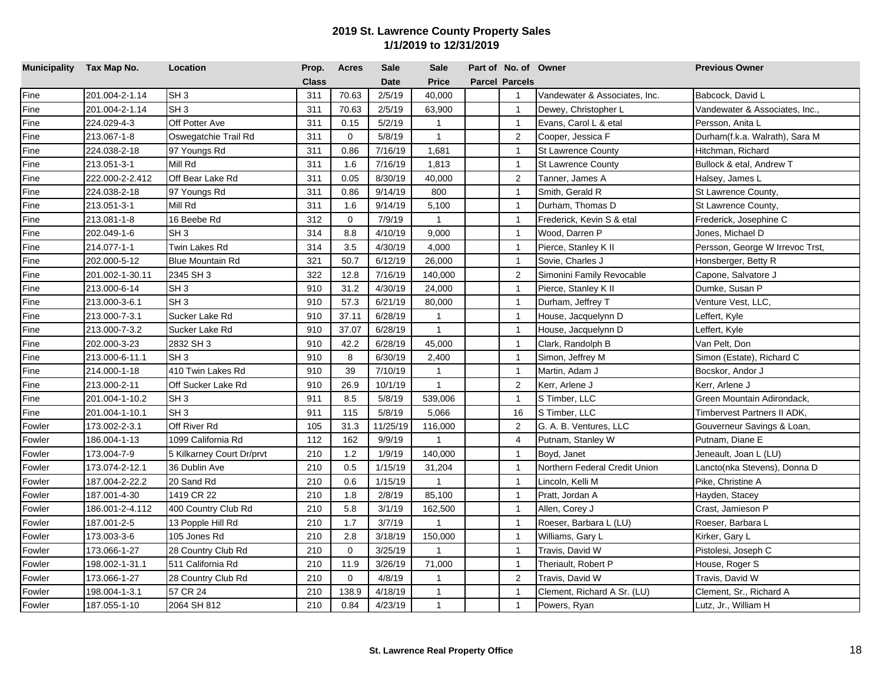## 2019 St. Lawrence County Property Sales
### 1/1/2019 to 12/31/2019

| Municipality | Tax Map No. | Location | Prop. Class | Acres | Sale Date | Sale Price | Part of Parcel | No. of Parcels | Owner | Previous Owner |
|---|---|---|---|---|---|---|---|---|---|---|
| Fine | 201.004-2-1.14 | SH 3 | 311 | 70.63 | 2/5/19 | 40,000 | | 1 | Vandewater & Associates, Inc. | Babcock, David L |
| Fine | 201.004-2-1.14 | SH 3 | 311 | 70.63 | 2/5/19 | 63,900 | | 1 | Dewey, Christopher L | Vandewater & Associates, Inc., |
| Fine | 224.029-4-3 | Off Potter Ave | 311 | 0.15 | 5/2/19 | 1 | | 1 | Evans, Carol L & etal | Persson, Anita L |
| Fine | 213.067-1-8 | Oswegatchie Trail Rd | 311 | 0 | 5/8/19 | 1 | | 2 | Cooper, Jessica F | Durham(f.k.a. Walrath), Sara M |
| Fine | 224.038-2-18 | 97 Youngs Rd | 311 | 0.86 | 7/16/19 | 1,681 | | 1 | St Lawrence County | Hitchman, Richard |
| Fine | 213.051-3-1 | Mill Rd | 311 | 1.6 | 7/16/19 | 1,813 | | 1 | St Lawrence County | Bullock & etal, Andrew T |
| Fine | 222.000-2-2.412 | Off Bear Lake Rd | 311 | 0.05 | 8/30/19 | 40,000 | | 2 | Tanner, James A | Halsey, James L |
| Fine | 224.038-2-18 | 97 Youngs Rd | 311 | 0.86 | 9/14/19 | 800 | | 1 | Smith, Gerald R | St Lawrence County, |
| Fine | 213.051-3-1 | Mill Rd | 311 | 1.6 | 9/14/19 | 5,100 | | 1 | Durham, Thomas D | St Lawrence County, |
| Fine | 213.081-1-8 | 16 Beebe Rd | 312 | 0 | 7/9/19 | 1 | | 1 | Frederick, Kevin S & etal | Frederick, Josephine C |
| Fine | 202.049-1-6 | SH 3 | 314 | 8.8 | 4/10/19 | 9,000 | | 1 | Wood, Darren P | Jones, Michael D |
| Fine | 214.077-1-1 | Twin Lakes Rd | 314 | 3.5 | 4/30/19 | 4,000 | | 1 | Pierce, Stanley K II | Persson, George W Irrevoc Trst, |
| Fine | 202.000-5-12 | Blue Mountain Rd | 321 | 50.7 | 6/12/19 | 26,000 | | 1 | Sovie, Charles J | Honsberger, Betty R |
| Fine | 201.002-1-30.11 | 2345 SH 3 | 322 | 12.8 | 7/16/19 | 140,000 | | 2 | Simonini Family Revocable | Capone, Salvatore J |
| Fine | 213.000-6-14 | SH 3 | 910 | 31.2 | 4/30/19 | 24,000 | | 1 | Pierce, Stanley K II | Dumke, Susan P |
| Fine | 213.000-3-6.1 | SH 3 | 910 | 57.3 | 6/21/19 | 80,000 | | 1 | Durham, Jeffrey T | Venture Vest, LLC, |
| Fine | 213.000-7-3.1 | Sucker Lake Rd | 910 | 37.11 | 6/28/19 | 1 | | 1 | House, Jacquelynn D | Leffert, Kyle |
| Fine | 213.000-7-3.2 | Sucker Lake Rd | 910 | 37.07 | 6/28/19 | 1 | | 1 | House, Jacquelynn D | Leffert, Kyle |
| Fine | 202.000-3-23 | 2832 SH 3 | 910 | 42.2 | 6/28/19 | 45,000 | | 1 | Clark, Randolph B | Van Pelt, Don |
| Fine | 213.000-6-11.1 | SH 3 | 910 | 8 | 6/30/19 | 2,400 | | 1 | Simon, Jeffrey M | Simon (Estate), Richard C |
| Fine | 214.000-1-18 | 410 Twin Lakes Rd | 910 | 39 | 7/10/19 | 1 | | 1 | Martin, Adam J | Bocskor, Andor J |
| Fine | 213.000-2-11 | Off Sucker Lake Rd | 910 | 26.9 | 10/1/19 | 1 | | 2 | Kerr, Arlene J | Kerr, Arlene J |
| Fine | 201.004-1-10.2 | SH 3 | 911 | 8.5 | 5/8/19 | 539,006 | | 1 | S Timber, LLC | Green Mountain Adirondack, |
| Fine | 201.004-1-10.1 | SH 3 | 911 | 115 | 5/8/19 | 5,066 | | 16 | S Timber, LLC | Timbervest Partners II ADK, |
| Fowler | 173.002-2-3.1 | Off River Rd | 105 | 31.3 | 11/25/19 | 116,000 | | 2 | G. A. B. Ventures, LLC | Gouverneur Savings & Loan, |
| Fowler | 186.004-1-13 | 1099 California Rd | 112 | 162 | 9/9/19 | 1 | | 4 | Putnam, Stanley W | Putnam, Diane E |
| Fowler | 173.004-7-9 | 5 Kilkarney Court Dr/prvt | 210 | 1.2 | 1/9/19 | 140,000 | | 1 | Boyd, Janet | Jeneault, Joan L (LU) |
| Fowler | 173.074-2-12.1 | 36 Dublin Ave | 210 | 0.5 | 1/15/19 | 31,204 | | 1 | Northern Federal Credit Union | Lancto(nka Stevens), Donna D |
| Fowler | 187.004-2-22.2 | 20 Sand Rd | 210 | 0.6 | 1/15/19 | 1 | | 1 | Lincoln, Kelli M | Pike, Christine A |
| Fowler | 187.001-4-30 | 1419 CR 22 | 210 | 1.8 | 2/8/19 | 85,100 | | 1 | Pratt, Jordan A | Hayden, Stacey |
| Fowler | 186.001-2-4.112 | 400 Country Club Rd | 210 | 5.8 | 3/1/19 | 162,500 | | 1 | Allen, Corey J | Crast, Jamieson P |
| Fowler | 187.001-2-5 | 13 Popple Hill Rd | 210 | 1.7 | 3/7/19 | 1 | | 1 | Roeser, Barbara L (LU) | Roeser, Barbara L |
| Fowler | 173.003-3-6 | 105 Jones Rd | 210 | 2.8 | 3/18/19 | 150,000 | | 1 | Williams, Gary L | Kirker, Gary L |
| Fowler | 173.066-1-27 | 28 Country Club Rd | 210 | 0 | 3/25/19 | 1 | | 1 | Travis, David W | Pistolesi, Joseph C |
| Fowler | 198.002-1-31.1 | 511 California Rd | 210 | 11.9 | 3/26/19 | 71,000 | | 1 | Theriault, Robert P | House, Roger S |
| Fowler | 173.066-1-27 | 28 Country Club Rd | 210 | 0 | 4/8/19 | 1 | | 2 | Travis, David W | Travis, David W |
| Fowler | 198.004-1-3.1 | 57 CR 24 | 210 | 138.9 | 4/18/19 | 1 | | 1 | Clement, Richard A Sr. (LU) | Clement, Sr., Richard A |
| Fowler | 187.055-1-10 | 2064 SH 812 | 210 | 0.84 | 4/23/19 | 1 | | 1 | Powers, Ryan | Lutz, Jr., William H |

**St. Lawrence Real Property Office**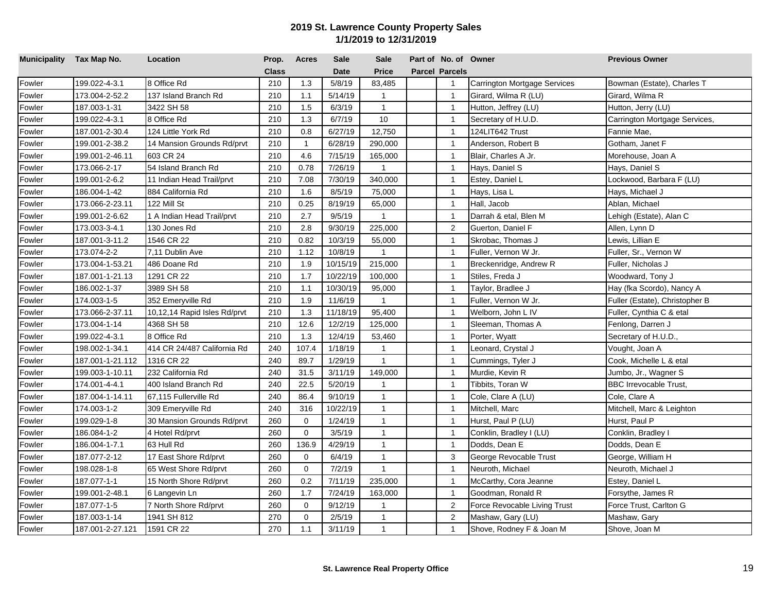## 2019 St. Lawrence County Property Sales
### 1/1/2019 to 12/31/2019

| Municipality | Tax Map No. | Location | Prop. Class | Acres | Sale Date | Sale Price | Part of Parcel | No. of Parcels | Owner | Previous Owner |
|---|---|---|---|---|---|---|---|---|---|---|
| Fowler | 199.022-4-3.1 | 8 Office Rd | 210 | 1.3 | 5/8/19 | 83,485 | | 1 | Carrington Mortgage Services | Bowman (Estate), Charles T |
| Fowler | 173.004-2-52.2 | 137 Island Branch Rd | 210 | 1.1 | 5/14/19 | 1 | | 1 | Girard, Wilma R (LU) | Girard, Wilma R |
| Fowler | 187.003-1-31 | 3422 SH 58 | 210 | 1.5 | 6/3/19 | 1 | | 1 | Hutton, Jeffrey (LU) | Hutton, Jerry (LU) |
| Fowler | 199.022-4-3.1 | 8 Office Rd | 210 | 1.3 | 6/7/19 | 10 | | 1 | Secretary of H.U.D. | Carrington Mortgage Services, |
| Fowler | 187.001-2-30.4 | 124 Little York Rd | 210 | 0.8 | 6/27/19 | 12,750 | | 1 | 124LIT642 Trust | Fannie Mae, |
| Fowler | 199.001-2-38.2 | 14 Mansion Grounds Rd/prvt | 210 | 1 | 6/28/19 | 290,000 | | 1 | Anderson, Robert B | Gotham, Janet F |
| Fowler | 199.001-2-46.11 | 603 CR 24 | 210 | 4.6 | 7/15/19 | 165,000 | | 1 | Blair, Charles A Jr. | Morehouse, Joan A |
| Fowler | 173.066-2-17 | 54 Island Branch Rd | 210 | 0.78 | 7/26/19 | 1 | | 1 | Hays, Daniel S | Hays, Daniel S |
| Fowler | 199.001-2-6.2 | 11 Indian Head Trail/prvt | 210 | 7.08 | 7/30/19 | 340,000 | | 1 | Estey, Daniel L | Lockwood, Barbara F (LU) |
| Fowler | 186.004-1-42 | 884 California Rd | 210 | 1.6 | 8/5/19 | 75,000 | | 1 | Hays, Lisa L | Hays, Michael J |
| Fowler | 173.066-2-23.11 | 122 Mill St | 210 | 0.25 | 8/19/19 | 65,000 | | 1 | Hall, Jacob | Ablan, Michael |
| Fowler | 199.001-2-6.62 | 1 A Indian Head Trail/prvt | 210 | 2.7 | 9/5/19 | 1 | | 1 | Darrah & etal, Blen M | Lehigh (Estate), Alan C |
| Fowler | 173.003-3-4.1 | 130 Jones Rd | 210 | 2.8 | 9/30/19 | 225,000 | | 2 | Guerton, Daniel F | Allen, Lynn D |
| Fowler | 187.001-3-11.2 | 1546 CR 22 | 210 | 0.82 | 10/3/19 | 55,000 | | 1 | Skrobac, Thomas J | Lewis, Lillian E |
| Fowler | 173.074-2-2 | 7,11 Dublin Ave | 210 | 1.12 | 10/8/19 | 1 | | 1 | Fuller, Vernon W Jr. | Fuller, Sr., Vernon W |
| Fowler | 173.004-1-53.21 | 486 Doane Rd | 210 | 1.9 | 10/15/19 | 215,000 | | 1 | Breckenridge, Andrew R | Fuller, Nicholas J |
| Fowler | 187.001-1-21.13 | 1291 CR 22 | 210 | 1.7 | 10/22/19 | 100,000 | | 1 | Stiles, Freda J | Woodward, Tony J |
| Fowler | 186.002-1-37 | 3989 SH 58 | 210 | 1.1 | 10/30/19 | 95,000 | | 1 | Taylor, Bradlee J | Hay (fka Scordo), Nancy A |
| Fowler | 174.003-1-5 | 352 Emeryville Rd | 210 | 1.9 | 11/6/19 | 1 | | 1 | Fuller, Vernon W Jr. | Fuller (Estate), Christopher B |
| Fowler | 173.066-2-37.11 | 10,12,14 Rapid Isles Rd/prvt | 210 | 1.3 | 11/18/19 | 95,400 | | 1 | Welborn, John L IV | Fuller, Cynthia C & etal |
| Fowler | 173.004-1-14 | 4368 SH 58 | 210 | 12.6 | 12/2/19 | 125,000 | | 1 | Sleeman, Thomas A | Fenlong, Darren J |
| Fowler | 199.022-4-3.1 | 8 Office Rd | 210 | 1.3 | 12/4/19 | 53,460 | | 1 | Porter, Wyatt | Secretary of H.U.D., |
| Fowler | 198.002-1-34.1 | 414 CR 24/487 California Rd | 240 | 107.4 | 1/18/19 | 1 | | 1 | Leonard, Crystal J | Vought, Joan A |
| Fowler | 187.001-1-21.112 | 1316 CR 22 | 240 | 89.7 | 1/29/19 | 1 | | 1 | Cummings, Tyler J | Cook, Michelle L & etal |
| Fowler | 199.003-1-10.11 | 232 California Rd | 240 | 31.5 | 3/11/19 | 149,000 | | 1 | Murdie, Kevin R | Jumbo, Jr., Wagner S |
| Fowler | 174.001-4-4.1 | 400 Island Branch Rd | 240 | 22.5 | 5/20/19 | 1 | | 1 | Tibbits, Toran W | BBC Irrevocable Trust, |
| Fowler | 187.004-1-14.11 | 67,115 Fullerville Rd | 240 | 86.4 | 9/10/19 | 1 | | 1 | Cole, Clare A (LU) | Cole, Clare A |
| Fowler | 174.003-1-2 | 309 Emeryville Rd | 240 | 316 | 10/22/19 | 1 | | 1 | Mitchell, Marc | Mitchell, Marc & Leighton |
| Fowler | 199.029-1-8 | 30 Mansion Grounds Rd/prvt | 260 | 0 | 1/24/19 | 1 | | 1 | Hurst, Paul P (LU) | Hurst, Paul P |
| Fowler | 186.084-1-2 | 4 Hotel Rd/prvt | 260 | 0 | 3/5/19 | 1 | | 1 | Conklin, Bradley I (LU) | Conklin, Bradley I |
| Fowler | 186.004-1-7.1 | 63 Hull Rd | 260 | 136.9 | 4/29/19 | 1 | | 1 | Dodds, Dean E | Dodds, Dean E |
| Fowler | 187.077-2-12 | 17 East Shore Rd/prvt | 260 | 0 | 6/4/19 | 1 | | 3 | George Revocable Trust | George, William H |
| Fowler | 198.028-1-8 | 65 West Shore Rd/prvt | 260 | 0 | 7/2/19 | 1 | | 1 | Neuroth, Michael | Neuroth, Michael J |
| Fowler | 187.077-1-1 | 15 North Shore Rd/prvt | 260 | 0.2 | 7/11/19 | 235,000 | | 1 | McCarthy, Cora Jeanne | Estey, Daniel L |
| Fowler | 199.001-2-48.1 | 6 Langevin Ln | 260 | 1.7 | 7/24/19 | 163,000 | | 1 | Goodman, Ronald R | Forsythe, James R |
| Fowler | 187.077-1-5 | 7 North Shore Rd/prvt | 260 | 0 | 9/12/19 | 1 | | 2 | Force Revocable Living Trust | Force Trust, Carlton G |
| Fowler | 187.003-1-14 | 1941 SH 812 | 270 | 0 | 2/5/19 | 1 | | 2 | Mashaw, Gary (LU) | Mashaw, Gary |
| Fowler | 187.001-2-27.121 | 1591 CR 22 | 270 | 1.1 | 3/11/19 | 1 | | 1 | Shove, Rodney F & Joan M | Shove, Joan M |

**St. Lawrence Real Property Office**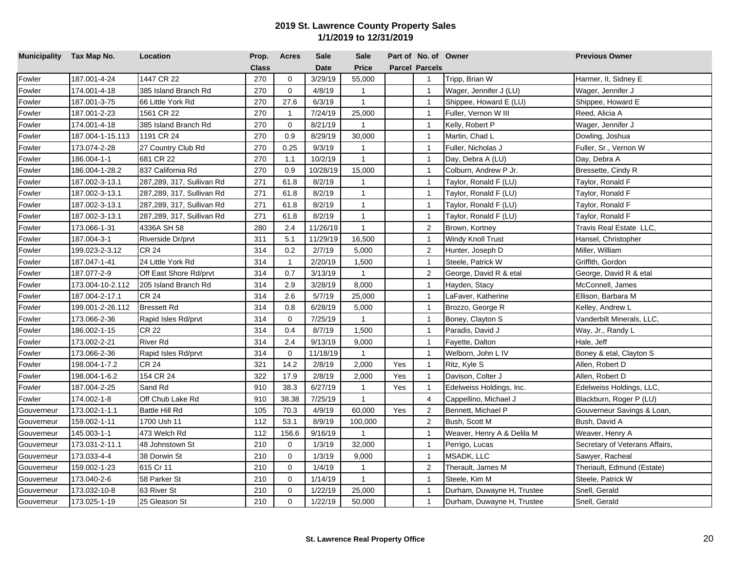# 2019 St. Lawrence County Property Sales
## 1/1/2019 to 12/31/2019

| Municipality | Tax Map No. | Location | Prop. Class | Acres | Sale Date | Sale Price | Part of Parcel | No. of Parcels | Owner | Previous Owner |
|---|---|---|---|---|---|---|---|---|---|---|
| Fowler | 187.001-4-24 | 1447 CR 22 | 270 | 0 | 3/29/19 | 55,000 | | 1 | Tripp, Brian W | Harmer, II, Sidney E |
| Fowler | 174.001-4-18 | 385 Island Branch Rd | 270 | 0 | 4/8/19 | 1 | | 1 | Wager, Jennifer J (LU) | Wager, Jennifer J |
| Fowler | 187.001-3-75 | 66 Little York Rd | 270 | 27.6 | 6/3/19 | 1 | | 1 | Shippee, Howard E (LU) | Shippee, Howard E |
| Fowler | 187.001-2-23 | 1561 CR 22 | 270 | 1 | 7/24/19 | 25,000 | | 1 | Fuller, Vernon W III | Reed, Alicia A |
| Fowler | 174.001-4-18 | 385 Island Branch Rd | 270 | 0 | 8/21/19 | 1 | | 1 | Kelly, Robert P | Wager, Jennifer J |
| Fowler | 187.004-1-15.113 | 1191 CR 24 | 270 | 0.9 | 8/29/19 | 30,000 | | 1 | Martin, Chad L | Dowling, Joshua |
| Fowler | 173.074-2-28 | 27 Country Club Rd | 270 | 0.25 | 9/3/19 | 1 | | 1 | Fuller, Nicholas J | Fuller, Sr., Vernon W |
| Fowler | 186.004-1-1 | 681 CR 22 | 270 | 1.1 | 10/2/19 | 1 | | 1 | Day, Debra A (LU) | Day, Debra A |
| Fowler | 186.004-1-28.2 | 837 California Rd | 270 | 0.9 | 10/28/19 | 15,000 | | 1 | Colburn, Andrew P Jr. | Bressette, Cindy R |
| Fowler | 187.002-3-13.1 | 287,289, 317, Sullivan Rd | 271 | 61.8 | 8/2/19 | 1 | | 1 | Taylor, Ronald F (LU) | Taylor, Ronald F |
| Fowler | 187.002-3-13.1 | 287,289, 317, Sullivan Rd | 271 | 61.8 | 8/2/19 | 1 | | 1 | Taylor, Ronald F (LU) | Taylor, Ronald F |
| Fowler | 187.002-3-13.1 | 287,289, 317, Sullivan Rd | 271 | 61.8 | 8/2/19 | 1 | | 1 | Taylor, Ronald F (LU) | Taylor, Ronald F |
| Fowler | 187.002-3-13.1 | 287,289, 317, Sullivan Rd | 271 | 61.8 | 8/2/19 | 1 | | 1 | Taylor, Ronald F (LU) | Taylor, Ronald F |
| Fowler | 173.066-1-31 | 4336A SH 58 | 280 | 2.4 | 11/26/19 | 1 | | 2 | Brown, Kortney | Travis Real Estate LLC, |
| Fowler | 187.004-3-1 | Riverside Dr/prvt | 311 | 5.1 | 11/29/19 | 16,500 | | 1 | Windy Knoll Trust | Hansel, Christopher |
| Fowler | 199.023-2-3.12 | CR 24 | 314 | 0.2 | 2/7/19 | 5,000 | | 2 | Hunter, Joseph D | Miller, William |
| Fowler | 187.047-1-41 | 24 Little York Rd | 314 | 1 | 2/20/19 | 1,500 | | 1 | Steele, Patrick W | Griffith, Gordon |
| Fowler | 187.077-2-9 | Off East Shore Rd/prvt | 314 | 0.7 | 3/13/19 | 1 | | 2 | George, David R & etal | George, David R & etal |
| Fowler | 173.004-10-2.112 | 205 Island Branch Rd | 314 | 2.9 | 3/28/19 | 8,000 | | 1 | Hayden, Stacy | McConnell, James |
| Fowler | 187.004-2-17.1 | CR 24 | 314 | 2.6 | 5/7/19 | 25,000 | | 1 | LaFaver, Katherine | Ellison, Barbara M |
| Fowler | 199.001-2-26.112 | Bressett Rd | 314 | 0.8 | 6/28/19 | 5,000 | | 1 | Brozzo, George R | Kelley, Andrew L |
| Fowler | 173.066-2-36 | Rapid Isles Rd/prvt | 314 | 0 | 7/25/19 | 1 | | 1 | Boney, Clayton S | Vanderbilt Minerals, LLC, |
| Fowler | 186.002-1-15 | CR 22 | 314 | 0.4 | 8/7/19 | 1,500 | | 1 | Paradis, David J | Way, Jr., Randy L |
| Fowler | 173.002-2-21 | River Rd | 314 | 2.4 | 9/13/19 | 9,000 | | 1 | Fayette, Dalton | Hale, Jeff |
| Fowler | 173.066-2-36 | Rapid Isles Rd/prvt | 314 | 0 | 11/18/19 | 1 | | 1 | Welborn, John L IV | Boney & etal, Clayton S |
| Fowler | 198.004-1-7.2 | CR 24 | 321 | 14.2 | 2/8/19 | 2,000 | Yes | 1 | Ritz, Kyle S | Allen, Robert D |
| Fowler | 198.004-1-6.2 | 154 CR 24 | 322 | 17.9 | 2/8/19 | 2,000 | Yes | 1 | Davison, Colter J | Allen, Robert D |
| Fowler | 187.004-2-25 | Sand Rd | 910 | 38.3 | 6/27/19 | 1 | Yes | 1 | Edelweiss Holdings, Inc. | Edelweiss Holdings, LLC, |
| Fowler | 174.002-1-8 | Off Chub Lake Rd | 910 | 38.38 | 7/25/19 | 1 | | 4 | Cappellino, Michael J | Blackburn, Roger P (LU) |
| Gouverneur | 173.002-1-1.1 | Battle Hill Rd | 105 | 70.3 | 4/9/19 | 60,000 | Yes | 2 | Bennett, Michael P | Gouverneur Savings & Loan, |
| Gouverneur | 159.002-1-11 | 1700 Ush 11 | 112 | 53.1 | 8/9/19 | 100,000 | | 2 | Bush, Scott M | Bush, David A |
| Gouverneur | 145.003-1-1 | 473 Welch Rd | 112 | 156.6 | 9/16/19 | 1 | | 1 | Weaver, Henry A & Delila M | Weaver, Henry A |
| Gouverneur | 173.031-2-11.1 | 48 Johnstown St | 210 | 0 | 1/3/19 | 32,000 | | 1 | Perrigo, Lucas | Secretary of Veterans Affairs, |
| Gouverneur | 173.033-4-4 | 38 Dorwin St | 210 | 0 | 1/3/19 | 9,000 | | 1 | MSADK, LLC | Sawyer, Racheal |
| Gouverneur | 159.002-1-23 | 615 Cr 11 | 210 | 0 | 1/4/19 | 1 | | 2 | Therault, James M | Theriault, Edmund (Estate) |
| Gouverneur | 173.040-2-6 | 58 Parker St | 210 | 0 | 1/14/19 | 1 | | 1 | Steele, Kim M | Steele, Patrick W |
| Gouverneur | 173.032-10-8 | 63 River St | 210 | 0 | 1/22/19 | 25,000 | | 1 | Durham, Duwayne H, Trustee | Snell, Gerald |
| Gouverneur | 173.025-1-19 | 25 Gleason St | 210 | 0 | 1/22/19 | 50,000 | | 1 | Durham, Duwayne H, Trustee | Snell, Gerald |

St. Lawrence Real Property Office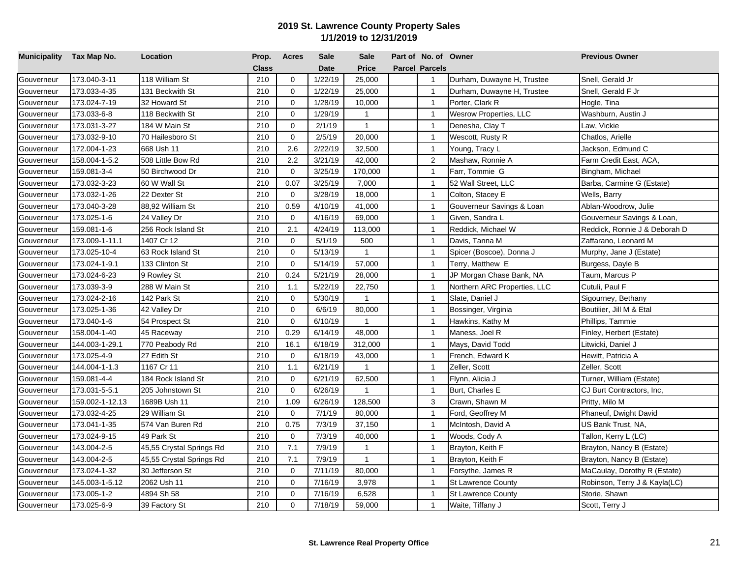## 2019 St. Lawrence County Property Sales
### 1/1/2019 to 12/31/2019

| Municipality | Tax Map No. | Location | Prop. Class | Acres | Sale Date | Sale Price | Part of Parcel | No. of Parcels | Owner | Previous Owner |
|---|---|---|---|---|---|---|---|---|---|---|
| Gouverneur | 173.040-3-11 | 118 William St | 210 | 0 | 1/22/19 | 25,000 | | 1 | Durham, Duwayne H, Trustee | Snell, Gerald Jr |
| Gouverneur | 173.033-4-35 | 131 Beckwith St | 210 | 0 | 1/22/19 | 25,000 | | 1 | Durham, Duwayne H, Trustee | Snell, Gerald F Jr |
| Gouverneur | 173.024-7-19 | 32 Howard St | 210 | 0 | 1/28/19 | 10,000 | | 1 | Porter, Clark R | Hogle, Tina |
| Gouverneur | 173.033-6-8 | 118 Beckwith St | 210 | 0 | 1/29/19 | 1 | | 1 | Wesrow Properties, LLC | Washburn, Austin J |
| Gouverneur | 173.031-3-27 | 184 W Main St | 210 | 0 | 2/1/19 | 1 | | 1 | Denesha, Clay T | Law, Vickie |
| Gouverneur | 173.032-9-10 | 70 Hailesboro St | 210 | 0 | 2/5/19 | 20,000 | | 1 | Wescott, Rusty R | Chatlos, Arielle |
| Gouverneur | 172.004-1-23 | 668 Ush 11 | 210 | 2.6 | 2/22/19 | 32,500 | | 1 | Young, Tracy L | Jackson, Edmund C |
| Gouverneur | 158.004-1-5.2 | 508 Little Bow Rd | 210 | 2.2 | 3/21/19 | 42,000 | | 2 | Mashaw, Ronnie A | Farm Credit East, ACA, |
| Gouverneur | 159.081-3-4 | 50 Birchwood Dr | 210 | 0 | 3/25/19 | 170,000 | | 1 | Farr, Tommie G | Bingham, Michael |
| Gouverneur | 173.032-3-23 | 60 W Wall St | 210 | 0.07 | 3/25/19 | 7,000 | | 1 | 52 Wall Street, LLC | Barba, Carmine G (Estate) |
| Gouverneur | 173.032-1-26 | 22 Dexter St | 210 | 0 | 3/28/19 | 18,000 | | 1 | Colton, Stacey E | Wells, Barry |
| Gouverneur | 173.040-3-28 | 88,92 William St | 210 | 0.59 | 4/10/19 | 41,000 | | 1 | Gouverneur Savings & Loan | Ablan-Woodrow, Julie |
| Gouverneur | 173.025-1-6 | 24 Valley Dr | 210 | 0 | 4/16/19 | 69,000 | | 1 | Given, Sandra L | Gouverneur Savings & Loan, |
| Gouverneur | 159.081-1-6 | 256 Rock Island St | 210 | 2.1 | 4/24/19 | 113,000 | | 1 | Reddick, Michael W | Reddick, Ronnie J & Deborah D |
| Gouverneur | 173.009-1-11.1 | 1407 Cr 12 | 210 | 0 | 5/1/19 | 500 | | 1 | Davis, Tanna M | Zaffarano, Leonard M |
| Gouverneur | 173.025-10-4 | 63 Rock Island St | 210 | 0 | 5/13/19 | 1 | | 1 | Spicer (Boscoe), Donna J | Murphy, Jane J (Estate) |
| Gouverneur | 173.024-1-9.1 | 133 Clinton St | 210 | 0 | 5/14/19 | 57,000 | | 1 | Terry, Matthew E | Burgess, Dayle B |
| Gouverneur | 173.024-6-23 | 9 Rowley St | 210 | 0.24 | 5/21/19 | 28,000 | | 1 | JP Morgan Chase Bank, NA | Taum, Marcus P |
| Gouverneur | 173.039-3-9 | 288 W Main St | 210 | 1.1 | 5/22/19 | 22,750 | | 1 | Northern ARC Properties, LLC | Cutuli, Paul F |
| Gouverneur | 173.024-2-16 | 142 Park St | 210 | 0 | 5/30/19 | 1 | | 1 | Slate, Daniel J | Sigourney, Bethany |
| Gouverneur | 173.025-1-36 | 42 Valley Dr | 210 | 0 | 6/6/19 | 80,000 | | 1 | Bossinger, Virginia | Boutilier, Jill M & Etal |
| Gouverneur | 173.040-1-6 | 54 Prospect St | 210 | 0 | 6/10/19 | 1 | | 1 | Hawkins, Kathy M | Phillips, Tammie |
| Gouverneur | 158.004-1-40 | 45 Raceway | 210 | 0.29 | 6/14/19 | 48,000 | | 1 | Maness, Joel R | Finley, Herbert (Estate) |
| Gouverneur | 144.003-1-29.1 | 770 Peabody Rd | 210 | 16.1 | 6/18/19 | 312,000 | | 1 | Mays, David Todd | Litwicki, Daniel J |
| Gouverneur | 173.025-4-9 | 27 Edith St | 210 | 0 | 6/18/19 | 43,000 | | 1 | French, Edward K | Hewitt, Patricia A |
| Gouverneur | 144.004-1-1.3 | 1167 Cr 11 | 210 | 1.1 | 6/21/19 | 1 | | 1 | Zeller, Scott | Zeller, Scott |
| Gouverneur | 159.081-4-4 | 184 Rock Island St | 210 | 0 | 6/21/19 | 62,500 | | 1 | Flynn, Alicia J | Turner, William (Estate) |
| Gouverneur | 173.031-5-5.1 | 205 Johnstown St | 210 | 0 | 6/26/19 | 1 | | 1 | Burt, Charles E | CJ Burt Contractors, Inc, |
| Gouverneur | 159.002-1-12.13 | 1689B Ush 11 | 210 | 1.09 | 6/26/19 | 128,500 | | 3 | Crawn, Shawn M | Pritty, Milo M |
| Gouverneur | 173.032-4-25 | 29 William St | 210 | 0 | 7/1/19 | 80,000 | | 1 | Ford, Geoffrey M | Phaneuf, Dwight David |
| Gouverneur | 173.041-1-35 | 574 Van Buren Rd | 210 | 0.75 | 7/3/19 | 37,150 | | 1 | McIntosh, David A | US Bank Trust, NA, |
| Gouverneur | 173.024-9-15 | 49 Park St | 210 | 0 | 7/3/19 | 40,000 | | 1 | Woods, Cody A | Tallon, Kerry L (LC) |
| Gouverneur | 143.004-2-5 | 45,55 Crystal Springs Rd | 210 | 7.1 | 7/9/19 | 1 | | 1 | Brayton, Keith F | Brayton, Nancy B (Estate) |
| Gouverneur | 143.004-2-5 | 45,55 Crystal Springs Rd | 210 | 7.1 | 7/9/19 | 1 | | 1 | Brayton, Keith F | Brayton, Nancy B (Estate) |
| Gouverneur | 173.024-1-32 | 30 Jefferson St | 210 | 0 | 7/11/19 | 80,000 | | 1 | Forsythe, James R | MaCaulay, Dorothy R (Estate) |
| Gouverneur | 145.003-1-5.12 | 2062 Ush 11 | 210 | 0 | 7/16/19 | 3,978 | | 1 | St Lawrence County | Robinson, Terry J & Kayla(LC) |
| Gouverneur | 173.005-1-2 | 4894 Sh 58 | 210 | 0 | 7/16/19 | 6,528 | | 1 | St Lawrence County | Storie, Shawn |
| Gouverneur | 173.025-6-9 | 39 Factory St | 210 | 0 | 7/18/19 | 59,000 | | 1 | Waite, Tiffany J | Scott, Terry J |

**St. Lawrence Real Property Office**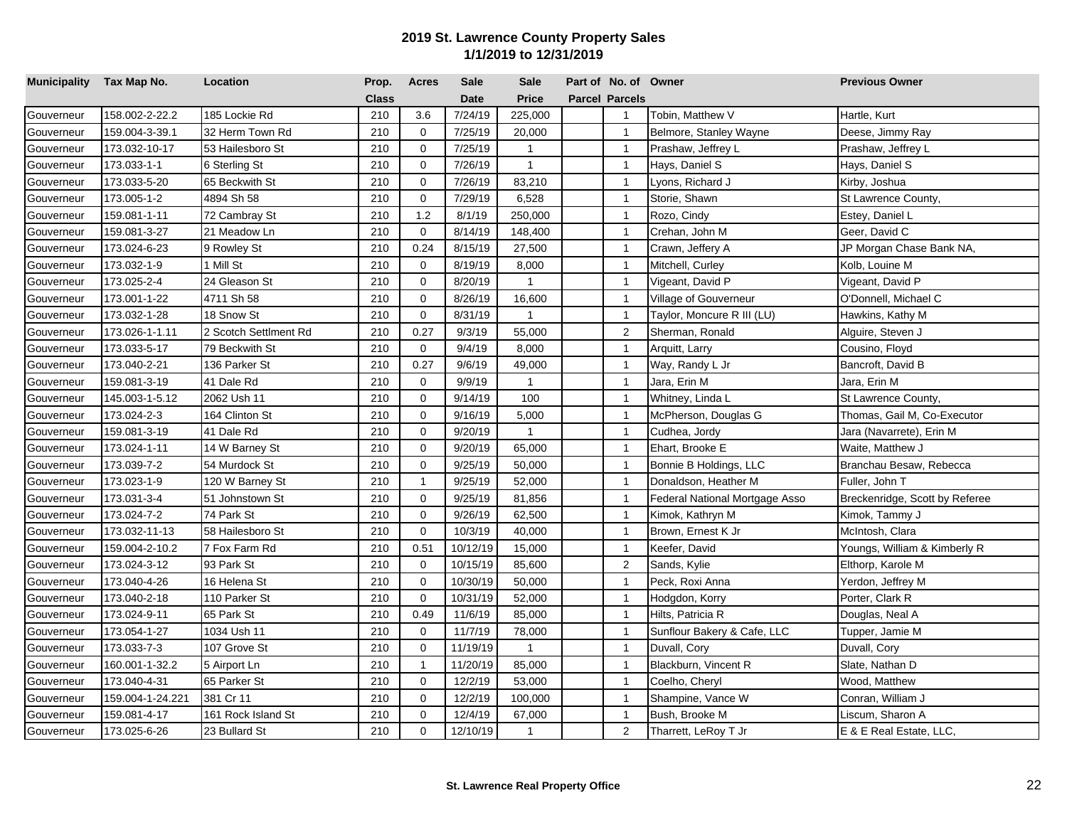## 2019 St. Lawrence County Property Sales
### 1/1/2019 to 12/31/2019

| Municipality | Tax Map No. | Location | Prop. Class | Acres | Sale Date | Sale Price | Part of Parcel | No. of Parcels | Owner | Previous Owner |
|---|---|---|---|---|---|---|---|---|---|---|
| Gouverneur | 158.002-2-22.2 | 185 Lockie Rd | 210 | 3.6 | 7/24/19 | 225,000 | | 1 | Tobin, Matthew V | Hartle, Kurt |
| Gouverneur | 159.004-3-39.1 | 32 Herm Town Rd | 210 | 0 | 7/25/19 | 20,000 | | 1 | Belmore, Stanley Wayne | Deese, Jimmy Ray |
| Gouverneur | 173.032-10-17 | 53 Hailesboro St | 210 | 0 | 7/25/19 | 1 | | 1 | Prashaw, Jeffrey L | Prashaw, Jeffrey L |
| Gouverneur | 173.033-1-1 | 6 Sterling St | 210 | 0 | 7/26/19 | 1 | | 1 | Hays, Daniel S | Hays, Daniel S |
| Gouverneur | 173.033-5-20 | 65 Beckwith St | 210 | 0 | 7/26/19 | 83,210 | | 1 | Lyons, Richard J | Kirby, Joshua |
| Gouverneur | 173.005-1-2 | 4894 Sh 58 | 210 | 0 | 7/29/19 | 6,528 | | 1 | Storie, Shawn | St Lawrence County, |
| Gouverneur | 159.081-1-11 | 72 Cambray St | 210 | 1.2 | 8/1/19 | 250,000 | | 1 | Rozo, Cindy | Estey, Daniel L |
| Gouverneur | 159.081-3-27 | 21 Meadow Ln | 210 | 0 | 8/14/19 | 148,400 | | 1 | Crehan, John M | Geer, David C |
| Gouverneur | 173.024-6-23 | 9 Rowley St | 210 | 0.24 | 8/15/19 | 27,500 | | 1 | Crawn, Jeffery A | JP Morgan Chase Bank NA, |
| Gouverneur | 173.032-1-9 | 1 Mill St | 210 | 0 | 8/19/19 | 8,000 | | 1 | Mitchell, Curley | Kolb, Louine M |
| Gouverneur | 173.025-2-4 | 24 Gleason St | 210 | 0 | 8/20/19 | 1 | | 1 | Vigeant, David P | Vigeant, David P |
| Gouverneur | 173.001-1-22 | 4711 Sh 58 | 210 | 0 | 8/26/19 | 16,600 | | 1 | Village of Gouverneur | O'Donnell, Michael C |
| Gouverneur | 173.032-1-28 | 18 Snow St | 210 | 0 | 8/31/19 | 1 | | 1 | Taylor, Moncure R III (LU) | Hawkins, Kathy M |
| Gouverneur | 173.026-1-1.11 | 2 Scotch Settlment Rd | 210 | 0.27 | 9/3/19 | 55,000 | | 2 | Sherman, Ronald | Alguire, Steven J |
| Gouverneur | 173.033-5-17 | 79 Beckwith St | 210 | 0 | 9/4/19 | 8,000 | | 1 | Arquitt, Larry | Cousino, Floyd |
| Gouverneur | 173.040-2-21 | 136 Parker St | 210 | 0.27 | 9/6/19 | 49,000 | | 1 | Way, Randy L Jr | Bancroft, David B |
| Gouverneur | 159.081-3-19 | 41 Dale Rd | 210 | 0 | 9/9/19 | 1 | | 1 | Jara, Erin M | Jara, Erin M |
| Gouverneur | 145.003-1-5.12 | 2062 Ush 11 | 210 | 0 | 9/14/19 | 100 | | 1 | Whitney, Linda L | St Lawrence County, |
| Gouverneur | 173.024-2-3 | 164 Clinton St | 210 | 0 | 9/16/19 | 5,000 | | 1 | McPherson, Douglas G | Thomas, Gail M, Co-Executor |
| Gouverneur | 159.081-3-19 | 41 Dale Rd | 210 | 0 | 9/20/19 | 1 | | 1 | Cudhea, Jordy | Jara (Navarrete), Erin M |
| Gouverneur | 173.024-1-11 | 14 W Barney St | 210 | 0 | 9/20/19 | 65,000 | | 1 | Ehart, Brooke E | Waite, Matthew J |
| Gouverneur | 173.039-7-2 | 54 Murdock St | 210 | 0 | 9/25/19 | 50,000 | | 1 | Bonnie B Holdings, LLC | Branchau Besaw, Rebecca |
| Gouverneur | 173.023-1-9 | 120 W Barney St | 210 | 1 | 9/25/19 | 52,000 | | 1 | Donaldson, Heather M | Fuller, John T |
| Gouverneur | 173.031-3-4 | 51 Johnstown St | 210 | 0 | 9/25/19 | 81,856 | | 1 | Federal National Mortgage Asso | Breckenridge, Scott by Referee |
| Gouverneur | 173.024-7-2 | 74 Park St | 210 | 0 | 9/26/19 | 62,500 | | 1 | Kimok, Kathryn M | Kimok, Tammy J |
| Gouverneur | 173.032-11-13 | 58 Hailesboro St | 210 | 0 | 10/3/19 | 40,000 | | 1 | Brown, Ernest K Jr | McIntosh, Clara |
| Gouverneur | 159.004-2-10.2 | 7 Fox Farm Rd | 210 | 0.51 | 10/12/19 | 15,000 | | 1 | Keefer, David | Youngs, William & Kimberly R |
| Gouverneur | 173.024-3-12 | 93 Park St | 210 | 0 | 10/15/19 | 85,600 | | 2 | Sands, Kylie | Elthorp, Karole M |
| Gouverneur | 173.040-4-26 | 16 Helena St | 210 | 0 | 10/30/19 | 50,000 | | 1 | Peck, Roxi Anna | Yerdon, Jeffrey M |
| Gouverneur | 173.040-2-18 | 110 Parker St | 210 | 0 | 10/31/19 | 52,000 | | 1 | Hodgdon, Korry | Porter, Clark R |
| Gouverneur | 173.024-9-11 | 65 Park St | 210 | 0.49 | 11/6/19 | 85,000 | | 1 | Hilts, Patricia R | Douglas, Neal A |
| Gouverneur | 173.054-1-27 | 1034 Ush 11 | 210 | 0 | 11/7/19 | 78,000 | | 1 | Sunflour Bakery & Cafe, LLC | Tupper, Jamie M |
| Gouverneur | 173.033-7-3 | 107 Grove St | 210 | 0 | 11/19/19 | 1 | | 1 | Duvall, Cory | Duvall, Cory |
| Gouverneur | 160.001-1-32.2 | 5 Airport Ln | 210 | 1 | 11/20/19 | 85,000 | | 1 | Blackburn, Vincent R | Slate, Nathan D |
| Gouverneur | 173.040-4-31 | 65 Parker St | 210 | 0 | 12/2/19 | 53,000 | | 1 | Coelho, Cheryl | Wood, Matthew |
| Gouverneur | 159.004-1-24.221 | 381 Cr 11 | 210 | 0 | 12/2/19 | 100,000 | | 1 | Shampine, Vance W | Conran, William J |
| Gouverneur | 159.081-4-17 | 161 Rock Island St | 210 | 0 | 12/4/19 | 67,000 | | 1 | Bush, Brooke M | Liscum, Sharon A |
| Gouverneur | 173.025-6-26 | 23 Bullard St | 210 | 0 | 12/10/19 | 1 | | 2 | Tharrett, LeRoy T Jr | E & E Real Estate, LLC, |

**St. Lawrence Real Property Office**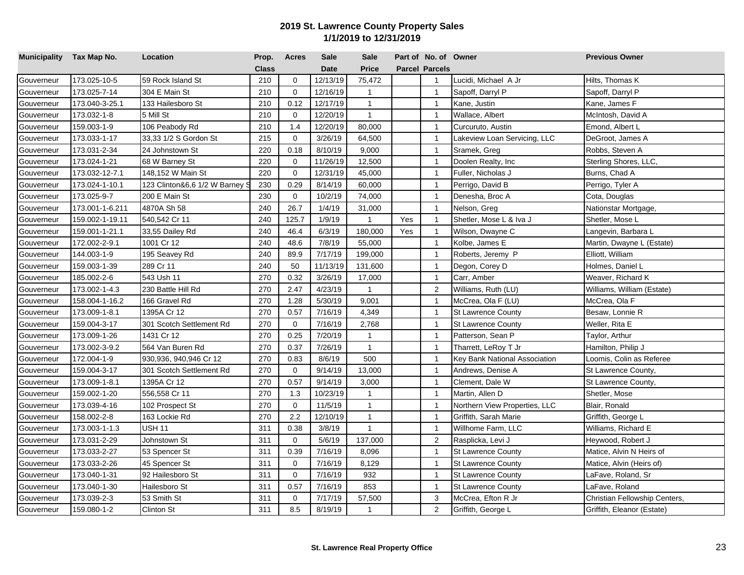## 2019 St. Lawrence County Property Sales
## 1/1/2019 to 12/31/2019

| Municipality | Tax Map No. | Location | Prop. Class | Acres | Sale Date | Sale Price | Part of Parcel | No. of Parcels | Owner | Previous Owner |
|---|---|---|---|---|---|---|---|---|---|---|
| Gouverneur | 173.025-10-5 | 59 Rock Island St | 210 | 0 | 12/13/19 | 75,472 | | 1 | Lucidi, Michael A Jr | Hilts, Thomas K |
| Gouverneur | 173.025-7-14 | 304 E Main St | 210 | 0 | 12/16/19 | 1 | | 1 | Sapoff, Darryl P | Sapoff, Darryl P |
| Gouverneur | 173.040-3-25.1 | 133 Hailesboro St | 210 | 0.12 | 12/17/19 | 1 | | 1 | Kane, Justin | Kane, James F |
| Gouverneur | 173.032-1-8 | 5 Mill St | 210 | 0 | 12/20/19 | 1 | | 1 | Wallace, Albert | McIntosh, David A |
| Gouverneur | 159.003-1-9 | 106 Peabody Rd | 210 | 1.4 | 12/20/19 | 80,000 | | 1 | Curcuruto, Austin | Emond, Albert L |
| Gouverneur | 173.033-1-17 | 33,33 1/2 S Gordon St | 215 | 0 | 3/26/19 | 64,500 | | 1 | Lakeview Loan Servicing, LLC | DeGroot, James A |
| Gouverneur | 173.031-2-34 | 24 Johnstown St | 220 | 0.18 | 8/10/19 | 9,000 | | 1 | Sramek, Greg | Robbs, Steven A |
| Gouverneur | 173.024-1-21 | 68 W Barney St | 220 | 0 | 11/26/19 | 12,500 | | 1 | Doolen Realty, Inc | Sterling Shores, LLC, |
| Gouverneur | 173.032-12-7.1 | 148,152 W Main St | 220 | 0 | 12/31/19 | 45,000 | | 1 | Fuller, Nicholas J | Burns, Chad A |
| Gouverneur | 173.024-1-10.1 | 123 Clinton&6,6 1/2 W Barney S | 230 | 0.29 | 8/14/19 | 60,000 | | 1 | Perrigo, David B | Perrigo, Tyler A |
| Gouverneur | 173.025-9-7 | 200 E Main St | 230 | 0 | 10/2/19 | 74,000 | | 1 | Denesha, Broc A | Cota, Douglas |
| Gouverneur | 173.001-1-6.211 | 4870A Sh 58 | 240 | 26.7 | 1/4/19 | 31,000 | | 1 | Nelson, Greg | Nationstar Mortgage, |
| Gouverneur | 159.002-1-19.11 | 540,542 Cr 11 | 240 | 125.7 | 1/9/19 | 1 | Yes | 1 | Shetler, Mose L & Iva J | Shetler, Mose L |
| Gouverneur | 159.001-1-21.1 | 33,55 Dailey Rd | 240 | 46.4 | 6/3/19 | 180,000 | Yes | 1 | Wilson, Dwayne C | Langevin, Barbara L |
| Gouverneur | 172.002-2-9.1 | 1001 Cr 12 | 240 | 48.6 | 7/8/19 | 55,000 | | 1 | Kolbe, James E | Martin, Dwayne L (Estate) |
| Gouverneur | 144.003-1-9 | 195 Seavey Rd | 240 | 89.9 | 7/17/19 | 199,000 | | 1 | Roberts, Jeremy P | Elliott, William |
| Gouverneur | 159.003-1-39 | 289 Cr 11 | 240 | 50 | 11/13/19 | 131,600 | | 1 | Degon, Corey D | Holmes, Daniel L |
| Gouverneur | 185.002-2-6 | 543 Ush 11 | 270 | 0.32 | 3/26/19 | 17,000 | | 1 | Carr, Amber | Weaver, Richard K |
| Gouverneur | 173.002-1-4.3 | 230 Battle Hill Rd | 270 | 2.47 | 4/23/19 | 1 | | 2 | Williams, Ruth (LU) | Williams, William (Estate) |
| Gouverneur | 158.004-1-16.2 | 166 Gravel Rd | 270 | 1.28 | 5/30/19 | 9,001 | | 1 | McCrea, Ola F (LU) | McCrea, Ola F |
| Gouverneur | 173.009-1-8.1 | 1395A Cr 12 | 270 | 0.57 | 7/16/19 | 4,349 | | 1 | St Lawrence County | Besaw, Lonnie R |
| Gouverneur | 159.004-3-17 | 301 Scotch Settlement Rd | 270 | 0 | 7/16/19 | 2,768 | | 1 | St Lawrence County | Weller, Rita E |
| Gouverneur | 173.009-1-26 | 1431 Cr 12 | 270 | 0.25 | 7/20/19 | 1 | | 1 | Patterson, Sean P | Taylor, Arthur |
| Gouverneur | 173.002-3-9.2 | 564 Van Buren Rd | 270 | 0.37 | 7/26/19 | 1 | | 1 | Tharrett, LeRoy T Jr | Hamilton, Philip J |
| Gouverneur | 172.004-1-9 | 930,936, 940,946 Cr 12 | 270 | 0.83 | 8/6/19 | 500 | | 1 | Key Bank National Association | Loomis, Colin as Referee |
| Gouverneur | 159.004-3-17 | 301 Scotch Settlement Rd | 270 | 0 | 9/14/19 | 13,000 | | 1 | Andrews, Denise A | St Lawrence County, |
| Gouverneur | 173.009-1-8.1 | 1395A Cr 12 | 270 | 0.57 | 9/14/19 | 3,000 | | 1 | Clement, Dale W | St Lawrence County, |
| Gouverneur | 159.002-1-20 | 556,558 Cr 11 | 270 | 1.3 | 10/23/19 | 1 | | 1 | Martin, Allen D | Shetler, Mose |
| Gouverneur | 173.039-4-16 | 102 Prospect St | 270 | 0 | 11/5/19 | 1 | | 1 | Northern View Properties, LLC | Blair, Ronald |
| Gouverneur | 158.002-2-8 | 163 Lockie Rd | 270 | 2.2 | 12/10/19 | 1 | | 1 | Griffith, Sarah Marie | Griffith, George L |
| Gouverneur | 173.003-1-1.3 | USH 11 | 311 | 0.38 | 3/8/19 | 1 | | 1 | Willhome Farm, LLC | Williams, Richard E |
| Gouverneur | 173.031-2-29 | Johnstown St | 311 | 0 | 5/6/19 | 137,000 | | 2 | Rasplicka, Levi J | Heywood, Robert J |
| Gouverneur | 173.033-2-27 | 53 Spencer St | 311 | 0.39 | 7/16/19 | 8,096 | | 1 | St Lawrence County | Matice, Alvin N Heirs of |
| Gouverneur | 173.033-2-26 | 45 Spencer St | 311 | 0 | 7/16/19 | 8,129 | | 1 | St Lawrence County | Matice, Alvin (Heirs of) |
| Gouverneur | 173.040-1-31 | 92 Hailesboro St | 311 | 0 | 7/16/19 | 932 | | 1 | St Lawrence County | LaFave, Roland, Sr |
| Gouverneur | 173.040-1-30 | Hailesboro St | 311 | 0.57 | 7/16/19 | 853 | | 1 | St Lawrence County | LaFave, Roland |
| Gouverneur | 173.039-2-3 | 53 Smith St | 311 | 0 | 7/17/19 | 57,500 | | 3 | McCrea, Efton R Jr | Christian Fellowship Centers, |
| Gouverneur | 159.080-1-2 | Clinton St | 311 | 8.5 | 8/19/19 | 1 | | 2 | Griffith, George L | Griffith, Eleanor (Estate) |

St. Lawrence Real Property Office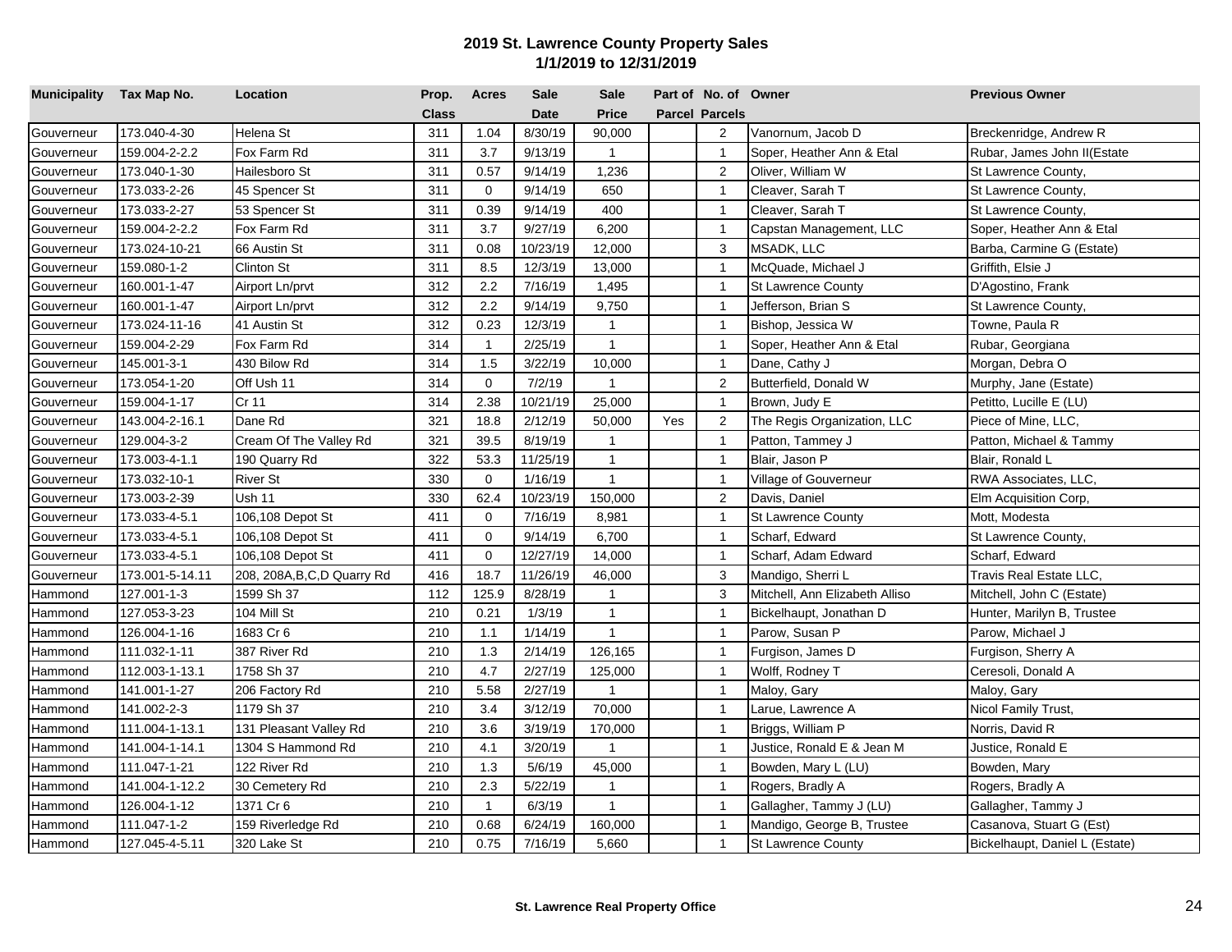## 2019 St. Lawrence County Property Sales
### 1/1/2019 to 12/31/2019

| Municipality | Tax Map No. | Location | Prop. Class | Acres | Sale Date | Sale Price | Part of Parcel | No. of Parcels | Owner | Previous Owner |
|---|---|---|---|---|---|---|---|---|---|---|
| Gouverneur | 173.040-4-30 | Helena St | 311 | 1.04 | 8/30/19 | 90,000 | | 2 | Vanornum, Jacob D | Breckenridge, Andrew R |
| Gouverneur | 159.004-2-2.2 | Fox Farm Rd | 311 | 3.7 | 9/13/19 | 1 | | 1 | Soper, Heather Ann & Etal | Rubar, James John II(Estate |
| Gouverneur | 173.040-1-30 | Hailesboro St | 311 | 0.57 | 9/14/19 | 1,236 | | 2 | Oliver, William W | St Lawrence County, |
| Gouverneur | 173.033-2-26 | 45 Spencer St | 311 | 0 | 9/14/19 | 650 | | 1 | Cleaver, Sarah T | St Lawrence County, |
| Gouverneur | 173.033-2-27 | 53 Spencer St | 311 | 0.39 | 9/14/19 | 400 | | 1 | Cleaver, Sarah T | St Lawrence County, |
| Gouverneur | 159.004-2-2.2 | Fox Farm Rd | 311 | 3.7 | 9/27/19 | 6,200 | | 1 | Capstan Management, LLC | Soper, Heather Ann & Etal |
| Gouverneur | 173.024-10-21 | 66 Austin St | 311 | 0.08 | 10/23/19 | 12,000 | | 3 | MSADK, LLC | Barba, Carmine G (Estate) |
| Gouverneur | 159.080-1-2 | Clinton St | 311 | 8.5 | 12/3/19 | 13,000 | | 1 | McQuade, Michael J | Griffith, Elsie J |
| Gouverneur | 160.001-1-47 | Airport Ln/prvt | 312 | 2.2 | 7/16/19 | 1,495 | | 1 | St Lawrence County | D'Agostino, Frank |
| Gouverneur | 160.001-1-47 | Airport Ln/prvt | 312 | 2.2 | 9/14/19 | 9,750 | | 1 | Jefferson, Brian S | St Lawrence County, |
| Gouverneur | 173.024-11-16 | 41 Austin St | 312 | 0.23 | 12/3/19 | 1 | | 1 | Bishop, Jessica W | Towne, Paula R |
| Gouverneur | 159.004-2-29 | Fox Farm Rd | 314 | 1 | 2/25/19 | 1 | | 1 | Soper, Heather Ann & Etal | Rubar, Georgiana |
| Gouverneur | 145.001-3-1 | 430 Bilow Rd | 314 | 1.5 | 3/22/19 | 10,000 | | 1 | Dane, Cathy J | Morgan, Debra O |
| Gouverneur | 173.054-1-20 | Off Ush 11 | 314 | 0 | 7/2/19 | 1 | | 2 | Butterfield, Donald W | Murphy, Jane (Estate) |
| Gouverneur | 159.004-1-17 | Cr 11 | 314 | 2.38 | 10/21/19 | 25,000 | | 1 | Brown, Judy E | Petitto, Lucille E (LU) |
| Gouverneur | 143.004-2-16.1 | Dane Rd | 321 | 18.8 | 2/12/19 | 50,000 | Yes | 2 | The Regis Organization, LLC | Piece of Mine, LLC, |
| Gouverneur | 129.004-3-2 | Cream Of The Valley Rd | 321 | 39.5 | 8/19/19 | 1 | | 1 | Patton, Tammey J | Patton, Michael & Tammy |
| Gouverneur | 173.003-4-1.1 | 190 Quarry Rd | 322 | 53.3 | 11/25/19 | 1 | | 1 | Blair, Jason P | Blair, Ronald L |
| Gouverneur | 173.032-10-1 | River St | 330 | 0 | 1/16/19 | 1 | | 1 | Village of Gouverneur | RWA Associates, LLC, |
| Gouverneur | 173.003-2-39 | Ush 11 | 330 | 62.4 | 10/23/19 | 150,000 | | 2 | Davis, Daniel | Elm Acquisition Corp, |
| Gouverneur | 173.033-4-5.1 | 106,108 Depot St | 411 | 0 | 7/16/19 | 8,981 | | 1 | St Lawrence County | Mott, Modesta |
| Gouverneur | 173.033-4-5.1 | 106,108 Depot St | 411 | 0 | 9/14/19 | 6,700 | | 1 | Scharf, Edward | St Lawrence County, |
| Gouverneur | 173.033-4-5.1 | 106,108 Depot St | 411 | 0 | 12/27/19 | 14,000 | | 1 | Scharf, Adam Edward | Scharf, Edward |
| Gouverneur | 173.001-5-14.11 | 208, 208A,B,C,D Quarry Rd | 416 | 18.7 | 11/26/19 | 46,000 | | 3 | Mandigo, Sherri L | Travis Real Estate LLC, |
| Hammond | 127.001-1-3 | 1599 Sh 37 | 112 | 125.9 | 8/28/19 | 1 | | 3 | Mitchell, Ann Elizabeth Alliso | Mitchell, John C (Estate) |
| Hammond | 127.053-3-23 | 104 Mill St | 210 | 0.21 | 1/3/19 | 1 | | 1 | Bickelhaupt, Jonathan D | Hunter, Marilyn B, Trustee |
| Hammond | 126.004-1-16 | 1683 Cr 6 | 210 | 1.1 | 1/14/19 | 1 | | 1 | Parow, Susan P | Parow, Michael J |
| Hammond | 111.032-1-11 | 387 River Rd | 210 | 1.3 | 2/14/19 | 126,165 | | 1 | Furgison, James D | Furgison, Sherry A |
| Hammond | 112.003-1-13.1 | 1758 Sh 37 | 210 | 4.7 | 2/27/19 | 125,000 | | 1 | Wolff, Rodney T | Ceresoli, Donald A |
| Hammond | 141.001-1-27 | 206 Factory Rd | 210 | 5.58 | 2/27/19 | 1 | | 1 | Maloy, Gary | Maloy, Gary |
| Hammond | 141.002-2-3 | 1179 Sh 37 | 210 | 3.4 | 3/12/19 | 70,000 | | 1 | Larue, Lawrence A | Nicol Family Trust, |
| Hammond | 111.004-1-13.1 | 131 Pleasant Valley Rd | 210 | 3.6 | 3/19/19 | 170,000 | | 1 | Briggs, William P | Norris, David R |
| Hammond | 141.004-1-14.1 | 1304 S Hammond Rd | 210 | 4.1 | 3/20/19 | 1 | | 1 | Justice, Ronald E & Jean M | Justice, Ronald E |
| Hammond | 111.047-1-21 | 122 River Rd | 210 | 1.3 | 5/6/19 | 45,000 | | 1 | Bowden, Mary L (LU) | Bowden, Mary |
| Hammond | 141.004-1-12.2 | 30 Cemetery Rd | 210 | 2.3 | 5/22/19 | 1 | | 1 | Rogers, Bradly A | Rogers, Bradly A |
| Hammond | 126.004-1-12 | 1371 Cr 6 | 210 | 1 | 6/3/19 | 1 | | 1 | Gallagher, Tammy J (LU) | Gallagher, Tammy J |
| Hammond | 111.047-1-2 | 159 Riverledge Rd | 210 | 0.68 | 6/24/19 | 160,000 | | 1 | Mandigo, George B, Trustee | Casanova, Stuart G (Est) |
| Hammond | 127.045-4-5.11 | 320 Lake St | 210 | 0.75 | 7/16/19 | 5,660 | | 1 | St Lawrence County | Bickelhaupt, Daniel L (Estate) |

St. Lawrence Real Property Office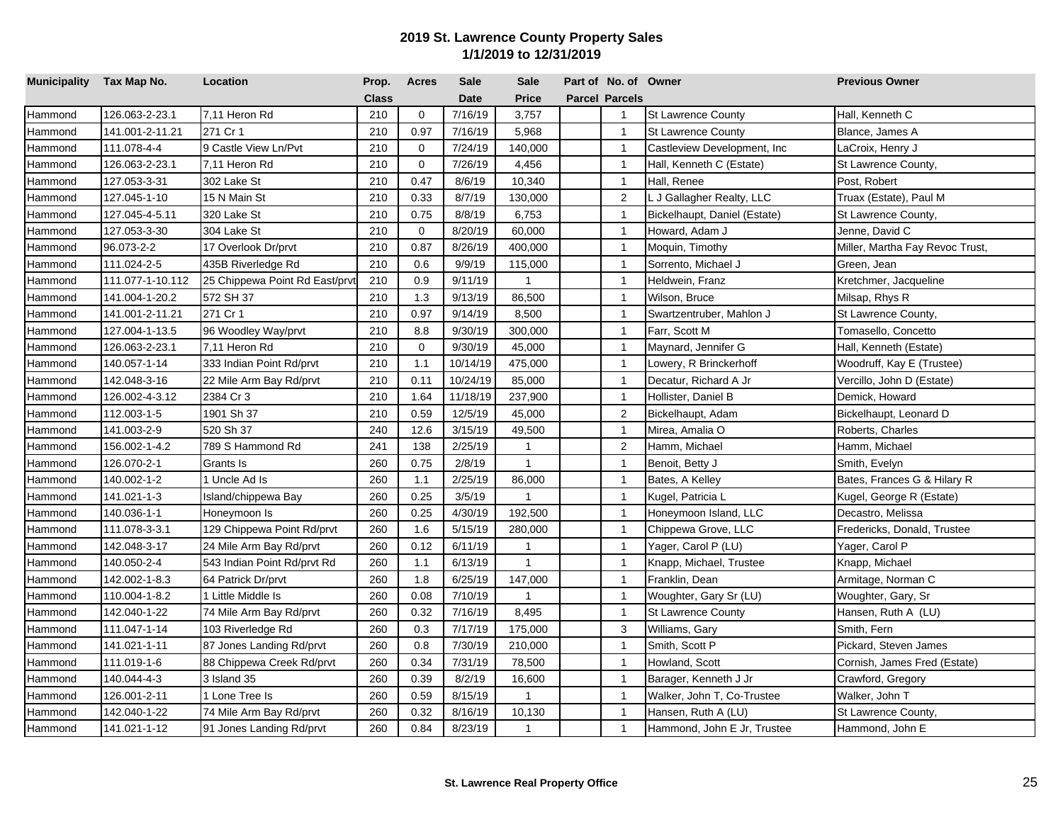# 2019 St. Lawrence County Property Sales
## 1/1/2019 to 12/31/2019

| Municipality | Tax Map No. | Location | Prop. Class | Acres | Sale Date | Sale Price | Part of Parcel | No. of Parcels | Owner | Previous Owner |
|---|---|---|---|---|---|---|---|---|---|---|
| Hammond | 126.063-2-23.1 | 7,11 Heron Rd | 210 | 0 | 7/16/19 | 3,757 | | 1 | St Lawrence County | Hall, Kenneth C |
| Hammond | 141.001-2-11.21 | 271 Cr 1 | 210 | 0.97 | 7/16/19 | 5,968 | | 1 | St Lawrence County | Blance, James A |
| Hammond | 111.078-4-4 | 9 Castle View Ln/Pvt | 210 | 0 | 7/24/19 | 140,000 | | 1 | Castleview Development, Inc | LaCroix, Henry J |
| Hammond | 126.063-2-23.1 | 7,11 Heron Rd | 210 | 0 | 7/26/19 | 4,456 | | 1 | Hall, Kenneth C (Estate) | St Lawrence County, |
| Hammond | 127.053-3-31 | 302 Lake St | 210 | 0.47 | 8/6/19 | 10,340 | | 1 | Hall, Renee | Post, Robert |
| Hammond | 127.045-1-10 | 15 N Main St | 210 | 0.33 | 8/7/19 | 130,000 | | 2 | L J Gallagher Realty, LLC | Truax (Estate), Paul M |
| Hammond | 127.045-4-5.11 | 320 Lake St | 210 | 0.75 | 8/8/19 | 6,753 | | 1 | Bickelhaupt, Daniel (Estate) | St Lawrence County, |
| Hammond | 127.053-3-30 | 304 Lake St | 210 | 0 | 8/20/19 | 60,000 | | 1 | Howard, Adam J | Jenne, David C |
| Hammond | 96.073-2-2 | 17 Overlook Dr/prvt | 210 | 0.87 | 8/26/19 | 400,000 | | 1 | Moquin, Timothy | Miller, Martha Fay Revoc Trust, |
| Hammond | 111.024-2-5 | 435B Riverledge Rd | 210 | 0.6 | 9/9/19 | 115,000 | | 1 | Sorrento, Michael J | Green, Jean |
| Hammond | 111.077-1-10.112 | 25 Chippewa Point Rd East/prvt | 210 | 0.9 | 9/11/19 | 1 | | 1 | Heldwein, Franz | Kretchmer, Jacqueline |
| Hammond | 141.004-1-20.2 | 572 SH 37 | 210 | 1.3 | 9/13/19 | 86,500 | | 1 | Wilson, Bruce | Milsap, Rhys R |
| Hammond | 141.001-2-11.21 | 271 Cr 1 | 210 | 0.97 | 9/14/19 | 8,500 | | 1 | Swartzentruber, Mahlon J | St Lawrence County, |
| Hammond | 127.004-1-13.5 | 96 Woodley Way/prvt | 210 | 8.8 | 9/30/19 | 300,000 | | 1 | Farr, Scott M | Tomasello, Concetto |
| Hammond | 126.063-2-23.1 | 7,11 Heron Rd | 210 | 0 | 9/30/19 | 45,000 | | 1 | Maynard, Jennifer G | Hall, Kenneth (Estate) |
| Hammond | 140.057-1-14 | 333 Indian Point Rd/prvt | 210 | 1.1 | 10/14/19 | 475,000 | | 1 | Lowery, R Brinckerhoff | Woodruff, Kay E (Trustee) |
| Hammond | 142.048-3-16 | 22 Mile Arm Bay Rd/prvt | 210 | 0.11 | 10/24/19 | 85,000 | | 1 | Decatur, Richard A Jr | Vercillo, John D (Estate) |
| Hammond | 126.002-4-3.12 | 2384 Cr 3 | 210 | 1.64 | 11/18/19 | 237,900 | | 1 | Hollister, Daniel B | Demick, Howard |
| Hammond | 112.003-1-5 | 1901 Sh 37 | 210 | 0.59 | 12/5/19 | 45,000 | | 2 | Bickelhaupt, Adam | Bickelhaupt, Leonard D |
| Hammond | 141.003-2-9 | 520 Sh 37 | 240 | 12.6 | 3/15/19 | 49,500 | | 1 | Mirea, Amalia O | Roberts, Charles |
| Hammond | 156.002-1-4.2 | 789 S Hammond Rd | 241 | 138 | 2/25/19 | 1 | | 2 | Hamm, Michael | Hamm, Michael |
| Hammond | 126.070-2-1 | Grants Is | 260 | 0.75 | 2/8/19 | 1 | | 1 | Benoit, Betty J | Smith, Evelyn |
| Hammond | 140.002-1-2 | 1 Uncle Ad Is | 260 | 1.1 | 2/25/19 | 86,000 | | 1 | Bates, A Kelley | Bates, Frances G & Hilary R |
| Hammond | 141.021-1-3 | Island/chippewa Bay | 260 | 0.25 | 3/5/19 | 1 | | 1 | Kugel, Patricia L | Kugel, George R (Estate) |
| Hammond | 140.036-1-1 | Honeymoon Is | 260 | 0.25 | 4/30/19 | 192,500 | | 1 | Honeymoon Island, LLC | Decastro, Melissa |
| Hammond | 111.078-3-3.1 | 129 Chippewa Point Rd/prvt | 260 | 1.6 | 5/15/19 | 280,000 | | 1 | Chippewa Grove, LLC | Fredericks, Donald, Trustee |
| Hammond | 142.048-3-17 | 24 Mile Arm Bay Rd/prvt | 260 | 0.12 | 6/11/19 | 1 | | 1 | Yager, Carol P (LU) | Yager, Carol P |
| Hammond | 140.050-2-4 | 543 Indian Point Rd/prvt Rd | 260 | 1.1 | 6/13/19 | 1 | | 1 | Knapp, Michael, Trustee | Knapp, Michael |
| Hammond | 142.002-1-8.3 | 64 Patrick Dr/prvt | 260 | 1.8 | 6/25/19 | 147,000 | | 1 | Franklin, Dean | Armitage, Norman C |
| Hammond | 110.004-1-8.2 | 1 Little Middle Is | 260 | 0.08 | 7/10/19 | 1 | | 1 | Woughter, Gary Sr (LU) | Woughter, Gary, Sr |
| Hammond | 142.040-1-22 | 74 Mile Arm Bay Rd/prvt | 260 | 0.32 | 7/16/19 | 8,495 | | 1 | St Lawrence County | Hansen, Ruth A (LU) |
| Hammond | 111.047-1-14 | 103 Riverledge Rd | 260 | 0.3 | 7/17/19 | 175,000 | | 3 | Williams, Gary | Smith, Fern |
| Hammond | 141.021-1-11 | 87 Jones Landing Rd/prvt | 260 | 0.8 | 7/30/19 | 210,000 | | 1 | Smith, Scott P | Pickard, Steven James |
| Hammond | 111.019-1-6 | 88 Chippewa Creek Rd/prvt | 260 | 0.34 | 7/31/19 | 78,500 | | 1 | Howland, Scott | Cornish, James Fred (Estate) |
| Hammond | 140.044-4-3 | 3 Island 35 | 260 | 0.39 | 8/2/19 | 16,600 | | 1 | Barager, Kenneth J Jr | Crawford, Gregory |
| Hammond | 126.001-2-11 | 1 Lone Tree Is | 260 | 0.59 | 8/15/19 | 1 | | 1 | Walker, John T, Co-Trustee | Walker, John T |
| Hammond | 142.040-1-22 | 74 Mile Arm Bay Rd/prvt | 260 | 0.32 | 8/16/19 | 10,130 | | 1 | Hansen, Ruth A (LU) | St Lawrence County, |
| Hammond | 141.021-1-12 | 91 Jones Landing Rd/prvt | 260 | 0.84 | 8/23/19 | 1 | | 1 | Hammond, John E Jr, Trustee | Hammond, John E |

**St. Lawrence Real Property Office**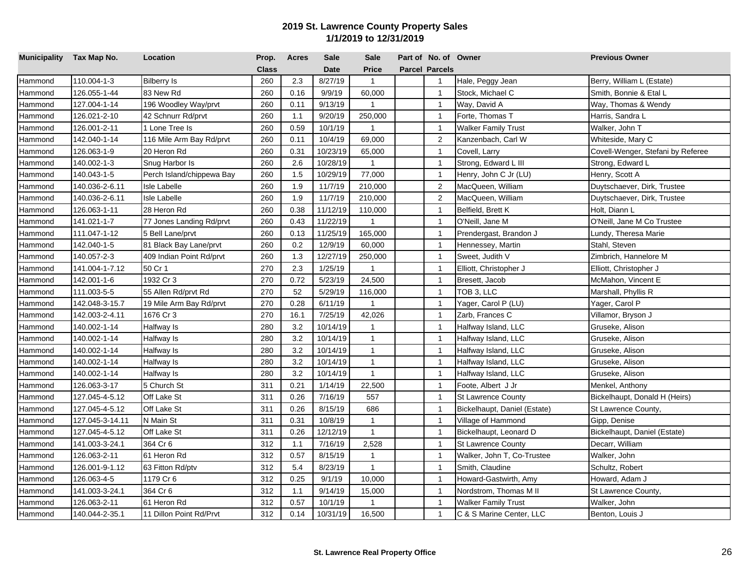## 2019 St. Lawrence County Property Sales
### 1/1/2019 to 12/31/2019

| Municipality | Tax Map No. | Location | Prop. Class | Acres | Sale Date | Sale Price | Part of Parcel | No. of Parcels | Owner | Previous Owner |
|---|---|---|---|---|---|---|---|---|---|---|
| Hammond | 110.004-1-3 | Bilberry Is | 260 | 2.3 | 8/27/19 | 1 | | 1 | Hale, Peggy Jean | Berry, William L (Estate) |
| Hammond | 126.055-1-44 | 83 New Rd | 260 | 0.16 | 9/9/19 | 60,000 | | 1 | Stock, Michael C | Smith, Bonnie & Etal L |
| Hammond | 127.004-1-14 | 196 Woodley Way/prvt | 260 | 0.11 | 9/13/19 | 1 | | 1 | Way, David A | Way, Thomas & Wendy |
| Hammond | 126.021-2-10 | 42 Schnurr Rd/prvt | 260 | 1.1 | 9/20/19 | 250,000 | | 1 | Forte, Thomas T | Harris, Sandra L |
| Hammond | 126.001-2-11 | 1 Lone Tree Is | 260 | 0.59 | 10/1/19 | 1 | | 1 | Walker Family Trust | Walker, John T |
| Hammond | 142.040-1-14 | 116 Mile Arm Bay Rd/prvt | 260 | 0.11 | 10/4/19 | 69,000 | | 2 | Kanzenbach, Carl W | Whiteside, Mary C |
| Hammond | 126.063-1-9 | 20 Heron Rd | 260 | 0.31 | 10/23/19 | 65,000 | | 1 | Covell, Larry | Covell-Wenger, Stefani by Referee |
| Hammond | 140.002-1-3 | Snug Harbor Is | 260 | 2.6 | 10/28/19 | 1 | | 1 | Strong, Edward L III | Strong, Edward L |
| Hammond | 140.043-1-5 | Perch Island/chippewa Bay | 260 | 1.5 | 10/29/19 | 77,000 | | 1 | Henry, John C Jr (LU) | Henry, Scott A |
| Hammond | 140.036-2-6.11 | Isle Labelle | 260 | 1.9 | 11/7/19 | 210,000 | | 2 | MacQueen, William | Duytschaever, Dirk, Trustee |
| Hammond | 140.036-2-6.11 | Isle Labelle | 260 | 1.9 | 11/7/19 | 210,000 | | 2 | MacQueen, William | Duytschaever, Dirk, Trustee |
| Hammond | 126.063-1-11 | 28 Heron Rd | 260 | 0.38 | 11/12/19 | 110,000 | | 1 | Belfield, Brett K | Holt, Diann L |
| Hammond | 141.021-1-7 | 77 Jones Landing Rd/prvt | 260 | 0.43 | 11/22/19 | 1 | | 1 | O'Neill, Jane M | O'Neill, Jane M Co Trustee |
| Hammond | 111.047-1-12 | 5 Bell Lane/prvt | 260 | 0.13 | 11/25/19 | 165,000 | | 1 | Prendergast, Brandon J | Lundy, Theresa Marie |
| Hammond | 142.040-1-5 | 81 Black Bay Lane/prvt | 260 | 0.2 | 12/9/19 | 60,000 | | 1 | Hennessey, Martin | Stahl, Steven |
| Hammond | 140.057-2-3 | 409 Indian Point Rd/prvt | 260 | 1.3 | 12/27/19 | 250,000 | | 1 | Sweet, Judith V | Zimbrich, Hannelore M |
| Hammond | 141.004-1-7.12 | 50 Cr 1 | 270 | 2.3 | 1/25/19 | 1 | | 1 | Elliott, Christopher J | Elliott, Christopher J |
| Hammond | 142.001-1-6 | 1932 Cr 3 | 270 | 0.72 | 5/23/19 | 24,500 | | 1 | Bresett, Jacob | McMahon, Vincent E |
| Hammond | 111.003-5-5 | 55 Allen Rd/prvt Rd | 270 | 52 | 5/29/19 | 116,000 | | 1 | TOB 3, LLC | Marshall, Phyllis R |
| Hammond | 142.048-3-15.7 | 19 Mile Arm Bay Rd/prvt | 270 | 0.28 | 6/11/19 | 1 | | 1 | Yager, Carol P (LU) | Yager, Carol P |
| Hammond | 142.003-2-4.11 | 1676 Cr 3 | 270 | 16.1 | 7/25/19 | 42,026 | | 1 | Zarb, Frances C | Villamor, Bryson J |
| Hammond | 140.002-1-14 | Halfway Is | 280 | 3.2 | 10/14/19 | 1 | | 1 | Halfway Island, LLC | Gruseke, Alison |
| Hammond | 140.002-1-14 | Halfway Is | 280 | 3.2 | 10/14/19 | 1 | | 1 | Halfway Island, LLC | Gruseke, Alison |
| Hammond | 140.002-1-14 | Halfway Is | 280 | 3.2 | 10/14/19 | 1 | | 1 | Halfway Island, LLC | Gruseke, Alison |
| Hammond | 140.002-1-14 | Halfway Is | 280 | 3.2 | 10/14/19 | 1 | | 1 | Halfway Island, LLC | Gruseke, Alison |
| Hammond | 140.002-1-14 | Halfway Is | 280 | 3.2 | 10/14/19 | 1 | | 1 | Halfway Island, LLC | Gruseke, Alison |
| Hammond | 126.063-3-17 | 5 Church St | 311 | 0.21 | 1/14/19 | 22,500 | | 1 | Foote, Albert J Jr | Menkel, Anthony |
| Hammond | 127.045-4-5.12 | Off Lake St | 311 | 0.26 | 7/16/19 | 557 | | 1 | St Lawrence County | Bickelhaupt, Donald H (Heirs) |
| Hammond | 127.045-4-5.12 | Off Lake St | 311 | 0.26 | 8/15/19 | 686 | | 1 | Bickelhaupt, Daniel (Estate) | St Lawrence County, |
| Hammond | 127.045-3-14.11 | N Main St | 311 | 0.31 | 10/8/19 | 1 | | 1 | Village of Hammond | Gipp, Denise |
| Hammond | 127.045-4-5.12 | Off Lake St | 311 | 0.26 | 12/12/19 | 1 | | 1 | Bickelhaupt, Leonard D | Bickelhaupt, Daniel (Estate) |
| Hammond | 141.003-3-24.1 | 364 Cr 6 | 312 | 1.1 | 7/16/19 | 2,528 | | 1 | St Lawrence County | Decarr, William |
| Hammond | 126.063-2-11 | 61 Heron Rd | 312 | 0.57 | 8/15/19 | 1 | | 1 | Walker, John T, Co-Trustee | Walker, John |
| Hammond | 126.001-9-1.12 | 63 Fitton Rd/ptv | 312 | 5.4 | 8/23/19 | 1 | | 1 | Smith, Claudine | Schultz, Robert |
| Hammond | 126.063-4-5 | 1179 Cr 6 | 312 | 0.25 | 9/1/19 | 10,000 | | 1 | Howard-Gastwirth, Amy | Howard, Adam J |
| Hammond | 141.003-3-24.1 | 364 Cr 6 | 312 | 1.1 | 9/14/19 | 15,000 | | 1 | Nordstrom, Thomas M II | St Lawrence County, |
| Hammond | 126.063-2-11 | 61 Heron Rd | 312 | 0.57 | 10/1/19 | 1 | | 1 | Walker Family Trust | Walker, John |
| Hammond | 140.044-2-35.1 | 11 Dillon Point Rd/Prvt | 312 | 0.14 | 10/31/19 | 16,500 | | 1 | C & S Marine Center, LLC | Benton, Louis J |

**St. Lawrence Real Property Office**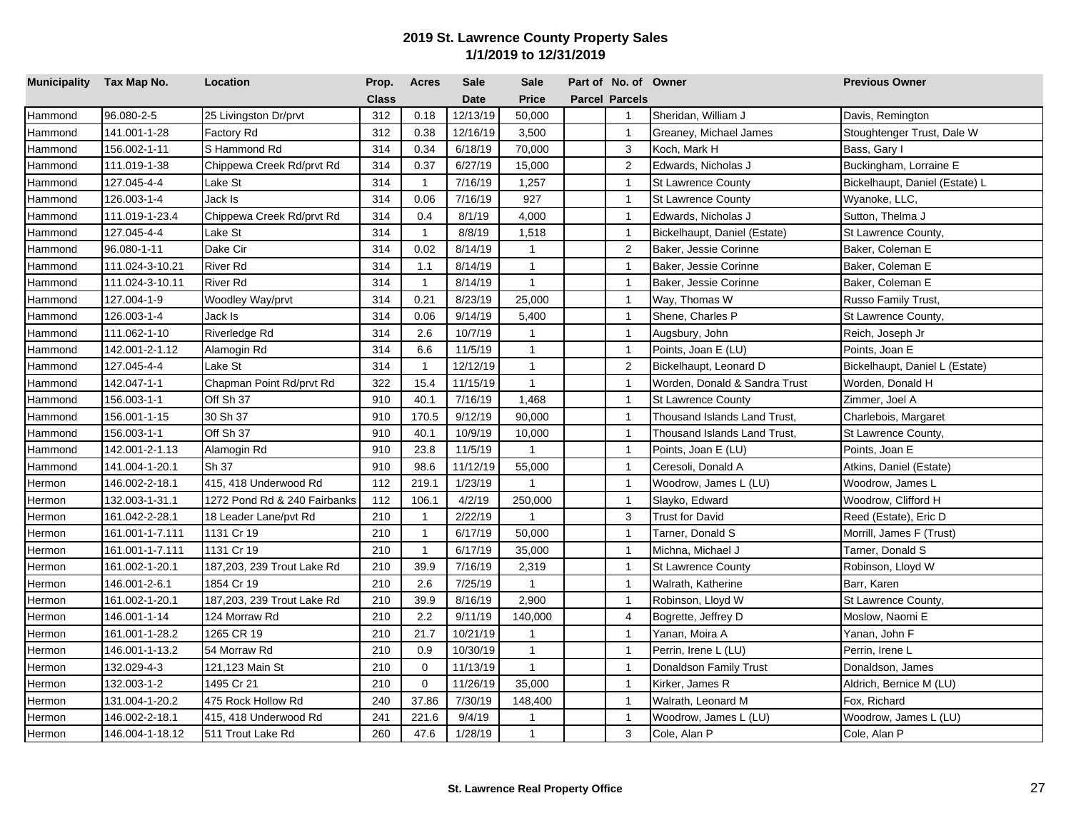## 2019 St. Lawrence County Property Sales
## 1/1/2019 to 12/31/2019

| Municipality | Tax Map No. | Location | Prop. Class | Acres | Sale Date | Sale Price | Part of Parcel | No. of Parcels | Owner | Previous Owner |
|---|---|---|---|---|---|---|---|---|---|---|
| Hammond | 96.080-2-5 | 25 Livingston Dr/prvt | 312 | 0.18 | 12/13/19 | 50,000 | | 1 | Sheridan, William J | Davis, Remington |
| Hammond | 141.001-1-28 | Factory Rd | 312 | 0.38 | 12/16/19 | 3,500 | | 1 | Greaney, Michael James | Stoughtenger Trust, Dale W |
| Hammond | 156.002-1-11 | S Hammond Rd | 314 | 0.34 | 6/18/19 | 70,000 | | 3 | Koch, Mark H | Bass, Gary I |
| Hammond | 111.019-1-38 | Chippewa Creek Rd/prvt Rd | 314 | 0.37 | 6/27/19 | 15,000 | | 2 | Edwards, Nicholas J | Buckingham, Lorraine E |
| Hammond | 127.045-4-4 | Lake St | 314 | 1 | 7/16/19 | 1,257 | | 1 | St Lawrence County | Bickelhaupt, Daniel (Estate) L |
| Hammond | 126.003-1-4 | Jack Is | 314 | 0.06 | 7/16/19 | 927 | | 1 | St Lawrence County | Wyanoke, LLC, |
| Hammond | 111.019-1-23.4 | Chippewa Creek Rd/prvt Rd | 314 | 0.4 | 8/1/19 | 4,000 | | 1 | Edwards, Nicholas J | Sutton, Thelma J |
| Hammond | 127.045-4-4 | Lake St | 314 | 1 | 8/8/19 | 1,518 | | 1 | Bickelhaupt, Daniel (Estate) | St Lawrence County, |
| Hammond | 96.080-1-11 | Dake Cir | 314 | 0.02 | 8/14/19 | 1 | | 2 | Baker, Jessie Corinne | Baker, Coleman E |
| Hammond | 111.024-3-10.21 | River Rd | 314 | 1.1 | 8/14/19 | 1 | | 1 | Baker, Jessie Corinne | Baker, Coleman E |
| Hammond | 111.024-3-10.11 | River Rd | 314 | 1 | 8/14/19 | 1 | | 1 | Baker, Jessie Corinne | Baker, Coleman E |
| Hammond | 127.004-1-9 | Woodley Way/prvt | 314 | 0.21 | 8/23/19 | 25,000 | | 1 | Way, Thomas W | Russo Family Trust, |
| Hammond | 126.003-1-4 | Jack Is | 314 | 0.06 | 9/14/19 | 5,400 | | 1 | Shene, Charles P | St Lawrence County, |
| Hammond | 111.062-1-10 | Riverledge Rd | 314 | 2.6 | 10/7/19 | 1 | | 1 | Augsbury, John | Reich, Joseph Jr |
| Hammond | 142.001-2-1.12 | Alamogin Rd | 314 | 6.6 | 11/5/19 | 1 | | 1 | Points, Joan E (LU) | Points, Joan E |
| Hammond | 127.045-4-4 | Lake St | 314 | 1 | 12/12/19 | 1 | | 2 | Bickelhaupt, Leonard D | Bickelhaupt, Daniel L (Estate) |
| Hammond | 142.047-1-1 | Chapman Point Rd/prvt Rd | 322 | 15.4 | 11/15/19 | 1 | | 1 | Worden, Donald & Sandra Trust | Worden, Donald H |
| Hammond | 156.003-1-1 | Off Sh 37 | 910 | 40.1 | 7/16/19 | 1,468 | | 1 | St Lawrence County | Zimmer, Joel A |
| Hammond | 156.001-1-15 | 30 Sh 37 | 910 | 170.5 | 9/12/19 | 90,000 | | 1 | Thousand Islands Land Trust, | Charlebois, Margaret |
| Hammond | 156.003-1-1 | Off Sh 37 | 910 | 40.1 | 10/9/19 | 10,000 | | 1 | Thousand Islands Land Trust, | St Lawrence County, |
| Hammond | 142.001-2-1.13 | Alamogin Rd | 910 | 23.8 | 11/5/19 | 1 | | 1 | Points, Joan E (LU) | Points, Joan E |
| Hammond | 141.004-1-20.1 | Sh 37 | 910 | 98.6 | 11/12/19 | 55,000 | | 1 | Ceresoli, Donald A | Atkins, Daniel (Estate) |
| Hermon | 146.002-2-18.1 | 415, 418 Underwood Rd | 112 | 219.1 | 1/23/19 | 1 | | 1 | Woodrow, James L (LU) | Woodrow, James L |
| Hermon | 132.003-1-31.1 | 1272 Pond Rd & 240 Fairbanks | 112 | 106.1 | 4/2/19 | 250,000 | | 1 | Slayko, Edward | Woodrow, Clifford H |
| Hermon | 161.042-2-28.1 | 18 Leader Lane/pvt Rd | 210 | 1 | 2/22/19 | 1 | | 3 | Trust for David | Reed (Estate), Eric D |
| Hermon | 161.001-1-7.111 | 1131 Cr 19 | 210 | 1 | 6/17/19 | 50,000 | | 1 | Tarner, Donald S | Morrill, James F (Trust) |
| Hermon | 161.001-1-7.111 | 1131 Cr 19 | 210 | 1 | 6/17/19 | 35,000 | | 1 | Michna, Michael J | Tarner, Donald S |
| Hermon | 161.002-1-20.1 | 187,203, 239 Trout Lake Rd | 210 | 39.9 | 7/16/19 | 2,319 | | 1 | St Lawrence County | Robinson, Lloyd W |
| Hermon | 146.001-2-6.1 | 1854 Cr 19 | 210 | 2.6 | 7/25/19 | 1 | | 1 | Walrath, Katherine | Barr, Karen |
| Hermon | 161.002-1-20.1 | 187,203, 239 Trout Lake Rd | 210 | 39.9 | 8/16/19 | 2,900 | | 1 | Robinson, Lloyd W | St Lawrence County, |
| Hermon | 146.001-1-14 | 124 Morraw Rd | 210 | 2.2 | 9/11/19 | 140,000 | | 4 | Bogrette, Jeffrey D | Moslow, Naomi E |
| Hermon | 161.001-1-28.2 | 1265 CR 19 | 210 | 21.7 | 10/21/19 | 1 | | 1 | Yanan, Moira A | Yanan, John F |
| Hermon | 146.001-1-13.2 | 54 Morraw Rd | 210 | 0.9 | 10/30/19 | 1 | | 1 | Perrin, Irene L (LU) | Perrin, Irene L |
| Hermon | 132.029-4-3 | 121,123 Main St | 210 | 0 | 11/13/19 | 1 | | 1 | Donaldson Family Trust | Donaldson, James |
| Hermon | 132.003-1-2 | 1495 Cr 21 | 210 | 0 | 11/26/19 | 35,000 | | 1 | Kirker, James R | Aldrich, Bernice M (LU) |
| Hermon | 131.004-1-20.2 | 475 Rock Hollow Rd | 240 | 37.86 | 7/30/19 | 148,400 | | 1 | Walrath, Leonard M | Fox, Richard |
| Hermon | 146.002-2-18.1 | 415, 418 Underwood Rd | 241 | 221.6 | 9/4/19 | 1 | | 1 | Woodrow, James L (LU) | Woodrow, James L (LU) |
| Hermon | 146.004-1-18.12 | 511 Trout Lake Rd | 260 | 47.6 | 1/28/19 | 1 | | 3 | Cole, Alan P | Cole, Alan P |

**St. Lawrence Real Property Office**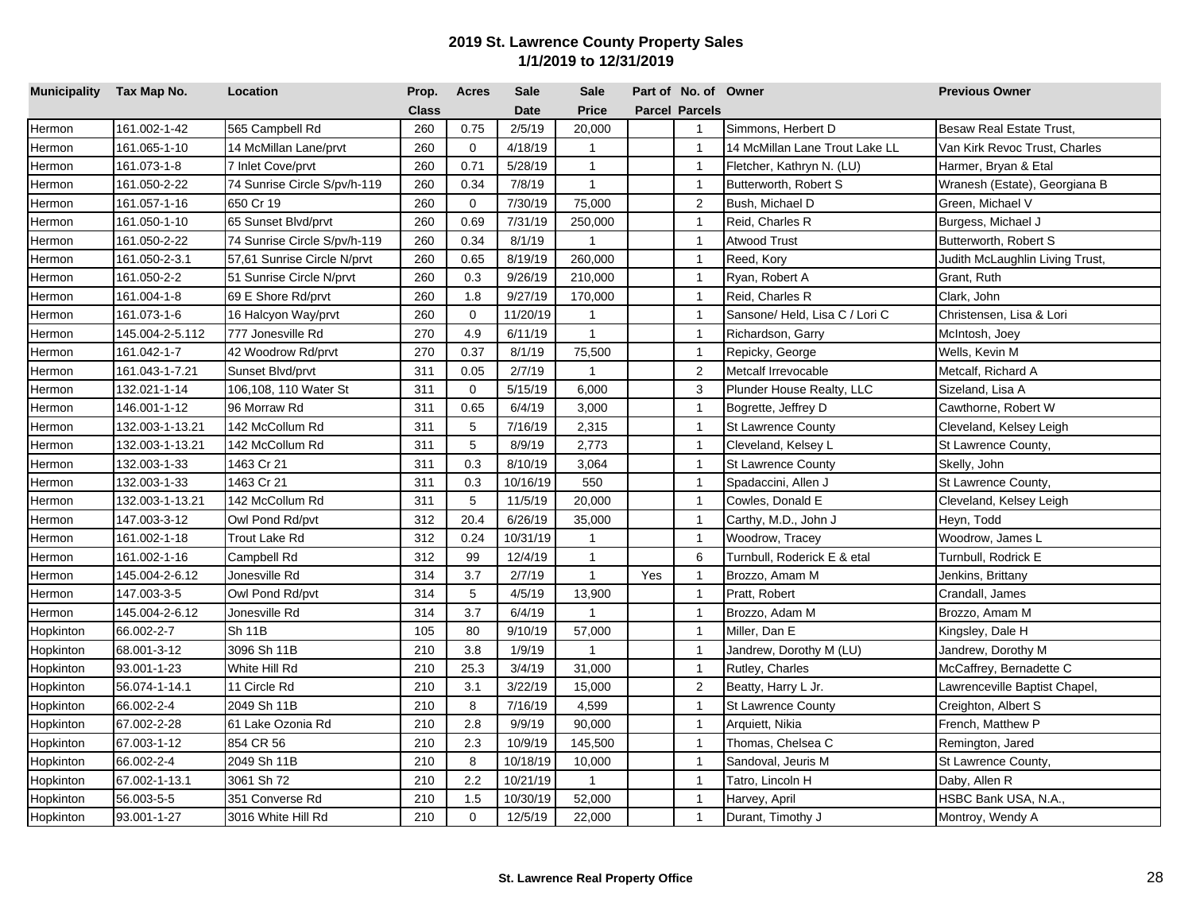# 2019 St. Lawrence County Property Sales
## 1/1/2019 to 12/31/2019

| Municipality | Tax Map No. | Location | Prop. Class | Acres | Sale Date | Sale Price | Part of Parcel | No. of Parcels | Owner | Previous Owner |
|---|---|---|---|---|---|---|---|---|---|---|
| Hermon | 161.002-1-42 | 565 Campbell Rd | 260 | 0.75 | 2/5/19 | 20,000 | | 1 | Simmons, Herbert D | Besaw Real Estate Trust, |
| Hermon | 161.065-1-10 | 14 McMillan Lane/prvt | 260 | 0 | 4/18/19 | 1 | | 1 | 14 McMillan Lane Trout Lake LL | Van Kirk Revoc Trust, Charles |
| Hermon | 161.073-1-8 | 7 Inlet Cove/prvt | 260 | 0.71 | 5/28/19 | 1 | | 1 | Fletcher, Kathryn N. (LU) | Harmer, Bryan & Etal |
| Hermon | 161.050-2-22 | 74 Sunrise Circle S/pv/h-119 | 260 | 0.34 | 7/8/19 | 1 | | 1 | Butterworth, Robert S | Wranesh (Estate), Georgiana B |
| Hermon | 161.057-1-16 | 650 Cr 19 | 260 | 0 | 7/30/19 | 75,000 | | 2 | Bush, Michael D | Green, Michael V |
| Hermon | 161.050-1-10 | 65 Sunset Blvd/prvt | 260 | 0.69 | 7/31/19 | 250,000 | | 1 | Reid, Charles R | Burgess, Michael J |
| Hermon | 161.050-2-22 | 74 Sunrise Circle S/pv/h-119 | 260 | 0.34 | 8/1/19 | 1 | | 1 | Atwood Trust | Butterworth, Robert S |
| Hermon | 161.050-2-3.1 | 57,61 Sunrise Circle N/prvt | 260 | 0.65 | 8/19/19 | 260,000 | | 1 | Reed, Kory | Judith McLaughlin Living Trust, |
| Hermon | 161.050-2-2 | 51 Sunrise Circle N/prvt | 260 | 0.3 | 9/26/19 | 210,000 | | 1 | Ryan, Robert A | Grant, Ruth |
| Hermon | 161.004-1-8 | 69 E Shore Rd/prvt | 260 | 1.8 | 9/27/19 | 170,000 | | 1 | Reid, Charles R | Clark, John |
| Hermon | 161.073-1-6 | 16 Halcyon Way/prvt | 260 | 0 | 11/20/19 | 1 | | 1 | Sansone/ Held, Lisa C / Lori C | Christensen, Lisa & Lori |
| Hermon | 145.004-2-5.112 | 777 Jonesville Rd | 270 | 4.9 | 6/11/19 | 1 | | 1 | Richardson, Garry | McIntosh, Joey |
| Hermon | 161.042-1-7 | 42 Woodrow Rd/prvt | 270 | 0.37 | 8/1/19 | 75,500 | | 1 | Repicky, George | Wells, Kevin M |
| Hermon | 161.043-1-7.21 | Sunset Blvd/prvt | 311 | 0.05 | 2/7/19 | 1 | | 2 | Metcalf Irrevocable | Metcalf, Richard A |
| Hermon | 132.021-1-14 | 106,108, 110 Water St | 311 | 0 | 5/15/19 | 6,000 | | 3 | Plunder House Realty, LLC | Sizeland, Lisa A |
| Hermon | 146.001-1-12 | 96 Morraw Rd | 311 | 0.65 | 6/4/19 | 3,000 | | 1 | Bogrette, Jeffrey D | Cawthorne, Robert W |
| Hermon | 132.003-1-13.21 | 142 McCollum Rd | 311 | 5 | 7/16/19 | 2,315 | | 1 | St Lawrence County | Cleveland, Kelsey Leigh |
| Hermon | 132.003-1-13.21 | 142 McCollum Rd | 311 | 5 | 8/9/19 | 2,773 | | 1 | Cleveland, Kelsey L | St Lawrence County, |
| Hermon | 132.003-1-33 | 1463 Cr 21 | 311 | 0.3 | 8/10/19 | 3,064 | | 1 | St Lawrence County | Skelly, John |
| Hermon | 132.003-1-33 | 1463 Cr 21 | 311 | 0.3 | 10/16/19 | 550 | | 1 | Spadaccini, Allen J | St Lawrence County, |
| Hermon | 132.003-1-13.21 | 142 McCollum Rd | 311 | 5 | 11/5/19 | 20,000 | | 1 | Cowles, Donald E | Cleveland, Kelsey Leigh |
| Hermon | 147.003-3-12 | Owl Pond Rd/pvt | 312 | 20.4 | 6/26/19 | 35,000 | | 1 | Carthy, M.D., John J | Heyn, Todd |
| Hermon | 161.002-1-18 | Trout Lake Rd | 312 | 0.24 | 10/31/19 | 1 | | 1 | Woodrow, Tracey | Woodrow, James L |
| Hermon | 161.002-1-16 | Campbell Rd | 312 | 99 | 12/4/19 | 1 | | 6 | Turnbull, Roderick E & etal | Turnbull, Rodrick E |
| Hermon | 145.004-2-6.12 | Jonesville Rd | 314 | 3.7 | 2/7/19 | 1 | Yes | 1 | Brozzo, Amam M | Jenkins, Brittany |
| Hermon | 147.003-3-5 | Owl Pond Rd/pvt | 314 | 5 | 4/5/19 | 13,900 | | 1 | Pratt, Robert | Crandall, James |
| Hermon | 145.004-2-6.12 | Jonesville Rd | 314 | 3.7 | 6/4/19 | 1 | | 1 | Brozzo, Adam M | Brozzo, Amam M |
| Hopkinton | 66.002-2-7 | Sh 11B | 105 | 80 | 9/10/19 | 57,000 | | 1 | Miller, Dan E | Kingsley, Dale H |
| Hopkinton | 68.001-3-12 | 3096 Sh 11B | 210 | 3.8 | 1/9/19 | 1 | | 1 | Jandrew, Dorothy M (LU) | Jandrew, Dorothy M |
| Hopkinton | 93.001-1-23 | White Hill Rd | 210 | 25.3 | 3/4/19 | 31,000 | | 1 | Rutley, Charles | McCaffrey, Bernadette C |
| Hopkinton | 56.074-1-14.1 | 11 Circle Rd | 210 | 3.1 | 3/22/19 | 15,000 | | 2 | Beatty, Harry L Jr. | Lawrenceville Baptist Chapel, |
| Hopkinton | 66.002-2-4 | 2049 Sh 11B | 210 | 8 | 7/16/19 | 4,599 | | 1 | St Lawrence County | Creighton, Albert S |
| Hopkinton | 67.002-2-28 | 61 Lake Ozonia Rd | 210 | 2.8 | 9/9/19 | 90,000 | | 1 | Arquiett, Nikia | French, Matthew P |
| Hopkinton | 67.003-1-12 | 854 CR 56 | 210 | 2.3 | 10/9/19 | 145,500 | | 1 | Thomas, Chelsea C | Remington, Jared |
| Hopkinton | 66.002-2-4 | 2049 Sh 11B | 210 | 8 | 10/18/19 | 10,000 | | 1 | Sandoval, Jeuris M | St Lawrence County, |
| Hopkinton | 67.002-1-13.1 | 3061 Sh 72 | 210 | 2.2 | 10/21/19 | 1 | | 1 | Tatro, Lincoln H | Daby, Allen R |
| Hopkinton | 56.003-5-5 | 351 Converse Rd | 210 | 1.5 | 10/30/19 | 52,000 | | 1 | Harvey, April | HSBC Bank USA, N.A., |
| Hopkinton | 93.001-1-27 | 3016 White Hill Rd | 210 | 0 | 12/5/19 | 22,000 | | 1 | Durant, Timothy J | Montroy, Wendy A |

St. Lawrence Real Property Office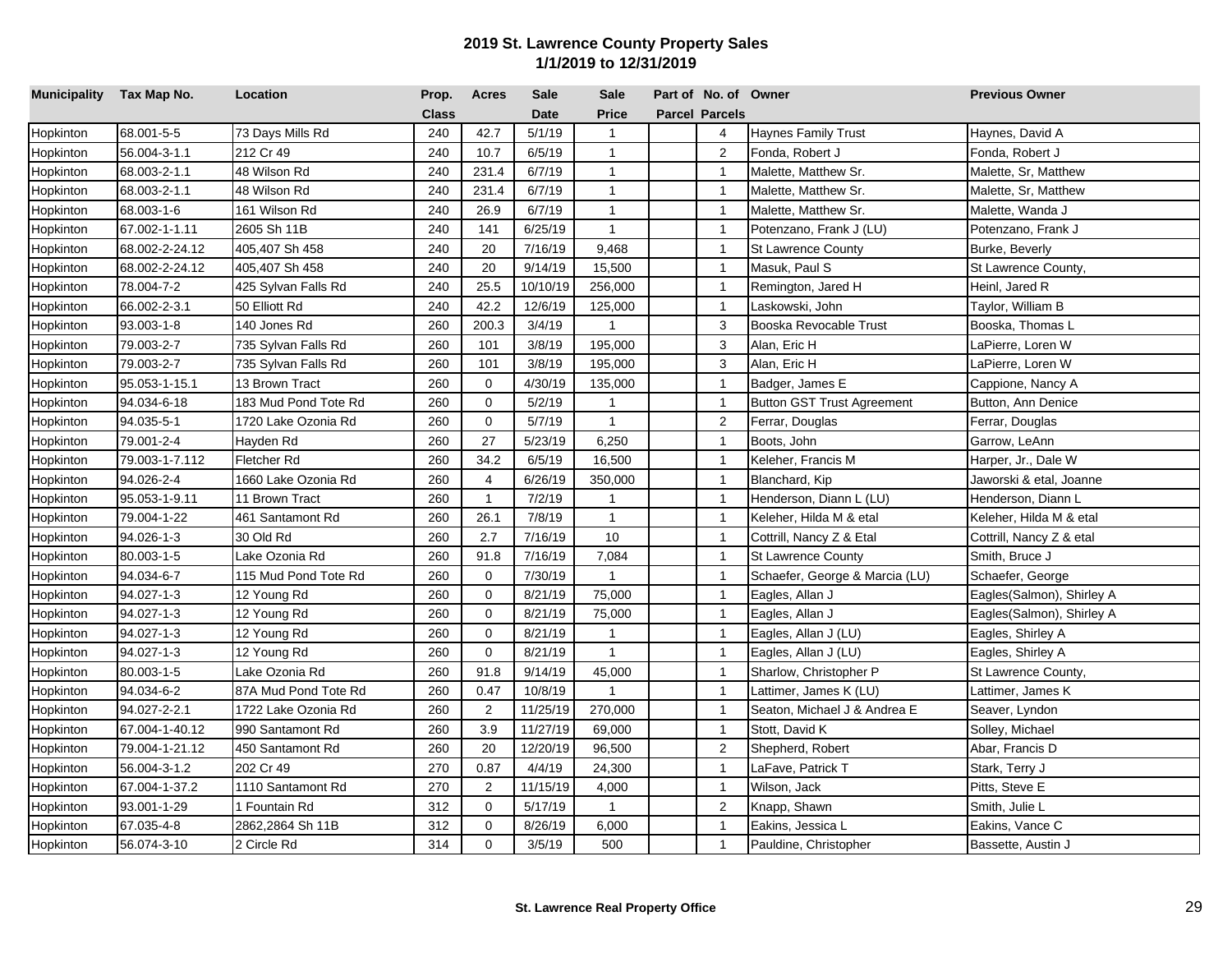## 2019 St. Lawrence County Property Sales
### 1/1/2019 to 12/31/2019

| Municipality | Tax Map No. | Location | Prop. Class | Acres | Sale Date | Sale Price | Part of Parcel | No. of Parcels | Owner | Previous Owner |
|---|---|---|---|---|---|---|---|---|---|---|
| Hopkinton | 68.001-5-5 | 73 Days Mills Rd | 240 | 42.7 | 5/1/19 | 1 | | 4 | Haynes Family Trust | Haynes, David A |
| Hopkinton | 56.004-3-1.1 | 212 Cr 49 | 240 | 10.7 | 6/5/19 | 1 | | 2 | Fonda, Robert J | Fonda, Robert J |
| Hopkinton | 68.003-2-1.1 | 48 Wilson Rd | 240 | 231.4 | 6/7/19 | 1 | | 1 | Malette, Matthew Sr. | Malette, Sr, Matthew |
| Hopkinton | 68.003-2-1.1 | 48 Wilson Rd | 240 | 231.4 | 6/7/19 | 1 | | 1 | Malette, Matthew Sr. | Malette, Sr, Matthew |
| Hopkinton | 68.003-1-6 | 161 Wilson Rd | 240 | 26.9 | 6/7/19 | 1 | | 1 | Malette, Matthew Sr. | Malette, Wanda J |
| Hopkinton | 67.002-1-1.11 | 2605 Sh 11B | 240 | 141 | 6/25/19 | 1 | | 1 | Potenzano, Frank J (LU) | Potenzano, Frank J |
| Hopkinton | 68.002-2-24.12 | 405,407 Sh 458 | 240 | 20 | 7/16/19 | 9,468 | | 1 | St Lawrence County | Burke, Beverly |
| Hopkinton | 68.002-2-24.12 | 405,407 Sh 458 | 240 | 20 | 9/14/19 | 15,500 | | 1 | Masuk, Paul S | St Lawrence County, |
| Hopkinton | 78.004-7-2 | 425 Sylvan Falls Rd | 240 | 25.5 | 10/10/19 | 256,000 | | 1 | Remington, Jared H | Heinl, Jared R |
| Hopkinton | 66.002-2-3.1 | 50 Elliott Rd | 240 | 42.2 | 12/6/19 | 125,000 | | 1 | Laskowski, John | Taylor, William B |
| Hopkinton | 93.003-1-8 | 140 Jones Rd | 260 | 200.3 | 3/4/19 | 1 | | 3 | Booska Revocable Trust | Booska, Thomas L |
| Hopkinton | 79.003-2-7 | 735 Sylvan Falls Rd | 260 | 101 | 3/8/19 | 195,000 | | 3 | Alan, Eric H | LaPierre, Loren W |
| Hopkinton | 79.003-2-7 | 735 Sylvan Falls Rd | 260 | 101 | 3/8/19 | 195,000 | | 3 | Alan, Eric H | LaPierre, Loren W |
| Hopkinton | 95.053-1-15.1 | 13 Brown Tract | 260 | 0 | 4/30/19 | 135,000 | | 1 | Badger, James E | Cappione, Nancy A |
| Hopkinton | 94.034-6-18 | 183 Mud Pond Tote Rd | 260 | 0 | 5/2/19 | 1 | | 1 | Button GST Trust Agreement | Button, Ann Denice |
| Hopkinton | 94.035-5-1 | 1720 Lake Ozonia Rd | 260 | 0 | 5/7/19 | 1 | | 2 | Ferrar, Douglas | Ferrar, Douglas |
| Hopkinton | 79.001-2-4 | Hayden Rd | 260 | 27 | 5/23/19 | 6,250 | | 1 | Boots, John | Garrow, LeAnn |
| Hopkinton | 79.003-1-7.112 | Fletcher Rd | 260 | 34.2 | 6/5/19 | 16,500 | | 1 | Keleher, Francis M | Harper, Jr., Dale W |
| Hopkinton | 94.026-2-4 | 1660 Lake Ozonia Rd | 260 | 4 | 6/26/19 | 350,000 | | 1 | Blanchard, Kip | Jaworski & etal, Joanne |
| Hopkinton | 95.053-1-9.11 | 11 Brown Tract | 260 | 1 | 7/2/19 | 1 | | 1 | Henderson, Diann L (LU) | Henderson, Diann L |
| Hopkinton | 79.004-1-22 | 461 Santamont Rd | 260 | 26.1 | 7/8/19 | 1 | | 1 | Keleher, Hilda M & etal | Keleher, Hilda M & etal |
| Hopkinton | 94.026-1-3 | 30 Old Rd | 260 | 2.7 | 7/16/19 | 10 | | 1 | Cottrill, Nancy Z & Etal | Cottrill, Nancy Z & etal |
| Hopkinton | 80.003-1-5 | Lake Ozonia Rd | 260 | 91.8 | 7/16/19 | 7,084 | | 1 | St Lawrence County | Smith, Bruce J |
| Hopkinton | 94.034-6-7 | 115 Mud Pond Tote Rd | 260 | 0 | 7/30/19 | 1 | | 1 | Schaefer, George & Marcia (LU) | Schaefer, George |
| Hopkinton | 94.027-1-3 | 12 Young Rd | 260 | 0 | 8/21/19 | 75,000 | | 1 | Eagles, Allan J | Eagles(Salmon), Shirley A |
| Hopkinton | 94.027-1-3 | 12 Young Rd | 260 | 0 | 8/21/19 | 75,000 | | 1 | Eagles, Allan J | Eagles(Salmon), Shirley A |
| Hopkinton | 94.027-1-3 | 12 Young Rd | 260 | 0 | 8/21/19 | 1 | | 1 | Eagles, Allan J (LU) | Eagles, Shirley A |
| Hopkinton | 94.027-1-3 | 12 Young Rd | 260 | 0 | 8/21/19 | 1 | | 1 | Eagles, Allan J (LU) | Eagles, Shirley A |
| Hopkinton | 80.003-1-5 | Lake Ozonia Rd | 260 | 91.8 | 9/14/19 | 45,000 | | 1 | Sharlow, Christopher P | St Lawrence County, |
| Hopkinton | 94.034-6-2 | 87A Mud Pond Tote Rd | 260 | 0.47 | 10/8/19 | 1 | | 1 | Lattimer, James K (LU) | Lattimer, James K |
| Hopkinton | 94.027-2-2.1 | 1722 Lake Ozonia Rd | 260 | 2 | 11/25/19 | 270,000 | | 1 | Seaton, Michael J & Andrea E | Seaver, Lyndon |
| Hopkinton | 67.004-1-40.12 | 990 Santamont Rd | 260 | 3.9 | 11/27/19 | 69,000 | | 1 | Stott, David K | Solley, Michael |
| Hopkinton | 79.004-1-21.12 | 450 Santamont Rd | 260 | 20 | 12/20/19 | 96,500 | | 2 | Shepherd, Robert | Abar, Francis D |
| Hopkinton | 56.004-3-1.2 | 202 Cr 49 | 270 | 0.87 | 4/4/19 | 24,300 | | 1 | LaFave, Patrick T | Stark, Terry J |
| Hopkinton | 67.004-1-37.2 | 1110 Santamont Rd | 270 | 2 | 11/15/19 | 4,000 | | 1 | Wilson, Jack | Pitts, Steve E |
| Hopkinton | 93.001-1-29 | 1 Fountain Rd | 312 | 0 | 5/17/19 | 1 | | 2 | Knapp, Shawn | Smith, Julie L |
| Hopkinton | 67.035-4-8 | 2862,2864 Sh 11B | 312 | 0 | 8/26/19 | 6,000 | | 1 | Eakins, Jessica L | Eakins, Vance C |
| Hopkinton | 56.074-3-10 | 2 Circle Rd | 314 | 0 | 3/5/19 | 500 | | 1 | Pauldine, Christopher | Bassette, Austin J |

**St. Lawrence Real Property Office**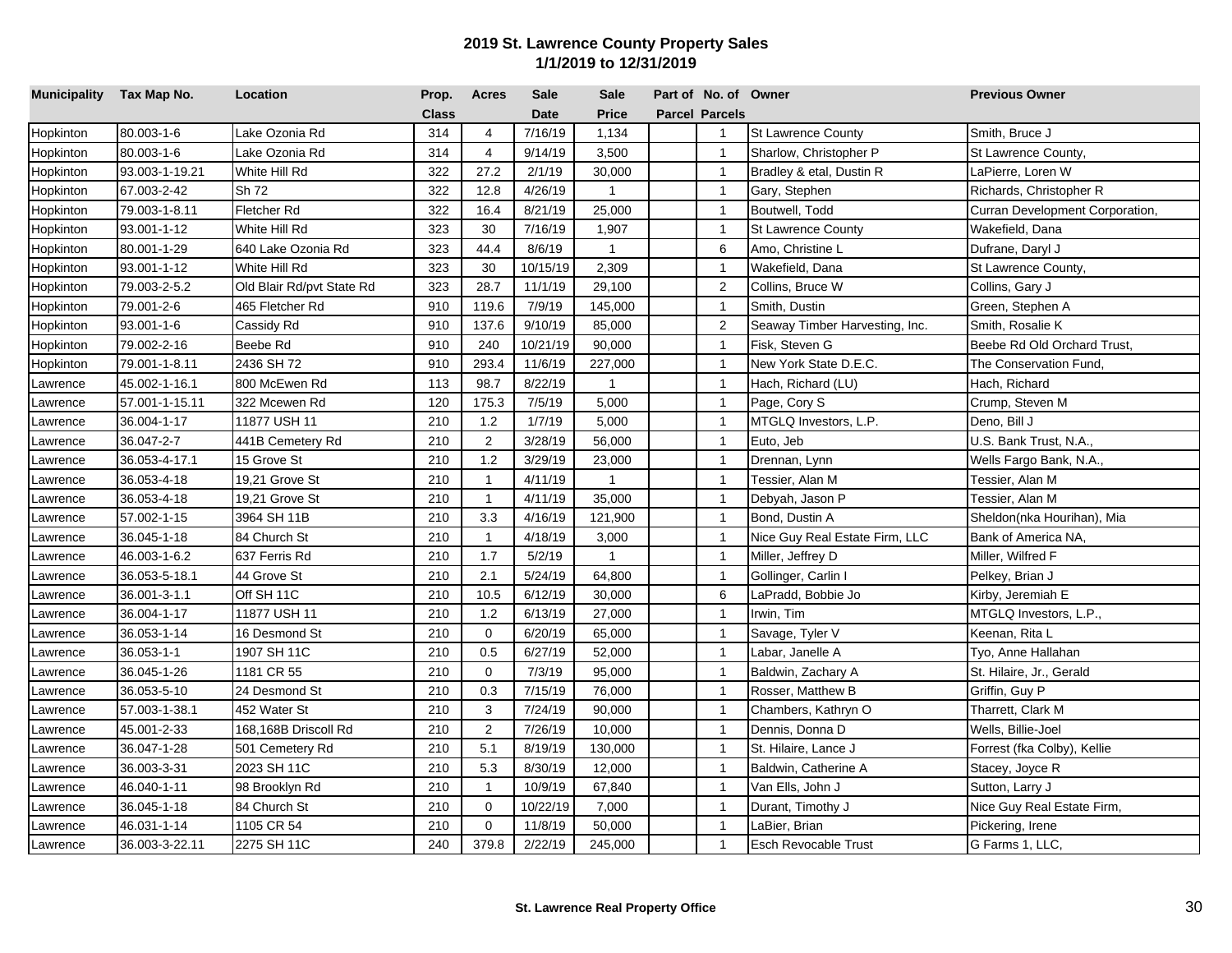## 2019 St. Lawrence County Property Sales
## 1/1/2019 to 12/31/2019

| Municipality | Tax Map No. | Location | Prop. Class | Acres | Sale Date | Sale Price | Part of Parcel | No. of Parcels | Owner | Previous Owner |
|---|---|---|---|---|---|---|---|---|---|---|
| Hopkinton | 80.003-1-6 | Lake Ozonia Rd | 314 | 4 | 7/16/19 | 1,134 | | 1 | St Lawrence County | Smith, Bruce J |
| Hopkinton | 80.003-1-6 | Lake Ozonia Rd | 314 | 4 | 9/14/19 | 3,500 | | 1 | Sharlow, Christopher P | St Lawrence County, |
| Hopkinton | 93.003-1-19.21 | White Hill Rd | 322 | 27.2 | 2/1/19 | 30,000 | | 1 | Bradley & etal, Dustin R | LaPierre, Loren W |
| Hopkinton | 67.003-2-42 | Sh 72 | 322 | 12.8 | 4/26/19 | 1 | | 1 | Gary, Stephen | Richards, Christopher R |
| Hopkinton | 79.003-1-8.11 | Fletcher Rd | 322 | 16.4 | 8/21/19 | 25,000 | | 1 | Boutwell, Todd | Curran Development Corporation, |
| Hopkinton | 93.001-1-12 | White Hill Rd | 323 | 30 | 7/16/19 | 1,907 | | 1 | St Lawrence County | Wakefield, Dana |
| Hopkinton | 80.001-1-29 | 640 Lake Ozonia Rd | 323 | 44.4 | 8/6/19 | 1 | | 6 | Amo, Christine L | Dufrane, Daryl J |
| Hopkinton | 93.001-1-12 | White Hill Rd | 323 | 30 | 10/15/19 | 2,309 | | 1 | Wakefield, Dana | St Lawrence County, |
| Hopkinton | 79.003-2-5.2 | Old Blair Rd/pvt State Rd | 323 | 28.7 | 11/1/19 | 29,100 | | 2 | Collins, Bruce W | Collins, Gary J |
| Hopkinton | 79.001-2-6 | 465 Fletcher Rd | 910 | 119.6 | 7/9/19 | 145,000 | | 1 | Smith, Dustin | Green, Stephen A |
| Hopkinton | 93.001-1-6 | Cassidy Rd | 910 | 137.6 | 9/10/19 | 85,000 | | 2 | Seaway Timber Harvesting, Inc. | Smith, Rosalie K |
| Hopkinton | 79.002-2-16 | Beebe Rd | 910 | 240 | 10/21/19 | 90,000 | | 1 | Fisk, Steven G | Beebe Rd Old Orchard Trust, |
| Hopkinton | 79.001-1-8.11 | 2436 SH 72 | 910 | 293.4 | 11/6/19 | 227,000 | | 1 | New York State D.E.C. | The Conservation Fund, |
| Lawrence | 45.002-1-16.1 | 800 McEwen Rd | 113 | 98.7 | 8/22/19 | 1 | | 1 | Hach, Richard (LU) | Hach, Richard |
| Lawrence | 57.001-1-15.11 | 322 Mcewen Rd | 120 | 175.3 | 7/5/19 | 5,000 | | 1 | Page, Cory S | Crump, Steven M |
| Lawrence | 36.004-1-17 | 11877 USH 11 | 210 | 1.2 | 1/7/19 | 5,000 | | 1 | MTGLQ Investors, L.P. | Deno, Bill J |
| Lawrence | 36.047-2-7 | 441B Cemetery Rd | 210 | 2 | 3/28/19 | 56,000 | | 1 | Euto, Jeb | U.S. Bank Trust, N.A., |
| Lawrence | 36.053-4-17.1 | 15 Grove St | 210 | 1.2 | 3/29/19 | 23,000 | | 1 | Drennan, Lynn | Wells Fargo Bank, N.A., |
| Lawrence | 36.053-4-18 | 19,21 Grove St | 210 | 1 | 4/11/19 | 1 | | 1 | Tessier, Alan M | Tessier, Alan M |
| Lawrence | 36.053-4-18 | 19,21 Grove St | 210 | 1 | 4/11/19 | 35,000 | | 1 | Debyah, Jason P | Tessier, Alan M |
| Lawrence | 57.002-1-15 | 3964 SH 11B | 210 | 3.3 | 4/16/19 | 121,900 | | 1 | Bond, Dustin A | Sheldon(nka Hourihan), Mia |
| Lawrence | 36.045-1-18 | 84 Church St | 210 | 1 | 4/18/19 | 3,000 | | 1 | Nice Guy Real Estate Firm, LLC | Bank of America NA, |
| Lawrence | 46.003-1-6.2 | 637 Ferris Rd | 210 | 1.7 | 5/2/19 | 1 | | 1 | Miller, Jeffrey D | Miller, Wilfred F |
| Lawrence | 36.053-5-18.1 | 44 Grove St | 210 | 2.1 | 5/24/19 | 64,800 | | 1 | Gollinger, Carlin I | Pelkey, Brian J |
| Lawrence | 36.001-3-1.1 | Off SH 11C | 210 | 10.5 | 6/12/19 | 30,000 | | 6 | LaPradd, Bobbie Jo | Kirby, Jeremiah E |
| Lawrence | 36.004-1-17 | 11877 USH 11 | 210 | 1.2 | 6/13/19 | 27,000 | | 1 | Irwin, Tim | MTGLQ Investors, L.P., |
| Lawrence | 36.053-1-14 | 16 Desmond St | 210 | 0 | 6/20/19 | 65,000 | | 1 | Savage, Tyler V | Keenan, Rita L |
| Lawrence | 36.053-1-1 | 1907 SH 11C | 210 | 0.5 | 6/27/19 | 52,000 | | 1 | Labar, Janelle A | Tyo, Anne Hallahan |
| Lawrence | 36.045-1-26 | 1181 CR 55 | 210 | 0 | 7/3/19 | 95,000 | | 1 | Baldwin, Zachary A | St. Hilaire, Jr., Gerald |
| Lawrence | 36.053-5-10 | 24 Desmond St | 210 | 0.3 | 7/15/19 | 76,000 | | 1 | Rosser, Matthew B | Griffin, Guy P |
| Lawrence | 57.003-1-38.1 | 452 Water St | 210 | 3 | 7/24/19 | 90,000 | | 1 | Chambers, Kathryn O | Tharrett, Clark M |
| Lawrence | 45.001-2-33 | 168,168B Driscoll Rd | 210 | 2 | 7/26/19 | 10,000 | | 1 | Dennis, Donna D | Wells, Billie-Joel |
| Lawrence | 36.047-1-28 | 501 Cemetery Rd | 210 | 5.1 | 8/19/19 | 130,000 | | 1 | St. Hilaire, Lance J | Forrest (fka Colby), Kellie |
| Lawrence | 36.003-3-31 | 2023 SH 11C | 210 | 5.3 | 8/30/19 | 12,000 | | 1 | Baldwin, Catherine A | Stacey, Joyce R |
| Lawrence | 46.040-1-11 | 98 Brooklyn Rd | 210 | 1 | 10/9/19 | 67,840 | | 1 | Van Ells, John J | Sutton, Larry J |
| Lawrence | 36.045-1-18 | 84 Church St | 210 | 0 | 10/22/19 | 7,000 | | 1 | Durant, Timothy J | Nice Guy Real Estate Firm, |
| Lawrence | 46.031-1-14 | 1105 CR 54 | 210 | 0 | 11/8/19 | 50,000 | | 1 | LaBier, Brian | Pickering, Irene |
| Lawrence | 36.003-3-22.11 | 2275 SH 11C | 240 | 379.8 | 2/22/19 | 245,000 | | 1 | Esch Revocable Trust | G Farms 1, LLC, |

**St. Lawrence Real Property Office**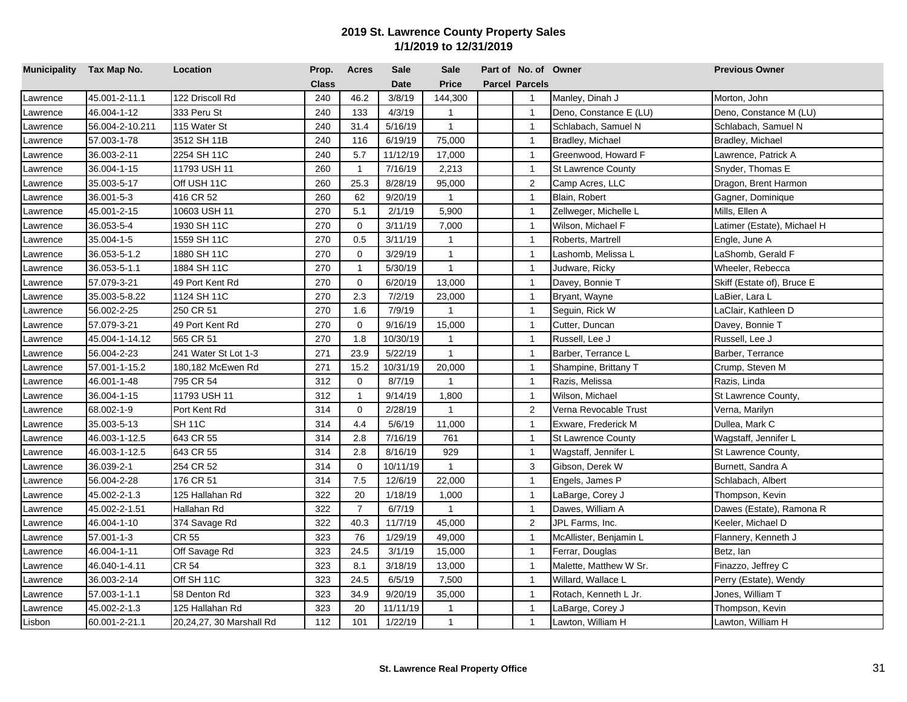# 2019 St. Lawrence County Property Sales

## 1/1/2019 to 12/31/2019

| Municipality | Tax Map No. | Location | Prop. Class | Acres | Sale Date | Sale Price | Part of Parcel | No. of Parcels | Owner | Previous Owner |
|---|---|---|---|---|---|---|---|---|---|---|
| Lawrence | 45.001-2-11.1 | 122 Driscoll Rd | 240 | 46.2 | 3/8/19 | 144,300 | | 1 | Manley, Dinah J | Morton, John |
| Lawrence | 46.004-1-12 | 333 Peru St | 240 | 133 | 4/3/19 | 1 | | 1 | Deno, Constance E (LU) | Deno, Constance M (LU) |
| Lawrence | 56.004-2-10.211 | 115 Water St | 240 | 31.4 | 5/16/19 | 1 | | 1 | Schlabach, Samuel N | Schlabach, Samuel N |
| Lawrence | 57.003-1-78 | 3512 SH 11B | 240 | 116 | 6/19/19 | 75,000 | | 1 | Bradley, Michael | Bradley, Michael |
| Lawrence | 36.003-2-11 | 2254 SH 11C | 240 | 5.7 | 11/12/19 | 17,000 | | 1 | Greenwood, Howard F | Lawrence, Patrick A |
| Lawrence | 36.004-1-15 | 11793 USH 11 | 260 | 1 | 7/16/19 | 2,213 | | 1 | St Lawrence County | Snyder, Thomas E |
| Lawrence | 35.003-5-17 | Off USH 11C | 260 | 25.3 | 8/28/19 | 95,000 | | 2 | Camp Acres, LLC | Dragon, Brent Harmon |
| Lawrence | 36.001-5-3 | 416 CR 52 | 260 | 62 | 9/20/19 | 1 | | 1 | Blain, Robert | Gagner, Dominique |
| Lawrence | 45.001-2-15 | 10603 USH 11 | 270 | 5.1 | 2/1/19 | 5,900 | | 1 | Zellweger, Michelle L | Mills, Ellen A |
| Lawrence | 36.053-5-4 | 1930 SH 11C | 270 | 0 | 3/11/19 | 7,000 | | 1 | Wilson, Michael F | Latimer (Estate), Michael H |
| Lawrence | 35.004-1-5 | 1559 SH 11C | 270 | 0.5 | 3/11/19 | 1 | | 1 | Roberts, Martrell | Engle, June A |
| Lawrence | 36.053-5-1.2 | 1880 SH 11C | 270 | 0 | 3/29/19 | 1 | | 1 | Lashomb, Melissa L | LaShomb, Gerald F |
| Lawrence | 36.053-5-1.1 | 1884 SH 11C | 270 | 1 | 5/30/19 | 1 | | 1 | Judware, Ricky | Wheeler, Rebecca |
| Lawrence | 57.079-3-21 | 49 Port Kent Rd | 270 | 0 | 6/20/19 | 13,000 | | 1 | Davey, Bonnie T | Skiff (Estate of), Bruce E |
| Lawrence | 35.003-5-8.22 | 1124 SH 11C | 270 | 2.3 | 7/2/19 | 23,000 | | 1 | Bryant, Wayne | LaBier, Lara L |
| Lawrence | 56.002-2-25 | 250 CR 51 | 270 | 1.6 | 7/9/19 | 1 | | 1 | Seguin, Rick W | LaClair, Kathleen D |
| Lawrence | 57.079-3-21 | 49 Port Kent Rd | 270 | 0 | 9/16/19 | 15,000 | | 1 | Cutter, Duncan | Davey, Bonnie T |
| Lawrence | 45.004-1-14.12 | 565 CR 51 | 270 | 1.8 | 10/30/19 | 1 | | 1 | Russell, Lee J | Russell, Lee J |
| Lawrence | 56.004-2-23 | 241 Water St Lot 1-3 | 271 | 23.9 | 5/22/19 | 1 | | 1 | Barber, Terrance L | Barber, Terrance |
| Lawrence | 57.001-1-15.2 | 180,182 McEwen Rd | 271 | 15.2 | 10/31/19 | 20,000 | | 1 | Shampine, Brittany T | Crump, Steven M |
| Lawrence | 46.001-1-48 | 795 CR 54 | 312 | 0 | 8/7/19 | 1 | | 1 | Razis, Melissa | Razis, Linda |
| Lawrence | 36.004-1-15 | 11793 USH 11 | 312 | 1 | 9/14/19 | 1,800 | | 1 | Wilson, Michael | St Lawrence County, |
| Lawrence | 68.002-1-9 | Port Kent Rd | 314 | 0 | 2/28/19 | 1 | | 2 | Verna Revocable Trust | Verna, Marilyn |
| Lawrence | 35.003-5-13 | SH 11C | 314 | 4.4 | 5/6/19 | 11,000 | | 1 | Exware, Frederick M | Dullea, Mark C |
| Lawrence | 46.003-1-12.5 | 643 CR 55 | 314 | 2.8 | 7/16/19 | 761 | | 1 | St Lawrence County | Wagstaff, Jennifer L |
| Lawrence | 46.003-1-12.5 | 643 CR 55 | 314 | 2.8 | 8/16/19 | 929 | | 1 | Wagstaff, Jennifer L | St Lawrence County, |
| Lawrence | 36.039-2-1 | 254 CR 52 | 314 | 0 | 10/11/19 | 1 | | 3 | Gibson, Derek W | Burnett, Sandra A |
| Lawrence | 56.004-2-28 | 176 CR 51 | 314 | 7.5 | 12/6/19 | 22,000 | | 1 | Engels, James P | Schlabach, Albert |
| Lawrence | 45.002-2-1.3 | 125 Hallahan Rd | 322 | 20 | 1/18/19 | 1,000 | | 1 | LaBarge, Corey J | Thompson, Kevin |
| Lawrence | 45.002-2-1.51 | Hallahan Rd | 322 | 7 | 6/7/19 | 1 | | 1 | Dawes, William A | Dawes (Estate), Ramona R |
| Lawrence | 46.004-1-10 | 374 Savage Rd | 322 | 40.3 | 11/7/19 | 45,000 | | 2 | JPL Farms, Inc. | Keeler, Michael D |
| Lawrence | 57.001-1-3 | CR 55 | 323 | 76 | 1/29/19 | 49,000 | | 1 | McAllister, Benjamin L | Flannery, Kenneth J |
| Lawrence | 46.004-1-11 | Off Savage Rd | 323 | 24.5 | 3/1/19 | 15,000 | | 1 | Ferrar, Douglas | Betz, Ian |
| Lawrence | 46.040-1-4.11 | CR 54 | 323 | 8.1 | 3/18/19 | 13,000 | | 1 | Malette, Matthew W Sr. | Finazzo, Jeffrey C |
| Lawrence | 36.003-2-14 | Off SH 11C | 323 | 24.5 | 6/5/19 | 7,500 | | 1 | Willard, Wallace L | Perry (Estate), Wendy |
| Lawrence | 57.003-1-1.1 | 58 Denton Rd | 323 | 34.9 | 9/20/19 | 35,000 | | 1 | Rotach, Kenneth L Jr. | Jones, William T |
| Lawrence | 45.002-2-1.3 | 125 Hallahan Rd | 323 | 20 | 11/11/19 | 1 | | 1 | LaBarge, Corey J | Thompson, Kevin |
| Lisbon | 60.001-2-21.1 | 20,24,27, 30 Marshall Rd | 112 | 101 | 1/22/19 | 1 | | 1 | Lawton, William H | Lawton, William H |

St. Lawrence Real Property Office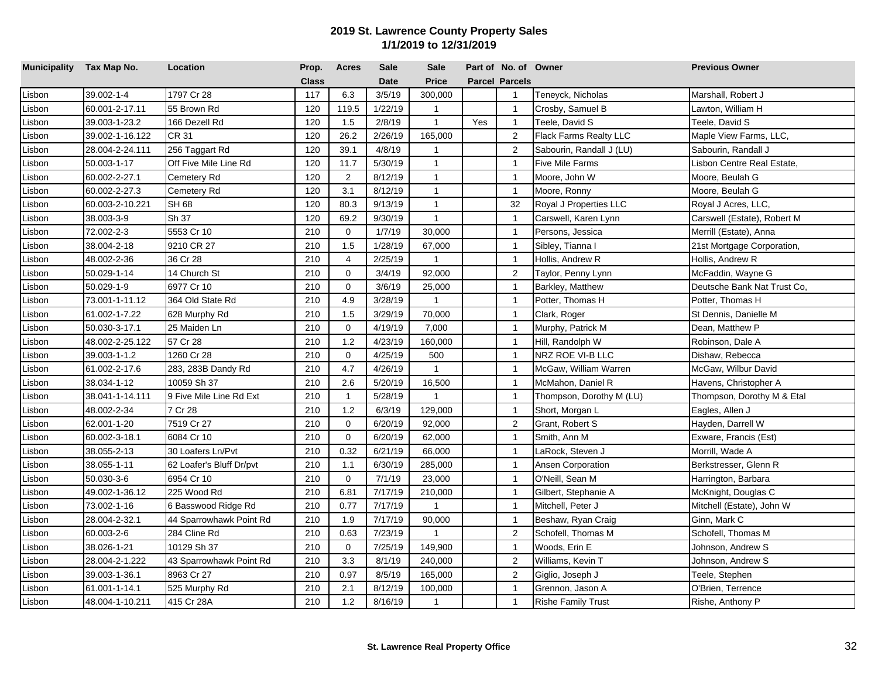# 2019 St. Lawrence County Property Sales
## 1/1/2019 to 12/31/2019

| Municipality | Tax Map No. | Location | Prop. Class | Acres | Sale Date | Sale Price | Part of Parcel | No. of Parcels | Owner | Previous Owner |
|---|---|---|---|---|---|---|---|---|---|---|
| Lisbon | 39.002-1-4 | 1797 Cr 28 | 117 | 6.3 | 3/5/19 | 300,000 | | 1 | Teneyck, Nicholas | Marshall, Robert J |
| Lisbon | 60.001-2-17.11 | 55 Brown Rd | 120 | 119.5 | 1/22/19 | 1 | | 1 | Crosby, Samuel B | Lawton, William H |
| Lisbon | 39.003-1-23.2 | 166 Dezell Rd | 120 | 1.5 | 2/8/19 | 1 | Yes | 1 | Teele, David S | Teele, David S |
| Lisbon | 39.002-1-16.122 | CR 31 | 120 | 26.2 | 2/26/19 | 165,000 | | 2 | Flack Farms Realty LLC | Maple View Farms, LLC, |
| Lisbon | 28.004-2-24.111 | 256 Taggart Rd | 120 | 39.1 | 4/8/19 | 1 | | 2 | Sabourin, Randall J (LU) | Sabourin, Randall J |
| Lisbon | 50.003-1-17 | Off Five Mile Line Rd | 120 | 11.7 | 5/30/19 | 1 | | 1 | Five Mile Farms | Lisbon Centre Real Estate, |
| Lisbon | 60.002-2-27.1 | Cemetery Rd | 120 | 2 | 8/12/19 | 1 | | 1 | Moore, John W | Moore, Beulah G |
| Lisbon | 60.002-2-27.3 | Cemetery Rd | 120 | 3.1 | 8/12/19 | 1 | | 1 | Moore, Ronny | Moore, Beulah G |
| Lisbon | 60.003-2-10.221 | SH 68 | 120 | 80.3 | 9/13/19 | 1 | | 32 | Royal J Properties LLC | Royal J Acres, LLC, |
| Lisbon | 38.003-3-9 | Sh 37 | 120 | 69.2 | 9/30/19 | 1 | | 1 | Carswell, Karen Lynn | Carswell (Estate), Robert M |
| Lisbon | 72.002-2-3 | 5553 Cr 10 | 210 | 0 | 1/7/19 | 30,000 | | 1 | Persons, Jessica | Merrill (Estate), Anna |
| Lisbon | 38.004-2-18 | 9210 CR 27 | 210 | 1.5 | 1/28/19 | 67,000 | | 1 | Sibley, Tianna I | 21st Mortgage Corporation, |
| Lisbon | 48.002-2-36 | 36 Cr 28 | 210 | 4 | 2/25/19 | 1 | | 1 | Hollis, Andrew R | Hollis, Andrew R |
| Lisbon | 50.029-1-14 | 14 Church St | 210 | 0 | 3/4/19 | 92,000 | | 2 | Taylor, Penny Lynn | McFaddin, Wayne G |
| Lisbon | 50.029-1-9 | 6977 Cr 10 | 210 | 0 | 3/6/19 | 25,000 | | 1 | Barkley, Matthew | Deutsche Bank Nat Trust Co, |
| Lisbon | 73.001-1-11.12 | 364 Old State Rd | 210 | 4.9 | 3/28/19 | 1 | | 1 | Potter, Thomas H | Potter, Thomas H |
| Lisbon | 61.002-1-7.22 | 628 Murphy Rd | 210 | 1.5 | 3/29/19 | 70,000 | | 1 | Clark, Roger | St Dennis, Danielle M |
| Lisbon | 50.030-3-17.1 | 25 Maiden Ln | 210 | 0 | 4/19/19 | 7,000 | | 1 | Murphy, Patrick M | Dean, Matthew P |
| Lisbon | 48.002-2-25.122 | 57 Cr 28 | 210 | 1.2 | 4/23/19 | 160,000 | | 1 | Hill, Randolph W | Robinson, Dale A |
| Lisbon | 39.003-1-1.2 | 1260 Cr 28 | 210 | 0 | 4/25/19 | 500 | | 1 | NRZ ROE VI-B LLC | Dishaw, Rebecca |
| Lisbon | 61.002-2-17.6 | 283, 283B Dandy Rd | 210 | 4.7 | 4/26/19 | 1 | | 1 | McGaw, William Warren | McGaw, Wilbur David |
| Lisbon | 38.034-1-12 | 10059 Sh 37 | 210 | 2.6 | 5/20/19 | 16,500 | | 1 | McMahon, Daniel R | Havens, Christopher A |
| Lisbon | 38.041-1-14.111 | 9 Five Mile Line Rd Ext | 210 | 1 | 5/28/19 | 1 | | 1 | Thompson, Dorothy M (LU) | Thompson, Dorothy M & Etal |
| Lisbon | 48.002-2-34 | 7 Cr 28 | 210 | 1.2 | 6/3/19 | 129,000 | | 1 | Short, Morgan L | Eagles, Allen J |
| Lisbon | 62.001-1-20 | 7519 Cr 27 | 210 | 0 | 6/20/19 | 92,000 | | 2 | Grant, Robert S | Hayden, Darrell W |
| Lisbon | 60.002-3-18.1 | 6084 Cr 10 | 210 | 0 | 6/20/19 | 62,000 | | 1 | Smith, Ann M | Exware, Francis (Est) |
| Lisbon | 38.055-2-13 | 30 Loafers Ln/Pvt | 210 | 0.32 | 6/21/19 | 66,000 | | 1 | LaRock, Steven J | Morrill, Wade A |
| Lisbon | 38.055-1-11 | 62 Loafer's Bluff Dr/pvt | 210 | 1.1 | 6/30/19 | 285,000 | | 1 | Ansen Corporation | Berkstresser, Glenn R |
| Lisbon | 50.030-3-6 | 6954 Cr 10 | 210 | 0 | 7/1/19 | 23,000 | | 1 | O'Neill, Sean M | Harrington, Barbara |
| Lisbon | 49.002-1-36.12 | 225 Wood Rd | 210 | 6.81 | 7/17/19 | 210,000 | | 1 | Gilbert, Stephanie A | McKnight, Douglas C |
| Lisbon | 73.002-1-16 | 6 Basswood Ridge Rd | 210 | 0.77 | 7/17/19 | 1 | | 1 | Mitchell, Peter J | Mitchell (Estate), John W |
| Lisbon | 28.004-2-32.1 | 44 Sparrowhawk Point Rd | 210 | 1.9 | 7/17/19 | 90,000 | | 1 | Beshaw, Ryan Craig | Ginn, Mark C |
| Lisbon | 60.003-2-6 | 284 Cline Rd | 210 | 0.63 | 7/23/19 | 1 | | 2 | Schofell, Thomas M | Schofell, Thomas M |
| Lisbon | 38.026-1-21 | 10129 Sh 37 | 210 | 0 | 7/25/19 | 149,900 | | 1 | Woods, Erin E | Johnson, Andrew S |
| Lisbon | 28.004-2-1.222 | 43 Sparrowhawk Point Rd | 210 | 3.3 | 8/1/19 | 240,000 | | 2 | Williams, Kevin T | Johnson, Andrew S |
| Lisbon | 39.003-1-36.1 | 8963 Cr 27 | 210 | 0.97 | 8/5/19 | 165,000 | | 2 | Giglio, Joseph J | Teele, Stephen |
| Lisbon | 61.001-1-14.1 | 525 Murphy Rd | 210 | 2.1 | 8/12/19 | 100,000 | | 1 | Grennon, Jason A | O'Brien, Terrence |
| Lisbon | 48.004-1-10.211 | 415 Cr 28A | 210 | 1.2 | 8/16/19 | 1 | | 1 | Rishe Family Trust | Rishe, Anthony P |

St. Lawrence Real Property Office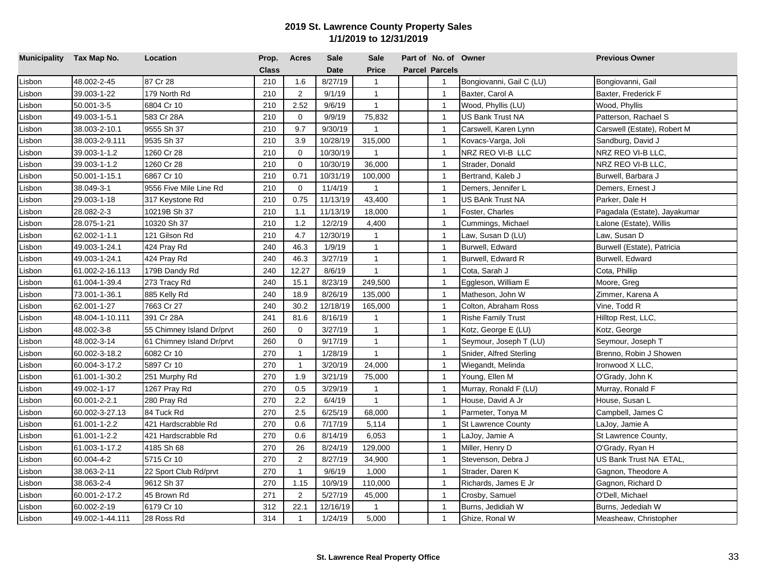# 2019 St. Lawrence County Property Sales
## 1/1/2019 to 12/31/2019

| Municipality | Tax Map No. | Location | Prop. Class | Acres | Sale Date | Sale Price | Part of Parcel | No. of Parcels | Owner | Previous Owner |
|---|---|---|---|---|---|---|---|---|---|---|
| Lisbon | 48.002-2-45 | 87 Cr 28 | 210 | 1.6 | 8/27/19 | 1 | | 1 | Bongiovanni, Gail C (LU) | Bongiovanni, Gail |
| Lisbon | 39.003-1-22 | 179 North Rd | 210 | 2 | 9/1/19 | 1 | | 1 | Baxter, Carol A | Baxter, Frederick F |
| Lisbon | 50.001-3-5 | 6804 Cr 10 | 210 | 2.52 | 9/6/19 | 1 | | 1 | Wood, Phyllis (LU) | Wood, Phyllis |
| Lisbon | 49.003-1-5.1 | 583 Cr 28A | 210 | 0 | 9/9/19 | 75,832 | | 1 | US Bank Trust NA | Patterson, Rachael S |
| Lisbon | 38.003-2-10.1 | 9555 Sh 37 | 210 | 9.7 | 9/30/19 | 1 | | 1 | Carswell, Karen Lynn | Carswell (Estate), Robert M |
| Lisbon | 38.003-2-9.111 | 9535 Sh 37 | 210 | 3.9 | 10/28/19 | 315,000 | | 1 | Kovacs-Varga, Joli | Sandburg, David J |
| Lisbon | 39.003-1-1.2 | 1260 Cr 28 | 210 | 0 | 10/30/19 | 1 | | 1 | NRZ REO VI-B LLC | NRZ REO VI-B LLC, |
| Lisbon | 39.003-1-1.2 | 1260 Cr 28 | 210 | 0 | 10/30/19 | 36,000 | | 1 | Strader, Donald | NRZ REO VI-B LLC, |
| Lisbon | 50.001-1-15.1 | 6867 Cr 10 | 210 | 0.71 | 10/31/19 | 100,000 | | 1 | Bertrand, Kaleb J | Burwell, Barbara J |
| Lisbon | 38.049-3-1 | 9556 Five Mile Line Rd | 210 | 0 | 11/4/19 | 1 | | 1 | Demers, Jennifer L | Demers, Ernest J |
| Lisbon | 29.003-1-18 | 317 Keystone Rd | 210 | 0.75 | 11/13/19 | 43,400 | | 1 | US BAnk Trust NA | Parker, Dale H |
| Lisbon | 28.082-2-3 | 10219B Sh 37 | 210 | 1.1 | 11/13/19 | 18,000 | | 1 | Foster, Charles | Pagadala (Estate), Jayakumar |
| Lisbon | 28.075-1-21 | 10320 Sh 37 | 210 | 1.2 | 12/2/19 | 4,400 | | 1 | Cummings, Michael | Lalone (Estate), Willis |
| Lisbon | 62.002-1-1.1 | 121 Gilson Rd | 210 | 4.7 | 12/30/19 | 1 | | 1 | Law, Susan D (LU) | Law, Susan D |
| Lisbon | 49.003-1-24.1 | 424 Pray Rd | 240 | 46.3 | 1/9/19 | 1 | | 1 | Burwell, Edward | Burwell (Estate), Patricia |
| Lisbon | 49.003-1-24.1 | 424 Pray Rd | 240 | 46.3 | 3/27/19 | 1 | | 1 | Burwell, Edward R | Burwell, Edward |
| Lisbon | 61.002-2-16.113 | 179B Dandy Rd | 240 | 12.27 | 8/6/19 | 1 | | 1 | Cota, Sarah J | Cota, Phillip |
| Lisbon | 61.004-1-39.4 | 273 Tracy Rd | 240 | 15.1 | 8/23/19 | 249,500 | | 1 | Eggleson, William E | Moore, Greg |
| Lisbon | 73.001-1-36.1 | 885 Kelly Rd | 240 | 18.9 | 8/26/19 | 135,000 | | 1 | Matheson, John W | Zimmer, Karena A |
| Lisbon | 62.001-1-27 | 7663 Cr 27 | 240 | 30.2 | 12/18/19 | 165,000 | | 1 | Colton, Abraham Ross | Vine, Todd R |
| Lisbon | 48.004-1-10.111 | 391 Cr 28A | 241 | 81.6 | 8/16/19 | 1 | | 1 | Rishe Family Trust | Hilltop Rest, LLC, |
| Lisbon | 48.002-3-8 | 55 Chimney Island Dr/prvt | 260 | 0 | 3/27/19 | 1 | | 1 | Kotz, George E (LU) | Kotz, George |
| Lisbon | 48.002-3-14 | 61 Chimney Island Dr/prvt | 260 | 0 | 9/17/19 | 1 | | 1 | Seymour, Joseph T (LU) | Seymour, Joseph T |
| Lisbon | 60.002-3-18.2 | 6082 Cr 10 | 270 | 1 | 1/28/19 | 1 | | 1 | Snider, Alfred Sterling | Brenno, Robin J Showen |
| Lisbon | 60.004-3-17.2 | 5897 Cr 10 | 270 | 1 | 3/20/19 | 24,000 | | 1 | Wiegandt, Melinda | Ironwood X LLC, |
| Lisbon | 61.001-1-30.2 | 251 Murphy Rd | 270 | 1.9 | 3/21/19 | 75,000 | | 1 | Young, Ellen M | O'Grady, John K |
| Lisbon | 49.002-1-17 | 1267 Pray Rd | 270 | 0.5 | 3/29/19 | 1 | | 1 | Murray, Ronald F (LU) | Murray, Ronald F |
| Lisbon | 60.001-2-2.1 | 280 Pray Rd | 270 | 2.2 | 6/4/19 | 1 | | 1 | House, David A Jr | House, Susan L |
| Lisbon | 60.002-3-27.13 | 84 Tuck Rd | 270 | 2.5 | 6/25/19 | 68,000 | | 1 | Parmeter, Tonya M | Campbell, James C |
| Lisbon | 61.001-1-2.2 | 421 Hardscrabble Rd | 270 | 0.6 | 7/17/19 | 5,114 | | 1 | St Lawrence County | LaJoy, Jamie A |
| Lisbon | 61.001-1-2.2 | 421 Hardscrabble Rd | 270 | 0.6 | 8/14/19 | 6,053 | | 1 | LaJoy, Jamie A | St Lawrence County, |
| Lisbon | 61.003-1-17.2 | 4185 Sh 68 | 270 | 26 | 8/24/19 | 129,000 | | 1 | Miller, Henry D | O'Grady, Ryan H |
| Lisbon | 60.004-4-2 | 5715 Cr 10 | 270 | 2 | 8/27/19 | 34,900 | | 1 | Stevenson, Debra J | US Bank Trust NA ETAL, |
| Lisbon | 38.063-2-11 | 22 Sport Club Rd/prvt | 270 | 1 | 9/6/19 | 1,000 | | 1 | Strader, Daren K | Gagnon, Theodore A |
| Lisbon | 38.063-2-4 | 9612 Sh 37 | 270 | 1.15 | 10/9/19 | 110,000 | | 1 | Richards, James E Jr | Gagnon, Richard D |
| Lisbon | 60.001-2-17.2 | 45 Brown Rd | 271 | 2 | 5/27/19 | 45,000 | | 1 | Crosby, Samuel | O'Dell, Michael |
| Lisbon | 60.002-2-19 | 6179 Cr 10 | 312 | 22.1 | 12/16/19 | 1 | | 1 | Burns, Jedidiah W | Burns, Jedediah W |
| Lisbon | 49.002-1-44.111 | 28 Ross Rd | 314 | 1 | 1/24/19 | 5,000 | | 1 | Ghize, Ronal W | Measheaw, Christopher |

**St. Lawrence Real Property Office**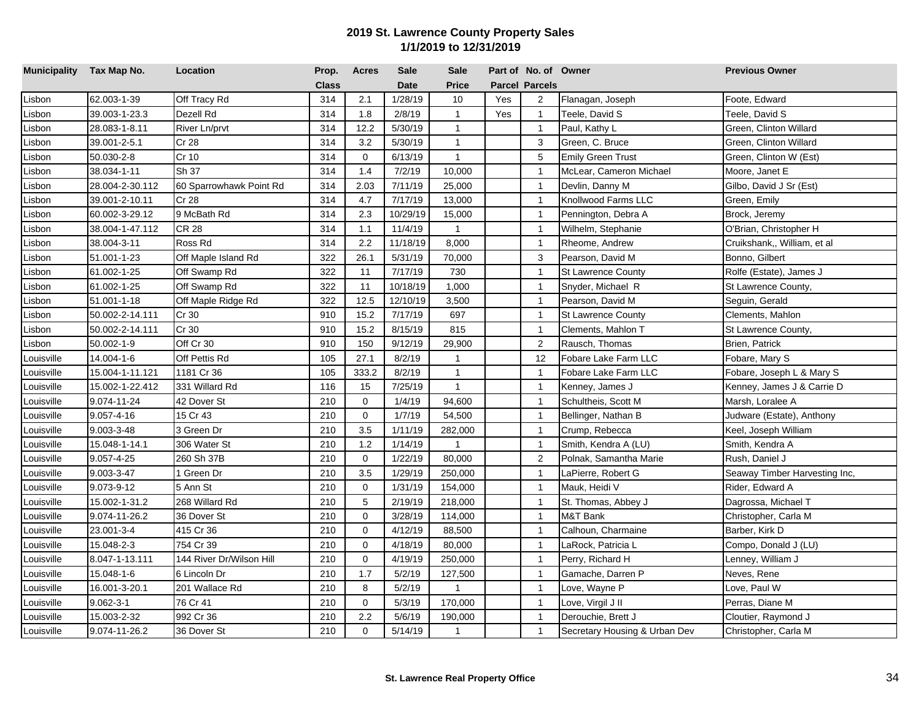## 2019 St. Lawrence County Property Sales
## 1/1/2019 to 12/31/2019

| Municipality | Tax Map No. | Location | Prop. Class | Acres | Sale Date | Sale Price | Part of Parcel | No. of Parcels | Owner | Previous Owner |
|---|---|---|---|---|---|---|---|---|---|---|
| Lisbon | 62.003-1-39 | Off Tracy Rd | 314 | 2.1 | 1/28/19 | 10 | Yes | 2 | Flanagan, Joseph | Foote, Edward |
| Lisbon | 39.003-1-23.3 | Dezell Rd | 314 | 1.8 | 2/8/19 | 1 | Yes | 1 | Teele, David S | Teele, David S |
| Lisbon | 28.083-1-8.11 | River Ln/prvt | 314 | 12.2 | 5/30/19 | 1 | | 1 | Paul, Kathy L | Green, Clinton Willard |
| Lisbon | 39.001-2-5.1 | Cr 28 | 314 | 3.2 | 5/30/19 | 1 | | 3 | Green, C. Bruce | Green, Clinton Willard |
| Lisbon | 50.030-2-8 | Cr 10 | 314 | 0 | 6/13/19 | 1 | | 5 | Emily Green Trust | Green, Clinton W (Est) |
| Lisbon | 38.034-1-11 | Sh 37 | 314 | 1.4 | 7/2/19 | 10,000 | | 1 | McLear, Cameron Michael | Moore, Janet E |
| Lisbon | 28.004-2-30.112 | 60 Sparrowhawk Point Rd | 314 | 2.03 | 7/11/19 | 25,000 | | 1 | Devlin, Danny M | Gilbo, David J Sr (Est) |
| Lisbon | 39.001-2-10.11 | Cr 28 | 314 | 4.7 | 7/17/19 | 13,000 | | 1 | Knollwood Farms LLC | Green, Emily |
| Lisbon | 60.002-3-29.12 | 9 McBath Rd | 314 | 2.3 | 10/29/19 | 15,000 | | 1 | Pennington, Debra A | Brock, Jeremy |
| Lisbon | 38.004-1-47.112 | CR 28 | 314 | 1.1 | 11/4/19 | 1 | | 1 | Wilhelm, Stephanie | O'Brian, Christopher H |
| Lisbon | 38.004-3-11 | Ross Rd | 314 | 2.2 | 11/18/19 | 8,000 | | 1 | Rheome, Andrew | Cruikshank,, William, et al |
| Lisbon | 51.001-1-23 | Off Maple Island Rd | 322 | 26.1 | 5/31/19 | 70,000 | | 3 | Pearson, David M | Bonno, Gilbert |
| Lisbon | 61.002-1-25 | Off Swamp Rd | 322 | 11 | 7/17/19 | 730 | | 1 | St Lawrence County | Rolfe (Estate), James J |
| Lisbon | 61.002-1-25 | Off Swamp Rd | 322 | 11 | 10/18/19 | 1,000 | | 1 | Snyder, Michael R | St Lawrence County, |
| Lisbon | 51.001-1-18 | Off Maple Ridge Rd | 322 | 12.5 | 12/10/19 | 3,500 | | 1 | Pearson, David M | Seguin, Gerald |
| Lisbon | 50.002-2-14.111 | Cr 30 | 910 | 15.2 | 7/17/19 | 697 | | 1 | St Lawrence County | Clements, Mahlon |
| Lisbon | 50.002-2-14.111 | Cr 30 | 910 | 15.2 | 8/15/19 | 815 | | 1 | Clements, Mahlon T | St Lawrence County, |
| Lisbon | 50.002-1-9 | Off Cr 30 | 910 | 150 | 9/12/19 | 29,900 | | 2 | Rausch, Thomas | Brien, Patrick |
| Louisville | 14.004-1-6 | Off Pettis Rd | 105 | 27.1 | 8/2/19 | 1 | | 12 | Fobare Lake Farm LLC | Fobare, Mary S |
| Louisville | 15.004-1-11.121 | 1181 Cr 36 | 105 | 333.2 | 8/2/19 | 1 | | 1 | Fobare Lake Farm LLC | Fobare, Joseph L & Mary S |
| Louisville | 15.002-1-22.412 | 331 Willard Rd | 116 | 15 | 7/25/19 | 1 | | 1 | Kenney, James J | Kenney, James J & Carrie D |
| Louisville | 9.074-11-24 | 42 Dover St | 210 | 0 | 1/4/19 | 94,600 | | 1 | Schultheis, Scott M | Marsh, Loralee A |
| Louisville | 9.057-4-16 | 15 Cr 43 | 210 | 0 | 1/7/19 | 54,500 | | 1 | Bellinger, Nathan B | Judware (Estate), Anthony |
| Louisville | 9.003-3-48 | 3 Green Dr | 210 | 3.5 | 1/11/19 | 282,000 | | 1 | Crump, Rebecca | Keel, Joseph William |
| Louisville | 15.048-1-14.1 | 306 Water St | 210 | 1.2 | 1/14/19 | 1 | | 1 | Smith, Kendra A (LU) | Smith, Kendra A |
| Louisville | 9.057-4-25 | 260 Sh 37B | 210 | 0 | 1/22/19 | 80,000 | | 2 | Polnak, Samantha Marie | Rush, Daniel J |
| Louisville | 9.003-3-47 | 1 Green Dr | 210 | 3.5 | 1/29/19 | 250,000 | | 1 | LaPierre, Robert G | Seaway Timber Harvesting Inc, |
| Louisville | 9.073-9-12 | 5 Ann St | 210 | 0 | 1/31/19 | 154,000 | | 1 | Mauk, Heidi V | Rider, Edward A |
| Louisville | 15.002-1-31.2 | 268 Willard Rd | 210 | 5 | 2/19/19 | 218,000 | | 1 | St. Thomas, Abbey J | Dagrossa, Michael T |
| Louisville | 9.074-11-26.2 | 36 Dover St | 210 | 0 | 3/28/19 | 114,000 | | 1 | M&T Bank | Christopher, Carla M |
| Louisville | 23.001-3-4 | 415 Cr 36 | 210 | 0 | 4/12/19 | 88,500 | | 1 | Calhoun, Charmaine | Barber, Kirk D |
| Louisville | 15.048-2-3 | 754 Cr 39 | 210 | 0 | 4/18/19 | 80,000 | | 1 | LaRock, Patricia L | Compo, Donald J (LU) |
| Louisville | 8.047-1-13.111 | 144 River Dr/Wilson Hill | 210 | 0 | 4/19/19 | 250,000 | | 1 | Perry, Richard H | Lenney, William J |
| Louisville | 15.048-1-6 | 6 Lincoln Dr | 210 | 1.7 | 5/2/19 | 127,500 | | 1 | Gamache, Darren P | Neves, Rene |
| Louisville | 16.001-3-20.1 | 201 Wallace Rd | 210 | 8 | 5/2/19 | 1 | | 1 | Love, Wayne P | Love, Paul W |
| Louisville | 9.062-3-1 | 76 Cr 41 | 210 | 0 | 5/3/19 | 170,000 | | 1 | Love, Virgil J II | Perras, Diane M |
| Louisville | 15.003-2-32 | 992 Cr 36 | 210 | 2.2 | 5/6/19 | 190,000 | | 1 | Derouchie, Brett J | Cloutier, Raymond J |
| Louisville | 9.074-11-26.2 | 36 Dover St | 210 | 0 | 5/14/19 | 1 | | 1 | Secretary Housing & Urban Dev | Christopher, Carla M |

**St. Lawrence Real Property Office**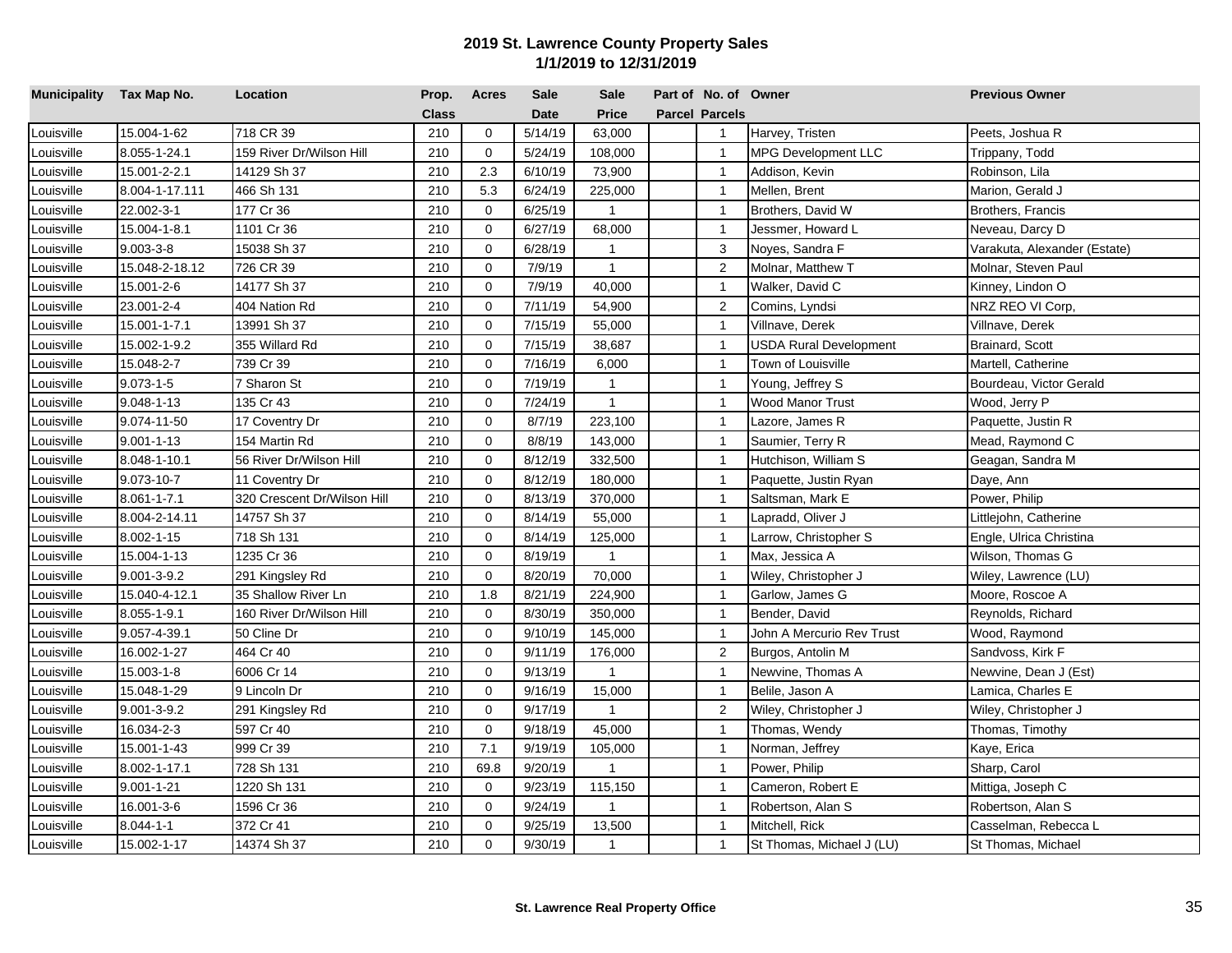## 2019 St. Lawrence County Property Sales
## 1/1/2019 to 12/31/2019

| Municipality | Tax Map No. | Location | Prop. Class | Acres | Sale Date | Sale Price | Part of Parcel | No. of Parcels | Owner | Previous Owner |
|---|---|---|---|---|---|---|---|---|---|---|
| Louisville | 15.004-1-62 | 718 CR 39 | 210 | 0 | 5/14/19 | 63,000 | | 1 | Harvey, Tristen | Peets, Joshua R |
| Louisville | 8.055-1-24.1 | 159 River Dr/Wilson Hill | 210 | 0 | 5/24/19 | 108,000 | | 1 | MPG Development LLC | Trippany, Todd |
| Louisville | 15.001-2-2.1 | 14129 Sh 37 | 210 | 2.3 | 6/10/19 | 73,900 | | 1 | Addison, Kevin | Robinson, Lila |
| Louisville | 8.004-1-17.111 | 466 Sh 131 | 210 | 5.3 | 6/24/19 | 225,000 | | 1 | Mellen, Brent | Marion, Gerald J |
| Louisville | 22.002-3-1 | 177 Cr 36 | 210 | 0 | 6/25/19 | 1 | | 1 | Brothers, David W | Brothers, Francis |
| Louisville | 15.004-1-8.1 | 1101 Cr 36 | 210 | 0 | 6/27/19 | 68,000 | | 1 | Jessmer, Howard L | Neveau, Darcy D |
| Louisville | 9.003-3-8 | 15038 Sh 37 | 210 | 0 | 6/28/19 | 1 | | 3 | Noyes, Sandra F | Varakuta, Alexander (Estate) |
| Louisville | 15.048-2-18.12 | 726 CR 39 | 210 | 0 | 7/9/19 | 1 | | 2 | Molnar, Matthew T | Molnar, Steven Paul |
| Louisville | 15.001-2-6 | 14177 Sh 37 | 210 | 0 | 7/9/19 | 40,000 | | 1 | Walker, David C | Kinney, Lindon O |
| Louisville | 23.001-2-4 | 404 Nation Rd | 210 | 0 | 7/11/19 | 54,900 | | 2 | Comins, Lyndsi | NRZ REO VI Corp, |
| Louisville | 15.001-1-7.1 | 13991 Sh 37 | 210 | 0 | 7/15/19 | 55,000 | | 1 | Villnave, Derek | Villnave, Derek |
| Louisville | 15.002-1-9.2 | 355 Willard Rd | 210 | 0 | 7/15/19 | 38,687 | | 1 | USDA Rural Development | Brainard, Scott |
| Louisville | 15.048-2-7 | 739 Cr 39 | 210 | 0 | 7/16/19 | 6,000 | | 1 | Town of Louisville | Martell, Catherine |
| Louisville | 9.073-1-5 | 7 Sharon St | 210 | 0 | 7/19/19 | 1 | | 1 | Young, Jeffrey S | Bourdeau, Victor Gerald |
| Louisville | 9.048-1-13 | 135 Cr 43 | 210 | 0 | 7/24/19 | 1 | | 1 | Wood Manor Trust | Wood, Jerry P |
| Louisville | 9.074-11-50 | 17 Coventry Dr | 210 | 0 | 8/7/19 | 223,100 | | 1 | Lazore, James R | Paquette, Justin R |
| Louisville | 9.001-1-13 | 154 Martin Rd | 210 | 0 | 8/8/19 | 143,000 | | 1 | Saumier, Terry R | Mead, Raymond C |
| Louisville | 8.048-1-10.1 | 56 River Dr/Wilson Hill | 210 | 0 | 8/12/19 | 332,500 | | 1 | Hutchison, William S | Geagan, Sandra M |
| Louisville | 9.073-10-7 | 11 Coventry Dr | 210 | 0 | 8/12/19 | 180,000 | | 1 | Paquette, Justin Ryan | Daye, Ann |
| Louisville | 8.061-1-7.1 | 320 Crescent Dr/Wilson Hill | 210 | 0 | 8/13/19 | 370,000 | | 1 | Saltsman, Mark E | Power, Philip |
| Louisville | 8.004-2-14.11 | 14757 Sh 37 | 210 | 0 | 8/14/19 | 55,000 | | 1 | Lapradd, Oliver J | Littlejohn, Catherine |
| Louisville | 8.002-1-15 | 718 Sh 131 | 210 | 0 | 8/14/19 | 125,000 | | 1 | Larrow, Christopher S | Engle, Ulrica Christina |
| Louisville | 15.004-1-13 | 1235 Cr 36 | 210 | 0 | 8/19/19 | 1 | | 1 | Max, Jessica A | Wilson, Thomas G |
| Louisville | 9.001-3-9.2 | 291 Kingsley Rd | 210 | 0 | 8/20/19 | 70,000 | | 1 | Wiley, Christopher J | Wiley, Lawrence (LU) |
| Louisville | 15.040-4-12.1 | 35 Shallow River Ln | 210 | 1.8 | 8/21/19 | 224,900 | | 1 | Garlow, James G | Moore, Roscoe A |
| Louisville | 8.055-1-9.1 | 160 River Dr/Wilson Hill | 210 | 0 | 8/30/19 | 350,000 | | 1 | Bender, David | Reynolds, Richard |
| Louisville | 9.057-4-39.1 | 50 Cline Dr | 210 | 0 | 9/10/19 | 145,000 | | 1 | John A Mercurio Rev Trust | Wood, Raymond |
| Louisville | 16.002-1-27 | 464 Cr 40 | 210 | 0 | 9/11/19 | 176,000 | | 2 | Burgos, Antolin M | Sandvoss, Kirk F |
| Louisville | 15.003-1-8 | 6006 Cr 14 | 210 | 0 | 9/13/19 | 1 | | 1 | Newvine, Thomas A | Newvine, Dean J (Est) |
| Louisville | 15.048-1-29 | 9 Lincoln Dr | 210 | 0 | 9/16/19 | 15,000 | | 1 | Belile, Jason A | Lamica, Charles E |
| Louisville | 9.001-3-9.2 | 291 Kingsley Rd | 210 | 0 | 9/17/19 | 1 | | 2 | Wiley, Christopher J | Wiley, Christopher J |
| Louisville | 16.034-2-3 | 597 Cr 40 | 210 | 0 | 9/18/19 | 45,000 | | 1 | Thomas, Wendy | Thomas, Timothy |
| Louisville | 15.001-1-43 | 999 Cr 39 | 210 | 7.1 | 9/19/19 | 105,000 | | 1 | Norman, Jeffrey | Kaye, Erica |
| Louisville | 8.002-1-17.1 | 728 Sh 131 | 210 | 69.8 | 9/20/19 | 1 | | 1 | Power, Philip | Sharp, Carol |
| Louisville | 9.001-1-21 | 1220 Sh 131 | 210 | 0 | 9/23/19 | 115,150 | | 1 | Cameron, Robert E | Mittiga, Joseph C |
| Louisville | 16.001-3-6 | 1596 Cr 36 | 210 | 0 | 9/24/19 | 1 | | 1 | Robertson, Alan S | Robertson, Alan S |
| Louisville | 8.044-1-1 | 372 Cr 41 | 210 | 0 | 9/25/19 | 13,500 | | 1 | Mitchell, Rick | Casselman, Rebecca L |
| Louisville | 15.002-1-17 | 14374 Sh 37 | 210 | 0 | 9/30/19 | 1 | | 1 | St Thomas, Michael J (LU) | St Thomas, Michael |

**St. Lawrence Real Property Office**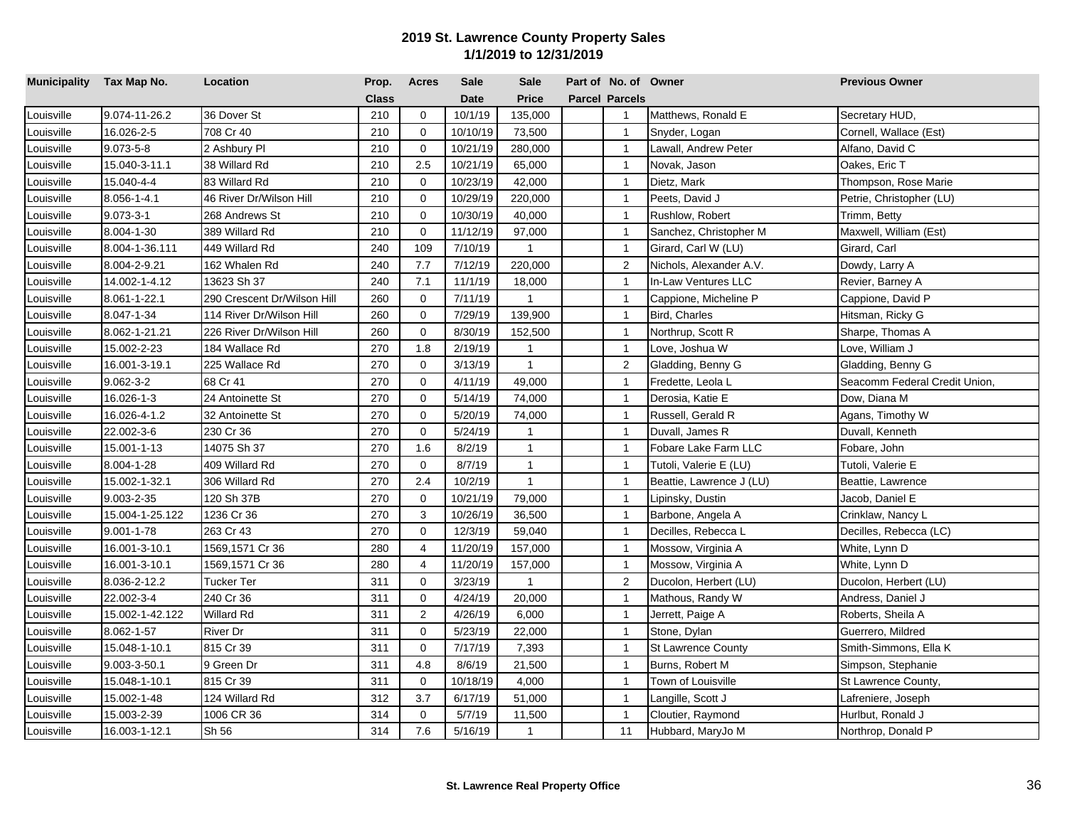## 2019 St. Lawrence County Property Sales
## 1/1/2019 to 12/31/2019

| Municipality | Tax Map No. | Location | Prop. Class | Acres | Sale Date | Sale Price | Part of Parcel | No. of Parcels | Owner | Previous Owner |
|---|---|---|---|---|---|---|---|---|---|---|
| Louisville | 9.074-11-26.2 | 36 Dover St | 210 | 0 | 10/1/19 | 135,000 | | 1 | Matthews, Ronald E | Secretary HUD, |
| Louisville | 16.026-2-5 | 708 Cr 40 | 210 | 0 | 10/10/19 | 73,500 | | 1 | Snyder, Logan | Cornell, Wallace (Est) |
| Louisville | 9.073-5-8 | 2 Ashbury Pl | 210 | 0 | 10/21/19 | 280,000 | | 1 | Lawall, Andrew Peter | Alfano, David C |
| Louisville | 15.040-3-11.1 | 38 Willard Rd | 210 | 2.5 | 10/21/19 | 65,000 | | 1 | Novak, Jason | Oakes, Eric T |
| Louisville | 15.040-4-4 | 83 Willard Rd | 210 | 0 | 10/23/19 | 42,000 | | 1 | Dietz, Mark | Thompson, Rose Marie |
| Louisville | 8.056-1-4.1 | 46 River Dr/Wilson Hill | 210 | 0 | 10/29/19 | 220,000 | | 1 | Peets, David J | Petrie, Christopher (LU) |
| Louisville | 9.073-3-1 | 268 Andrews St | 210 | 0 | 10/30/19 | 40,000 | | 1 | Rushlow, Robert | Trimm, Betty |
| Louisville | 8.004-1-30 | 389 Willard Rd | 210 | 0 | 11/12/19 | 97,000 | | 1 | Sanchez, Christopher M | Maxwell, William (Est) |
| Louisville | 8.004-1-36.111 | 449 Willard Rd | 240 | 109 | 7/10/19 | 1 | | 1 | Girard, Carl W (LU) | Girard, Carl |
| Louisville | 8.004-2-9.21 | 162 Whalen Rd | 240 | 7.7 | 7/12/19 | 220,000 | | 2 | Nichols, Alexander A.V. | Dowdy, Larry A |
| Louisville | 14.002-1-4.12 | 13623 Sh 37 | 240 | 7.1 | 11/1/19 | 18,000 | | 1 | In-Law Ventures LLC | Revier, Barney A |
| Louisville | 8.061-1-22.1 | 290 Crescent Dr/Wilson Hill | 260 | 0 | 7/11/19 | 1 | | 1 | Cappione, Micheline P | Cappione, David P |
| Louisville | 8.047-1-34 | 114 River Dr/Wilson Hill | 260 | 0 | 7/29/19 | 139,900 | | 1 | Bird, Charles | Hitsman, Ricky G |
| Louisville | 8.062-1-21.21 | 226 River Dr/Wilson Hill | 260 | 0 | 8/30/19 | 152,500 | | 1 | Northrup, Scott R | Sharpe, Thomas A |
| Louisville | 15.002-2-23 | 184 Wallace Rd | 270 | 1.8 | 2/19/19 | 1 | | 1 | Love, Joshua W | Love, William J |
| Louisville | 16.001-3-19.1 | 225 Wallace Rd | 270 | 0 | 3/13/19 | 1 | | 2 | Gladding, Benny G | Gladding, Benny G |
| Louisville | 9.062-3-2 | 68 Cr 41 | 270 | 0 | 4/11/19 | 49,000 | | 1 | Fredette, Leola L | Seacomm Federal Credit Union, |
| Louisville | 16.026-1-3 | 24 Antoinette St | 270 | 0 | 5/14/19 | 74,000 | | 1 | Derosia, Katie E | Dow, Diana M |
| Louisville | 16.026-4-1.2 | 32 Antoinette St | 270 | 0 | 5/20/19 | 74,000 | | 1 | Russell, Gerald R | Agans, Timothy W |
| Louisville | 22.002-3-6 | 230 Cr 36 | 270 | 0 | 5/24/19 | 1 | | 1 | Duvall, James R | Duvall, Kenneth |
| Louisville | 15.001-1-13 | 14075 Sh 37 | 270 | 1.6 | 8/2/19 | 1 | | 1 | Fobare Lake Farm LLC | Fobare, John |
| Louisville | 8.004-1-28 | 409 Willard Rd | 270 | 0 | 8/7/19 | 1 | | 1 | Tutoli, Valerie E (LU) | Tutoli, Valerie E |
| Louisville | 15.002-1-32.1 | 306 Willard Rd | 270 | 2.4 | 10/2/19 | 1 | | 1 | Beattie, Lawrence J (LU) | Beattie, Lawrence |
| Louisville | 9.003-2-35 | 120 Sh 37B | 270 | 0 | 10/21/19 | 79,000 | | 1 | Lipinsky, Dustin | Jacob, Daniel E |
| Louisville | 15.004-1-25.122 | 1236 Cr 36 | 270 | 3 | 10/26/19 | 36,500 | | 1 | Barbone, Angela A | Crinklaw, Nancy L |
| Louisville | 9.001-1-78 | 263 Cr 43 | 270 | 0 | 12/3/19 | 59,040 | | 1 | Decilles, Rebecca L | Decilles, Rebecca (LC) |
| Louisville | 16.001-3-10.1 | 1569,1571 Cr 36 | 280 | 4 | 11/20/19 | 157,000 | | 1 | Mossow, Virginia A | White, Lynn D |
| Louisville | 16.001-3-10.1 | 1569,1571 Cr 36 | 280 | 4 | 11/20/19 | 157,000 | | 1 | Mossow, Virginia A | White, Lynn D |
| Louisville | 8.036-2-12.2 | Tucker Ter | 311 | 0 | 3/23/19 | 1 | | 2 | Ducolon, Herbert (LU) | Ducolon, Herbert (LU) |
| Louisville | 22.002-3-4 | 240 Cr 36 | 311 | 0 | 4/24/19 | 20,000 | | 1 | Mathous, Randy W | Andress, Daniel J |
| Louisville | 15.002-1-42.122 | Willard Rd | 311 | 2 | 4/26/19 | 6,000 | | 1 | Jerrett, Paige A | Roberts, Sheila A |
| Louisville | 8.062-1-57 | River Dr | 311 | 0 | 5/23/19 | 22,000 | | 1 | Stone, Dylan | Guerrero, Mildred |
| Louisville | 15.048-1-10.1 | 815 Cr 39 | 311 | 0 | 7/17/19 | 7,393 | | 1 | St Lawrence County | Smith-Simmons, Ella K |
| Louisville | 9.003-3-50.1 | 9 Green Dr | 311 | 4.8 | 8/6/19 | 21,500 | | 1 | Burns, Robert M | Simpson, Stephanie |
| Louisville | 15.048-1-10.1 | 815 Cr 39 | 311 | 0 | 10/18/19 | 4,000 | | 1 | Town of Louisville | St Lawrence County, |
| Louisville | 15.002-1-48 | 124 Willard Rd | 312 | 3.7 | 6/17/19 | 51,000 | | 1 | Langille, Scott J | Lafreniere, Joseph |
| Louisville | 15.003-2-39 | 1006 CR 36 | 314 | 0 | 5/7/19 | 11,500 | | 1 | Cloutier, Raymond | Hurlbut, Ronald J |
| Louisville | 16.003-1-12.1 | Sh 56 | 314 | 7.6 | 5/16/19 | 1 | | 11 | Hubbard, MaryJo M | Northrop, Donald P |

St. Lawrence Real Property Office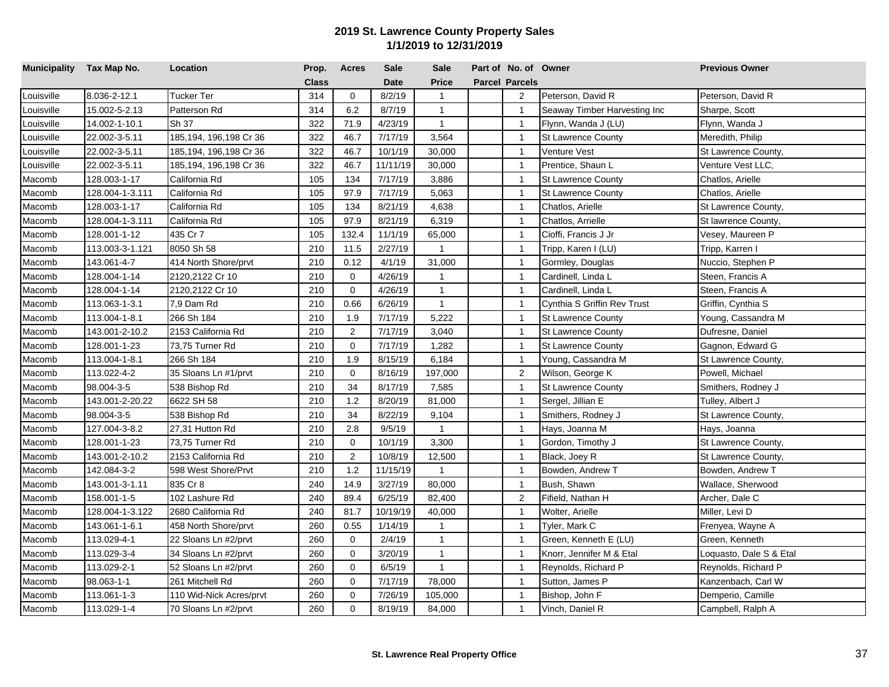# 2019 St. Lawrence County Property Sales
## 1/1/2019 to 12/31/2019

| Municipality | Tax Map No. | Location | Prop. Class | Acres | Sale Date | Sale Price | Part of Parcel | No. of Parcels | Owner | Previous Owner |
|---|---|---|---|---|---|---|---|---|---|---|
| Louisville | 8.036-2-12.1 | Tucker Ter | 314 | 0 | 8/2/19 | 1 | | 2 | Peterson, David R | Peterson, David R |
| Louisville | 15.002-5-2.13 | Patterson Rd | 314 | 6.2 | 8/7/19 | 1 | | 1 | Seaway Timber Harvesting Inc | Sharpe, Scott |
| Louisville | 14.002-1-10.1 | Sh 37 | 322 | 71.9 | 4/23/19 | 1 | | 1 | Flynn, Wanda J (LU) | Flynn, Wanda J |
| Louisville | 22.002-3-5.11 | 185,194, 196,198 Cr 36 | 322 | 46.7 | 7/17/19 | 3,564 | | 1 | St Lawrence County | Meredith, Philip |
| Louisville | 22.002-3-5.11 | 185,194, 196,198 Cr 36 | 322 | 46.7 | 10/1/19 | 30,000 | | 1 | Venture Vest | St Lawrence County, |
| Louisville | 22.002-3-5.11 | 185,194, 196,198 Cr 36 | 322 | 46.7 | 11/11/19 | 30,000 | | 1 | Prentice, Shaun L | Venture Vest LLC, |
| Macomb | 128.003-1-17 | California Rd | 105 | 134 | 7/17/19 | 3,886 | | 1 | St Lawrence County | Chatlos, Arielle |
| Macomb | 128.004-1-3.111 | California Rd | 105 | 97.9 | 7/17/19 | 5,063 | | 1 | St Lawrence County | Chatlos, Arielle |
| Macomb | 128.003-1-17 | California Rd | 105 | 134 | 8/21/19 | 4,638 | | 1 | Chatlos, Arielle | St Lawrence County, |
| Macomb | 128.004-1-3.111 | California Rd | 105 | 97.9 | 8/21/19 | 6,319 | | 1 | Chatlos, Arrielle | St lawrence County, |
| Macomb | 128.001-1-12 | 435 Cr 7 | 105 | 132.4 | 11/1/19 | 65,000 | | 1 | Cioffi, Francis J Jr | Vesey, Maureen P |
| Macomb | 113.003-3-1.121 | 8050 Sh 58 | 210 | 11.5 | 2/27/19 | 1 | | 1 | Tripp, Karen I (LU) | Tripp, Karren I |
| Macomb | 143.061-4-7 | 414 North Shore/prvt | 210 | 0.12 | 4/1/19 | 31,000 | | 1 | Gormley, Douglas | Nuccio, Stephen P |
| Macomb | 128.004-1-14 | 2120,2122 Cr 10 | 210 | 0 | 4/26/19 | 1 | | 1 | Cardinell, Linda L | Steen, Francis A |
| Macomb | 128.004-1-14 | 2120,2122 Cr 10 | 210 | 0 | 4/26/19 | 1 | | 1 | Cardinell, Linda L | Steen, Francis A |
| Macomb | 113.063-1-3.1 | 7,9 Dam Rd | 210 | 0.66 | 6/26/19 | 1 | | 1 | Cynthia S Griffin Rev Trust | Griffin, Cynthia S |
| Macomb | 113.004-1-8.1 | 266 Sh 184 | 210 | 1.9 | 7/17/19 | 5,222 | | 1 | St Lawrence County | Young, Cassandra M |
| Macomb | 143.001-2-10.2 | 2153 California Rd | 210 | 2 | 7/17/19 | 3,040 | | 1 | St Lawrence County | Dufresne, Daniel |
| Macomb | 128.001-1-23 | 73,75 Turner Rd | 210 | 0 | 7/17/19 | 1,282 | | 1 | St Lawrence County | Gagnon, Edward G |
| Macomb | 113.004-1-8.1 | 266 Sh 184 | 210 | 1.9 | 8/15/19 | 6,184 | | 1 | Young, Cassandra M | St Lawrence County, |
| Macomb | 113.022-4-2 | 35 Sloans Ln #1/prvt | 210 | 0 | 8/16/19 | 197,000 | | 2 | Wilson, George K | Powell, Michael |
| Macomb | 98.004-3-5 | 538 Bishop Rd | 210 | 34 | 8/17/19 | 7,585 | | 1 | St Lawrence County | Smithers, Rodney J |
| Macomb | 143.001-2-20.22 | 6622 SH 58 | 210 | 1.2 | 8/20/19 | 81,000 | | 1 | Sergel, Jillian E | Tulley, Albert J |
| Macomb | 98.004-3-5 | 538 Bishop Rd | 210 | 34 | 8/22/19 | 9,104 | | 1 | Smithers, Rodney J | St Lawrence County, |
| Macomb | 127.004-3-8.2 | 27,31 Hutton Rd | 210 | 2.8 | 9/5/19 | 1 | | 1 | Hays, Joanna M | Hays, Joanna |
| Macomb | 128.001-1-23 | 73,75 Turner Rd | 210 | 0 | 10/1/19 | 3,300 | | 1 | Gordon, Timothy J | St Lawrence County, |
| Macomb | 143.001-2-10.2 | 2153 California Rd | 210 | 2 | 10/8/19 | 12,500 | | 1 | Black, Joey R | St Lawrence County, |
| Macomb | 142.084-3-2 | 598 West Shore/Prvt | 210 | 1.2 | 11/15/19 | 1 | | 1 | Bowden, Andrew T | Bowden, Andrew T |
| Macomb | 143.001-3-1.11 | 835 Cr 8 | 240 | 14.9 | 3/27/19 | 80,000 | | 1 | Bush, Shawn | Wallace, Sherwood |
| Macomb | 158.001-1-5 | 102 Lashure Rd | 240 | 89.4 | 6/25/19 | 82,400 | | 2 | Fifield, Nathan H | Archer, Dale C |
| Macomb | 128.004-1-3.122 | 2680 California Rd | 240 | 81.7 | 10/19/19 | 40,000 | | 1 | Wolter, Arielle | Miller, Levi D |
| Macomb | 143.061-1-6.1 | 458 North Shore/prvt | 260 | 0.55 | 1/14/19 | 1 | | 1 | Tyler, Mark C | Frenyea, Wayne A |
| Macomb | 113.029-4-1 | 22 Sloans Ln #2/prvt | 260 | 0 | 2/4/19 | 1 | | 1 | Green, Kenneth E (LU) | Green, Kenneth |
| Macomb | 113.029-3-4 | 34 Sloans Ln #2/prvt | 260 | 0 | 3/20/19 | 1 | | 1 | Knorr, Jennifer M & Etal | Loquasto, Dale S & Etal |
| Macomb | 113.029-2-1 | 52 Sloans Ln #2/prvt | 260 | 0 | 6/5/19 | 1 | | 1 | Reynolds, Richard P | Reynolds, Richard P |
| Macomb | 98.063-1-1 | 261 Mitchell Rd | 260 | 0 | 7/17/19 | 78,000 | | 1 | Sutton, James P | Kanzenbach, Carl W |
| Macomb | 113.061-1-3 | 110 Wid-Nick Acres/prvt | 260 | 0 | 7/26/19 | 105,000 | | 1 | Bishop, John F | Demperio, Camille |
| Macomb | 113.029-1-4 | 70 Sloans Ln #2/prvt | 260 | 0 | 8/19/19 | 84,000 | | 1 | Vinch, Daniel R | Campbell, Ralph A |

St. Lawrence Real Property Office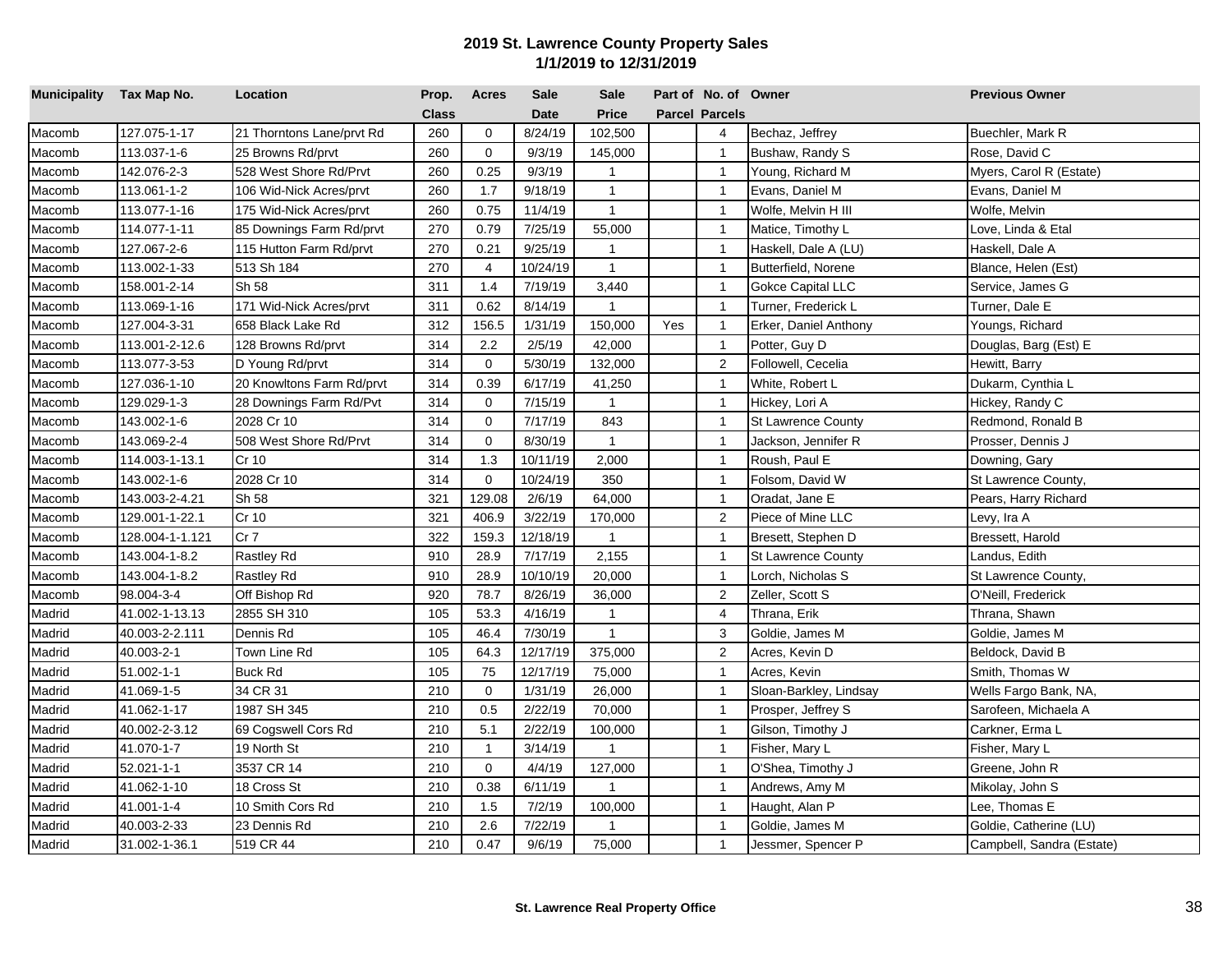## 2019 St. Lawrence County Property Sales
### 1/1/2019 to 12/31/2019

| Municipality | Tax Map No. | Location | Prop. Class | Acres | Sale Date | Sale Price | Part of Parcel | No. of Parcels | Owner | Previous Owner |
|---|---|---|---|---|---|---|---|---|---|---|
| Macomb | 127.075-1-17 | 21 Thorntons Lane/prvt Rd | 260 | 0 | 8/24/19 | 102,500 | | 4 | Bechaz, Jeffrey | Buechler, Mark R |
| Macomb | 113.037-1-6 | 25 Browns Rd/prvt | 260 | 0 | 9/3/19 | 145,000 | | 1 | Bushaw, Randy S | Rose, David C |
| Macomb | 142.076-2-3 | 528 West Shore Rd/Prvt | 260 | 0.25 | 9/3/19 | 1 | | 1 | Young, Richard M | Myers, Carol R (Estate) |
| Macomb | 113.061-1-2 | 106 Wid-Nick Acres/prvt | 260 | 1.7 | 9/18/19 | 1 | | 1 | Evans, Daniel M | Evans, Daniel M |
| Macomb | 113.077-1-16 | 175 Wid-Nick Acres/prvt | 260 | 0.75 | 11/4/19 | 1 | | 1 | Wolfe, Melvin H III | Wolfe, Melvin |
| Macomb | 114.077-1-11 | 85 Downings Farm Rd/prvt | 270 | 0.79 | 7/25/19 | 55,000 | | 1 | Matice, Timothy L | Love, Linda & Etal |
| Macomb | 127.067-2-6 | 115 Hutton Farm Rd/prvt | 270 | 0.21 | 9/25/19 | 1 | | 1 | Haskell, Dale A (LU) | Haskell, Dale A |
| Macomb | 113.002-1-33 | 513 Sh 184 | 270 | 4 | 10/24/19 | 1 | | 1 | Butterfield, Norene | Blance, Helen (Est) |
| Macomb | 158.001-2-14 | Sh 58 | 311 | 1.4 | 7/19/19 | 3,440 | | 1 | Gokce Capital LLC | Service, James G |
| Macomb | 113.069-1-16 | 171 Wid-Nick Acres/prvt | 311 | 0.62 | 8/14/19 | 1 | | 1 | Turner, Frederick L | Turner, Dale E |
| Macomb | 127.004-3-31 | 658 Black Lake Rd | 312 | 156.5 | 1/31/19 | 150,000 | Yes | 1 | Erker, Daniel Anthony | Youngs, Richard |
| Macomb | 113.001-2-12.6 | 128 Browns Rd/prvt | 314 | 2.2 | 2/5/19 | 42,000 | | 1 | Potter, Guy D | Douglas, Barg (Est) E |
| Macomb | 113.077-3-53 | D Young Rd/prvt | 314 | 0 | 5/30/19 | 132,000 | | 2 | Followell, Cecelia | Hewitt, Barry |
| Macomb | 127.036-1-10 | 20 Knowltons Farm Rd/prvt | 314 | 0.39 | 6/17/19 | 41,250 | | 1 | White, Robert L | Dukarm, Cynthia L |
| Macomb | 129.029-1-3 | 28 Downings Farm Rd/Pvt | 314 | 0 | 7/15/19 | 1 | | 1 | Hickey, Lori A | Hickey, Randy C |
| Macomb | 143.002-1-6 | 2028 Cr 10 | 314 | 0 | 7/17/19 | 843 | | 1 | St Lawrence County | Redmond, Ronald B |
| Macomb | 143.069-2-4 | 508 West Shore Rd/Prvt | 314 | 0 | 8/30/19 | 1 | | 1 | Jackson, Jennifer R | Prosser, Dennis J |
| Macomb | 114.003-1-13.1 | Cr 10 | 314 | 1.3 | 10/11/19 | 2,000 | | 1 | Roush, Paul E | Downing, Gary |
| Macomb | 143.002-1-6 | 2028 Cr 10 | 314 | 0 | 10/24/19 | 350 | | 1 | Folsom, David W | St Lawrence County, |
| Macomb | 143.003-2-4.21 | Sh 58 | 321 | 129.08 | 2/6/19 | 64,000 | | 1 | Oradat, Jane E | Pears, Harry Richard |
| Macomb | 129.001-1-22.1 | Cr 10 | 321 | 406.9 | 3/22/19 | 170,000 | | 2 | Piece of Mine LLC | Levy, Ira A |
| Macomb | 128.004-1-1.121 | Cr 7 | 322 | 159.3 | 12/18/19 | 1 | | 1 | Bresett, Stephen D | Bressett, Harold |
| Macomb | 143.004-1-8.2 | Rastley Rd | 910 | 28.9 | 7/17/19 | 2,155 | | 1 | St Lawrence County | Landus, Edith |
| Macomb | 143.004-1-8.2 | Rastley Rd | 910 | 28.9 | 10/10/19 | 20,000 | | 1 | Lorch, Nicholas S | St Lawrence County, |
| Macomb | 98.004-3-4 | Off Bishop Rd | 920 | 78.7 | 8/26/19 | 36,000 | | 2 | Zeller, Scott S | O'Neill, Frederick |
| Madrid | 41.002-1-13.13 | 2855 SH 310 | 105 | 53.3 | 4/16/19 | 1 | | 4 | Thrana, Erik | Thrana, Shawn |
| Madrid | 40.003-2-2.111 | Dennis Rd | 105 | 46.4 | 7/30/19 | 1 | | 3 | Goldie, James M | Goldie, James M |
| Madrid | 40.003-2-1 | Town Line Rd | 105 | 64.3 | 12/17/19 | 375,000 | | 2 | Acres, Kevin D | Beldock, David B |
| Madrid | 51.002-1-1 | Buck Rd | 105 | 75 | 12/17/19 | 75,000 | | 1 | Acres, Kevin | Smith, Thomas W |
| Madrid | 41.069-1-5 | 34 CR 31 | 210 | 0 | 1/31/19 | 26,000 | | 1 | Sloan-Barkley, Lindsay | Wells Fargo Bank, NA, |
| Madrid | 41.062-1-17 | 1987 SH 345 | 210 | 0.5 | 2/22/19 | 70,000 | | 1 | Prosper, Jeffrey S | Sarofeen, Michaela A |
| Madrid | 40.002-2-3.12 | 69 Cogswell Cors Rd | 210 | 5.1 | 2/22/19 | 100,000 | | 1 | Gilson, Timothy J | Carkner, Erma L |
| Madrid | 41.070-1-7 | 19 North St | 210 | 1 | 3/14/19 | 1 | | 1 | Fisher, Mary L | Fisher, Mary L |
| Madrid | 52.021-1-1 | 3537 CR 14 | 210 | 0 | 4/4/19 | 127,000 | | 1 | O'Shea, Timothy J | Greene, John R |
| Madrid | 41.062-1-10 | 18 Cross St | 210 | 0.38 | 6/11/19 | 1 | | 1 | Andrews, Amy M | Mikolay, John S |
| Madrid | 41.001-1-4 | 10 Smith Cors Rd | 210 | 1.5 | 7/2/19 | 100,000 | | 1 | Haught, Alan P | Lee, Thomas E |
| Madrid | 40.003-2-33 | 23 Dennis Rd | 210 | 2.6 | 7/22/19 | 1 | | 1 | Goldie, James M | Goldie, Catherine (LU) |
| Madrid | 31.002-1-36.1 | 519 CR 44 | 210 | 0.47 | 9/6/19 | 75,000 | | 1 | Jessmer, Spencer P | Campbell, Sandra (Estate) |

**St. Lawrence Real Property Office**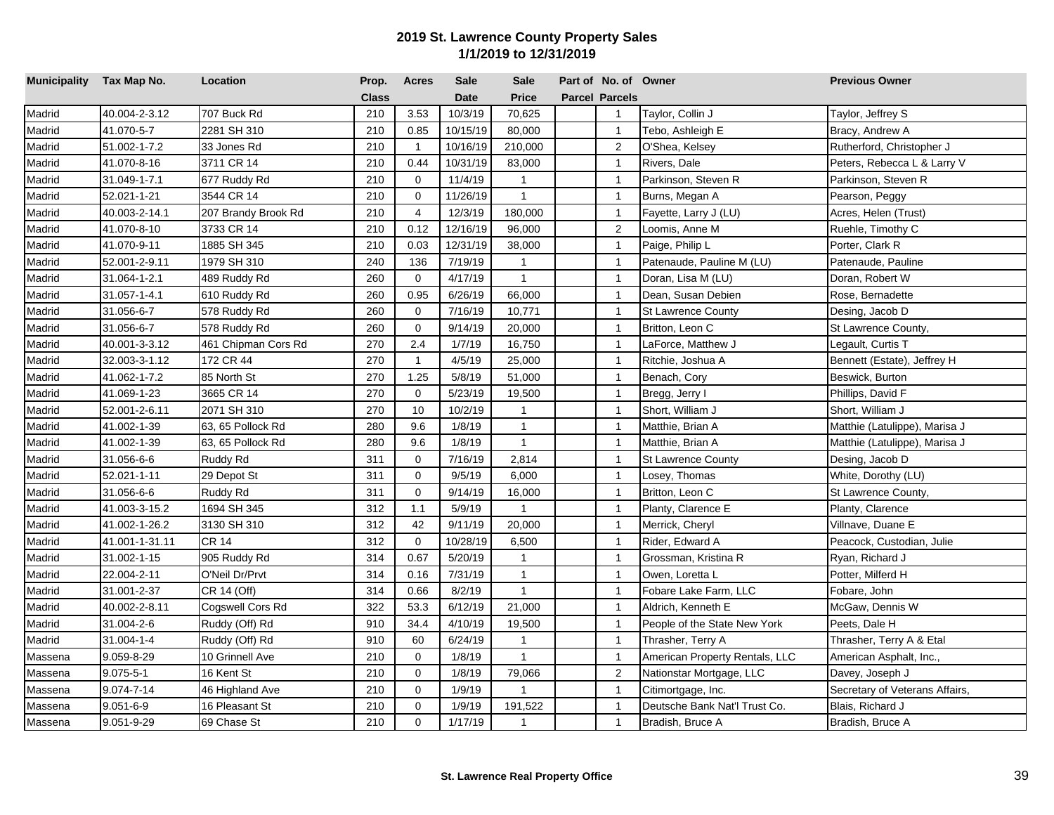# 2019 St. Lawrence County Property Sales
## 1/1/2019 to 12/31/2019

| Municipality | Tax Map No. | Location | Prop. Class | Acres | Sale Date | Sale Price | Part of Parcel | No. of Parcels | Owner | Previous Owner |
|---|---|---|---|---|---|---|---|---|---|---|
| Madrid | 40.004-2-3.12 | 707 Buck Rd | 210 | 3.53 | 10/3/19 | 70,625 | | 1 | Taylor, Collin J | Taylor, Jeffrey S |
| Madrid | 41.070-5-7 | 2281 SH 310 | 210 | 0.85 | 10/15/19 | 80,000 | | 1 | Tebo, Ashleigh E | Bracy, Andrew A |
| Madrid | 51.002-1-7.2 | 33 Jones Rd | 210 | 1 | 10/16/19 | 210,000 | | 2 | O'Shea, Kelsey | Rutherford, Christopher J |
| Madrid | 41.070-8-16 | 3711 CR 14 | 210 | 0.44 | 10/31/19 | 83,000 | | 1 | Rivers, Dale | Peters, Rebecca L & Larry V |
| Madrid | 31.049-1-7.1 | 677 Ruddy Rd | 210 | 0 | 11/4/19 | 1 | | 1 | Parkinson, Steven R | Parkinson, Steven R |
| Madrid | 52.021-1-21 | 3544 CR 14 | 210 | 0 | 11/26/19 | 1 | | 1 | Burns, Megan A | Pearson, Peggy |
| Madrid | 40.003-2-14.1 | 207 Brandy Brook Rd | 210 | 4 | 12/3/19 | 180,000 | | 1 | Fayette, Larry J (LU) | Acres, Helen (Trust) |
| Madrid | 41.070-8-10 | 3733 CR 14 | 210 | 0.12 | 12/16/19 | 96,000 | | 2 | Loomis, Anne M | Ruehle, Timothy C |
| Madrid | 41.070-9-11 | 1885 SH 345 | 210 | 0.03 | 12/31/19 | 38,000 | | 1 | Paige, Philip L | Porter, Clark R |
| Madrid | 52.001-2-9.11 | 1979 SH 310 | 240 | 136 | 7/19/19 | 1 | | 1 | Patenaude, Pauline M (LU) | Patenaude, Pauline |
| Madrid | 31.064-1-2.1 | 489 Ruddy Rd | 260 | 0 | 4/17/19 | 1 | | 1 | Doran, Lisa M (LU) | Doran, Robert W |
| Madrid | 31.057-1-4.1 | 610 Ruddy Rd | 260 | 0.95 | 6/26/19 | 66,000 | | 1 | Dean, Susan Debien | Rose, Bernadette |
| Madrid | 31.056-6-7 | 578 Ruddy Rd | 260 | 0 | 7/16/19 | 10,771 | | 1 | St Lawrence County | Desing, Jacob D |
| Madrid | 31.056-6-7 | 578 Ruddy Rd | 260 | 0 | 9/14/19 | 20,000 | | 1 | Britton, Leon C | St Lawrence County, |
| Madrid | 40.001-3-3.12 | 461 Chipman Cors Rd | 270 | 2.4 | 1/7/19 | 16,750 | | 1 | LaForce, Matthew J | Legault, Curtis T |
| Madrid | 32.003-3-1.12 | 172 CR 44 | 270 | 1 | 4/5/19 | 25,000 | | 1 | Ritchie, Joshua A | Bennett (Estate), Jeffrey H |
| Madrid | 41.062-1-7.2 | 85 North St | 270 | 1.25 | 5/8/19 | 51,000 | | 1 | Benach, Cory | Beswick, Burton |
| Madrid | 41.069-1-23 | 3665 CR 14 | 270 | 0 | 5/23/19 | 19,500 | | 1 | Bregg, Jerry I | Phillips, David F |
| Madrid | 52.001-2-6.11 | 2071 SH 310 | 270 | 10 | 10/2/19 | 1 | | 1 | Short, William J | Short, William J |
| Madrid | 41.002-1-39 | 63, 65 Pollock Rd | 280 | 9.6 | 1/8/19 | 1 | | 1 | Matthie, Brian A | Matthie (Latulippe), Marisa J |
| Madrid | 41.002-1-39 | 63, 65 Pollock Rd | 280 | 9.6 | 1/8/19 | 1 | | 1 | Matthie, Brian A | Matthie (Latulippe), Marisa J |
| Madrid | 31.056-6-6 | Ruddy Rd | 311 | 0 | 7/16/19 | 2,814 | | 1 | St Lawrence County | Desing, Jacob D |
| Madrid | 52.021-1-11 | 29 Depot St | 311 | 0 | 9/5/19 | 6,000 | | 1 | Losey, Thomas | White, Dorothy (LU) |
| Madrid | 31.056-6-6 | Ruddy Rd | 311 | 0 | 9/14/19 | 16,000 | | 1 | Britton, Leon C | St Lawrence County, |
| Madrid | 41.003-3-15.2 | 1694 SH 345 | 312 | 1.1 | 5/9/19 | 1 | | 1 | Planty, Clarence E | Planty, Clarence |
| Madrid | 41.002-1-26.2 | 3130 SH 310 | 312 | 42 | 9/11/19 | 20,000 | | 1 | Merrick, Cheryl | Villnave, Duane E |
| Madrid | 41.001-1-31.11 | CR 14 | 312 | 0 | 10/28/19 | 6,500 | | 1 | Rider, Edward A | Peacock, Custodian, Julie |
| Madrid | 31.002-1-15 | 905 Ruddy Rd | 314 | 0.67 | 5/20/19 | 1 | | 1 | Grossman, Kristina R | Ryan, Richard J |
| Madrid | 22.004-2-11 | O'Neil Dr/Prvt | 314 | 0.16 | 7/31/19 | 1 | | 1 | Owen, Loretta L | Potter, Milferd H |
| Madrid | 31.001-2-37 | CR 14 (Off) | 314 | 0.66 | 8/2/19 | 1 | | 1 | Fobare Lake Farm, LLC | Fobare, John |
| Madrid | 40.002-2-8.11 | Cogswell Cors Rd | 322 | 53.3 | 6/12/19 | 21,000 | | 1 | Aldrich, Kenneth E | McGaw, Dennis W |
| Madrid | 31.004-2-6 | Ruddy (Off) Rd | 910 | 34.4 | 4/10/19 | 19,500 | | 1 | People of the State New York | Peets, Dale H |
| Madrid | 31.004-1-4 | Ruddy (Off) Rd | 910 | 60 | 6/24/19 | 1 | | 1 | Thrasher, Terry A | Thrasher, Terry A & Etal |
| Massena | 9.059-8-29 | 10 Grinnell Ave | 210 | 0 | 1/8/19 | 1 | | 1 | American Property Rentals, LLC | American Asphalt, Inc., |
| Massena | 9.075-5-1 | 16 Kent St | 210 | 0 | 1/8/19 | 79,066 | | 2 | Nationstar Mortgage, LLC | Davey, Joseph J |
| Massena | 9.074-7-14 | 46 Highland Ave | 210 | 0 | 1/9/19 | 1 | | 1 | Citimortgage, Inc. | Secretary of Veterans Affairs, |
| Massena | 9.051-6-9 | 16 Pleasant St | 210 | 0 | 1/9/19 | 191,522 | | 1 | Deutsche Bank Nat'l Trust Co. | Blais, Richard J |
| Massena | 9.051-9-29 | 69 Chase St | 210 | 0 | 1/17/19 | 1 | | 1 | Bradish, Bruce A | Bradish, Bruce A |

St. Lawrence Real Property Office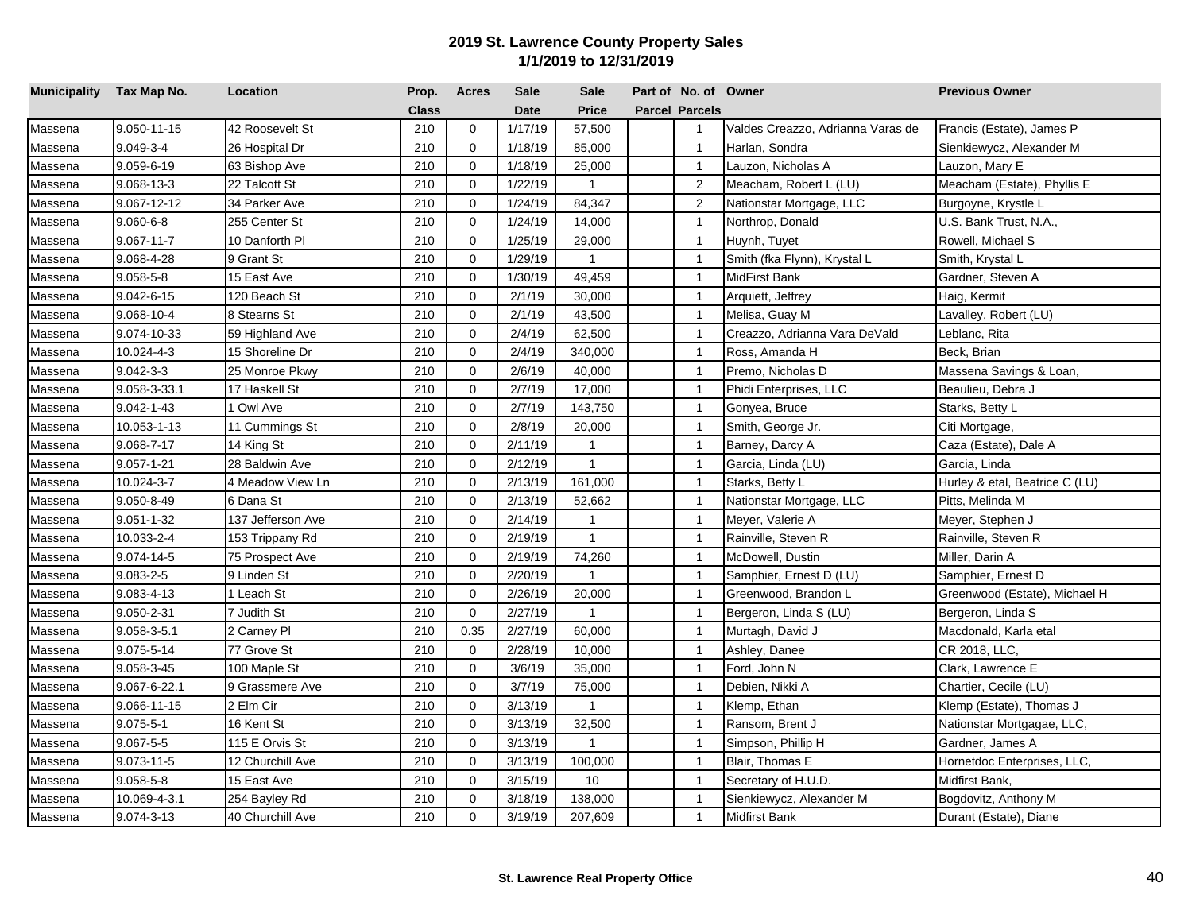## 2019 St. Lawrence County Property Sales
## 1/1/2019 to 12/31/2019

| Municipality | Tax Map No. | Location | Prop. Class | Acres | Sale Date | Sale Price | Part of Parcel | No. of Parcels | Owner | Previous Owner |
|---|---|---|---|---|---|---|---|---|---|---|
| Massena | 9.050-11-15 | 42 Roosevelt St | 210 | 0 | 1/17/19 | 57,500 | | 1 | Valdes Creazzo, Adrianna Varas de | Francis (Estate), James P |
| Massena | 9.049-3-4 | 26 Hospital Dr | 210 | 0 | 1/18/19 | 85,000 | | 1 | Harlan, Sondra | Sienkiewycz, Alexander M |
| Massena | 9.059-6-19 | 63 Bishop Ave | 210 | 0 | 1/18/19 | 25,000 | | 1 | Lauzon, Nicholas A | Lauzon, Mary E |
| Massena | 9.068-13-3 | 22 Talcott St | 210 | 0 | 1/22/19 | 1 | | 2 | Meacham, Robert L (LU) | Meacham (Estate), Phyllis E |
| Massena | 9.067-12-12 | 34 Parker Ave | 210 | 0 | 1/24/19 | 84,347 | | 2 | Nationstar Mortgage, LLC | Burgoyne, Krystle L |
| Massena | 9.060-6-8 | 255 Center St | 210 | 0 | 1/24/19 | 14,000 | | 1 | Northrop, Donald | U.S. Bank Trust, N.A., |
| Massena | 9.067-11-7 | 10 Danforth Pl | 210 | 0 | 1/25/19 | 29,000 | | 1 | Huynh, Tuyet | Rowell, Michael S |
| Massena | 9.068-4-28 | 9 Grant St | 210 | 0 | 1/29/19 | 1 | | 1 | Smith (fka Flynn), Krystal L | Smith, Krystal L |
| Massena | 9.058-5-8 | 15 East Ave | 210 | 0 | 1/30/19 | 49,459 | | 1 | MidFirst Bank | Gardner, Steven A |
| Massena | 9.042-6-15 | 120 Beach St | 210 | 0 | 2/1/19 | 30,000 | | 1 | Arquiett, Jeffrey | Haig, Kermit |
| Massena | 9.068-10-4 | 8 Stearns St | 210 | 0 | 2/1/19 | 43,500 | | 1 | Melisa, Guay M | Lavalley, Robert (LU) |
| Massena | 9.074-10-33 | 59 Highland Ave | 210 | 0 | 2/4/19 | 62,500 | | 1 | Creazzo, Adrianna Vara DeVald | Leblanc, Rita |
| Massena | 10.024-4-3 | 15 Shoreline Dr | 210 | 0 | 2/4/19 | 340,000 | | 1 | Ross, Amanda H | Beck, Brian |
| Massena | 9.042-3-3 | 25 Monroe Pkwy | 210 | 0 | 2/6/19 | 40,000 | | 1 | Premo, Nicholas D | Massena Savings & Loan, |
| Massena | 9.058-3-33.1 | 17 Haskell St | 210 | 0 | 2/7/19 | 17,000 | | 1 | Phidi Enterprises, LLC | Beaulieu, Debra J |
| Massena | 9.042-1-43 | 1 Owl Ave | 210 | 0 | 2/7/19 | 143,750 | | 1 | Gonyea, Bruce | Starks, Betty L |
| Massena | 10.053-1-13 | 11 Cummings St | 210 | 0 | 2/8/19 | 20,000 | | 1 | Smith, George Jr. | Citi Mortgage, |
| Massena | 9.068-7-17 | 14 King St | 210 | 0 | 2/11/19 | 1 | | 1 | Barney, Darcy A | Caza (Estate), Dale A |
| Massena | 9.057-1-21 | 28 Baldwin Ave | 210 | 0 | 2/12/19 | 1 | | 1 | Garcia, Linda (LU) | Garcia, Linda |
| Massena | 10.024-3-7 | 4 Meadow View Ln | 210 | 0 | 2/13/19 | 161,000 | | 1 | Starks, Betty L | Hurley & etal, Beatrice C (LU) |
| Massena | 9.050-8-49 | 6 Dana St | 210 | 0 | 2/13/19 | 52,662 | | 1 | Nationstar Mortgage, LLC | Pitts, Melinda M |
| Massena | 9.051-1-32 | 137 Jefferson Ave | 210 | 0 | 2/14/19 | 1 | | 1 | Meyer, Valerie A | Meyer, Stephen J |
| Massena | 10.033-2-4 | 153 Trippany Rd | 210 | 0 | 2/19/19 | 1 | | 1 | Rainville, Steven R | Rainville, Steven R |
| Massena | 9.074-14-5 | 75 Prospect Ave | 210 | 0 | 2/19/19 | 74,260 | | 1 | McDowell, Dustin | Miller, Darin A |
| Massena | 9.083-2-5 | 9 Linden St | 210 | 0 | 2/20/19 | 1 | | 1 | Samphier, Ernest D (LU) | Samphier, Ernest D |
| Massena | 9.083-4-13 | 1 Leach St | 210 | 0 | 2/26/19 | 20,000 | | 1 | Greenwood, Brandon L | Greenwood (Estate), Michael H |
| Massena | 9.050-2-31 | 7 Judith St | 210 | 0 | 2/27/19 | 1 | | 1 | Bergeron, Linda S (LU) | Bergeron, Linda S |
| Massena | 9.058-3-5.1 | 2 Carney Pl | 210 | 0.35 | 2/27/19 | 60,000 | | 1 | Murtagh, David J | Macdonald, Karla etal |
| Massena | 9.075-5-14 | 77 Grove St | 210 | 0 | 2/28/19 | 10,000 | | 1 | Ashley, Danee | CR 2018, LLC, |
| Massena | 9.058-3-45 | 100 Maple St | 210 | 0 | 3/6/19 | 35,000 | | 1 | Ford, John N | Clark, Lawrence E |
| Massena | 9.067-6-22.1 | 9 Grassmere Ave | 210 | 0 | 3/7/19 | 75,000 | | 1 | Debien, Nikki A | Chartier, Cecile (LU) |
| Massena | 9.066-11-15 | 2 Elm Cir | 210 | 0 | 3/13/19 | 1 | | 1 | Klemp, Ethan | Klemp (Estate), Thomas J |
| Massena | 9.075-5-1 | 16 Kent St | 210 | 0 | 3/13/19 | 32,500 | | 1 | Ransom, Brent J | Nationstar Mortgagae, LLC, |
| Massena | 9.067-5-5 | 115 E Orvis St | 210 | 0 | 3/13/19 | 1 | | 1 | Simpson, Phillip H | Gardner, James A |
| Massena | 9.073-11-5 | 12 Churchill Ave | 210 | 0 | 3/13/19 | 100,000 | | 1 | Blair, Thomas E | Hornetdoc Enterprises, LLC, |
| Massena | 9.058-5-8 | 15 East Ave | 210 | 0 | 3/15/19 | 10 | | 1 | Secretary of H.U.D. | Midfirst Bank, |
| Massena | 10.069-4-3.1 | 254 Bayley Rd | 210 | 0 | 3/18/19 | 138,000 | | 1 | Sienkiewycz, Alexander M | Bogdovitz, Anthony M |
| Massena | 9.074-3-13 | 40 Churchill Ave | 210 | 0 | 3/19/19 | 207,609 | | 1 | Midfirst Bank | Durant (Estate), Diane |

**St. Lawrence Real Property Office**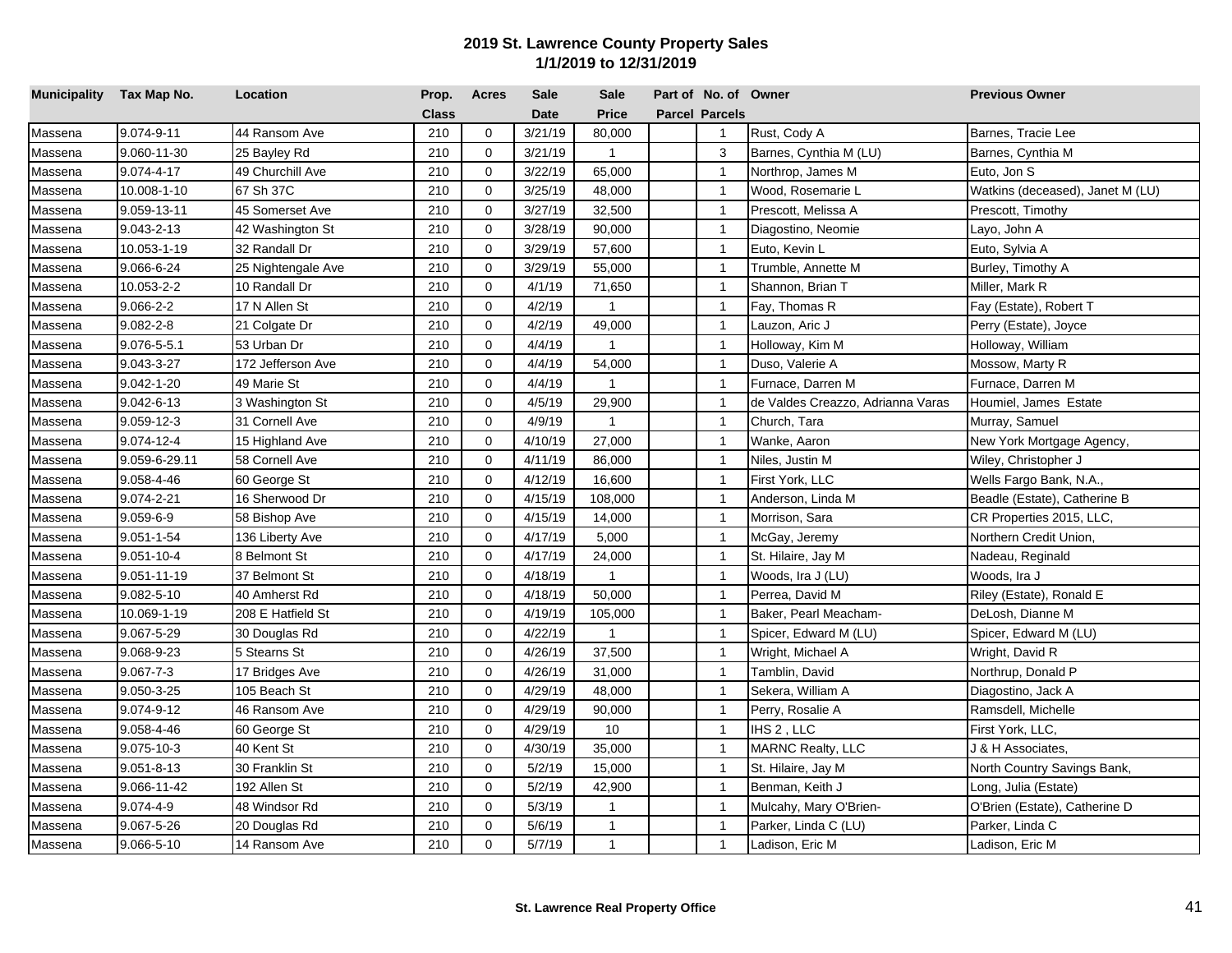## 2019 St. Lawrence County Property Sales
### 1/1/2019 to 12/31/2019

| Municipality | Tax Map No. | Location | Prop. Class | Acres | Sale Date | Sale Price | Part of Parcel | No. of Parcels | Owner | Previous Owner |
|---|---|---|---|---|---|---|---|---|---|---|
| Massena | 9.074-9-11 | 44 Ransom Ave | 210 | 0 | 3/21/19 | 80,000 | | 1 | Rust, Cody A | Barnes, Tracie Lee |
| Massena | 9.060-11-30 | 25 Bayley Rd | 210 | 0 | 3/21/19 | 1 | | 3 | Barnes, Cynthia M (LU) | Barnes, Cynthia M |
| Massena | 9.074-4-17 | 49 Churchill Ave | 210 | 0 | 3/22/19 | 65,000 | | 1 | Northrop, James M | Euto, Jon S |
| Massena | 10.008-1-10 | 67 Sh 37C | 210 | 0 | 3/25/19 | 48,000 | | 1 | Wood, Rosemarie L | Watkins (deceased), Janet M (LU) |
| Massena | 9.059-13-11 | 45 Somerset Ave | 210 | 0 | 3/27/19 | 32,500 | | 1 | Prescott, Melissa A | Prescott, Timothy |
| Massena | 9.043-2-13 | 42 Washington St | 210 | 0 | 3/28/19 | 90,000 | | 1 | Diagostino, Neomie | Layo, John A |
| Massena | 10.053-1-19 | 32 Randall Dr | 210 | 0 | 3/29/19 | 57,600 | | 1 | Euto, Kevin L | Euto, Sylvia A |
| Massena | 9.066-6-24 | 25 Nightengale Ave | 210 | 0 | 3/29/19 | 55,000 | | 1 | Trumble, Annette M | Burley, Timothy A |
| Massena | 10.053-2-2 | 10 Randall Dr | 210 | 0 | 4/1/19 | 71,650 | | 1 | Shannon, Brian T | Miller, Mark R |
| Massena | 9.066-2-2 | 17 N Allen St | 210 | 0 | 4/2/19 | 1 | | 1 | Fay, Thomas R | Fay (Estate), Robert T |
| Massena | 9.082-2-8 | 21 Colgate Dr | 210 | 0 | 4/2/19 | 49,000 | | 1 | Lauzon, Aric J | Perry (Estate), Joyce |
| Massena | 9.076-5-5.1 | 53 Urban Dr | 210 | 0 | 4/4/19 | 1 | | 1 | Holloway, Kim M | Holloway, William |
| Massena | 9.043-3-27 | 172 Jefferson Ave | 210 | 0 | 4/4/19 | 54,000 | | 1 | Duso, Valerie A | Mossow, Marty R |
| Massena | 9.042-1-20 | 49 Marie St | 210 | 0 | 4/4/19 | 1 | | 1 | Furnace, Darren M | Furnace, Darren M |
| Massena | 9.042-6-13 | 3 Washington St | 210 | 0 | 4/5/19 | 29,900 | | 1 | de Valdes Creazzo, Adrianna Varas | Houmiel, James Estate |
| Massena | 9.059-12-3 | 31 Cornell Ave | 210 | 0 | 4/9/19 | 1 | | 1 | Church, Tara | Murray, Samuel |
| Massena | 9.074-12-4 | 15 Highland Ave | 210 | 0 | 4/10/19 | 27,000 | | 1 | Wanke, Aaron | New York Mortgage Agency, |
| Massena | 9.059-6-29.11 | 58 Cornell Ave | 210 | 0 | 4/11/19 | 86,000 | | 1 | Niles, Justin M | Wiley, Christopher J |
| Massena | 9.058-4-46 | 60 George St | 210 | 0 | 4/12/19 | 16,600 | | 1 | First York, LLC | Wells Fargo Bank, N.A., |
| Massena | 9.074-2-21 | 16 Sherwood Dr | 210 | 0 | 4/15/19 | 108,000 | | 1 | Anderson, Linda M | Beadle (Estate), Catherine B |
| Massena | 9.059-6-9 | 58 Bishop Ave | 210 | 0 | 4/15/19 | 14,000 | | 1 | Morrison, Sara | CR Properties 2015, LLC, |
| Massena | 9.051-1-54 | 136 Liberty Ave | 210 | 0 | 4/17/19 | 5,000 | | 1 | McGay, Jeremy | Northern Credit Union, |
| Massena | 9.051-10-4 | 8 Belmont St | 210 | 0 | 4/17/19 | 24,000 | | 1 | St. Hilaire, Jay M | Nadeau, Reginald |
| Massena | 9.051-11-19 | 37 Belmont St | 210 | 0 | 4/18/19 | 1 | | 1 | Woods, Ira J (LU) | Woods, Ira J |
| Massena | 9.082-5-10 | 40 Amherst Rd | 210 | 0 | 4/18/19 | 50,000 | | 1 | Perrea, David M | Riley (Estate), Ronald E |
| Massena | 10.069-1-19 | 208 E Hatfield St | 210 | 0 | 4/19/19 | 105,000 | | 1 | Baker, Pearl Meacham- | DeLosh, Dianne M |
| Massena | 9.067-5-29 | 30 Douglas Rd | 210 | 0 | 4/22/19 | 1 | | 1 | Spicer, Edward M (LU) | Spicer, Edward M (LU) |
| Massena | 9.068-9-23 | 5 Stearns St | 210 | 0 | 4/26/19 | 37,500 | | 1 | Wright, Michael A | Wright, David R |
| Massena | 9.067-7-3 | 17 Bridges Ave | 210 | 0 | 4/26/19 | 31,000 | | 1 | Tamblin, David | Northrup, Donald P |
| Massena | 9.050-3-25 | 105 Beach St | 210 | 0 | 4/29/19 | 48,000 | | 1 | Sekera, William A | Diagostino, Jack A |
| Massena | 9.074-9-12 | 46 Ransom Ave | 210 | 0 | 4/29/19 | 90,000 | | 1 | Perry, Rosalie A | Ramsdell, Michelle |
| Massena | 9.058-4-46 | 60 George St | 210 | 0 | 4/29/19 | 10 | | 1 | IHS 2 , LLC | First York, LLC, |
| Massena | 9.075-10-3 | 40 Kent St | 210 | 0 | 4/30/19 | 35,000 | | 1 | MARNC Realty, LLC | J & H Associates, |
| Massena | 9.051-8-13 | 30 Franklin St | 210 | 0 | 5/2/19 | 15,000 | | 1 | St. Hilaire, Jay M | North Country Savings Bank, |
| Massena | 9.066-11-42 | 192 Allen St | 210 | 0 | 5/2/19 | 42,900 | | 1 | Benman, Keith J | Long, Julia (Estate) |
| Massena | 9.074-4-9 | 48 Windsor Rd | 210 | 0 | 5/3/19 | 1 | | 1 | Mulcahy, Mary O'Brien- | O'Brien (Estate), Catherine D |
| Massena | 9.067-5-26 | 20 Douglas Rd | 210 | 0 | 5/6/19 | 1 | | 1 | Parker, Linda C (LU) | Parker, Linda C |
| Massena | 9.066-5-10 | 14 Ransom Ave | 210 | 0 | 5/7/19 | 1 | | 1 | Ladison, Eric M | Ladison, Eric M |

**St. Lawrence Real Property Office**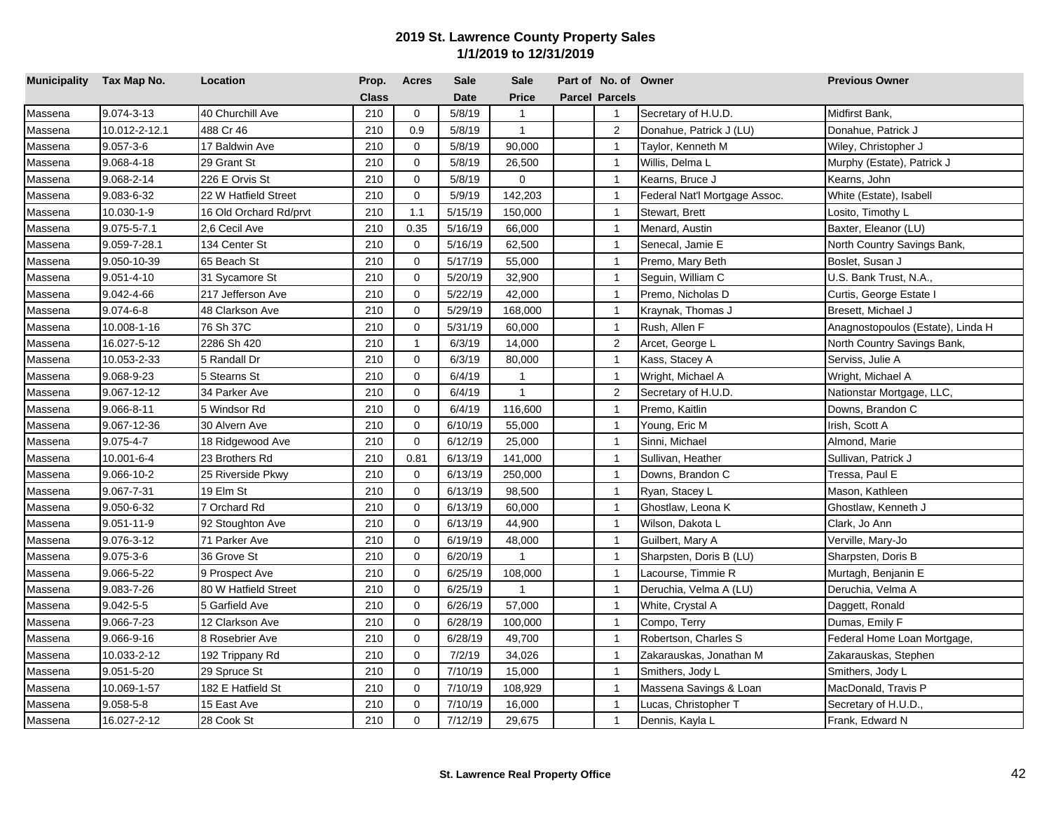# 2019 St. Lawrence County Property Sales
## 1/1/2019 to 12/31/2019

| Municipality | Tax Map No. | Location | Prop. Class | Acres | Sale Date | Sale Price | Part of Parcel | No. of Parcels | Owner | Previous Owner |
|---|---|---|---|---|---|---|---|---|---|---|
| Massena | 9.074-3-13 | 40 Churchill Ave | 210 | 0 | 5/8/19 | 1 | | 1 | Secretary of H.U.D. | Midfirst Bank, |
| Massena | 10.012-2-12.1 | 488 Cr 46 | 210 | 0.9 | 5/8/19 | 1 | | 2 | Donahue, Patrick J (LU) | Donahue, Patrick J |
| Massena | 9.057-3-6 | 17 Baldwin Ave | 210 | 0 | 5/8/19 | 90,000 | | 1 | Taylor, Kenneth M | Wiley, Christopher J |
| Massena | 9.068-4-18 | 29 Grant St | 210 | 0 | 5/8/19 | 26,500 | | 1 | Willis, Delma L | Murphy (Estate), Patrick J |
| Massena | 9.068-2-14 | 226 E Orvis St | 210 | 0 | 5/8/19 | 0 | | 1 | Kearns, Bruce J | Kearns, John |
| Massena | 9.083-6-32 | 22 W Hatfield Street | 210 | 0 | 5/9/19 | 142,203 | | 1 | Federal Nat'l Mortgage Assoc. | White (Estate), Isabell |
| Massena | 10.030-1-9 | 16 Old Orchard Rd/prvt | 210 | 1.1 | 5/15/19 | 150,000 | | 1 | Stewart, Brett | Losito, Timothy L |
| Massena | 9.075-5-7.1 | 2,6 Cecil Ave | 210 | 0.35 | 5/16/19 | 66,000 | | 1 | Menard, Austin | Baxter, Eleanor (LU) |
| Massena | 9.059-7-28.1 | 134 Center St | 210 | 0 | 5/16/19 | 62,500 | | 1 | Senecal, Jamie E | North Country Savings Bank, |
| Massena | 9.050-10-39 | 65 Beach St | 210 | 0 | 5/17/19 | 55,000 | | 1 | Premo, Mary Beth | Boslet, Susan J |
| Massena | 9.051-4-10 | 31 Sycamore St | 210 | 0 | 5/20/19 | 32,900 | | 1 | Seguin, William C | U.S. Bank Trust, N.A., |
| Massena | 9.042-4-66 | 217 Jefferson Ave | 210 | 0 | 5/22/19 | 42,000 | | 1 | Premo, Nicholas D | Curtis, George Estate I |
| Massena | 9.074-6-8 | 48 Clarkson Ave | 210 | 0 | 5/29/19 | 168,000 | | 1 | Kraynak, Thomas J | Bresett, Michael J |
| Massena | 10.008-1-16 | 76 Sh 37C | 210 | 0 | 5/31/19 | 60,000 | | 1 | Rush, Allen F | Anagnostopoulos (Estate), Linda H |
| Massena | 16.027-5-12 | 2286 Sh 420 | 210 | 1 | 6/3/19 | 14,000 | | 2 | Arcet, George L | North Country Savings Bank, |
| Massena | 10.053-2-33 | 5 Randall Dr | 210 | 0 | 6/3/19 | 80,000 | | 1 | Kass, Stacey A | Serviss, Julie A |
| Massena | 9.068-9-23 | 5 Stearns St | 210 | 0 | 6/4/19 | 1 | | 1 | Wright, Michael A | Wright, Michael A |
| Massena | 9.067-12-12 | 34 Parker Ave | 210 | 0 | 6/4/19 | 1 | | 2 | Secretary of H.U.D. | Nationstar Mortgage, LLC, |
| Massena | 9.066-8-11 | 5 Windsor Rd | 210 | 0 | 6/4/19 | 116,600 | | 1 | Premo, Kaitlin | Downs, Brandon C |
| Massena | 9.067-12-36 | 30 Alvern Ave | 210 | 0 | 6/10/19 | 55,000 | | 1 | Young, Eric M | Irish, Scott A |
| Massena | 9.075-4-7 | 18 Ridgewood Ave | 210 | 0 | 6/12/19 | 25,000 | | 1 | Sinni, Michael | Almond, Marie |
| Massena | 10.001-6-4 | 23 Brothers Rd | 210 | 0.81 | 6/13/19 | 141,000 | | 1 | Sullivan, Heather | Sullivan, Patrick J |
| Massena | 9.066-10-2 | 25 Riverside Pkwy | 210 | 0 | 6/13/19 | 250,000 | | 1 | Downs, Brandon C | Tressa, Paul E |
| Massena | 9.067-7-31 | 19 Elm St | 210 | 0 | 6/13/19 | 98,500 | | 1 | Ryan, Stacey L | Mason, Kathleen |
| Massena | 9.050-6-32 | 7 Orchard Rd | 210 | 0 | 6/13/19 | 60,000 | | 1 | Ghostlaw, Leona K | Ghostlaw, Kenneth J |
| Massena | 9.051-11-9 | 92 Stoughton Ave | 210 | 0 | 6/13/19 | 44,900 | | 1 | Wilson, Dakota L | Clark, Jo Ann |
| Massena | 9.076-3-12 | 71 Parker Ave | 210 | 0 | 6/19/19 | 48,000 | | 1 | Guilbert, Mary A | Verville, Mary-Jo |
| Massena | 9.075-3-6 | 36 Grove St | 210 | 0 | 6/20/19 | 1 | | 1 | Sharpsten, Doris B (LU) | Sharpsten, Doris B |
| Massena | 9.066-5-22 | 9 Prospect Ave | 210 | 0 | 6/25/19 | 108,000 | | 1 | Lacourse, Timmie R | Murtagh, Benjanin E |
| Massena | 9.083-7-26 | 80 W Hatfield Street | 210 | 0 | 6/25/19 | 1 | | 1 | Deruchia, Velma A (LU) | Deruchia, Velma A |
| Massena | 9.042-5-5 | 5 Garfield Ave | 210 | 0 | 6/26/19 | 57,000 | | 1 | White, Crystal A | Daggett, Ronald |
| Massena | 9.066-7-23 | 12 Clarkson Ave | 210 | 0 | 6/28/19 | 100,000 | | 1 | Compo, Terry | Dumas, Emily F |
| Massena | 9.066-9-16 | 8 Rosebrier Ave | 210 | 0 | 6/28/19 | 49,700 | | 1 | Robertson, Charles S | Federal Home Loan Mortgage, |
| Massena | 10.033-2-12 | 192 Trippany Rd | 210 | 0 | 7/2/19 | 34,026 | | 1 | Zakarauskas, Jonathan M | Zakarauskas, Stephen |
| Massena | 9.051-5-20 | 29 Spruce St | 210 | 0 | 7/10/19 | 15,000 | | 1 | Smithers, Jody L | Smithers, Jody L |
| Massena | 10.069-1-57 | 182 E Hatfield St | 210 | 0 | 7/10/19 | 108,929 | | 1 | Massena Savings & Loan | MacDonald, Travis P |
| Massena | 9.058-5-8 | 15 East Ave | 210 | 0 | 7/10/19 | 16,000 | | 1 | Lucas, Christopher T | Secretary of H.U.D., |
| Massena | 16.027-2-12 | 28 Cook St | 210 | 0 | 7/12/19 | 29,675 | | 1 | Dennis, Kayla L | Frank, Edward N |

**St. Lawrence Real Property Office**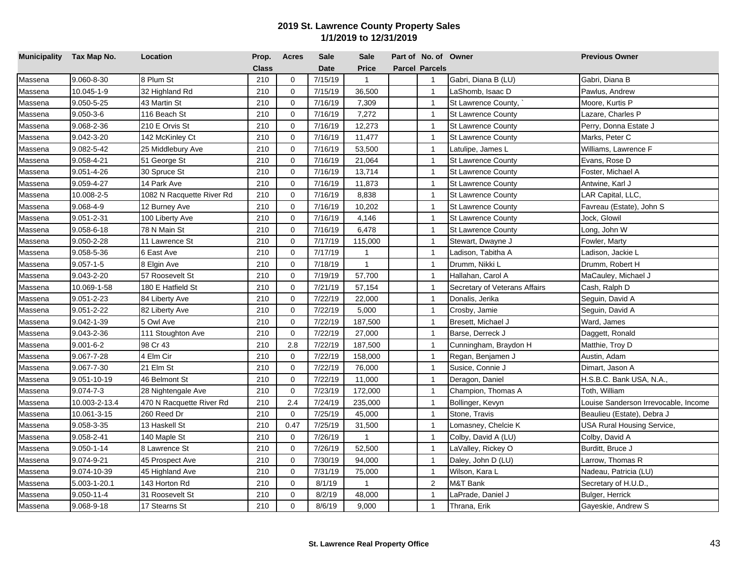## 2019 St. Lawrence County Property Sales
## 1/1/2019 to 12/31/2019

| Municipality | Tax Map No. | Location | Prop. Class | Acres | Sale Date | Sale Price | Part of Parcel | No. of Parcels | Owner | Previous Owner |
|---|---|---|---|---|---|---|---|---|---|---|
| Massena | 9.060-8-30 | 8 Plum St | 210 | 0 | 7/15/19 | 1 | | 1 | Gabri, Diana B (LU) | Gabri, Diana B |
| Massena | 10.045-1-9 | 32 Highland Rd | 210 | 0 | 7/15/19 | 36,500 | | 1 | LaShomb, Isaac D | Pawlus, Andrew |
| Massena | 9.050-5-25 | 43 Martin St | 210 | 0 | 7/16/19 | 7,309 | | 1 | St Lawrence County, ` | Moore, Kurtis P |
| Massena | 9.050-3-6 | 116 Beach St | 210 | 0 | 7/16/19 | 7,272 | | 1 | St Lawrence County | Lazare, Charles P |
| Massena | 9.068-2-36 | 210 E Orvis St | 210 | 0 | 7/16/19 | 12,273 | | 1 | St Lawrence County | Perry, Donna Estate J |
| Massena | 9.042-3-20 | 142 McKinley Ct | 210 | 0 | 7/16/19 | 11,477 | | 1 | St Lawrence County | Marks, Peter C |
| Massena | 9.082-5-42 | 25 Middlebury Ave | 210 | 0 | 7/16/19 | 53,500 | | 1 | Latulipe, James L | Williams, Lawrence F |
| Massena | 9.058-4-21 | 51 George St | 210 | 0 | 7/16/19 | 21,064 | | 1 | St Lawrence County | Evans, Rose D |
| Massena | 9.051-4-26 | 30 Spruce St | 210 | 0 | 7/16/19 | 13,714 | | 1 | St Lawrence County | Foster, Michael A |
| Massena | 9.059-4-27 | 14 Park Ave | 210 | 0 | 7/16/19 | 11,873 | | 1 | St Lawrence County | Antwine, Karl J |
| Massena | 10.008-2-5 | 1082 N Racquette River Rd | 210 | 0 | 7/16/19 | 8,838 | | 1 | St Lawrence County | LAR Capital, LLC, |
| Massena | 9.068-4-9 | 12 Burney Ave | 210 | 0 | 7/16/19 | 10,202 | | 1 | St Lawrence County | Favreau (Estate), John S |
| Massena | 9.051-2-31 | 100 Liberty Ave | 210 | 0 | 7/16/19 | 4,146 | | 1 | St Lawrence County | Jock, Glowil |
| Massena | 9.058-6-18 | 78 N Main St | 210 | 0 | 7/16/19 | 6,478 | | 1 | St Lawrence County | Long, John W |
| Massena | 9.050-2-28 | 11 Lawrence St | 210 | 0 | 7/17/19 | 115,000 | | 1 | Stewart, Dwayne J | Fowler, Marty |
| Massena | 9.058-5-36 | 6 East Ave | 210 | 0 | 7/17/19 | 1 | | 1 | Ladison, Tabitha A | Ladison, Jackie L |
| Massena | 9.057-1-5 | 8 Elgin Ave | 210 | 0 | 7/18/19 | 1 | | 1 | Drumm, Nikki L | Drumm, Robert H |
| Massena | 9.043-2-20 | 57 Roosevelt St | 210 | 0 | 7/19/19 | 57,700 | | 1 | Hallahan, Carol A | MaCauley, Michael J |
| Massena | 10.069-1-58 | 180 E Hatfield St | 210 | 0 | 7/21/19 | 57,154 | | 1 | Secretary of Veterans Affairs | Cash, Ralph D |
| Massena | 9.051-2-23 | 84 Liberty Ave | 210 | 0 | 7/22/19 | 22,000 | | 1 | Donalis, Jerika | Seguin, David A |
| Massena | 9.051-2-22 | 82 Liberty Ave | 210 | 0 | 7/22/19 | 5,000 | | 1 | Crosby, Jamie | Seguin, David A |
| Massena | 9.042-1-39 | 5 Owl Ave | 210 | 0 | 7/22/19 | 187,500 | | 1 | Bresett, Michael J | Ward, James |
| Massena | 9.043-2-36 | 111 Stoughton Ave | 210 | 0 | 7/22/19 | 27,000 | | 1 | Barse, Derreck J | Daggett, Ronald |
| Massena | 9.001-6-2 | 98 Cr 43 | 210 | 2.8 | 7/22/19 | 187,500 | | 1 | Cunningham, Braydon H | Matthie, Troy D |
| Massena | 9.067-7-28 | 4 Elm Cir | 210 | 0 | 7/22/19 | 158,000 | | 1 | Regan, Benjamen J | Austin, Adam |
| Massena | 9.067-7-30 | 21 Elm St | 210 | 0 | 7/22/19 | 76,000 | | 1 | Susice, Connie J | Dimart, Jason A |
| Massena | 9.051-10-19 | 46 Belmont St | 210 | 0 | 7/22/19 | 11,000 | | 1 | Deragon, Daniel | H.S.B.C. Bank USA, N.A., |
| Massena | 9.074-7-3 | 28 Nightengale Ave | 210 | 0 | 7/23/19 | 172,000 | | 1 | Champion, Thomas A | Toth, William |
| Massena | 10.003-2-13.4 | 470 N Racquette River Rd | 210 | 2.4 | 7/24/19 | 235,000 | | 1 | Bollinger, Kevyn | Louise Sanderson Irrevocable, Income |
| Massena | 10.061-3-15 | 260 Reed Dr | 210 | 0 | 7/25/19 | 45,000 | | 1 | Stone, Travis | Beaulieu (Estate), Debra J |
| Massena | 9.058-3-35 | 13 Haskell St | 210 | 0.47 | 7/25/19 | 31,500 | | 1 | Lomasney, Chelcie K | USA Rural Housing Service, |
| Massena | 9.058-2-41 | 140 Maple St | 210 | 0 | 7/26/19 | 1 | | 1 | Colby, David A (LU) | Colby, David A |
| Massena | 9.050-1-14 | 8 Lawrence St | 210 | 0 | 7/26/19 | 52,500 | | 1 | LaValley, Rickey O | Burditt, Bruce J |
| Massena | 9.074-9-21 | 45 Prospect Ave | 210 | 0 | 7/30/19 | 94,000 | | 1 | Daley, John D (LU) | Larrow, Thomas R |
| Massena | 9.074-10-39 | 45 Highland Ave | 210 | 0 | 7/31/19 | 75,000 | | 1 | Wilson, Kara L | Nadeau, Patricia (LU) |
| Massena | 5.003-1-20.1 | 143 Horton Rd | 210 | 0 | 8/1/19 | 1 | | 2 | M&T Bank | Secretary of H.U.D., |
| Massena | 9.050-11-4 | 31 Roosevelt St | 210 | 0 | 8/2/19 | 48,000 | | 1 | LaPrade, Daniel J | Bulger, Herrick |
| Massena | 9.068-9-18 | 17 Stearns St | 210 | 0 | 8/6/19 | 9,000 | | 1 | Thrana, Erik | Gayeskie, Andrew S |

**St. Lawrence Real Property Office**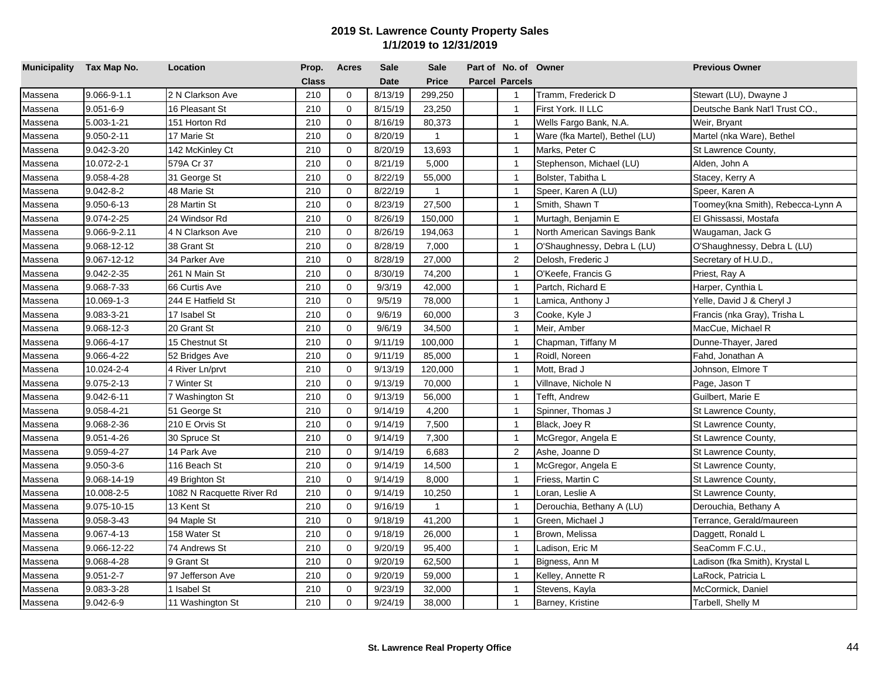## 2019 St. Lawrence County Property Sales
## 1/1/2019 to 12/31/2019

| Municipality | Tax Map No. | Location | Prop. Class | Acres | Sale Date | Sale Price | Part of Parcel | No. of Parcels | Owner | Previous Owner |
|---|---|---|---|---|---|---|---|---|---|---|
| Massena | 9.066-9-1.1 | 2 N Clarkson Ave | 210 | 0 | 8/13/19 | 299,250 | | 1 | Tramm, Frederick D | Stewart (LU), Dwayne J |
| Massena | 9.051-6-9 | 16 Pleasant St | 210 | 0 | 8/15/19 | 23,250 | | 1 | First York. II LLC | Deutsche Bank Nat'l Trust CO., |
| Massena | 5.003-1-21 | 151 Horton Rd | 210 | 0 | 8/16/19 | 80,373 | | 1 | Wells Fargo Bank, N.A. | Weir, Bryant |
| Massena | 9.050-2-11 | 17 Marie St | 210 | 0 | 8/20/19 | 1 | | 1 | Ware (fka Martel), Bethel (LU) | Martel (nka Ware), Bethel |
| Massena | 9.042-3-20 | 142 McKinley Ct | 210 | 0 | 8/20/19 | 13,693 | | 1 | Marks, Peter C | St Lawrence County, |
| Massena | 10.072-2-1 | 579A Cr 37 | 210 | 0 | 8/21/19 | 5,000 | | 1 | Stephenson, Michael (LU) | Alden, John A |
| Massena | 9.058-4-28 | 31 George St | 210 | 0 | 8/22/19 | 55,000 | | 1 | Bolster, Tabitha L | Stacey, Kerry A |
| Massena | 9.042-8-2 | 48 Marie St | 210 | 0 | 8/22/19 | 1 | | 1 | Speer, Karen A (LU) | Speer, Karen A |
| Massena | 9.050-6-13 | 28 Martin St | 210 | 0 | 8/23/19 | 27,500 | | 1 | Smith, Shawn T | Toomey(kna Smith), Rebecca-Lynn A |
| Massena | 9.074-2-25 | 24 Windsor Rd | 210 | 0 | 8/26/19 | 150,000 | | 1 | Murtagh, Benjamin E | El Ghissassi, Mostafa |
| Massena | 9.066-9-2.11 | 4 N Clarkson Ave | 210 | 0 | 8/26/19 | 194,063 | | 1 | North American Savings Bank | Waugaman, Jack G |
| Massena | 9.068-12-12 | 38 Grant St | 210 | 0 | 8/28/19 | 7,000 | | 1 | O'Shaughnessy, Debra L (LU) | O'Shaughnessy, Debra L (LU) |
| Massena | 9.067-12-12 | 34 Parker Ave | 210 | 0 | 8/28/19 | 27,000 | | 2 | Delosh, Frederic J | Secretary of H.U.D., |
| Massena | 9.042-2-35 | 261 N Main St | 210 | 0 | 8/30/19 | 74,200 | | 1 | O'Keefe, Francis G | Priest, Ray A |
| Massena | 9.068-7-33 | 66 Curtis Ave | 210 | 0 | 9/3/19 | 42,000 | | 1 | Partch, Richard E | Harper, Cynthia L |
| Massena | 10.069-1-3 | 244 E Hatfield St | 210 | 0 | 9/5/19 | 78,000 | | 1 | Lamica, Anthony J | Yelle, David J & Cheryl J |
| Massena | 9.083-3-21 | 17 Isabel St | 210 | 0 | 9/6/19 | 60,000 | | 3 | Cooke, Kyle J | Francis (nka Gray), Trisha L |
| Massena | 9.068-12-3 | 20 Grant St | 210 | 0 | 9/6/19 | 34,500 | | 1 | Meir, Amber | MacCue, Michael R |
| Massena | 9.066-4-17 | 15 Chestnut St | 210 | 0 | 9/11/19 | 100,000 | | 1 | Chapman, Tiffany M | Dunne-Thayer, Jared |
| Massena | 9.066-4-22 | 52 Bridges Ave | 210 | 0 | 9/11/19 | 85,000 | | 1 | Roidl, Noreen | Fahd, Jonathan A |
| Massena | 10.024-2-4 | 4 River Ln/prvt | 210 | 0 | 9/13/19 | 120,000 | | 1 | Mott, Brad J | Johnson, Elmore T |
| Massena | 9.075-2-13 | 7 Winter St | 210 | 0 | 9/13/19 | 70,000 | | 1 | Villnave, Nichole N | Page, Jason T |
| Massena | 9.042-6-11 | 7 Washington St | 210 | 0 | 9/13/19 | 56,000 | | 1 | Tefft, Andrew | Guilbert, Marie E |
| Massena | 9.058-4-21 | 51 George St | 210 | 0 | 9/14/19 | 4,200 | | 1 | Spinner, Thomas J | St Lawrence County, |
| Massena | 9.068-2-36 | 210 E Orvis St | 210 | 0 | 9/14/19 | 7,500 | | 1 | Black, Joey R | St Lawrence County, |
| Massena | 9.051-4-26 | 30 Spruce St | 210 | 0 | 9/14/19 | 7,300 | | 1 | McGregor, Angela E | St Lawrence County, |
| Massena | 9.059-4-27 | 14 Park Ave | 210 | 0 | 9/14/19 | 6,683 | | 2 | Ashe, Joanne D | St Lawrence County, |
| Massena | 9.050-3-6 | 116 Beach St | 210 | 0 | 9/14/19 | 14,500 | | 1 | McGregor, Angela E | St Lawrence County, |
| Massena | 9.068-14-19 | 49 Brighton St | 210 | 0 | 9/14/19 | 8,000 | | 1 | Friess, Martin C | St Lawrence County, |
| Massena | 10.008-2-5 | 1082 N Racquette River Rd | 210 | 0 | 9/14/19 | 10,250 | | 1 | Loran, Leslie A | St Lawrence County, |
| Massena | 9.075-10-15 | 13 Kent St | 210 | 0 | 9/16/19 | 1 | | 1 | Derouchia, Bethany A (LU) | Derouchia, Bethany A |
| Massena | 9.058-3-43 | 94 Maple St | 210 | 0 | 9/18/19 | 41,200 | | 1 | Green, Michael J | Terrance, Gerald/maureen |
| Massena | 9.067-4-13 | 158 Water St | 210 | 0 | 9/18/19 | 26,000 | | 1 | Brown, Melissa | Daggett, Ronald L |
| Massena | 9.066-12-22 | 74 Andrews St | 210 | 0 | 9/20/19 | 95,400 | | 1 | Ladison, Eric M | SeaComm F.C.U., |
| Massena | 9.068-4-28 | 9 Grant St | 210 | 0 | 9/20/19 | 62,500 | | 1 | Bigness, Ann M | Ladison (fka Smith), Krystal L |
| Massena | 9.051-2-7 | 97 Jefferson Ave | 210 | 0 | 9/20/19 | 59,000 | | 1 | Kelley, Annette R | LaRock, Patricia L |
| Massena | 9.083-3-28 | 1 Isabel St | 210 | 0 | 9/23/19 | 32,000 | | 1 | Stevens, Kayla | McCormick, Daniel |
| Massena | 9.042-6-9 | 11 Washington St | 210 | 0 | 9/24/19 | 38,000 | | 1 | Barney, Kristine | Tarbell, Shelly M |

**St. Lawrence Real Property Office**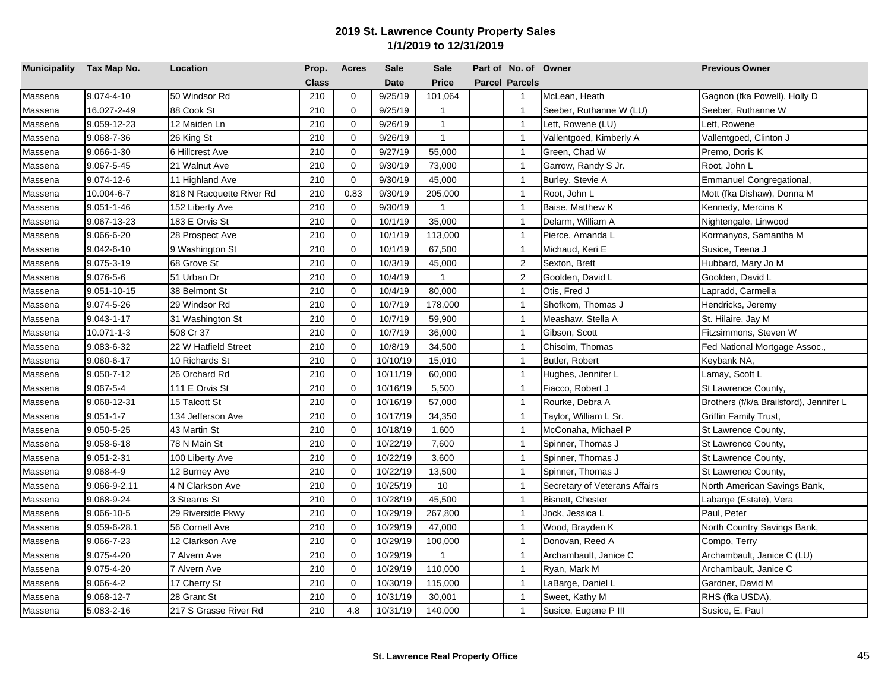# 2019 St. Lawrence County Property Sales

## 1/1/2019 to 12/31/2019

| Municipality | Tax Map No. | Location | Prop. Class | Acres | Sale Date | Sale Price | Part of Parcel | No. of Parcels | Owner | Previous Owner |
|---|---|---|---|---|---|---|---|---|---|---|
| Massena | 9.074-4-10 | 50 Windsor Rd | 210 | 0 | 9/25/19 | 101,064 | | 1 | McLean, Heath | Gagnon (fka Powell), Holly D |
| Massena | 16.027-2-49 | 88 Cook St | 210 | 0 | 9/25/19 | 1 | | 1 | Seeber, Ruthanne W (LU) | Seeber, Ruthanne W |
| Massena | 9.059-12-23 | 12 Maiden Ln | 210 | 0 | 9/26/19 | 1 | | 1 | Lett, Rowene (LU) | Lett, Rowene |
| Massena | 9.068-7-36 | 26 King St | 210 | 0 | 9/26/19 | 1 | | 1 | Vallentgoed, Kimberly A | Vallentgoed, Clinton J |
| Massena | 9.066-1-30 | 6 Hillcrest Ave | 210 | 0 | 9/27/19 | 55,000 | | 1 | Green, Chad W | Premo, Doris K |
| Massena | 9.067-5-45 | 21 Walnut Ave | 210 | 0 | 9/30/19 | 73,000 | | 1 | Garrow, Randy S Jr. | Root, John L |
| Massena | 9.074-12-6 | 11 Highland Ave | 210 | 0 | 9/30/19 | 45,000 | | 1 | Burley, Stevie A | Emmanuel Congregational, |
| Massena | 10.004-6-7 | 818 N Racquette River Rd | 210 | 0.83 | 9/30/19 | 205,000 | | 1 | Root, John L | Mott (fka Dishaw), Donna M |
| Massena | 9.051-1-46 | 152 Liberty Ave | 210 | 0 | 9/30/19 | 1 | | 1 | Baise, Matthew K | Kennedy, Mercina K |
| Massena | 9.067-13-23 | 183 E Orvis St | 210 | 0 | 10/1/19 | 35,000 | | 1 | Delarm, William A | Nightengale, Linwood |
| Massena | 9.066-6-20 | 28 Prospect Ave | 210 | 0 | 10/1/19 | 113,000 | | 1 | Pierce, Amanda L | Kormanyos, Samantha M |
| Massena | 9.042-6-10 | 9 Washington St | 210 | 0 | 10/1/19 | 67,500 | | 1 | Michaud, Keri E | Susice, Teena J |
| Massena | 9.075-3-19 | 68 Grove St | 210 | 0 | 10/3/19 | 45,000 | | 2 | Sexton, Brett | Hubbard, Mary Jo M |
| Massena | 9.076-5-6 | 51 Urban Dr | 210 | 0 | 10/4/19 | 1 | | 2 | Goolden, David L | Goolden, David L |
| Massena | 9.051-10-15 | 38 Belmont St | 210 | 0 | 10/4/19 | 80,000 | | 1 | Otis, Fred J | Lapradd, Carmella |
| Massena | 9.074-5-26 | 29 Windsor Rd | 210 | 0 | 10/7/19 | 178,000 | | 1 | Shofkom, Thomas J | Hendricks, Jeremy |
| Massena | 9.043-1-17 | 31 Washington St | 210 | 0 | 10/7/19 | 59,900 | | 1 | Meashaw, Stella A | St. Hilaire, Jay M |
| Massena | 10.071-1-3 | 508 Cr 37 | 210 | 0 | 10/7/19 | 36,000 | | 1 | Gibson, Scott | Fitzsimmons, Steven W |
| Massena | 9.083-6-32 | 22 W Hatfield Street | 210 | 0 | 10/8/19 | 34,500 | | 1 | Chisolm, Thomas | Fed National Mortgage Assoc., |
| Massena | 9.060-6-17 | 10 Richards St | 210 | 0 | 10/10/19 | 15,010 | | 1 | Butler, Robert | Keybank NA, |
| Massena | 9.050-7-12 | 26 Orchard Rd | 210 | 0 | 10/11/19 | 60,000 | | 1 | Hughes, Jennifer L | Lamay, Scott L |
| Massena | 9.067-5-4 | 111 E Orvis St | 210 | 0 | 10/16/19 | 5,500 | | 1 | Fiacco, Robert J | St Lawrence County, |
| Massena | 9.068-12-31 | 15 Talcott St | 210 | 0 | 10/16/19 | 57,000 | | 1 | Rourke, Debra A | Brothers (f/k/a Brailsford), Jennifer L |
| Massena | 9.051-1-7 | 134 Jefferson Ave | 210 | 0 | 10/17/19 | 34,350 | | 1 | Taylor, William L Sr. | Griffin Family Trust, |
| Massena | 9.050-5-25 | 43 Martin St | 210 | 0 | 10/18/19 | 1,600 | | 1 | McConaha, Michael P | St Lawrence County, |
| Massena | 9.058-6-18 | 78 N Main St | 210 | 0 | 10/22/19 | 7,600 | | 1 | Spinner, Thomas J | St Lawrence County, |
| Massena | 9.051-2-31 | 100 Liberty Ave | 210 | 0 | 10/22/19 | 3,600 | | 1 | Spinner, Thomas J | St Lawrence County, |
| Massena | 9.068-4-9 | 12 Burney Ave | 210 | 0 | 10/22/19 | 13,500 | | 1 | Spinner, Thomas J | St Lawrence County, |
| Massena | 9.066-9-2.11 | 4 N Clarkson Ave | 210 | 0 | 10/25/19 | 10 | | 1 | Secretary of Veterans Affairs | North American Savings Bank, |
| Massena | 9.068-9-24 | 3 Stearns St | 210 | 0 | 10/28/19 | 45,500 | | 1 | Bisnett, Chester | Labarge (Estate), Vera |
| Massena | 9.066-10-5 | 29 Riverside Pkwy | 210 | 0 | 10/29/19 | 267,800 | | 1 | Jock, Jessica L | Paul, Peter |
| Massena | 9.059-6-28.1 | 56 Cornell Ave | 210 | 0 | 10/29/19 | 47,000 | | 1 | Wood, Brayden K | North Country Savings Bank, |
| Massena | 9.066-7-23 | 12 Clarkson Ave | 210 | 0 | 10/29/19 | 100,000 | | 1 | Donovan, Reed A | Compo, Terry |
| Massena | 9.075-4-20 | 7 Alvern Ave | 210 | 0 | 10/29/19 | 1 | | 1 | Archambault, Janice C | Archambault, Janice C (LU) |
| Massena | 9.075-4-20 | 7 Alvern Ave | 210 | 0 | 10/29/19 | 110,000 | | 1 | Ryan, Mark M | Archambault, Janice C |
| Massena | 9.066-4-2 | 17 Cherry St | 210 | 0 | 10/30/19 | 115,000 | | 1 | LaBarge, Daniel L | Gardner, David M |
| Massena | 9.068-12-7 | 28 Grant St | 210 | 0 | 10/31/19 | 30,001 | | 1 | Sweet, Kathy M | RHS (fka USDA), |
| Massena | 5.083-2-16 | 217 S Grasse River Rd | 210 | 4.8 | 10/31/19 | 140,000 | | 1 | Susice, Eugene P III | Susice, E. Paul |

**St. Lawrence Real Property Office**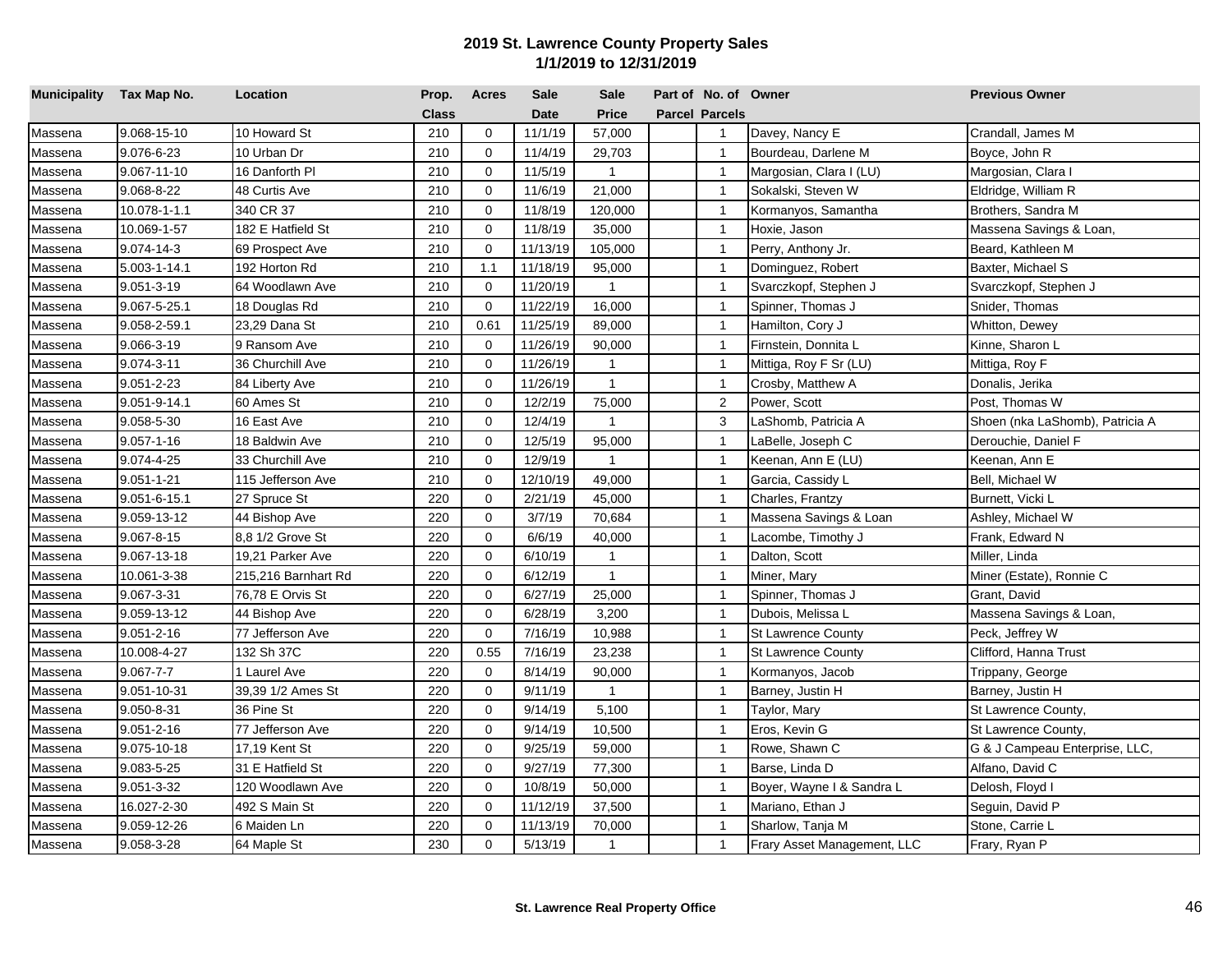## 2019 St. Lawrence County Property Sales
## 1/1/2019 to 12/31/2019

| Municipality | Tax Map No. | Location | Prop. Class | Acres | Sale Date | Sale Price | Part of Parcel | No. of Parcels | Owner | Previous Owner |
|---|---|---|---|---|---|---|---|---|---|---|
| Massena | 9.068-15-10 | 10 Howard St | 210 | 0 | 11/1/19 | 57,000 | | 1 | Davey, Nancy E | Crandall, James M |
| Massena | 9.076-6-23 | 10 Urban Dr | 210 | 0 | 11/4/19 | 29,703 | | 1 | Bourdeau, Darlene M | Boyce, John R |
| Massena | 9.067-11-10 | 16 Danforth Pl | 210 | 0 | 11/5/19 | 1 | | 1 | Margosian, Clara I (LU) | Margosian, Clara I |
| Massena | 9.068-8-22 | 48 Curtis Ave | 210 | 0 | 11/6/19 | 21,000 | | 1 | Sokalski, Steven W | Eldridge, William R |
| Massena | 10.078-1-1.1 | 340 CR 37 | 210 | 0 | 11/8/19 | 120,000 | | 1 | Kormanyos, Samantha | Brothers, Sandra M |
| Massena | 10.069-1-57 | 182 E Hatfield St | 210 | 0 | 11/8/19 | 35,000 | | 1 | Hoxie, Jason | Massena Savings & Loan, |
| Massena | 9.074-14-3 | 69 Prospect Ave | 210 | 0 | 11/13/19 | 105,000 | | 1 | Perry, Anthony Jr. | Beard, Kathleen M |
| Massena | 5.003-1-14.1 | 192 Horton Rd | 210 | 1.1 | 11/18/19 | 95,000 | | 1 | Dominguez, Robert | Baxter, Michael S |
| Massena | 9.051-3-19 | 64 Woodlawn Ave | 210 | 0 | 11/20/19 | 1 | | 1 | Svarczkopf, Stephen J | Svarczkopf, Stephen J |
| Massena | 9.067-5-25.1 | 18 Douglas Rd | 210 | 0 | 11/22/19 | 16,000 | | 1 | Spinner, Thomas J | Snider, Thomas |
| Massena | 9.058-2-59.1 | 23,29 Dana St | 210 | 0.61 | 11/25/19 | 89,000 | | 1 | Hamilton, Cory J | Whitton, Dewey |
| Massena | 9.066-3-19 | 9 Ransom Ave | 210 | 0 | 11/26/19 | 90,000 | | 1 | Firnstein, Donnita L | Kinne, Sharon L |
| Massena | 9.074-3-11 | 36 Churchill Ave | 210 | 0 | 11/26/19 | 1 | | 1 | Mittiga, Roy F Sr (LU) | Mittiga, Roy F |
| Massena | 9.051-2-23 | 84 Liberty Ave | 210 | 0 | 11/26/19 | 1 | | 1 | Crosby, Matthew A | Donalis, Jerika |
| Massena | 9.051-9-14.1 | 60 Ames St | 210 | 0 | 12/2/19 | 75,000 | | 2 | Power, Scott | Post, Thomas W |
| Massena | 9.058-5-30 | 16 East Ave | 210 | 0 | 12/4/19 | 1 | | 3 | LaShomb, Patricia A | Shoen (nka LaShomb), Patricia A |
| Massena | 9.057-1-16 | 18 Baldwin Ave | 210 | 0 | 12/5/19 | 95,000 | | 1 | LaBelle, Joseph C | Derouchie, Daniel F |
| Massena | 9.074-4-25 | 33 Churchill Ave | 210 | 0 | 12/9/19 | 1 | | 1 | Keenan, Ann E (LU) | Keenan, Ann E |
| Massena | 9.051-1-21 | 115 Jefferson Ave | 210 | 0 | 12/10/19 | 49,000 | | 1 | Garcia, Cassidy L | Bell, Michael W |
| Massena | 9.051-6-15.1 | 27 Spruce St | 220 | 0 | 2/21/19 | 45,000 | | 1 | Charles, Frantzy | Burnett, Vicki L |
| Massena | 9.059-13-12 | 44 Bishop Ave | 220 | 0 | 3/7/19 | 70,684 | | 1 | Massena Savings & Loan | Ashley, Michael W |
| Massena | 9.067-8-15 | 8,8 1/2 Grove St | 220 | 0 | 6/6/19 | 40,000 | | 1 | Lacombe, Timothy J | Frank, Edward N |
| Massena | 9.067-13-18 | 19,21 Parker Ave | 220 | 0 | 6/10/19 | 1 | | 1 | Dalton, Scott | Miller, Linda |
| Massena | 10.061-3-38 | 215,216 Barnhart Rd | 220 | 0 | 6/12/19 | 1 | | 1 | Miner, Mary | Miner (Estate), Ronnie C |
| Massena | 9.067-3-31 | 76,78 E Orvis St | 220 | 0 | 6/27/19 | 25,000 | | 1 | Spinner, Thomas J | Grant, David |
| Massena | 9.059-13-12 | 44 Bishop Ave | 220 | 0 | 6/28/19 | 3,200 | | 1 | Dubois, Melissa L | Massena Savings & Loan, |
| Massena | 9.051-2-16 | 77 Jefferson Ave | 220 | 0 | 7/16/19 | 10,988 | | 1 | St Lawrence County | Peck, Jeffrey W |
| Massena | 10.008-4-27 | 132 Sh 37C | 220 | 0.55 | 7/16/19 | 23,238 | | 1 | St Lawrence County | Clifford, Hanna Trust |
| Massena | 9.067-7-7 | 1 Laurel Ave | 220 | 0 | 8/14/19 | 90,000 | | 1 | Kormanyos, Jacob | Trippany, George |
| Massena | 9.051-10-31 | 39,39 1/2 Ames St | 220 | 0 | 9/11/19 | 1 | | 1 | Barney, Justin H | Barney, Justin H |
| Massena | 9.050-8-31 | 36 Pine St | 220 | 0 | 9/14/19 | 5,100 | | 1 | Taylor, Mary | St Lawrence County, |
| Massena | 9.051-2-16 | 77 Jefferson Ave | 220 | 0 | 9/14/19 | 10,500 | | 1 | Eros, Kevin G | St Lawrence County, |
| Massena | 9.075-10-18 | 17,19 Kent St | 220 | 0 | 9/25/19 | 59,000 | | 1 | Rowe, Shawn C | G & J Campeau Enterprise, LLC, |
| Massena | 9.083-5-25 | 31 E Hatfield St | 220 | 0 | 9/27/19 | 77,300 | | 1 | Barse, Linda D | Alfano, David C |
| Massena | 9.051-3-32 | 120 Woodlawn Ave | 220 | 0 | 10/8/19 | 50,000 | | 1 | Boyer, Wayne I & Sandra L | Delosh, Floyd I |
| Massena | 16.027-2-30 | 492 S Main St | 220 | 0 | 11/12/19 | 37,500 | | 1 | Mariano, Ethan J | Seguin, David P |
| Massena | 9.059-12-26 | 6 Maiden Ln | 220 | 0 | 11/13/19 | 70,000 | | 1 | Sharlow, Tanja M | Stone, Carrie L |
| Massena | 9.058-3-28 | 64 Maple St | 230 | 0 | 5/13/19 | 1 | | 1 | Frary Asset Management, LLC | Frary, Ryan P |

**St. Lawrence Real Property Office**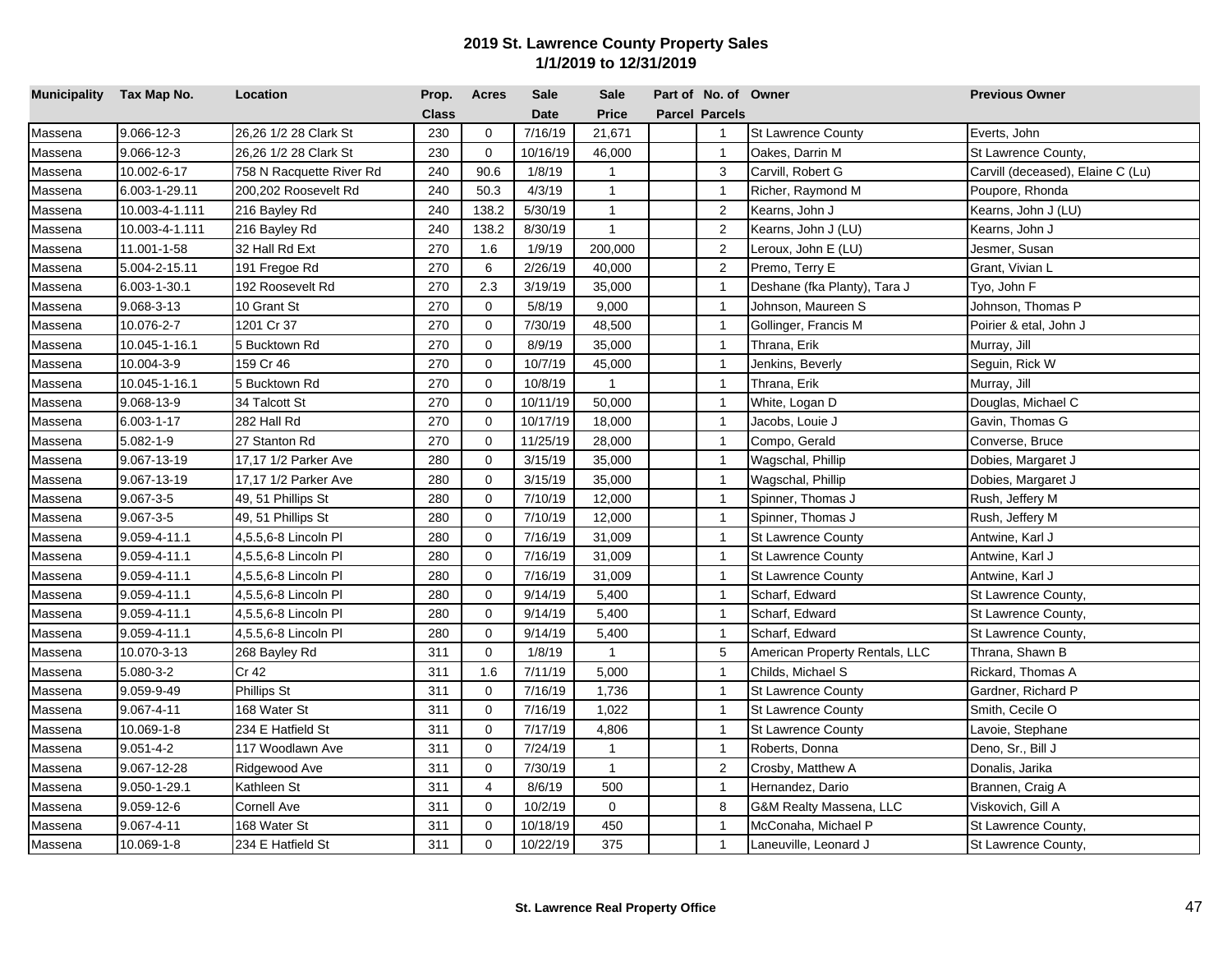## 2019 St. Lawrence County Property Sales
## 1/1/2019 to 12/31/2019

| Municipality | Tax Map No. | Location | Prop. Class | Acres | Sale Date | Sale Price | Part of Parcel | No. of Parcels | Owner | Previous Owner |
|---|---|---|---|---|---|---|---|---|---|---|
| Massena | 9.066-12-3 | 26,26 1/2 28 Clark St | 230 | 0 | 7/16/19 | 21,671 | | 1 | St Lawrence County | Everts, John |
| Massena | 9.066-12-3 | 26,26 1/2 28 Clark St | 230 | 0 | 10/16/19 | 46,000 | | 1 | Oakes, Darrin M | St Lawrence County, |
| Massena | 10.002-6-17 | 758 N Racquette River Rd | 240 | 90.6 | 1/8/19 | 1 | | 3 | Carvill, Robert G | Carvill (deceased), Elaine C (Lu) |
| Massena | 6.003-1-29.11 | 200,202 Roosevelt Rd | 240 | 50.3 | 4/3/19 | 1 | | 1 | Richer, Raymond M | Poupore, Rhonda |
| Massena | 10.003-4-1.111 | 216 Bayley Rd | 240 | 138.2 | 5/30/19 | 1 | | 2 | Kearns, John J | Kearns, John J (LU) |
| Massena | 10.003-4-1.111 | 216 Bayley Rd | 240 | 138.2 | 8/30/19 | 1 | | 2 | Kearns, John J (LU) | Kearns, John J |
| Massena | 11.001-1-58 | 32 Hall Rd Ext | 270 | 1.6 | 1/9/19 | 200,000 | | 2 | Leroux, John E (LU) | Jesmer, Susan |
| Massena | 5.004-2-15.11 | 191 Fregoe Rd | 270 | 6 | 2/26/19 | 40,000 | | 2 | Premo, Terry E | Grant, Vivian L |
| Massena | 6.003-1-30.1 | 192 Roosevelt Rd | 270 | 2.3 | 3/19/19 | 35,000 | | 1 | Deshane (fka Planty), Tara J | Tyo, John F |
| Massena | 9.068-3-13 | 10 Grant St | 270 | 0 | 5/8/19 | 9,000 | | 1 | Johnson, Maureen S | Johnson, Thomas P |
| Massena | 10.076-2-7 | 1201 Cr 37 | 270 | 0 | 7/30/19 | 48,500 | | 1 | Gollinger, Francis M | Poirier & etal, John J |
| Massena | 10.045-1-16.1 | 5 Bucktown Rd | 270 | 0 | 8/9/19 | 35,000 | | 1 | Thrana, Erik | Murray, Jill |
| Massena | 10.004-3-9 | 159 Cr 46 | 270 | 0 | 10/7/19 | 45,000 | | 1 | Jenkins, Beverly | Seguin, Rick W |
| Massena | 10.045-1-16.1 | 5 Bucktown Rd | 270 | 0 | 10/8/19 | 1 | | 1 | Thrana, Erik | Murray, Jill |
| Massena | 9.068-13-9 | 34 Talcott St | 270 | 0 | 10/11/19 | 50,000 | | 1 | White, Logan D | Douglas, Michael C |
| Massena | 6.003-1-17 | 282 Hall Rd | 270 | 0 | 10/17/19 | 18,000 | | 1 | Jacobs, Louie J | Gavin, Thomas G |
| Massena | 5.082-1-9 | 27 Stanton Rd | 270 | 0 | 11/25/19 | 28,000 | | 1 | Compo, Gerald | Converse, Bruce |
| Massena | 9.067-13-19 | 17,17 1/2 Parker Ave | 280 | 0 | 3/15/19 | 35,000 | | 1 | Wagschal, Phillip | Dobies, Margaret J |
| Massena | 9.067-13-19 | 17,17 1/2 Parker Ave | 280 | 0 | 3/15/19 | 35,000 | | 1 | Wagschal, Phillip | Dobies, Margaret J |
| Massena | 9.067-3-5 | 49, 51 Phillips St | 280 | 0 | 7/10/19 | 12,000 | | 1 | Spinner, Thomas J | Rush, Jeffery M |
| Massena | 9.067-3-5 | 49, 51 Phillips St | 280 | 0 | 7/10/19 | 12,000 | | 1 | Spinner, Thomas J | Rush, Jeffery M |
| Massena | 9.059-4-11.1 | 4,5.5,6-8 Lincoln Pl | 280 | 0 | 7/16/19 | 31,009 | | 1 | St Lawrence County | Antwine, Karl J |
| Massena | 9.059-4-11.1 | 4,5.5,6-8 Lincoln Pl | 280 | 0 | 7/16/19 | 31,009 | | 1 | St Lawrence County | Antwine, Karl J |
| Massena | 9.059-4-11.1 | 4,5.5,6-8 Lincoln Pl | 280 | 0 | 7/16/19 | 31,009 | | 1 | St Lawrence County | Antwine, Karl J |
| Massena | 9.059-4-11.1 | 4,5.5,6-8 Lincoln Pl | 280 | 0 | 9/14/19 | 5,400 | | 1 | Scharf, Edward | St Lawrence County, |
| Massena | 9.059-4-11.1 | 4,5.5,6-8 Lincoln Pl | 280 | 0 | 9/14/19 | 5,400 | | 1 | Scharf, Edward | St Lawrence County, |
| Massena | 9.059-4-11.1 | 4,5.5,6-8 Lincoln Pl | 280 | 0 | 9/14/19 | 5,400 | | 1 | Scharf, Edward | St Lawrence County, |
| Massena | 10.070-3-13 | 268 Bayley Rd | 311 | 0 | 1/8/19 | 1 | | 5 | American Property Rentals, LLC | Thrana, Shawn B |
| Massena | 5.080-3-2 | Cr 42 | 311 | 1.6 | 7/11/19 | 5,000 | | 1 | Childs, Michael S | Rickard, Thomas A |
| Massena | 9.059-9-49 | Phillips St | 311 | 0 | 7/16/19 | 1,736 | | 1 | St Lawrence County | Gardner, Richard P |
| Massena | 9.067-4-11 | 168 Water St | 311 | 0 | 7/16/19 | 1,022 | | 1 | St Lawrence County | Smith, Cecile O |
| Massena | 10.069-1-8 | 234 E Hatfield St | 311 | 0 | 7/17/19 | 4,806 | | 1 | St Lawrence County | Lavoie, Stephane |
| Massena | 9.051-4-2 | 117 Woodlawn Ave | 311 | 0 | 7/24/19 | 1 | | 1 | Roberts, Donna | Deno, Sr., Bill J |
| Massena | 9.067-12-28 | Ridgewood Ave | 311 | 0 | 7/30/19 | 1 | | 2 | Crosby, Matthew A | Donalis, Jarika |
| Massena | 9.050-1-29.1 | Kathleen St | 311 | 4 | 8/6/19 | 500 | | 1 | Hernandez, Dario | Brannen, Craig A |
| Massena | 9.059-12-6 | Cornell Ave | 311 | 0 | 10/2/19 | 0 | | 8 | G&M Realty Massena, LLC | Viskovich, Gill A |
| Massena | 9.067-4-11 | 168 Water St | 311 | 0 | 10/18/19 | 450 | | 1 | McConaha, Michael P | St Lawrence County, |
| Massena | 10.069-1-8 | 234 E Hatfield St | 311 | 0 | 10/22/19 | 375 | | 1 | Laneuville, Leonard J | St Lawrence County, |

**St. Lawrence Real Property Office**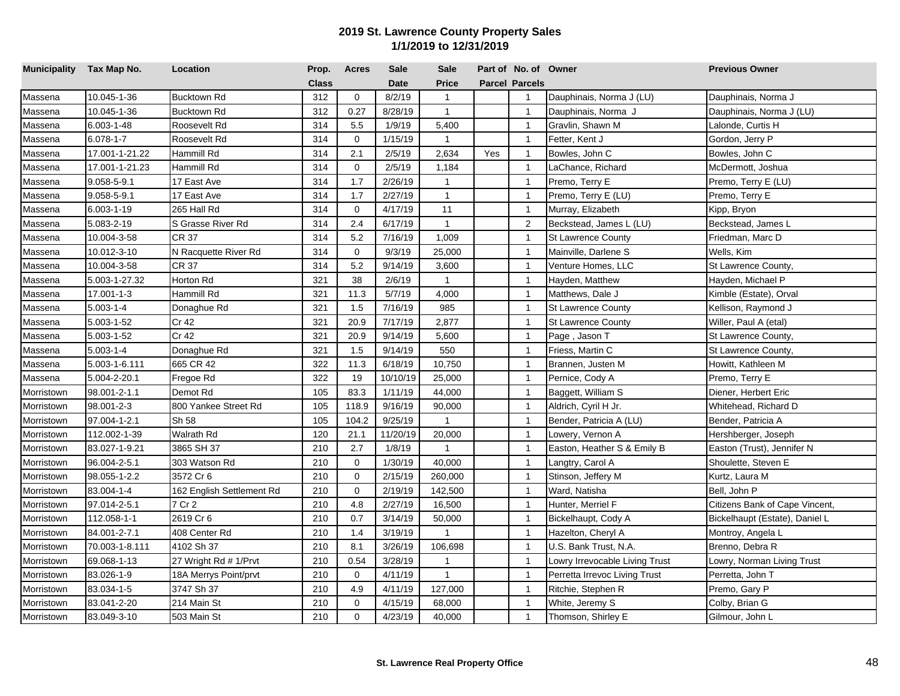## 2019 St. Lawrence County Property Sales
### 1/1/2019 to 12/31/2019

| Municipality | Tax Map No. | Location | Prop. Class | Acres | Sale Date | Sale Price | Part of Parcel | No. of Parcels | Owner | Previous Owner |
|---|---|---|---|---|---|---|---|---|---|---|
| Massena | 10.045-1-36 | Bucktown Rd | 312 | 0 | 8/2/19 | 1 | | 1 | Dauphinais, Norma J (LU) | Dauphinais, Norma J |
| Massena | 10.045-1-36 | Bucktown Rd | 312 | 0.27 | 8/28/19 | 1 | | 1 | Dauphinais, Norma J | Dauphinais, Norma J (LU) |
| Massena | 6.003-1-48 | Roosevelt Rd | 314 | 5.5 | 1/9/19 | 5,400 | | 1 | Gravlin, Shawn M | Lalonde, Curtis H |
| Massena | 6.078-1-7 | Roosevelt Rd | 314 | 0 | 1/15/19 | 1 | | 1 | Fetter, Kent J | Gordon, Jerry P |
| Massena | 17.001-1-21.22 | Hammill Rd | 314 | 2.1 | 2/5/19 | 2,634 | Yes | 1 | Bowles, John C | Bowles, John C |
| Massena | 17.001-1-21.23 | Hammill Rd | 314 | 0 | 2/5/19 | 1,184 | | 1 | LaChance, Richard | McDermott, Joshua |
| Massena | 9.058-5-9.1 | 17 East Ave | 314 | 1.7 | 2/26/19 | 1 | | 1 | Premo, Terry E | Premo, Terry E (LU) |
| Massena | 9.058-5-9.1 | 17 East Ave | 314 | 1.7 | 2/27/19 | 1 | | 1 | Premo, Terry E (LU) | Premo, Terry E |
| Massena | 6.003-1-19 | 265 Hall Rd | 314 | 0 | 4/17/19 | 11 | | 1 | Murray, Elizabeth | Kipp, Bryon |
| Massena | 5.083-2-19 | S Grasse River Rd | 314 | 2.4 | 6/17/19 | 1 | | 2 | Beckstead, James L (LU) | Beckstead, James L |
| Massena | 10.004-3-58 | CR 37 | 314 | 5.2 | 7/16/19 | 1,009 | | 1 | St Lawrence County | Friedman, Marc D |
| Massena | 10.012-3-10 | N Racquette River Rd | 314 | 0 | 9/3/19 | 25,000 | | 1 | Mainville, Darlene S | Wells, Kim |
| Massena | 10.004-3-58 | CR 37 | 314 | 5.2 | 9/14/19 | 3,600 | | 1 | Venture Homes, LLC | St Lawrence County, |
| Massena | 5.003-1-27.32 | Horton Rd | 321 | 38 | 2/6/19 | 1 | | 1 | Hayden, Matthew | Hayden, Michael P |
| Massena | 17.001-1-3 | Hammill Rd | 321 | 11.3 | 5/7/19 | 4,000 | | 1 | Matthews, Dale J | Kimble (Estate), Orval |
| Massena | 5.003-1-4 | Donaghue Rd | 321 | 1.5 | 7/16/19 | 985 | | 1 | St Lawrence County | Kellison, Raymond J |
| Massena | 5.003-1-52 | Cr 42 | 321 | 20.9 | 7/17/19 | 2,877 | | 1 | St Lawrence County | Willer, Paul A (etal) |
| Massena | 5.003-1-52 | Cr 42 | 321 | 20.9 | 9/14/19 | 5,600 | | 1 | Page , Jason T | St Lawrence County, |
| Massena | 5.003-1-4 | Donaghue Rd | 321 | 1.5 | 9/14/19 | 550 | | 1 | Friess, Martin C | St Lawrence County, |
| Massena | 5.003-1-6.111 | 665 CR 42 | 322 | 11.3 | 6/18/19 | 10,750 | | 1 | Brannen, Justen M | Howitt, Kathleen M |
| Massena | 5.004-2-20.1 | Fregoe Rd | 322 | 19 | 10/10/19 | 25,000 | | 1 | Pernice, Cody A | Premo, Terry E |
| Morristown | 98.001-2-1.1 | Demot Rd | 105 | 83.3 | 1/11/19 | 44,000 | | 1 | Baggett, William S | Diener, Herbert Eric |
| Morristown | 98.001-2-3 | 800 Yankee Street Rd | 105 | 118.9 | 9/16/19 | 90,000 | | 1 | Aldrich, Cyril H Jr. | Whitehead, Richard D |
| Morristown | 97.004-1-2.1 | Sh 58 | 105 | 104.2 | 9/25/19 | 1 | | 1 | Bender, Patricia A (LU) | Bender, Patricia A |
| Morristown | 112.002-1-39 | Walrath Rd | 120 | 21.1 | 11/20/19 | 20,000 | | 1 | Lowery, Vernon A | Hershberger, Joseph |
| Morristown | 83.027-1-9.21 | 3865 SH 37 | 210 | 2.7 | 1/8/19 | 1 | | 1 | Easton, Heather S & Emily B | Easton (Trust), Jennifer N |
| Morristown | 96.004-2-5.1 | 303 Watson Rd | 210 | 0 | 1/30/19 | 40,000 | | 1 | Langtry, Carol A | Shoulette, Steven E |
| Morristown | 98.055-1-2.2 | 3572 Cr 6 | 210 | 0 | 2/15/19 | 260,000 | | 1 | Stinson, Jeffery M | Kurtz, Laura M |
| Morristown | 83.004-1-4 | 162 English Settlement Rd | 210 | 0 | 2/19/19 | 142,500 | | 1 | Ward, Natisha | Bell, John P |
| Morristown | 97.014-2-5.1 | 7 Cr 2 | 210 | 4.8 | 2/27/19 | 16,500 | | 1 | Hunter, Merriel F | Citizens Bank of Cape Vincent, |
| Morristown | 112.058-1-1 | 2619 Cr 6 | 210 | 0.7 | 3/14/19 | 50,000 | | 1 | Bickelhaupt, Cody A | Bickelhaupt (Estate), Daniel L |
| Morristown | 84.001-2-7.1 | 408 Center Rd | 210 | 1.4 | 3/19/19 | 1 | | 1 | Hazelton, Cheryl A | Montroy, Angela L |
| Morristown | 70.003-1-8.111 | 4102 Sh 37 | 210 | 8.1 | 3/26/19 | 106,698 | | 1 | U.S. Bank Trust, N.A. | Brenno, Debra R |
| Morristown | 69.068-1-13 | 27 Wright Rd # 1/Prvt | 210 | 0.54 | 3/28/19 | 1 | | 1 | Lowry Irrevocable Living Trust | Lowry, Norman Living Trust |
| Morristown | 83.026-1-9 | 18A Merrys Point/prvt | 210 | 0 | 4/11/19 | 1 | | 1 | Perretta Irrevoc Living Trust | Perretta, John T |
| Morristown | 83.034-1-5 | 3747 Sh 37 | 210 | 4.9 | 4/11/19 | 127,000 | | 1 | Ritchie, Stephen R | Premo, Gary P |
| Morristown | 83.041-2-20 | 214 Main St | 210 | 0 | 4/15/19 | 68,000 | | 1 | White, Jeremy S | Colby, Brian G |
| Morristown | 83.049-3-10 | 503 Main St | 210 | 0 | 4/23/19 | 40,000 | | 1 | Thomson, Shirley E | Gilmour, John L |

**St. Lawrence Real Property Office**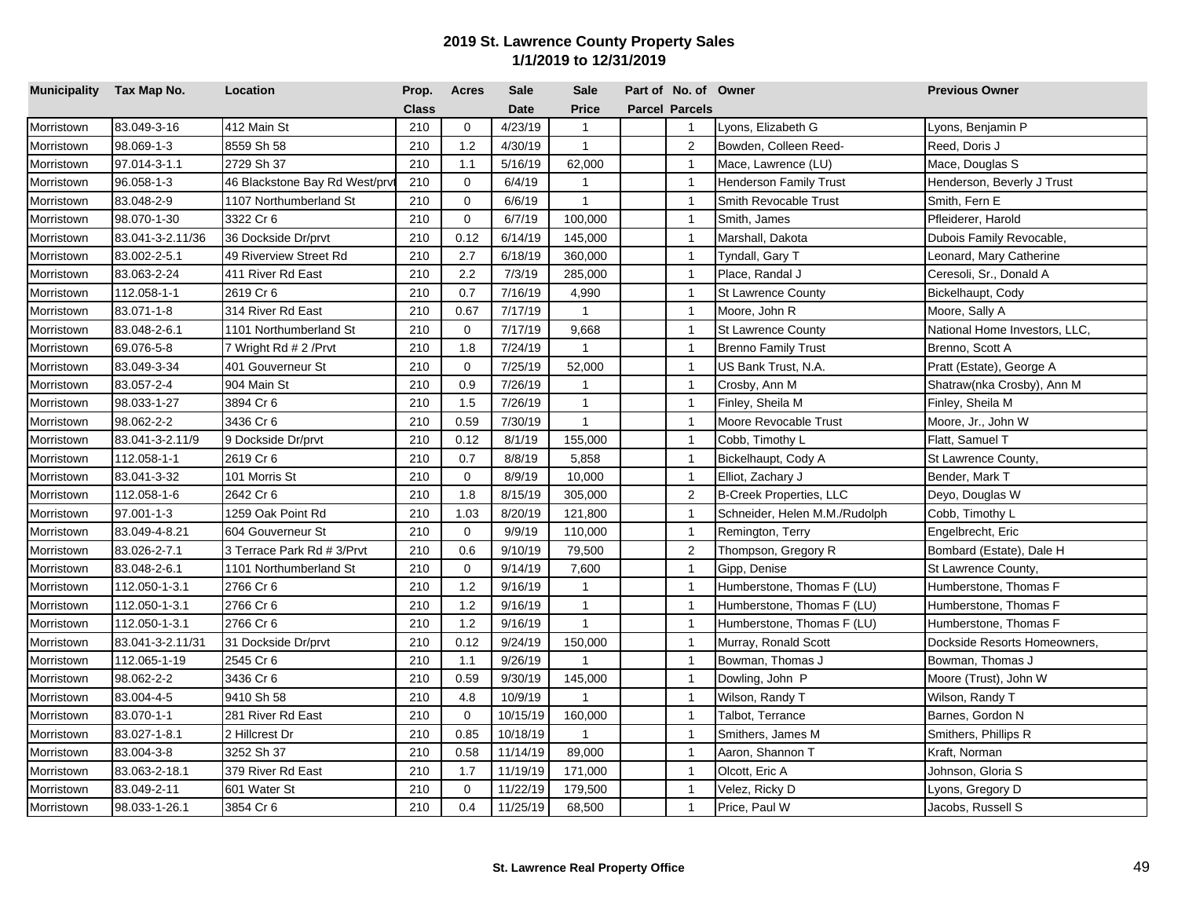# 2019 St. Lawrence County Property Sales
## 1/1/2019 to 12/31/2019

| Municipality | Tax Map No. | Location | Prop. Class | Acres | Sale Date | Sale Price | Part of Parcel | No. of Parcels | Owner | Previous Owner |
|---|---|---|---|---|---|---|---|---|---|---|
| Morristown | 83.049-3-16 | 412 Main St | 210 | 0 | 4/23/19 | 1 | | 1 | Lyons, Elizabeth G | Lyons, Benjamin P |
| Morristown | 98.069-1-3 | 8559 Sh 58 | 210 | 1.2 | 4/30/19 | 1 | | 2 | Bowden, Colleen Reed- | Reed, Doris J |
| Morristown | 97.014-3-1.1 | 2729 Sh 37 | 210 | 1.1 | 5/16/19 | 62,000 | | 1 | Mace, Lawrence (LU) | Mace, Douglas S |
| Morristown | 96.058-1-3 | 46 Blackstone Bay Rd West/prvt | 210 | 0 | 6/4/19 | 1 | | 1 | Henderson Family Trust | Henderson, Beverly J Trust |
| Morristown | 83.048-2-9 | 1107 Northumberland St | 210 | 0 | 6/6/19 | 1 | | 1 | Smith Revocable Trust | Smith, Fern E |
| Morristown | 98.070-1-30 | 3322 Cr 6 | 210 | 0 | 6/7/19 | 100,000 | | 1 | Smith, James | Pfleiderer, Harold |
| Morristown | 83.041-3-2.11/36 | 36 Dockside Dr/prvt | 210 | 0.12 | 6/14/19 | 145,000 | | 1 | Marshall, Dakota | Dubois Family Revocable, |
| Morristown | 83.002-2-5.1 | 49 Riverview Street Rd | 210 | 2.7 | 6/18/19 | 360,000 | | 1 | Tyndall, Gary T | Leonard, Mary Catherine |
| Morristown | 83.063-2-24 | 411 River Rd East | 210 | 2.2 | 7/3/19 | 285,000 | | 1 | Place, Randal J | Ceresoli, Sr., Donald A |
| Morristown | 112.058-1-1 | 2619 Cr 6 | 210 | 0.7 | 7/16/19 | 4,990 | | 1 | St Lawrence County | Bickelhaupt, Cody |
| Morristown | 83.071-1-8 | 314 River Rd East | 210 | 0.67 | 7/17/19 | 1 | | 1 | Moore, John R | Moore, Sally A |
| Morristown | 83.048-2-6.1 | 1101 Northumberland St | 210 | 0 | 7/17/19 | 9,668 | | 1 | St Lawrence County | National Home Investors, LLC, |
| Morristown | 69.076-5-8 | 7 Wright Rd # 2 /Prvt | 210 | 1.8 | 7/24/19 | 1 | | 1 | Brenno Family Trust | Brenno, Scott A |
| Morristown | 83.049-3-34 | 401 Gouverneur St | 210 | 0 | 7/25/19 | 52,000 | | 1 | US Bank Trust, N.A. | Pratt (Estate), George A |
| Morristown | 83.057-2-4 | 904 Main St | 210 | 0.9 | 7/26/19 | 1 | | 1 | Crosby, Ann M | Shatraw(nka Crosby), Ann M |
| Morristown | 98.033-1-27 | 3894 Cr 6 | 210 | 1.5 | 7/26/19 | 1 | | 1 | Finley, Sheila M | Finley, Sheila M |
| Morristown | 98.062-2-2 | 3436 Cr 6 | 210 | 0.59 | 7/30/19 | 1 | | 1 | Moore Revocable Trust | Moore, Jr., John W |
| Morristown | 83.041-3-2.11/9 | 9 Dockside Dr/prvt | 210 | 0.12 | 8/1/19 | 155,000 | | 1 | Cobb, Timothy L | Flatt, Samuel T |
| Morristown | 112.058-1-1 | 2619 Cr 6 | 210 | 0.7 | 8/8/19 | 5,858 | | 1 | Bickelhaupt, Cody A | St Lawrence County, |
| Morristown | 83.041-3-32 | 101 Morris St | 210 | 0 | 8/9/19 | 10,000 | | 1 | Elliot, Zachary J | Bender, Mark T |
| Morristown | 112.058-1-6 | 2642 Cr 6 | 210 | 1.8 | 8/15/19 | 305,000 | | 2 | B-Creek Properties, LLC | Deyo, Douglas W |
| Morristown | 97.001-1-3 | 1259 Oak Point Rd | 210 | 1.03 | 8/20/19 | 121,800 | | 1 | Schneider, Helen M.M./Rudolph | Cobb, Timothy L |
| Morristown | 83.049-4-8.21 | 604 Gouverneur St | 210 | 0 | 9/9/19 | 110,000 | | 1 | Remington, Terry | Engelbrecht, Eric |
| Morristown | 83.026-2-7.1 | 3 Terrace Park Rd # 3/Prvt | 210 | 0.6 | 9/10/19 | 79,500 | | 2 | Thompson, Gregory R | Bombard (Estate), Dale H |
| Morristown | 83.048-2-6.1 | 1101 Northumberland St | 210 | 0 | 9/14/19 | 7,600 | | 1 | Gipp, Denise | St Lawrence County, |
| Morristown | 112.050-1-3.1 | 2766 Cr 6 | 210 | 1.2 | 9/16/19 | 1 | | 1 | Humberstone, Thomas F (LU) | Humberstone, Thomas F |
| Morristown | 112.050-1-3.1 | 2766 Cr 6 | 210 | 1.2 | 9/16/19 | 1 | | 1 | Humberstone, Thomas F (LU) | Humberstone, Thomas F |
| Morristown | 112.050-1-3.1 | 2766 Cr 6 | 210 | 1.2 | 9/16/19 | 1 | | 1 | Humberstone, Thomas F (LU) | Humberstone, Thomas F |
| Morristown | 83.041-3-2.11/31 | 31 Dockside Dr/prvt | 210 | 0.12 | 9/24/19 | 150,000 | | 1 | Murray, Ronald Scott | Dockside Resorts Homeowners, |
| Morristown | 112.065-1-19 | 2545 Cr 6 | 210 | 1.1 | 9/26/19 | 1 | | 1 | Bowman, Thomas J | Bowman, Thomas J |
| Morristown | 98.062-2-2 | 3436 Cr 6 | 210 | 0.59 | 9/30/19 | 145,000 | | 1 | Dowling, John P | Moore (Trust), John W |
| Morristown | 83.004-4-5 | 9410 Sh 58 | 210 | 4.8 | 10/9/19 | 1 | | 1 | Wilson, Randy T | Wilson, Randy T |
| Morristown | 83.070-1-1 | 281 River Rd East | 210 | 0 | 10/15/19 | 160,000 | | 1 | Talbot, Terrance | Barnes, Gordon N |
| Morristown | 83.027-1-8.1 | 2 Hillcrest Dr | 210 | 0.85 | 10/18/19 | 1 | | 1 | Smithers, James M | Smithers, Phillips R |
| Morristown | 83.004-3-8 | 3252 Sh 37 | 210 | 0.58 | 11/14/19 | 89,000 | | 1 | Aaron, Shannon T | Kraft, Norman |
| Morristown | 83.063-2-18.1 | 379 River Rd East | 210 | 1.7 | 11/19/19 | 171,000 | | 1 | Olcott, Eric A | Johnson, Gloria S |
| Morristown | 83.049-2-11 | 601 Water St | 210 | 0 | 11/22/19 | 179,500 | | 1 | Velez, Ricky D | Lyons, Gregory D |
| Morristown | 98.033-1-26.1 | 3854 Cr 6 | 210 | 0.4 | 11/25/19 | 68,500 | | 1 | Price, Paul W | Jacobs, Russell S |

St. Lawrence Real Property Office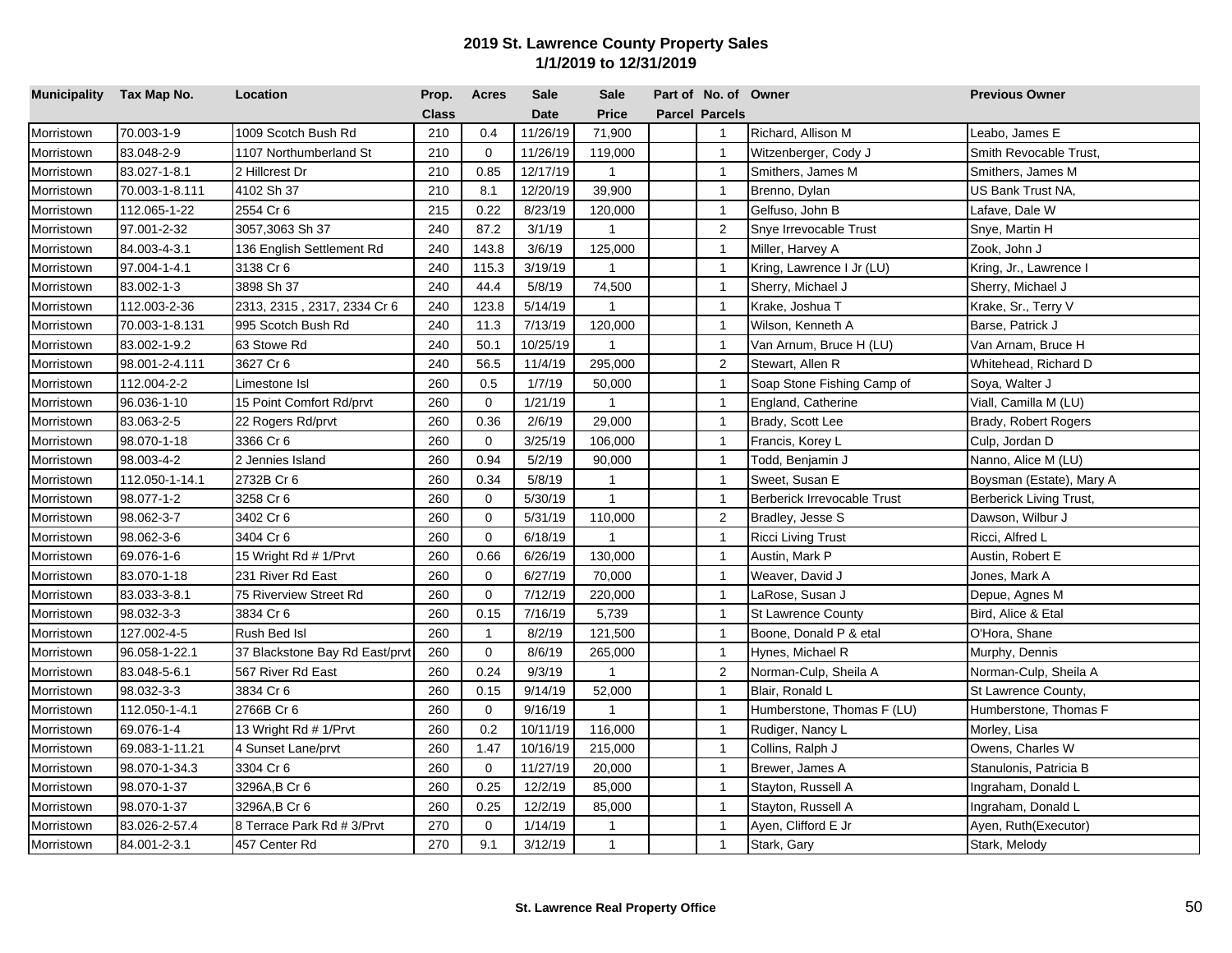## 2019 St. Lawrence County Property Sales
### 1/1/2019 to 12/31/2019

| Municipality | Tax Map No. | Location | Prop. Class | Acres | Sale Date | Sale Price | Part of Parcel | No. of Parcels | Owner | Previous Owner |
|---|---|---|---|---|---|---|---|---|---|---|
| Morristown | 70.003-1-9 | 1009 Scotch Bush Rd | 210 | 0.4 | 11/26/19 | 71,900 | | 1 | Richard, Allison M | Leabo, James E |
| Morristown | 83.048-2-9 | 1107 Northumberland St | 210 | 0 | 11/26/19 | 119,000 | | 1 | Witzenberger, Cody J | Smith Revocable Trust, |
| Morristown | 83.027-1-8.1 | 2 Hillcrest Dr | 210 | 0.85 | 12/17/19 | 1 | | 1 | Smithers, James M | Smithers, James M |
| Morristown | 70.003-1-8.111 | 4102 Sh 37 | 210 | 8.1 | 12/20/19 | 39,900 | | 1 | Brenno, Dylan | US Bank Trust NA, |
| Morristown | 112.065-1-22 | 2554 Cr 6 | 215 | 0.22 | 8/23/19 | 120,000 | | 1 | Gelfuso, John B | Lafave, Dale W |
| Morristown | 97.001-2-32 | 3057,3063 Sh 37 | 240 | 87.2 | 3/1/19 | 1 | | 2 | Snye Irrevocable Trust | Snye, Martin H |
| Morristown | 84.003-4-3.1 | 136 English Settlement Rd | 240 | 143.8 | 3/6/19 | 125,000 | | 1 | Miller, Harvey A | Zook, John J |
| Morristown | 97.004-1-4.1 | 3138 Cr 6 | 240 | 115.3 | 3/19/19 | 1 | | 1 | Kring, Lawrence I Jr (LU) | Kring, Jr., Lawrence I |
| Morristown | 83.002-1-3 | 3898 Sh 37 | 240 | 44.4 | 5/8/19 | 74,500 | | 1 | Sherry, Michael J | Sherry, Michael J |
| Morristown | 112.003-2-36 | 2313, 2315 , 2317, 2334 Cr 6 | 240 | 123.8 | 5/14/19 | 1 | | 1 | Krake, Joshua T | Krake, Sr., Terry V |
| Morristown | 70.003-1-8.131 | 995 Scotch Bush Rd | 240 | 11.3 | 7/13/19 | 120,000 | | 1 | Wilson, Kenneth A | Barse, Patrick J |
| Morristown | 83.002-1-9.2 | 63 Stowe Rd | 240 | 50.1 | 10/25/19 | 1 | | 1 | Van Arnum, Bruce H (LU) | Van Arnam, Bruce H |
| Morristown | 98.001-2-4.111 | 3627 Cr 6 | 240 | 56.5 | 11/4/19 | 295,000 | | 2 | Stewart, Allen R | Whitehead, Richard D |
| Morristown | 112.004-2-2 | Limestone Isl | 260 | 0.5 | 1/7/19 | 50,000 | | 1 | Soap Stone Fishing Camp of | Soya, Walter J |
| Morristown | 96.036-1-10 | 15 Point Comfort Rd/prvt | 260 | 0 | 1/21/19 | 1 | | 1 | England, Catherine | Viall, Camilla M (LU) |
| Morristown | 83.063-2-5 | 22 Rogers Rd/prvt | 260 | 0.36 | 2/6/19 | 29,000 | | 1 | Brady, Scott Lee | Brady, Robert Rogers |
| Morristown | 98.070-1-18 | 3366 Cr 6 | 260 | 0 | 3/25/19 | 106,000 | | 1 | Francis, Korey L | Culp, Jordan D |
| Morristown | 98.003-4-2 | 2 Jennies Island | 260 | 0.94 | 5/2/19 | 90,000 | | 1 | Todd, Benjamin J | Nanno, Alice M (LU) |
| Morristown | 112.050-1-14.1 | 2732B Cr 6 | 260 | 0.34 | 5/8/19 | 1 | | 1 | Sweet, Susan E | Boysman (Estate), Mary A |
| Morristown | 98.077-1-2 | 3258 Cr 6 | 260 | 0 | 5/30/19 | 1 | | 1 | Berberick Irrevocable Trust | Berberick Living Trust, |
| Morristown | 98.062-3-7 | 3402 Cr 6 | 260 | 0 | 5/31/19 | 110,000 | | 2 | Bradley, Jesse S | Dawson, Wilbur J |
| Morristown | 98.062-3-6 | 3404 Cr 6 | 260 | 0 | 6/18/19 | 1 | | 1 | Ricci Living Trust | Ricci, Alfred L |
| Morristown | 69.076-1-6 | 15 Wright Rd # 1/Prvt | 260 | 0.66 | 6/26/19 | 130,000 | | 1 | Austin, Mark P | Austin, Robert E |
| Morristown | 83.070-1-18 | 231 River Rd East | 260 | 0 | 6/27/19 | 70,000 | | 1 | Weaver, David J | Jones, Mark A |
| Morristown | 83.033-3-8.1 | 75 Riverview Street Rd | 260 | 0 | 7/12/19 | 220,000 | | 1 | LaRose, Susan J | Depue, Agnes M |
| Morristown | 98.032-3-3 | 3834 Cr 6 | 260 | 0.15 | 7/16/19 | 5,739 | | 1 | St Lawrence County | Bird, Alice & Etal |
| Morristown | 127.002-4-5 | Rush Bed Isl | 260 | 1 | 8/2/19 | 121,500 | | 1 | Boone, Donald P & etal | O'Hora, Shane |
| Morristown | 96.058-1-22.1 | 37 Blackstone Bay Rd East/prvt | 260 | 0 | 8/6/19 | 265,000 | | 1 | Hynes, Michael R | Murphy, Dennis |
| Morristown | 83.048-5-6.1 | 567 River Rd East | 260 | 0.24 | 9/3/19 | 1 | | 2 | Norman-Culp, Sheila A | Norman-Culp, Sheila A |
| Morristown | 98.032-3-3 | 3834 Cr 6 | 260 | 0.15 | 9/14/19 | 52,000 | | 1 | Blair, Ronald L | St Lawrence County, |
| Morristown | 112.050-1-4.1 | 2766B Cr 6 | 260 | 0 | 9/16/19 | 1 | | 1 | Humberstone, Thomas F (LU) | Humberstone, Thomas F |
| Morristown | 69.076-1-4 | 13 Wright Rd # 1/Prvt | 260 | 0.2 | 10/11/19 | 116,000 | | 1 | Rudiger, Nancy L | Morley, Lisa |
| Morristown | 69.083-1-11.21 | 4 Sunset Lane/prvt | 260 | 1.47 | 10/16/19 | 215,000 | | 1 | Collins, Ralph J | Owens, Charles W |
| Morristown | 98.070-1-34.3 | 3304 Cr 6 | 260 | 0 | 11/27/19 | 20,000 | | 1 | Brewer, James A | Stanulonis, Patricia B |
| Morristown | 98.070-1-37 | 3296A,B Cr 6 | 260 | 0.25 | 12/2/19 | 85,000 | | 1 | Stayton, Russell A | Ingraham, Donald L |
| Morristown | 98.070-1-37 | 3296A,B Cr 6 | 260 | 0.25 | 12/2/19 | 85,000 | | 1 | Stayton, Russell A | Ingraham, Donald L |
| Morristown | 83.026-2-57.4 | 8 Terrace Park Rd # 3/Prvt | 270 | 0 | 1/14/19 | 1 | | 1 | Ayen, Clifford E Jr | Ayen, Ruth(Executor) |
| Morristown | 84.001-2-3.1 | 457 Center Rd | 270 | 9.1 | 3/12/19 | 1 | | 1 | Stark, Gary | Stark, Melody |

**St. Lawrence Real Property Office**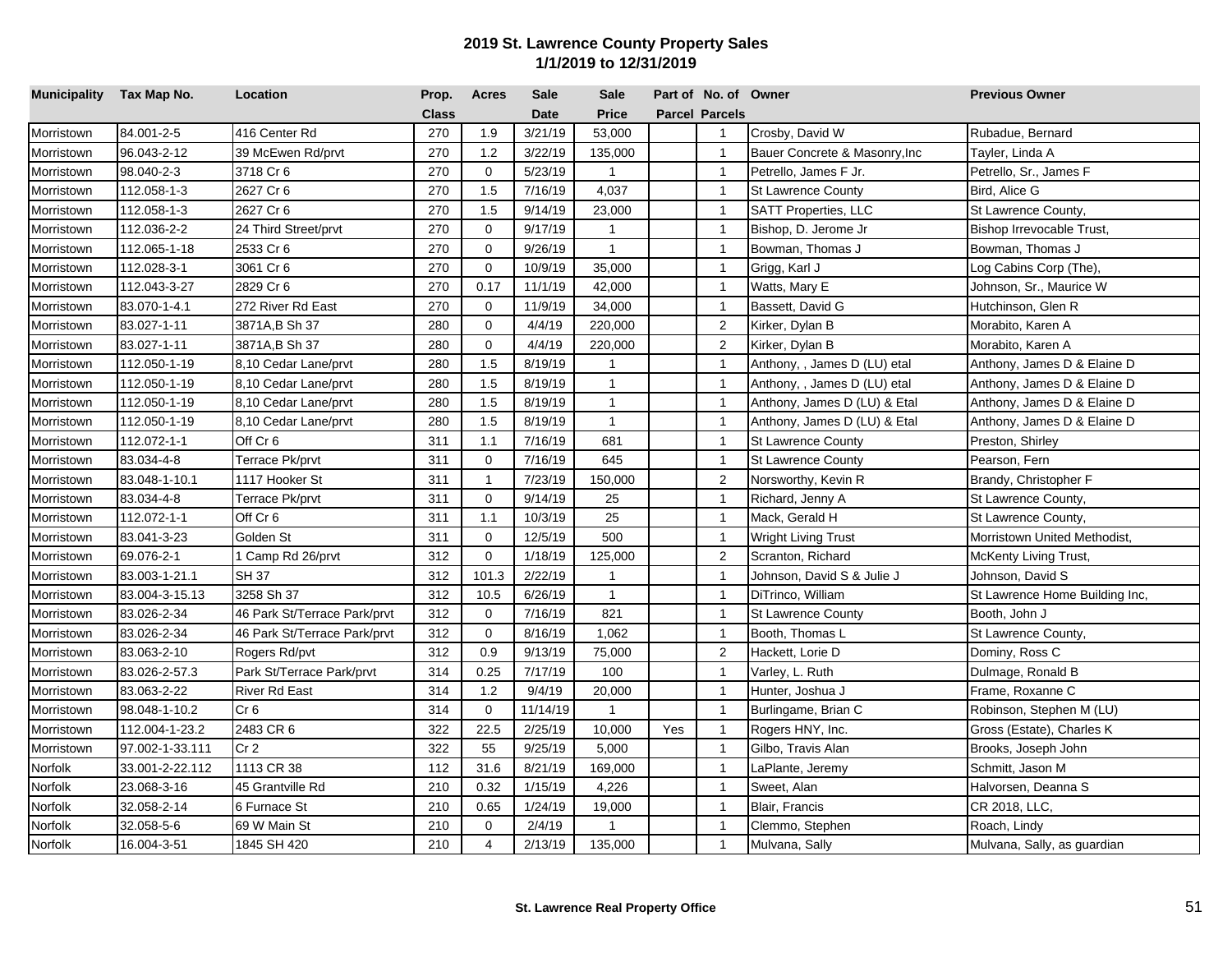# 2019 St. Lawrence County Property Sales
## 1/1/2019 to 12/31/2019

| Municipality | Tax Map No. | Location | Prop. Class | Acres | Sale Date | Sale Price | Part of Parcel | No. of Parcels | Owner | Previous Owner |
|---|---|---|---|---|---|---|---|---|---|---|
| Morristown | 84.001-2-5 | 416 Center Rd | 270 | 1.9 | 3/21/19 | 53,000 | | 1 | Crosby, David W | Rubadue, Bernard |
| Morristown | 96.043-2-12 | 39 McEwen Rd/prvt | 270 | 1.2 | 3/22/19 | 135,000 | | 1 | Bauer Concrete & Masonry,Inc | Tayler, Linda A |
| Morristown | 98.040-2-3 | 3718 Cr 6 | 270 | 0 | 5/23/19 | 1 | | 1 | Petrello, James F Jr. | Petrello, Sr., James F |
| Morristown | 112.058-1-3 | 2627 Cr 6 | 270 | 1.5 | 7/16/19 | 4,037 | | 1 | St Lawrence County | Bird, Alice G |
| Morristown | 112.058-1-3 | 2627 Cr 6 | 270 | 1.5 | 9/14/19 | 23,000 | | 1 | SATT Properties, LLC | St Lawrence County, |
| Morristown | 112.036-2-2 | 24 Third Street/prvt | 270 | 0 | 9/17/19 | 1 | | 1 | Bishop, D. Jerome Jr | Bishop Irrevocable Trust, |
| Morristown | 112.065-1-18 | 2533 Cr 6 | 270 | 0 | 9/26/19 | 1 | | 1 | Bowman, Thomas J | Bowman, Thomas J |
| Morristown | 112.028-3-1 | 3061 Cr 6 | 270 | 0 | 10/9/19 | 35,000 | | 1 | Grigg, Karl J | Log Cabins Corp (The), |
| Morristown | 112.043-3-27 | 2829 Cr 6 | 270 | 0.17 | 11/1/19 | 42,000 | | 1 | Watts, Mary E | Johnson, Sr., Maurice W |
| Morristown | 83.070-1-4.1 | 272 River Rd East | 270 | 0 | 11/9/19 | 34,000 | | 1 | Bassett, David G | Hutchinson, Glen R |
| Morristown | 83.027-1-11 | 3871A,B Sh 37 | 280 | 0 | 4/4/19 | 220,000 | | 2 | Kirker, Dylan B | Morabito, Karen A |
| Morristown | 83.027-1-11 | 3871A,B Sh 37 | 280 | 0 | 4/4/19 | 220,000 | | 2 | Kirker, Dylan B | Morabito, Karen A |
| Morristown | 112.050-1-19 | 8,10 Cedar Lane/prvt | 280 | 1.5 | 8/19/19 | 1 | | 1 | Anthony, , James D (LU) etal | Anthony, James D & Elaine D |
| Morristown | 112.050-1-19 | 8,10 Cedar Lane/prvt | 280 | 1.5 | 8/19/19 | 1 | | 1 | Anthony, , James D (LU) etal | Anthony, James D & Elaine D |
| Morristown | 112.050-1-19 | 8,10 Cedar Lane/prvt | 280 | 1.5 | 8/19/19 | 1 | | 1 | Anthony, James D (LU) & Etal | Anthony, James D & Elaine D |
| Morristown | 112.050-1-19 | 8,10 Cedar Lane/prvt | 280 | 1.5 | 8/19/19 | 1 | | 1 | Anthony, James D (LU) & Etal | Anthony, James D & Elaine D |
| Morristown | 112.072-1-1 | Off Cr 6 | 311 | 1.1 | 7/16/19 | 681 | | 1 | St Lawrence County | Preston, Shirley |
| Morristown | 83.034-4-8 | Terrace Pk/prvt | 311 | 0 | 7/16/19 | 645 | | 1 | St Lawrence County | Pearson, Fern |
| Morristown | 83.048-1-10.1 | 1117 Hooker St | 311 | 1 | 7/23/19 | 150,000 | | 2 | Norsworthy, Kevin R | Brandy, Christopher F |
| Morristown | 83.034-4-8 | Terrace Pk/prvt | 311 | 0 | 9/14/19 | 25 | | 1 | Richard, Jenny A | St Lawrence County, |
| Morristown | 112.072-1-1 | Off Cr 6 | 311 | 1.1 | 10/3/19 | 25 | | 1 | Mack, Gerald H | St Lawrence County, |
| Morristown | 83.041-3-23 | Golden St | 311 | 0 | 12/5/19 | 500 | | 1 | Wright Living Trust | Morristown United Methodist, |
| Morristown | 69.076-2-1 | 1 Camp Rd 26/prvt | 312 | 0 | 1/18/19 | 125,000 | | 2 | Scranton, Richard | McKenty Living Trust, |
| Morristown | 83.003-1-21.1 | SH 37 | 312 | 101.3 | 2/22/19 | 1 | | 1 | Johnson, David S & Julie J | Johnson, David S |
| Morristown | 83.004-3-15.13 | 3258 Sh 37 | 312 | 10.5 | 6/26/19 | 1 | | 1 | DiTrinco, William | St Lawrence Home Building Inc, |
| Morristown | 83.026-2-34 | 46 Park St/Terrace Park/prvt | 312 | 0 | 7/16/19 | 821 | | 1 | St Lawrence County | Booth, John J |
| Morristown | 83.026-2-34 | 46 Park St/Terrace Park/prvt | 312 | 0 | 8/16/19 | 1,062 | | 1 | Booth, Thomas L | St Lawrence County, |
| Morristown | 83.063-2-10 | Rogers Rd/pvt | 312 | 0.9 | 9/13/19 | 75,000 | | 2 | Hackett, Lorie D | Dominy, Ross C |
| Morristown | 83.026-2-57.3 | Park St/Terrace Park/prvt | 314 | 0.25 | 7/17/19 | 100 | | 1 | Varley, L. Ruth | Dulmage, Ronald B |
| Morristown | 83.063-2-22 | River Rd East | 314 | 1.2 | 9/4/19 | 20,000 | | 1 | Hunter, Joshua J | Frame, Roxanne C |
| Morristown | 98.048-1-10.2 | Cr 6 | 314 | 0 | 11/14/19 | 1 | | 1 | Burlingame, Brian C | Robinson, Stephen M (LU) |
| Morristown | 112.004-1-23.2 | 2483 CR 6 | 322 | 22.5 | 2/25/19 | 10,000 | Yes | 1 | Rogers HNY, Inc. | Gross (Estate), Charles K |
| Morristown | 97.002-1-33.111 | Cr 2 | 322 | 55 | 9/25/19 | 5,000 | | 1 | Gilbo, Travis Alan | Brooks, Joseph John |
| Norfolk | 33.001-2-22.112 | 1113 CR 38 | 112 | 31.6 | 8/21/19 | 169,000 | | 1 | LaPlante, Jeremy | Schmitt, Jason M |
| Norfolk | 23.068-3-16 | 45 Grantville Rd | 210 | 0.32 | 1/15/19 | 4,226 | | 1 | Sweet, Alan | Halvorsen, Deanna S |
| Norfolk | 32.058-2-14 | 6 Furnace St | 210 | 0.65 | 1/24/19 | 19,000 | | 1 | Blair, Francis | CR 2018, LLC, |
| Norfolk | 32.058-5-6 | 69 W Main St | 210 | 0 | 2/4/19 | 1 | | 1 | Clemmo, Stephen | Roach, Lindy |
| Norfolk | 16.004-3-51 | 1845 SH 420 | 210 | 4 | 2/13/19 | 135,000 | | 1 | Mulvana, Sally | Mulvana, Sally, as guardian |

St. Lawrence Real Property Office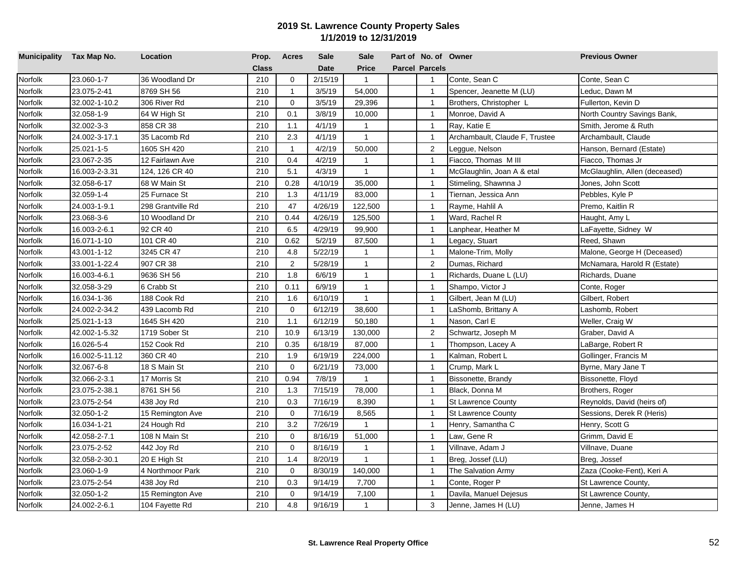## 2019 St. Lawrence County Property Sales
## 1/1/2019 to 12/31/2019

| Municipality | Tax Map No. | Location | Prop. Class | Acres | Sale Date | Sale Price | Part of Parcel | No. of Parcels | Owner | Previous Owner |
|---|---|---|---|---|---|---|---|---|---|---|
| Norfolk | 23.060-1-7 | 36 Woodland Dr | 210 | 0 | 2/15/19 | 1 | | 1 | Conte, Sean C | Conte, Sean C |
| Norfolk | 23.075-2-41 | 8769 SH 56 | 210 | 1 | 3/5/19 | 54,000 | | 1 | Spencer, Jeanette M (LU) | Leduc, Dawn M |
| Norfolk | 32.002-1-10.2 | 306 River Rd | 210 | 0 | 3/5/19 | 29,396 | | 1 | Brothers, Christopher L | Fullerton, Kevin D |
| Norfolk | 32.058-1-9 | 64 W High St | 210 | 0.1 | 3/8/19 | 10,000 | | 1 | Monroe, David A | North Country Savings Bank, |
| Norfolk | 32.002-3-3 | 858 CR 38 | 210 | 1.1 | 4/1/19 | 1 | | 1 | Ray, Katie E | Smith, Jerome & Ruth |
| Norfolk | 24.002-3-17.1 | 35 Lacomb Rd | 210 | 2.3 | 4/1/19 | 1 | | 1 | Archambault, Claude F, Trustee | Archambault, Claude |
| Norfolk | 25.021-1-5 | 1605 SH 420 | 210 | 1 | 4/2/19 | 50,000 | | 2 | Leggue, Nelson | Hanson, Bernard (Estate) |
| Norfolk | 23.067-2-35 | 12 Fairlawn Ave | 210 | 0.4 | 4/2/19 | 1 | | 1 | Fiacco, Thomas M III | Fiacco, Thomas Jr |
| Norfolk | 16.003-2-3.31 | 124, 126 CR 40 | 210 | 5.1 | 4/3/19 | 1 | | 1 | McGlaughlin, Joan A & etal | McGlaughlin, Allen (deceased) |
| Norfolk | 32.058-6-17 | 68 W Main St | 210 | 0.28 | 4/10/19 | 35,000 | | 1 | Stimeling, Shawnna J | Jones, John Scott |
| Norfolk | 32.059-1-4 | 25 Furnace St | 210 | 1.3 | 4/11/19 | 83,000 | | 1 | Tiernan, Jessica Ann | Pebbles, Kyle P |
| Norfolk | 24.003-1-9.1 | 298 Grantville Rd | 210 | 47 | 4/26/19 | 122,500 | | 1 | Rayme, Hahlil A | Premo, Kaitlin R |
| Norfolk | 23.068-3-6 | 10 Woodland Dr | 210 | 0.44 | 4/26/19 | 125,500 | | 1 | Ward, Rachel R | Haught, Amy L |
| Norfolk | 16.003-2-6.1 | 92 CR 40 | 210 | 6.5 | 4/29/19 | 99,900 | | 1 | Lanphear, Heather M | LaFayette, Sidney W |
| Norfolk | 16.071-1-10 | 101 CR 40 | 210 | 0.62 | 5/2/19 | 87,500 | | 1 | Legacy, Stuart | Reed, Shawn |
| Norfolk | 43.001-1-12 | 3245 CR 47 | 210 | 4.8 | 5/22/19 | 1 | | 1 | Malone-Trim, Molly | Malone, George H (Deceased) |
| Norfolk | 33.001-1-22.4 | 907 CR 38 | 210 | 2 | 5/28/19 | 1 | | 2 | Dumas, Richard | McNamara, Harold R (Estate) |
| Norfolk | 16.003-4-6.1 | 9636 SH 56 | 210 | 1.8 | 6/6/19 | 1 | | 1 | Richards, Duane L (LU) | Richards, Duane |
| Norfolk | 32.058-3-29 | 6 Crabb St | 210 | 0.11 | 6/9/19 | 1 | | 1 | Shampo, Victor J | Conte, Roger |
| Norfolk | 16.034-1-36 | 188 Cook Rd | 210 | 1.6 | 6/10/19 | 1 | | 1 | Gilbert, Jean M (LU) | Gilbert, Robert |
| Norfolk | 24.002-2-34.2 | 439 Lacomb Rd | 210 | 0 | 6/12/19 | 38,600 | | 1 | LaShomb, Brittany A | Lashomb, Robert |
| Norfolk | 25.021-1-13 | 1645 SH 420 | 210 | 1.1 | 6/12/19 | 50,180 | | 1 | Nason, Carl E | Weller, Craig W |
| Norfolk | 42.002-1-5.32 | 1719 Sober St | 210 | 10.9 | 6/13/19 | 130,000 | | 2 | Schwartz, Joseph M | Graber, David A |
| Norfolk | 16.026-5-4 | 152 Cook Rd | 210 | 0.35 | 6/18/19 | 87,000 | | 1 | Thompson, Lacey A | LaBarge, Robert R |
| Norfolk | 16.002-5-11.12 | 360 CR 40 | 210 | 1.9 | 6/19/19 | 224,000 | | 1 | Kalman, Robert L | Gollinger, Francis M |
| Norfolk | 32.067-6-8 | 18 S Main St | 210 | 0 | 6/21/19 | 73,000 | | 1 | Crump, Mark L | Byrne, Mary Jane T |
| Norfolk | 32.066-2-3.1 | 17 Morris St | 210 | 0.94 | 7/8/19 | 1 | | 1 | Bissonette, Brandy | Bissonette, Floyd |
| Norfolk | 23.075-2-38.1 | 8761 SH 56 | 210 | 1.3 | 7/15/19 | 78,000 | | 1 | Black, Donna M | Brothers, Roger |
| Norfolk | 23.075-2-54 | 438 Joy Rd | 210 | 0.3 | 7/16/19 | 8,390 | | 1 | St Lawrence County | Reynolds, David (heirs of) |
| Norfolk | 32.050-1-2 | 15 Remington Ave | 210 | 0 | 7/16/19 | 8,565 | | 1 | St Lawrence County | Sessions, Derek R (Heris) |
| Norfolk | 16.034-1-21 | 24 Hough Rd | 210 | 3.2 | 7/26/19 | 1 | | 1 | Henry, Samantha C | Henry, Scott G |
| Norfolk | 42.058-2-7.1 | 108 N Main St | 210 | 0 | 8/16/19 | 51,000 | | 1 | Law, Gene R | Grimm, David E |
| Norfolk | 23.075-2-52 | 442 Joy Rd | 210 | 0 | 8/16/19 | 1 | | 1 | Villnave, Adam J | Villnave, Duane |
| Norfolk | 32.058-2-30.1 | 20 E High St | 210 | 1.4 | 8/20/19 | 1 | | 1 | Breg, Jossef (LU) | Breg, Jossef |
| Norfolk | 23.060-1-9 | 4 Northmoor Park | 210 | 0 | 8/30/19 | 140,000 | | 1 | The Salvation Army | Zaza (Cooke-Fent), Keri A |
| Norfolk | 23.075-2-54 | 438 Joy Rd | 210 | 0.3 | 9/14/19 | 7,700 | | 1 | Conte, Roger P | St Lawrence County, |
| Norfolk | 32.050-1-2 | 15 Remington Ave | 210 | 0 | 9/14/19 | 7,100 | | 1 | Davila, Manuel Dejesus | St Lawrence County, |
| Norfolk | 24.002-2-6.1 | 104 Fayette Rd | 210 | 4.8 | 9/16/19 | 1 | | 3 | Jenne, James H (LU) | Jenne, James H |

**St. Lawrence Real Property Office**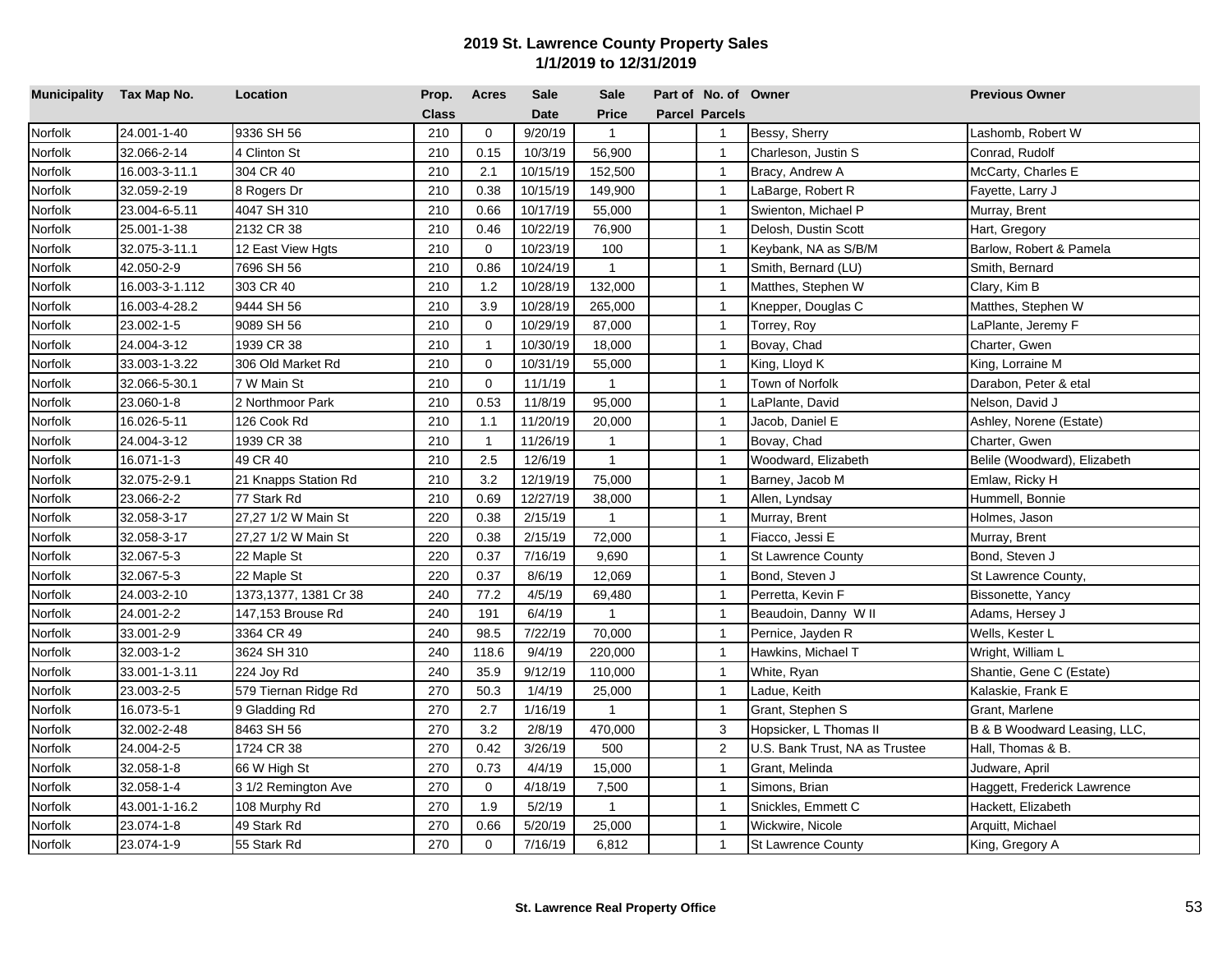# 2019 St. Lawrence County Property Sales
## 1/1/2019 to 12/31/2019

| Municipality | Tax Map No. | Location | Prop. Class | Acres | Sale Date | Sale Price | Part of Parcel | No. of Parcels | Owner | Previous Owner |
|---|---|---|---|---|---|---|---|---|---|---|
| Norfolk | 24.001-1-40 | 9336 SH 56 | 210 | 0 | 9/20/19 | 1 | | 1 | Bessy, Sherry | Lashomb, Robert W |
| Norfolk | 32.066-2-14 | 4 Clinton St | 210 | 0.15 | 10/3/19 | 56,900 | | 1 | Charleson, Justin S | Conrad, Rudolf |
| Norfolk | 16.003-3-11.1 | 304 CR 40 | 210 | 2.1 | 10/15/19 | 152,500 | | 1 | Bracy, Andrew A | McCarty, Charles E |
| Norfolk | 32.059-2-19 | 8 Rogers Dr | 210 | 0.38 | 10/15/19 | 149,900 | | 1 | LaBarge, Robert R | Fayette, Larry J |
| Norfolk | 23.004-6-5.11 | 4047 SH 310 | 210 | 0.66 | 10/17/19 | 55,000 | | 1 | Swienton, Michael P | Murray, Brent |
| Norfolk | 25.001-1-38 | 2132 CR 38 | 210 | 0.46 | 10/22/19 | 76,900 | | 1 | Delosh, Dustin Scott | Hart, Gregory |
| Norfolk | 32.075-3-11.1 | 12 East View Hgts | 210 | 0 | 10/23/19 | 100 | | 1 | Keybank, NA as S/B/M | Barlow, Robert & Pamela |
| Norfolk | 42.050-2-9 | 7696 SH 56 | 210 | 0.86 | 10/24/19 | 1 | | 1 | Smith, Bernard (LU) | Smith, Bernard |
| Norfolk | 16.003-3-1.112 | 303 CR 40 | 210 | 1.2 | 10/28/19 | 132,000 | | 1 | Matthes, Stephen W | Clary, Kim B |
| Norfolk | 16.003-4-28.2 | 9444 SH 56 | 210 | 3.9 | 10/28/19 | 265,000 | | 1 | Knepper, Douglas C | Matthes, Stephen W |
| Norfolk | 23.002-1-5 | 9089 SH 56 | 210 | 0 | 10/29/19 | 87,000 | | 1 | Torrey, Roy | LaPlante, Jeremy F |
| Norfolk | 24.004-3-12 | 1939 CR 38 | 210 | 1 | 10/30/19 | 18,000 | | 1 | Bovay, Chad | Charter, Gwen |
| Norfolk | 33.003-1-3.22 | 306 Old Market Rd | 210 | 0 | 10/31/19 | 55,000 | | 1 | King, Lloyd K | King, Lorraine M |
| Norfolk | 32.066-5-30.1 | 7 W Main St | 210 | 0 | 11/1/19 | 1 | | 1 | Town of Norfolk | Darabon, Peter & etal |
| Norfolk | 23.060-1-8 | 2 Northmoor Park | 210 | 0.53 | 11/8/19 | 95,000 | | 1 | LaPlante, David | Nelson, David J |
| Norfolk | 16.026-5-11 | 126 Cook Rd | 210 | 1.1 | 11/20/19 | 20,000 | | 1 | Jacob, Daniel E | Ashley, Norene (Estate) |
| Norfolk | 24.004-3-12 | 1939 CR 38 | 210 | 1 | 11/26/19 | 1 | | 1 | Bovay, Chad | Charter, Gwen |
| Norfolk | 16.071-1-3 | 49 CR 40 | 210 | 2.5 | 12/6/19 | 1 | | 1 | Woodward, Elizabeth | Belile (Woodward), Elizabeth |
| Norfolk | 32.075-2-9.1 | 21 Knapps Station Rd | 210 | 3.2 | 12/19/19 | 75,000 | | 1 | Barney, Jacob M | Emlaw, Ricky H |
| Norfolk | 23.066-2-2 | 77 Stark Rd | 210 | 0.69 | 12/27/19 | 38,000 | | 1 | Allen, Lyndsay | Hummell, Bonnie |
| Norfolk | 32.058-3-17 | 27,27 1/2 W Main St | 220 | 0.38 | 2/15/19 | 1 | | 1 | Murray, Brent | Holmes, Jason |
| Norfolk | 32.058-3-17 | 27,27 1/2 W Main St | 220 | 0.38 | 2/15/19 | 72,000 | | 1 | Fiacco, Jessi E | Murray, Brent |
| Norfolk | 32.067-5-3 | 22 Maple St | 220 | 0.37 | 7/16/19 | 9,690 | | 1 | St Lawrence County | Bond, Steven J |
| Norfolk | 32.067-5-3 | 22 Maple St | 220 | 0.37 | 8/6/19 | 12,069 | | 1 | Bond, Steven J | St Lawrence County, |
| Norfolk | 24.003-2-10 | 1373,1377, 1381 Cr 38 | 240 | 77.2 | 4/5/19 | 69,480 | | 1 | Perretta, Kevin F | Bissonette, Yancy |
| Norfolk | 24.001-2-2 | 147,153 Brouse Rd | 240 | 191 | 6/4/19 | 1 | | 1 | Beaudoin, Danny W II | Adams, Hersey J |
| Norfolk | 33.001-2-9 | 3364 CR 49 | 240 | 98.5 | 7/22/19 | 70,000 | | 1 | Pernice, Jayden R | Wells, Kester L |
| Norfolk | 32.003-1-2 | 3624 SH 310 | 240 | 118.6 | 9/4/19 | 220,000 | | 1 | Hawkins, Michael T | Wright, William L |
| Norfolk | 33.001-1-3.11 | 224 Joy Rd | 240 | 35.9 | 9/12/19 | 110,000 | | 1 | White, Ryan | Shantie, Gene C (Estate) |
| Norfolk | 23.003-2-5 | 579 Tiernan Ridge Rd | 270 | 50.3 | 1/4/19 | 25,000 | | 1 | Ladue, Keith | Kalaskie, Frank E |
| Norfolk | 16.073-5-1 | 9 Gladding Rd | 270 | 2.7 | 1/16/19 | 1 | | 1 | Grant, Stephen S | Grant, Marlene |
| Norfolk | 32.002-2-48 | 8463 SH 56 | 270 | 3.2 | 2/8/19 | 470,000 | | 3 | Hopsicker, L Thomas II | B & B Woodward Leasing, LLC, |
| Norfolk | 24.004-2-5 | 1724 CR 38 | 270 | 0.42 | 3/26/19 | 500 | | 2 | U.S. Bank Trust, NA as Trustee | Hall, Thomas & B. |
| Norfolk | 32.058-1-8 | 66 W High St | 270 | 0.73 | 4/4/19 | 15,000 | | 1 | Grant, Melinda | Judware, April |
| Norfolk | 32.058-1-4 | 3 1/2 Remington Ave | 270 | 0 | 4/18/19 | 7,500 | | 1 | Simons, Brian | Haggett, Frederick Lawrence |
| Norfolk | 43.001-1-16.2 | 108 Murphy Rd | 270 | 1.9 | 5/2/19 | 1 | | 1 | Snickles, Emmett C | Hackett, Elizabeth |
| Norfolk | 23.074-1-8 | 49 Stark Rd | 270 | 0.66 | 5/20/19 | 25,000 | | 1 | Wickwire, Nicole | Arquitt, Michael |
| Norfolk | 23.074-1-9 | 55 Stark Rd | 270 | 0 | 7/16/19 | 6,812 | | 1 | St Lawrence County | King, Gregory A |

**St. Lawrence Real Property Office**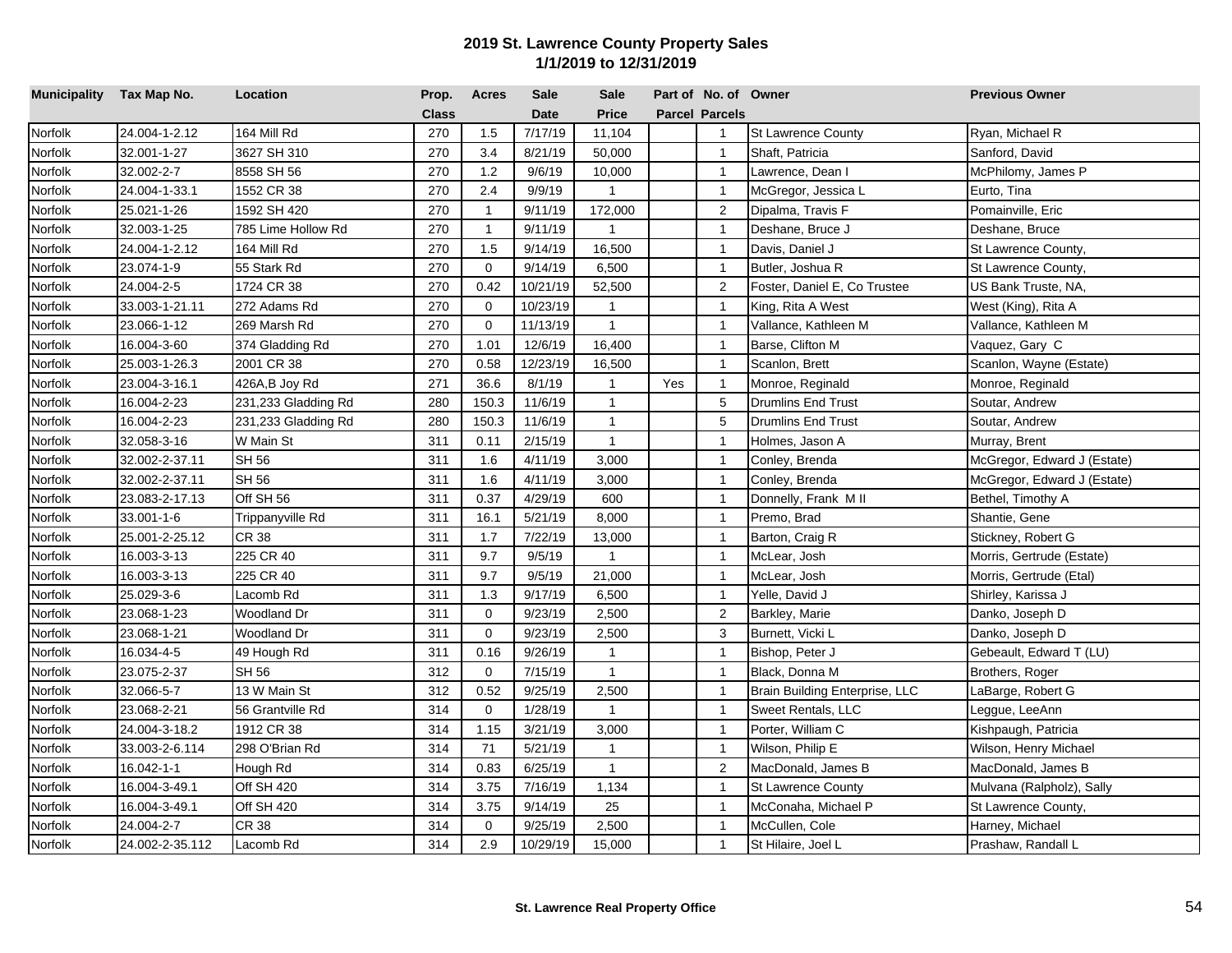# 2019 St. Lawrence County Property Sales

## 1/1/2019 to 12/31/2019

| Municipality | Tax Map No. | Location | Prop. Class | Acres | Sale Date | Sale Price | Part of Parcel | No. of Parcels | Owner | Previous Owner |
|---|---|---|---|---|---|---|---|---|---|---|
| Norfolk | 24.004-1-2.12 | 164 Mill Rd | 270 | 1.5 | 7/17/19 | 11,104 | | 1 | St Lawrence County | Ryan, Michael R |
| Norfolk | 32.001-1-27 | 3627 SH 310 | 270 | 3.4 | 8/21/19 | 50,000 | | 1 | Shaft, Patricia | Sanford, David |
| Norfolk | 32.002-2-7 | 8558 SH 56 | 270 | 1.2 | 9/6/19 | 10,000 | | 1 | Lawrence, Dean I | McPhilomy, James P |
| Norfolk | 24.004-1-33.1 | 1552 CR 38 | 270 | 2.4 | 9/9/19 | 1 | | 1 | McGregor, Jessica L | Eurto, Tina |
| Norfolk | 25.021-1-26 | 1592 SH 420 | 270 | 1 | 9/11/19 | 172,000 | | 2 | Dipalma, Travis F | Pomainville, Eric |
| Norfolk | 32.003-1-25 | 785 Lime Hollow Rd | 270 | 1 | 9/11/19 | 1 | | 1 | Deshane, Bruce J | Deshane, Bruce |
| Norfolk | 24.004-1-2.12 | 164 Mill Rd | 270 | 1.5 | 9/14/19 | 16,500 | | 1 | Davis, Daniel J | St Lawrence County, |
| Norfolk | 23.074-1-9 | 55 Stark Rd | 270 | 0 | 9/14/19 | 6,500 | | 1 | Butler, Joshua R | St Lawrence County, |
| Norfolk | 24.004-2-5 | 1724 CR 38 | 270 | 0.42 | 10/21/19 | 52,500 | | 2 | Foster, Daniel E, Co Trustee | US Bank Truste, NA, |
| Norfolk | 33.003-1-21.11 | 272 Adams Rd | 270 | 0 | 10/23/19 | 1 | | 1 | King, Rita A West | West (King), Rita A |
| Norfolk | 23.066-1-12 | 269 Marsh Rd | 270 | 0 | 11/13/19 | 1 | | 1 | Vallance, Kathleen M | Vallance, Kathleen M |
| Norfolk | 16.004-3-60 | 374 Gladding Rd | 270 | 1.01 | 12/6/19 | 16,400 | | 1 | Barse, Clifton M | Vaquez, Gary C |
| Norfolk | 25.003-1-26.3 | 2001 CR 38 | 270 | 0.58 | 12/23/19 | 16,500 | | 1 | Scanlon, Brett | Scanlon, Wayne (Estate) |
| Norfolk | 23.004-3-16.1 | 426A,B Joy Rd | 271 | 36.6 | 8/1/19 | 1 | Yes | 1 | Monroe, Reginald | Monroe, Reginald |
| Norfolk | 16.004-2-23 | 231,233 Gladding Rd | 280 | 150.3 | 11/6/19 | 1 | | 5 | Drumlins End Trust | Soutar, Andrew |
| Norfolk | 16.004-2-23 | 231,233 Gladding Rd | 280 | 150.3 | 11/6/19 | 1 | | 5 | Drumlins End Trust | Soutar, Andrew |
| Norfolk | 32.058-3-16 | W Main St | 311 | 0.11 | 2/15/19 | 1 | | 1 | Holmes, Jason A | Murray, Brent |
| Norfolk | 32.002-2-37.11 | SH 56 | 311 | 1.6 | 4/11/19 | 3,000 | | 1 | Conley, Brenda | McGregor, Edward J (Estate) |
| Norfolk | 32.002-2-37.11 | SH 56 | 311 | 1.6 | 4/11/19 | 3,000 | | 1 | Conley, Brenda | McGregor, Edward J (Estate) |
| Norfolk | 23.083-2-17.13 | Off SH 56 | 311 | 0.37 | 4/29/19 | 600 | | 1 | Donnelly, Frank M II | Bethel, Timothy A |
| Norfolk | 33.001-1-6 | Trippanyville Rd | 311 | 16.1 | 5/21/19 | 8,000 | | 1 | Premo, Brad | Shantie, Gene |
| Norfolk | 25.001-2-25.12 | CR 38 | 311 | 1.7 | 7/22/19 | 13,000 | | 1 | Barton, Craig R | Stickney, Robert G |
| Norfolk | 16.003-3-13 | 225 CR 40 | 311 | 9.7 | 9/5/19 | 1 | | 1 | McLear, Josh | Morris, Gertrude (Estate) |
| Norfolk | 16.003-3-13 | 225 CR 40 | 311 | 9.7 | 9/5/19 | 21,000 | | 1 | McLear, Josh | Morris, Gertrude (Etal) |
| Norfolk | 25.029-3-6 | Lacomb Rd | 311 | 1.3 | 9/17/19 | 6,500 | | 1 | Yelle, David J | Shirley, Karissa J |
| Norfolk | 23.068-1-23 | Woodland Dr | 311 | 0 | 9/23/19 | 2,500 | | 2 | Barkley, Marie | Danko, Joseph D |
| Norfolk | 23.068-1-21 | Woodland Dr | 311 | 0 | 9/23/19 | 2,500 | | 3 | Burnett, Vicki L | Danko, Joseph D |
| Norfolk | 16.034-4-5 | 49 Hough Rd | 311 | 0.16 | 9/26/19 | 1 | | 1 | Bishop, Peter J | Gebeault, Edward T (LU) |
| Norfolk | 23.075-2-37 | SH 56 | 312 | 0 | 7/15/19 | 1 | | 1 | Black, Donna M | Brothers, Roger |
| Norfolk | 32.066-5-7 | 13 W Main St | 312 | 0.52 | 9/25/19 | 2,500 | | 1 | Brain Building Enterprise, LLC | LaBarge, Robert G |
| Norfolk | 23.068-2-21 | 56 Grantville Rd | 314 | 0 | 1/28/19 | 1 | | 1 | Sweet Rentals, LLC | Leggue, LeeAnn |
| Norfolk | 24.004-3-18.2 | 1912 CR 38 | 314 | 1.15 | 3/21/19 | 3,000 | | 1 | Porter, William C | Kishpaugh, Patricia |
| Norfolk | 33.003-2-6.114 | 298 O'Brian Rd | 314 | 71 | 5/21/19 | 1 | | 1 | Wilson, Philip E | Wilson, Henry Michael |
| Norfolk | 16.042-1-1 | Hough Rd | 314 | 0.83 | 6/25/19 | 1 | | 2 | MacDonald, James B | MacDonald, James B |
| Norfolk | 16.004-3-49.1 | Off SH 420 | 314 | 3.75 | 7/16/19 | 1,134 | | 1 | St Lawrence County | Mulvana (Ralpholz), Sally |
| Norfolk | 16.004-3-49.1 | Off SH 420 | 314 | 3.75 | 9/14/19 | 25 | | 1 | McConaha, Michael P | St Lawrence County, |
| Norfolk | 24.004-2-7 | CR 38 | 314 | 0 | 9/25/19 | 2,500 | | 1 | McCullen, Cole | Harney, Michael |
| Norfolk | 24.002-2-35.112 | Lacomb Rd | 314 | 2.9 | 10/29/19 | 15,000 | | 1 | St Hilaire, Joel L | Prashaw, Randall L |

St. Lawrence Real Property Office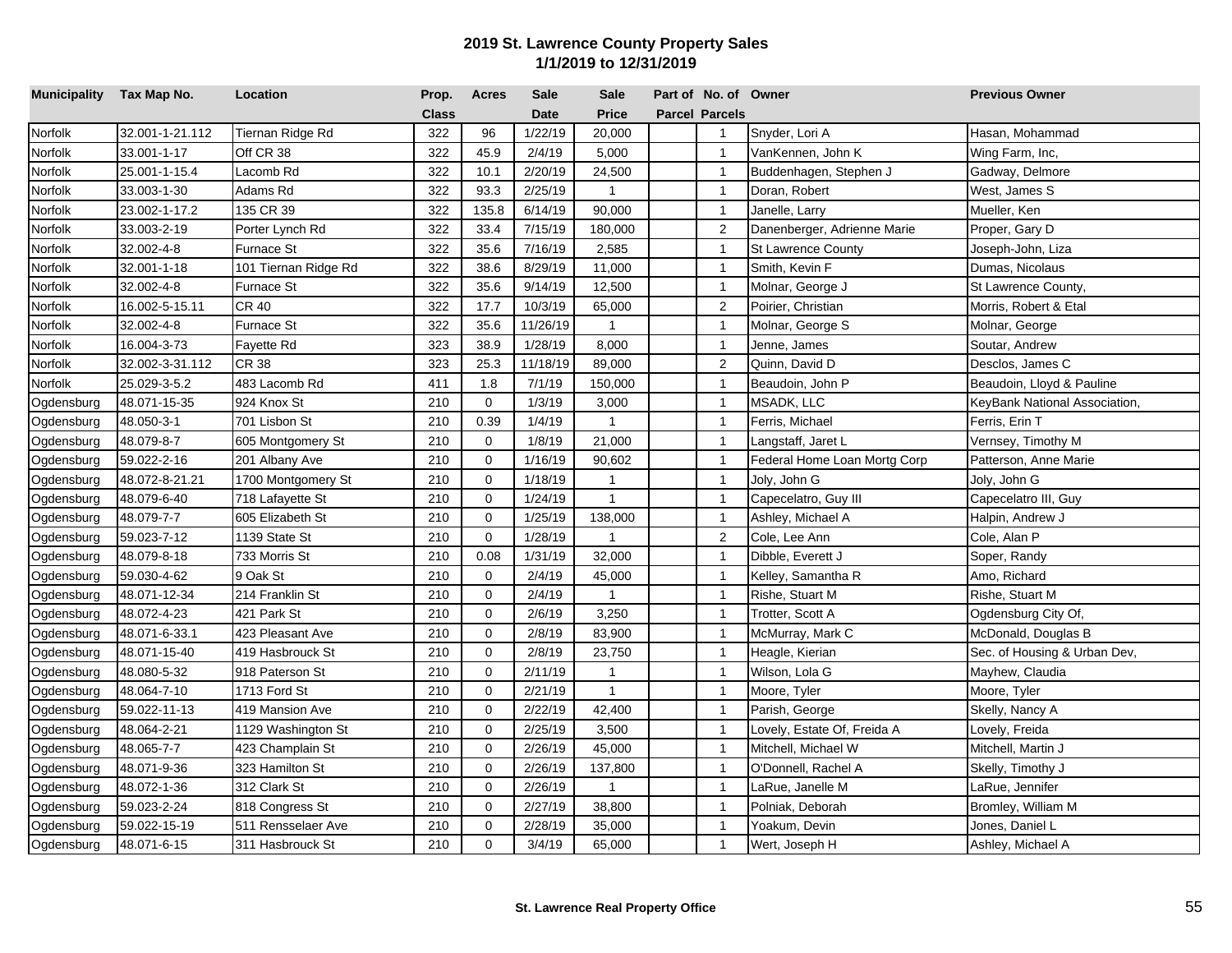**2019 St. Lawrence County Property Sales**
**1/1/2019 to 12/31/2019**

| Municipality | Tax Map No. | Location | Prop. Class | Acres | Sale Date | Sale Price | Part of Parcel | No. of Parcels | Owner | Previous Owner |
|---|---|---|---|---|---|---|---|---|---|---|
| Norfolk | 32.001-1-21.112 | Tiernan Ridge Rd | 322 | 96 | 1/22/19 | 20,000 | | 1 | Snyder, Lori A | Hasan, Mohammad |
| Norfolk | 33.001-1-17 | Off CR 38 | 322 | 45.9 | 2/4/19 | 5,000 | | 1 | VanKennen, John K | Wing Farm, Inc, |
| Norfolk | 25.001-1-15.4 | Lacomb Rd | 322 | 10.1 | 2/20/19 | 24,500 | | 1 | Buddenhagen, Stephen J | Gadway, Delmore |
| Norfolk | 33.003-1-30 | Adams Rd | 322 | 93.3 | 2/25/19 | 1 | | 1 | Doran, Robert | West, James S |
| Norfolk | 23.002-1-17.2 | 135 CR 39 | 322 | 135.8 | 6/14/19 | 90,000 | | 1 | Janelle, Larry | Mueller, Ken |
| Norfolk | 33.003-2-19 | Porter Lynch Rd | 322 | 33.4 | 7/15/19 | 180,000 | | 2 | Danenberger, Adrienne Marie | Proper, Gary D |
| Norfolk | 32.002-4-8 | Furnace St | 322 | 35.6 | 7/16/19 | 2,585 | | 1 | St Lawrence County | Joseph-John, Liza |
| Norfolk | 32.001-1-18 | 101 Tiernan Ridge Rd | 322 | 38.6 | 8/29/19 | 11,000 | | 1 | Smith, Kevin F | Dumas, Nicolaus |
| Norfolk | 32.002-4-8 | Furnace St | 322 | 35.6 | 9/14/19 | 12,500 | | 1 | Molnar, George J | St Lawrence County, |
| Norfolk | 16.002-5-15.11 | CR 40 | 322 | 17.7 | 10/3/19 | 65,000 | | 2 | Poirier, Christian | Morris, Robert & Etal |
| Norfolk | 32.002-4-8 | Furnace St | 322 | 35.6 | 11/26/19 | 1 | | 1 | Molnar, George S | Molnar, George |
| Norfolk | 16.004-3-73 | Fayette Rd | 323 | 38.9 | 1/28/19 | 8,000 | | 1 | Jenne, James | Soutar, Andrew |
| Norfolk | 32.002-3-31.112 | CR 38 | 323 | 25.3 | 11/18/19 | 89,000 | | 2 | Quinn, David D | Desclos, James C |
| Norfolk | 25.029-3-5.2 | 483 Lacomb Rd | 411 | 1.8 | 7/1/19 | 150,000 | | 1 | Beaudoin, John P | Beaudoin, Lloyd & Pauline |
| Ogdensburg | 48.071-15-35 | 924 Knox St | 210 | 0 | 1/3/19 | 3,000 | | 1 | MSADK, LLC | KeyBank National Association, |
| Ogdensburg | 48.050-3-1 | 701 Lisbon St | 210 | 0.39 | 1/4/19 | 1 | | 1 | Ferris, Michael | Ferris, Erin T |
| Ogdensburg | 48.079-8-7 | 605 Montgomery St | 210 | 0 | 1/8/19 | 21,000 | | 1 | Langstaff, Jaret L | Vernsey, Timothy M |
| Ogdensburg | 59.022-2-16 | 201 Albany Ave | 210 | 0 | 1/16/19 | 90,602 | | 1 | Federal Home Loan Mortg Corp | Patterson, Anne Marie |
| Ogdensburg | 48.072-8-21.21 | 1700 Montgomery St | 210 | 0 | 1/18/19 | 1 | | 1 | Joly, John G | Joly, John G |
| Ogdensburg | 48.079-6-40 | 718 Lafayette St | 210 | 0 | 1/24/19 | 1 | | 1 | Capecelatro, Guy III | Capecelatro III, Guy |
| Ogdensburg | 48.079-7-7 | 605 Elizabeth St | 210 | 0 | 1/25/19 | 138,000 | | 1 | Ashley, Michael A | Halpin, Andrew J |
| Ogdensburg | 59.023-7-12 | 1139 State St | 210 | 0 | 1/28/19 | 1 | | 2 | Cole, Lee Ann | Cole, Alan P |
| Ogdensburg | 48.079-8-18 | 733 Morris St | 210 | 0.08 | 1/31/19 | 32,000 | | 1 | Dibble, Everett J | Soper, Randy |
| Ogdensburg | 59.030-4-62 | 9 Oak St | 210 | 0 | 2/4/19 | 45,000 | | 1 | Kelley, Samantha R | Amo, Richard |
| Ogdensburg | 48.071-12-34 | 214 Franklin St | 210 | 0 | 2/4/19 | 1 | | 1 | Rishe, Stuart M | Rishe, Stuart M |
| Ogdensburg | 48.072-4-23 | 421 Park St | 210 | 0 | 2/6/19 | 3,250 | | 1 | Trotter, Scott A | Ogdensburg City Of, |
| Ogdensburg | 48.071-6-33.1 | 423 Pleasant Ave | 210 | 0 | 2/8/19 | 83,900 | | 1 | McMurray, Mark C | McDonald, Douglas B |
| Ogdensburg | 48.071-15-40 | 419 Hasbrouck St | 210 | 0 | 2/8/19 | 23,750 | | 1 | Heagle, Kierian | Sec. of Housing & Urban Dev, |
| Ogdensburg | 48.080-5-32 | 918 Paterson St | 210 | 0 | 2/11/19 | 1 | | 1 | Wilson, Lola G | Mayhew, Claudia |
| Ogdensburg | 48.064-7-10 | 1713 Ford St | 210 | 0 | 2/21/19 | 1 | | 1 | Moore, Tyler | Moore, Tyler |
| Ogdensburg | 59.022-11-13 | 419 Mansion Ave | 210 | 0 | 2/22/19 | 42,400 | | 1 | Parish, George | Skelly, Nancy A |
| Ogdensburg | 48.064-2-21 | 1129 Washington St | 210 | 0 | 2/25/19 | 3,500 | | 1 | Lovely, Estate Of, Freida A | Lovely, Freida |
| Ogdensburg | 48.065-7-7 | 423 Champlain St | 210 | 0 | 2/26/19 | 45,000 | | 1 | Mitchell, Michael W | Mitchell, Martin J |
| Ogdensburg | 48.071-9-36 | 323 Hamilton St | 210 | 0 | 2/26/19 | 137,800 | | 1 | O'Donnell, Rachel A | Skelly, Timothy J |
| Ogdensburg | 48.072-1-36 | 312 Clark St | 210 | 0 | 2/26/19 | 1 | | 1 | LaRue, Janelle M | LaRue, Jennifer |
| Ogdensburg | 59.023-2-24 | 818 Congress St | 210 | 0 | 2/27/19 | 38,800 | | 1 | Polniak, Deborah | Bromley, William M |
| Ogdensburg | 59.022-15-19 | 511 Rensselaer Ave | 210 | 0 | 2/28/19 | 35,000 | | 1 | Yoakum, Devin | Jones, Daniel L |
| Ogdensburg | 48.071-6-15 | 311 Hasbrouck St | 210 | 0 | 3/4/19 | 65,000 | | 1 | Wert, Joseph H | Ashley, Michael A |

**St. Lawrence Real Property Office**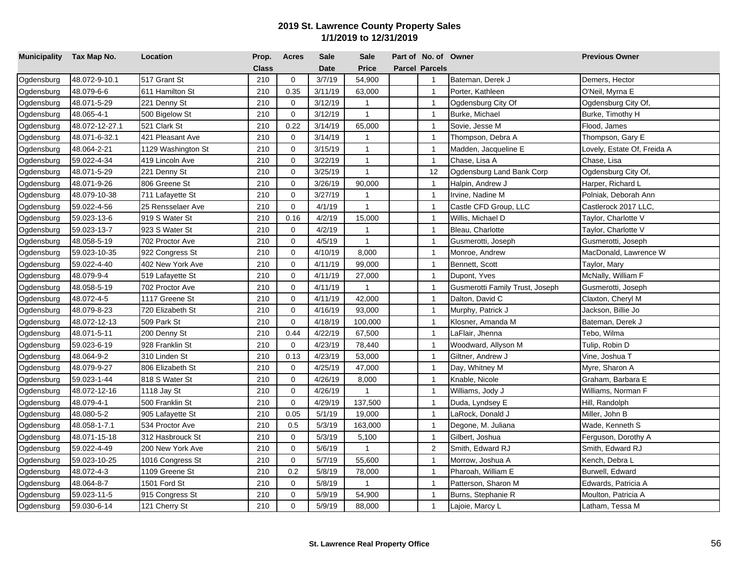## 2019 St. Lawrence County Property Sales
## 1/1/2019 to 12/31/2019

| Municipality | Tax Map No. | Location | Prop. Class | Acres | Sale Date | Sale Price | Part of Parcel | No. of Parcels | Owner | Previous Owner |
|---|---|---|---|---|---|---|---|---|---|---|
| Ogdensburg | 48.072-9-10.1 | 517 Grant St | 210 | 0 | 3/7/19 | 54,900 | | 1 | Bateman, Derek J | Demers, Hector |
| Ogdensburg | 48.079-6-6 | 611 Hamilton St | 210 | 0.35 | 3/11/19 | 63,000 | | 1 | Porter, Kathleen | O'Neil, Myrna E |
| Ogdensburg | 48.071-5-29 | 221 Denny St | 210 | 0 | 3/12/19 | 1 | | 1 | Ogdensburg City Of | Ogdensburg City Of, |
| Ogdensburg | 48.065-4-1 | 500 Bigelow St | 210 | 0 | 3/12/19 | 1 | | 1 | Burke, Michael | Burke, Timothy H |
| Ogdensburg | 48.072-12-27.1 | 521 Clark St | 210 | 0.22 | 3/14/19 | 65,000 | | 1 | Sovie, Jesse M | Flood, James |
| Ogdensburg | 48.071-6-32.1 | 421 Pleasant Ave | 210 | 0 | 3/14/19 | 1 | | 1 | Thompson, Debra A | Thompson, Gary E |
| Ogdensburg | 48.064-2-21 | 1129 Washington St | 210 | 0 | 3/15/19 | 1 | | 1 | Madden, Jacqueline E | Lovely, Estate Of, Freida A |
| Ogdensburg | 59.022-4-34 | 419 Lincoln Ave | 210 | 0 | 3/22/19 | 1 | | 1 | Chase, Lisa A | Chase, Lisa |
| Ogdensburg | 48.071-5-29 | 221 Denny St | 210 | 0 | 3/25/19 | 1 | | 12 | Ogdensburg Land Bank Corp | Ogdensburg City Of, |
| Ogdensburg | 48.071-9-26 | 806 Greene St | 210 | 0 | 3/26/19 | 90,000 | | 1 | Halpin, Andrew J | Harper, Richard L |
| Ogdensburg | 48.079-10-38 | 711 Lafayette St | 210 | 0 | 3/27/19 | 1 | | 1 | Irvine, Nadine M | Polniak, Deborah Ann |
| Ogdensburg | 59.022-4-56 | 25 Rensselaer Ave | 210 | 0 | 4/1/19 | 1 | | 1 | Castle CFD Group, LLC | Castlerock 2017 LLC, |
| Ogdensburg | 59.023-13-6 | 919 S Water St | 210 | 0.16 | 4/2/19 | 15,000 | | 1 | Willis, Michael D | Taylor, Charlotte V |
| Ogdensburg | 59.023-13-7 | 923 S Water St | 210 | 0 | 4/2/19 | 1 | | 1 | Bleau, Charlotte | Taylor, Charlotte V |
| Ogdensburg | 48.058-5-19 | 702 Proctor Ave | 210 | 0 | 4/5/19 | 1 | | 1 | Gusmerotti, Joseph | Gusmerotti, Joseph |
| Ogdensburg | 59.023-10-35 | 922 Congress St | 210 | 0 | 4/10/19 | 8,000 | | 1 | Monroe, Andrew | MacDonald, Lawrence W |
| Ogdensburg | 59.022-4-40 | 402 New York Ave | 210 | 0 | 4/11/19 | 99,000 | | 1 | Bennett, Scott | Taylor, Mary |
| Ogdensburg | 48.079-9-4 | 519 Lafayette St | 210 | 0 | 4/11/19 | 27,000 | | 1 | Dupont, Yves | McNally, William F |
| Ogdensburg | 48.058-5-19 | 702 Proctor Ave | 210 | 0 | 4/11/19 | 1 | | 1 | Gusmerotti Family Trust, Joseph | Gusmerotti, Joseph |
| Ogdensburg | 48.072-4-5 | 1117 Greene St | 210 | 0 | 4/11/19 | 42,000 | | 1 | Dalton, David C | Claxton, Cheryl M |
| Ogdensburg | 48.079-8-23 | 720 Elizabeth St | 210 | 0 | 4/16/19 | 93,000 | | 1 | Murphy, Patrick J | Jackson, Billie Jo |
| Ogdensburg | 48.072-12-13 | 509 Park St | 210 | 0 | 4/18/19 | 100,000 | | 1 | Klosner, Amanda M | Bateman, Derek J |
| Ogdensburg | 48.071-5-11 | 200 Denny St | 210 | 0.44 | 4/22/19 | 67,500 | | 1 | LaFlair, Jhenna | Tebo, Wilma |
| Ogdensburg | 59.023-6-19 | 928 Franklin St | 210 | 0 | 4/23/19 | 78,440 | | 1 | Woodward, Allyson M | Tulip, Robin D |
| Ogdensburg | 48.064-9-2 | 310 Linden St | 210 | 0.13 | 4/23/19 | 53,000 | | 1 | Giltner, Andrew J | Vine, Joshua T |
| Ogdensburg | 48.079-9-27 | 806 Elizabeth St | 210 | 0 | 4/25/19 | 47,000 | | 1 | Day, Whitney M | Myre, Sharon A |
| Ogdensburg | 59.023-1-44 | 818 S Water St | 210 | 0 | 4/26/19 | 8,000 | | 1 | Knable, Nicole | Graham, Barbara E |
| Ogdensburg | 48.072-12-16 | 1118 Jay St | 210 | 0 | 4/26/19 | 1 | | 1 | Williams, Jody J | Williams, Norman F |
| Ogdensburg | 48.079-4-1 | 500 Franklin St | 210 | 0 | 4/29/19 | 137,500 | | 1 | Duda, Lyndsey E | Hill, Randolph |
| Ogdensburg | 48.080-5-2 | 905 Lafayette St | 210 | 0.05 | 5/1/19 | 19,000 | | 1 | LaRock, Donald J | Miller, John B |
| Ogdensburg | 48.058-1-7.1 | 534 Proctor Ave | 210 | 0.5 | 5/3/19 | 163,000 | | 1 | Degone, M. Juliana | Wade, Kenneth S |
| Ogdensburg | 48.071-15-18 | 312 Hasbrouck St | 210 | 0 | 5/3/19 | 5,100 | | 1 | Gilbert, Joshua | Ferguson, Dorothy A |
| Ogdensburg | 59.022-4-49 | 200 New York Ave | 210 | 0 | 5/6/19 | 1 | | 2 | Smith, Edward RJ | Smith, Edward RJ |
| Ogdensburg | 59.023-10-25 | 1016 Congress St | 210 | 0 | 5/7/19 | 55,600 | | 1 | Morrow, Joshua A | Kench, Debra L |
| Ogdensburg | 48.072-4-3 | 1109 Greene St | 210 | 0.2 | 5/8/19 | 78,000 | | 1 | Pharoah, William E | Burwell, Edward |
| Ogdensburg | 48.064-8-7 | 1501 Ford St | 210 | 0 | 5/8/19 | 1 | | 1 | Patterson, Sharon M | Edwards, Patricia A |
| Ogdensburg | 59.023-11-5 | 915 Congress St | 210 | 0 | 5/9/19 | 54,900 | | 1 | Burns, Stephanie R | Moulton, Patricia A |
| Ogdensburg | 59.030-6-14 | 121 Cherry St | 210 | 0 | 5/9/19 | 88,000 | | 1 | Lajoie, Marcy L | Latham, Tessa M |

**St. Lawrence Real Property Office**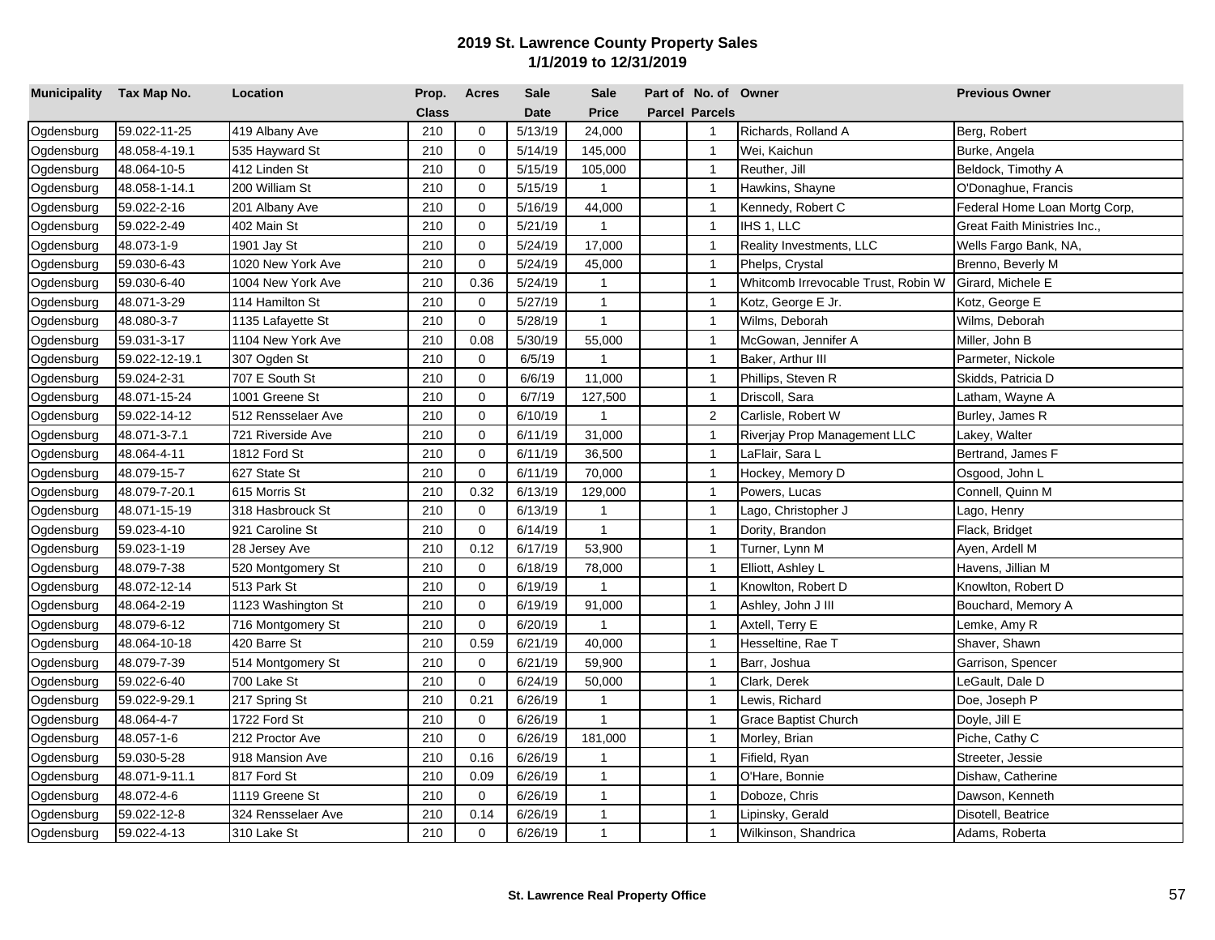# 2019 St. Lawrence County Property Sales
## 1/1/2019 to 12/31/2019

| Municipality | Tax Map No. | Location | Prop. Class | Acres | Sale Date | Sale Price | Part of Parcel | No. of Parcels | Owner | Previous Owner |
|---|---|---|---|---|---|---|---|---|---|---|
| Ogdensburg | 59.022-11-25 | 419 Albany Ave | 210 | 0 | 5/13/19 | 24,000 | | 1 | Richards, Rolland A | Berg, Robert |
| Ogdensburg | 48.058-4-19.1 | 535 Hayward St | 210 | 0 | 5/14/19 | 145,000 | | 1 | Wei, Kaichun | Burke, Angela |
| Ogdensburg | 48.064-10-5 | 412 Linden St | 210 | 0 | 5/15/19 | 105,000 | | 1 | Reuther, Jill | Beldock, Timothy A |
| Ogdensburg | 48.058-1-14.1 | 200 William St | 210 | 0 | 5/15/19 | 1 | | 1 | Hawkins, Shayne | O'Donaghue, Francis |
| Ogdensburg | 59.022-2-16 | 201 Albany Ave | 210 | 0 | 5/16/19 | 44,000 | | 1 | Kennedy, Robert C | Federal Home Loan Mortg Corp, |
| Ogdensburg | 59.022-2-49 | 402 Main St | 210 | 0 | 5/21/19 | 1 | | 1 | IHS 1, LLC | Great Faith Ministries Inc., |
| Ogdensburg | 48.073-1-9 | 1901 Jay St | 210 | 0 | 5/24/19 | 17,000 | | 1 | Reality Investments, LLC | Wells Fargo Bank, NA, |
| Ogdensburg | 59.030-6-43 | 1020 New York Ave | 210 | 0 | 5/24/19 | 45,000 | | 1 | Phelps, Crystal | Brenno, Beverly M |
| Ogdensburg | 59.030-6-40 | 1004 New York Ave | 210 | 0.36 | 5/24/19 | 1 | | 1 | Whitcomb Irrevocable Trust, Robin W | Girard, Michele E |
| Ogdensburg | 48.071-3-29 | 114 Hamilton St | 210 | 0 | 5/27/19 | 1 | | 1 | Kotz, George E Jr. | Kotz, George E |
| Ogdensburg | 48.080-3-7 | 1135 Lafayette St | 210 | 0 | 5/28/19 | 1 | | 1 | Wilms, Deborah | Wilms, Deborah |
| Ogdensburg | 59.031-3-17 | 1104 New York Ave | 210 | 0.08 | 5/30/19 | 55,000 | | 1 | McGowan, Jennifer A | Miller, John B |
| Ogdensburg | 59.022-12-19.1 | 307 Ogden St | 210 | 0 | 6/5/19 | 1 | | 1 | Baker, Arthur III | Parmeter, Nickole |
| Ogdensburg | 59.024-2-31 | 707 E South St | 210 | 0 | 6/6/19 | 11,000 | | 1 | Phillips, Steven R | Skidds, Patricia D |
| Ogdensburg | 48.071-15-24 | 1001 Greene St | 210 | 0 | 6/7/19 | 127,500 | | 1 | Driscoll, Sara | Latham, Wayne A |
| Ogdensburg | 59.022-14-12 | 512 Rensselaer Ave | 210 | 0 | 6/10/19 | 1 | | 2 | Carlisle, Robert W | Burley, James R |
| Ogdensburg | 48.071-3-7.1 | 721 Riverside Ave | 210 | 0 | 6/11/19 | 31,000 | | 1 | Riverjay Prop Management LLC | Lakey, Walter |
| Ogdensburg | 48.064-4-11 | 1812 Ford St | 210 | 0 | 6/11/19 | 36,500 | | 1 | LaFlair, Sara L | Bertrand, James F |
| Ogdensburg | 48.079-15-7 | 627 State St | 210 | 0 | 6/11/19 | 70,000 | | 1 | Hockey, Memory D | Osgood, John L |
| Ogdensburg | 48.079-7-20.1 | 615 Morris St | 210 | 0.32 | 6/13/19 | 129,000 | | 1 | Powers, Lucas | Connell, Quinn M |
| Ogdensburg | 48.071-15-19 | 318 Hasbrouck St | 210 | 0 | 6/13/19 | 1 | | 1 | Lago, Christopher J | Lago, Henry |
| Ogdensburg | 59.023-4-10 | 921 Caroline St | 210 | 0 | 6/14/19 | 1 | | 1 | Dority, Brandon | Flack, Bridget |
| Ogdensburg | 59.023-1-19 | 28 Jersey Ave | 210 | 0.12 | 6/17/19 | 53,900 | | 1 | Turner, Lynn M | Ayen, Ardell M |
| Ogdensburg | 48.079-7-38 | 520 Montgomery St | 210 | 0 | 6/18/19 | 78,000 | | 1 | Elliott, Ashley L | Havens, Jillian M |
| Ogdensburg | 48.072-12-14 | 513 Park St | 210 | 0 | 6/19/19 | 1 | | 1 | Knowlton, Robert D | Knowlton, Robert D |
| Ogdensburg | 48.064-2-19 | 1123 Washington St | 210 | 0 | 6/19/19 | 91,000 | | 1 | Ashley, John J III | Bouchard, Memory A |
| Ogdensburg | 48.079-6-12 | 716 Montgomery St | 210 | 0 | 6/20/19 | 1 | | 1 | Axtell, Terry E | Lemke, Amy R |
| Ogdensburg | 48.064-10-18 | 420 Barre St | 210 | 0.59 | 6/21/19 | 40,000 | | 1 | Hesseltine, Rae T | Shaver, Shawn |
| Ogdensburg | 48.079-7-39 | 514 Montgomery St | 210 | 0 | 6/21/19 | 59,900 | | 1 | Barr, Joshua | Garrison, Spencer |
| Ogdensburg | 59.022-6-40 | 700 Lake St | 210 | 0 | 6/24/19 | 50,000 | | 1 | Clark, Derek | LeGault, Dale D |
| Ogdensburg | 59.022-9-29.1 | 217 Spring St | 210 | 0.21 | 6/26/19 | 1 | | 1 | Lewis, Richard | Doe, Joseph P |
| Ogdensburg | 48.064-4-7 | 1722 Ford St | 210 | 0 | 6/26/19 | 1 | | 1 | Grace Baptist Church | Doyle, Jill E |
| Ogdensburg | 48.057-1-6 | 212 Proctor Ave | 210 | 0 | 6/26/19 | 181,000 | | 1 | Morley, Brian | Piche, Cathy C |
| Ogdensburg | 59.030-5-28 | 918 Mansion Ave | 210 | 0.16 | 6/26/19 | 1 | | 1 | Fifield, Ryan | Streeter, Jessie |
| Ogdensburg | 48.071-9-11.1 | 817 Ford St | 210 | 0.09 | 6/26/19 | 1 | | 1 | O'Hare, Bonnie | Dishaw, Catherine |
| Ogdensburg | 48.072-4-6 | 1119 Greene St | 210 | 0 | 6/26/19 | 1 | | 1 | Doboze, Chris | Dawson, Kenneth |
| Ogdensburg | 59.022-12-8 | 324 Rensselaer Ave | 210 | 0.14 | 6/26/19 | 1 | | 1 | Lipinsky, Gerald | Disotell, Beatrice |
| Ogdensburg | 59.022-4-13 | 310 Lake St | 210 | 0 | 6/26/19 | 1 | | 1 | Wilkinson, Shandrica | Adams, Roberta |

**St. Lawrence Real Property Office**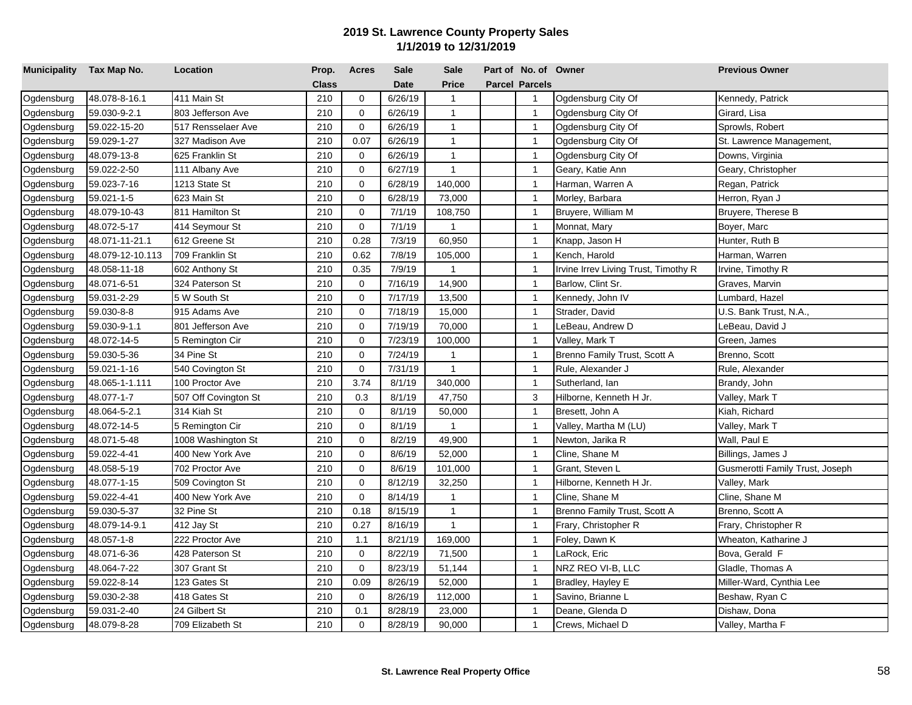# 2019 St. Lawrence County Property Sales
## 1/1/2019 to 12/31/2019

| Municipality | Tax Map No. | Location | Prop. Class | Acres | Sale Date | Sale Price | Part of Parcel | No. of Parcels | Owner | Previous Owner |
|---|---|---|---|---|---|---|---|---|---|---|
| Ogdensburg | 48.078-8-16.1 | 411 Main St | 210 | 0 | 6/26/19 | 1 | | 1 | Ogdensburg City Of | Kennedy, Patrick |
| Ogdensburg | 59.030-9-2.1 | 803 Jefferson Ave | 210 | 0 | 6/26/19 | 1 | | 1 | Ogdensburg City Of | Girard, Lisa |
| Ogdensburg | 59.022-15-20 | 517 Rensselaer Ave | 210 | 0 | 6/26/19 | 1 | | 1 | Ogdensburg City Of | Sprowls, Robert |
| Ogdensburg | 59.029-1-27 | 327 Madison Ave | 210 | 0.07 | 6/26/19 | 1 | | 1 | Ogdensburg City Of | St. Lawrence Management, |
| Ogdensburg | 48.079-13-8 | 625 Franklin St | 210 | 0 | 6/26/19 | 1 | | 1 | Ogdensburg City Of | Downs, Virginia |
| Ogdensburg | 59.022-2-50 | 111 Albany Ave | 210 | 0 | 6/27/19 | 1 | | 1 | Geary, Katie Ann | Geary, Christopher |
| Ogdensburg | 59.023-7-16 | 1213 State St | 210 | 0 | 6/28/19 | 140,000 | | 1 | Harman, Warren A | Regan, Patrick |
| Ogdensburg | 59.021-1-5 | 623 Main St | 210 | 0 | 6/28/19 | 73,000 | | 1 | Morley, Barbara | Herron, Ryan J |
| Ogdensburg | 48.079-10-43 | 811 Hamilton St | 210 | 0 | 7/1/19 | 108,750 | | 1 | Bruyere, William M | Bruyere, Therese B |
| Ogdensburg | 48.072-5-17 | 414 Seymour St | 210 | 0 | 7/1/19 | 1 | | 1 | Monnat, Mary | Boyer, Marc |
| Ogdensburg | 48.071-11-21.1 | 612 Greene St | 210 | 0.28 | 7/3/19 | 60,950 | | 1 | Knapp, Jason H | Hunter, Ruth B |
| Ogdensburg | 48.079-12-10.113 | 709 Franklin St | 210 | 0.62 | 7/8/19 | 105,000 | | 1 | Kench, Harold | Harman, Warren |
| Ogdensburg | 48.058-11-18 | 602 Anthony St | 210 | 0.35 | 7/9/19 | 1 | | 1 | Irvine Irrev Living Trust, Timothy R | Irvine, Timothy R |
| Ogdensburg | 48.071-6-51 | 324 Paterson St | 210 | 0 | 7/16/19 | 14,900 | | 1 | Barlow, Clint Sr. | Graves, Marvin |
| Ogdensburg | 59.031-2-29 | 5 W South St | 210 | 0 | 7/17/19 | 13,500 | | 1 | Kennedy, John IV | Lumbard, Hazel |
| Ogdensburg | 59.030-8-8 | 915 Adams Ave | 210 | 0 | 7/18/19 | 15,000 | | 1 | Strader, David | U.S. Bank Trust, N.A., |
| Ogdensburg | 59.030-9-1.1 | 801 Jefferson Ave | 210 | 0 | 7/19/19 | 70,000 | | 1 | LeBeau, Andrew D | LeBeau, David J |
| Ogdensburg | 48.072-14-5 | 5 Remington Cir | 210 | 0 | 7/23/19 | 100,000 | | 1 | Valley, Mark T | Green, James |
| Ogdensburg | 59.030-5-36 | 34 Pine St | 210 | 0 | 7/24/19 | 1 | | 1 | Brenno Family Trust, Scott A | Brenno, Scott |
| Ogdensburg | 59.021-1-16 | 540 Covington St | 210 | 0 | 7/31/19 | 1 | | 1 | Rule, Alexander J | Rule, Alexander |
| Ogdensburg | 48.065-1-1.111 | 100 Proctor Ave | 210 | 3.74 | 8/1/19 | 340,000 | | 1 | Sutherland, Ian | Brandy, John |
| Ogdensburg | 48.077-1-7 | 507 Off Covington St | 210 | 0.3 | 8/1/19 | 47,750 | | 3 | Hilborne, Kenneth H Jr. | Valley, Mark T |
| Ogdensburg | 48.064-5-2.1 | 314 Kiah St | 210 | 0 | 8/1/19 | 50,000 | | 1 | Bresett, John A | Kiah, Richard |
| Ogdensburg | 48.072-14-5 | 5 Remington Cir | 210 | 0 | 8/1/19 | 1 | | 1 | Valley, Martha M (LU) | Valley, Mark T |
| Ogdensburg | 48.071-5-48 | 1008 Washington St | 210 | 0 | 8/2/19 | 49,900 | | 1 | Newton, Jarika R | Wall, Paul E |
| Ogdensburg | 59.022-4-41 | 400 New York Ave | 210 | 0 | 8/6/19 | 52,000 | | 1 | Cline, Shane M | Billings, James J |
| Ogdensburg | 48.058-5-19 | 702 Proctor Ave | 210 | 0 | 8/6/19 | 101,000 | | 1 | Grant, Steven L | Gusmerotti Family Trust, Joseph |
| Ogdensburg | 48.077-1-15 | 509 Covington St | 210 | 0 | 8/12/19 | 32,250 | | 1 | Hilborne, Kenneth H Jr. | Valley, Mark |
| Ogdensburg | 59.022-4-41 | 400 New York Ave | 210 | 0 | 8/14/19 | 1 | | 1 | Cline, Shane M | Cline, Shane M |
| Ogdensburg | 59.030-5-37 | 32 Pine St | 210 | 0.18 | 8/15/19 | 1 | | 1 | Brenno Family Trust, Scott A | Brenno, Scott A |
| Ogdensburg | 48.079-14-9.1 | 412 Jay St | 210 | 0.27 | 8/16/19 | 1 | | 1 | Frary, Christopher R | Frary, Christopher R |
| Ogdensburg | 48.057-1-8 | 222 Proctor Ave | 210 | 1.1 | 8/21/19 | 169,000 | | 1 | Foley, Dawn K | Wheaton, Katharine J |
| Ogdensburg | 48.071-6-36 | 428 Paterson St | 210 | 0 | 8/22/19 | 71,500 | | 1 | LaRock, Eric | Bova, Gerald F |
| Ogdensburg | 48.064-7-22 | 307 Grant St | 210 | 0 | 8/23/19 | 51,144 | | 1 | NRZ REO VI-B, LLC | Gladle, Thomas A |
| Ogdensburg | 59.022-8-14 | 123 Gates St | 210 | 0.09 | 8/26/19 | 52,000 | | 1 | Bradley, Hayley E | Miller-Ward, Cynthia Lee |
| Ogdensburg | 59.030-2-38 | 418 Gates St | 210 | 0 | 8/26/19 | 112,000 | | 1 | Savino, Brianne L | Beshaw, Ryan C |
| Ogdensburg | 59.031-2-40 | 24 Gilbert St | 210 | 0.1 | 8/28/19 | 23,000 | | 1 | Deane, Glenda D | Dishaw, Dona |
| Ogdensburg | 48.079-8-28 | 709 Elizabeth St | 210 | 0 | 8/28/19 | 90,000 | | 1 | Crews, Michael D | Valley, Martha F |

**St. Lawrence Real Property Office**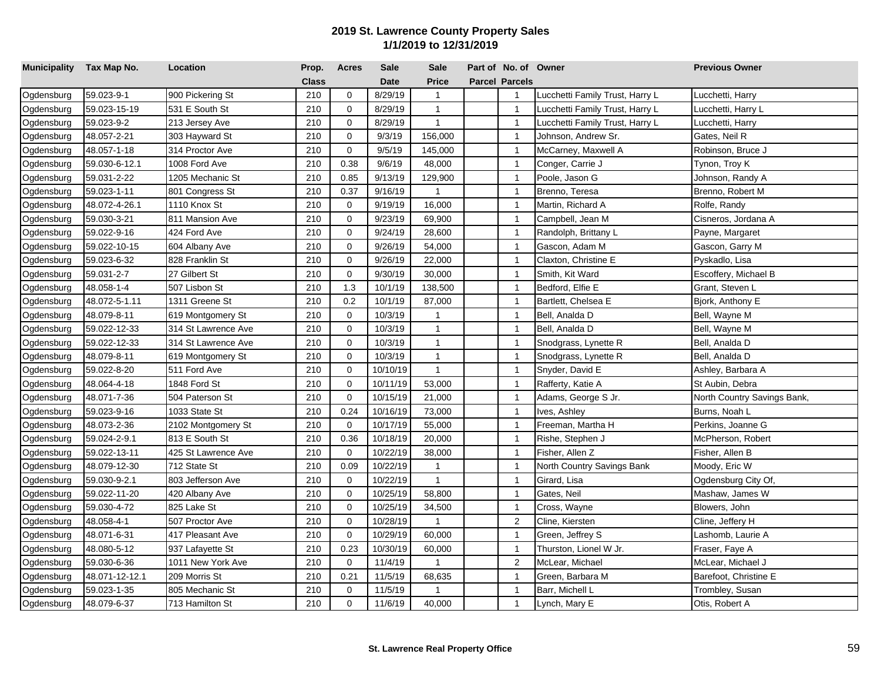## 2019 St. Lawrence County Property Sales
## 1/1/2019 to 12/31/2019

| Municipality | Tax Map No. | Location | Prop. Class | Acres | Sale Date | Sale Price | Part of Parcel | No. of Parcels | Owner | Previous Owner |
|---|---|---|---|---|---|---|---|---|---|---|
| Ogdensburg | 59.023-9-1 | 900 Pickering St | 210 | 0 | 8/29/19 | 1 | | 1 | Lucchetti Family Trust, Harry L | Lucchetti, Harry |
| Ogdensburg | 59.023-15-19 | 531 E South St | 210 | 0 | 8/29/19 | 1 | | 1 | Lucchetti Family Trust, Harry L | Lucchetti, Harry L |
| Ogdensburg | 59.023-9-2 | 213 Jersey Ave | 210 | 0 | 8/29/19 | 1 | | 1 | Lucchetti Family Trust, Harry L | Lucchetti, Harry |
| Ogdensburg | 48.057-2-21 | 303 Hayward St | 210 | 0 | 9/3/19 | 156,000 | | 1 | Johnson, Andrew Sr. | Gates, Neil R |
| Ogdensburg | 48.057-1-18 | 314 Proctor Ave | 210 | 0 | 9/5/19 | 145,000 | | 1 | McCarney, Maxwell A | Robinson, Bruce J |
| Ogdensburg | 59.030-6-12.1 | 1008 Ford Ave | 210 | 0.38 | 9/6/19 | 48,000 | | 1 | Conger, Carrie J | Tynon, Troy K |
| Ogdensburg | 59.031-2-22 | 1205 Mechanic St | 210 | 0.85 | 9/13/19 | 129,900 | | 1 | Poole, Jason G | Johnson, Randy A |
| Ogdensburg | 59.023-1-11 | 801 Congress St | 210 | 0.37 | 9/16/19 | 1 | | 1 | Brenno, Teresa | Brenno, Robert M |
| Ogdensburg | 48.072-4-26.1 | 1110 Knox St | 210 | 0 | 9/19/19 | 16,000 | | 1 | Martin, Richard A | Rolfe, Randy |
| Ogdensburg | 59.030-3-21 | 811 Mansion Ave | 210 | 0 | 9/23/19 | 69,900 | | 1 | Campbell, Jean M | Cisneros, Jordana A |
| Ogdensburg | 59.022-9-16 | 424 Ford Ave | 210 | 0 | 9/24/19 | 28,600 | | 1 | Randolph, Brittany L | Payne, Margaret |
| Ogdensburg | 59.022-10-15 | 604 Albany Ave | 210 | 0 | 9/26/19 | 54,000 | | 1 | Gascon, Adam M | Gascon, Garry M |
| Ogdensburg | 59.023-6-32 | 828 Franklin St | 210 | 0 | 9/26/19 | 22,000 | | 1 | Claxton, Christine E | Pyskadlo, Lisa |
| Ogdensburg | 59.031-2-7 | 27 Gilbert St | 210 | 0 | 9/30/19 | 30,000 | | 1 | Smith, Kit Ward | Escoffery, Michael B |
| Ogdensburg | 48.058-1-4 | 507 Lisbon St | 210 | 1.3 | 10/1/19 | 138,500 | | 1 | Bedford, Elfie E | Grant, Steven L |
| Ogdensburg | 48.072-5-1.11 | 1311 Greene St | 210 | 0.2 | 10/1/19 | 87,000 | | 1 | Bartlett, Chelsea E | Bjork, Anthony E |
| Ogdensburg | 48.079-8-11 | 619 Montgomery St | 210 | 0 | 10/3/19 | 1 | | 1 | Bell, Analda D | Bell, Wayne M |
| Ogdensburg | 59.022-12-33 | 314 St Lawrence Ave | 210 | 0 | 10/3/19 | 1 | | 1 | Bell, Analda D | Bell, Wayne M |
| Ogdensburg | 59.022-12-33 | 314 St Lawrence Ave | 210 | 0 | 10/3/19 | 1 | | 1 | Snodgrass, Lynette R | Bell, Analda D |
| Ogdensburg | 48.079-8-11 | 619 Montgomery St | 210 | 0 | 10/3/19 | 1 | | 1 | Snodgrass, Lynette R | Bell, Analda D |
| Ogdensburg | 59.022-8-20 | 511 Ford Ave | 210 | 0 | 10/10/19 | 1 | | 1 | Snyder, David E | Ashley, Barbara A |
| Ogdensburg | 48.064-4-18 | 1848 Ford St | 210 | 0 | 10/11/19 | 53,000 | | 1 | Rafferty, Katie A | St Aubin, Debra |
| Ogdensburg | 48.071-7-36 | 504 Paterson St | 210 | 0 | 10/15/19 | 21,000 | | 1 | Adams, George S Jr. | North Country Savings Bank, |
| Ogdensburg | 59.023-9-16 | 1033 State St | 210 | 0.24 | 10/16/19 | 73,000 | | 1 | Ives, Ashley | Burns, Noah L |
| Ogdensburg | 48.073-2-36 | 2102 Montgomery St | 210 | 0 | 10/17/19 | 55,000 | | 1 | Freeman, Martha H | Perkins, Joanne G |
| Ogdensburg | 59.024-2-9.1 | 813 E South St | 210 | 0.36 | 10/18/19 | 20,000 | | 1 | Rishe, Stephen J | McPherson, Robert |
| Ogdensburg | 59.022-13-11 | 425 St Lawrence Ave | 210 | 0 | 10/22/19 | 38,000 | | 1 | Fisher, Allen Z | Fisher, Allen B |
| Ogdensburg | 48.079-12-30 | 712 State St | 210 | 0.09 | 10/22/19 | 1 | | 1 | North Country Savings Bank | Moody, Eric W |
| Ogdensburg | 59.030-9-2.1 | 803 Jefferson Ave | 210 | 0 | 10/22/19 | 1 | | 1 | Girard, Lisa | Ogdensburg City Of, |
| Ogdensburg | 59.022-11-20 | 420 Albany Ave | 210 | 0 | 10/25/19 | 58,800 | | 1 | Gates, Neil | Mashaw, James W |
| Ogdensburg | 59.030-4-72 | 825 Lake St | 210 | 0 | 10/25/19 | 34,500 | | 1 | Cross, Wayne | Blowers, John |
| Ogdensburg | 48.058-4-1 | 507 Proctor Ave | 210 | 0 | 10/28/19 | 1 | | 2 | Cline, Kiersten | Cline, Jeffery H |
| Ogdensburg | 48.071-6-31 | 417 Pleasant Ave | 210 | 0 | 10/29/19 | 60,000 | | 1 | Green, Jeffrey S | Lashomb, Laurie A |
| Ogdensburg | 48.080-5-12 | 937 Lafayette St | 210 | 0.23 | 10/30/19 | 60,000 | | 1 | Thurston, Lionel W Jr. | Fraser, Faye A |
| Ogdensburg | 59.030-6-36 | 1011 New York Ave | 210 | 0 | 11/4/19 | 1 | | 2 | McLear, Michael | McLear, Michael J |
| Ogdensburg | 48.071-12-12.1 | 209 Morris St | 210 | 0.21 | 11/5/19 | 68,635 | | 1 | Green, Barbara M | Barefoot, Christine E |
| Ogdensburg | 59.023-1-35 | 805 Mechanic St | 210 | 0 | 11/5/19 | 1 | | 1 | Barr, Michell L | Trombley, Susan |
| Ogdensburg | 48.079-6-37 | 713 Hamilton St | 210 | 0 | 11/6/19 | 40,000 | | 1 | Lynch, Mary E | Otis, Robert A |

**St. Lawrence Real Property Office**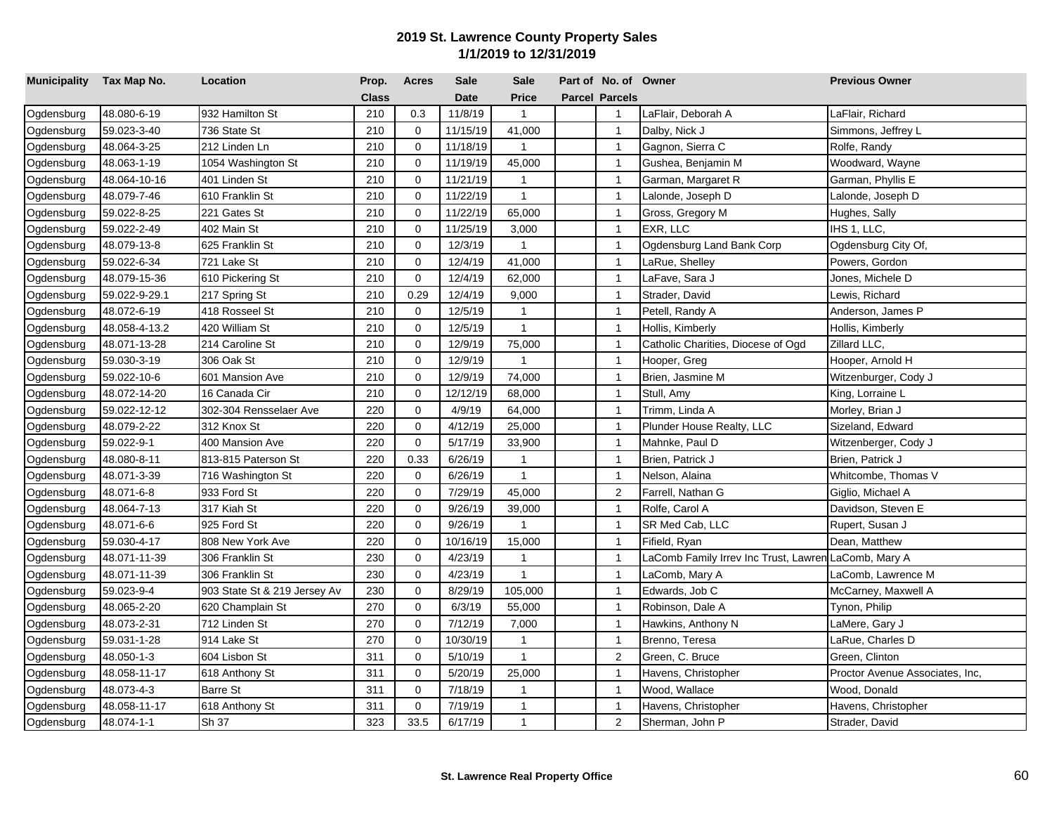# 2019 St. Lawrence County Property Sales
## 1/1/2019 to 12/31/2019

| Municipality | Tax Map No. | Location | Prop. Class | Acres | Sale Date | Sale Price | Part of Parcel | No. of Parcels | Owner | Previous Owner |
|---|---|---|---|---|---|---|---|---|---|---|
| Ogdensburg | 48.080-6-19 | 932 Hamilton St | 210 | 0.3 | 11/8/19 | 1 | | 1 | LaFlair, Deborah A | LaFlair, Richard |
| Ogdensburg | 59.023-3-40 | 736 State St | 210 | 0 | 11/15/19 | 41,000 | | 1 | Dalby, Nick J | Simmons, Jeffrey L |
| Ogdensburg | 48.064-3-25 | 212 Linden Ln | 210 | 0 | 11/18/19 | 1 | | 1 | Gagnon, Sierra C | Rolfe, Randy |
| Ogdensburg | 48.063-1-19 | 1054 Washington St | 210 | 0 | 11/19/19 | 45,000 | | 1 | Gushea, Benjamin M | Woodward, Wayne |
| Ogdensburg | 48.064-10-16 | 401 Linden St | 210 | 0 | 11/21/19 | 1 | | 1 | Garman, Margaret R | Garman, Phyllis E |
| Ogdensburg | 48.079-7-46 | 610 Franklin St | 210 | 0 | 11/22/19 | 1 | | 1 | Lalonde, Joseph D | Lalonde, Joseph D |
| Ogdensburg | 59.022-8-25 | 221 Gates St | 210 | 0 | 11/22/19 | 65,000 | | 1 | Gross, Gregory M | Hughes, Sally |
| Ogdensburg | 59.022-2-49 | 402 Main St | 210 | 0 | 11/25/19 | 3,000 | | 1 | EXR, LLC | IHS 1, LLC, |
| Ogdensburg | 48.079-13-8 | 625 Franklin St | 210 | 0 | 12/3/19 | 1 | | 1 | Ogdensburg Land Bank Corp | Ogdensburg City Of, |
| Ogdensburg | 59.022-6-34 | 721 Lake St | 210 | 0 | 12/4/19 | 41,000 | | 1 | LaRue, Shelley | Powers, Gordon |
| Ogdensburg | 48.079-15-36 | 610 Pickering St | 210 | 0 | 12/4/19 | 62,000 | | 1 | LaFave, Sara J | Jones, Michele D |
| Ogdensburg | 59.022-9-29.1 | 217 Spring St | 210 | 0.29 | 12/4/19 | 9,000 | | 1 | Strader, David | Lewis, Richard |
| Ogdensburg | 48.072-6-19 | 418 Rosseel St | 210 | 0 | 12/5/19 | 1 | | 1 | Petell, Randy A | Anderson, James P |
| Ogdensburg | 48.058-4-13.2 | 420 William St | 210 | 0 | 12/5/19 | 1 | | 1 | Hollis, Kimberly | Hollis, Kimberly |
| Ogdensburg | 48.071-13-28 | 214 Caroline St | 210 | 0 | 12/9/19 | 75,000 | | 1 | Catholic Charities, Diocese of Ogd | Zillard LLC, |
| Ogdensburg | 59.030-3-19 | 306 Oak St | 210 | 0 | 12/9/19 | 1 | | 1 | Hooper, Greg | Hooper, Arnold H |
| Ogdensburg | 59.022-10-6 | 601 Mansion Ave | 210 | 0 | 12/9/19 | 74,000 | | 1 | Brien, Jasmine M | Witzenburger, Cody J |
| Ogdensburg | 48.072-14-20 | 16 Canada Cir | 210 | 0 | 12/12/19 | 68,000 | | 1 | Stull, Amy | King, Lorraine L |
| Ogdensburg | 59.022-12-12 | 302-304 Rensselaer Ave | 220 | 0 | 4/9/19 | 64,000 | | 1 | Trimm, Linda A | Morley, Brian J |
| Ogdensburg | 48.079-2-22 | 312 Knox St | 220 | 0 | 4/12/19 | 25,000 | | 1 | Plunder House Realty, LLC | Sizeland, Edward |
| Ogdensburg | 59.022-9-1 | 400 Mansion Ave | 220 | 0 | 5/17/19 | 33,900 | | 1 | Mahnke, Paul D | Witzenberger, Cody J |
| Ogdensburg | 48.080-8-11 | 813-815 Paterson St | 220 | 0.33 | 6/26/19 | 1 | | 1 | Brien, Patrick J | Brien, Patrick J |
| Ogdensburg | 48.071-3-39 | 716 Washington St | 220 | 0 | 6/26/19 | 1 | | 1 | Nelson, Alaina | Whitcombe, Thomas V |
| Ogdensburg | 48.071-6-8 | 933 Ford St | 220 | 0 | 7/29/19 | 45,000 | | 2 | Farrell, Nathan G | Giglio, Michael A |
| Ogdensburg | 48.064-7-13 | 317 Kiah St | 220 | 0 | 9/26/19 | 39,000 | | 1 | Rolfe, Carol A | Davidson, Steven E |
| Ogdensburg | 48.071-6-6 | 925 Ford St | 220 | 0 | 9/26/19 | 1 | | 1 | SR Med Cab, LLC | Rupert, Susan J |
| Ogdensburg | 59.030-4-17 | 808 New York Ave | 220 | 0 | 10/16/19 | 15,000 | | 1 | Fifield, Ryan | Dean, Matthew |
| Ogdensburg | 48.071-11-39 | 306 Franklin St | 230 | 0 | 4/23/19 | 1 | | 1 | LaComb Family Irrev Inc Trust, Lawren | LaComb, Mary A |
| Ogdensburg | 48.071-11-39 | 306 Franklin St | 230 | 0 | 4/23/19 | 1 | | 1 | LaComb, Mary A | LaComb, Lawrence M |
| Ogdensburg | 59.023-9-4 | 903 State St & 219 Jersey Av | 230 | 0 | 8/29/19 | 105,000 | | 1 | Edwards, Job C | McCarney, Maxwell A |
| Ogdensburg | 48.065-2-20 | 620 Champlain St | 270 | 0 | 6/3/19 | 55,000 | | 1 | Robinson, Dale A | Tynon, Philip |
| Ogdensburg | 48.073-2-31 | 712 Linden St | 270 | 0 | 7/12/19 | 7,000 | | 1 | Hawkins, Anthony N | LaMere, Gary J |
| Ogdensburg | 59.031-1-28 | 914 Lake St | 270 | 0 | 10/30/19 | 1 | | 1 | Brenno, Teresa | LaRue, Charles D |
| Ogdensburg | 48.050-1-3 | 604 Lisbon St | 311 | 0 | 5/10/19 | 1 | | 2 | Green, C. Bruce | Green, Clinton |
| Ogdensburg | 48.058-11-17 | 618 Anthony St | 311 | 0 | 5/20/19 | 25,000 | | 1 | Havens, Christopher | Proctor Avenue Associates, Inc, |
| Ogdensburg | 48.073-4-3 | Barre St | 311 | 0 | 7/18/19 | 1 | | 1 | Wood, Wallace | Wood, Donald |
| Ogdensburg | 48.058-11-17 | 618 Anthony St | 311 | 0 | 7/19/19 | 1 | | 1 | Havens, Christopher | Havens, Christopher |
| Ogdensburg | 48.074-1-1 | Sh 37 | 323 | 33.5 | 6/17/19 | 1 | | 2 | Sherman, John P | Strader, David |

**St. Lawrence Real Property Office**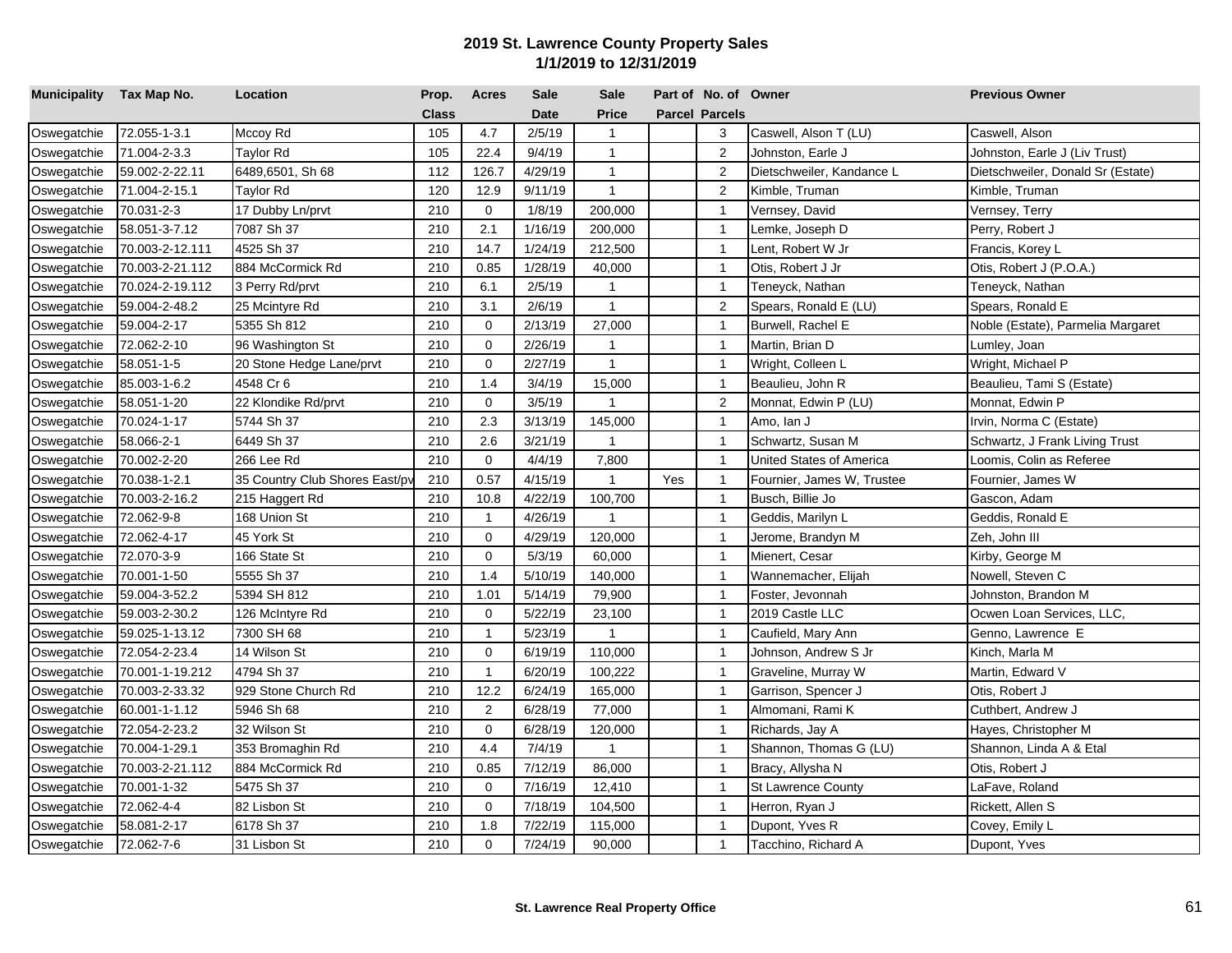# 2019 St. Lawrence County Property Sales
## 1/1/2019 to 12/31/2019

| Municipality | Tax Map No. | Location | Prop. Class | Acres | Sale Date | Sale Price | Part of Parcel | No. of Parcels | Owner | Previous Owner |
|---|---|---|---|---|---|---|---|---|---|---|
| Oswegatchie | 72.055-1-3.1 | Mccoy Rd | 105 | 4.7 | 2/5/19 | 1 | | 3 | Caswell, Alson T (LU) | Caswell, Alson |
| Oswegatchie | 71.004-2-3.3 | Taylor Rd | 105 | 22.4 | 9/4/19 | 1 | | 2 | Johnston, Earle J | Johnston, Earle J (Liv Trust) |
| Oswegatchie | 59.002-2-22.11 | 6489,6501, Sh 68 | 112 | 126.7 | 4/29/19 | 1 | | 2 | Dietschweiler, Kandance L | Dietschweiler, Donald Sr (Estate) |
| Oswegatchie | 71.004-2-15.1 | Taylor Rd | 120 | 12.9 | 9/11/19 | 1 | | 2 | Kimble, Truman | Kimble, Truman |
| Oswegatchie | 70.031-2-3 | 17 Dubby Ln/prvt | 210 | 0 | 1/8/19 | 200,000 | | 1 | Vernsey, David | Vernsey, Terry |
| Oswegatchie | 58.051-3-7.12 | 7087 Sh 37 | 210 | 2.1 | 1/16/19 | 200,000 | | 1 | Lemke, Joseph D | Perry, Robert J |
| Oswegatchie | 70.003-2-12.111 | 4525 Sh 37 | 210 | 14.7 | 1/24/19 | 212,500 | | 1 | Lent, Robert W Jr | Francis, Korey L |
| Oswegatchie | 70.003-2-21.112 | 884 McCormick Rd | 210 | 0.85 | 1/28/19 | 40,000 | | 1 | Otis, Robert J Jr | Otis, Robert J (P.O.A.) |
| Oswegatchie | 70.024-2-19.112 | 3 Perry Rd/prvt | 210 | 6.1 | 2/5/19 | 1 | | 1 | Teneyck, Nathan | Teneyck, Nathan |
| Oswegatchie | 59.004-2-48.2 | 25 Mcintyre Rd | 210 | 3.1 | 2/6/19 | 1 | | 2 | Spears, Ronald E (LU) | Spears, Ronald E |
| Oswegatchie | 59.004-2-17 | 5355 Sh 812 | 210 | 0 | 2/13/19 | 27,000 | | 1 | Burwell, Rachel E | Noble (Estate), Parmelia Margaret |
| Oswegatchie | 72.062-2-10 | 96 Washington St | 210 | 0 | 2/26/19 | 1 | | 1 | Martin, Brian D | Lumley, Joan |
| Oswegatchie | 58.051-1-5 | 20 Stone Hedge Lane/prvt | 210 | 0 | 2/27/19 | 1 | | 1 | Wright, Colleen L | Wright, Michael P |
| Oswegatchie | 85.003-1-6.2 | 4548 Cr 6 | 210 | 1.4 | 3/4/19 | 15,000 | | 1 | Beaulieu, John R | Beaulieu, Tami S (Estate) |
| Oswegatchie | 58.051-1-20 | 22 Klondike Rd/prvt | 210 | 0 | 3/5/19 | 1 | | 2 | Monnat, Edwin P (LU) | Monnat, Edwin P |
| Oswegatchie | 70.024-1-17 | 5744 Sh 37 | 210 | 2.3 | 3/13/19 | 145,000 | | 1 | Amo, Ian J | Irvin, Norma C (Estate) |
| Oswegatchie | 58.066-2-1 | 6449 Sh 37 | 210 | 2.6 | 3/21/19 | 1 | | 1 | Schwartz, Susan M | Schwartz, J Frank Living Trust |
| Oswegatchie | 70.002-2-20 | 266 Lee Rd | 210 | 0 | 4/4/19 | 7,800 | | 1 | United States of America | Loomis, Colin as Referee |
| Oswegatchie | 70.038-1-2.1 | 35 Country Club Shores East/pv | 210 | 0.57 | 4/15/19 | 1 | Yes | 1 | Fournier, James W, Trustee | Fournier, James W |
| Oswegatchie | 70.003-2-16.2 | 215 Haggert Rd | 210 | 10.8 | 4/22/19 | 100,700 | | 1 | Busch, Billie Jo | Gascon, Adam |
| Oswegatchie | 72.062-9-8 | 168 Union St | 210 | 1 | 4/26/19 | 1 | | 1 | Geddis, Marilyn L | Geddis, Ronald E |
| Oswegatchie | 72.062-4-17 | 45 York St | 210 | 0 | 4/29/19 | 120,000 | | 1 | Jerome, Brandyn M | Zeh, John III |
| Oswegatchie | 72.070-3-9 | 166 State St | 210 | 0 | 5/3/19 | 60,000 | | 1 | Mienert, Cesar | Kirby, George M |
| Oswegatchie | 70.001-1-50 | 5555 Sh 37 | 210 | 1.4 | 5/10/19 | 140,000 | | 1 | Wannemacher, Elijah | Nowell, Steven C |
| Oswegatchie | 59.004-3-52.2 | 5394 SH 812 | 210 | 1.01 | 5/14/19 | 79,900 | | 1 | Foster, Jevonnah | Johnston, Brandon M |
| Oswegatchie | 59.003-2-30.2 | 126 McIntyre Rd | 210 | 0 | 5/22/19 | 23,100 | | 1 | 2019 Castle LLC | Ocwen Loan Services, LLC, |
| Oswegatchie | 59.025-1-13.12 | 7300 SH 68 | 210 | 1 | 5/23/19 | 1 | | 1 | Caufield, Mary Ann | Genno, Lawrence E |
| Oswegatchie | 72.054-2-23.4 | 14 Wilson St | 210 | 0 | 6/19/19 | 110,000 | | 1 | Johnson, Andrew S Jr | Kinch, Marla M |
| Oswegatchie | 70.001-1-19.212 | 4794 Sh 37 | 210 | 1 | 6/20/19 | 100,222 | | 1 | Graveline, Murray W | Martin, Edward V |
| Oswegatchie | 70.003-2-33.32 | 929 Stone Church Rd | 210 | 12.2 | 6/24/19 | 165,000 | | 1 | Garrison, Spencer J | Otis, Robert J |
| Oswegatchie | 60.001-1-1.12 | 5946 Sh 68 | 210 | 2 | 6/28/19 | 77,000 | | 1 | Almomani, Rami K | Cuthbert, Andrew J |
| Oswegatchie | 72.054-2-23.2 | 32 Wilson St | 210 | 0 | 6/28/19 | 120,000 | | 1 | Richards, Jay A | Hayes, Christopher M |
| Oswegatchie | 70.004-1-29.1 | 353 Bromaghin Rd | 210 | 4.4 | 7/4/19 | 1 | | 1 | Shannon, Thomas G (LU) | Shannon, Linda A & Etal |
| Oswegatchie | 70.003-2-21.112 | 884 McCormick Rd | 210 | 0.85 | 7/12/19 | 86,000 | | 1 | Bracy, Allysha N | Otis, Robert J |
| Oswegatchie | 70.001-1-32 | 5475 Sh 37 | 210 | 0 | 7/16/19 | 12,410 | | 1 | St Lawrence County | LaFave, Roland |
| Oswegatchie | 72.062-4-4 | 82 Lisbon St | 210 | 0 | 7/18/19 | 104,500 | | 1 | Herron, Ryan J | Rickett, Allen S |
| Oswegatchie | 58.081-2-17 | 6178 Sh 37 | 210 | 1.8 | 7/22/19 | 115,000 | | 1 | Dupont, Yves R | Covey, Emily L |
| Oswegatchie | 72.062-7-6 | 31 Lisbon St | 210 | 0 | 7/24/19 | 90,000 | | 1 | Tacchino, Richard A | Dupont, Yves |

**St. Lawrence Real Property Office**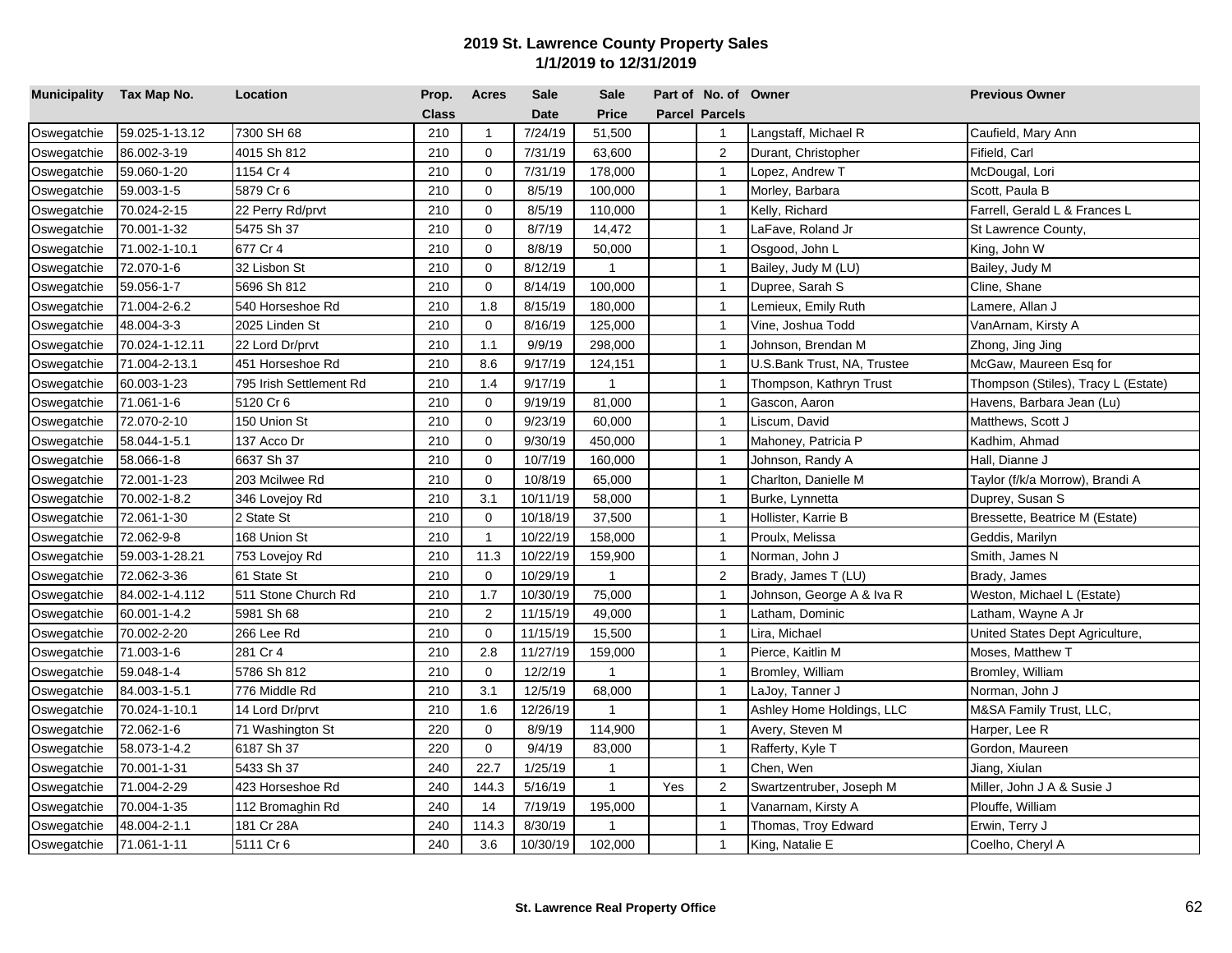# 2019 St. Lawrence County Property Sales
## 1/1/2019 to 12/31/2019

| Municipality | Tax Map No. | Location | Prop. Class | Acres | Sale Date | Sale Price | Part of Parcel | No. of Parcels | Owner | Previous Owner |
|---|---|---|---|---|---|---|---|---|---|---|
| Oswegatchie | 59.025-1-13.12 | 7300 SH 68 | 210 | 1 | 7/24/19 | 51,500 | | 1 | Langstaff, Michael R | Caufield, Mary Ann |
| Oswegatchie | 86.002-3-19 | 4015 Sh 812 | 210 | 0 | 7/31/19 | 63,600 | | 2 | Durant, Christopher | Fifield, Carl |
| Oswegatchie | 59.060-1-20 | 1154 Cr 4 | 210 | 0 | 7/31/19 | 178,000 | | 1 | Lopez, Andrew T | McDougal, Lori |
| Oswegatchie | 59.003-1-5 | 5879 Cr 6 | 210 | 0 | 8/5/19 | 100,000 | | 1 | Morley, Barbara | Scott, Paula B |
| Oswegatchie | 70.024-2-15 | 22 Perry Rd/prvt | 210 | 0 | 8/5/19 | 110,000 | | 1 | Kelly, Richard | Farrell, Gerald L & Frances L |
| Oswegatchie | 70.001-1-32 | 5475 Sh 37 | 210 | 0 | 8/7/19 | 14,472 | | 1 | LaFave, Roland Jr | St Lawrence County, |
| Oswegatchie | 71.002-1-10.1 | 677 Cr 4 | 210 | 0 | 8/8/19 | 50,000 | | 1 | Osgood, John L | King, John W |
| Oswegatchie | 72.070-1-6 | 32 Lisbon St | 210 | 0 | 8/12/19 | 1 | | 1 | Bailey, Judy M (LU) | Bailey, Judy M |
| Oswegatchie | 59.056-1-7 | 5696 Sh 812 | 210 | 0 | 8/14/19 | 100,000 | | 1 | Dupree, Sarah S | Cline, Shane |
| Oswegatchie | 71.004-2-6.2 | 540 Horseshoe Rd | 210 | 1.8 | 8/15/19 | 180,000 | | 1 | Lemieux, Emily Ruth | Lamere, Allan J |
| Oswegatchie | 48.004-3-3 | 2025 Linden St | 210 | 0 | 8/16/19 | 125,000 | | 1 | Vine, Joshua Todd | VanArnam, Kirsty A |
| Oswegatchie | 70.024-1-12.11 | 22 Lord Dr/prvt | 210 | 1.1 | 9/9/19 | 298,000 | | 1 | Johnson, Brendan M | Zhong, Jing Jing |
| Oswegatchie | 71.004-2-13.1 | 451 Horseshoe Rd | 210 | 8.6 | 9/17/19 | 124,151 | | 1 | U.S.Bank Trust, NA, Trustee | McGaw, Maureen Esq for |
| Oswegatchie | 60.003-1-23 | 795 Irish Settlement Rd | 210 | 1.4 | 9/17/19 | 1 | | 1 | Thompson, Kathryn Trust | Thompson (Stiles), Tracy L (Estate) |
| Oswegatchie | 71.061-1-6 | 5120 Cr 6 | 210 | 0 | 9/19/19 | 81,000 | | 1 | Gascon, Aaron | Havens, Barbara Jean (Lu) |
| Oswegatchie | 72.070-2-10 | 150 Union St | 210 | 0 | 9/23/19 | 60,000 | | 1 | Liscum, David | Matthews, Scott J |
| Oswegatchie | 58.044-1-5.1 | 137 Acco Dr | 210 | 0 | 9/30/19 | 450,000 | | 1 | Mahoney, Patricia P | Kadhim, Ahmad |
| Oswegatchie | 58.066-1-8 | 6637 Sh 37 | 210 | 0 | 10/7/19 | 160,000 | | 1 | Johnson, Randy A | Hall, Dianne J |
| Oswegatchie | 72.001-1-23 | 203 Mcilwee Rd | 210 | 0 | 10/8/19 | 65,000 | | 1 | Charlton, Danielle M | Taylor (f/k/a Morrow), Brandi A |
| Oswegatchie | 70.002-1-8.2 | 346 Lovejoy Rd | 210 | 3.1 | 10/11/19 | 58,000 | | 1 | Burke, Lynnetta | Duprey, Susan S |
| Oswegatchie | 72.061-1-30 | 2 State St | 210 | 0 | 10/18/19 | 37,500 | | 1 | Hollister, Karrie B | Bressette, Beatrice M (Estate) |
| Oswegatchie | 72.062-9-8 | 168 Union St | 210 | 1 | 10/22/19 | 158,000 | | 1 | Proulx, Melissa | Geddis, Marilyn |
| Oswegatchie | 59.003-1-28.21 | 753 Lovejoy Rd | 210 | 11.3 | 10/22/19 | 159,900 | | 1 | Norman, John J | Smith, James N |
| Oswegatchie | 72.062-3-36 | 61 State St | 210 | 0 | 10/29/19 | 1 | | 2 | Brady, James T (LU) | Brady, James |
| Oswegatchie | 84.002-1-4.112 | 511 Stone Church Rd | 210 | 1.7 | 10/30/19 | 75,000 | | 1 | Johnson, George A & Iva R | Weston, Michael L (Estate) |
| Oswegatchie | 60.001-1-4.2 | 5981 Sh 68 | 210 | 2 | 11/15/19 | 49,000 | | 1 | Latham, Dominic | Latham, Wayne A Jr |
| Oswegatchie | 70.002-2-20 | 266 Lee Rd | 210 | 0 | 11/15/19 | 15,500 | | 1 | Lira, Michael | United States Dept Agriculture, |
| Oswegatchie | 71.003-1-6 | 281 Cr 4 | 210 | 2.8 | 11/27/19 | 159,000 | | 1 | Pierce, Kaitlin M | Moses, Matthew T |
| Oswegatchie | 59.048-1-4 | 5786 Sh 812 | 210 | 0 | 12/2/19 | 1 | | 1 | Bromley, William | Bromley, William |
| Oswegatchie | 84.003-1-5.1 | 776 Middle Rd | 210 | 3.1 | 12/5/19 | 68,000 | | 1 | LaJoy, Tanner J | Norman, John J |
| Oswegatchie | 70.024-1-10.1 | 14 Lord Dr/prvt | 210 | 1.6 | 12/26/19 | 1 | | 1 | Ashley Home Holdings, LLC | M&SA Family Trust, LLC, |
| Oswegatchie | 72.062-1-6 | 71 Washington St | 220 | 0 | 8/9/19 | 114,900 | | 1 | Avery, Steven M | Harper, Lee R |
| Oswegatchie | 58.073-1-4.2 | 6187 Sh 37 | 220 | 0 | 9/4/19 | 83,000 | | 1 | Rafferty, Kyle T | Gordon, Maureen |
| Oswegatchie | 70.001-1-31 | 5433 Sh 37 | 240 | 22.7 | 1/25/19 | 1 | | 1 | Chen, Wen | Jiang, Xiulan |
| Oswegatchie | 71.004-2-29 | 423 Horseshoe Rd | 240 | 144.3 | 5/16/19 | 1 | Yes | 2 | Swartzentruber, Joseph M | Miller, John J A & Susie J |
| Oswegatchie | 70.004-1-35 | 112 Bromaghin Rd | 240 | 14 | 7/19/19 | 195,000 | | 1 | Vanarnam, Kirsty A | Plouffe, William |
| Oswegatchie | 48.004-2-1.1 | 181 Cr 28A | 240 | 114.3 | 8/30/19 | 1 | | 1 | Thomas, Troy Edward | Erwin, Terry J |
| Oswegatchie | 71.061-1-11 | 5111 Cr 6 | 240 | 3.6 | 10/30/19 | 102,000 | | 1 | King, Natalie E | Coelho, Cheryl A |

**St. Lawrence Real Property Office**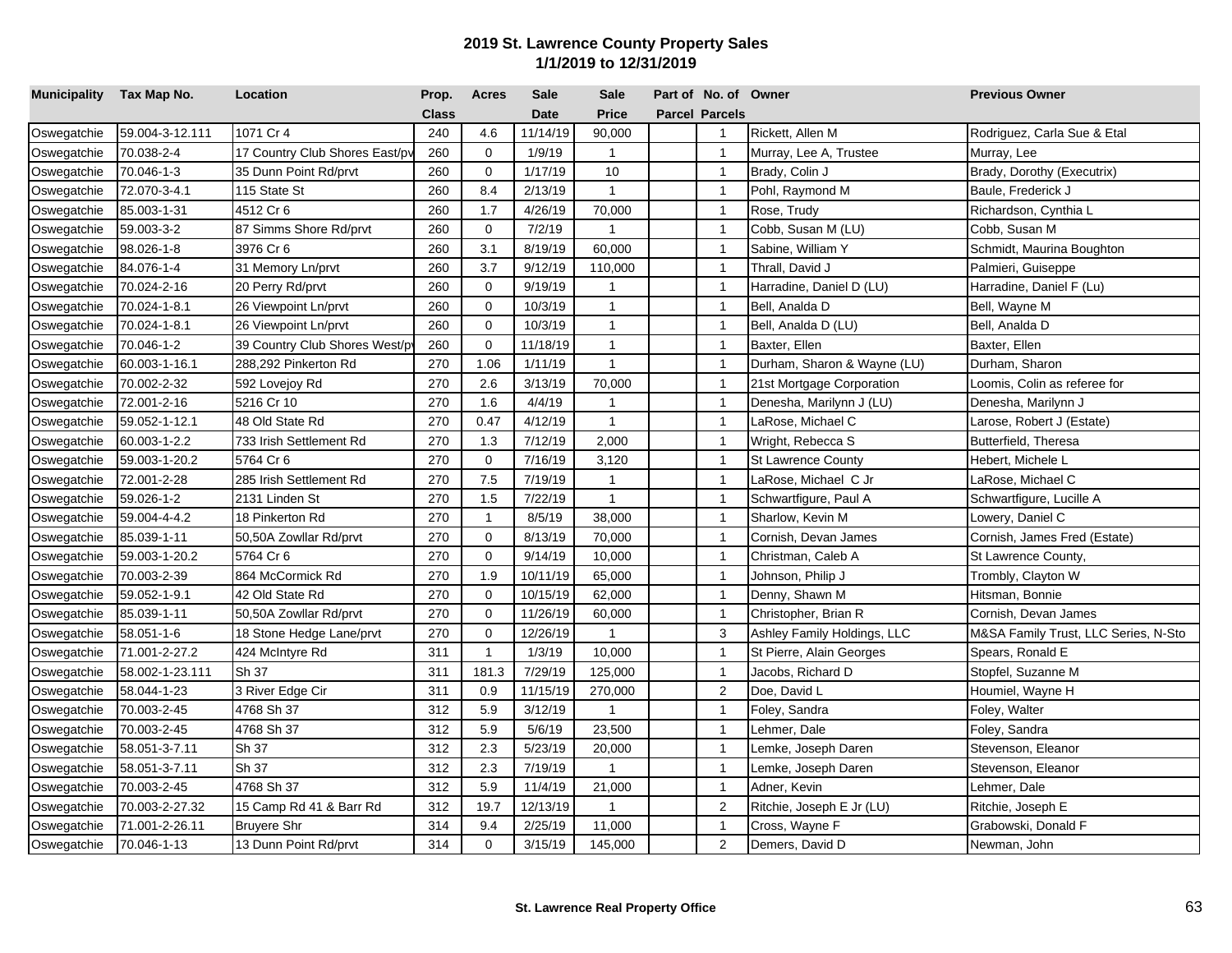# 2019 St. Lawrence County Property Sales
## 1/1/2019 to 12/31/2019

| Municipality | Tax Map No. | Location | Prop. Class | Acres | Sale Date | Sale Price | Part of Parcel | No. of Parcels | Owner | Previous Owner |
|---|---|---|---|---|---|---|---|---|---|---|
| Oswegatchie | 59.004-3-12.111 | 1071 Cr 4 | 240 | 4.6 | 11/14/19 | 90,000 | | 1 | Rickett, Allen M | Rodriguez, Carla Sue & Etal |
| Oswegatchie | 70.038-2-4 | 17 Country Club Shores East/pv | 260 | 0 | 1/9/19 | 1 | | 1 | Murray, Lee A, Trustee | Murray, Lee |
| Oswegatchie | 70.046-1-3 | 35 Dunn Point Rd/prvt | 260 | 0 | 1/17/19 | 10 | | 1 | Brady, Colin J | Brady, Dorothy (Executrix) |
| Oswegatchie | 72.070-3-4.1 | 115 State St | 260 | 8.4 | 2/13/19 | 1 | | 1 | Pohl, Raymond M | Baule, Frederick J |
| Oswegatchie | 85.003-1-31 | 4512 Cr 6 | 260 | 1.7 | 4/26/19 | 70,000 | | 1 | Rose, Trudy | Richardson, Cynthia L |
| Oswegatchie | 59.003-3-2 | 87 Simms Shore Rd/prvt | 260 | 0 | 7/2/19 | 1 | | 1 | Cobb, Susan M (LU) | Cobb, Susan M |
| Oswegatchie | 98.026-1-8 | 3976 Cr 6 | 260 | 3.1 | 8/19/19 | 60,000 | | 1 | Sabine, William Y | Schmidt, Maurina Boughton |
| Oswegatchie | 84.076-1-4 | 31 Memory Ln/prvt | 260 | 3.7 | 9/12/19 | 110,000 | | 1 | Thrall, David J | Palmieri, Guiseppe |
| Oswegatchie | 70.024-2-16 | 20 Perry Rd/prvt | 260 | 0 | 9/19/19 | 1 | | 1 | Harradine, Daniel D (LU) | Harradine, Daniel F (Lu) |
| Oswegatchie | 70.024-1-8.1 | 26 Viewpoint Ln/prvt | 260 | 0 | 10/3/19 | 1 | | 1 | Bell, Analda D | Bell, Wayne M |
| Oswegatchie | 70.024-1-8.1 | 26 Viewpoint Ln/prvt | 260 | 0 | 10/3/19 | 1 | | 1 | Bell, Analda D (LU) | Bell, Analda D |
| Oswegatchie | 70.046-1-2 | 39 Country Club Shores West/pv | 260 | 0 | 11/18/19 | 1 | | 1 | Baxter, Ellen | Baxter, Ellen |
| Oswegatchie | 60.003-1-16.1 | 288,292 Pinkerton Rd | 270 | 1.06 | 1/11/19 | 1 | | 1 | Durham, Sharon & Wayne (LU) | Durham, Sharon |
| Oswegatchie | 70.002-2-32 | 592 Lovejoy Rd | 270 | 2.6 | 3/13/19 | 70,000 | | 1 | 21st Mortgage Corporation | Loomis, Colin as referee for |
| Oswegatchie | 72.001-2-16 | 5216 Cr 10 | 270 | 1.6 | 4/4/19 | 1 | | 1 | Denesha, Marilynn J (LU) | Denesha, Marilynn J |
| Oswegatchie | 59.052-1-12.1 | 48 Old State Rd | 270 | 0.47 | 4/12/19 | 1 | | 1 | LaRose, Michael C | Larose, Robert J (Estate) |
| Oswegatchie | 60.003-1-2.2 | 733 Irish Settlement Rd | 270 | 1.3 | 7/12/19 | 2,000 | | 1 | Wright, Rebecca S | Butterfield, Theresa |
| Oswegatchie | 59.003-1-20.2 | 5764 Cr 6 | 270 | 0 | 7/16/19 | 3,120 | | 1 | St Lawrence County | Hebert, Michele L |
| Oswegatchie | 72.001-2-28 | 285 Irish Settlement Rd | 270 | 7.5 | 7/19/19 | 1 | | 1 | LaRose, Michael C Jr | LaRose, Michael C |
| Oswegatchie | 59.026-1-2 | 2131 Linden St | 270 | 1.5 | 7/22/19 | 1 | | 1 | Schwartfigure, Paul A | Schwartfigure, Lucille A |
| Oswegatchie | 59.004-4-4.2 | 18 Pinkerton Rd | 270 | 1 | 8/5/19 | 38,000 | | 1 | Sharlow, Kevin M | Lowery, Daniel C |
| Oswegatchie | 85.039-1-11 | 50,50A Zowllar Rd/prvt | 270 | 0 | 8/13/19 | 70,000 | | 1 | Cornish, Devan James | Cornish, James Fred (Estate) |
| Oswegatchie | 59.003-1-20.2 | 5764 Cr 6 | 270 | 0 | 9/14/19 | 10,000 | | 1 | Christman, Caleb A | St Lawrence County, |
| Oswegatchie | 70.003-2-39 | 864 McCormick Rd | 270 | 1.9 | 10/11/19 | 65,000 | | 1 | Johnson, Philip J | Trombly, Clayton W |
| Oswegatchie | 59.052-1-9.1 | 42 Old State Rd | 270 | 0 | 10/15/19 | 62,000 | | 1 | Denny, Shawn M | Hitsman, Bonnie |
| Oswegatchie | 85.039-1-11 | 50,50A Zowllar Rd/prvt | 270 | 0 | 11/26/19 | 60,000 | | 1 | Christopher, Brian R | Cornish, Devan James |
| Oswegatchie | 58.051-1-6 | 18 Stone Hedge Lane/prvt | 270 | 0 | 12/26/19 | 1 | | 3 | Ashley Family Holdings, LLC | M&SA Family Trust, LLC Series, N-Sto |
| Oswegatchie | 71.001-2-27.2 | 424 McIntyre Rd | 311 | 1 | 1/3/19 | 10,000 | | 1 | St Pierre, Alain Georges | Spears, Ronald E |
| Oswegatchie | 58.002-1-23.111 | Sh 37 | 311 | 181.3 | 7/29/19 | 125,000 | | 1 | Jacobs, Richard D | Stopfel, Suzanne M |
| Oswegatchie | 58.044-1-23 | 3 River Edge Cir | 311 | 0.9 | 11/15/19 | 270,000 | | 2 | Doe, David L | Houmiel, Wayne H |
| Oswegatchie | 70.003-2-45 | 4768 Sh 37 | 312 | 5.9 | 3/12/19 | 1 | | 1 | Foley, Sandra | Foley, Walter |
| Oswegatchie | 70.003-2-45 | 4768 Sh 37 | 312 | 5.9 | 5/6/19 | 23,500 | | 1 | Lehmer, Dale | Foley, Sandra |
| Oswegatchie | 58.051-3-7.11 | Sh 37 | 312 | 2.3 | 5/23/19 | 20,000 | | 1 | Lemke, Joseph Daren | Stevenson, Eleanor |
| Oswegatchie | 58.051-3-7.11 | Sh 37 | 312 | 2.3 | 7/19/19 | 1 | | 1 | Lemke, Joseph Daren | Stevenson, Eleanor |
| Oswegatchie | 70.003-2-45 | 4768 Sh 37 | 312 | 5.9 | 11/4/19 | 21,000 | | 1 | Adner, Kevin | Lehmer, Dale |
| Oswegatchie | 70.003-2-27.32 | 15 Camp Rd 41 & Barr Rd | 312 | 19.7 | 12/13/19 | 1 | | 2 | Ritchie, Joseph E Jr (LU) | Ritchie, Joseph E |
| Oswegatchie | 71.001-2-26.11 | Bruyere Shr | 314 | 9.4 | 2/25/19 | 11,000 | | 1 | Cross, Wayne F | Grabowski, Donald F |
| Oswegatchie | 70.046-1-13 | 13 Dunn Point Rd/prvt | 314 | 0 | 3/15/19 | 145,000 | | 2 | Demers, David D | Newman, John |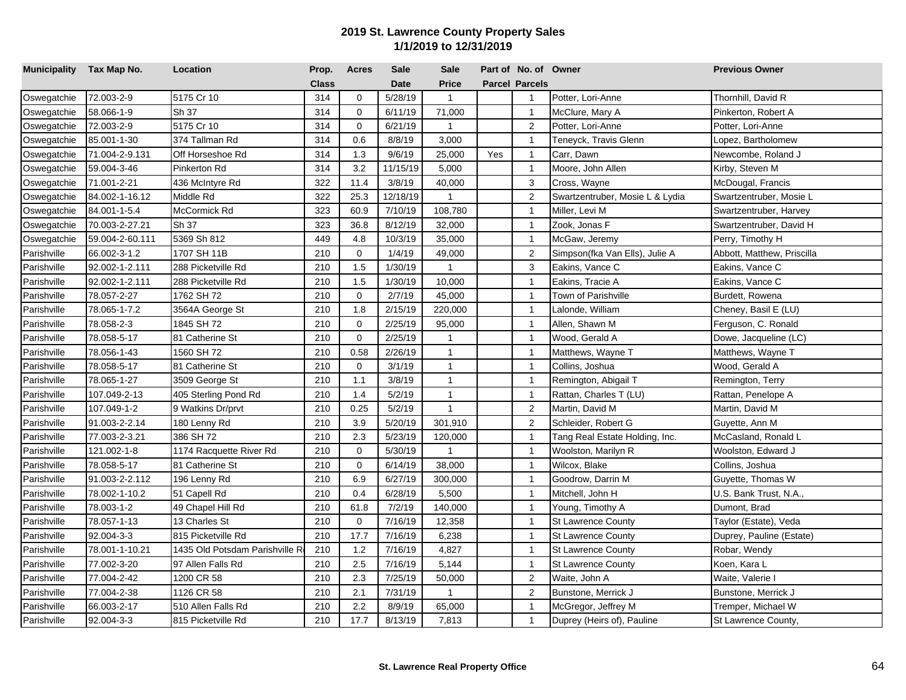# 2019 St. Lawrence County Property Sales
## 1/1/2019 to 12/31/2019

| Municipality | Tax Map No. | Location | Prop. Class | Acres | Sale Date | Sale Price | Part of Parcel | No. of Parcels | Owner | Previous Owner |
|---|---|---|---|---|---|---|---|---|---|---|
| Oswegatchie | 72.003-2-9 | 5175 Cr 10 | 314 | 0 | 5/28/19 | 1 | | 1 | Potter, Lori-Anne | Thornhill, David R |
| Oswegatchie | 58.066-1-9 | Sh 37 | 314 | 0 | 6/11/19 | 71,000 | | 1 | McClure, Mary A | Pinkerton, Robert A |
| Oswegatchie | 72.003-2-9 | 5175 Cr 10 | 314 | 0 | 6/21/19 | 1 | | 2 | Potter, Lori-Anne | Potter, Lori-Anne |
| Oswegatchie | 85.001-1-30 | 374 Tallman Rd | 314 | 0.6 | 8/8/19 | 3,000 | | 1 | Teneyck, Travis Glenn | Lopez, Bartholomew |
| Oswegatchie | 71.004-2-9.131 | Off Horseshoe Rd | 314 | 1.3 | 9/6/19 | 25,000 | Yes | 1 | Carr, Dawn | Newcombe, Roland J |
| Oswegatchie | 59.004-3-46 | Pinkerton Rd | 314 | 3.2 | 11/15/19 | 5,000 | | 1 | Moore, John Allen | Kirby, Steven M |
| Oswegatchie | 71.001-2-21 | 436 McIntyre Rd | 322 | 11.4 | 3/8/19 | 40,000 | | 3 | Cross, Wayne | McDougal, Francis |
| Oswegatchie | 84.002-1-16.12 | Middle Rd | 322 | 25.3 | 12/18/19 | 1 | | 2 | Swartzentruber, Mosie L & Lydia | Swartzentruber, Mosie L |
| Oswegatchie | 84.001-1-5.4 | McCormick Rd | 323 | 60.9 | 7/10/19 | 108,780 | | 1 | Miller, Levi M | Swartzentruber, Harvey |
| Oswegatchie | 70.003-2-27.21 | Sh 37 | 323 | 36.8 | 8/12/19 | 32,000 | | 1 | Zook, Jonas F | Swartzentruber, David H |
| Oswegatchie | 59.004-2-60.111 | 5369 Sh 812 | 449 | 4.8 | 10/3/19 | 35,000 | | 1 | McGaw, Jeremy | Perry, Timothy H |
| Parishville | 66.002-3-1.2 | 1707 SH 11B | 210 | 0 | 1/4/19 | 49,000 | | 2 | Simpson(fka Van Ells), Julie A | Abbott, Matthew, Priscilla |
| Parishville | 92.002-1-2.111 | 288 Picketville Rd | 210 | 1.5 | 1/30/19 | 1 | | 3 | Eakins, Vance C | Eakins, Vance C |
| Parishville | 92.002-1-2.111 | 288 Picketville Rd | 210 | 1.5 | 1/30/19 | 10,000 | | 1 | Eakins, Tracie A | Eakins, Vance C |
| Parishville | 78.057-2-27 | 1762 SH 72 | 210 | 0 | 2/7/19 | 45,000 | | 1 | Town of Parishville | Burdett, Rowena |
| Parishville | 78.065-1-7.2 | 3564A George St | 210 | 1.8 | 2/15/19 | 220,000 | | 1 | Lalonde, William | Cheney, Basil E (LU) |
| Parishville | 78.058-2-3 | 1845 SH 72 | 210 | 0 | 2/25/19 | 95,000 | | 1 | Allen, Shawn M | Ferguson, C. Ronald |
| Parishville | 78.058-5-17 | 81 Catherine St | 210 | 0 | 2/25/19 | 1 | | 1 | Wood, Gerald A | Dowe, Jacqueline (LC) |
| Parishville | 78.056-1-43 | 1560 SH 72 | 210 | 0.58 | 2/26/19 | 1 | | 1 | Matthews, Wayne T | Matthews, Wayne T |
| Parishville | 78.058-5-17 | 81 Catherine St | 210 | 0 | 3/1/19 | 1 | | 1 | Collins, Joshua | Wood, Gerald A |
| Parishville | 78.065-1-27 | 3509 George St | 210 | 1.1 | 3/8/19 | 1 | | 1 | Remington, Abigail T | Remington, Terry |
| Parishville | 107.049-2-13 | 405 Sterling Pond Rd | 210 | 1.4 | 5/2/19 | 1 | | 1 | Rattan, Charles T (LU) | Rattan, Penelope A |
| Parishville | 107.049-1-2 | 9 Watkins Dr/prvt | 210 | 0.25 | 5/2/19 | 1 | | 2 | Martin, David M | Martin, David M |
| Parishville | 91.003-2-2.14 | 180 Lenny Rd | 210 | 3.9 | 5/20/19 | 301,910 | | 2 | Schleider, Robert G | Guyette, Ann M |
| Parishville | 77.003-2-3.21 | 386 SH 72 | 210 | 2.3 | 5/23/19 | 120,000 | | 1 | Tang Real Estate Holding, Inc. | McCasland, Ronald L |
| Parishville | 121.002-1-8 | 1174 Racquette River Rd | 210 | 0 | 5/30/19 | 1 | | 1 | Woolston, Marilyn R | Woolston, Edward J |
| Parishville | 78.058-5-17 | 81 Catherine St | 210 | 0 | 6/14/19 | 38,000 | | 1 | Wilcox, Blake | Collins, Joshua |
| Parishville | 91.003-2-2.112 | 196 Lenny Rd | 210 | 6.9 | 6/27/19 | 300,000 | | 1 | Goodrow, Darrin M | Guyette, Thomas W |
| Parishville | 78.002-1-10.2 | 51 Capell Rd | 210 | 0.4 | 6/28/19 | 5,500 | | 1 | Mitchell, John H | U.S. Bank Trust, N.A., |
| Parishville | 78.003-1-2 | 49 Chapel Hill Rd | 210 | 61.8 | 7/2/19 | 140,000 | | 1 | Young, Timothy A | Dumont, Brad |
| Parishville | 78.057-1-13 | 13 Charles St | 210 | 0 | 7/16/19 | 12,358 | | 1 | St Lawrence County | Taylor (Estate), Veda |
| Parishville | 92.004-3-3 | 815 Picketville Rd | 210 | 17.7 | 7/16/19 | 6,238 | | 1 | St Lawrence County | Duprey, Pauline (Estate) |
| Parishville | 78.001-1-10.21 | 1435 Old Potsdam Parishville R | 210 | 1.2 | 7/16/19 | 4,827 | | 1 | St Lawrence County | Robar, Wendy |
| Parishville | 77.002-3-20 | 97 Allen Falls Rd | 210 | 2.5 | 7/16/19 | 5,144 | | 1 | St Lawrence County | Koen, Kara L |
| Parishville | 77.004-2-42 | 1200 CR 58 | 210 | 2.3 | 7/25/19 | 50,000 | | 2 | Waite, John A | Waite, Valerie I |
| Parishville | 77.004-2-38 | 1126 CR 58 | 210 | 2.1 | 7/31/19 | 1 | | 2 | Bunstone, Merrick J | Bunstone, Merrick J |
| Parishville | 66.003-2-17 | 510 Allen Falls Rd | 210 | 2.2 | 8/9/19 | 65,000 | | 1 | McGregor, Jeffrey M | Tremper, Michael W |
| Parishville | 92.004-3-3 | 815 Picketville Rd | 210 | 17.7 | 8/13/19 | 7,813 | | 1 | Duprey (Heirs of), Pauline | St Lawrence County, |

**St. Lawrence Real Property Office**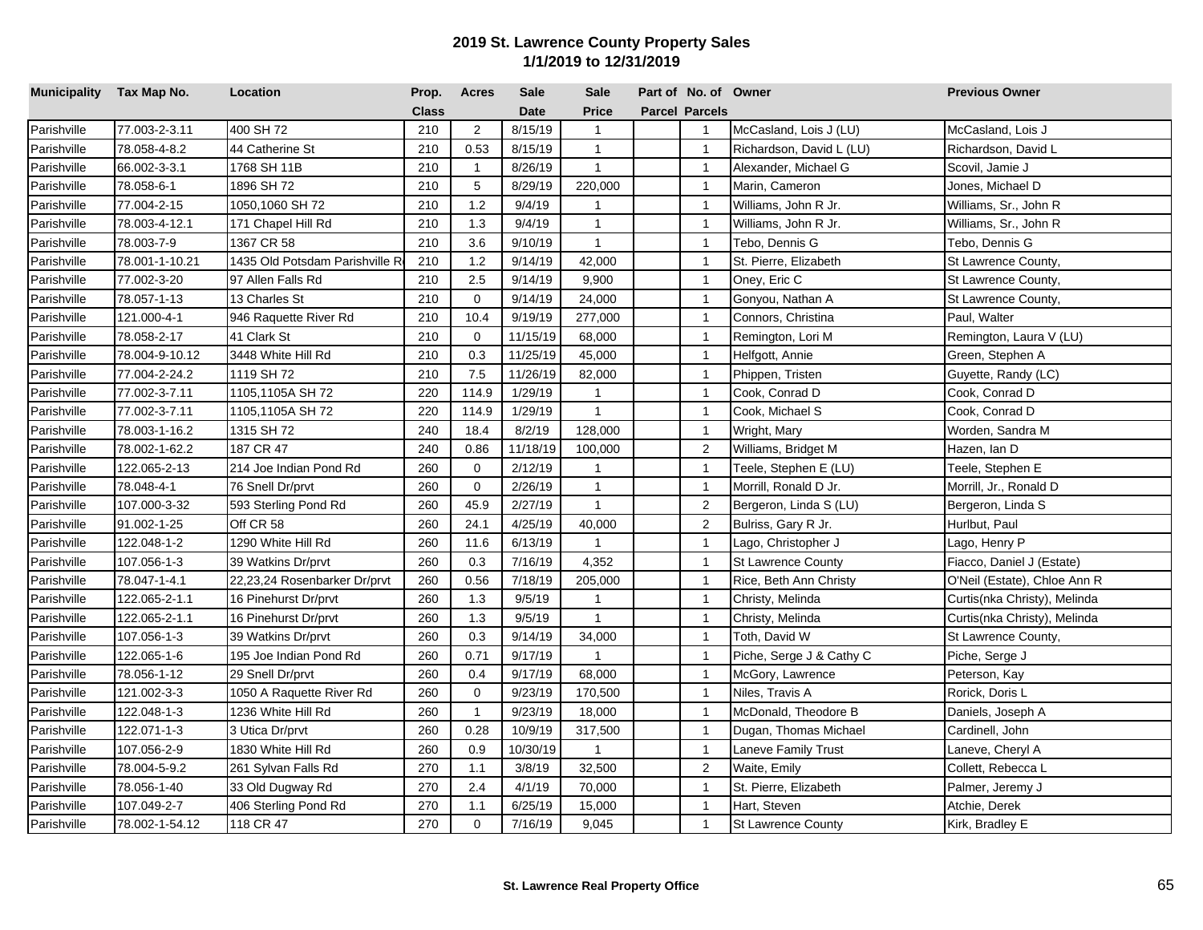# 2019 St. Lawrence County Property Sales
## 1/1/2019 to 12/31/2019

| Municipality | Tax Map No. | Location | Prop. Class | Acres | Sale Date | Sale Price | Part of Parcel | No. of Parcels | Owner | Previous Owner |
|---|---|---|---|---|---|---|---|---|---|---|
| Parishville | 77.003-2-3.11 | 400 SH 72 | 210 | 2 | 8/15/19 | 1 | | 1 | McCasland, Lois J (LU) | McCasland, Lois J |
| Parishville | 78.058-4-8.2 | 44 Catherine St | 210 | 0.53 | 8/15/19 | 1 | | 1 | Richardson, David L (LU) | Richardson, David L |
| Parishville | 66.002-3-3.1 | 1768 SH 11B | 210 | 1 | 8/26/19 | 1 | | 1 | Alexander, Michael G | Scovil, Jamie J |
| Parishville | 78.058-6-1 | 1896 SH 72 | 210 | 5 | 8/29/19 | 220,000 | | 1 | Marin, Cameron | Jones, Michael D |
| Parishville | 77.004-2-15 | 1050,1060 SH 72 | 210 | 1.2 | 9/4/19 | 1 | | 1 | Williams, John R Jr. | Williams, Sr., John R |
| Parishville | 78.003-4-12.1 | 171 Chapel Hill Rd | 210 | 1.3 | 9/4/19 | 1 | | 1 | Williams, John R Jr. | Williams, Sr., John R |
| Parishville | 78.003-7-9 | 1367 CR 58 | 210 | 3.6 | 9/10/19 | 1 | | 1 | Tebo, Dennis G | Tebo, Dennis G |
| Parishville | 78.001-1-10.21 | 1435 Old Potsdam Parishville R | 210 | 1.2 | 9/14/19 | 42,000 | | 1 | St. Pierre, Elizabeth | St Lawrence County, |
| Parishville | 77.002-3-20 | 97 Allen Falls Rd | 210 | 2.5 | 9/14/19 | 9,900 | | 1 | Oney, Eric C | St Lawrence County, |
| Parishville | 78.057-1-13 | 13 Charles St | 210 | 0 | 9/14/19 | 24,000 | | 1 | Gonyou, Nathan A | St Lawrence County, |
| Parishville | 121.000-4-1 | 946 Raquette River Rd | 210 | 10.4 | 9/19/19 | 277,000 | | 1 | Connors, Christina | Paul, Walter |
| Parishville | 78.058-2-17 | 41 Clark St | 210 | 0 | 11/15/19 | 68,000 | | 1 | Remington, Lori M | Remington, Laura V (LU) |
| Parishville | 78.004-9-10.12 | 3448 White Hill Rd | 210 | 0.3 | 11/25/19 | 45,000 | | 1 | Helfgott, Annie | Green, Stephen A |
| Parishville | 77.004-2-24.2 | 1119 SH 72 | 210 | 7.5 | 11/26/19 | 82,000 | | 1 | Phippen, Tristen | Guyette, Randy (LC) |
| Parishville | 77.002-3-7.11 | 1105,1105A SH 72 | 220 | 114.9 | 1/29/19 | 1 | | 1 | Cook, Conrad D | Cook, Conrad D |
| Parishville | 77.002-3-7.11 | 1105,1105A SH 72 | 220 | 114.9 | 1/29/19 | 1 | | 1 | Cook, Michael S | Cook, Conrad D |
| Parishville | 78.003-1-16.2 | 1315 SH 72 | 240 | 18.4 | 8/2/19 | 128,000 | | 1 | Wright, Mary | Worden, Sandra M |
| Parishville | 78.002-1-62.2 | 187 CR 47 | 240 | 0.86 | 11/18/19 | 100,000 | | 2 | Williams, Bridget M | Hazen, Ian D |
| Parishville | 122.065-2-13 | 214 Joe Indian Pond Rd | 260 | 0 | 2/12/19 | 1 | | 1 | Teele, Stephen E (LU) | Teele, Stephen E |
| Parishville | 78.048-4-1 | 76 Snell Dr/prvt | 260 | 0 | 2/26/19 | 1 | | 1 | Morrill, Ronald D Jr. | Morrill, Jr., Ronald D |
| Parishville | 107.000-3-32 | 593 Sterling Pond Rd | 260 | 45.9 | 2/27/19 | 1 | | 2 | Bergeron, Linda S (LU) | Bergeron, Linda S |
| Parishville | 91.002-1-25 | Off CR 58 | 260 | 24.1 | 4/25/19 | 40,000 | | 2 | Bulriss, Gary R Jr. | Hurlbut, Paul |
| Parishville | 122.048-1-2 | 1290 White Hill Rd | 260 | 11.6 | 6/13/19 | 1 | | 1 | Lago, Christopher J | Lago, Henry P |
| Parishville | 107.056-1-3 | 39 Watkins Dr/prvt | 260 | 0.3 | 7/16/19 | 4,352 | | 1 | St Lawrence County | Fiacco, Daniel J (Estate) |
| Parishville | 78.047-1-4.1 | 22,23,24 Rosenbarker Dr/prvt | 260 | 0.56 | 7/18/19 | 205,000 | | 1 | Rice, Beth Ann Christy | O'Neil (Estate), Chloe Ann R |
| Parishville | 122.065-2-1.1 | 16 Pinehurst Dr/prvt | 260 | 1.3 | 9/5/19 | 1 | | 1 | Christy, Melinda | Curtis(nka Christy), Melinda |
| Parishville | 122.065-2-1.1 | 16 Pinehurst Dr/prvt | 260 | 1.3 | 9/5/19 | 1 | | 1 | Christy, Melinda | Curtis(nka Christy), Melinda |
| Parishville | 107.056-1-3 | 39 Watkins Dr/prvt | 260 | 0.3 | 9/14/19 | 34,000 | | 1 | Toth, David W | St Lawrence County, |
| Parishville | 122.065-1-6 | 195 Joe Indian Pond Rd | 260 | 0.71 | 9/17/19 | 1 | | 1 | Piche, Serge J & Cathy C | Piche, Serge J |
| Parishville | 78.056-1-12 | 29 Snell Dr/prvt | 260 | 0.4 | 9/17/19 | 68,000 | | 1 | McGory, Lawrence | Peterson, Kay |
| Parishville | 121.002-3-3 | 1050 A Raquette River Rd | 260 | 0 | 9/23/19 | 170,500 | | 1 | Niles, Travis A | Rorick, Doris L |
| Parishville | 122.048-1-3 | 1236 White Hill Rd | 260 | 1 | 9/23/19 | 18,000 | | 1 | McDonald, Theodore B | Daniels, Joseph A |
| Parishville | 122.071-1-3 | 3 Utica Dr/prvt | 260 | 0.28 | 10/9/19 | 317,500 | | 1 | Dugan, Thomas Michael | Cardinell, John |
| Parishville | 107.056-2-9 | 1830 White Hill Rd | 260 | 0.9 | 10/30/19 | 1 | | 1 | Laneve Family Trust | Laneve, Cheryl A |
| Parishville | 78.004-5-9.2 | 261 Sylvan Falls Rd | 270 | 1.1 | 3/8/19 | 32,500 | | 2 | Waite, Emily | Collett, Rebecca L |
| Parishville | 78.056-1-40 | 33 Old Dugway Rd | 270 | 2.4 | 4/1/19 | 70,000 | | 1 | St. Pierre, Elizabeth | Palmer, Jeremy J |
| Parishville | 107.049-2-7 | 406 Sterling Pond Rd | 270 | 1.1 | 6/25/19 | 15,000 | | 1 | Hart, Steven | Atchie, Derek |
| Parishville | 78.002-1-54.12 | 118 CR 47 | 270 | 0 | 7/16/19 | 9,045 | | 1 | St Lawrence County | Kirk, Bradley E |

**St. Lawrence Real Property Office**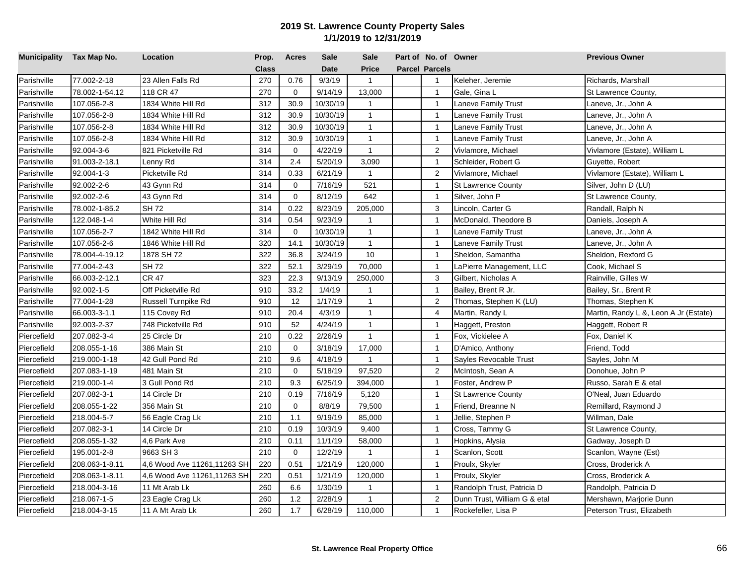## 2019 St. Lawrence County Property Sales
## 1/1/2019 to 12/31/2019

| Municipality | Tax Map No. | Location | Prop. Class | Acres | Sale Date | Sale Price | Part of Parcel | No. of Parcels | Owner | Previous Owner |
|---|---|---|---|---|---|---|---|---|---|---|
| Parishville | 77.002-2-18 | 23 Allen Falls Rd | 270 | 0.76 | 9/3/19 | 1 | | 1 | Keleher, Jeremie | Richards, Marshall |
| Parishville | 78.002-1-54.12 | 118 CR 47 | 270 | 0 | 9/14/19 | 13,000 | | 1 | Gale, Gina L | St Lawrence County, |
| Parishville | 107.056-2-8 | 1834 White Hill Rd | 312 | 30.9 | 10/30/19 | 1 | | 1 | Laneve Family Trust | Laneve, Jr., John A |
| Parishville | 107.056-2-8 | 1834 White Hill Rd | 312 | 30.9 | 10/30/19 | 1 | | 1 | Laneve Family Trust | Laneve, Jr., John A |
| Parishville | 107.056-2-8 | 1834 White Hill Rd | 312 | 30.9 | 10/30/19 | 1 | | 1 | Laneve Family Trust | Laneve, Jr., John A |
| Parishville | 107.056-2-8 | 1834 White Hill Rd | 312 | 30.9 | 10/30/19 | 1 | | 1 | Laneve Family Trust | Laneve, Jr., John A |
| Parishville | 92.004-3-6 | 821 Picketville Rd | 314 | 0 | 4/22/19 | 1 | | 2 | Vivlamore, Michael | Vivlamore (Estate), William L |
| Parishville | 91.003-2-18.1 | Lenny Rd | 314 | 2.4 | 5/20/19 | 3,090 | | 1 | Schleider, Robert G | Guyette, Robert |
| Parishville | 92.004-1-3 | Picketville Rd | 314 | 0.33 | 6/21/19 | 1 | | 2 | Vivlamore, Michael | Vivlamore (Estate), William L |
| Parishville | 92.002-2-6 | 43 Gynn Rd | 314 | 0 | 7/16/19 | 521 | | 1 | St Lawrence County | Silver, John D (LU) |
| Parishville | 92.002-2-6 | 43 Gynn Rd | 314 | 0 | 8/12/19 | 642 | | 1 | Silver, John P | St Lawrence County, |
| Parishville | 78.002-1-85.2 | SH 72 | 314 | 0.22 | 8/23/19 | 205,000 | | 3 | Lincoln, Carter G | Randall, Ralph N |
| Parishville | 122.048-1-4 | White Hill Rd | 314 | 0.54 | 9/23/19 | 1 | | 1 | McDonald, Theodore B | Daniels, Joseph A |
| Parishville | 107.056-2-7 | 1842 White Hill Rd | 314 | 0 | 10/30/19 | 1 | | 1 | Laneve Family Trust | Laneve, Jr., John A |
| Parishville | 107.056-2-6 | 1846 White Hill Rd | 320 | 14.1 | 10/30/19 | 1 | | 1 | Laneve Family Trust | Laneve, Jr., John A |
| Parishville | 78.004-4-19.12 | 1878 SH 72 | 322 | 36.8 | 3/24/19 | 10 | | 1 | Sheldon, Samantha | Sheldon, Rexford G |
| Parishville | 77.004-2-43 | SH 72 | 322 | 52.1 | 3/29/19 | 70,000 | | 1 | LaPierre Management, LLC | Cook, Michael S |
| Parishville | 66.003-2-12.1 | CR 47 | 323 | 22.3 | 9/13/19 | 250,000 | | 3 | Gilbert, Nicholas A | Rainville, Gilles W |
| Parishville | 92.002-1-5 | Off Picketville Rd | 910 | 33.2 | 1/4/19 | 1 | | 1 | Bailey, Brent R Jr. | Bailey, Sr., Brent R |
| Parishville | 77.004-1-28 | Russell Turnpike Rd | 910 | 12 | 1/17/19 | 1 | | 2 | Thomas, Stephen K (LU) | Thomas, Stephen K |
| Parishville | 66.003-3-1.1 | 115 Covey Rd | 910 | 20.4 | 4/3/19 | 1 | | 4 | Martin, Randy L | Martin, Randy L &, Leon A Jr (Estate) |
| Parishville | 92.003-2-37 | 748 Picketville Rd | 910 | 52 | 4/24/19 | 1 | | 1 | Haggett, Preston | Haggett, Robert R |
| Piercefield | 207.082-3-4 | 25 Circle Dr | 210 | 0.22 | 2/26/19 | 1 | | 1 | Fox, Vickielee A | Fox, Daniel K |
| Piercefield | 208.055-1-16 | 386 Main St | 210 | 0 | 3/18/19 | 17,000 | | 1 | D'Amico, Anthony | Friend, Todd |
| Piercefield | 219.000-1-18 | 42 Gull Pond Rd | 210 | 9.6 | 4/18/19 | 1 | | 1 | Sayles Revocable Trust | Sayles, John M |
| Piercefield | 207.083-1-19 | 481 Main St | 210 | 0 | 5/18/19 | 97,520 | | 2 | McIntosh, Sean A | Donohue, John P |
| Piercefield | 219.000-1-4 | 3 Gull Pond Rd | 210 | 9.3 | 6/25/19 | 394,000 | | 1 | Foster, Andrew P | Russo, Sarah E & etal |
| Piercefield | 207.082-3-1 | 14 Circle Dr | 210 | 0.19 | 7/16/19 | 5,120 | | 1 | St Lawrence County | O'Neal, Juan Eduardo |
| Piercefield | 208.055-1-22 | 356 Main St | 210 | 0 | 8/8/19 | 79,500 | | 1 | Friend, Breanne N | Remillard, Raymond J |
| Piercefield | 218.004-5-7 | 56 Eagle Crag Lk | 210 | 1.1 | 9/19/19 | 85,000 | | 1 | Jellie, Stephen P | Willman, Dale |
| Piercefield | 207.082-3-1 | 14 Circle Dr | 210 | 0.19 | 10/3/19 | 9,400 | | 1 | Cross, Tammy G | St Lawrence County, |
| Piercefield | 208.055-1-32 | 4,6 Park Ave | 210 | 0.11 | 11/1/19 | 58,000 | | 1 | Hopkins, Alysia | Gadway, Joseph D |
| Piercefield | 195.001-2-8 | 9663 SH 3 | 210 | 0 | 12/2/19 | 1 | | 1 | Scanlon, Scott | Scanlon, Wayne (Est) |
| Piercefield | 208.063-1-8.11 | 4,6 Wood Ave 11261,11263 SH | 220 | 0.51 | 1/21/19 | 120,000 | | 1 | Proulx, Skyler | Cross, Broderick A |
| Piercefield | 208.063-1-8.11 | 4,6 Wood Ave 11261,11263 SH | 220 | 0.51 | 1/21/19 | 120,000 | | 1 | Proulx, Skyler | Cross, Broderick A |
| Piercefield | 218.004-3-16 | 11 Mt Arab Lk | 260 | 6.6 | 1/30/19 | 1 | | 1 | Randolph Trust, Patricia D | Randolph, Patricia D |
| Piercefield | 218.067-1-5 | 23 Eagle Crag Lk | 260 | 1.2 | 2/28/19 | 1 | | 2 | Dunn Trust, William G & etal | Mershawn, Marjorie Dunn |
| Piercefield | 218.004-3-15 | 11 A Mt Arab Lk | 260 | 1.7 | 6/28/19 | 110,000 | | 1 | Rockefeller, Lisa P | Peterson Trust, Elizabeth |

**St. Lawrence Real Property Office**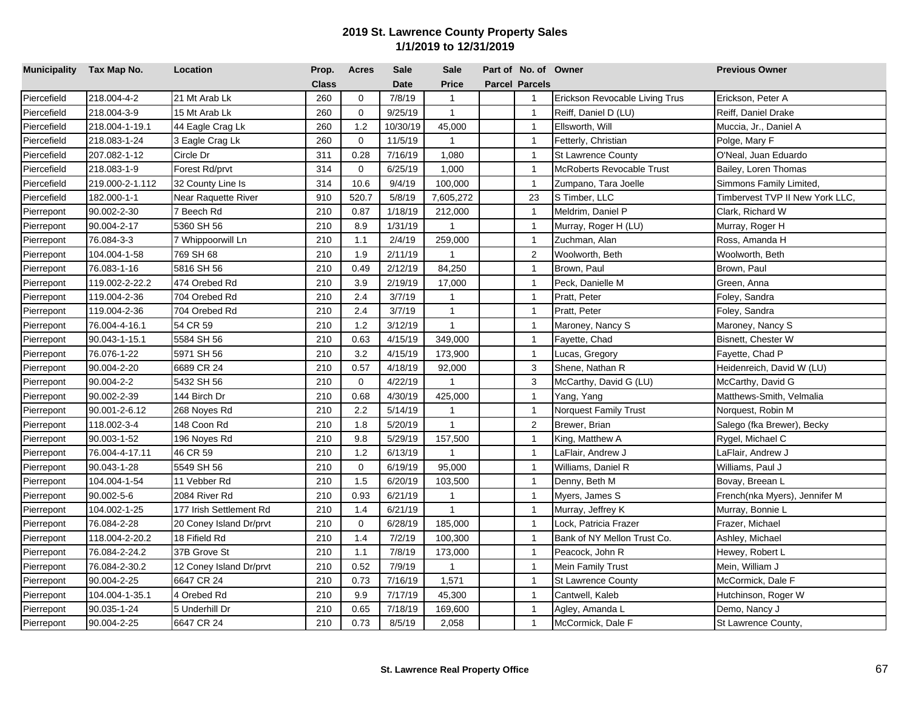# 2019 St. Lawrence County Property Sales
## 1/1/2019 to 12/31/2019

| Municipality | Tax Map No. | Location | Prop. Class | Acres | Sale Date | Sale Price | Part of Parcel | No. of Parcels | Owner | Previous Owner |
|---|---|---|---|---|---|---|---|---|---|---|
| Piercefield | 218.004-4-2 | 21 Mt Arab Lk | 260 | 0 | 7/8/19 | 1 | | 1 | Erickson Revocable Living Trus | Erickson, Peter A |
| Piercefield | 218.004-3-9 | 15 Mt Arab Lk | 260 | 0 | 9/25/19 | 1 | | 1 | Reiff, Daniel D (LU) | Reiff, Daniel Drake |
| Piercefield | 218.004-1-19.1 | 44 Eagle Crag Lk | 260 | 1.2 | 10/30/19 | 45,000 | | 1 | Ellsworth, Will | Muccia, Jr., Daniel A |
| Piercefield | 218.083-1-24 | 3 Eagle Crag Lk | 260 | 0 | 11/5/19 | 1 | | 1 | Fetterly, Christian | Polge, Mary F |
| Piercefield | 207.082-1-12 | Circle Dr | 311 | 0.28 | 7/16/19 | 1,080 | | 1 | St Lawrence County | O'Neal, Juan Eduardo |
| Piercefield | 218.083-1-9 | Forest Rd/prvt | 314 | 0 | 6/25/19 | 1,000 | | 1 | McRoberts Revocable Trust | Bailey, Loren Thomas |
| Piercefield | 219.000-2-1.112 | 32 County Line Is | 314 | 10.6 | 9/4/19 | 100,000 | | 1 | Zumpano, Tara Joelle | Simmons Family Limited, |
| Piercefield | 182.000-1-1 | Near Raquette River | 910 | 520.7 | 5/8/19 | 7,605,272 | | 23 | S Timber, LLC | Timbervest TVP II New York LLC, |
| Pierrepont | 90.002-2-30 | 7 Beech Rd | 210 | 0.87 | 1/18/19 | 212,000 | | 1 | Meldrim, Daniel P | Clark, Richard W |
| Pierrepont | 90.004-2-17 | 5360 SH 56 | 210 | 8.9 | 1/31/19 | 1 | | 1 | Murray, Roger H (LU) | Murray, Roger H |
| Pierrepont | 76.084-3-3 | 7 Whippoorwill Ln | 210 | 1.1 | 2/4/19 | 259,000 | | 1 | Zuchman, Alan | Ross, Amanda H |
| Pierrepont | 104.004-1-58 | 769 SH 68 | 210 | 1.9 | 2/11/19 | 1 | | 2 | Woolworth, Beth | Woolworth, Beth |
| Pierrepont | 76.083-1-16 | 5816 SH 56 | 210 | 0.49 | 2/12/19 | 84,250 | | 1 | Brown, Paul | Brown, Paul |
| Pierrepont | 119.002-2-22.2 | 474 Orebed Rd | 210 | 3.9 | 2/19/19 | 17,000 | | 1 | Peck, Danielle M | Green, Anna |
| Pierrepont | 119.004-2-36 | 704 Orebed Rd | 210 | 2.4 | 3/7/19 | 1 | | 1 | Pratt, Peter | Foley, Sandra |
| Pierrepont | 119.004-2-36 | 704 Orebed Rd | 210 | 2.4 | 3/7/19 | 1 | | 1 | Pratt, Peter | Foley, Sandra |
| Pierrepont | 76.004-4-16.1 | 54 CR 59 | 210 | 1.2 | 3/12/19 | 1 | | 1 | Maroney, Nancy S | Maroney, Nancy S |
| Pierrepont | 90.043-1-15.1 | 5584 SH 56 | 210 | 0.63 | 4/15/19 | 349,000 | | 1 | Fayette, Chad | Bisnett, Chester W |
| Pierrepont | 76.076-1-22 | 5971 SH 56 | 210 | 3.2 | 4/15/19 | 173,900 | | 1 | Lucas, Gregory | Fayette, Chad P |
| Pierrepont | 90.004-2-20 | 6689 CR 24 | 210 | 0.57 | 4/18/19 | 92,000 | | 3 | Shene, Nathan R | Heidenreich, David W (LU) |
| Pierrepont | 90.004-2-2 | 5432 SH 56 | 210 | 0 | 4/22/19 | 1 | | 3 | McCarthy, David G (LU) | McCarthy, David G |
| Pierrepont | 90.002-2-39 | 144 Birch Dr | 210 | 0.68 | 4/30/19 | 425,000 | | 1 | Yang, Yang | Matthews-Smith, Velmalia |
| Pierrepont | 90.001-2-6.12 | 268 Noyes Rd | 210 | 2.2 | 5/14/19 | 1 | | 1 | Norquest Family Trust | Norquest, Robin M |
| Pierrepont | 118.002-3-4 | 148 Coon Rd | 210 | 1.8 | 5/20/19 | 1 | | 2 | Brewer, Brian | Salego (fka Brewer), Becky |
| Pierrepont | 90.003-1-52 | 196 Noyes Rd | 210 | 9.8 | 5/29/19 | 157,500 | | 1 | King, Matthew A | Rygel, Michael C |
| Pierrepont | 76.004-4-17.11 | 46 CR 59 | 210 | 1.2 | 6/13/19 | 1 | | 1 | LaFlair, Andrew J | LaFlair, Andrew J |
| Pierrepont | 90.043-1-28 | 5549 SH 56 | 210 | 0 | 6/19/19 | 95,000 | | 1 | Williams, Daniel R | Williams, Paul J |
| Pierrepont | 104.004-1-54 | 11 Vebber Rd | 210 | 1.5 | 6/20/19 | 103,500 | | 1 | Denny, Beth M | Bovay, Breean L |
| Pierrepont | 90.002-5-6 | 2084 River Rd | 210 | 0.93 | 6/21/19 | 1 | | 1 | Myers, James S | French(nka Myers), Jennifer M |
| Pierrepont | 104.002-1-25 | 177 Irish Settlement Rd | 210 | 1.4 | 6/21/19 | 1 | | 1 | Murray, Jeffrey K | Murray, Bonnie L |
| Pierrepont | 76.084-2-28 | 20 Coney Island Dr/prvt | 210 | 0 | 6/28/19 | 185,000 | | 1 | Lock, Patricia Frazer | Frazer, Michael |
| Pierrepont | 118.004-2-20.2 | 18 Fifield Rd | 210 | 1.4 | 7/2/19 | 100,300 | | 1 | Bank of NY Mellon Trust Co. | Ashley, Michael |
| Pierrepont | 76.084-2-24.2 | 37B Grove St | 210 | 1.1 | 7/8/19 | 173,000 | | 1 | Peacock, John R | Hewey, Robert L |
| Pierrepont | 76.084-2-30.2 | 12 Coney Island Dr/prvt | 210 | 0.52 | 7/9/19 | 1 | | 1 | Mein Family Trust | Mein, William J |
| Pierrepont | 90.004-2-25 | 6647 CR 24 | 210 | 0.73 | 7/16/19 | 1,571 | | 1 | St Lawrence County | McCormick, Dale F |
| Pierrepont | 104.004-1-35.1 | 4 Orebed Rd | 210 | 9.9 | 7/17/19 | 45,300 | | 1 | Cantwell, Kaleb | Hutchinson, Roger W |
| Pierrepont | 90.035-1-24 | 5 Underhill Dr | 210 | 0.65 | 7/18/19 | 169,600 | | 1 | Agley, Amanda L | Demo, Nancy J |
| Pierrepont | 90.004-2-25 | 6647 CR 24 | 210 | 0.73 | 8/5/19 | 2,058 | | 1 | McCormick, Dale F | St Lawrence County, |

St. Lawrence Real Property Office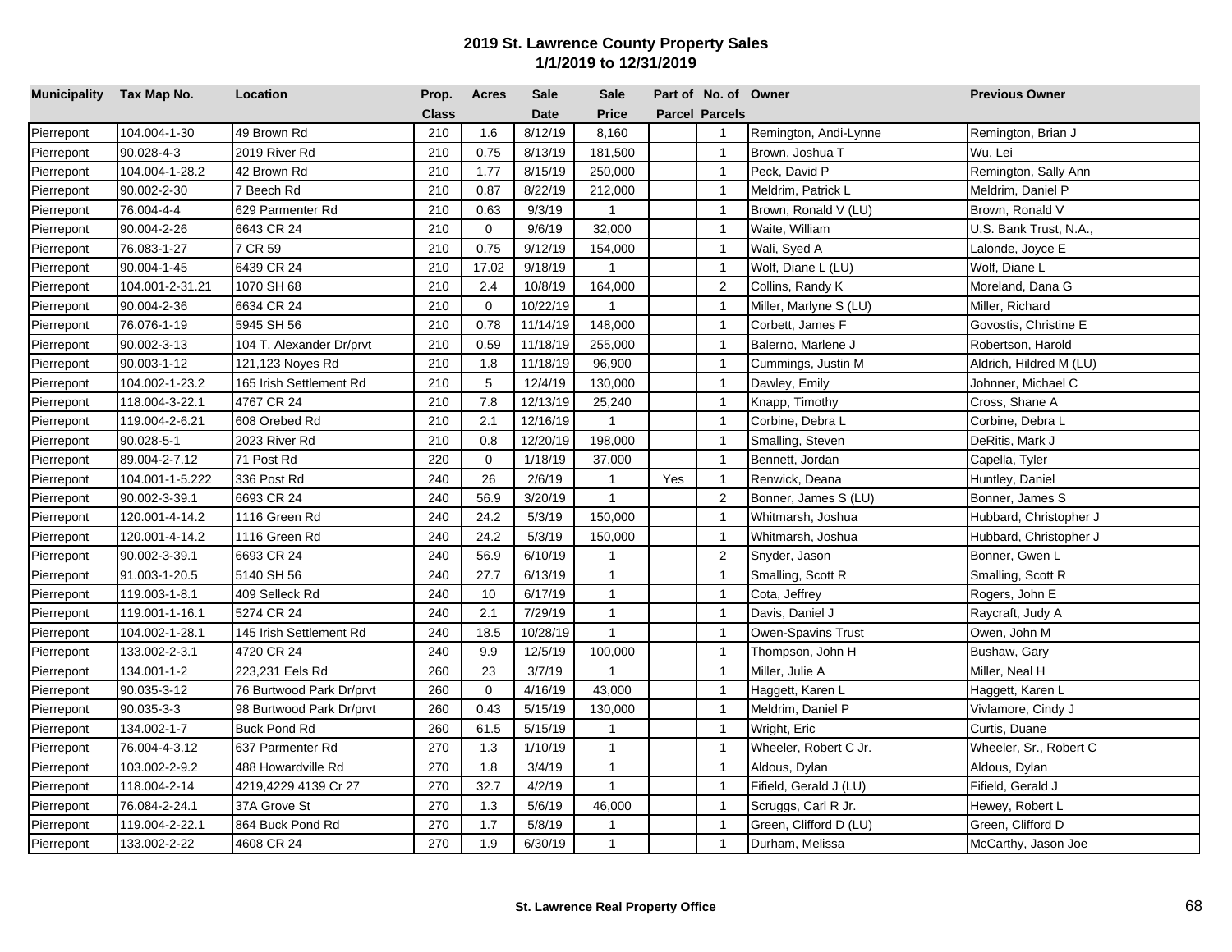## 2019 St. Lawrence County Property Sales
### 1/1/2019 to 12/31/2019

| Municipality | Tax Map No. | Location | Prop. Class | Acres | Sale Date | Sale Price | Part of Parcel | No. of Parcels | Owner | Previous Owner |
|---|---|---|---|---|---|---|---|---|---|---|
| Pierrepont | 104.004-1-30 | 49 Brown Rd | 210 | 1.6 | 8/12/19 | 8,160 | | 1 | Remington, Andi-Lynne | Remington, Brian J |
| Pierrepont | 90.028-4-3 | 2019 River Rd | 210 | 0.75 | 8/13/19 | 181,500 | | 1 | Brown, Joshua T | Wu, Lei |
| Pierrepont | 104.004-1-28.2 | 42 Brown Rd | 210 | 1.77 | 8/15/19 | 250,000 | | 1 | Peck, David P | Remington, Sally Ann |
| Pierrepont | 90.002-2-30 | 7 Beech Rd | 210 | 0.87 | 8/22/19 | 212,000 | | 1 | Meldrim, Patrick L | Meldrim, Daniel P |
| Pierrepont | 76.004-4-4 | 629 Parmenter Rd | 210 | 0.63 | 9/3/19 | 1 | | 1 | Brown, Ronald V (LU) | Brown, Ronald V |
| Pierrepont | 90.004-2-26 | 6643 CR 24 | 210 | 0 | 9/6/19 | 32,000 | | 1 | Waite, William | U.S. Bank Trust, N.A., |
| Pierrepont | 76.083-1-27 | 7 CR 59 | 210 | 0.75 | 9/12/19 | 154,000 | | 1 | Wali, Syed A | Lalonde, Joyce E |
| Pierrepont | 90.004-1-45 | 6439 CR 24 | 210 | 17.02 | 9/18/19 | 1 | | 1 | Wolf, Diane L (LU) | Wolf, Diane L |
| Pierrepont | 104.001-2-31.21 | 1070 SH 68 | 210 | 2.4 | 10/8/19 | 164,000 | | 2 | Collins, Randy K | Moreland, Dana G |
| Pierrepont | 90.004-2-36 | 6634 CR 24 | 210 | 0 | 10/22/19 | 1 | | 1 | Miller, Marlyne S (LU) | Miller, Richard |
| Pierrepont | 76.076-1-19 | 5945 SH 56 | 210 | 0.78 | 11/14/19 | 148,000 | | 1 | Corbett, James F | Govostis, Christine E |
| Pierrepont | 90.002-3-13 | 104 T. Alexander Dr/prvt | 210 | 0.59 | 11/18/19 | 255,000 | | 1 | Balerno, Marlene J | Robertson, Harold |
| Pierrepont | 90.003-1-12 | 121,123 Noyes Rd | 210 | 1.8 | 11/18/19 | 96,900 | | 1 | Cummings, Justin M | Aldrich, Hildred M (LU) |
| Pierrepont | 104.002-1-23.2 | 165 Irish Settlement Rd | 210 | 5 | 12/4/19 | 130,000 | | 1 | Dawley, Emily | Johnner, Michael C |
| Pierrepont | 118.004-3-22.1 | 4767 CR 24 | 210 | 7.8 | 12/13/19 | 25,240 | | 1 | Knapp, Timothy | Cross, Shane A |
| Pierrepont | 119.004-2-6.21 | 608 Orebed Rd | 210 | 2.1 | 12/16/19 | 1 | | 1 | Corbine, Debra L | Corbine, Debra L |
| Pierrepont | 90.028-5-1 | 2023 River Rd | 210 | 0.8 | 12/20/19 | 198,000 | | 1 | Smalling, Steven | DeRitis, Mark J |
| Pierrepont | 89.004-2-7.12 | 71 Post Rd | 220 | 0 | 1/18/19 | 37,000 | | 1 | Bennett, Jordan | Capella, Tyler |
| Pierrepont | 104.001-1-5.222 | 336 Post Rd | 240 | 26 | 2/6/19 | 1 | Yes | 1 | Renwick, Deana | Huntley, Daniel |
| Pierrepont | 90.002-3-39.1 | 6693 CR 24 | 240 | 56.9 | 3/20/19 | 1 | | 2 | Bonner, James S (LU) | Bonner, James S |
| Pierrepont | 120.001-4-14.2 | 1116 Green Rd | 240 | 24.2 | 5/3/19 | 150,000 | | 1 | Whitmarsh, Joshua | Hubbard, Christopher J |
| Pierrepont | 120.001-4-14.2 | 1116 Green Rd | 240 | 24.2 | 5/3/19 | 150,000 | | 1 | Whitmarsh, Joshua | Hubbard, Christopher J |
| Pierrepont | 90.002-3-39.1 | 6693 CR 24 | 240 | 56.9 | 6/10/19 | 1 | | 2 | Snyder, Jason | Bonner, Gwen L |
| Pierrepont | 91.003-1-20.5 | 5140 SH 56 | 240 | 27.7 | 6/13/19 | 1 | | 1 | Smalling, Scott R | Smalling, Scott R |
| Pierrepont | 119.003-1-8.1 | 409 Selleck Rd | 240 | 10 | 6/17/19 | 1 | | 1 | Cota, Jeffrey | Rogers, John E |
| Pierrepont | 119.001-1-16.1 | 5274 CR 24 | 240 | 2.1 | 7/29/19 | 1 | | 1 | Davis, Daniel J | Raycraft, Judy A |
| Pierrepont | 104.002-1-28.1 | 145 Irish Settlement Rd | 240 | 18.5 | 10/28/19 | 1 | | 1 | Owen-Spavins Trust | Owen, John M |
| Pierrepont | 133.002-2-3.1 | 4720 CR 24 | 240 | 9.9 | 12/5/19 | 100,000 | | 1 | Thompson, John H | Bushaw, Gary |
| Pierrepont | 134.001-1-2 | 223,231 Eels Rd | 260 | 23 | 3/7/19 | 1 | | 1 | Miller, Julie A | Miller, Neal H |
| Pierrepont | 90.035-3-12 | 76 Burtwood Park Dr/prvt | 260 | 0 | 4/16/19 | 43,000 | | 1 | Haggett, Karen L | Haggett, Karen L |
| Pierrepont | 90.035-3-3 | 98 Burtwood Park Dr/prvt | 260 | 0.43 | 5/15/19 | 130,000 | | 1 | Meldrim, Daniel P | Vivlamore, Cindy J |
| Pierrepont | 134.002-1-7 | Buck Pond Rd | 260 | 61.5 | 5/15/19 | 1 | | 1 | Wright, Eric | Curtis, Duane |
| Pierrepont | 76.004-4-3.12 | 637 Parmenter Rd | 270 | 1.3 | 1/10/19 | 1 | | 1 | Wheeler, Robert C Jr. | Wheeler, Sr., Robert C |
| Pierrepont | 103.002-2-9.2 | 488 Howardville Rd | 270 | 1.8 | 3/4/19 | 1 | | 1 | Aldous, Dylan | Aldous, Dylan |
| Pierrepont | 118.004-2-14 | 4219,4229 4139 Cr 27 | 270 | 32.7 | 4/2/19 | 1 | | 1 | Fifield, Gerald J (LU) | Fifield, Gerald J |
| Pierrepont | 76.084-2-24.1 | 37A Grove St | 270 | 1.3 | 5/6/19 | 46,000 | | 1 | Scruggs, Carl R Jr. | Hewey, Robert L |
| Pierrepont | 119.004-2-22.1 | 864 Buck Pond Rd | 270 | 1.7 | 5/8/19 | 1 | | 1 | Green, Clifford D (LU) | Green, Clifford D |
| Pierrepont | 133.002-2-22 | 4608 CR 24 | 270 | 1.9 | 6/30/19 | 1 | | 1 | Durham, Melissa | McCarthy, Jason Joe |

**St. Lawrence Real Property Office**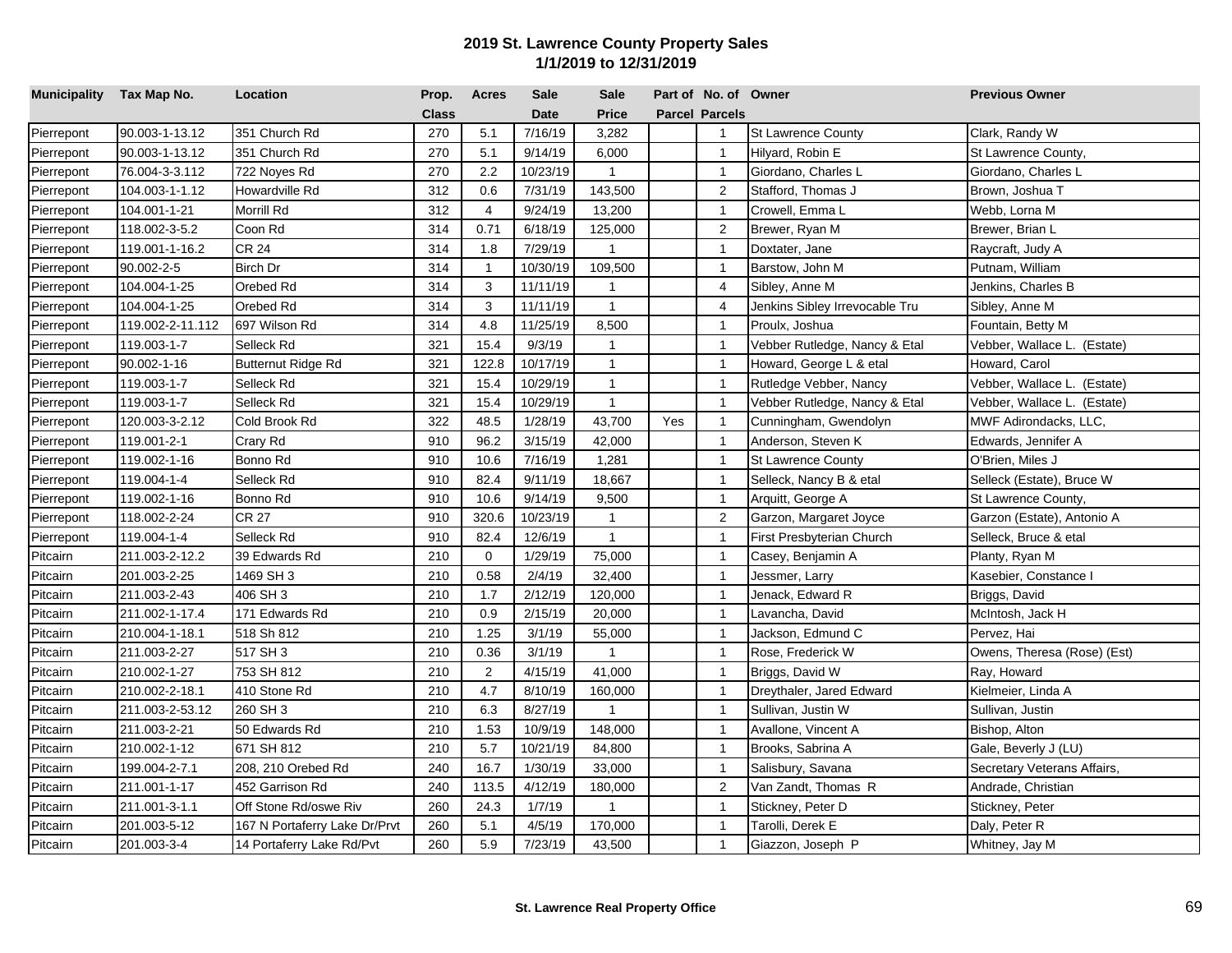## 2019 St. Lawrence County Property Sales
### 1/1/2019 to 12/31/2019

| Municipality | Tax Map No. | Location | Prop. Class | Acres | Sale Date | Sale Price | Part of Parcel | No. of Parcels | Owner | Previous Owner |
|---|---|---|---|---|---|---|---|---|---|---|
| Pierrepont | 90.003-1-13.12 | 351 Church Rd | 270 | 5.1 | 7/16/19 | 3,282 | | 1 | St Lawrence County | Clark, Randy W |
| Pierrepont | 90.003-1-13.12 | 351 Church Rd | 270 | 5.1 | 9/14/19 | 6,000 | | 1 | Hilyard, Robin E | St Lawrence County, |
| Pierrepont | 76.004-3-3.112 | 722 Noyes Rd | 270 | 2.2 | 10/23/19 | 1 | | 1 | Giordano, Charles L | Giordano, Charles L |
| Pierrepont | 104.003-1-1.12 | Howardville Rd | 312 | 0.6 | 7/31/19 | 143,500 | | 2 | Stafford, Thomas J | Brown, Joshua T |
| Pierrepont | 104.001-1-21 | Morrill Rd | 312 | 4 | 9/24/19 | 13,200 | | 1 | Crowell, Emma L | Webb, Lorna M |
| Pierrepont | 118.002-3-5.2 | Coon Rd | 314 | 0.71 | 6/18/19 | 125,000 | | 2 | Brewer, Ryan M | Brewer, Brian L |
| Pierrepont | 119.001-1-16.2 | CR 24 | 314 | 1.8 | 7/29/19 | 1 | | 1 | Doxtater, Jane | Raycraft, Judy A |
| Pierrepont | 90.002-2-5 | Birch Dr | 314 | 1 | 10/30/19 | 109,500 | | 1 | Barstow, John M | Putnam, William |
| Pierrepont | 104.004-1-25 | Orebed Rd | 314 | 3 | 11/11/19 | 1 | | 4 | Sibley, Anne M | Jenkins, Charles B |
| Pierrepont | 104.004-1-25 | Orebed Rd | 314 | 3 | 11/11/19 | 1 | | 4 | Jenkins Sibley Irrevocable Tru | Sibley, Anne M |
| Pierrepont | 119.002-2-11.112 | 697 Wilson Rd | 314 | 4.8 | 11/25/19 | 8,500 | | 1 | Proulx, Joshua | Fountain, Betty M |
| Pierrepont | 119.003-1-7 | Selleck Rd | 321 | 15.4 | 9/3/19 | 1 | | 1 | Vebber Rutledge, Nancy & Etal | Vebber, Wallace L. (Estate) |
| Pierrepont | 90.002-1-16 | Butternut Ridge Rd | 321 | 122.8 | 10/17/19 | 1 | | 1 | Howard, George L & etal | Howard, Carol |
| Pierrepont | 119.003-1-7 | Selleck Rd | 321 | 15.4 | 10/29/19 | 1 | | 1 | Rutledge Vebber, Nancy | Vebber, Wallace L. (Estate) |
| Pierrepont | 119.003-1-7 | Selleck Rd | 321 | 15.4 | 10/29/19 | 1 | | 1 | Vebber Rutledge, Nancy & Etal | Vebber, Wallace L. (Estate) |
| Pierrepont | 120.003-3-2.12 | Cold Brook Rd | 322 | 48.5 | 1/28/19 | 43,700 | Yes | 1 | Cunningham, Gwendolyn | MWF Adirondacks, LLC, |
| Pierrepont | 119.001-2-1 | Crary Rd | 910 | 96.2 | 3/15/19 | 42,000 | | 1 | Anderson, Steven K | Edwards, Jennifer A |
| Pierrepont | 119.002-1-16 | Bonno Rd | 910 | 10.6 | 7/16/19 | 1,281 | | 1 | St Lawrence County | O'Brien, Miles J |
| Pierrepont | 119.004-1-4 | Selleck Rd | 910 | 82.4 | 9/11/19 | 18,667 | | 1 | Selleck, Nancy B & etal | Selleck (Estate), Bruce W |
| Pierrepont | 119.002-1-16 | Bonno Rd | 910 | 10.6 | 9/14/19 | 9,500 | | 1 | Arquitt, George A | St Lawrence County, |
| Pierrepont | 118.002-2-24 | CR 27 | 910 | 320.6 | 10/23/19 | 1 | | 2 | Garzon, Margaret Joyce | Garzon (Estate), Antonio A |
| Pierrepont | 119.004-1-4 | Selleck Rd | 910 | 82.4 | 12/6/19 | 1 | | 1 | First Presbyterian Church | Selleck, Bruce & etal |
| Pitcairn | 211.003-2-12.2 | 39 Edwards Rd | 210 | 0 | 1/29/19 | 75,000 | | 1 | Casey, Benjamin A | Planty, Ryan M |
| Pitcairn | 201.003-2-25 | 1469 SH 3 | 210 | 0.58 | 2/4/19 | 32,400 | | 1 | Jessmer, Larry | Kasebier, Constance I |
| Pitcairn | 211.003-2-43 | 406 SH 3 | 210 | 1.7 | 2/12/19 | 120,000 | | 1 | Jenack, Edward R | Briggs, David |
| Pitcairn | 211.002-1-17.4 | 171 Edwards Rd | 210 | 0.9 | 2/15/19 | 20,000 | | 1 | Lavancha, David | McIntosh, Jack H |
| Pitcairn | 210.004-1-18.1 | 518 Sh 812 | 210 | 1.25 | 3/1/19 | 55,000 | | 1 | Jackson, Edmund C | Pervez, Hai |
| Pitcairn | 211.003-2-27 | 517 SH 3 | 210 | 0.36 | 3/1/19 | 1 | | 1 | Rose, Frederick W | Owens, Theresa (Rose) (Est) |
| Pitcairn | 210.002-1-27 | 753 SH 812 | 210 | 2 | 4/15/19 | 41,000 | | 1 | Briggs, David W | Ray, Howard |
| Pitcairn | 210.002-2-18.1 | 410 Stone Rd | 210 | 4.7 | 8/10/19 | 160,000 | | 1 | Dreythaler, Jared Edward | Kielmeier, Linda A |
| Pitcairn | 211.003-2-53.12 | 260 SH 3 | 210 | 6.3 | 8/27/19 | 1 | | 1 | Sullivan, Justin W | Sullivan, Justin |
| Pitcairn | 211.003-2-21 | 50 Edwards Rd | 210 | 1.53 | 10/9/19 | 148,000 | | 1 | Avallone, Vincent A | Bishop, Alton |
| Pitcairn | 210.002-1-12 | 671 SH 812 | 210 | 5.7 | 10/21/19 | 84,800 | | 1 | Brooks, Sabrina A | Gale, Beverly J (LU) |
| Pitcairn | 199.004-2-7.1 | 208, 210 Orebed Rd | 240 | 16.7 | 1/30/19 | 33,000 | | 1 | Salisbury, Savana | Secretary Veterans Affairs, |
| Pitcairn | 211.001-1-17 | 452 Garrison Rd | 240 | 113.5 | 4/12/19 | 180,000 | | 2 | Van Zandt, Thomas R | Andrade, Christian |
| Pitcairn | 211.001-3-1.1 | Off Stone Rd/oswe Riv | 260 | 24.3 | 1/7/19 | 1 | | 1 | Stickney, Peter D | Stickney, Peter |
| Pitcairn | 201.003-5-12 | 167 N Portaferry Lake Dr/Prvt | 260 | 5.1 | 4/5/19 | 170,000 | | 1 | Tarolli, Derek E | Daly, Peter R |
| Pitcairn | 201.003-3-4 | 14 Portaferry Lake Rd/Pvt | 260 | 5.9 | 7/23/19 | 43,500 | | 1 | Giazzon, Joseph P | Whitney, Jay M |

**St. Lawrence Real Property Office**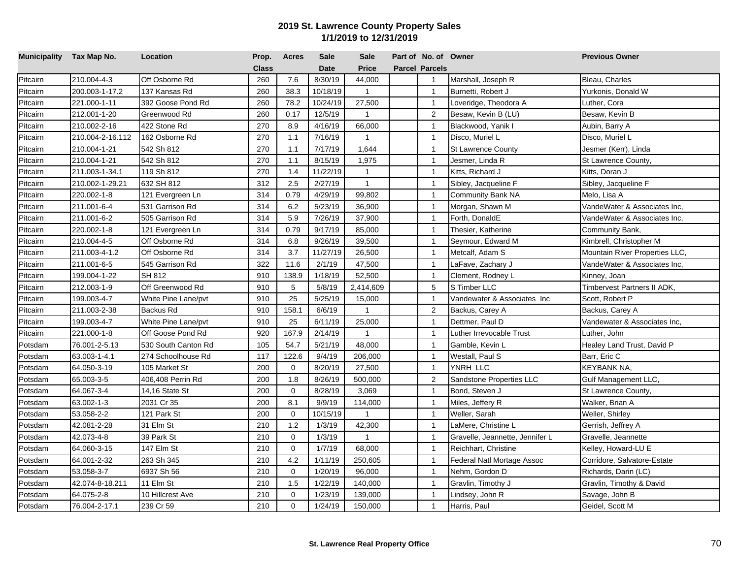# 2019 St. Lawrence County Property Sales
## 1/1/2019 to 12/31/2019

| Municipality | Tax Map No. | Location | Prop. Class | Acres | Sale Date | Sale Price | Part of Parcel | No. of Parcels | Owner | Previous Owner |
|---|---|---|---|---|---|---|---|---|---|---|
| Pitcairn | 210.004-4-3 | Off Osborne Rd | 260 | 7.6 | 8/30/19 | 44,000 | | 1 | Marshall, Joseph R | Bleau, Charles |
| Pitcairn | 200.003-1-17.2 | 137 Kansas Rd | 260 | 38.3 | 10/18/19 | 1 | | 1 | Burnetti, Robert J | Yurkonis, Donald W |
| Pitcairn | 221.000-1-11 | 392 Goose Pond Rd | 260 | 78.2 | 10/24/19 | 27,500 | | 1 | Loveridge, Theodora A | Luther, Cora |
| Pitcairn | 212.001-1-20 | Greenwood Rd | 260 | 0.17 | 12/5/19 | 1 | | 2 | Besaw, Kevin B (LU) | Besaw, Kevin B |
| Pitcairn | 210.002-2-16 | 422 Stone Rd | 270 | 8.9 | 4/16/19 | 66,000 | | 1 | Blackwood, Yanik I | Aubin, Barry A |
| Pitcairn | 210.004-2-16.112 | 162 Osborne Rd | 270 | 1.1 | 7/16/19 | 1 | | 1 | Disco, Muriel L | Disco, Muriel L |
| Pitcairn | 210.004-1-21 | 542 Sh 812 | 270 | 1.1 | 7/17/19 | 1,644 | | 1 | St Lawrence County | Jesmer (Kerr), Linda |
| Pitcairn | 210.004-1-21 | 542 Sh 812 | 270 | 1.1 | 8/15/19 | 1,975 | | 1 | Jesmer, Linda R | St Lawrence County, |
| Pitcairn | 211.003-1-34.1 | 119 Sh 812 | 270 | 1.4 | 11/22/19 | 1 | | 1 | Kitts, Richard J | Kitts, Doran J |
| Pitcairn | 210.002-1-29.21 | 632 SH 812 | 312 | 2.5 | 2/27/19 | 1 | | 1 | Sibley, Jacqueline F | Sibley, Jacqueline F |
| Pitcairn | 220.002-1-8 | 121 Evergreen Ln | 314 | 0.79 | 4/29/19 | 99,802 | | 1 | Community Bank NA | Melo, Lisa A |
| Pitcairn | 211.001-6-4 | 531 Garrison Rd | 314 | 6.2 | 5/23/19 | 36,900 | | 1 | Morgan, Shawn M | VandeWater & Associates Inc, |
| Pitcairn | 211.001-6-2 | 505 Garrison Rd | 314 | 5.9 | 7/26/19 | 37,900 | | 1 | Forth, DonaldE | VandeWater & Associates Inc, |
| Pitcairn | 220.002-1-8 | 121 Evergreen Ln | 314 | 0.79 | 9/17/19 | 85,000 | | 1 | Thesier, Katherine | Community Bank, |
| Pitcairn | 210.004-4-5 | Off Osborne Rd | 314 | 6.8 | 9/26/19 | 39,500 | | 1 | Seymour, Edward M | Kimbrell, Christopher M |
| Pitcairn | 211.003-4-1.2 | Off Osborne Rd | 314 | 3.7 | 11/27/19 | 26,500 | | 1 | Metcalf, Adam S | Mountain River Properties LLC, |
| Pitcairn | 211.001-6-5 | 545 Garrison Rd | 322 | 11.6 | 2/1/19 | 47,500 | | 1 | LaFave, Zachary J | VandeWater & Associates Inc, |
| Pitcairn | 199.004-1-22 | SH 812 | 910 | 138.9 | 1/18/19 | 52,500 | | 1 | Clement, Rodney L | Kinney, Joan |
| Pitcairn | 212.003-1-9 | Off Greenwood Rd | 910 | 5 | 5/8/19 | 2,414,609 | | 5 | S Timber LLC | Timbervest Partners II ADK, |
| Pitcairn | 199.003-4-7 | White Pine Lane/pvt | 910 | 25 | 5/25/19 | 15,000 | | 1 | Vandewater & Associates Inc | Scott, Robert P |
| Pitcairn | 211.003-2-38 | Backus Rd | 910 | 158.1 | 6/6/19 | 1 | | 2 | Backus, Carey A | Backus, Carey A |
| Pitcairn | 199.003-4-7 | White Pine Lane/pvt | 910 | 25 | 6/11/19 | 25,000 | | 1 | Dettmer, Paul D | Vandewater & Associates Inc, |
| Pitcairn | 221.000-1-8 | Off Goose Pond Rd | 920 | 167.9 | 2/14/19 | 1 | | 1 | Luther Irrevocable Trust | Luther, John |
| Potsdam | 76.001-2-5.13 | 530 South Canton Rd | 105 | 54.7 | 5/21/19 | 48,000 | | 1 | Gamble, Kevin L | Healey Land Trust, David P |
| Potsdam | 63.003-1-4.1 | 274 Schoolhouse Rd | 117 | 122.6 | 9/4/19 | 206,000 | | 1 | Westall, Paul S | Barr, Eric C |
| Potsdam | 64.050-3-19 | 105 Market St | 200 | 0 | 8/20/19 | 27,500 | | 1 | YNRH LLC | KEYBANK NA, |
| Potsdam | 65.003-3-5 | 406,408 Perrin Rd | 200 | 1.8 | 8/26/19 | 500,000 | | 2 | Sandstone Properties LLC | Gulf Management LLC, |
| Potsdam | 64.067-3-4 | 14,16 State St | 200 | 0 | 8/28/19 | 3,069 | | 1 | Bond, Steven J | St Lawrence County, |
| Potsdam | 63.002-1-3 | 2031 Cr 35 | 200 | 8.1 | 9/9/19 | 114,000 | | 1 | Miles, Jeffery R | Walker, Brian A |
| Potsdam | 53.058-2-2 | 121 Park St | 200 | 0 | 10/15/19 | 1 | | 1 | Weller, Sarah | Weller, Shirley |
| Potsdam | 42.081-2-28 | 31 Elm St | 210 | 1.2 | 1/3/19 | 42,300 | | 1 | LaMere, Christine L | Gerrish, Jeffrey A |
| Potsdam | 42.073-4-8 | 39 Park St | 210 | 0 | 1/3/19 | 1 | | 1 | Gravelle, Jeannette, Jennifer L | Gravelle, Jeannette |
| Potsdam | 64.060-3-15 | 147 Elm St | 210 | 0 | 1/7/19 | 68,000 | | 1 | Reichhart, Christine | Kelley, Howard-LU E |
| Potsdam | 64.001-2-32 | 263 Sh 345 | 210 | 4.2 | 1/11/19 | 250,605 | | 1 | Federal Natl Mortage Assoc | Corridore, Salvatore-Estate |
| Potsdam | 53.058-3-7 | 6937 Sh 56 | 210 | 0 | 1/20/19 | 96,000 | | 1 | Nehm, Gordon D | Richards, Darin (LC) |
| Potsdam | 42.074-8-18.211 | 11 Elm St | 210 | 1.5 | 1/22/19 | 140,000 | | 1 | Gravlin, Timothy J | Gravlin, Timothy & David |
| Potsdam | 64.075-2-8 | 10 Hillcrest Ave | 210 | 0 | 1/23/19 | 139,000 | | 1 | Lindsey, John R | Savage, John B |
| Potsdam | 76.004-2-17.1 | 239 Cr 59 | 210 | 0 | 1/24/19 | 150,000 | | 1 | Harris, Paul | Geidel, Scott M |

**St. Lawrence Real Property Office**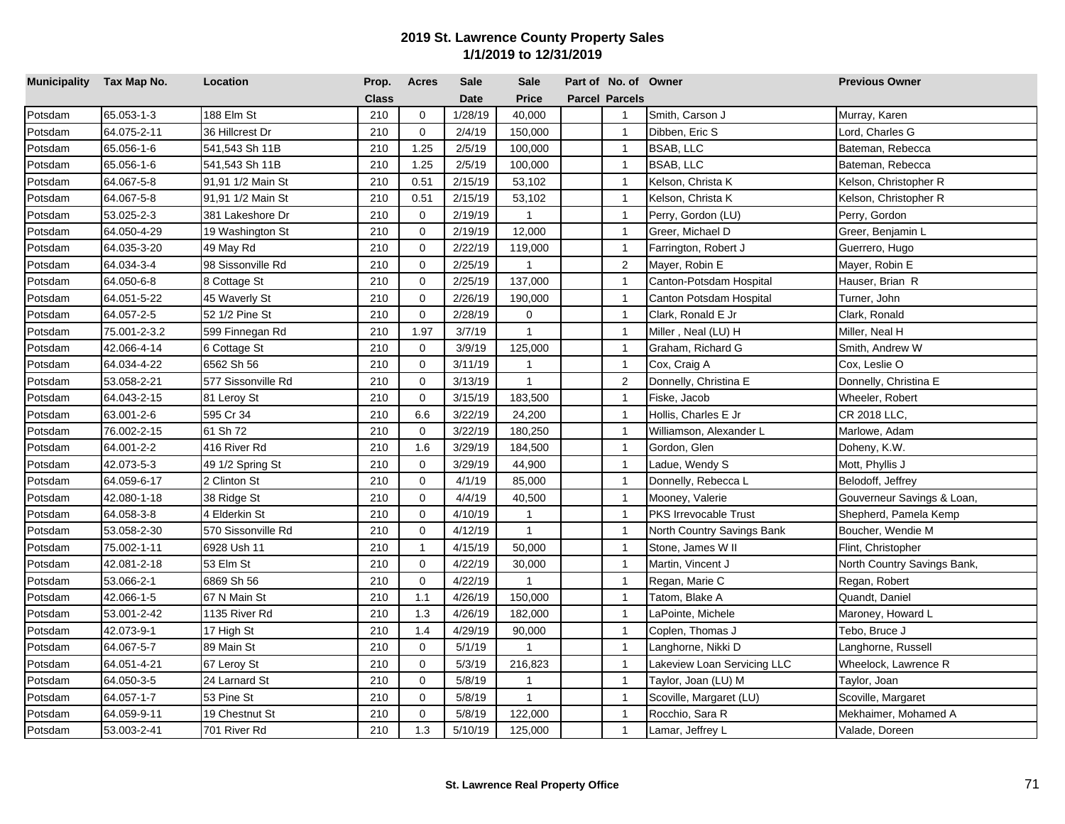# 2019 St. Lawrence County Property Sales

## 1/1/2019 to 12/31/2019

| Municipality | Tax Map No. | Location | Prop. Class | Acres | Sale Date | Sale Price | Part of Parcel | No. of Parcels | Owner | Previous Owner |
|---|---|---|---|---|---|---|---|---|---|---|
| Potsdam | 65.053-1-3 | 188 Elm St | 210 | 0 | 1/28/19 | 40,000 | | 1 | Smith, Carson J | Murray, Karen |
| Potsdam | 64.075-2-11 | 36 Hillcrest Dr | 210 | 0 | 2/4/19 | 150,000 | | 1 | Dibben, Eric S | Lord, Charles G |
| Potsdam | 65.056-1-6 | 541,543 Sh 11B | 210 | 1.25 | 2/5/19 | 100,000 | | 1 | BSAB, LLC | Bateman, Rebecca |
| Potsdam | 65.056-1-6 | 541,543 Sh 11B | 210 | 1.25 | 2/5/19 | 100,000 | | 1 | BSAB, LLC | Bateman, Rebecca |
| Potsdam | 64.067-5-8 | 91,91 1/2 Main St | 210 | 0.51 | 2/15/19 | 53,102 | | 1 | Kelson, Christa K | Kelson, Christopher R |
| Potsdam | 64.067-5-8 | 91,91 1/2 Main St | 210 | 0.51 | 2/15/19 | 53,102 | | 1 | Kelson, Christa K | Kelson, Christopher R |
| Potsdam | 53.025-2-3 | 381 Lakeshore Dr | 210 | 0 | 2/19/19 | 1 | | 1 | Perry, Gordon (LU) | Perry, Gordon |
| Potsdam | 64.050-4-29 | 19 Washington St | 210 | 0 | 2/19/19 | 12,000 | | 1 | Greer, Michael D | Greer, Benjamin L |
| Potsdam | 64.035-3-20 | 49 May Rd | 210 | 0 | 2/22/19 | 119,000 | | 1 | Farrington, Robert J | Guerrero, Hugo |
| Potsdam | 64.034-3-4 | 98 Sissonville Rd | 210 | 0 | 2/25/19 | 1 | | 2 | Mayer, Robin E | Mayer, Robin E |
| Potsdam | 64.050-6-8 | 8 Cottage St | 210 | 0 | 2/25/19 | 137,000 | | 1 | Canton-Potsdam Hospital | Hauser, Brian R |
| Potsdam | 64.051-5-22 | 45 Waverly St | 210 | 0 | 2/26/19 | 190,000 | | 1 | Canton Potsdam Hospital | Turner, John |
| Potsdam | 64.057-2-5 | 52 1/2 Pine St | 210 | 0 | 2/28/19 | 0 | | 1 | Clark, Ronald E Jr | Clark, Ronald |
| Potsdam | 75.001-2-3.2 | 599 Finnegan Rd | 210 | 1.97 | 3/7/19 | 1 | | 1 | Miller , Neal (LU) H | Miller, Neal H |
| Potsdam | 42.066-4-14 | 6 Cottage St | 210 | 0 | 3/9/19 | 125,000 | | 1 | Graham, Richard G | Smith, Andrew W |
| Potsdam | 64.034-4-22 | 6562 Sh 56 | 210 | 0 | 3/11/19 | 1 | | 1 | Cox, Craig A | Cox, Leslie O |
| Potsdam | 53.058-2-21 | 577 Sissonville Rd | 210 | 0 | 3/13/19 | 1 | | 2 | Donnelly, Christina E | Donnelly, Christina E |
| Potsdam | 64.043-2-15 | 81 Leroy St | 210 | 0 | 3/15/19 | 183,500 | | 1 | Fiske, Jacob | Wheeler, Robert |
| Potsdam | 63.001-2-6 | 595 Cr 34 | 210 | 6.6 | 3/22/19 | 24,200 | | 1 | Hollis, Charles E Jr | CR 2018 LLC, |
| Potsdam | 76.002-2-15 | 61 Sh 72 | 210 | 0 | 3/22/19 | 180,250 | | 1 | Williamson, Alexander L | Marlowe, Adam |
| Potsdam | 64.001-2-2 | 416 River Rd | 210 | 1.6 | 3/29/19 | 184,500 | | 1 | Gordon, Glen | Doheny, K.W. |
| Potsdam | 42.073-5-3 | 49 1/2 Spring St | 210 | 0 | 3/29/19 | 44,900 | | 1 | Ladue, Wendy S | Mott, Phyllis J |
| Potsdam | 64.059-6-17 | 2 Clinton St | 210 | 0 | 4/1/19 | 85,000 | | 1 | Donnelly, Rebecca L | Belodoff, Jeffrey |
| Potsdam | 42.080-1-18 | 38 Ridge St | 210 | 0 | 4/4/19 | 40,500 | | 1 | Mooney, Valerie | Gouverneur Savings & Loan, |
| Potsdam | 64.058-3-8 | 4 Elderkin St | 210 | 0 | 4/10/19 | 1 | | 1 | PKS Irrevocable Trust | Shepherd, Pamela Kemp |
| Potsdam | 53.058-2-30 | 570 Sissonville Rd | 210 | 0 | 4/12/19 | 1 | | 1 | North Country Savings Bank | Boucher, Wendie M |
| Potsdam | 75.002-1-11 | 6928 Ush 11 | 210 | 1 | 4/15/19 | 50,000 | | 1 | Stone, James W II | Flint, Christopher |
| Potsdam | 42.081-2-18 | 53 Elm St | 210 | 0 | 4/22/19 | 30,000 | | 1 | Martin, Vincent J | North Country Savings Bank, |
| Potsdam | 53.066-2-1 | 6869 Sh 56 | 210 | 0 | 4/22/19 | 1 | | 1 | Regan, Marie C | Regan, Robert |
| Potsdam | 42.066-1-5 | 67 N Main St | 210 | 1.1 | 4/26/19 | 150,000 | | 1 | Tatom, Blake A | Quandt, Daniel |
| Potsdam | 53.001-2-42 | 1135 River Rd | 210 | 1.3 | 4/26/19 | 182,000 | | 1 | LaPointe, Michele | Maroney, Howard L |
| Potsdam | 42.073-9-1 | 17 High St | 210 | 1.4 | 4/29/19 | 90,000 | | 1 | Coplen, Thomas J | Tebo, Bruce J |
| Potsdam | 64.067-5-7 | 89 Main St | 210 | 0 | 5/1/19 | 1 | | 1 | Langhorne, Nikki D | Langhorne, Russell |
| Potsdam | 64.051-4-21 | 67 Leroy St | 210 | 0 | 5/3/19 | 216,823 | | 1 | Lakeview Loan Servicing LLC | Wheelock, Lawrence R |
| Potsdam | 64.050-3-5 | 24 Larnard St | 210 | 0 | 5/8/19 | 1 | | 1 | Taylor, Joan (LU) M | Taylor, Joan |
| Potsdam | 64.057-1-7 | 53 Pine St | 210 | 0 | 5/8/19 | 1 | | 1 | Scoville, Margaret (LU) | Scoville, Margaret |
| Potsdam | 64.059-9-11 | 19 Chestnut St | 210 | 0 | 5/8/19 | 122,000 | | 1 | Rocchio, Sara R | Mekhaimer, Mohamed A |
| Potsdam | 53.003-2-41 | 701 River Rd | 210 | 1.3 | 5/10/19 | 125,000 | | 1 | Lamar, Jeffrey L | Valade, Doreen |

**St. Lawrence Real Property Office**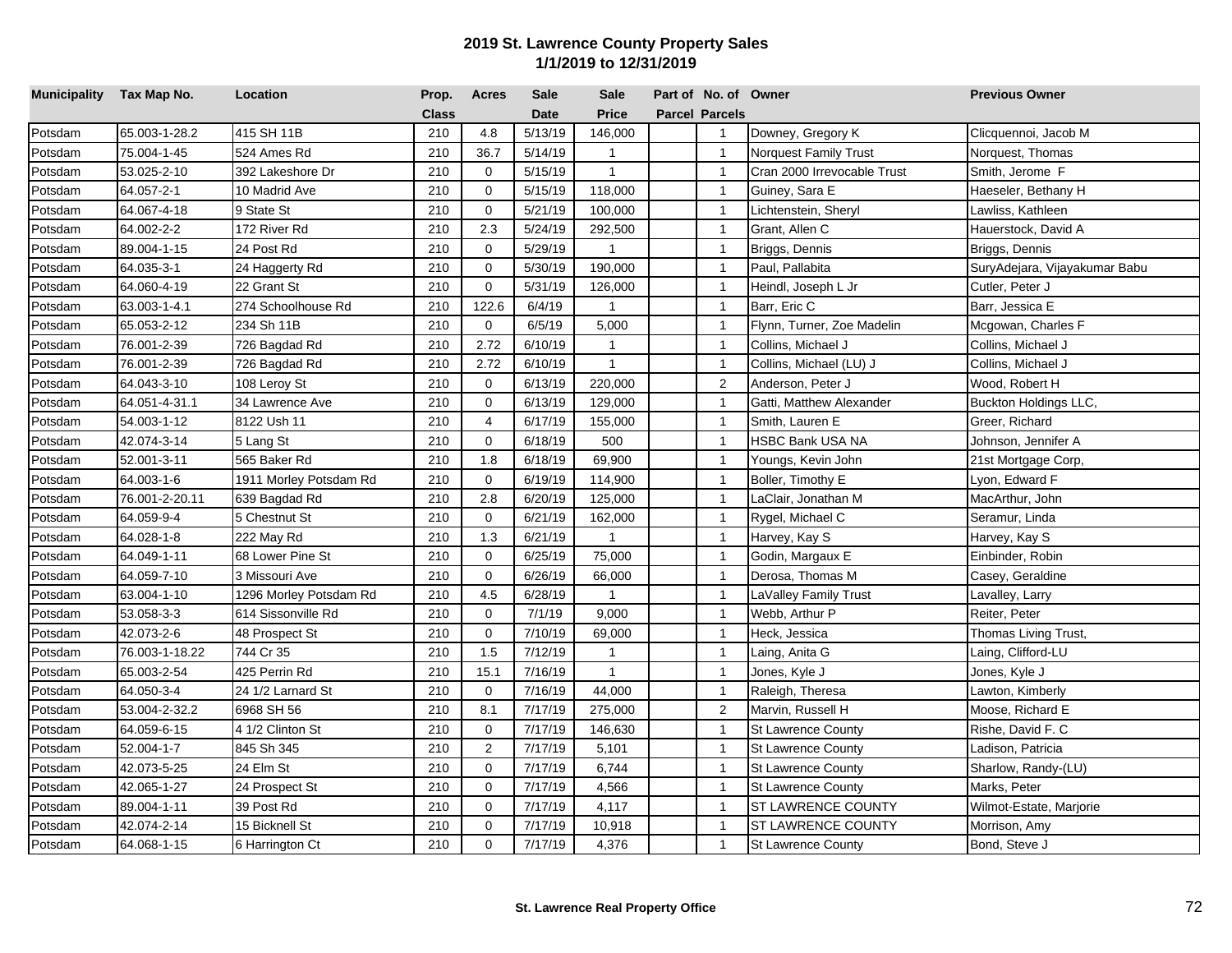## 2019 St. Lawrence County Property Sales
### 1/1/2019 to 12/31/2019

| Municipality | Tax Map No. | Location | Prop. Class | Acres | Sale Date | Sale Price | Part of Parcel | No. of Parcels | Owner | Previous Owner |
|---|---|---|---|---|---|---|---|---|---|---|
| Potsdam | 65.003-1-28.2 | 415 SH 11B | 210 | 4.8 | 5/13/19 | 146,000 | | 1 | Downey, Gregory K | Clicquennoi, Jacob M |
| Potsdam | 75.004-1-45 | 524 Ames Rd | 210 | 36.7 | 5/14/19 | 1 | | 1 | Norquest Family Trust | Norquest, Thomas |
| Potsdam | 53.025-2-10 | 392 Lakeshore Dr | 210 | 0 | 5/15/19 | 1 | | 1 | Cran 2000 Irrevocable Trust | Smith, Jerome F |
| Potsdam | 64.057-2-1 | 10 Madrid Ave | 210 | 0 | 5/15/19 | 118,000 | | 1 | Guiney, Sara E | Haeseler, Bethany H |
| Potsdam | 64.067-4-18 | 9 State St | 210 | 0 | 5/21/19 | 100,000 | | 1 | Lichtenstein, Sheryl | Lawliss, Kathleen |
| Potsdam | 64.002-2-2 | 172 River Rd | 210 | 2.3 | 5/24/19 | 292,500 | | 1 | Grant, Allen C | Hauerstock, David A |
| Potsdam | 89.004-1-15 | 24 Post Rd | 210 | 0 | 5/29/19 | 1 | | 1 | Briggs, Dennis | Briggs, Dennis |
| Potsdam | 64.035-3-1 | 24 Haggerty Rd | 210 | 0 | 5/30/19 | 190,000 | | 1 | Paul, Pallabita | SuryAdejara, Vijayakumar Babu |
| Potsdam | 64.060-4-19 | 22 Grant St | 210 | 0 | 5/31/19 | 126,000 | | 1 | Heindl, Joseph L Jr | Cutler, Peter J |
| Potsdam | 63.003-1-4.1 | 274 Schoolhouse Rd | 210 | 122.6 | 6/4/19 | 1 | | 1 | Barr, Eric C | Barr, Jessica E |
| Potsdam | 65.053-2-12 | 234 Sh 11B | 210 | 0 | 6/5/19 | 5,000 | | 1 | Flynn, Turner, Zoe Madelin | Mcgowan, Charles F |
| Potsdam | 76.001-2-39 | 726 Bagdad Rd | 210 | 2.72 | 6/10/19 | 1 | | 1 | Collins, Michael J | Collins, Michael J |
| Potsdam | 76.001-2-39 | 726 Bagdad Rd | 210 | 2.72 | 6/10/19 | 1 | | 1 | Collins, Michael (LU) J | Collins, Michael J |
| Potsdam | 64.043-3-10 | 108 Leroy St | 210 | 0 | 6/13/19 | 220,000 | | 2 | Anderson, Peter J | Wood, Robert H |
| Potsdam | 64.051-4-31.1 | 34 Lawrence Ave | 210 | 0 | 6/13/19 | 129,000 | | 1 | Gatti, Matthew Alexander | Buckton Holdings LLC, |
| Potsdam | 54.003-1-12 | 8122 Ush 11 | 210 | 4 | 6/17/19 | 155,000 | | 1 | Smith, Lauren E | Greer, Richard |
| Potsdam | 42.074-3-14 | 5 Lang St | 210 | 0 | 6/18/19 | 500 | | 1 | HSBC Bank USA NA | Johnson, Jennifer A |
| Potsdam | 52.001-3-11 | 565 Baker Rd | 210 | 1.8 | 6/18/19 | 69,900 | | 1 | Youngs, Kevin John | 21st Mortgage Corp, |
| Potsdam | 64.003-1-6 | 1911 Morley Potsdam Rd | 210 | 0 | 6/19/19 | 114,900 | | 1 | Boller, Timothy E | Lyon, Edward F |
| Potsdam | 76.001-2-20.11 | 639 Bagdad Rd | 210 | 2.8 | 6/20/19 | 125,000 | | 1 | LaClair, Jonathan M | MacArthur, John |
| Potsdam | 64.059-9-4 | 5 Chestnut St | 210 | 0 | 6/21/19 | 162,000 | | 1 | Rygel, Michael C | Seramur, Linda |
| Potsdam | 64.028-1-8 | 222 May Rd | 210 | 1.3 | 6/21/19 | 1 | | 1 | Harvey, Kay S | Harvey, Kay S |
| Potsdam | 64.049-1-11 | 68 Lower Pine St | 210 | 0 | 6/25/19 | 75,000 | | 1 | Godin, Margaux E | Einbinder, Robin |
| Potsdam | 64.059-7-10 | 3 Missouri Ave | 210 | 0 | 6/26/19 | 66,000 | | 1 | Derosa, Thomas M | Casey, Geraldine |
| Potsdam | 63.004-1-10 | 1296 Morley Potsdam Rd | 210 | 4.5 | 6/28/19 | 1 | | 1 | LaValley Family Trust | Lavalley, Larry |
| Potsdam | 53.058-3-3 | 614 Sissonville Rd | 210 | 0 | 7/1/19 | 9,000 | | 1 | Webb, Arthur P | Reiter, Peter |
| Potsdam | 42.073-2-6 | 48 Prospect St | 210 | 0 | 7/10/19 | 69,000 | | 1 | Heck, Jessica | Thomas Living Trust, |
| Potsdam | 76.003-1-18.22 | 744 Cr 35 | 210 | 1.5 | 7/12/19 | 1 | | 1 | Laing, Anita G | Laing, Clifford-LU |
| Potsdam | 65.003-2-54 | 425 Perrin Rd | 210 | 15.1 | 7/16/19 | 1 | | 1 | Jones, Kyle J | Jones, Kyle J |
| Potsdam | 64.050-3-4 | 24 1/2 Larnard St | 210 | 0 | 7/16/19 | 44,000 | | 1 | Raleigh, Theresa | Lawton, Kimberly |
| Potsdam | 53.004-2-32.2 | 6968 SH 56 | 210 | 8.1 | 7/17/19 | 275,000 | | 2 | Marvin, Russell H | Moose, Richard E |
| Potsdam | 64.059-6-15 | 4 1/2 Clinton St | 210 | 0 | 7/17/19 | 146,630 | | 1 | St Lawrence County | Rishe, David F. C |
| Potsdam | 52.004-1-7 | 845 Sh 345 | 210 | 2 | 7/17/19 | 5,101 | | 1 | St Lawrence County | Ladison, Patricia |
| Potsdam | 42.073-5-25 | 24 Elm St | 210 | 0 | 7/17/19 | 6,744 | | 1 | St Lawrence County | Sharlow, Randy-(LU) |
| Potsdam | 42.065-1-27 | 24 Prospect St | 210 | 0 | 7/17/19 | 4,566 | | 1 | St Lawrence County | Marks, Peter |
| Potsdam | 89.004-1-11 | 39 Post Rd | 210 | 0 | 7/17/19 | 4,117 | | 1 | ST LAWRENCE COUNTY | Wilmot-Estate, Marjorie |
| Potsdam | 42.074-2-14 | 15 Bicknell St | 210 | 0 | 7/17/19 | 10,918 | | 1 | ST LAWRENCE COUNTY | Morrison, Amy |
| Potsdam | 64.068-1-15 | 6 Harrington Ct | 210 | 0 | 7/17/19 | 4,376 | | 1 | St Lawrence County | Bond, Steve J |

St. Lawrence Real Property Office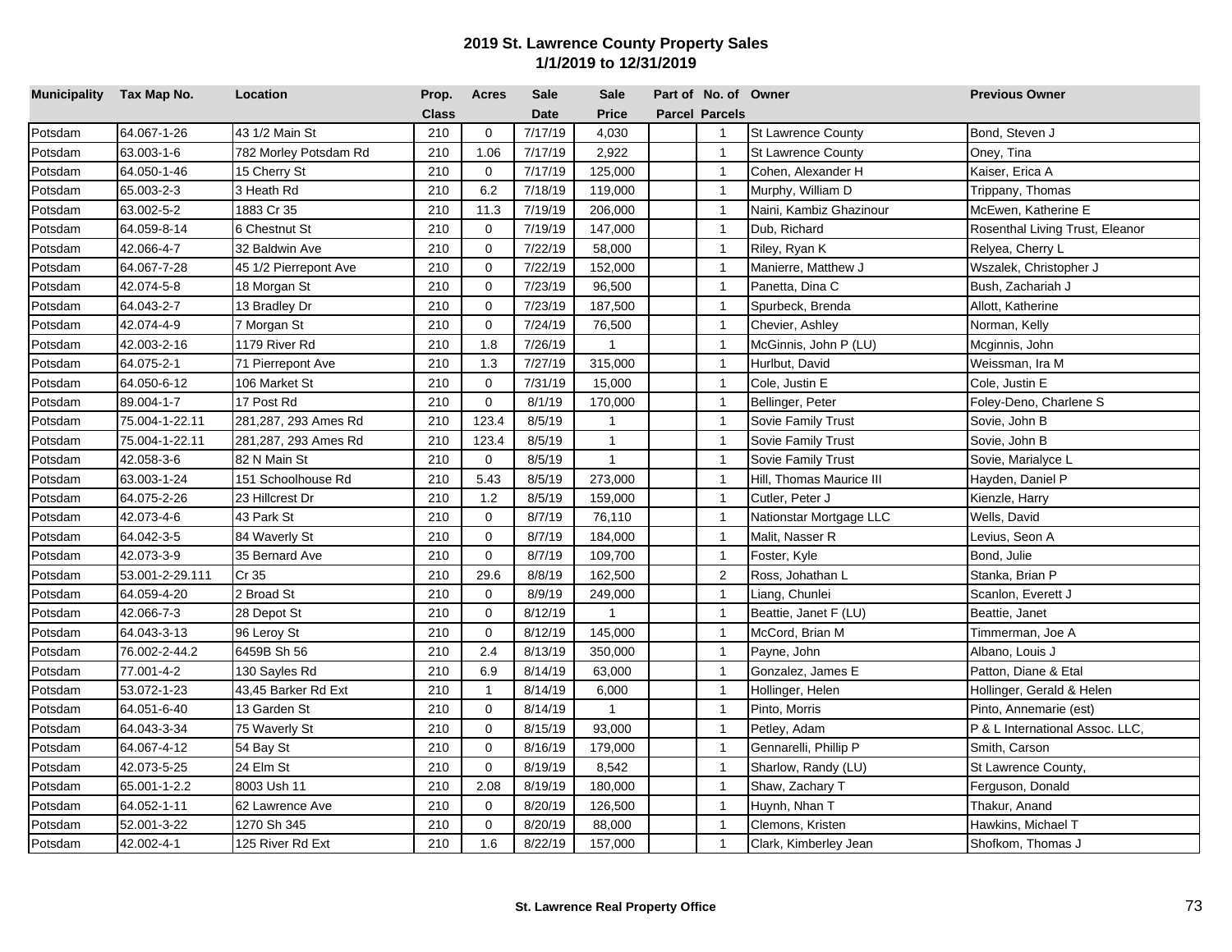## 2019 St. Lawrence County Property Sales
### 1/1/2019 to 12/31/2019

| Municipality | Tax Map No. | Location | Prop. Class | Acres | Sale Date | Sale Price | Part of Parcel | No. of Parcels | Owner | Previous Owner |
|---|---|---|---|---|---|---|---|---|---|---|
| Potsdam | 64.067-1-26 | 43 1/2 Main St | 210 | 0 | 7/17/19 | 4,030 | | 1 | St Lawrence County | Bond, Steven J |
| Potsdam | 63.003-1-6 | 782 Morley Potsdam Rd | 210 | 1.06 | 7/17/19 | 2,922 | | 1 | St Lawrence County | Oney, Tina |
| Potsdam | 64.050-1-46 | 15 Cherry St | 210 | 0 | 7/17/19 | 125,000 | | 1 | Cohen, Alexander H | Kaiser, Erica A |
| Potsdam | 65.003-2-3 | 3 Heath Rd | 210 | 6.2 | 7/18/19 | 119,000 | | 1 | Murphy, William D | Trippany, Thomas |
| Potsdam | 63.002-5-2 | 1883 Cr 35 | 210 | 11.3 | 7/19/19 | 206,000 | | 1 | Naini, Kambiz Ghazinour | McEwen, Katherine E |
| Potsdam | 64.059-8-14 | 6 Chestnut St | 210 | 0 | 7/19/19 | 147,000 | | 1 | Dub, Richard | Rosenthal Living Trust, Eleanor |
| Potsdam | 42.066-4-7 | 32 Baldwin Ave | 210 | 0 | 7/22/19 | 58,000 | | 1 | Riley, Ryan K | Relyea, Cherry L |
| Potsdam | 64.067-7-28 | 45 1/2 Pierrepont Ave | 210 | 0 | 7/22/19 | 152,000 | | 1 | Manierre, Matthew J | Wszalek, Christopher J |
| Potsdam | 42.074-5-8 | 18 Morgan St | 210 | 0 | 7/23/19 | 96,500 | | 1 | Panetta, Dina C | Bush, Zachariah J |
| Potsdam | 64.043-2-7 | 13 Bradley Dr | 210 | 0 | 7/23/19 | 187,500 | | 1 | Spurbeck, Brenda | Allott, Katherine |
| Potsdam | 42.074-4-9 | 7 Morgan St | 210 | 0 | 7/24/19 | 76,500 | | 1 | Chevier, Ashley | Norman, Kelly |
| Potsdam | 42.003-2-16 | 1179 River Rd | 210 | 1.8 | 7/26/19 | 1 | | 1 | McGinnis, John P (LU) | Mcginnis, John |
| Potsdam | 64.075-2-1 | 71 Pierrepont Ave | 210 | 1.3 | 7/27/19 | 315,000 | | 1 | Hurlbut, David | Weissman, Ira M |
| Potsdam | 64.050-6-12 | 106 Market St | 210 | 0 | 7/31/19 | 15,000 | | 1 | Cole, Justin E | Cole, Justin E |
| Potsdam | 89.004-1-7 | 17 Post Rd | 210 | 0 | 8/1/19 | 170,000 | | 1 | Bellinger, Peter | Foley-Deno, Charlene S |
| Potsdam | 75.004-1-22.11 | 281,287, 293 Ames Rd | 210 | 123.4 | 8/5/19 | 1 | | 1 | Sovie Family Trust | Sovie, John B |
| Potsdam | 75.004-1-22.11 | 281,287, 293 Ames Rd | 210 | 123.4 | 8/5/19 | 1 | | 1 | Sovie Family Trust | Sovie, John B |
| Potsdam | 42.058-3-6 | 82 N Main St | 210 | 0 | 8/5/19 | 1 | | 1 | Sovie Family Trust | Sovie, Marialyce L |
| Potsdam | 63.003-1-24 | 151 Schoolhouse Rd | 210 | 5.43 | 8/5/19 | 273,000 | | 1 | Hill, Thomas Maurice III | Hayden, Daniel P |
| Potsdam | 64.075-2-26 | 23 Hillcrest Dr | 210 | 1.2 | 8/5/19 | 159,000 | | 1 | Cutler, Peter J | Kienzle, Harry |
| Potsdam | 42.073-4-6 | 43 Park St | 210 | 0 | 8/7/19 | 76,110 | | 1 | Nationstar Mortgage LLC | Wells, David |
| Potsdam | 64.042-3-5 | 84 Waverly St | 210 | 0 | 8/7/19 | 184,000 | | 1 | Malit, Nasser R | Levius, Seon A |
| Potsdam | 42.073-3-9 | 35 Bernard Ave | 210 | 0 | 8/7/19 | 109,700 | | 1 | Foster, Kyle | Bond, Julie |
| Potsdam | 53.001-2-29.111 | Cr 35 | 210 | 29.6 | 8/8/19 | 162,500 | | 2 | Ross, Johathan L | Stanka, Brian P |
| Potsdam | 64.059-4-20 | 2 Broad St | 210 | 0 | 8/9/19 | 249,000 | | 1 | Liang, Chunlei | Scanlon, Everett J |
| Potsdam | 42.066-7-3 | 28 Depot St | 210 | 0 | 8/12/19 | 1 | | 1 | Beattie, Janet F (LU) | Beattie, Janet |
| Potsdam | 64.043-3-13 | 96 Leroy St | 210 | 0 | 8/12/19 | 145,000 | | 1 | McCord, Brian M | Timmerman, Joe A |
| Potsdam | 76.002-2-44.2 | 6459B Sh 56 | 210 | 2.4 | 8/13/19 | 350,000 | | 1 | Payne, John | Albano, Louis J |
| Potsdam | 77.001-4-2 | 130 Sayles Rd | 210 | 6.9 | 8/14/19 | 63,000 | | 1 | Gonzalez, James E | Patton, Diane & Etal |
| Potsdam | 53.072-1-23 | 43,45 Barker Rd Ext | 210 | 1 | 8/14/19 | 6,000 | | 1 | Hollinger, Helen | Hollinger, Gerald & Helen |
| Potsdam | 64.051-6-40 | 13 Garden St | 210 | 0 | 8/14/19 | 1 | | 1 | Pinto, Morris | Pinto, Annemarie (est) |
| Potsdam | 64.043-3-34 | 75 Waverly St | 210 | 0 | 8/15/19 | 93,000 | | 1 | Petley, Adam | P & L International Assoc. LLC, |
| Potsdam | 64.067-4-12 | 54 Bay St | 210 | 0 | 8/16/19 | 179,000 | | 1 | Gennarelli, Phillip P | Smith, Carson |
| Potsdam | 42.073-5-25 | 24 Elm St | 210 | 0 | 8/19/19 | 8,542 | | 1 | Sharlow, Randy (LU) | St Lawrence County, |
| Potsdam | 65.001-1-2.2 | 8003 Ush 11 | 210 | 2.08 | 8/19/19 | 180,000 | | 1 | Shaw, Zachary T | Ferguson, Donald |
| Potsdam | 64.052-1-11 | 62 Lawrence Ave | 210 | 0 | 8/20/19 | 126,500 | | 1 | Huynh, Nhan T | Thakur, Anand |
| Potsdam | 52.001-3-22 | 1270 Sh 345 | 210 | 0 | 8/20/19 | 88,000 | | 1 | Clemons, Kristen | Hawkins, Michael T |
| Potsdam | 42.002-4-1 | 125 River Rd Ext | 210 | 1.6 | 8/22/19 | 157,000 | | 1 | Clark, Kimberley Jean | Shofkom, Thomas J |

**St. Lawrence Real Property Office**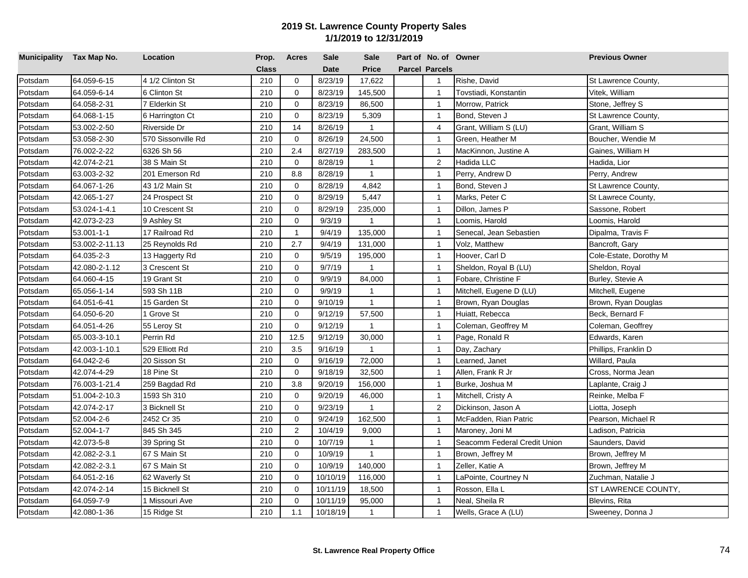# 2019 St. Lawrence County Property Sales
## 1/1/2019 to 12/31/2019

| Municipality | Tax Map No. | Location | Prop. Class | Acres | Sale Date | Sale Price | Part of Parcel | No. of Parcels | Owner | Previous Owner |
|---|---|---|---|---|---|---|---|---|---|---|
| Potsdam | 64.059-6-15 | 4 1/2 Clinton St | 210 | 0 | 8/23/19 | 17,622 | | 1 | Rishe, David | St Lawrence County, |
| Potsdam | 64.059-6-14 | 6 Clinton St | 210 | 0 | 8/23/19 | 145,500 | | 1 | Tovstiadi, Konstantin | Vitek, William |
| Potsdam | 64.058-2-31 | 7 Elderkin St | 210 | 0 | 8/23/19 | 86,500 | | 1 | Morrow, Patrick | Stone, Jeffrey S |
| Potsdam | 64.068-1-15 | 6 Harrington Ct | 210 | 0 | 8/23/19 | 5,309 | | 1 | Bond, Steven J | St Lawrence County, |
| Potsdam | 53.002-2-50 | Riverside Dr | 210 | 14 | 8/26/19 | 1 | | 4 | Grant, William S (LU) | Grant, William S |
| Potsdam | 53.058-2-30 | 570 Sissonville Rd | 210 | 0 | 8/26/19 | 24,500 | | 1 | Green, Heather M | Boucher, Wendie M |
| Potsdam | 76.002-2-22 | 6326 Sh 56 | 210 | 2.4 | 8/27/19 | 283,500 | | 1 | MacKinnon, Justine A | Gaines, William H |
| Potsdam | 42.074-2-21 | 38 S Main St | 210 | 0 | 8/28/19 | 1 | | 2 | Hadida LLC | Hadida, Lior |
| Potsdam | 63.003-2-32 | 201 Emerson Rd | 210 | 8.8 | 8/28/19 | 1 | | 1 | Perry, Andrew D | Perry, Andrew |
| Potsdam | 64.067-1-26 | 43 1/2 Main St | 210 | 0 | 8/28/19 | 4,842 | | 1 | Bond, Steven J | St Lawrence County, |
| Potsdam | 42.065-1-27 | 24 Prospect St | 210 | 0 | 8/29/19 | 5,447 | | 1 | Marks, Peter C | St Lawrece County, |
| Potsdam | 53.024-1-4.1 | 10 Crescent St | 210 | 0 | 8/29/19 | 235,000 | | 1 | Dillon, James P | Sassone, Robert |
| Potsdam | 42.073-2-23 | 9 Ashley St | 210 | 0 | 9/3/19 | 1 | | 1 | Loomis, Harold | Loomis, Harold |
| Potsdam | 53.001-1-1 | 17 Railroad Rd | 210 | 1 | 9/4/19 | 135,000 | | 1 | Senecal, Jean Sebastien | Dipalma, Travis F |
| Potsdam | 53.002-2-11.13 | 25 Reynolds Rd | 210 | 2.7 | 9/4/19 | 131,000 | | 1 | Volz, Matthew | Bancroft, Gary |
| Potsdam | 64.035-2-3 | 13 Haggerty Rd | 210 | 0 | 9/5/19 | 195,000 | | 1 | Hoover, Carl D | Cole-Estate, Dorothy M |
| Potsdam | 42.080-2-1.12 | 3 Crescent St | 210 | 0 | 9/7/19 | 1 | | 1 | Sheldon, Royal B (LU) | Sheldon, Royal |
| Potsdam | 64.060-4-15 | 19 Grant St | 210 | 0 | 9/9/19 | 84,000 | | 1 | Fobare, Christine F | Burley, Stevie A |
| Potsdam | 65.056-1-14 | 593 Sh 11B | 210 | 0 | 9/9/19 | 1 | | 1 | Mitchell, Eugene D (LU) | Mitchell, Eugene |
| Potsdam | 64.051-6-41 | 15 Garden St | 210 | 0 | 9/10/19 | 1 | | 1 | Brown, Ryan Douglas | Brown, Ryan Douglas |
| Potsdam | 64.050-6-20 | 1 Grove St | 210 | 0 | 9/12/19 | 57,500 | | 1 | Huiatt, Rebecca | Beck, Bernard F |
| Potsdam | 64.051-4-26 | 55 Leroy St | 210 | 0 | 9/12/19 | 1 | | 1 | Coleman, Geoffrey M | Coleman, Geoffrey |
| Potsdam | 65.003-3-10.1 | Perrin Rd | 210 | 12.5 | 9/12/19 | 30,000 | | 1 | Page, Ronald R | Edwards, Karen |
| Potsdam | 42.003-1-10.1 | 529 Elliott Rd | 210 | 3.5 | 9/16/19 | 1 | | 1 | Day, Zachary | Phillips, Franklin D |
| Potsdam | 64.042-2-6 | 20 Sisson St | 210 | 0 | 9/16/19 | 72,000 | | 1 | Learned, Janet | Willard, Paula |
| Potsdam | 42.074-4-29 | 18 Pine St | 210 | 0 | 9/18/19 | 32,500 | | 1 | Allen, Frank R Jr | Cross, Norma Jean |
| Potsdam | 76.003-1-21.4 | 259 Bagdad Rd | 210 | 3.8 | 9/20/19 | 156,000 | | 1 | Burke, Joshua M | Laplante, Craig J |
| Potsdam | 51.004-2-10.3 | 1593 Sh 310 | 210 | 0 | 9/20/19 | 46,000 | | 1 | Mitchell, Cristy A | Reinke, Melba F |
| Potsdam | 42.074-2-17 | 3 Bicknell St | 210 | 0 | 9/23/19 | 1 | | 2 | Dickinson, Jason A | Liotta, Joseph |
| Potsdam | 52.004-2-6 | 2452 Cr 35 | 210 | 0 | 9/24/19 | 162,500 | | 1 | McFadden, Rian Patric | Pearson, Michael R |
| Potsdam | 52.004-1-7 | 845 Sh 345 | 210 | 2 | 10/4/19 | 9,000 | | 1 | Maroney, Joni M | Ladison, Patricia |
| Potsdam | 42.073-5-8 | 39 Spring St | 210 | 0 | 10/7/19 | 1 | | 1 | Seacomm Federal Credit Union | Saunders, David |
| Potsdam | 42.082-2-3.1 | 67 S Main St | 210 | 0 | 10/9/19 | 1 | | 1 | Brown, Jeffrey M | Brown, Jeffrey M |
| Potsdam | 42.082-2-3.1 | 67 S Main St | 210 | 0 | 10/9/19 | 140,000 | | 1 | Zeller, Katie A | Brown, Jeffrey M |
| Potsdam | 64.051-2-16 | 62 Waverly St | 210 | 0 | 10/10/19 | 116,000 | | 1 | LaPointe, Courtney N | Zuchman, Natalie J |
| Potsdam | 42.074-2-14 | 15 Bicknell St | 210 | 0 | 10/11/19 | 18,500 | | 1 | Rosson, Ella L | ST LAWRENCE COUNTY, |
| Potsdam | 64.059-7-9 | 1 Missouri Ave | 210 | 0 | 10/11/19 | 95,000 | | 1 | Neal, Sheila R | Blevins, Rita |
| Potsdam | 42.080-1-36 | 15 Ridge St | 210 | 1.1 | 10/18/19 | 1 | | 1 | Wells, Grace A (LU) | Sweeney, Donna J |

**St. Lawrence Real Property Office**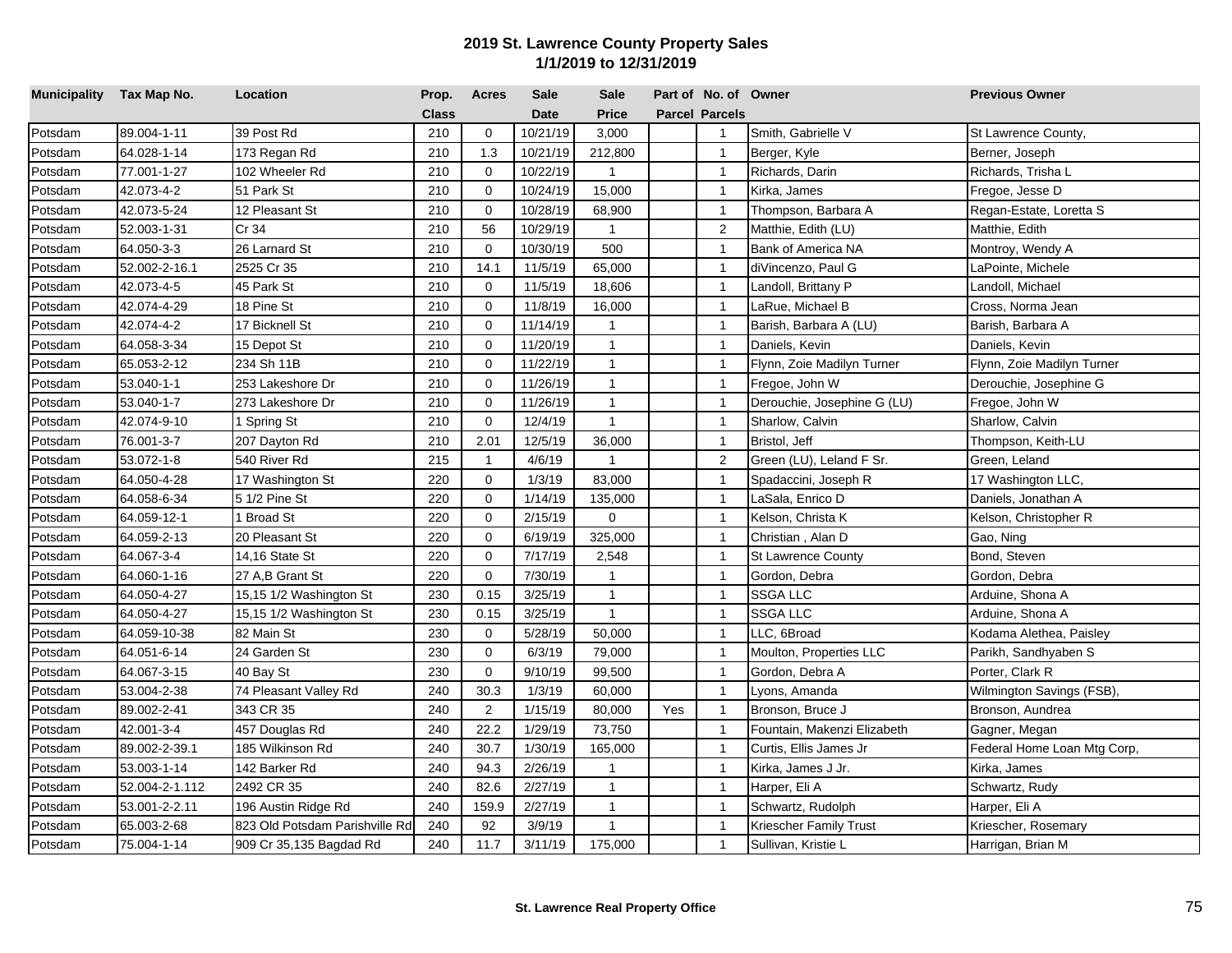# 2019 St. Lawrence County Property Sales
## 1/1/2019 to 12/31/2019

| Municipality | Tax Map No. | Location | Prop. Class | Acres | Sale Date | Sale Price | Part of Parcel | No. of Parcels | Owner | Previous Owner |
|---|---|---|---|---|---|---|---|---|---|---|
| Potsdam | 89.004-1-11 | 39 Post Rd | 210 | 0 | 10/21/19 | 3,000 | | 1 | Smith, Gabrielle V | St Lawrence County, |
| Potsdam | 64.028-1-14 | 173 Regan Rd | 210 | 1.3 | 10/21/19 | 212,800 | | 1 | Berger, Kyle | Berner, Joseph |
| Potsdam | 77.001-1-27 | 102 Wheeler Rd | 210 | 0 | 10/22/19 | 1 | | 1 | Richards, Darin | Richards, Trisha L |
| Potsdam | 42.073-4-2 | 51 Park St | 210 | 0 | 10/24/19 | 15,000 | | 1 | Kirka, James | Fregoe, Jesse D |
| Potsdam | 42.073-5-24 | 12 Pleasant St | 210 | 0 | 10/28/19 | 68,900 | | 1 | Thompson, Barbara A | Regan-Estate, Loretta S |
| Potsdam | 52.003-1-31 | Cr 34 | 210 | 56 | 10/29/19 | 1 | | 2 | Matthie, Edith (LU) | Matthie, Edith |
| Potsdam | 64.050-3-3 | 26 Larnard St | 210 | 0 | 10/30/19 | 500 | | 1 | Bank of America NA | Montroy, Wendy A |
| Potsdam | 52.002-2-16.1 | 2525 Cr 35 | 210 | 14.1 | 11/5/19 | 65,000 | | 1 | diVincenzo, Paul G | LaPointe, Michele |
| Potsdam | 42.073-4-5 | 45 Park St | 210 | 0 | 11/5/19 | 18,606 | | 1 | Landoll, Brittany P | Landoll, Michael |
| Potsdam | 42.074-4-29 | 18 Pine St | 210 | 0 | 11/8/19 | 16,000 | | 1 | LaRue, Michael B | Cross, Norma Jean |
| Potsdam | 42.074-4-2 | 17 Bicknell St | 210 | 0 | 11/14/19 | 1 | | 1 | Barish, Barbara A (LU) | Barish, Barbara A |
| Potsdam | 64.058-3-34 | 15 Depot St | 210 | 0 | 11/20/19 | 1 | | 1 | Daniels, Kevin | Daniels, Kevin |
| Potsdam | 65.053-2-12 | 234 Sh 11B | 210 | 0 | 11/22/19 | 1 | | 1 | Flynn, Zoie Madilyn Turner | Flynn, Zoie Madilyn Turner |
| Potsdam | 53.040-1-1 | 253 Lakeshore Dr | 210 | 0 | 11/26/19 | 1 | | 1 | Fregoe, John W | Derouchie, Josephine G |
| Potsdam | 53.040-1-7 | 273 Lakeshore Dr | 210 | 0 | 11/26/19 | 1 | | 1 | Derouchie, Josephine G (LU) | Fregoe, John W |
| Potsdam | 42.074-9-10 | 1 Spring St | 210 | 0 | 12/4/19 | 1 | | 1 | Sharlow, Calvin | Sharlow, Calvin |
| Potsdam | 76.001-3-7 | 207 Dayton Rd | 210 | 2.01 | 12/5/19 | 36,000 | | 1 | Bristol, Jeff | Thompson, Keith-LU |
| Potsdam | 53.072-1-8 | 540 River Rd | 215 | 1 | 4/6/19 | 1 | | 2 | Green (LU), Leland F Sr. | Green, Leland |
| Potsdam | 64.050-4-28 | 17 Washington St | 220 | 0 | 1/3/19 | 83,000 | | 1 | Spadaccini, Joseph R | 17 Washington LLC, |
| Potsdam | 64.058-6-34 | 5 1/2 Pine St | 220 | 0 | 1/14/19 | 135,000 | | 1 | LaSala, Enrico D | Daniels, Jonathan A |
| Potsdam | 64.059-12-1 | 1 Broad St | 220 | 0 | 2/15/19 | 0 | | 1 | Kelson, Christa K | Kelson, Christopher R |
| Potsdam | 64.059-2-13 | 20 Pleasant St | 220 | 0 | 6/19/19 | 325,000 | | 1 | Christian , Alan D | Gao, Ning |
| Potsdam | 64.067-3-4 | 14,16 State St | 220 | 0 | 7/17/19 | 2,548 | | 1 | St Lawrence County | Bond, Steven |
| Potsdam | 64.060-1-16 | 27 A,B Grant St | 220 | 0 | 7/30/19 | 1 | | 1 | Gordon, Debra | Gordon, Debra |
| Potsdam | 64.050-4-27 | 15,15 1/2 Washington St | 230 | 0.15 | 3/25/19 | 1 | | 1 | SSGA LLC | Arduine, Shona A |
| Potsdam | 64.050-4-27 | 15,15 1/2 Washington St | 230 | 0.15 | 3/25/19 | 1 | | 1 | SSGA LLC | Arduine, Shona A |
| Potsdam | 64.059-10-38 | 82 Main St | 230 | 0 | 5/28/19 | 50,000 | | 1 | LLC, 6Broad | Kodama Alethea, Paisley |
| Potsdam | 64.051-6-14 | 24 Garden St | 230 | 0 | 6/3/19 | 79,000 | | 1 | Moulton, Properties LLC | Parikh, Sandhyaben S |
| Potsdam | 64.067-3-15 | 40 Bay St | 230 | 0 | 9/10/19 | 99,500 | | 1 | Gordon, Debra A | Porter, Clark R |
| Potsdam | 53.004-2-38 | 74 Pleasant Valley Rd | 240 | 30.3 | 1/3/19 | 60,000 | | 1 | Lyons, Amanda | Wilmington Savings (FSB), |
| Potsdam | 89.002-2-41 | 343 CR 35 | 240 | 2 | 1/15/19 | 80,000 | Yes | 1 | Bronson, Bruce J | Bronson, Aundrea |
| Potsdam | 42.001-3-4 | 457 Douglas Rd | 240 | 22.2 | 1/29/19 | 73,750 | | 1 | Fountain, Makenzi Elizabeth | Gagner, Megan |
| Potsdam | 89.002-2-39.1 | 185 Wilkinson Rd | 240 | 30.7 | 1/30/19 | 165,000 | | 1 | Curtis, Ellis James Jr | Federal Home Loan Mtg Corp, |
| Potsdam | 53.003-1-14 | 142 Barker Rd | 240 | 94.3 | 2/26/19 | 1 | | 1 | Kirka, James J Jr. | Kirka, James |
| Potsdam | 52.004-2-1.112 | 2492 CR 35 | 240 | 82.6 | 2/27/19 | 1 | | 1 | Harper, Eli A | Schwartz, Rudy |
| Potsdam | 53.001-2-2.11 | 196 Austin Ridge Rd | 240 | 159.9 | 2/27/19 | 1 | | 1 | Schwartz, Rudolph | Harper, Eli A |
| Potsdam | 65.003-2-68 | 823 Old Potsdam Parishville Rd | 240 | 92 | 3/9/19 | 1 | | 1 | Kriescher Family Trust | Kriescher, Rosemary |
| Potsdam | 75.004-1-14 | 909 Cr 35,135 Bagdad Rd | 240 | 11.7 | 3/11/19 | 175,000 | | 1 | Sullivan, Kristie L | Harrigan, Brian M |

St. Lawrence Real Property Office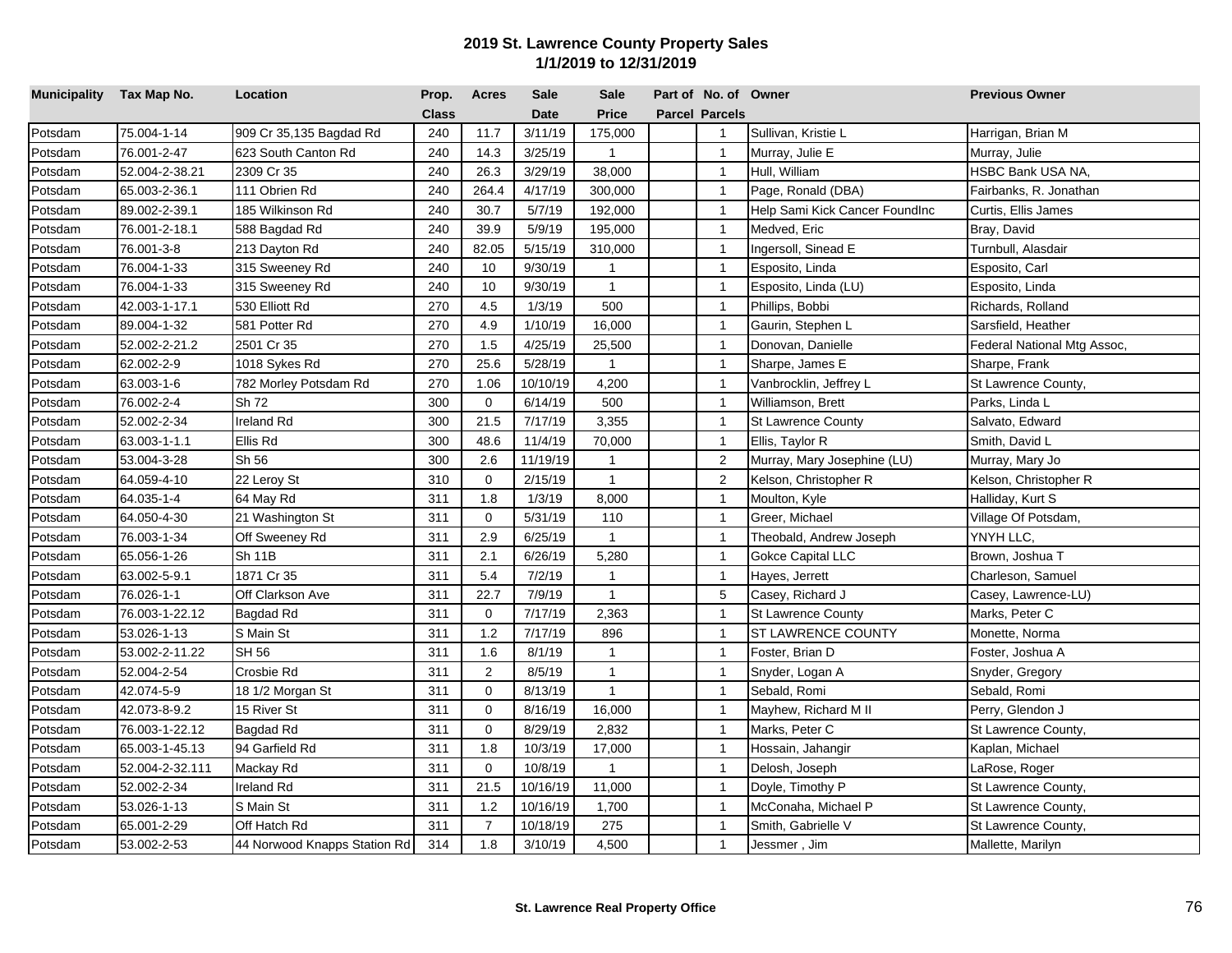# 2019 St. Lawrence County Property Sales

## 1/1/2019 to 12/31/2019

| Municipality | Tax Map No. | Location | Prop. Class | Acres | Sale Date | Sale Price | Part of Parcel | No. of Parcels | Owner | Previous Owner |
|---|---|---|---|---|---|---|---|---|---|---|
| Potsdam | 75.004-1-14 | 909 Cr 35,135 Bagdad Rd | 240 | 11.7 | 3/11/19 | 175,000 | | 1 | Sullivan, Kristie L | Harrigan, Brian M |
| Potsdam | 76.001-2-47 | 623 South Canton Rd | 240 | 14.3 | 3/25/19 | 1 | | 1 | Murray, Julie E | Murray, Julie |
| Potsdam | 52.004-2-38.21 | 2309 Cr 35 | 240 | 26.3 | 3/29/19 | 38,000 | | 1 | Hull, William | HSBC Bank USA NA, |
| Potsdam | 65.003-2-36.1 | 111 Obrien Rd | 240 | 264.4 | 4/17/19 | 300,000 | | 1 | Page, Ronald (DBA) | Fairbanks, R. Jonathan |
| Potsdam | 89.002-2-39.1 | 185 Wilkinson Rd | 240 | 30.7 | 5/7/19 | 192,000 | | 1 | Help Sami Kick Cancer FoundInc | Curtis, Ellis James |
| Potsdam | 76.001-2-18.1 | 588 Bagdad Rd | 240 | 39.9 | 5/9/19 | 195,000 | | 1 | Medved, Eric | Bray, David |
| Potsdam | 76.001-3-8 | 213 Dayton Rd | 240 | 82.05 | 5/15/19 | 310,000 | | 1 | Ingersoll, Sinead E | Turnbull, Alasdair |
| Potsdam | 76.004-1-33 | 315 Sweeney Rd | 240 | 10 | 9/30/19 | 1 | | 1 | Esposito, Linda | Esposito, Carl |
| Potsdam | 76.004-1-33 | 315 Sweeney Rd | 240 | 10 | 9/30/19 | 1 | | 1 | Esposito, Linda (LU) | Esposito, Linda |
| Potsdam | 42.003-1-17.1 | 530 Elliott Rd | 270 | 4.5 | 1/3/19 | 500 | | 1 | Phillips, Bobbi | Richards, Rolland |
| Potsdam | 89.004-1-32 | 581 Potter Rd | 270 | 4.9 | 1/10/19 | 16,000 | | 1 | Gaurin, Stephen L | Sarsfield, Heather |
| Potsdam | 52.002-2-21.2 | 2501 Cr 35 | 270 | 1.5 | 4/25/19 | 25,500 | | 1 | Donovan, Danielle | Federal National Mtg Assoc, |
| Potsdam | 62.002-2-9 | 1018 Sykes Rd | 270 | 25.6 | 5/28/19 | 1 | | 1 | Sharpe, James E | Sharpe, Frank |
| Potsdam | 63.003-1-6 | 782 Morley Potsdam Rd | 270 | 1.06 | 10/10/19 | 4,200 | | 1 | Vanbrocklin, Jeffrey L | St Lawrence County, |
| Potsdam | 76.002-2-4 | Sh 72 | 300 | 0 | 6/14/19 | 500 | | 1 | Williamson, Brett | Parks, Linda L |
| Potsdam | 52.002-2-34 | Ireland Rd | 300 | 21.5 | 7/17/19 | 3,355 | | 1 | St Lawrence County | Salvato, Edward |
| Potsdam | 63.003-1-1.1 | Ellis Rd | 300 | 48.6 | 11/4/19 | 70,000 | | 1 | Ellis, Taylor R | Smith, David L |
| Potsdam | 53.004-3-28 | Sh 56 | 300 | 2.6 | 11/19/19 | 1 | | 2 | Murray, Mary Josephine (LU) | Murray, Mary Jo |
| Potsdam | 64.059-4-10 | 22 Leroy St | 310 | 0 | 2/15/19 | 1 | | 2 | Kelson, Christopher R | Kelson, Christopher R |
| Potsdam | 64.035-1-4 | 64 May Rd | 311 | 1.8 | 1/3/19 | 8,000 | | 1 | Moulton, Kyle | Halliday, Kurt S |
| Potsdam | 64.050-4-30 | 21 Washington St | 311 | 0 | 5/31/19 | 110 | | 1 | Greer, Michael | Village Of Potsdam, |
| Potsdam | 76.003-1-34 | Off Sweeney Rd | 311 | 2.9 | 6/25/19 | 1 | | 1 | Theobald, Andrew Joseph | YNYH LLC, |
| Potsdam | 65.056-1-26 | Sh 11B | 311 | 2.1 | 6/26/19 | 5,280 | | 1 | Gokce Capital LLC | Brown, Joshua T |
| Potsdam | 63.002-5-9.1 | 1871 Cr 35 | 311 | 5.4 | 7/2/19 | 1 | | 1 | Hayes, Jerrett | Charleson, Samuel |
| Potsdam | 76.026-1-1 | Off Clarkson Ave | 311 | 22.7 | 7/9/19 | 1 | | 5 | Casey, Richard J | Casey, Lawrence-LU) |
| Potsdam | 76.003-1-22.12 | Bagdad Rd | 311 | 0 | 7/17/19 | 2,363 | | 1 | St Lawrence County | Marks, Peter C |
| Potsdam | 53.026-1-13 | S Main St | 311 | 1.2 | 7/17/19 | 896 | | 1 | ST LAWRENCE COUNTY | Monette, Norma |
| Potsdam | 53.002-2-11.22 | SH 56 | 311 | 1.6 | 8/1/19 | 1 | | 1 | Foster, Brian D | Foster, Joshua A |
| Potsdam | 52.004-2-54 | Crosbie Rd | 311 | 2 | 8/5/19 | 1 | | 1 | Snyder, Logan A | Snyder, Gregory |
| Potsdam | 42.074-5-9 | 18 1/2 Morgan St | 311 | 0 | 8/13/19 | 1 | | 1 | Sebald, Romi | Sebald, Romi |
| Potsdam | 42.073-8-9.2 | 15 River St | 311 | 0 | 8/16/19 | 16,000 | | 1 | Mayhew, Richard M II | Perry, Glendon J |
| Potsdam | 76.003-1-22.12 | Bagdad Rd | 311 | 0 | 8/29/19 | 2,832 | | 1 | Marks, Peter C | St Lawrence County, |
| Potsdam | 65.003-1-45.13 | 94 Garfield Rd | 311 | 1.8 | 10/3/19 | 17,000 | | 1 | Hossain, Jahangir | Kaplan, Michael |
| Potsdam | 52.004-2-32.111 | Mackay Rd | 311 | 0 | 10/8/19 | 1 | | 1 | Delosh, Joseph | LaRose, Roger |
| Potsdam | 52.002-2-34 | Ireland Rd | 311 | 21.5 | 10/16/19 | 11,000 | | 1 | Doyle, Timothy P | St Lawrence County, |
| Potsdam | 53.026-1-13 | S Main St | 311 | 1.2 | 10/16/19 | 1,700 | | 1 | McConaha, Michael P | St Lawrence County, |
| Potsdam | 65.001-2-29 | Off Hatch Rd | 311 | 7 | 10/18/19 | 275 | | 1 | Smith, Gabrielle V | St Lawrence County, |
| Potsdam | 53.002-2-53 | 44 Norwood Knapps Station Rd | 314 | 1.8 | 3/10/19 | 4,500 | | 1 | Jessmer , Jim | Mallette, Marilyn |

**St. Lawrence Real Property Office**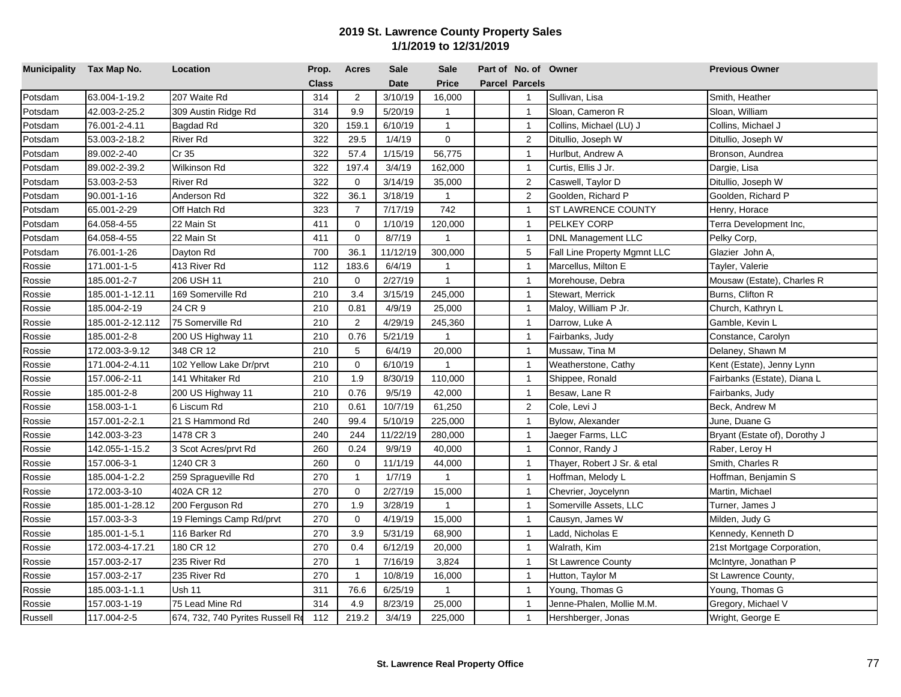# 2019 St. Lawrence County Property Sales
## 1/1/2019 to 12/31/2019

| Municipality | Tax Map No. | Location | Prop. Class | Acres | Sale Date | Sale Price | Part of Parcel | No. of Parcels | Owner | Previous Owner |
|---|---|---|---|---|---|---|---|---|---|---|
| Potsdam | 63.004-1-19.2 | 207 Waite Rd | 314 | 2 | 3/10/19 | 16,000 | | 1 | Sullivan, Lisa | Smith, Heather |
| Potsdam | 42.003-2-25.2 | 309 Austin Ridge Rd | 314 | 9.9 | 5/20/19 | 1 | | 1 | Sloan, Cameron R | Sloan, William |
| Potsdam | 76.001-2-4.11 | Bagdad Rd | 320 | 159.1 | 6/10/19 | 1 | | 1 | Collins, Michael (LU) J | Collins, Michael J |
| Potsdam | 53.003-2-18.2 | River Rd | 322 | 29.5 | 1/4/19 | 0 | | 2 | Ditullio, Joseph W | Ditullio, Joseph W |
| Potsdam | 89.002-2-40 | Cr 35 | 322 | 57.4 | 1/15/19 | 56,775 | | 1 | Hurlbut, Andrew A | Bronson, Aundrea |
| Potsdam | 89.002-2-39.2 | Wilkinson Rd | 322 | 197.4 | 3/4/19 | 162,000 | | 1 | Curtis, Ellis J Jr. | Dargie, Lisa |
| Potsdam | 53.003-2-53 | River Rd | 322 | 0 | 3/14/19 | 35,000 | | 2 | Caswell, Taylor D | Ditullio, Joseph W |
| Potsdam | 90.001-1-16 | Anderson Rd | 322 | 36.1 | 3/18/19 | 1 | | 2 | Goolden, Richard P | Goolden, Richard P |
| Potsdam | 65.001-2-29 | Off Hatch Rd | 323 | 7 | 7/17/19 | 742 | | 1 | ST LAWRENCE COUNTY | Henry, Horace |
| Potsdam | 64.058-4-55 | 22 Main St | 411 | 0 | 1/10/19 | 120,000 | | 1 | PELKEY CORP | Terra Development Inc, |
| Potsdam | 64.058-4-55 | 22 Main St | 411 | 0 | 8/7/19 | 1 | | 1 | DNL Management LLC | Pelky Corp, |
| Potsdam | 76.001-1-26 | Dayton Rd | 700 | 36.1 | 11/12/19 | 300,000 | | 5 | Fall Line Property Mgmnt LLC | Glazier John A, |
| Rossie | 171.001-1-5 | 413 River Rd | 112 | 183.6 | 6/4/19 | 1 | | 1 | Marcellus, Milton E | Tayler, Valerie |
| Rossie | 185.001-2-7 | 206 USH 11 | 210 | 0 | 2/27/19 | 1 | | 1 | Morehouse, Debra | Mousaw (Estate), Charles R |
| Rossie | 185.001-1-12.11 | 169 Somerville Rd | 210 | 3.4 | 3/15/19 | 245,000 | | 1 | Stewart, Merrick | Burns, Clifton R |
| Rossie | 185.004-2-19 | 24 CR 9 | 210 | 0.81 | 4/9/19 | 25,000 | | 1 | Maloy, William P Jr. | Church, Kathryn L |
| Rossie | 185.001-2-12.112 | 75 Somerville Rd | 210 | 2 | 4/29/19 | 245,360 | | 1 | Darrow, Luke A | Gamble, Kevin L |
| Rossie | 185.001-2-8 | 200 US Highway 11 | 210 | 0.76 | 5/21/19 | 1 | | 1 | Fairbanks, Judy | Constance, Carolyn |
| Rossie | 172.003-3-9.12 | 348 CR 12 | 210 | 5 | 6/4/19 | 20,000 | | 1 | Mussaw, Tina M | Delaney, Shawn M |
| Rossie | 171.004-2-4.11 | 102 Yellow Lake Dr/prvt | 210 | 0 | 6/10/19 | 1 | | 1 | Weatherstone, Cathy | Kent (Estate), Jenny Lynn |
| Rossie | 157.006-2-11 | 141 Whitaker Rd | 210 | 1.9 | 8/30/19 | 110,000 | | 1 | Shippee, Ronald | Fairbanks (Estate), Diana L |
| Rossie | 185.001-2-8 | 200 US Highway 11 | 210 | 0.76 | 9/5/19 | 42,000 | | 1 | Besaw, Lane R | Fairbanks, Judy |
| Rossie | 158.003-1-1 | 6 Liscum Rd | 210 | 0.61 | 10/7/19 | 61,250 | | 2 | Cole, Levi J | Beck, Andrew M |
| Rossie | 157.001-2-2.1 | 21 S Hammond Rd | 240 | 99.4 | 5/10/19 | 225,000 | | 1 | Bylow, Alexander | June, Duane G |
| Rossie | 142.003-3-23 | 1478 CR 3 | 240 | 244 | 11/22/19 | 280,000 | | 1 | Jaeger Farms, LLC | Bryant (Estate of), Dorothy J |
| Rossie | 142.055-1-15.2 | 3 Scot Acres/prvt Rd | 260 | 0.24 | 9/9/19 | 40,000 | | 1 | Connor, Randy J | Raber, Leroy H |
| Rossie | 157.006-3-1 | 1240 CR 3 | 260 | 0 | 11/1/19 | 44,000 | | 1 | Thayer, Robert J Sr. & etal | Smith, Charles R |
| Rossie | 185.004-1-2.2 | 259 Spragueville Rd | 270 | 1 | 1/7/19 | 1 | | 1 | Hoffman, Melody L | Hoffman, Benjamin S |
| Rossie | 172.003-3-10 | 402A CR 12 | 270 | 0 | 2/27/19 | 15,000 | | 1 | Chevrier, Joycelynn | Martin, Michael |
| Rossie | 185.001-1-28.12 | 200 Ferguson Rd | 270 | 1.9 | 3/28/19 | 1 | | 1 | Somerville Assets, LLC | Turner, James J |
| Rossie | 157.003-3-3 | 19 Flemings Camp Rd/prvt | 270 | 0 | 4/19/19 | 15,000 | | 1 | Causyn, James W | Milden, Judy G |
| Rossie | 185.001-1-5.1 | 116 Barker Rd | 270 | 3.9 | 5/31/19 | 68,900 | | 1 | Ladd, Nicholas E | Kennedy, Kenneth D |
| Rossie | 172.003-4-17.21 | 180 CR 12 | 270 | 0.4 | 6/12/19 | 20,000 | | 1 | Walrath, Kim | 21st Mortgage Corporation, |
| Rossie | 157.003-2-17 | 235 River Rd | 270 | 1 | 7/16/19 | 3,824 | | 1 | St Lawrence County | McIntyre, Jonathan P |
| Rossie | 157.003-2-17 | 235 River Rd | 270 | 1 | 10/8/19 | 16,000 | | 1 | Hutton, Taylor M | St Lawrence County, |
| Rossie | 185.003-1-1.1 | Ush 11 | 311 | 76.6 | 6/25/19 | 1 | | 1 | Young, Thomas G | Young, Thomas G |
| Rossie | 157.003-1-19 | 75 Lead Mine Rd | 314 | 4.9 | 8/23/19 | 25,000 | | 1 | Jenne-Phalen, Mollie M.M. | Gregory, Michael V |
| Russell | 117.004-2-5 | 674, 732, 740 Pyrites Russell Rd | 112 | 219.2 | 3/4/19 | 225,000 | | 1 | Hershberger, Jonas | Wright, George E |

St. Lawrence Real Property Office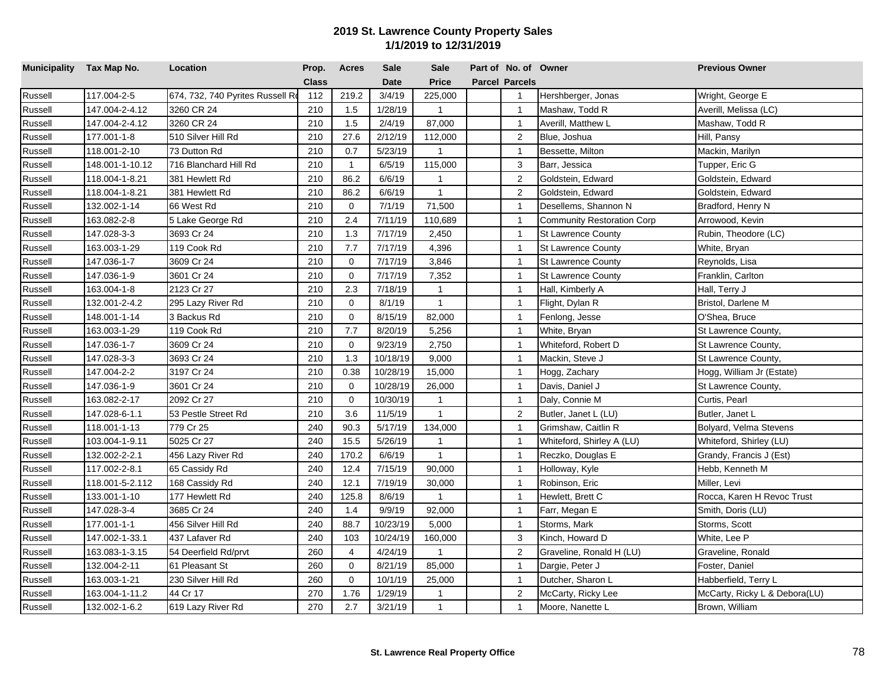# 2019 St. Lawrence County Property Sales

## 1/1/2019 to 12/31/2019

| Municipality | Tax Map No. | Location | Prop. Class | Acres | Sale Date | Sale Price | Part of Parcel | No. of Parcels | Owner | Previous Owner |
|---|---|---|---|---|---|---|---|---|---|---|
| Russell | 117.004-2-5 | 674, 732, 740 Pyrites Russell Rd | 112 | 219.2 | 3/4/19 | 225,000 | | 1 | Hershberger, Jonas | Wright, George E |
| Russell | 147.004-2-4.12 | 3260 CR 24 | 210 | 1.5 | 1/28/19 | 1 | | 1 | Mashaw, Todd R | Averill, Melissa (LC) |
| Russell | 147.004-2-4.12 | 3260 CR 24 | 210 | 1.5 | 2/4/19 | 87,000 | | 1 | Averill, Matthew L | Mashaw, Todd R |
| Russell | 177.001-1-8 | 510 Silver Hill Rd | 210 | 27.6 | 2/12/19 | 112,000 | | 2 | Blue, Joshua | Hill, Pansy |
| Russell | 118.001-2-10 | 73 Dutton Rd | 210 | 0.7 | 5/23/19 | 1 | | 1 | Bessette, Milton | Mackin, Marilyn |
| Russell | 148.001-1-10.12 | 716 Blanchard Hill Rd | 210 | 1 | 6/5/19 | 115,000 | | 3 | Barr, Jessica | Tupper, Eric G |
| Russell | 118.004-1-8.21 | 381 Hewlett Rd | 210 | 86.2 | 6/6/19 | 1 | | 2 | Goldstein, Edward | Goldstein, Edward |
| Russell | 118.004-1-8.21 | 381 Hewlett Rd | 210 | 86.2 | 6/6/19 | 1 | | 2 | Goldstein, Edward | Goldstein, Edward |
| Russell | 132.002-1-14 | 66 West Rd | 210 | 0 | 7/1/19 | 71,500 | | 1 | Desellems, Shannon N | Bradford, Henry N |
| Russell | 163.082-2-8 | 5 Lake George Rd | 210 | 2.4 | 7/11/19 | 110,689 | | 1 | Community Restoration Corp | Arrowood, Kevin |
| Russell | 147.028-3-3 | 3693 Cr 24 | 210 | 1.3 | 7/17/19 | 2,450 | | 1 | St Lawrence County | Rubin, Theodore (LC) |
| Russell | 163.003-1-29 | 119 Cook Rd | 210 | 7.7 | 7/17/19 | 4,396 | | 1 | St Lawrence County | White, Bryan |
| Russell | 147.036-1-7 | 3609 Cr 24 | 210 | 0 | 7/17/19 | 3,846 | | 1 | St Lawrence County | Reynolds, Lisa |
| Russell | 147.036-1-9 | 3601 Cr 24 | 210 | 0 | 7/17/19 | 7,352 | | 1 | St Lawrence County | Franklin, Carlton |
| Russell | 163.004-1-8 | 2123 Cr 27 | 210 | 2.3 | 7/18/19 | 1 | | 1 | Hall, Kimberly A | Hall, Terry J |
| Russell | 132.001-2-4.2 | 295 Lazy River Rd | 210 | 0 | 8/1/19 | 1 | | 1 | Flight, Dylan R | Bristol, Darlene M |
| Russell | 148.001-1-14 | 3 Backus Rd | 210 | 0 | 8/15/19 | 82,000 | | 1 | Fenlong, Jesse | O'Shea, Bruce |
| Russell | 163.003-1-29 | 119 Cook Rd | 210 | 7.7 | 8/20/19 | 5,256 | | 1 | White, Bryan | St Lawrence County, |
| Russell | 147.036-1-7 | 3609 Cr 24 | 210 | 0 | 9/23/19 | 2,750 | | 1 | Whiteford, Robert D | St Lawrence County, |
| Russell | 147.028-3-3 | 3693 Cr 24 | 210 | 1.3 | 10/18/19 | 9,000 | | 1 | Mackin, Steve J | St Lawrence County, |
| Russell | 147.004-2-2 | 3197 Cr 24 | 210 | 0.38 | 10/28/19 | 15,000 | | 1 | Hogg, Zachary | Hogg, William Jr (Estate) |
| Russell | 147.036-1-9 | 3601 Cr 24 | 210 | 0 | 10/28/19 | 26,000 | | 1 | Davis, Daniel J | St Lawrence County, |
| Russell | 163.082-2-17 | 2092 Cr 27 | 210 | 0 | 10/30/19 | 1 | | 1 | Daly, Connie M | Curtis, Pearl |
| Russell | 147.028-6-1.1 | 53 Pestle Street Rd | 210 | 3.6 | 11/5/19 | 1 | | 2 | Butler, Janet L (LU) | Butler, Janet L |
| Russell | 118.001-1-13 | 779 Cr 25 | 240 | 90.3 | 5/17/19 | 134,000 | | 1 | Grimshaw, Caitlin R | Bolyard, Velma Stevens |
| Russell | 103.004-1-9.11 | 5025 Cr 27 | 240 | 15.5 | 5/26/19 | 1 | | 1 | Whiteford, Shirley A (LU) | Whiteford, Shirley (LU) |
| Russell | 132.002-2-2.1 | 456 Lazy River Rd | 240 | 170.2 | 6/6/19 | 1 | | 1 | Reczko, Douglas E | Grandy, Francis J (Est) |
| Russell | 117.002-2-8.1 | 65 Cassidy Rd | 240 | 12.4 | 7/15/19 | 90,000 | | 1 | Holloway, Kyle | Hebb, Kenneth M |
| Russell | 118.001-5-2.112 | 168 Cassidy Rd | 240 | 12.1 | 7/19/19 | 30,000 | | 1 | Robinson, Eric | Miller, Levi |
| Russell | 133.001-1-10 | 177 Hewlett Rd | 240 | 125.8 | 8/6/19 | 1 | | 1 | Hewlett, Brett C | Rocca, Karen H Revoc Trust |
| Russell | 147.028-3-4 | 3685 Cr 24 | 240 | 1.4 | 9/9/19 | 92,000 | | 1 | Farr, Megan E | Smith, Doris (LU) |
| Russell | 177.001-1-1 | 456 Silver Hill Rd | 240 | 88.7 | 10/23/19 | 5,000 | | 1 | Storms, Mark | Storms, Scott |
| Russell | 147.002-1-33.1 | 437 Lafaver Rd | 240 | 103 | 10/24/19 | 160,000 | | 3 | Kinch, Howard D | White, Lee P |
| Russell | 163.083-1-3.15 | 54 Deerfield Rd/prvt | 260 | 4 | 4/24/19 | 1 | | 2 | Graveline, Ronald H (LU) | Graveline, Ronald |
| Russell | 132.004-2-11 | 61 Pleasant St | 260 | 0 | 8/21/19 | 85,000 | | 1 | Dargie, Peter J | Foster, Daniel |
| Russell | 163.003-1-21 | 230 Silver Hill Rd | 260 | 0 | 10/1/19 | 25,000 | | 1 | Dutcher, Sharon L | Habberfield, Terry L |
| Russell | 163.004-1-11.2 | 44 Cr 17 | 270 | 1.76 | 1/29/19 | 1 | | 2 | McCarty, Ricky Lee | McCarty, Ricky L & Debora(LU) |
| Russell | 132.002-1-6.2 | 619 Lazy River Rd | 270 | 2.7 | 3/21/19 | 1 | | 1 | Moore, Nanette L | Brown, William |

**St. Lawrence Real Property Office**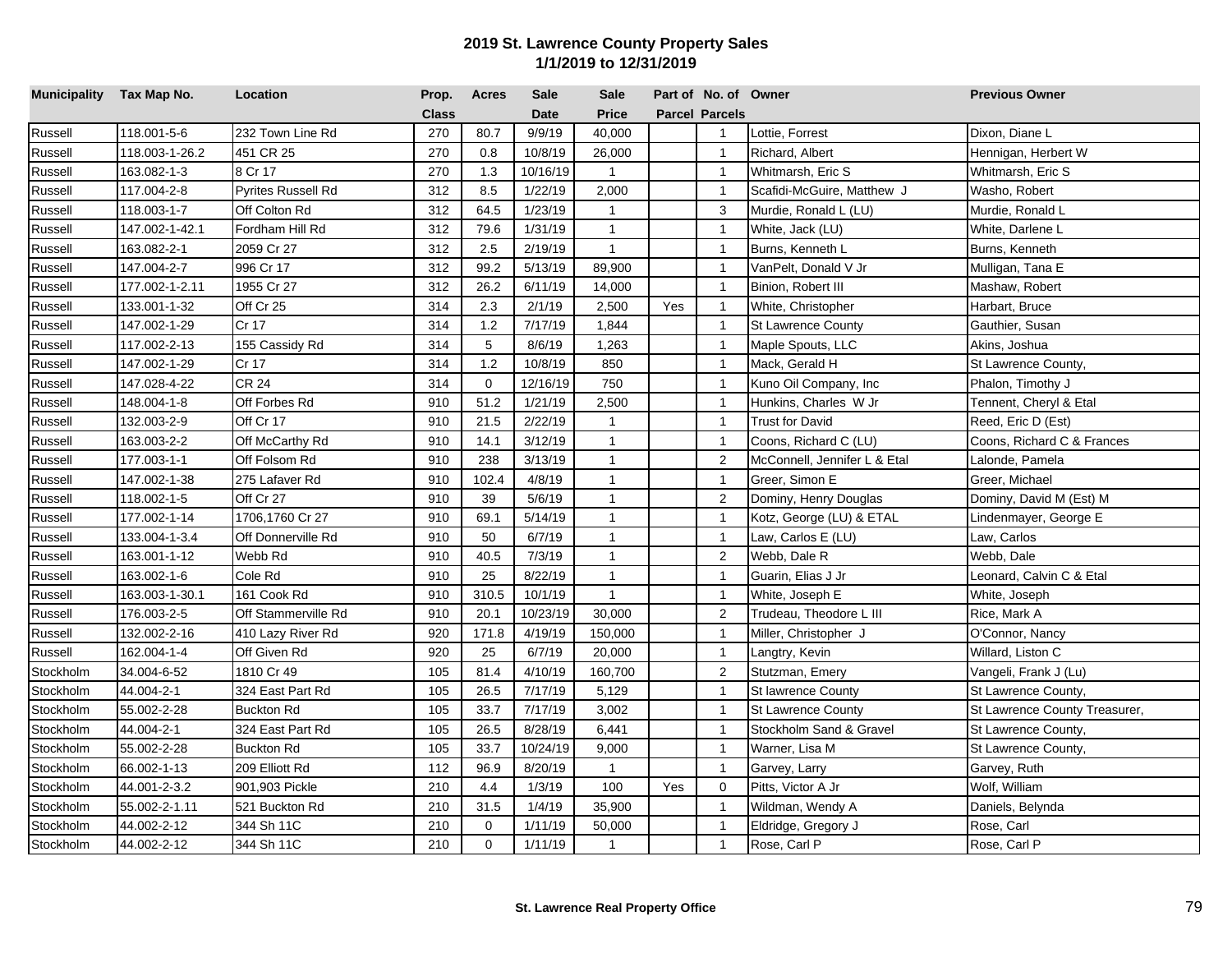# 2019 St. Lawrence County Property Sales

## 1/1/2019 to 12/31/2019

| Municipality | Tax Map No. | Location | Prop. Class | Acres | Sale Date | Sale Price | Part of Parcel | No. of Parcels | Owner | Previous Owner |
|---|---|---|---|---|---|---|---|---|---|---|
| Russell | 118.001-5-6 | 232 Town Line Rd | 270 | 80.7 | 9/9/19 | 40,000 | | 1 | Lottie, Forrest | Dixon, Diane L |
| Russell | 118.003-1-26.2 | 451 CR 25 | 270 | 0.8 | 10/8/19 | 26,000 | | 1 | Richard, Albert | Hennigan, Herbert W |
| Russell | 163.082-1-3 | 8 Cr 17 | 270 | 1.3 | 10/16/19 | 1 | | 1 | Whitmarsh, Eric S | Whitmarsh, Eric S |
| Russell | 117.004-2-8 | Pyrites Russell Rd | 312 | 8.5 | 1/22/19 | 2,000 | | 1 | Scafidi-McGuire, Matthew J | Washo, Robert |
| Russell | 118.003-1-7 | Off Colton Rd | 312 | 64.5 | 1/23/19 | 1 | | 3 | Murdie, Ronald L (LU) | Murdie, Ronald L |
| Russell | 147.002-1-42.1 | Fordham Hill Rd | 312 | 79.6 | 1/31/19 | 1 | | 1 | White, Jack (LU) | White, Darlene L |
| Russell | 163.082-2-1 | 2059 Cr 27 | 312 | 2.5 | 2/19/19 | 1 | | 1 | Burns, Kenneth L | Burns, Kenneth |
| Russell | 147.004-2-7 | 996 Cr 17 | 312 | 99.2 | 5/13/19 | 89,900 | | 1 | VanPelt, Donald V Jr | Mulligan, Tana E |
| Russell | 177.002-1-2.11 | 1955 Cr 27 | 312 | 26.2 | 6/11/19 | 14,000 | | 1 | Binion, Robert III | Mashaw, Robert |
| Russell | 133.001-1-32 | Off Cr 25 | 314 | 2.3 | 2/1/19 | 2,500 | Yes | 1 | White, Christopher | Harbart, Bruce |
| Russell | 147.002-1-29 | Cr 17 | 314 | 1.2 | 7/17/19 | 1,844 | | 1 | St Lawrence County | Gauthier, Susan |
| Russell | 117.002-2-13 | 155 Cassidy Rd | 314 | 5 | 8/6/19 | 1,263 | | 1 | Maple Spouts, LLC | Akins, Joshua |
| Russell | 147.002-1-29 | Cr 17 | 314 | 1.2 | 10/8/19 | 850 | | 1 | Mack, Gerald H | St Lawrence County, |
| Russell | 147.028-4-22 | CR 24 | 314 | 0 | 12/16/19 | 750 | | 1 | Kuno Oil Company, Inc | Phalon, Timothy J |
| Russell | 148.004-1-8 | Off Forbes Rd | 910 | 51.2 | 1/21/19 | 2,500 | | 1 | Hunkins, Charles W Jr | Tennent, Cheryl & Etal |
| Russell | 132.003-2-9 | Off Cr 17 | 910 | 21.5 | 2/22/19 | 1 | | 1 | Trust for David | Reed, Eric D (Est) |
| Russell | 163.003-2-2 | Off McCarthy Rd | 910 | 14.1 | 3/12/19 | 1 | | 1 | Coons, Richard C (LU) | Coons, Richard C & Frances |
| Russell | 177.003-1-1 | Off Folsom Rd | 910 | 238 | 3/13/19 | 1 | | 2 | McConnell, Jennifer L & Etal | Lalonde, Pamela |
| Russell | 147.002-1-38 | 275 Lafaver Rd | 910 | 102.4 | 4/8/19 | 1 | | 1 | Greer, Simon E | Greer, Michael |
| Russell | 118.002-1-5 | Off Cr 27 | 910 | 39 | 5/6/19 | 1 | | 2 | Dominy, Henry Douglas | Dominy, David M (Est) M |
| Russell | 177.002-1-14 | 1706,1760 Cr 27 | 910 | 69.1 | 5/14/19 | 1 | | 1 | Kotz, George (LU) & ETAL | Lindenmayer, George E |
| Russell | 133.004-1-3.4 | Off Donnerville Rd | 910 | 50 | 6/7/19 | 1 | | 1 | Law, Carlos E (LU) | Law, Carlos |
| Russell | 163.001-1-12 | Webb Rd | 910 | 40.5 | 7/3/19 | 1 | | 2 | Webb, Dale R | Webb, Dale |
| Russell | 163.002-1-6 | Cole Rd | 910 | 25 | 8/22/19 | 1 | | 1 | Guarin, Elias J Jr | Leonard, Calvin C & Etal |
| Russell | 163.003-1-30.1 | 161 Cook Rd | 910 | 310.5 | 10/1/19 | 1 | | 1 | White, Joseph E | White, Joseph |
| Russell | 176.003-2-5 | Off Stammerville Rd | 910 | 20.1 | 10/23/19 | 30,000 | | 2 | Trudeau, Theodore L III | Rice, Mark A |
| Russell | 132.002-2-16 | 410 Lazy River Rd | 920 | 171.8 | 4/19/19 | 150,000 | | 1 | Miller, Christopher J | O'Connor, Nancy |
| Russell | 162.004-1-4 | Off Given Rd | 920 | 25 | 6/7/19 | 20,000 | | 1 | Langtry, Kevin | Willard, Liston C |
| Stockholm | 34.004-6-52 | 1810 Cr 49 | 105 | 81.4 | 4/10/19 | 160,700 | | 2 | Stutzman, Emery | Vangeli, Frank J (Lu) |
| Stockholm | 44.004-2-1 | 324 East Part Rd | 105 | 26.5 | 7/17/19 | 5,129 | | 1 | St lawrence County | St Lawrence County, |
| Stockholm | 55.002-2-28 | Buckton Rd | 105 | 33.7 | 7/17/19 | 3,002 | | 1 | St Lawrence County | St Lawrence County Treasurer, |
| Stockholm | 44.004-2-1 | 324 East Part Rd | 105 | 26.5 | 8/28/19 | 6,441 | | 1 | Stockholm Sand & Gravel | St Lawrence County, |
| Stockholm | 55.002-2-28 | Buckton Rd | 105 | 33.7 | 10/24/19 | 9,000 | | 1 | Warner, Lisa M | St Lawrence County, |
| Stockholm | 66.002-1-13 | 209 Elliott Rd | 112 | 96.9 | 8/20/19 | 1 | | 1 | Garvey, Larry | Garvey, Ruth |
| Stockholm | 44.001-2-3.2 | 901,903 Pickle | 210 | 4.4 | 1/3/19 | 100 | Yes | 0 | Pitts, Victor A Jr | Wolf, William |
| Stockholm | 55.002-2-1.11 | 521 Buckton Rd | 210 | 31.5 | 1/4/19 | 35,900 | | 1 | Wildman, Wendy A | Daniels, Belynda |
| Stockholm | 44.002-2-12 | 344 Sh 11C | 210 | 0 | 1/11/19 | 50,000 | | 1 | Eldridge, Gregory J | Rose, Carl |
| Stockholm | 44.002-2-12 | 344 Sh 11C | 210 | 0 | 1/11/19 | 1 | | 1 | Rose, Carl P | Rose, Carl P |

**St. Lawrence Real Property Office**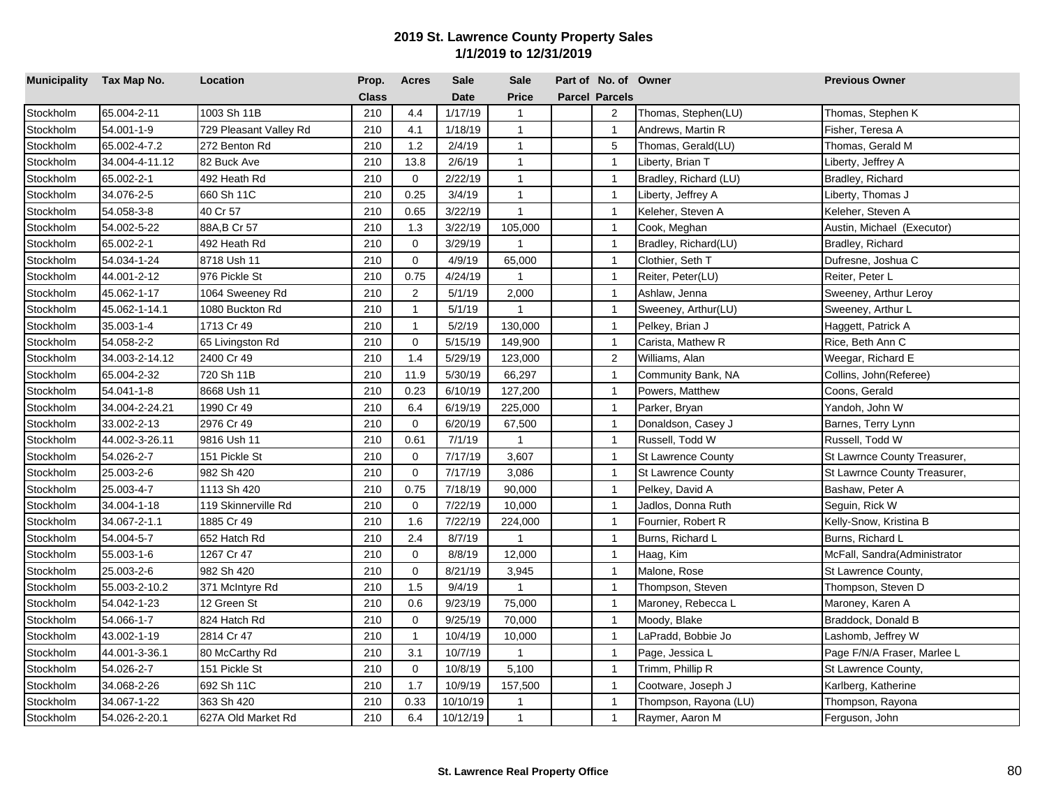# 2019 St. Lawrence County Property Sales

## 1/1/2019 to 12/31/2019

| Municipality | Tax Map No. | Location | Prop. Class | Acres | Sale Date | Sale Price | Part of Parcel | No. of Parcels | Owner | Previous Owner |
|---|---|---|---|---|---|---|---|---|---|---|
| Stockholm | 65.004-2-11 | 1003 Sh 11B | 210 | 4.4 | 1/17/19 | 1 | | 2 | Thomas, Stephen(LU) | Thomas, Stephen K |
| Stockholm | 54.001-1-9 | 729 Pleasant Valley Rd | 210 | 4.1 | 1/18/19 | 1 | | 1 | Andrews, Martin R | Fisher, Teresa A |
| Stockholm | 65.002-4-7.2 | 272 Benton Rd | 210 | 1.2 | 2/4/19 | 1 | | 5 | Thomas, Gerald(LU) | Thomas, Gerald M |
| Stockholm | 34.004-4-11.12 | 82 Buck Ave | 210 | 13.8 | 2/6/19 | 1 | | 1 | Liberty, Brian T | Liberty, Jeffrey A |
| Stockholm | 65.002-2-1 | 492 Heath Rd | 210 | 0 | 2/22/19 | 1 | | 1 | Bradley, Richard (LU) | Bradley, Richard |
| Stockholm | 34.076-2-5 | 660 Sh 11C | 210 | 0.25 | 3/4/19 | 1 | | 1 | Liberty, Jeffrey A | Liberty, Thomas J |
| Stockholm | 54.058-3-8 | 40 Cr 57 | 210 | 0.65 | 3/22/19 | 1 | | 1 | Keleher, Steven A | Keleher, Steven A |
| Stockholm | 54.002-5-22 | 88A,B Cr 57 | 210 | 1.3 | 3/22/19 | 105,000 | | 1 | Cook, Meghan | Austin, Michael (Executor) |
| Stockholm | 65.002-2-1 | 492 Heath Rd | 210 | 0 | 3/29/19 | 1 | | 1 | Bradley, Richard(LU) | Bradley, Richard |
| Stockholm | 54.034-1-24 | 8718 Ush 11 | 210 | 0 | 4/9/19 | 65,000 | | 1 | Clothier, Seth T | Dufresne, Joshua C |
| Stockholm | 44.001-2-12 | 976 Pickle St | 210 | 0.75 | 4/24/19 | 1 | | 1 | Reiter, Peter(LU) | Reiter, Peter L |
| Stockholm | 45.062-1-17 | 1064 Sweeney Rd | 210 | 2 | 5/1/19 | 2,000 | | 1 | Ashlaw, Jenna | Sweeney, Arthur Leroy |
| Stockholm | 45.062-1-14.1 | 1080 Buckton Rd | 210 | 1 | 5/1/19 | 1 | | 1 | Sweeney, Arthur(LU) | Sweeney, Arthur L |
| Stockholm | 35.003-1-4 | 1713 Cr 49 | 210 | 1 | 5/2/19 | 130,000 | | 1 | Pelkey, Brian J | Haggett, Patrick A |
| Stockholm | 54.058-2-2 | 65 Livingston Rd | 210 | 0 | 5/15/19 | 149,900 | | 1 | Carista, Mathew R | Rice, Beth Ann C |
| Stockholm | 34.003-2-14.12 | 2400 Cr 49 | 210 | 1.4 | 5/29/19 | 123,000 | | 2 | Williams, Alan | Weegar, Richard E |
| Stockholm | 65.004-2-32 | 720 Sh 11B | 210 | 11.9 | 5/30/19 | 66,297 | | 1 | Community Bank, NA | Collins, John(Referee) |
| Stockholm | 54.041-1-8 | 8668 Ush 11 | 210 | 0.23 | 6/10/19 | 127,200 | | 1 | Powers, Matthew | Coons, Gerald |
| Stockholm | 34.004-2-24.21 | 1990 Cr 49 | 210 | 6.4 | 6/19/19 | 225,000 | | 1 | Parker, Bryan | Yandoh, John W |
| Stockholm | 33.002-2-13 | 2976 Cr 49 | 210 | 0 | 6/20/19 | 67,500 | | 1 | Donaldson, Casey J | Barnes, Terry Lynn |
| Stockholm | 44.002-3-26.11 | 9816 Ush 11 | 210 | 0.61 | 7/1/19 | 1 | | 1 | Russell, Todd W | Russell, Todd W |
| Stockholm | 54.026-2-7 | 151 Pickle St | 210 | 0 | 7/17/19 | 3,607 | | 1 | St Lawrence County | St Lawrnce County Treasurer, |
| Stockholm | 25.003-2-6 | 982 Sh 420 | 210 | 0 | 7/17/19 | 3,086 | | 1 | St Lawrence County | St Lawrnce County Treasurer, |
| Stockholm | 25.003-4-7 | 1113 Sh 420 | 210 | 0.75 | 7/18/19 | 90,000 | | 1 | Pelkey, David A | Bashaw, Peter A |
| Stockholm | 34.004-1-18 | 119 Skinnerville Rd | 210 | 0 | 7/22/19 | 10,000 | | 1 | Jadlos, Donna Ruth | Seguin, Rick W |
| Stockholm | 34.067-2-1.1 | 1885 Cr 49 | 210 | 1.6 | 7/22/19 | 224,000 | | 1 | Fournier, Robert R | Kelly-Snow, Kristina B |
| Stockholm | 54.004-5-7 | 652 Hatch Rd | 210 | 2.4 | 8/7/19 | 1 | | 1 | Burns, Richard L | Burns, Richard L |
| Stockholm | 55.003-1-6 | 1267 Cr 47 | 210 | 0 | 8/8/19 | 12,000 | | 1 | Haag, Kim | McFall, Sandra(Administrator |
| Stockholm | 25.003-2-6 | 982 Sh 420 | 210 | 0 | 8/21/19 | 3,945 | | 1 | Malone, Rose | St Lawrence County, |
| Stockholm | 55.003-2-10.2 | 371 McIntyre Rd | 210 | 1.5 | 9/4/19 | 1 | | 1 | Thompson, Steven | Thompson, Steven D |
| Stockholm | 54.042-1-23 | 12 Green St | 210 | 0.6 | 9/23/19 | 75,000 | | 1 | Maroney, Rebecca L | Maroney, Karen A |
| Stockholm | 54.066-1-7 | 824 Hatch Rd | 210 | 0 | 9/25/19 | 70,000 | | 1 | Moody, Blake | Braddock, Donald B |
| Stockholm | 43.002-1-19 | 2814 Cr 47 | 210 | 1 | 10/4/19 | 10,000 | | 1 | LaPradd, Bobbie Jo | Lashomb, Jeffrey W |
| Stockholm | 44.001-3-36.1 | 80 McCarthy Rd | 210 | 3.1 | 10/7/19 | 1 | | 1 | Page, Jessica L | Page F/N/A Fraser, Marlee L |
| Stockholm | 54.026-2-7 | 151 Pickle St | 210 | 0 | 10/8/19 | 5,100 | | 1 | Trimm, Phillip R | St Lawrence County, |
| Stockholm | 34.068-2-26 | 692 Sh 11C | 210 | 1.7 | 10/9/19 | 157,500 | | 1 | Cootware, Joseph J | Karlberg, Katherine |
| Stockholm | 34.067-1-22 | 363 Sh 420 | 210 | 0.33 | 10/10/19 | 1 | | 1 | Thompson, Rayona (LU) | Thompson, Rayona |
| Stockholm | 54.026-2-20.1 | 627A Old Market Rd | 210 | 6.4 | 10/12/19 | 1 | | 1 | Raymer, Aaron M | Ferguson, John |

**St. Lawrence Real Property Office**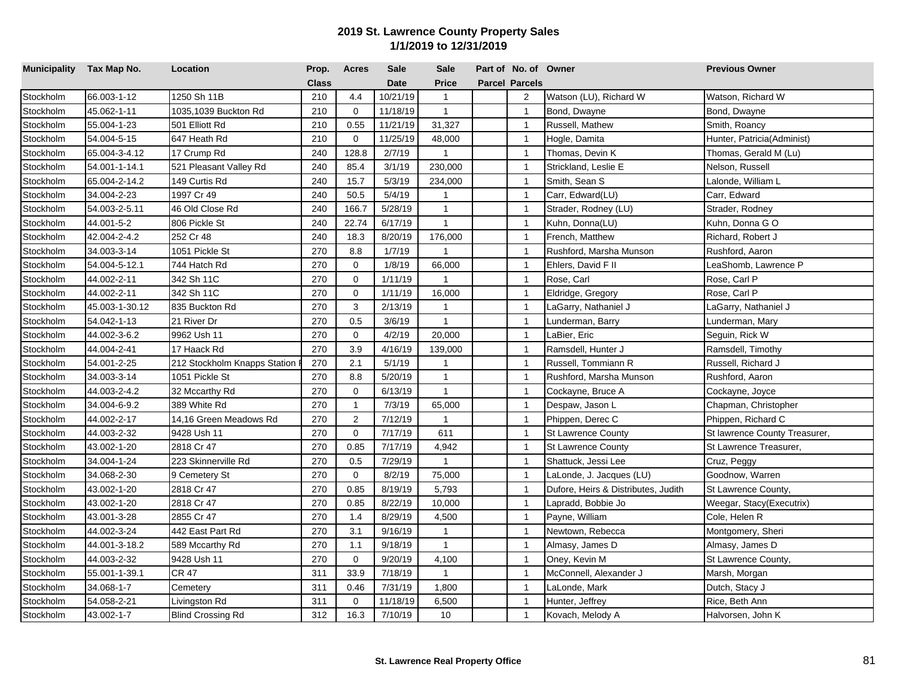## 2019 St. Lawrence County Property Sales
## 1/1/2019 to 12/31/2019

| Municipality | Tax Map No. | Location | Prop. Class | Acres | Sale Date | Sale Price | Part of Parcel | No. of Parcels | Owner | Previous Owner |
|---|---|---|---|---|---|---|---|---|---|---|
| Stockholm | 66.003-1-12 | 1250 Sh 11B | 210 | 4.4 | 10/21/19 | 1 | | 2 | Watson (LU), Richard W | Watson, Richard W |
| Stockholm | 45.062-1-11 | 1035,1039 Buckton Rd | 210 | 0 | 11/18/19 | 1 | | 1 | Bond, Dwayne | Bond, Dwayne |
| Stockholm | 55.004-1-23 | 501 Elliott Rd | 210 | 0.55 | 11/21/19 | 31,327 | | 1 | Russell, Mathew | Smith, Roancy |
| Stockholm | 54.004-5-15 | 647 Heath Rd | 210 | 0 | 11/25/19 | 48,000 | | 1 | Hogle, Damita | Hunter, Patricia(Administ) |
| Stockholm | 65.004-3-4.12 | 17 Crump Rd | 240 | 128.8 | 2/7/19 | 1 | | 1 | Thomas, Devin K | Thomas, Gerald M (Lu) |
| Stockholm | 54.001-1-14.1 | 521 Pleasant Valley Rd | 240 | 85.4 | 3/1/19 | 230,000 | | 1 | Strickland, Leslie E | Nelson, Russell |
| Stockholm | 65.004-2-14.2 | 149 Curtis Rd | 240 | 15.7 | 5/3/19 | 234,000 | | 1 | Smith, Sean S | Lalonde, William L |
| Stockholm | 34.004-2-23 | 1997 Cr 49 | 240 | 50.5 | 5/4/19 | 1 | | 1 | Carr, Edward(LU) | Carr, Edward |
| Stockholm | 54.003-2-5.11 | 46 Old Close Rd | 240 | 166.7 | 5/28/19 | 1 | | 1 | Strader, Rodney (LU) | Strader, Rodney |
| Stockholm | 44.001-5-2 | 806 Pickle St | 240 | 22.74 | 6/17/19 | 1 | | 1 | Kuhn, Donna(LU) | Kuhn, Donna G O |
| Stockholm | 42.004-2-4.2 | 252 Cr 48 | 240 | 18.3 | 8/20/19 | 176,000 | | 1 | French, Matthew | Richard, Robert J |
| Stockholm | 34.003-3-14 | 1051 Pickle St | 270 | 8.8 | 1/7/19 | 1 | | 1 | Rushford, Marsha Munson | Rushford, Aaron |
| Stockholm | 54.004-5-12.1 | 744 Hatch Rd | 270 | 0 | 1/8/19 | 66,000 | | 1 | Ehlers, David F II | LeaShomb, Lawrence P |
| Stockholm | 44.002-2-11 | 342 Sh 11C | 270 | 0 | 1/11/19 | 1 | | 1 | Rose, Carl | Rose, Carl P |
| Stockholm | 44.002-2-11 | 342 Sh 11C | 270 | 0 | 1/11/19 | 16,000 | | 1 | Eldridge, Gregory | Rose, Carl P |
| Stockholm | 45.003-1-30.12 | 835 Buckton Rd | 270 | 3 | 2/13/19 | 1 | | 1 | LaGarry, Nathaniel J | LaGarry, Nathaniel J |
| Stockholm | 54.042-1-13 | 21 River Dr | 270 | 0.5 | 3/6/19 | 1 | | 1 | Lunderman, Barry | Lunderman, Mary |
| Stockholm | 44.002-3-6.2 | 9962 Ush 11 | 270 | 0 | 4/2/19 | 20,000 | | 1 | LaBier, Eric | Seguin, Rick W |
| Stockholm | 44.004-2-41 | 17 Haack Rd | 270 | 3.9 | 4/16/19 | 139,000 | | 1 | Ramsdell, Hunter J | Ramsdell, Timothy |
| Stockholm | 54.001-2-25 | 212 Stockholm Knapps Station R | 270 | 2.1 | 5/1/19 | 1 | | 1 | Russell, Tommiann R | Russell, Richard J |
| Stockholm | 34.003-3-14 | 1051 Pickle St | 270 | 8.8 | 5/20/19 | 1 | | 1 | Rushford, Marsha Munson | Rushford, Aaron |
| Stockholm | 44.003-2-4.2 | 32 Mccarthy Rd | 270 | 0 | 6/13/19 | 1 | | 1 | Cockayne, Bruce A | Cockayne, Joyce |
| Stockholm | 34.004-6-9.2 | 389 White Rd | 270 | 1 | 7/3/19 | 65,000 | | 1 | Despaw, Jason L | Chapman, Christopher |
| Stockholm | 44.002-2-17 | 14,16 Green Meadows Rd | 270 | 2 | 7/12/19 | 1 | | 1 | Phippen, Derec C | Phippen, Richard C |
| Stockholm | 44.003-2-32 | 9428 Ush 11 | 270 | 0 | 7/17/19 | 611 | | 1 | St Lawrence County | St lawrence County Treasurer, |
| Stockholm | 43.002-1-20 | 2818 Cr 47 | 270 | 0.85 | 7/17/19 | 4,942 | | 1 | St Lawrence County | St Lawrence Treasurer, |
| Stockholm | 34.004-1-24 | 223 Skinnerville Rd | 270 | 0.5 | 7/29/19 | 1 | | 1 | Shattuck, Jessi Lee | Cruz, Peggy |
| Stockholm | 34.068-2-30 | 9 Cemetery St | 270 | 0 | 8/2/19 | 75,000 | | 1 | LaLonde, J. Jacques (LU) | Goodnow, Warren |
| Stockholm | 43.002-1-20 | 2818 Cr 47 | 270 | 0.85 | 8/19/19 | 5,793 | | 1 | Dufore, Heirs & Distributes, Judith | St Lawrence County, |
| Stockholm | 43.002-1-20 | 2818 Cr 47 | 270 | 0.85 | 8/22/19 | 10,000 | | 1 | Lapradd, Bobbie Jo | Weegar, Stacy(Executrix) |
| Stockholm | 43.001-3-28 | 2855 Cr 47 | 270 | 1.4 | 8/29/19 | 4,500 | | 1 | Payne, William | Cole, Helen R |
| Stockholm | 44.002-3-24 | 442 East Part Rd | 270 | 3.1 | 9/16/19 | 1 | | 1 | Newtown, Rebecca | Montgomery, Sheri |
| Stockholm | 44.001-3-18.2 | 589 Mccarthy Rd | 270 | 1.1 | 9/18/19 | 1 | | 1 | Almasy, James D | Almasy, James D |
| Stockholm | 44.003-2-32 | 9428 Ush 11 | 270 | 0 | 9/20/19 | 4,100 | | 1 | Oney, Kevin M | St Lawrence County, |
| Stockholm | 55.001-1-39.1 | CR 47 | 311 | 33.9 | 7/18/19 | 1 | | 1 | McConnell, Alexander J | Marsh, Morgan |
| Stockholm | 34.068-1-7 | Cemetery | 311 | 0.46 | 7/31/19 | 1,800 | | 1 | LaLonde, Mark | Dutch, Stacy J |
| Stockholm | 54.058-2-21 | Livingston Rd | 311 | 0 | 11/18/19 | 6,500 | | 1 | Hunter, Jeffrey | Rice, Beth Ann |
| Stockholm | 43.002-1-7 | Blind Crossing Rd | 312 | 16.3 | 7/10/19 | 10 | | 1 | Kovach, Melody A | Halvorsen, John K |

**St. Lawrence Real Property Office**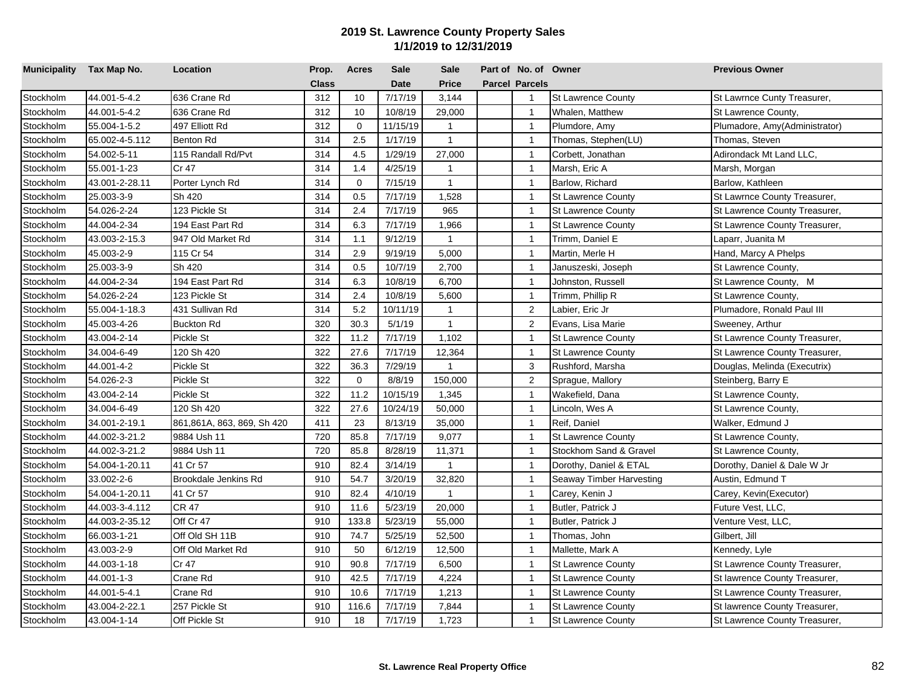# 2019 St. Lawrence County Property Sales

## 1/1/2019 to 12/31/2019

| Municipality | Tax Map No. | Location | Prop. Class | Acres | Sale Date | Sale Price | Part of Parcel | No. of Parcels | Owner | Previous Owner |
|---|---|---|---|---|---|---|---|---|---|---|
| Stockholm | 44.001-5-4.2 | 636 Crane Rd | 312 | 10 | 7/17/19 | 3,144 | | 1 | St Lawrence County | St Lawrnce Cunty Treasurer, |
| Stockholm | 44.001-5-4.2 | 636 Crane Rd | 312 | 10 | 10/8/19 | 29,000 | | 1 | Whalen, Matthew | St Lawrence County, |
| Stockholm | 55.004-1-5.2 | 497 Elliott Rd | 312 | 0 | 11/15/19 | 1 | | 1 | Plumdore, Amy | Plumadore, Amy(Administrator) |
| Stockholm | 65.002-4-5.112 | Benton Rd | 314 | 2.5 | 1/17/19 | 1 | | 1 | Thomas, Stephen(LU) | Thomas, Steven |
| Stockholm | 54.002-5-11 | 115 Randall Rd/Pvt | 314 | 4.5 | 1/29/19 | 27,000 | | 1 | Corbett, Jonathan | Adirondack Mt Land LLC, |
| Stockholm | 55.001-1-23 | Cr 47 | 314 | 1.4 | 4/25/19 | 1 | | 1 | Marsh, Eric A | Marsh, Morgan |
| Stockholm | 43.001-2-28.11 | Porter Lynch Rd | 314 | 0 | 7/15/19 | 1 | | 1 | Barlow, Richard | Barlow, Kathleen |
| Stockholm | 25.003-3-9 | Sh 420 | 314 | 0.5 | 7/17/19 | 1,528 | | 1 | St Lawrence County | St Lawrnce County Treasurer, |
| Stockholm | 54.026-2-24 | 123 Pickle St | 314 | 2.4 | 7/17/19 | 965 | | 1 | St Lawrence County | St Lawrence County Treasurer, |
| Stockholm | 44.004-2-34 | 194 East Part Rd | 314 | 6.3 | 7/17/19 | 1,966 | | 1 | St Lawrence County | St Lawrence County Treasurer, |
| Stockholm | 43.003-2-15.3 | 947 Old Market Rd | 314 | 1.1 | 9/12/19 | 1 | | 1 | Trimm, Daniel E | Laparr, Juanita M |
| Stockholm | 45.003-2-9 | 115 Cr 54 | 314 | 2.9 | 9/19/19 | 5,000 | | 1 | Martin, Merle H | Hand, Marcy A Phelps |
| Stockholm | 25.003-3-9 | Sh 420 | 314 | 0.5 | 10/7/19 | 2,700 | | 1 | Januszeski, Joseph | St Lawrence County, |
| Stockholm | 44.004-2-34 | 194 East Part Rd | 314 | 6.3 | 10/8/19 | 6,700 | | 1 | Johnston, Russell | St Lawrence County, M |
| Stockholm | 54.026-2-24 | 123 Pickle St | 314 | 2.4 | 10/8/19 | 5,600 | | 1 | Trimm, Phillip R | St Lawrence County, |
| Stockholm | 55.004-1-18.3 | 431 Sullivan Rd | 314 | 5.2 | 10/11/19 | 1 | | 2 | Labier, Eric Jr | Plumadore, Ronald Paul III |
| Stockholm | 45.003-4-26 | Buckton Rd | 320 | 30.3 | 5/1/19 | 1 | | 2 | Evans, Lisa Marie | Sweeney, Arthur |
| Stockholm | 43.004-2-14 | Pickle St | 322 | 11.2 | 7/17/19 | 1,102 | | 1 | St Lawrence County | St Lawrence County Treasurer, |
| Stockholm | 34.004-6-49 | 120 Sh 420 | 322 | 27.6 | 7/17/19 | 12,364 | | 1 | St Lawrence County | St Lawrence County Treasurer, |
| Stockholm | 44.001-4-2 | Pickle St | 322 | 36.3 | 7/29/19 | 1 | | 3 | Rushford, Marsha | Douglas, Melinda (Executrix) |
| Stockholm | 54.026-2-3 | Pickle St | 322 | 0 | 8/8/19 | 150,000 | | 2 | Sprague, Mallory | Steinberg, Barry E |
| Stockholm | 43.004-2-14 | Pickle St | 322 | 11.2 | 10/15/19 | 1,345 | | 1 | Wakefield, Dana | St Lawrence County, |
| Stockholm | 34.004-6-49 | 120 Sh 420 | 322 | 27.6 | 10/24/19 | 50,000 | | 1 | Lincoln, Wes A | St Lawrence County, |
| Stockholm | 34.001-2-19.1 | 861,861A, 863, 869, Sh 420 | 411 | 23 | 8/13/19 | 35,000 | | 1 | Reif, Daniel | Walker, Edmund J |
| Stockholm | 44.002-3-21.2 | 9884 Ush 11 | 720 | 85.8 | 7/17/19 | 9,077 | | 1 | St Lawrence County | St Lawrence County, |
| Stockholm | 44.002-3-21.2 | 9884 Ush 11 | 720 | 85.8 | 8/28/19 | 11,371 | | 1 | Stockhom Sand & Gravel | St Lawrence County, |
| Stockholm | 54.004-1-20.11 | 41 Cr 57 | 910 | 82.4 | 3/14/19 | 1 | | 1 | Dorothy, Daniel & ETAL | Dorothy, Daniel & Dale W Jr |
| Stockholm | 33.002-2-6 | Brookdale Jenkins Rd | 910 | 54.7 | 3/20/19 | 32,820 | | 1 | Seaway Timber Harvesting | Austin, Edmund T |
| Stockholm | 54.004-1-20.11 | 41 Cr 57 | 910 | 82.4 | 4/10/19 | 1 | | 1 | Carey, Kevin J | Carey, Kevin(Executor) |
| Stockholm | 44.003-3-4.112 | CR 47 | 910 | 11.6 | 5/23/19 | 20,000 | | 1 | Butler, Patrick J | Future Vest, LLC, |
| Stockholm | 44.003-2-35.12 | Off Cr 47 | 910 | 133.8 | 5/23/19 | 55,000 | | 1 | Butler, Patrick J | Venture Vest, LLC, |
| Stockholm | 66.003-1-21 | Off Old SH 11B | 910 | 74.7 | 5/25/19 | 52,500 | | 1 | Thomas, John | Gilbert, Jill |
| Stockholm | 43.003-2-9 | Off Old Market Rd | 910 | 50 | 6/12/19 | 12,500 | | 1 | Mallette, Mark A | Kennedy, Lyle |
| Stockholm | 44.003-1-18 | Cr 47 | 910 | 90.8 | 7/17/19 | 6,500 | | 1 | St Lawrence County | St Lawrence County Treasurer, |
| Stockholm | 44.001-1-3 | Crane Rd | 910 | 42.5 | 7/17/19 | 4,224 | | 1 | St Lawrence County | St lawrence County Treasurer, |
| Stockholm | 44.001-5-4.1 | Crane Rd | 910 | 10.6 | 7/17/19 | 1,213 | | 1 | St Lawrence County | St Lawrence County Treasurer, |
| Stockholm | 43.004-2-22.1 | 257 Pickle St | 910 | 116.6 | 7/17/19 | 7,844 | | 1 | St Lawrence County | St lawrence County Treasurer, |
| Stockholm | 43.004-1-14 | Off Pickle St | 910 | 18 | 7/17/19 | 1,723 | | 1 | St Lawrence County | St Lawrence County Treasurer, |

**St. Lawrence Real Property Office**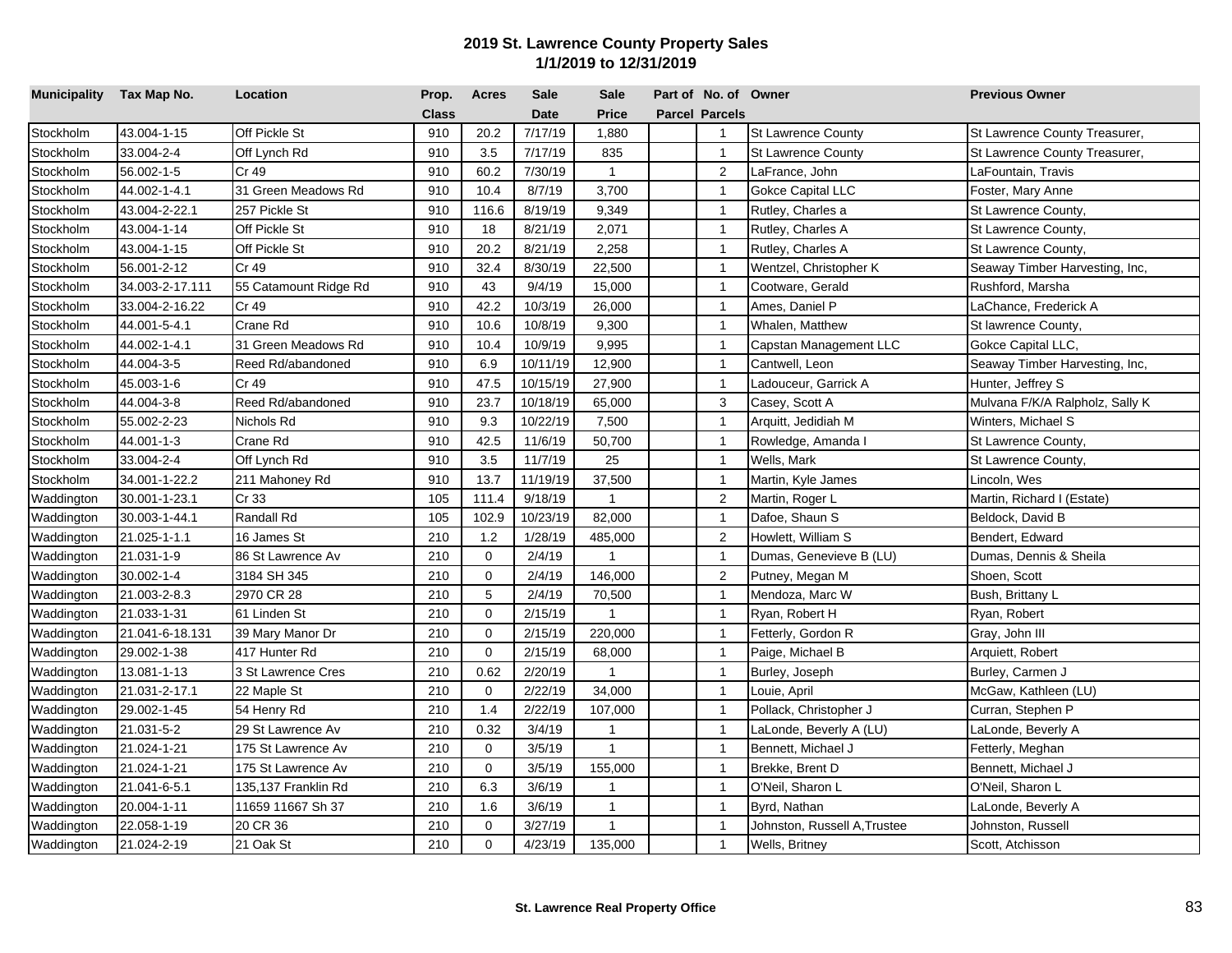# 2019 St. Lawrence County Property Sales

## 1/1/2019 to 12/31/2019

| Municipality | Tax Map No. | Location | Prop. Class | Acres | Sale Date | Sale Price | Part of Parcel | No. of Parcels | Owner | Previous Owner |
|---|---|---|---|---|---|---|---|---|---|---|
| Stockholm | 43.004-1-15 | Off Pickle St | 910 | 20.2 | 7/17/19 | 1,880 | | 1 | St Lawrence County | St Lawrence County Treasurer, |
| Stockholm | 33.004-2-4 | Off Lynch Rd | 910 | 3.5 | 7/17/19 | 835 | | 1 | St Lawrence County | St Lawrence County Treasurer, |
| Stockholm | 56.002-1-5 | Cr 49 | 910 | 60.2 | 7/30/19 | 1 | | 2 | LaFrance, John | LaFountain, Travis |
| Stockholm | 44.002-1-4.1 | 31 Green Meadows Rd | 910 | 10.4 | 8/7/19 | 3,700 | | 1 | Gokce Capital LLC | Foster, Mary Anne |
| Stockholm | 43.004-2-22.1 | 257 Pickle St | 910 | 116.6 | 8/19/19 | 9,349 | | 1 | Rutley, Charles a | St Lawrence County, |
| Stockholm | 43.004-1-14 | Off Pickle St | 910 | 18 | 8/21/19 | 2,071 | | 1 | Rutley, Charles A | St Lawrence County, |
| Stockholm | 43.004-1-15 | Off Pickle St | 910 | 20.2 | 8/21/19 | 2,258 | | 1 | Rutley, Charles A | St Lawrence County, |
| Stockholm | 56.001-2-12 | Cr 49 | 910 | 32.4 | 8/30/19 | 22,500 | | 1 | Wentzel, Christopher K | Seaway Timber Harvesting, Inc, |
| Stockholm | 34.003-2-17.111 | 55 Catamount Ridge Rd | 910 | 43 | 9/4/19 | 15,000 | | 1 | Cootware, Gerald | Rushford, Marsha |
| Stockholm | 33.004-2-16.22 | Cr 49 | 910 | 42.2 | 10/3/19 | 26,000 | | 1 | Ames, Daniel P | LaChance, Frederick A |
| Stockholm | 44.001-5-4.1 | Crane Rd | 910 | 10.6 | 10/8/19 | 9,300 | | 1 | Whalen, Matthew | St lawrence County, |
| Stockholm | 44.002-1-4.1 | 31 Green Meadows Rd | 910 | 10.4 | 10/9/19 | 9,995 | | 1 | Capstan Management LLC | Gokce Capital LLC, |
| Stockholm | 44.004-3-5 | Reed Rd/abandoned | 910 | 6.9 | 10/11/19 | 12,900 | | 1 | Cantwell, Leon | Seaway Timber Harvesting, Inc, |
| Stockholm | 45.003-1-6 | Cr 49 | 910 | 47.5 | 10/15/19 | 27,900 | | 1 | Ladouceur, Garrick A | Hunter, Jeffrey S |
| Stockholm | 44.004-3-8 | Reed Rd/abandoned | 910 | 23.7 | 10/18/19 | 65,000 | | 3 | Casey, Scott A | Mulvana F/K/A Ralpholz, Sally K |
| Stockholm | 55.002-2-23 | Nichols Rd | 910 | 9.3 | 10/22/19 | 7,500 | | 1 | Arquitt, Jedidiah M | Winters, Michael S |
| Stockholm | 44.001-1-3 | Crane Rd | 910 | 42.5 | 11/6/19 | 50,700 | | 1 | Rowledge, Amanda I | St Lawrence County, |
| Stockholm | 33.004-2-4 | Off Lynch Rd | 910 | 3.5 | 11/7/19 | 25 | | 1 | Wells, Mark | St Lawrence County, |
| Stockholm | 34.001-1-22.2 | 211 Mahoney Rd | 910 | 13.7 | 11/19/19 | 37,500 | | 1 | Martin, Kyle James | Lincoln, Wes |
| Waddington | 30.001-1-23.1 | Cr 33 | 105 | 111.4 | 9/18/19 | 1 | | 2 | Martin, Roger L | Martin, Richard I (Estate) |
| Waddington | 30.003-1-44.1 | Randall Rd | 105 | 102.9 | 10/23/19 | 82,000 | | 1 | Dafoe, Shaun S | Beldock, David B |
| Waddington | 21.025-1-1.1 | 16 James St | 210 | 1.2 | 1/28/19 | 485,000 | | 2 | Howlett, William S | Bendert, Edward |
| Waddington | 21.031-1-9 | 86 St Lawrence Av | 210 | 0 | 2/4/19 | 1 | | 1 | Dumas, Genevieve B (LU) | Dumas, Dennis & Sheila |
| Waddington | 30.002-1-4 | 3184 SH 345 | 210 | 0 | 2/4/19 | 146,000 | | 2 | Putney, Megan M | Shoen, Scott |
| Waddington | 21.003-2-8.3 | 2970 CR 28 | 210 | 5 | 2/4/19 | 70,500 | | 1 | Mendoza, Marc W | Bush, Brittany L |
| Waddington | 21.033-1-31 | 61 Linden St | 210 | 0 | 2/15/19 | 1 | | 1 | Ryan, Robert H | Ryan, Robert |
| Waddington | 21.041-6-18.131 | 39 Mary Manor Dr | 210 | 0 | 2/15/19 | 220,000 | | 1 | Fetterly, Gordon R | Gray, John III |
| Waddington | 29.002-1-38 | 417 Hunter Rd | 210 | 0 | 2/15/19 | 68,000 | | 1 | Paige, Michael B | Arquiett, Robert |
| Waddington | 13.081-1-13 | 3 St Lawrence Cres | 210 | 0.62 | 2/20/19 | 1 | | 1 | Burley, Joseph | Burley, Carmen J |
| Waddington | 21.031-2-17.1 | 22 Maple St | 210 | 0 | 2/22/19 | 34,000 | | 1 | Louie, April | McGaw, Kathleen (LU) |
| Waddington | 29.002-1-45 | 54 Henry Rd | 210 | 1.4 | 2/22/19 | 107,000 | | 1 | Pollack, Christopher J | Curran, Stephen P |
| Waddington | 21.031-5-2 | 29 St Lawrence Av | 210 | 0.32 | 3/4/19 | 1 | | 1 | LaLonde, Beverly A (LU) | LaLonde, Beverly A |
| Waddington | 21.024-1-21 | 175 St Lawrence Av | 210 | 0 | 3/5/19 | 1 | | 1 | Bennett, Michael J | Fetterly, Meghan |
| Waddington | 21.024-1-21 | 175 St Lawrence Av | 210 | 0 | 3/5/19 | 155,000 | | 1 | Brekke, Brent D | Bennett, Michael J |
| Waddington | 21.041-6-5.1 | 135,137 Franklin Rd | 210 | 6.3 | 3/6/19 | 1 | | 1 | O'Neil, Sharon L | O'Neil, Sharon L |
| Waddington | 20.004-1-11 | 11659 11667 Sh 37 | 210 | 1.6 | 3/6/19 | 1 | | 1 | Byrd, Nathan | LaLonde, Beverly A |
| Waddington | 22.058-1-19 | 20 CR 36 | 210 | 0 | 3/27/19 | 1 | | 1 | Johnston, Russell A,Trustee | Johnston, Russell |
| Waddington | 21.024-2-19 | 21 Oak St | 210 | 0 | 4/23/19 | 135,000 | | 1 | Wells, Britney | Scott, Atchisson |

St. Lawrence Real Property Office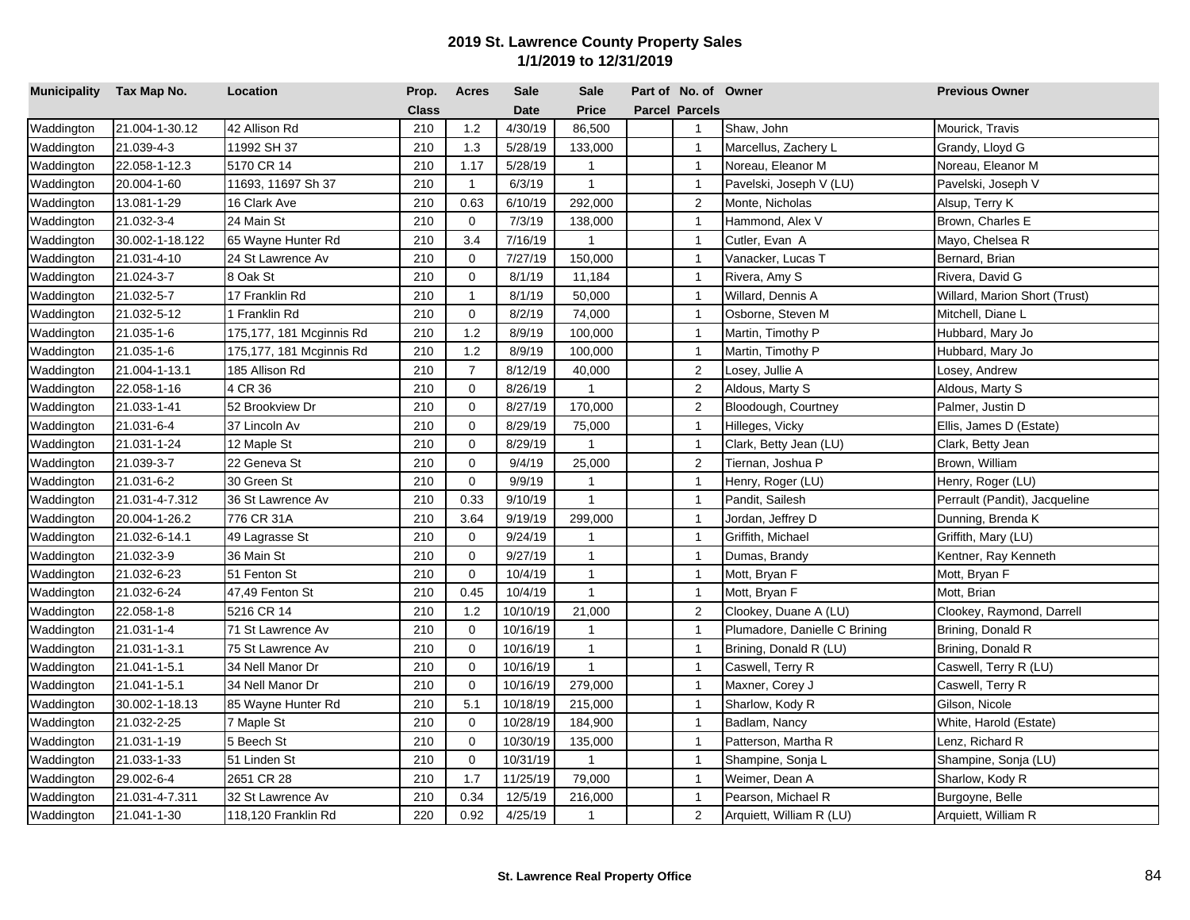# 2019 St. Lawrence County Property Sales

## 1/1/2019 to 12/31/2019

| Municipality | Tax Map No. | Location | Prop. Class | Acres | Sale Date | Sale Price | Part of Parcel | No. of Parcels | Owner | Previous Owner |
|---|---|---|---|---|---|---|---|---|---|---|
| Waddington | 21.004-1-30.12 | 42 Allison Rd | 210 | 1.2 | 4/30/19 | 86,500 | | 1 | Shaw, John | Mourick, Travis |
| Waddington | 21.039-4-3 | 11992 SH 37 | 210 | 1.3 | 5/28/19 | 133,000 | | 1 | Marcellus, Zachery L | Grandy, Lloyd G |
| Waddington | 22.058-1-12.3 | 5170 CR 14 | 210 | 1.17 | 5/28/19 | 1 | | 1 | Noreau, Eleanor M | Noreau, Eleanor M |
| Waddington | 20.004-1-60 | 11693, 11697 Sh 37 | 210 | 1 | 6/3/19 | 1 | | 1 | Pavelski, Joseph V (LU) | Pavelski, Joseph V |
| Waddington | 13.081-1-29 | 16 Clark Ave | 210 | 0.63 | 6/10/19 | 292,000 | | 2 | Monte, Nicholas | Alsup, Terry K |
| Waddington | 21.032-3-4 | 24 Main St | 210 | 0 | 7/3/19 | 138,000 | | 1 | Hammond, Alex V | Brown, Charles E |
| Waddington | 30.002-1-18.122 | 65 Wayne Hunter Rd | 210 | 3.4 | 7/16/19 | 1 | | 1 | Cutler, Evan A | Mayo, Chelsea R |
| Waddington | 21.031-4-10 | 24 St Lawrence Av | 210 | 0 | 7/27/19 | 150,000 | | 1 | Vanacker, Lucas T | Bernard, Brian |
| Waddington | 21.024-3-7 | 8 Oak St | 210 | 0 | 8/1/19 | 11,184 | | 1 | Rivera, Amy S | Rivera, David G |
| Waddington | 21.032-5-7 | 17 Franklin Rd | 210 | 1 | 8/1/19 | 50,000 | | 1 | Willard, Dennis A | Willard, Marion Short (Trust) |
| Waddington | 21.032-5-12 | 1 Franklin Rd | 210 | 0 | 8/2/19 | 74,000 | | 1 | Osborne, Steven M | Mitchell, Diane L |
| Waddington | 21.035-1-6 | 175,177, 181 Mcginnis Rd | 210 | 1.2 | 8/9/19 | 100,000 | | 1 | Martin, Timothy P | Hubbard, Mary Jo |
| Waddington | 21.035-1-6 | 175,177, 181 Mcginnis Rd | 210 | 1.2 | 8/9/19 | 100,000 | | 1 | Martin, Timothy P | Hubbard, Mary Jo |
| Waddington | 21.004-1-13.1 | 185 Allison Rd | 210 | 7 | 8/12/19 | 40,000 | | 2 | Losey, Jullie A | Losey, Andrew |
| Waddington | 22.058-1-16 | 4 CR 36 | 210 | 0 | 8/26/19 | 1 | | 2 | Aldous, Marty S | Aldous, Marty S |
| Waddington | 21.033-1-41 | 52 Brookview Dr | 210 | 0 | 8/27/19 | 170,000 | | 2 | Bloodough, Courtney | Palmer, Justin D |
| Waddington | 21.031-6-4 | 37 Lincoln Av | 210 | 0 | 8/29/19 | 75,000 | | 1 | Hilleges, Vicky | Ellis, James D (Estate) |
| Waddington | 21.031-1-24 | 12 Maple St | 210 | 0 | 8/29/19 | 1 | | 1 | Clark, Betty Jean (LU) | Clark, Betty Jean |
| Waddington | 21.039-3-7 | 22 Geneva St | 210 | 0 | 9/4/19 | 25,000 | | 2 | Tiernan, Joshua P | Brown, William |
| Waddington | 21.031-6-2 | 30 Green St | 210 | 0 | 9/9/19 | 1 | | 1 | Henry, Roger (LU) | Henry, Roger (LU) |
| Waddington | 21.031-4-7.312 | 36 St Lawrence Av | 210 | 0.33 | 9/10/19 | 1 | | 1 | Pandit, Sailesh | Perrault (Pandit), Jacqueline |
| Waddington | 20.004-1-26.2 | 776 CR 31A | 210 | 3.64 | 9/19/19 | 299,000 | | 1 | Jordan, Jeffrey D | Dunning, Brenda K |
| Waddington | 21.032-6-14.1 | 49 Lagrasse St | 210 | 0 | 9/24/19 | 1 | | 1 | Griffith, Michael | Griffith, Mary (LU) |
| Waddington | 21.032-3-9 | 36 Main St | 210 | 0 | 9/27/19 | 1 | | 1 | Dumas, Brandy | Kentner, Ray Kenneth |
| Waddington | 21.032-6-23 | 51 Fenton St | 210 | 0 | 10/4/19 | 1 | | 1 | Mott, Bryan F | Mott, Bryan F |
| Waddington | 21.032-6-24 | 47,49 Fenton St | 210 | 0.45 | 10/4/19 | 1 | | 1 | Mott, Bryan F | Mott, Brian |
| Waddington | 22.058-1-8 | 5216 CR 14 | 210 | 1.2 | 10/10/19 | 21,000 | | 2 | Clookey, Duane A (LU) | Clookey, Raymond, Darrell |
| Waddington | 21.031-1-4 | 71 St Lawrence Av | 210 | 0 | 10/16/19 | 1 | | 1 | Plumadore, Danielle C Brining | Brining, Donald R |
| Waddington | 21.031-1-3.1 | 75 St Lawrence Av | 210 | 0 | 10/16/19 | 1 | | 1 | Brining, Donald R (LU) | Brining, Donald R |
| Waddington | 21.041-1-5.1 | 34 Nell Manor Dr | 210 | 0 | 10/16/19 | 1 | | 1 | Caswell, Terry R | Caswell, Terry R (LU) |
| Waddington | 21.041-1-5.1 | 34 Nell Manor Dr | 210 | 0 | 10/16/19 | 279,000 | | 1 | Maxner, Corey J | Caswell, Terry R |
| Waddington | 30.002-1-18.13 | 85 Wayne Hunter Rd | 210 | 5.1 | 10/18/19 | 215,000 | | 1 | Sharlow, Kody R | Gilson, Nicole |
| Waddington | 21.032-2-25 | 7 Maple St | 210 | 0 | 10/28/19 | 184,900 | | 1 | Badlam, Nancy | White, Harold (Estate) |
| Waddington | 21.031-1-19 | 5 Beech St | 210 | 0 | 10/30/19 | 135,000 | | 1 | Patterson, Martha R | Lenz, Richard R |
| Waddington | 21.033-1-33 | 51 Linden St | 210 | 0 | 10/31/19 | 1 | | 1 | Shampine, Sonja L | Shampine, Sonja (LU) |
| Waddington | 29.002-6-4 | 2651 CR 28 | 210 | 1.7 | 11/25/19 | 79,000 | | 1 | Weimer, Dean A | Sharlow, Kody R |
| Waddington | 21.031-4-7.311 | 32 St Lawrence Av | 210 | 0.34 | 12/5/19 | 216,000 | | 1 | Pearson, Michael R | Burgoyne, Belle |
| Waddington | 21.041-1-30 | 118,120 Franklin Rd | 220 | 0.92 | 4/25/19 | 1 | | 2 | Arquiett, William R (LU) | Arquiett, William R |

**St. Lawrence Real Property Office**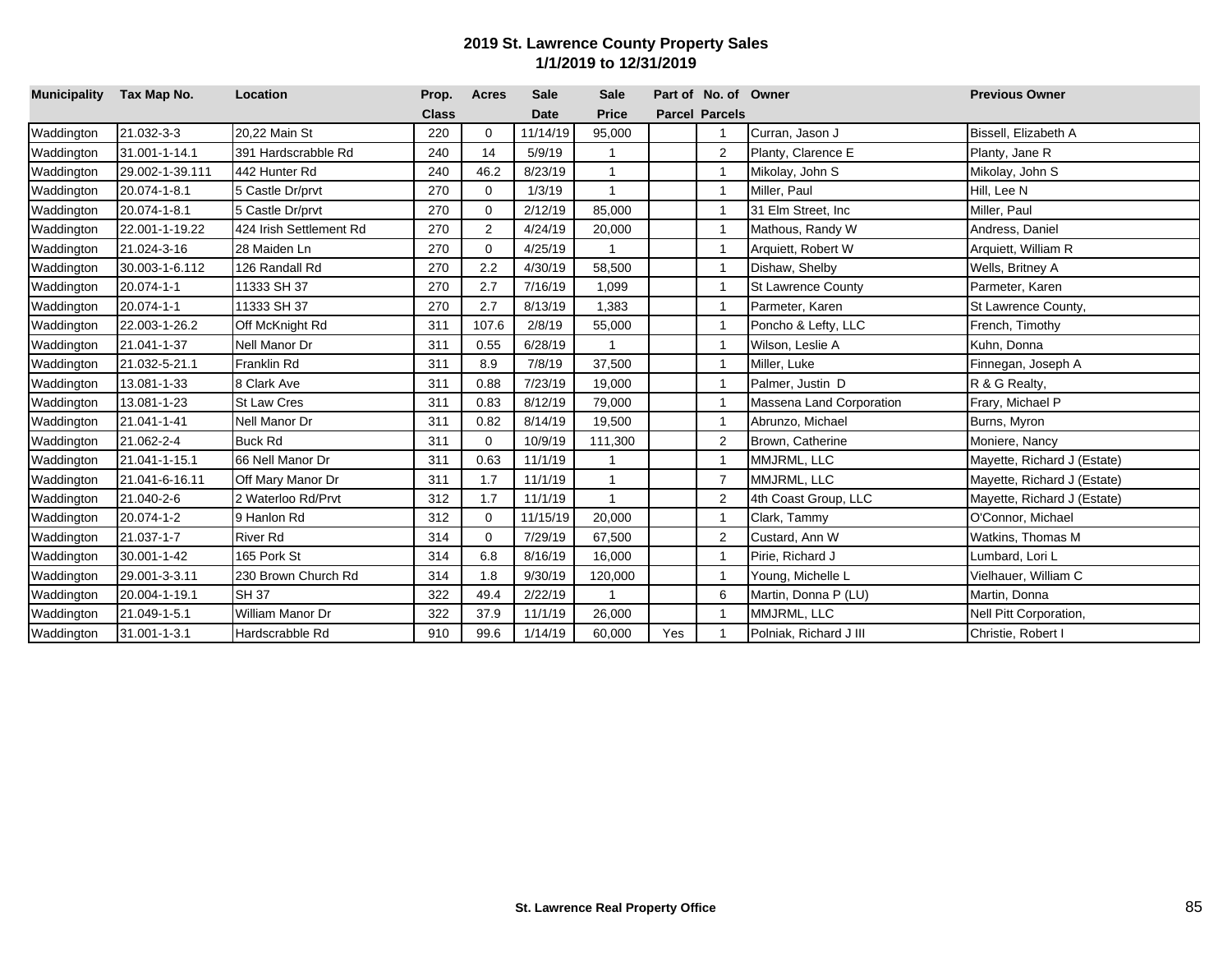## 2019 St. Lawrence County Property Sales
## 1/1/2019 to 12/31/2019

| Municipality | Tax Map No. | Location | Prop. Class | Acres | Sale Date | Sale Price | Part of Parcel | No. of Parcels | Owner | Previous Owner |
|---|---|---|---|---|---|---|---|---|---|---|
| Waddington | 21.032-3-3 | 20,22 Main St | 220 | 0 | 11/14/19 | 95,000 | | 1 | Curran, Jason J | Bissell, Elizabeth A |
| Waddington | 31.001-1-14.1 | 391 Hardscrabble Rd | 240 | 14 | 5/9/19 | 1 | | 2 | Planty, Clarence E | Planty, Jane R |
| Waddington | 29.002-1-39.111 | 442 Hunter Rd | 240 | 46.2 | 8/23/19 | 1 | | 1 | Mikolay, John S | Mikolay, John S |
| Waddington | 20.074-1-8.1 | 5 Castle Dr/prvt | 270 | 0 | 1/3/19 | 1 | | 1 | Miller, Paul | Hill, Lee N |
| Waddington | 20.074-1-8.1 | 5 Castle Dr/prvt | 270 | 0 | 2/12/19 | 85,000 | | 1 | 31 Elm Street, Inc | Miller, Paul |
| Waddington | 22.001-1-19.22 | 424 Irish Settlement Rd | 270 | 2 | 4/24/19 | 20,000 | | 1 | Mathous, Randy W | Andress, Daniel |
| Waddington | 21.024-3-16 | 28 Maiden Ln | 270 | 0 | 4/25/19 | 1 | | 1 | Arquiett, Robert W | Arquiett, William R |
| Waddington | 30.003-1-6.112 | 126 Randall Rd | 270 | 2.2 | 4/30/19 | 58,500 | | 1 | Dishaw, Shelby | Wells, Britney A |
| Waddington | 20.074-1-1 | 11333 SH 37 | 270 | 2.7 | 7/16/19 | 1,099 | | 1 | St Lawrence County | Parmeter, Karen |
| Waddington | 20.074-1-1 | 11333 SH 37 | 270 | 2.7 | 8/13/19 | 1,383 | | 1 | Parmeter, Karen | St Lawrence County, |
| Waddington | 22.003-1-26.2 | Off McKnight Rd | 311 | 107.6 | 2/8/19 | 55,000 | | 1 | Poncho & Lefty, LLC | French, Timothy |
| Waddington | 21.041-1-37 | Nell Manor Dr | 311 | 0.55 | 6/28/19 | 1 | | 1 | Wilson, Leslie A | Kuhn, Donna |
| Waddington | 21.032-5-21.1 | Franklin Rd | 311 | 8.9 | 7/8/19 | 37,500 | | 1 | Miller, Luke | Finnegan, Joseph A |
| Waddington | 13.081-1-33 | 8 Clark Ave | 311 | 0.88 | 7/23/19 | 19,000 | | 1 | Palmer, Justin D | R & G Realty, |
| Waddington | 13.081-1-23 | St Law Cres | 311 | 0.83 | 8/12/19 | 79,000 | | 1 | Massena Land Corporation | Frary, Michael P |
| Waddington | 21.041-1-41 | Nell Manor Dr | 311 | 0.82 | 8/14/19 | 19,500 | | 1 | Abrunzo, Michael | Burns, Myron |
| Waddington | 21.062-2-4 | Buck Rd | 311 | 0 | 10/9/19 | 111,300 | | 2 | Brown, Catherine | Moniere, Nancy |
| Waddington | 21.041-1-15.1 | 66 Nell Manor Dr | 311 | 0.63 | 11/1/19 | 1 | | 1 | MMJRML, LLC | Mayette, Richard J (Estate) |
| Waddington | 21.041-6-16.11 | Off Mary Manor Dr | 311 | 1.7 | 11/1/19 | 1 | | 7 | MMJRML, LLC | Mayette, Richard J (Estate) |
| Waddington | 21.040-2-6 | 2 Waterloo Rd/Prvt | 312 | 1.7 | 11/1/19 | 1 | | 2 | 4th Coast Group, LLC | Mayette, Richard J (Estate) |
| Waddington | 20.074-1-2 | 9 Hanlon Rd | 312 | 0 | 11/15/19 | 20,000 | | 1 | Clark, Tammy | O'Connor, Michael |
| Waddington | 21.037-1-7 | River Rd | 314 | 0 | 7/29/19 | 67,500 | | 2 | Custard, Ann W | Watkins, Thomas M |
| Waddington | 30.001-1-42 | 165 Pork St | 314 | 6.8 | 8/16/19 | 16,000 | | 1 | Pirie, Richard J | Lumbard, Lori L |
| Waddington | 29.001-3-3.11 | 230 Brown Church Rd | 314 | 1.8 | 9/30/19 | 120,000 | | 1 | Young, Michelle L | Vielhauer, William C |
| Waddington | 20.004-1-19.1 | SH 37 | 322 | 49.4 | 2/22/19 | 1 | | 6 | Martin, Donna P (LU) | Martin, Donna |
| Waddington | 21.049-1-5.1 | William Manor Dr | 322 | 37.9 | 11/1/19 | 26,000 | | 1 | MMJRML, LLC | Nell Pitt Corporation, |
| Waddington | 31.001-1-3.1 | Hardscrabble Rd | 910 | 99.6 | 1/14/19 | 60,000 | Yes | 1 | Polniak, Richard J III | Christie, Robert I |

**St. Lawrence Real Property Office**